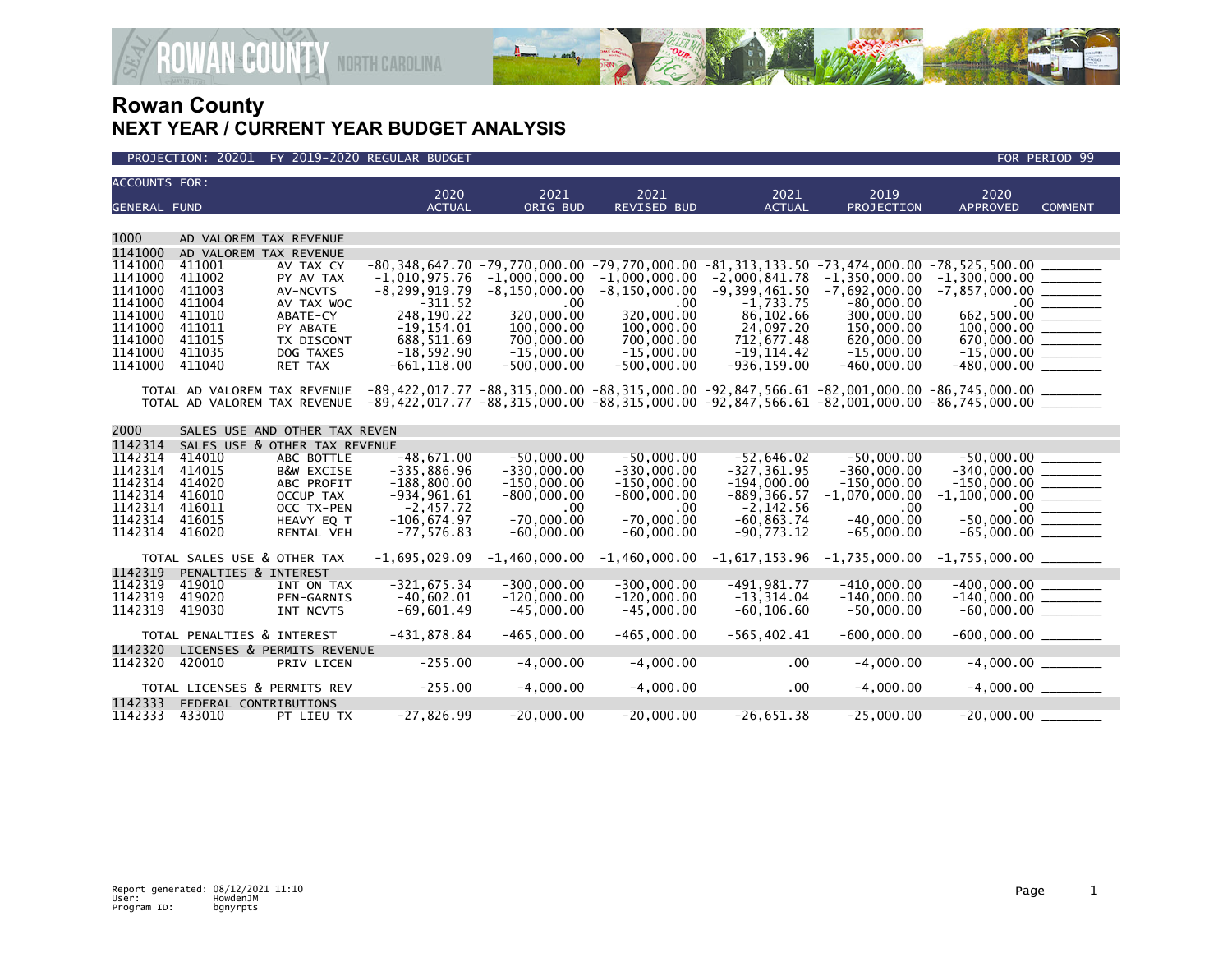# Rowan County
## NEXT YEAR / CURRENT YEAR BUDGET ANALYSIS

PROJECTION: 20201 FY 2019-2020 REGULAR BUDGET — FOR PERIOD 99

| ACCOUNTS FOR: GENERAL FUND | | | 2020 ACTUAL | 2021 ORIG BUD | 2021 REVISED BUD | 2021 ACTUAL | 2019 PROJECTION | 2020 APPROVED | COMMENT |
|---|---|---|---|---|---|---|---|---|---|
| 1000 | AD VALOREM TAX REVENUE | | | | | | | | |
| 1141000 | AD VALOREM TAX REVENUE | | | | | | | | |
| 1141000 | 411001 | AV TAX CY | -80,348,647.70 | -79,770,000.00 | -79,770,000.00 | -81,313,133.50 | -73,474,000.00 | -78,525,500.00 | _______ |
| 1141000 | 411002 | PY AV TAX | -1,010,975.76 | -1,000,000.00 | -1,000,000.00 | -2,000,841.78 | -1,350,000.00 | -1,300,000.00 | _______ |
| 1141000 | 411003 | AV-NCVTS | -8,299,919.79 | -8,150,000.00 | -8,150,000.00 | -9,399,461.50 | -7,692,000.00 | -7,857,000.00 | _______ |
| 1141000 | 411004 | AV TAX WOC | -311.52 | .00 | .00 | -1,733.75 | -80,000.00 | .00 | _______ |
| 1141000 | 411010 | ABATE-CY | 248,190.22 | 320,000.00 | 320,000.00 | 86,102.66 | 300,000.00 | 662,500.00 | _______ |
| 1141000 | 411011 | PY ABATE | -19,154.01 | 100,000.00 | 100,000.00 | 24,097.20 | 150,000.00 | 100,000.00 | _______ |
| 1141000 | 411015 | TX DISCONT | 688,511.69 | 700,000.00 | 700,000.00 | 712,677.48 | 620,000.00 | 670,000.00 | _______ |
| 1141000 | 411035 | DOG TAXES | -18,592.90 | -15,000.00 | -15,000.00 | -19,114.42 | -15,000.00 | -15,000.00 | _______ |
| 1141000 | 411040 | RET TAX | -661,118.00 | -500,000.00 | -500,000.00 | -936,159.00 | -460,000.00 | -480,000.00 | _______ |
| | TOTAL AD VALOREM TAX REVENUE | | -89,422,017.77 | -88,315,000.00 | -88,315,000.00 | -92,847,566.61 | -82,001,000.00 | -86,745,000.00 | _______ |
| | TOTAL AD VALOREM TAX REVENUE | | -89,422,017.77 | -88,315,000.00 | -88,315,000.00 | -92,847,566.61 | -82,001,000.00 | -86,745,000.00 | _______ |
| 2000 | SALES USE AND OTHER TAX REVEN | | | | | | | | |
| 1142314 | SALES USE & OTHER TAX REVENUE | | | | | | | | |
| 1142314 | 414010 | ABC BOTTLE | -48,671.00 | -50,000.00 | -50,000.00 | -52,646.02 | -50,000.00 | -50,000.00 | _______ |
| 1142314 | 414015 | B&W EXCISE | -335,886.96 | -330,000.00 | -330,000.00 | -327,361.95 | -360,000.00 | -340,000.00 | _______ |
| 1142314 | 414020 | ABC PROFIT | -188,800.00 | -150,000.00 | -150,000.00 | -194,000.00 | -150,000.00 | -150,000.00 | _______ |
| 1142314 | 416010 | OCCUP TAX | -934,961.61 | -800,000.00 | -800,000.00 | -889,366.57 | -1,070,000.00 | -1,100,000.00 | _______ |
| 1142314 | 416011 | OCC TX-PEN | -2,457.72 | .00 | .00 | -2,142.56 | .00 | .00 | _______ |
| 1142314 | 416015 | HEAVY EQ T | -106,674.97 | -70,000.00 | -70,000.00 | -60,863.74 | -40,000.00 | -50,000.00 | _______ |
| 1142314 | 416020 | RENTAL VEH | -77,576.83 | -60,000.00 | -60,000.00 | -90,773.12 | -65,000.00 | -65,000.00 | _______ |
| | TOTAL SALES USE & OTHER TAX | | -1,695,029.09 | -1,460,000.00 | -1,460,000.00 | -1,617,153.96 | -1,735,000.00 | -1,755,000.00 | _______ |
| 1142319 | PENALTIES & INTEREST | | | | | | | | |
| 1142319 | 419010 | INT ON TAX | -321,675.34 | -300,000.00 | -300,000.00 | -491,981.77 | -410,000.00 | -400,000.00 | _______ |
| 1142319 | 419020 | PEN-GARNIS | -40,602.01 | -120,000.00 | -120,000.00 | -13,314.04 | -140,000.00 | -140,000.00 | _______ |
| 1142319 | 419030 | INT NCVTS | -69,601.49 | -45,000.00 | -45,000.00 | -60,106.60 | -50,000.00 | -60,000.00 | _______ |
| | TOTAL PENALTIES & INTEREST | | -431,878.84 | -465,000.00 | -465,000.00 | -565,402.41 | -600,000.00 | -600,000.00 | _______ |
| 1142320 | LICENSES & PERMITS REVENUE | | | | | | | | |
| 1142320 | 420010 | PRIV LICEN | -255.00 | -4,000.00 | -4,000.00 | .00 | -4,000.00 | -4,000.00 | _______ |
| | TOTAL LICENSES & PERMITS REV | | -255.00 | -4,000.00 | -4,000.00 | .00 | -4,000.00 | -4,000.00 | _______ |
| 1142333 | FEDERAL CONTRIBUTIONS | | | | | | | | |
| 1142333 | 433010 | PT LIEU TX | -27,826.99 | -20,000.00 | -20,000.00 | -26,651.38 | -25,000.00 | -20,000.00 | _______ |

Report generated: 08/12/2021 11:10
User: HowdenJM
Program ID: bgnyrpts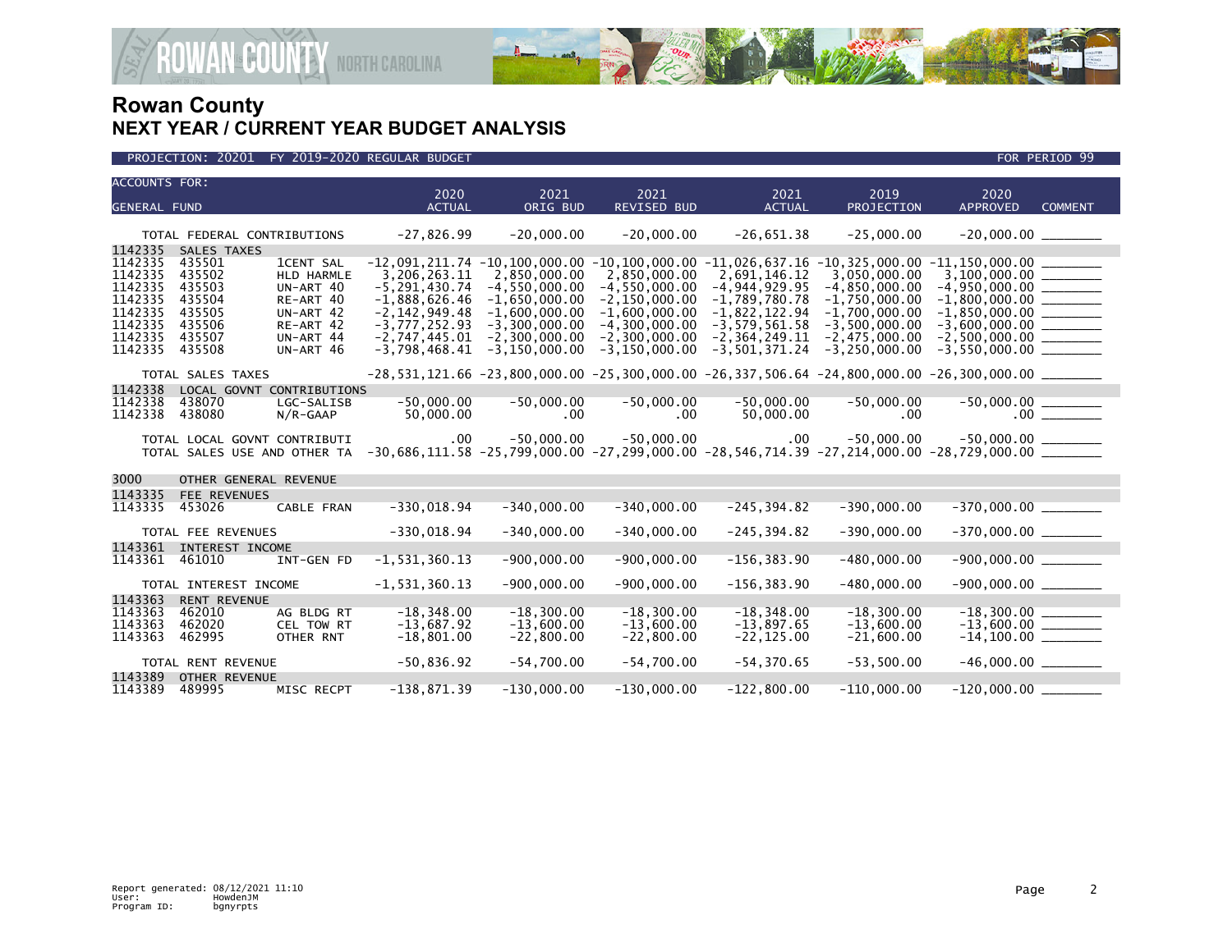# Rowan County
## NEXT YEAR / CURRENT YEAR BUDGET ANALYSIS

PROJECTION: 20201 FY 2019-2020 REGULAR BUDGET — FOR PERIOD 99

| ACCOUNTS FOR: GENERAL FUND | | | 2020 ACTUAL | 2021 ORIG BUD | 2021 REVISED BUD | 2021 ACTUAL | 2019 PROJECTION | 2020 APPROVED | COMMENT |
|---|---|---|---|---|---|---|---|---|---|
| TOTAL FEDERAL CONTRIBUTIONS | | | -27,826.99 | -20,000.00 | -20,000.00 | -26,651.38 | -25,000.00 | -20,000.00 | |
| 1142335 | SALES TAXES | | | | | | | | |
| 1142335 | 435501 | 1CENT SAL | -12,091,211.74 | -10,100,000.00 | -10,100,000.00 | -11,026,637.16 | -10,325,000.00 | -11,150,000.00 | |
| 1142335 | 435502 | HLD HARMLE | 3,206,263.11 | 2,850,000.00 | 2,850,000.00 | 2,691,146.12 | 3,050,000.00 | 3,100,000.00 | |
| 1142335 | 435503 | UN-ART 40 | -5,291,430.74 | -4,550,000.00 | -4,550,000.00 | -4,944,929.95 | -4,850,000.00 | -4,950,000.00 | |
| 1142335 | 435504 | RE-ART 40 | -1,888,626.46 | -1,650,000.00 | -2,150,000.00 | -1,789,780.78 | -1,750,000.00 | -1,800,000.00 | |
| 1142335 | 435505 | UN-ART 42 | -2,142,949.48 | -1,600,000.00 | -1,600,000.00 | -1,822,122.94 | -1,700,000.00 | -1,850,000.00 | |
| 1142335 | 435506 | RE-ART 42 | -3,777,252.93 | -3,300,000.00 | -4,300,000.00 | -3,579,561.58 | -3,500,000.00 | -3,600,000.00 | |
| 1142335 | 435507 | UN-ART 44 | -2,747,445.01 | -2,300,000.00 | -2,300,000.00 | -2,364,249.11 | -2,475,000.00 | -2,500,000.00 | |
| 1142335 | 435508 | UN-ART 46 | -3,798,468.41 | -3,150,000.00 | -3,150,000.00 | -3,501,371.24 | -3,250,000.00 | -3,550,000.00 | |
| TOTAL SALES TAXES | | | -28,531,121.66 | -23,800,000.00 | -25,300,000.00 | -26,337,506.64 | -24,800,000.00 | -26,300,000.00 | |
| 1142338 | LOCAL GOVNT CONTRIBUTIONS | | | | | | | | |
| 1142338 | 438070 | LGC-SALISB | -50,000.00 | -50,000.00 | -50,000.00 | -50,000.00 | -50,000.00 | -50,000.00 | |
| 1142338 | 438080 | N/R-GAAP | 50,000.00 | .00 | .00 | 50,000.00 | .00 | .00 | |
| TOTAL LOCAL GOVNT CONTRIBUTI | | | .00 | -50,000.00 | -50,000.00 | .00 | -50,000.00 | -50,000.00 | |
| TOTAL SALES USE AND OTHER TA | | | -30,686,111.58 | -25,799,000.00 | -27,299,000.00 | -28,546,714.39 | -27,214,000.00 | -28,729,000.00 | |
| 3000 | OTHER GENERAL REVENUE | | | | | | | | |
| 1143335 | FEE REVENUES | | | | | | | | |
| 1143335 | 453026 | CABLE FRAN | -330,018.94 | -340,000.00 | -340,000.00 | -245,394.82 | -390,000.00 | -370,000.00 | |
| TOTAL FEE REVENUES | | | -330,018.94 | -340,000.00 | -340,000.00 | -245,394.82 | -390,000.00 | -370,000.00 | |
| 1143361 | INTEREST INCOME | | | | | | | | |
| 1143361 | 461010 | INT-GEN FD | -1,531,360.13 | -900,000.00 | -900,000.00 | -156,383.90 | -480,000.00 | -900,000.00 | |
| TOTAL INTEREST INCOME | | | -1,531,360.13 | -900,000.00 | -900,000.00 | -156,383.90 | -480,000.00 | -900,000.00 | |
| 1143363 | RENT REVENUE | | | | | | | | |
| 1143363 | 462010 | AG BLDG RT | -18,348.00 | -18,300.00 | -18,300.00 | -18,348.00 | -18,300.00 | -18,300.00 | |
| 1143363 | 462020 | CEL TOW RT | -13,687.92 | -13,600.00 | -13,600.00 | -13,897.65 | -13,600.00 | -13,600.00 | |
| 1143363 | 462995 | OTHER RNT | -18,801.00 | -22,800.00 | -22,800.00 | -22,125.00 | -21,600.00 | -14,100.00 | |
| TOTAL RENT REVENUE | | | -50,836.92 | -54,700.00 | -54,700.00 | -54,370.65 | -53,500.00 | -46,000.00 | |
| 1143389 | OTHER REVENUE | | | | | | | | |
| 1143389 | 489995 | MISC RECPT | -138,871.39 | -130,000.00 | -130,000.00 | -122,800.00 | -110,000.00 | -120,000.00 | |

Report generated: 08/12/2021 11:10
User: HowdenJM
Program ID: bgnyrpts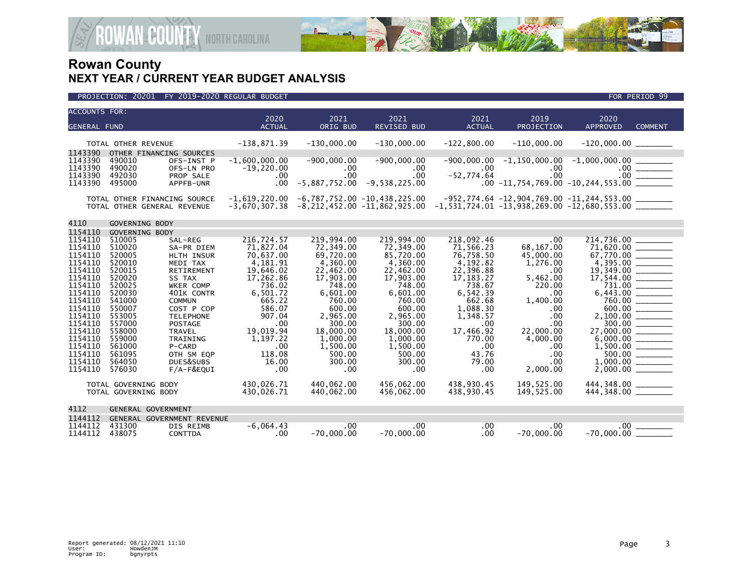# Rowan County
## NEXT YEAR / CURRENT YEAR BUDGET ANALYSIS

PROJECTION: 20201 FY 2019-2020 REGULAR BUDGET — FOR PERIOD 99

| ACCOUNTS FOR: GENERAL FUND | | | 2020 ACTUAL | 2021 ORIG BUD | 2021 REVISED BUD | 2021 ACTUAL | 2019 PROJECTION | 2020 APPROVED | COMMENT |
|---|---|---|---|---|---|---|---|---|---|
| TOTAL OTHER REVENUE | | | -138,871.39 | -130,000.00 | -130,000.00 | -122,800.00 | -110,000.00 | -120,000.00 | |
| 1143390 | OTHER FINANCING SOURCES | | | | | | | | |
| 1143390 | 490010 | OFS-INST P | -1,600,000.00 | -900,000.00 | -900,000.00 | -900,000.00 | -1,150,000.00 | -1,000,000.00 | |
| 1143390 | 490020 | OFS-LN PRO | -19,220.00 | .00 | .00 | .00 | .00 | .00 | |
| 1143390 | 492030 | PROP SALE | .00 | .00 | .00 | -52,774.64 | .00 | .00 | |
| 1143390 | 495000 | APPFB-UNR | .00 | -5,887,752.00 | -9,538,225.00 | .00 | -11,754,769.00 | -10,244,553.00 | |
| TOTAL OTHER FINANCING SOURCE | | | -1,619,220.00 | -6,787,752.00 | -10,438,225.00 | -952,774.64 | -12,904,769.00 | -11,244,553.00 | |
| TOTAL OTHER GENERAL REVENUE | | | -3,670,307.38 | -8,212,452.00 | -11,862,925.00 | -1,531,724.01 | -13,938,269.00 | -12,680,553.00 | |
| 4110 | GOVERNING BODY | | | | | | | | |
| 1154110 | GOVERNING BODY | | | | | | | | |
| 1154110 | 510005 | SAL-REG | 216,724.57 | 219,994.00 | 219,994.00 | 218,092.46 | .00 | 214,736.00 | |
| 1154110 | 510020 | SA-PR DIEM | 71,827.04 | 72,349.00 | 72,349.00 | 71,566.23 | 68,167.00 | 71,620.00 | |
| 1154110 | 520005 | HLTH INSUR | 70,637.00 | 69,720.00 | 85,720.00 | 76,758.50 | 45,000.00 | 67,770.00 | |
| 1154110 | 520010 | MEDI TAX | 4,181.91 | 4,360.00 | 4,360.00 | 4,192.82 | 1,276.00 | 4,395.00 | |
| 1154110 | 520015 | RETIREMENT | 19,646.02 | 22,462.00 | 22,462.00 | 22,396.88 | .00 | 19,349.00 | |
| 1154110 | 520020 | SS TAX | 17,262.86 | 17,903.00 | 17,903.00 | 17,183.27 | 5,462.00 | 17,544.00 | |
| 1154110 | 520025 | WKER COMP | 736.02 | 748.00 | 748.00 | 738.67 | 220.00 | 731.00 | |
| 1154110 | 520030 | 401K CONTR | 6,501.72 | 6,601.00 | 6,601.00 | 6,542.39 | .00 | 6,443.00 | |
| 1154110 | 541000 | COMMUN | 665.22 | 760.00 | 760.00 | 662.68 | 1,400.00 | 760.00 | |
| 1154110 | 550007 | COST P COP | 586.07 | 600.00 | 600.00 | 1,088.30 | .00 | 600.00 | |
| 1154110 | 553005 | TELEPHONE | 907.04 | 2,965.00 | 2,965.00 | 1,348.57 | .00 | 2,100.00 | |
| 1154110 | 557000 | POSTAGE | .00 | 300.00 | 300.00 | .00 | .00 | 300.00 | |
| 1154110 | 558000 | TRAVEL | 19,019.94 | 18,000.00 | 18,000.00 | 17,466.92 | 22,000.00 | 27,000.00 | |
| 1154110 | 559000 | TRAINING | 1,197.22 | 1,000.00 | 1,000.00 | 770.00 | 4,000.00 | 6,000.00 | |
| 1154110 | 561000 | P-CARD | .00 | 1,500.00 | 1,500.00 | .00 | .00 | 1,500.00 | |
| 1154110 | 561095 | OTH SM EQP | 118.08 | 500.00 | 500.00 | 43.76 | .00 | 500.00 | |
| 1154110 | 564050 | DUES&SUBS | 16.00 | 300.00 | 300.00 | 79.00 | .00 | 1,000.00 | |
| 1154110 | 576030 | F/A-F&EQUI | .00 | .00 | .00 | .00 | 2,000.00 | 2,000.00 | |
| TOTAL GOVERNING BODY | | | 430,026.71 | 440,062.00 | 456,062.00 | 438,930.45 | 149,525.00 | 444,348.00 | |
| TOTAL GOVERNING BODY | | | 430,026.71 | 440,062.00 | 456,062.00 | 438,930.45 | 149,525.00 | 444,348.00 | |
| 4112 | GENERAL GOVERNMENT | | | | | | | | |
| 1144112 | GENERAL GOVERNMENT REVENUE | | | | | | | | |
| 1144112 | 431300 | DIS REIMB | -6,064.43 | .00 | .00 | .00 | .00 | .00 | |
| 1144112 | 438075 | CONTTDA | .00 | -70,000.00 | -70,000.00 | .00 | -70,000.00 | -70,000.00 | |

Report generated: 08/12/2021 11:10
User: HowdenJM
Program ID: bgnyrpts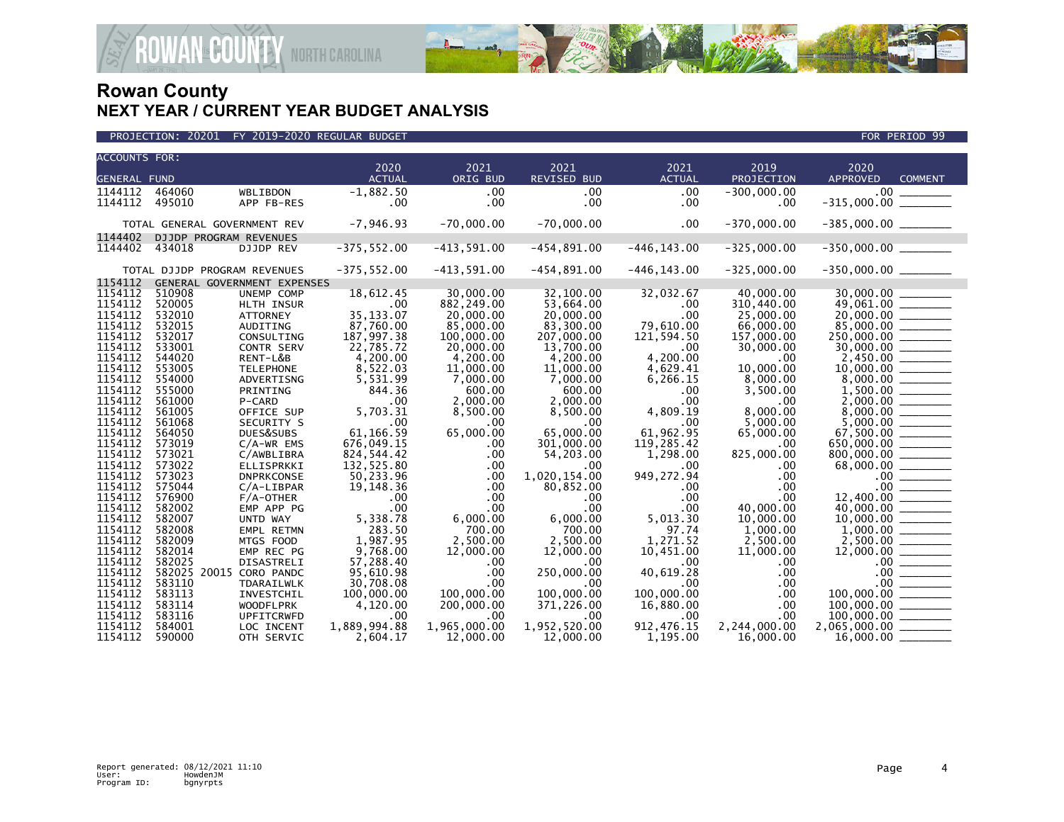# Rowan County
## NEXT YEAR / CURRENT YEAR BUDGET ANALYSIS

PROJECTION: 20201 FY 2019-2020 REGULAR BUDGET — FOR PERIOD 99

| ACCOUNTS FOR: GENERAL FUND | | | 2020 ACTUAL | 2021 ORIG BUD | 2021 REVISED BUD | 2021 ACTUAL | 2019 PROJECTION | 2020 APPROVED | COMMENT |
|---|---|---|---|---|---|---|---|---|---|
| 1144112 | 464060 | WBLIBDON | -1,882.50 | .00 | .00 | .00 | -300,000.00 | .00 | |
| 1144112 | 495010 | APP FB-RES | .00 | .00 | .00 | .00 | .00 | -315,000.00 | |
| TOTAL GENERAL GOVERNMENT REV | | | -7,946.93 | -70,000.00 | -70,000.00 | .00 | -370,000.00 | -385,000.00 | |
| 1144402 | DJJDP PROGRAM REVENUES | | | | | | | | |
| 1144402 | 434018 | DJJDP REV | -375,552.00 | -413,591.00 | -454,891.00 | -446,143.00 | -325,000.00 | -350,000.00 | |
| TOTAL DJJDP PROGRAM REVENUES | | | -375,552.00 | -413,591.00 | -454,891.00 | -446,143.00 | -325,000.00 | -350,000.00 | |
| 1154112 | GENERAL GOVERNMENT EXPENSES | | | | | | | | |
| 1154112 | 510908 | UNEMP COMP | 18,612.45 | 30,000.00 | 32,100.00 | 32,032.67 | 40,000.00 | 30,000.00 | |
| 1154112 | 520005 | HLTH INSUR | .00 | 882,249.00 | 53,664.00 | .00 | 310,440.00 | 49,061.00 | |
| 1154112 | 532010 | ATTORNEY | 35,133.07 | 20,000.00 | 20,000.00 | .00 | 25,000.00 | 20,000.00 | |
| 1154112 | 532015 | AUDITING | 87,760.00 | 85,000.00 | 83,300.00 | 79,610.00 | 66,000.00 | 85,000.00 | |
| 1154112 | 532017 | CONSULTING | 187,997.38 | 100,000.00 | 207,000.00 | 121,594.50 | 157,000.00 | 250,000.00 | |
| 1154112 | 533001 | CONTR SERV | 22,785.72 | 20,000.00 | 13,700.00 | .00 | 30,000.00 | 30,000.00 | |
| 1154112 | 544020 | RENT-L&B | 4,200.00 | 4,200.00 | 4,200.00 | 4,200.00 | .00 | 2,450.00 | |
| 1154112 | 553005 | TELEPHONE | 8,522.03 | 11,000.00 | 11,000.00 | 4,629.41 | 10,000.00 | 10,000.00 | |
| 1154112 | 554000 | ADVERTISNG | 5,531.99 | 7,000.00 | 7,000.00 | 6,266.15 | 8,000.00 | 8,000.00 | |
| 1154112 | 555000 | PRINTING | 844.36 | 600.00 | 600.00 | .00 | 3,500.00 | 1,500.00 | |
| 1154112 | 561000 | P-CARD | .00 | 2,000.00 | 2,000.00 | .00 | .00 | 2,000.00 | |
| 1154112 | 561005 | OFFICE SUP | 5,703.31 | 8,500.00 | 8,500.00 | 4,809.19 | 8,000.00 | 8,000.00 | |
| 1154112 | 561068 | SECURITY S | .00 | .00 | .00 | .00 | 5,000.00 | 5,000.00 | |
| 1154112 | 564050 | DUES&SUBS | 61,166.59 | 65,000.00 | 65,000.00 | 61,962.95 | 65,000.00 | 67,500.00 | |
| 1154112 | 573019 | C/A-WR EMS | 676,049.15 | .00 | 301,000.00 | 119,285.42 | .00 | 650,000.00 | |
| 1154112 | 573021 | C/AWBLIBRA | 824,544.42 | .00 | 54,203.00 | 1,298.00 | 825,000.00 | 800,000.00 | |
| 1154112 | 573022 | ELLISPRKKI | 132,525.80 | .00 | .00 | .00 | .00 | 68,000.00 | |
| 1154112 | 573023 | DNPRKCONSE | 50,233.96 | .00 | 1,020,154.00 | 949,272.94 | .00 | .00 | |
| 1154112 | 575044 | C/A-LIBPAR | 19,148.36 | .00 | 80,852.00 | .00 | .00 | .00 | |
| 1154112 | 576900 | F/A-OTHER | .00 | .00 | .00 | .00 | .00 | 12,400.00 | |
| 1154112 | 582002 | EMP APP PG | .00 | .00 | .00 | .00 | 40,000.00 | 40,000.00 | |
| 1154112 | 582007 | UNTD WAY | 5,338.78 | 6,000.00 | 6,000.00 | 5,013.30 | 10,000.00 | 10,000.00 | |
| 1154112 | 582008 | EMPL RETMN | 283.50 | 700.00 | 700.00 | 97.74 | 1,000.00 | 1,000.00 | |
| 1154112 | 582009 | MTGS FOOD | 1,987.95 | 2,500.00 | 2,500.00 | 1,271.52 | 2,500.00 | 2,500.00 | |
| 1154112 | 582014 | EMP REC PG | 9,768.00 | 12,000.00 | 12,000.00 | 10,451.00 | 11,000.00 | 12,000.00 | |
| 1154112 | 582025 | DISASTRELI | 57,288.40 | .00 | .00 | .00 | .00 | .00 | |
| 1154112 | 582025 20015 | CORO PANDC | 95,610.98 | .00 | 250,000.00 | 40,619.28 | .00 | .00 | |
| 1154112 | 583110 | TDARAILWLK | 30,708.08 | .00 | .00 | .00 | .00 | .00 | |
| 1154112 | 583113 | INVESTCHIL | 100,000.00 | 100,000.00 | 100,000.00 | 100,000.00 | .00 | 100,000.00 | |
| 1154112 | 583114 | WOODFLPRK | 4,120.00 | 200,000.00 | 371,226.00 | 16,880.00 | .00 | 100,000.00 | |
| 1154112 | 583116 | UPFITCRWFD | .00 | .00 | .00 | .00 | .00 | 100,000.00 | |
| 1154112 | 584001 | LOC INCENT | 1,889,994.88 | 1,965,000.00 | 1,952,520.00 | 912,476.15 | 2,244,000.00 | 2,065,000.00 | |
| 1154112 | 590000 | OTH SERVIC | 2,604.17 | 12,000.00 | 12,000.00 | 1,195.00 | 16,000.00 | 16,000.00 | |

Report generated: 08/12/2021 11:10
User: HowdenJM
Program ID: bgnyrpts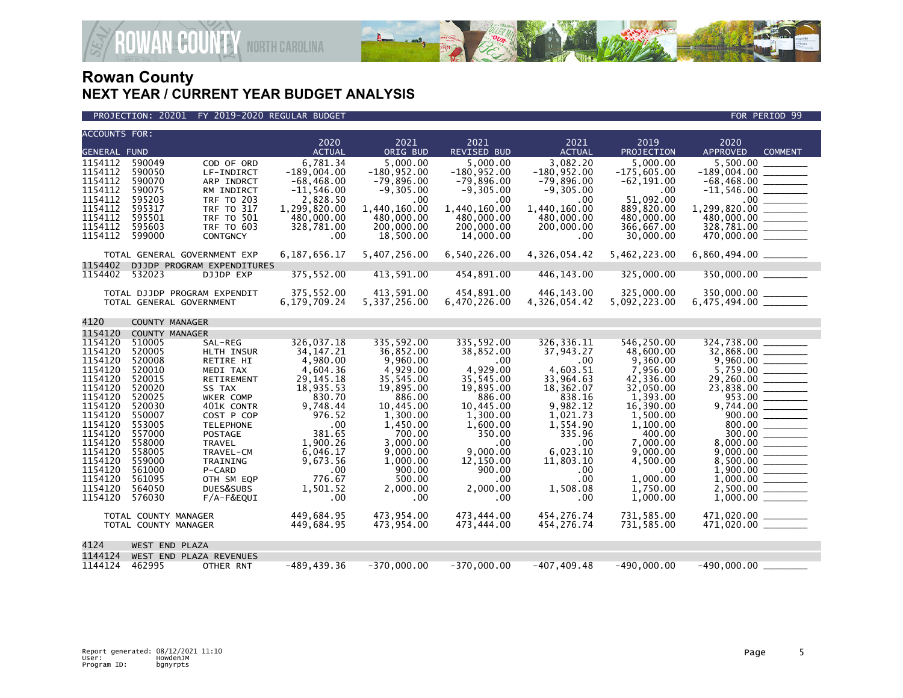# Rowan County
## NEXT YEAR / CURRENT YEAR BUDGET ANALYSIS

PROJECTION: 20201 FY 2019-2020 REGULAR BUDGET — FOR PERIOD 99

| ACCOUNTS FOR: GENERAL FUND | | | 2020 ACTUAL | 2021 ORIG BUD | 2021 REVISED BUD | 2021 ACTUAL | 2019 PROJECTION | 2020 APPROVED | COMMENT |
|---|---|---|---|---|---|---|---|---|---|
| 1154112 | 590049 | COD OF ORD | 6,781.34 | 5,000.00 | 5,000.00 | 3,082.20 | 5,000.00 | 5,500.00 | ________ |
| 1154112 | 590050 | LF-INDIRCT | -189,004.00 | -180,952.00 | -180,952.00 | -180,952.00 | -175,605.00 | -189,004.00 | ________ |
| 1154112 | 590070 | ARP INDRCT | -68,468.00 | -79,896.00 | -79,896.00 | -79,896.00 | -62,191.00 | -68,468.00 | ________ |
| 1154112 | 590075 | RM INDIRCT | -11,546.00 | -9,305.00 | -9,305.00 | -9,305.00 | .00 | -11,546.00 | ________ |
| 1154112 | 595203 | TRF TO 203 | 2,828.50 | .00 | .00 | .00 | 51,092.00 | .00 | ________ |
| 1154112 | 595317 | TRF TO 317 | 1,299,820.00 | 1,440,160.00 | 1,440,160.00 | 1,440,160.00 | 889,820.00 | 1,299,820.00 | ________ |
| 1154112 | 595501 | TRF TO 501 | 480,000.00 | 480,000.00 | 480,000.00 | 480,000.00 | 480,000.00 | 480,000.00 | ________ |
| 1154112 | 595603 | TRF TO 603 | 328,781.00 | 200,000.00 | 200,000.00 | 200,000.00 | 366,667.00 | 328,781.00 | ________ |
| 1154112 | 599000 | CONTGNCY | .00 | 18,500.00 | 14,000.00 | .00 | 30,000.00 | 470,000.00 | ________ |
| TOTAL GENERAL GOVERNMENT EXP | | | 6,187,656.17 | 5,407,256.00 | 6,540,226.00 | 4,326,054.42 | 5,462,223.00 | 6,860,494.00 | ________ |
| 1154402 | DJJDP PROGRAM EXPENDITURES | | | | | | | | |
| 1154402 | 532023 | DJJDP EXP | 375,552.00 | 413,591.00 | 454,891.00 | 446,143.00 | 325,000.00 | 350,000.00 | ________ |
| TOTAL DJJDP PROGRAM EXPENDIT | | | 375,552.00 | 413,591.00 | 454,891.00 | 446,143.00 | 325,000.00 | 350,000.00 | ________ |
| TOTAL GENERAL GOVERNMENT | | | 6,179,709.24 | 5,337,256.00 | 6,470,226.00 | 4,326,054.42 | 5,092,223.00 | 6,475,494.00 | ________ |
| 4120 | COUNTY MANAGER | | | | | | | | |
| 1154120 | COUNTY MANAGER | | | | | | | | |
| 1154120 | 510005 | SAL-REG | 326,037.18 | 335,592.00 | 335,592.00 | 326,336.11 | 546,250.00 | 324,738.00 | ________ |
| 1154120 | 520005 | HLTH INSUR | 34,147.21 | 36,852.00 | 38,852.00 | 37,943.27 | 48,600.00 | 32,868.00 | ________ |
| 1154120 | 520008 | RETIRE HI | 4,980.00 | 9,960.00 | .00 | .00 | 9,360.00 | 9,960.00 | ________ |
| 1154120 | 520010 | MEDI TAX | 4,604.36 | 4,929.00 | 4,929.00 | 4,603.51 | 7,956.00 | 5,759.00 | ________ |
| 1154120 | 520015 | RETIREMENT | 29,145.18 | 35,545.00 | 35,545.00 | 33,964.63 | 42,336.00 | 29,260.00 | ________ |
| 1154120 | 520020 | SS TAX | 18,935.53 | 19,895.00 | 19,895.00 | 18,362.07 | 32,050.00 | 23,838.00 | ________ |
| 1154120 | 520025 | WKER COMP | 830.70 | 886.00 | 886.00 | 838.16 | 1,393.00 | 953.00 | ________ |
| 1154120 | 520030 | 401K CONTR | 9,748.44 | 10,445.00 | 10,445.00 | 9,982.12 | 16,390.00 | 9,744.00 | ________ |
| 1154120 | 550007 | COST P COP | 976.52 | 1,300.00 | 1,300.00 | 1,021.73 | 1,500.00 | 900.00 | ________ |
| 1154120 | 553005 | TELEPHONE | .00 | 1,450.00 | 1,600.00 | 1,554.90 | 1,100.00 | 800.00 | ________ |
| 1154120 | 557000 | POSTAGE | 381.65 | 700.00 | 350.00 | 335.96 | 400.00 | 300.00 | ________ |
| 1154120 | 558000 | TRAVEL | 1,900.26 | 3,000.00 | .00 | .00 | 7,000.00 | 8,000.00 | ________ |
| 1154120 | 558005 | TRAVEL-CM | 6,046.17 | 9,000.00 | 9,000.00 | 6,023.10 | 9,000.00 | 9,000.00 | ________ |
| 1154120 | 559000 | TRAINING | 9,673.56 | 1,000.00 | 12,150.00 | 11,803.10 | 4,500.00 | 8,500.00 | ________ |
| 1154120 | 561000 | P-CARD | .00 | 900.00 | 900.00 | .00 | .00 | 1,900.00 | ________ |
| 1154120 | 561095 | OTH SM EQP | 776.67 | 500.00 | .00 | .00 | 1,000.00 | 1,000.00 | ________ |
| 1154120 | 564050 | DUES&SUBS | 1,501.52 | 2,000.00 | 2,000.00 | 1,508.08 | 1,750.00 | 2,500.00 | ________ |
| 1154120 | 576030 | F/A-F&EQUI | .00 | .00 | .00 | .00 | 1,000.00 | 1,000.00 | ________ |
| TOTAL COUNTY MANAGER | | | 449,684.95 | 473,954.00 | 473,444.00 | 454,276.74 | 731,585.00 | 471,020.00 | ________ |
| TOTAL COUNTY MANAGER | | | 449,684.95 | 473,954.00 | 473,444.00 | 454,276.74 | 731,585.00 | 471,020.00 | ________ |
| 4124 | WEST END PLAZA | | | | | | | | |
| 1144124 | WEST END PLAZA REVENUES | | | | | | | | |
| 1144124 | 462995 | OTHER RNT | -489,439.36 | -370,000.00 | -370,000.00 | -407,409.48 | -490,000.00 | -490,000.00 | ________ |

Report generated: 08/12/2021 11:10
User: HowdenJM
Program ID: bgnyrpts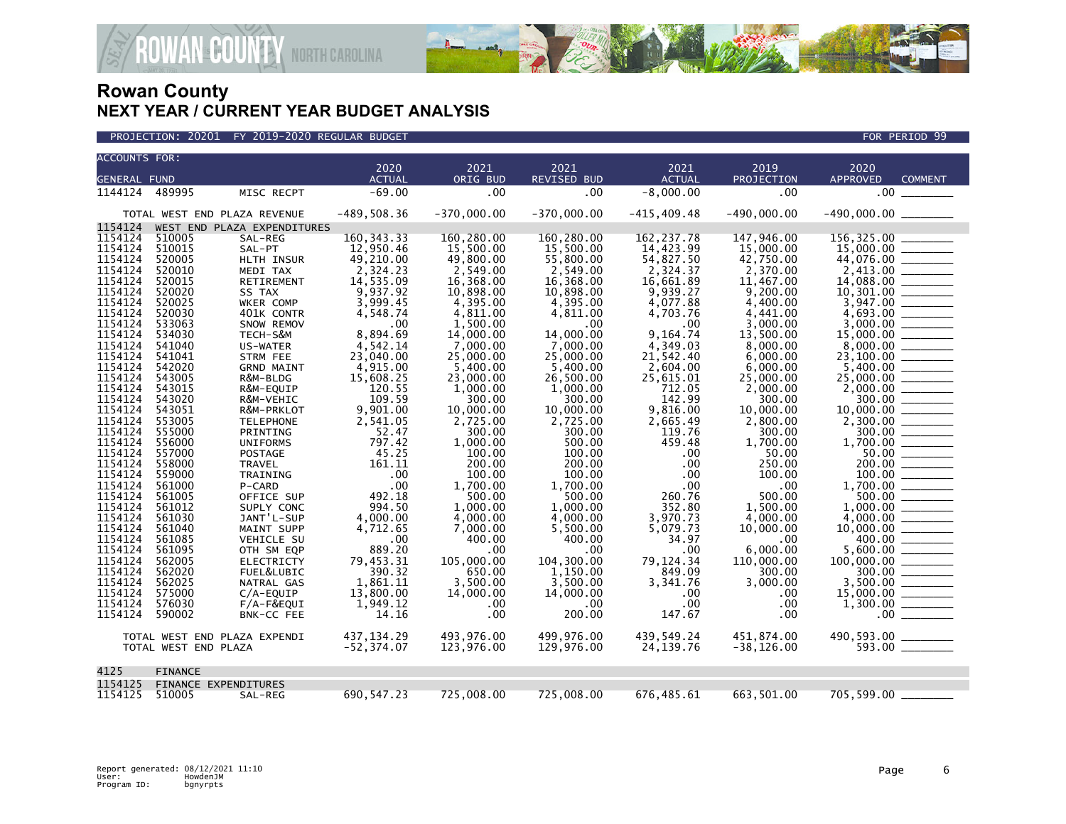# Rowan County
## NEXT YEAR / CURRENT YEAR BUDGET ANALYSIS

PROJECTION: 20201 FY 2019-2020 REGULAR BUDGET — FOR PERIOD 99

| ACCOUNTS FOR: GENERAL FUND | | | 2020 ACTUAL | 2021 ORIG BUD | 2021 REVISED BUD | 2021 ACTUAL | 2019 PROJECTION | 2020 APPROVED | COMMENT |
|---|---|---|---|---|---|---|---|---|---|
| 1144124 | 489995 | MISC RECPT | -69.00 | .00 | .00 | -8,000.00 | .00 | .00 | |
| TOTAL WEST END PLAZA REVENUE | | | -489,508.36 | -370,000.00 | -370,000.00 | -415,409.48 | -490,000.00 | -490,000.00 | |
| 1154124 | WEST END PLAZA EXPENDITURES | | | | | | | | |
| 1154124 | 510005 | SAL-REG | 160,343.33 | 160,280.00 | 160,280.00 | 162,237.78 | 147,946.00 | 156,325.00 | |
| 1154124 | 510015 | SAL-PT | 12,950.46 | 15,500.00 | 15,500.00 | 14,423.99 | 15,000.00 | 15,000.00 | |
| 1154124 | 520005 | HLTH INSUR | 49,210.00 | 49,800.00 | 55,800.00 | 54,827.50 | 42,750.00 | 44,076.00 | |
| 1154124 | 520010 | MEDI TAX | 2,324.23 | 2,549.00 | 2,549.00 | 2,324.37 | 2,370.00 | 2,413.00 | |
| 1154124 | 520015 | RETIREMENT | 14,535.09 | 16,368.00 | 16,368.00 | 16,661.89 | 11,467.00 | 14,088.00 | |
| 1154124 | 520020 | SS TAX | 9,937.92 | 10,898.00 | 10,898.00 | 9,939.27 | 9,200.00 | 10,301.00 | |
| 1154124 | 520025 | WKER COMP | 3,999.45 | 4,395.00 | 4,395.00 | 4,077.88 | 4,400.00 | 3,947.00 | |
| 1154124 | 520030 | 401K CONTR | 4,548.74 | 4,811.00 | 4,811.00 | 4,703.76 | 4,441.00 | 4,693.00 | |
| 1154124 | 533063 | SNOW REMOV | .00 | 1,500.00 | .00 | .00 | 3,000.00 | 3,000.00 | |
| 1154124 | 534030 | TECH-S&M | 8,894.69 | 14,000.00 | 14,000.00 | 9,164.74 | 13,500.00 | 15,000.00 | |
| 1154124 | 541040 | US-WATER | 4,542.14 | 7,000.00 | 7,000.00 | 4,349.03 | 8,000.00 | 8,000.00 | |
| 1154124 | 541041 | STRM FEE | 23,040.00 | 25,000.00 | 25,000.00 | 21,542.40 | 6,000.00 | 23,100.00 | |
| 1154124 | 542020 | GRND MAINT | 4,915.00 | 5,400.00 | 5,400.00 | 2,604.00 | 6,000.00 | 5,400.00 | |
| 1154124 | 543005 | R&M-BLDG | 15,608.25 | 23,000.00 | 26,500.00 | 25,615.01 | 25,000.00 | 25,000.00 | |
| 1154124 | 543015 | R&M-EQUIP | 120.55 | 1,000.00 | 1,000.00 | 712.05 | 2,000.00 | 2,000.00 | |
| 1154124 | 543020 | R&M-VEHIC | 109.59 | 300.00 | 300.00 | 142.99 | 300.00 | 300.00 | |
| 1154124 | 543051 | R&M-PRKLOT | 9,901.00 | 10,000.00 | 10,000.00 | 9,816.00 | 10,000.00 | 10,000.00 | |
| 1154124 | 553005 | TELEPHONE | 2,541.05 | 2,725.00 | 2,725.00 | 2,665.49 | 2,800.00 | 2,300.00 | |
| 1154124 | 555000 | PRINTING | 52.47 | 300.00 | 300.00 | 119.76 | 300.00 | 300.00 | |
| 1154124 | 556000 | UNIFORMS | 797.42 | 1,000.00 | 500.00 | 459.48 | 1,700.00 | 1,700.00 | |
| 1154124 | 557000 | POSTAGE | 45.25 | 100.00 | 100.00 | .00 | 50.00 | 50.00 | |
| 1154124 | 558000 | TRAVEL | 161.11 | 200.00 | 200.00 | .00 | 250.00 | 200.00 | |
| 1154124 | 559000 | TRAINING | .00 | 100.00 | 100.00 | .00 | 100.00 | 100.00 | |
| 1154124 | 561000 | P-CARD | .00 | 1,700.00 | 1,700.00 | .00 | .00 | 1,700.00 | |
| 1154124 | 561005 | OFFICE SUP | 492.18 | 500.00 | 500.00 | 260.76 | 500.00 | 500.00 | |
| 1154124 | 561012 | SUPLY CONC | 994.50 | 1,000.00 | 1,000.00 | 352.80 | 1,500.00 | 1,000.00 | |
| 1154124 | 561030 | JANT'L-SUP | 4,000.00 | 4,000.00 | 4,000.00 | 3,970.73 | 4,000.00 | 4,000.00 | |
| 1154124 | 561040 | MAINT SUPP | 4,712.65 | 7,000.00 | 5,500.00 | 5,079.73 | 10,000.00 | 10,000.00 | |
| 1154124 | 561085 | VEHICLE SU | .00 | 400.00 | 400.00 | 34.97 | .00 | 400.00 | |
| 1154124 | 561095 | OTH SM EQP | 889.20 | .00 | .00 | .00 | 6,000.00 | 5,600.00 | |
| 1154124 | 562005 | ELECTRICTY | 79,453.31 | 105,000.00 | 104,300.00 | 79,124.34 | 110,000.00 | 100,000.00 | |
| 1154124 | 562020 | FUEL&LUBIC | 390.32 | 650.00 | 1,150.00 | 849.09 | 300.00 | 300.00 | |
| 1154124 | 562025 | NATRAL GAS | 1,861.11 | 3,500.00 | 3,500.00 | 3,341.76 | 3,000.00 | 3,500.00 | |
| 1154124 | 575000 | C/A-EQUIP | 13,800.00 | 14,000.00 | 14,000.00 | .00 | .00 | 15,000.00 | |
| 1154124 | 576030 | F/A-F&EQUI | 1,949.12 | .00 | .00 | .00 | .00 | 1,300.00 | |
| 1154124 | 590002 | BNK-CC FEE | 14.16 | .00 | 200.00 | 147.67 | .00 | .00 | |
| TOTAL WEST END PLAZA EXPENDI | | | 437,134.29 | 493,976.00 | 499,976.00 | 439,549.24 | 451,874.00 | 490,593.00 | |
| TOTAL WEST END PLAZA | | | -52,374.07 | 123,976.00 | 129,976.00 | 24,139.76 | -38,126.00 | 593.00 | |
| 4125 | FINANCE | | | | | | | | |
| 1154125 | FINANCE EXPENDITURES | | | | | | | | |
| 1154125 | 510005 | SAL-REG | 690,547.23 | 725,008.00 | 725,008.00 | 676,485.61 | 663,501.00 | 705,599.00 | |

Report generated: 08/12/2021 11:10
User: HowdenJM
Program ID: bgnyrpts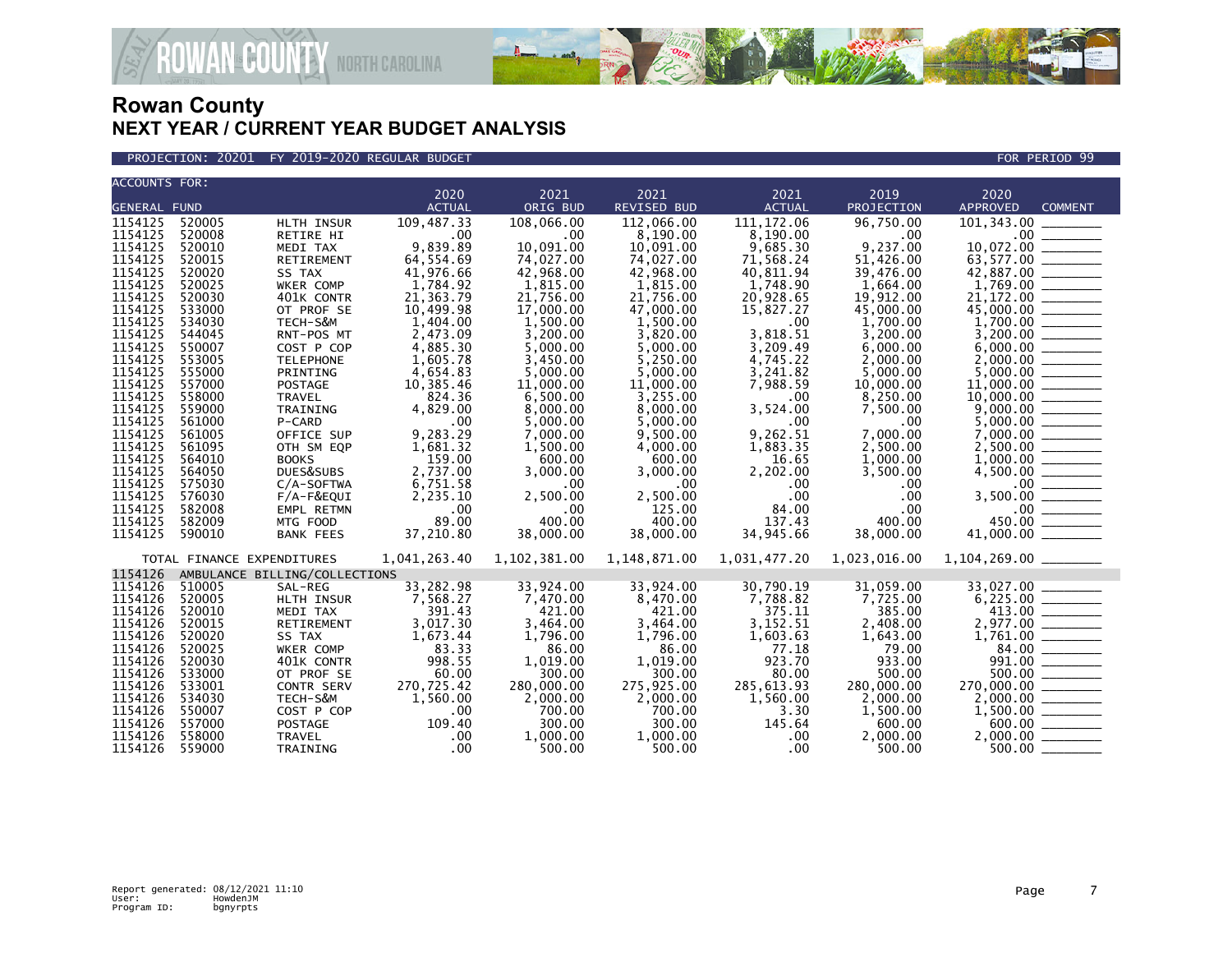# Rowan County
## NEXT YEAR / CURRENT YEAR BUDGET ANALYSIS

PROJECTION: 20201 FY 2019-2020 REGULAR BUDGET — FOR PERIOD 99

| ACCOUNTS FOR: GENERAL FUND | | | 2020 ACTUAL | 2021 ORIG BUD | 2021 REVISED BUD | 2021 ACTUAL | 2019 PROJECTION | 2020 APPROVED | COMMENT |
|---|---|---|---|---|---|---|---|---|---|
| 1154125 | 520005 | HLTH INSUR | 109,487.33 | 108,066.00 | 112,066.00 | 111,172.06 | 96,750.00 | 101,343.00 | |
| 1154125 | 520008 | RETIRE HI | .00 | .00 | 8,190.00 | 8,190.00 | .00 | .00 | |
| 1154125 | 520010 | MEDI TAX | 9,839.89 | 10,091.00 | 10,091.00 | 9,685.30 | 9,237.00 | 10,072.00 | |
| 1154125 | 520015 | RETIREMENT | 64,554.69 | 74,027.00 | 74,027.00 | 71,568.24 | 51,426.00 | 63,577.00 | |
| 1154125 | 520020 | SS TAX | 41,976.66 | 42,968.00 | 42,968.00 | 40,811.94 | 39,476.00 | 42,887.00 | |
| 1154125 | 520025 | WKER COMP | 1,784.92 | 1,815.00 | 1,815.00 | 1,748.90 | 1,664.00 | 1,769.00 | |
| 1154125 | 520030 | 401K CONTR | 21,363.79 | 21,756.00 | 21,756.00 | 20,928.65 | 19,912.00 | 21,172.00 | |
| 1154125 | 533000 | OT PROF SE | 10,499.98 | 17,000.00 | 47,000.00 | 15,827.27 | 45,000.00 | 45,000.00 | |
| 1154125 | 534030 | TECH-S&M | 1,404.00 | 1,500.00 | 1,500.00 | .00 | 1,700.00 | 1,700.00 | |
| 1154125 | 544045 | RNT-POS MT | 2,473.09 | 3,200.00 | 3,820.00 | 3,818.51 | 3,200.00 | 3,200.00 | |
| 1154125 | 550007 | COST P COP | 4,885.30 | 5,000.00 | 5,000.00 | 3,209.49 | 6,000.00 | 6,000.00 | |
| 1154125 | 553005 | TELEPHONE | 1,605.78 | 3,450.00 | 5,250.00 | 4,745.22 | 2,000.00 | 2,000.00 | |
| 1154125 | 555000 | PRINTING | 4,654.83 | 5,000.00 | 5,000.00 | 3,241.82 | 5,000.00 | 5,000.00 | |
| 1154125 | 557000 | POSTAGE | 10,385.46 | 11,000.00 | 11,000.00 | 7,988.59 | 10,000.00 | 11,000.00 | |
| 1154125 | 558000 | TRAVEL | 824.36 | 6,500.00 | 3,255.00 | .00 | 8,250.00 | 10,000.00 | |
| 1154125 | 559000 | TRAINING | 4,829.00 | 8,000.00 | 8,000.00 | 3,524.00 | 7,500.00 | 9,000.00 | |
| 1154125 | 561000 | P-CARD | .00 | 5,000.00 | 5,000.00 | .00 | .00 | 5,000.00 | |
| 1154125 | 561005 | OFFICE SUP | 9,283.29 | 7,000.00 | 9,500.00 | 9,262.51 | 7,000.00 | 7,000.00 | |
| 1154125 | 561095 | OTH SM EQP | 1,681.32 | 1,500.00 | 4,000.00 | 1,883.35 | 2,500.00 | 2,500.00 | |
| 1154125 | 564010 | BOOKS | 159.00 | 600.00 | 600.00 | 16.65 | 1,000.00 | 1,000.00 | |
| 1154125 | 564050 | DUES&SUBS | 2,737.00 | 3,000.00 | 3,000.00 | 2,202.00 | 3,500.00 | 4,500.00 | |
| 1154125 | 575030 | C/A-SOFTWA | 6,751.58 | .00 | .00 | .00 | .00 | .00 | |
| 1154125 | 576030 | F/A-F&EQUI | 2,235.10 | 2,500.00 | 2,500.00 | .00 | .00 | 3,500.00 | |
| 1154125 | 582008 | EMPL RETMN | .00 | .00 | 125.00 | 84.00 | .00 | .00 | |
| 1154125 | 582009 | MTG FOOD | 89.00 | 400.00 | 400.00 | 137.43 | 400.00 | 450.00 | |
| 1154125 | 590010 | BANK FEES | 37,210.80 | 38,000.00 | 38,000.00 | 34,945.66 | 38,000.00 | 41,000.00 | |
| TOTAL FINANCE EXPENDITURES | | | 1,041,263.40 | 1,102,381.00 | 1,148,871.00 | 1,031,477.20 | 1,023,016.00 | 1,104,269.00 | |
| 1154126 | AMBULANCE BILLING/COLLECTIONS | | | | | | | | |
| 1154126 | 510005 | SAL-REG | 33,282.98 | 33,924.00 | 33,924.00 | 30,790.19 | 31,059.00 | 33,027.00 | |
| 1154126 | 520005 | HLTH INSUR | 7,568.27 | 7,470.00 | 8,470.00 | 7,788.82 | 7,725.00 | 6,225.00 | |
| 1154126 | 520010 | MEDI TAX | 391.43 | 421.00 | 421.00 | 375.11 | 385.00 | 413.00 | |
| 1154126 | 520015 | RETIREMENT | 3,017.30 | 3,464.00 | 3,464.00 | 3,152.51 | 2,408.00 | 2,977.00 | |
| 1154126 | 520020 | SS TAX | 1,673.44 | 1,796.00 | 1,796.00 | 1,603.63 | 1,643.00 | 1,761.00 | |
| 1154126 | 520025 | WKER COMP | 83.33 | 86.00 | 86.00 | 77.18 | 79.00 | 84.00 | |
| 1154126 | 520030 | 401K CONTR | 998.55 | 1,019.00 | 1,019.00 | 923.70 | 933.00 | 991.00 | |
| 1154126 | 533000 | OT PROF SE | 60.00 | 300.00 | 300.00 | 80.00 | 500.00 | 500.00 | |
| 1154126 | 533001 | CONTR SERV | 270,725.42 | 280,000.00 | 275,925.00 | 285,613.93 | 280,000.00 | 270,000.00 | |
| 1154126 | 534030 | TECH-S&M | 1,560.00 | 2,000.00 | 2,000.00 | 1,560.00 | 2,000.00 | 2,000.00 | |
| 1154126 | 550007 | COST P COP | .00 | 700.00 | 700.00 | 3.30 | 1,500.00 | 1,500.00 | |
| 1154126 | 557000 | POSTAGE | 109.40 | 300.00 | 300.00 | 145.64 | 600.00 | 600.00 | |
| 1154126 | 558000 | TRAVEL | .00 | 1,000.00 | 1,000.00 | .00 | 2,000.00 | 2,000.00 | |
| 1154126 | 559000 | TRAINING | .00 | 500.00 | 500.00 | .00 | 500.00 | 500.00 | |

Report generated: 08/12/2021 11:10
User: HowdenJM
Program ID: bgnyrpts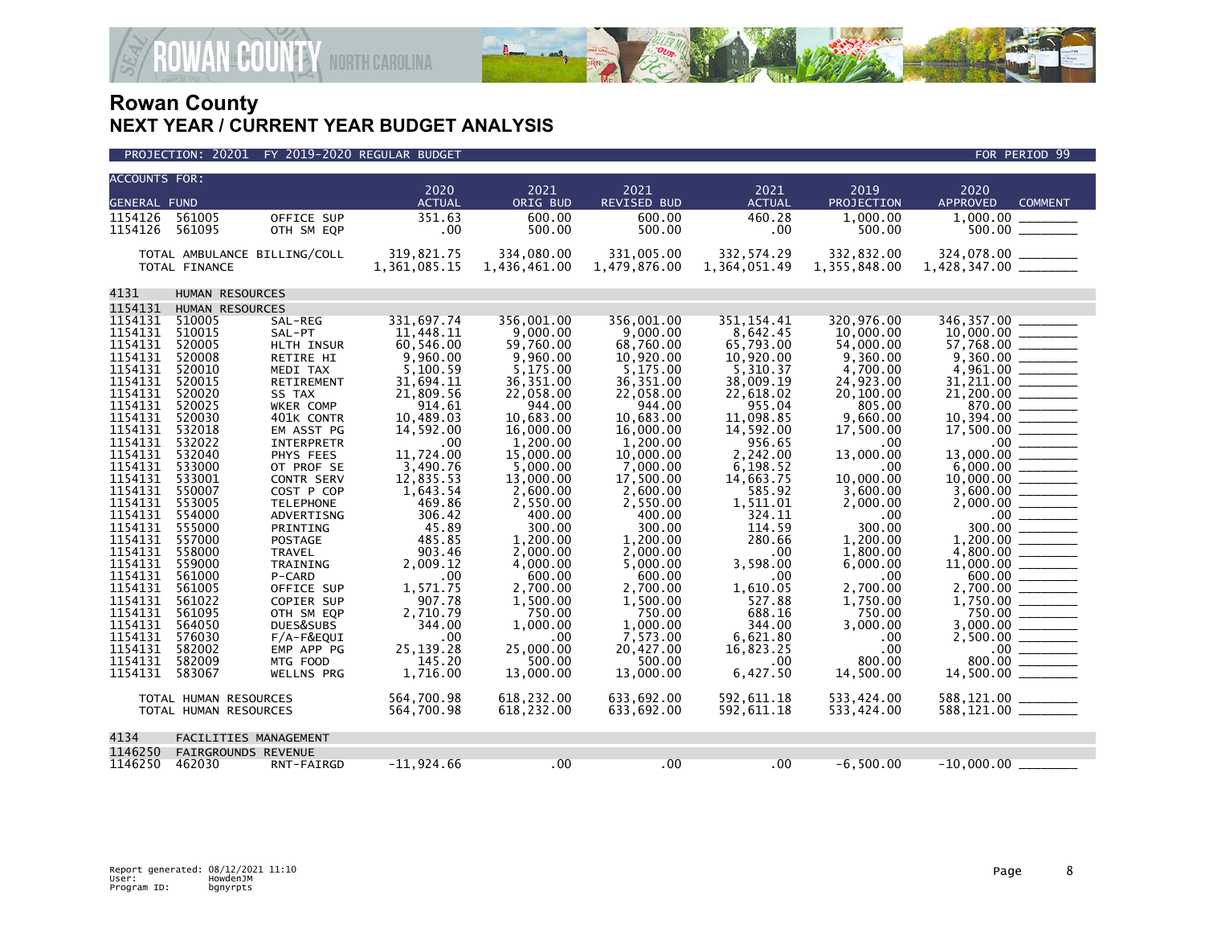# Rowan County
## NEXT YEAR / CURRENT YEAR BUDGET ANALYSIS

PROJECTION: 20201 FY 2019-2020 REGULAR BUDGET — FOR PERIOD 99

| ACCOUNTS FOR: GENERAL FUND | | | 2020 ACTUAL | 2021 ORIG BUD | 2021 REVISED BUD | 2021 ACTUAL | 2019 PROJECTION | 2020 APPROVED | COMMENT |
|---|---|---|---|---|---|---|---|---|---|
| 1154126 | 561005 | OFFICE SUP | 351.63 | 600.00 | 600.00 | 460.28 | 1,000.00 | 1,000.00 | |
| 1154126 | 561095 | OTH SM EQP | .00 | 500.00 | 500.00 | .00 | 500.00 | 500.00 | |
| TOTAL AMBULANCE BILLING/COLL | | | 319,821.75 | 334,080.00 | 331,005.00 | 332,574.29 | 332,832.00 | 324,078.00 | |
| TOTAL FINANCE | | | 1,361,085.15 | 1,436,461.00 | 1,479,876.00 | 1,364,051.49 | 1,355,848.00 | 1,428,347.00 | |
| 4131 | HUMAN RESOURCES | | | | | | | | |
| 1154131 | HUMAN RESOURCES | | | | | | | | |
| 1154131 | 510005 | SAL-REG | 331,697.74 | 356,001.00 | 356,001.00 | 351,154.41 | 320,976.00 | 346,357.00 | |
| 1154131 | 510015 | SAL-PT | 11,448.11 | 9,000.00 | 9,000.00 | 8,642.45 | 10,000.00 | 10,000.00 | |
| 1154131 | 520005 | HLTH INSUR | 60,546.00 | 59,760.00 | 68,760.00 | 65,793.00 | 54,000.00 | 57,768.00 | |
| 1154131 | 520008 | RETIRE HI | 9,960.00 | 9,960.00 | 10,920.00 | 10,920.00 | 9,360.00 | 9,360.00 | |
| 1154131 | 520010 | MEDI TAX | 5,100.59 | 5,175.00 | 5,175.00 | 5,310.37 | 4,700.00 | 4,961.00 | |
| 1154131 | 520015 | RETIREMENT | 31,694.11 | 36,351.00 | 36,351.00 | 38,009.19 | 24,923.00 | 31,211.00 | |
| 1154131 | 520020 | SS TAX | 21,809.56 | 22,058.00 | 22,058.00 | 22,618.02 | 20,100.00 | 21,200.00 | |
| 1154131 | 520025 | WKER COMP | 914.61 | 944.00 | 944.00 | 955.04 | 805.00 | 870.00 | |
| 1154131 | 520030 | 401K CONTR | 10,489.03 | 10,683.00 | 10,683.00 | 11,098.85 | 9,660.00 | 10,394.00 | |
| 1154131 | 532018 | EM ASST PG | 14,592.00 | 16,000.00 | 16,000.00 | 14,592.00 | 17,500.00 | 17,500.00 | |
| 1154131 | 532022 | INTERPRETR | .00 | 1,200.00 | 1,200.00 | 956.65 | .00 | .00 | |
| 1154131 | 532040 | PHYS FEES | 11,724.00 | 15,000.00 | 10,000.00 | 2,242.00 | 13,000.00 | 13,000.00 | |
| 1154131 | 533000 | OT PROF SE | 3,490.76 | 5,000.00 | 7,000.00 | 6,198.52 | .00 | 6,000.00 | |
| 1154131 | 533001 | CONTR SERV | 12,835.53 | 13,000.00 | 17,500.00 | 14,663.75 | 10,000.00 | 10,000.00 | |
| 1154131 | 550007 | COST P COP | 1,643.54 | 2,600.00 | 2,600.00 | 585.92 | 3,600.00 | 3,600.00 | |
| 1154131 | 553005 | TELEPHONE | 469.86 | 2,550.00 | 2,550.00 | 1,511.01 | 2,000.00 | 2,000.00 | |
| 1154131 | 554000 | ADVERTISNG | 306.42 | 400.00 | 400.00 | 324.11 | .00 | .00 | |
| 1154131 | 555000 | PRINTING | 45.89 | 300.00 | 300.00 | 114.59 | 300.00 | 300.00 | |
| 1154131 | 557000 | POSTAGE | 485.85 | 1,200.00 | 1,200.00 | 280.66 | 1,200.00 | 1,200.00 | |
| 1154131 | 558000 | TRAVEL | 903.46 | 2,000.00 | 2,000.00 | .00 | 1,800.00 | 4,800.00 | |
| 1154131 | 559000 | TRAINING | 2,009.12 | 4,000.00 | 5,000.00 | 3,598.00 | 6,000.00 | 11,000.00 | |
| 1154131 | 561000 | P-CARD | .00 | 600.00 | 600.00 | .00 | .00 | 600.00 | |
| 1154131 | 561005 | OFFICE SUP | 1,571.75 | 2,700.00 | 2,700.00 | 1,610.05 | 2,700.00 | 2,700.00 | |
| 1154131 | 561022 | COPIER SUP | 907.78 | 1,500.00 | 1,500.00 | 527.88 | 1,750.00 | 1,750.00 | |
| 1154131 | 561095 | OTH SM EQP | 2,710.79 | 750.00 | 750.00 | 688.16 | 750.00 | 750.00 | |
| 1154131 | 564050 | DUES&SUBS | 344.00 | 1,000.00 | 1,000.00 | 344.00 | 3,000.00 | 3,000.00 | |
| 1154131 | 576030 | F/A-F&EQUI | .00 | .00 | 7,573.00 | 6,621.80 | .00 | 2,500.00 | |
| 1154131 | 582002 | EMP APP PG | 25,139.28 | 25,000.00 | 20,427.00 | 16,823.25 | .00 | .00 | |
| 1154131 | 582009 | MTG FOOD | 145.20 | 500.00 | 500.00 | .00 | 800.00 | 800.00 | |
| 1154131 | 583067 | WELLNS PRG | 1,716.00 | 13,000.00 | 13,000.00 | 6,427.50 | 14,500.00 | 14,500.00 | |
| TOTAL HUMAN RESOURCES | | | 564,700.98 | 618,232.00 | 633,692.00 | 592,611.18 | 533,424.00 | 588,121.00 | |
| TOTAL HUMAN RESOURCES | | | 564,700.98 | 618,232.00 | 633,692.00 | 592,611.18 | 533,424.00 | 588,121.00 | |
| 4134 | FACILITIES MANAGEMENT | | | | | | | | |
| 1146250 | FAIRGROUNDS REVENUE | | | | | | | | |
| 1146250 | 462030 | RNT-FAIRGD | -11,924.66 | .00 | .00 | .00 | -6,500.00 | -10,000.00 | |

Report generated: 08/12/2021 11:10
User: HowdenJM
Program ID: bgnyrpts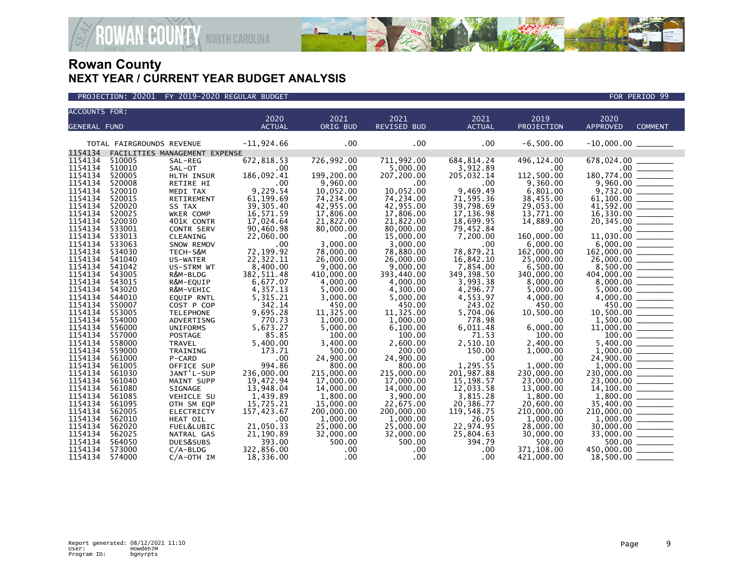# Rowan County
## NEXT YEAR / CURRENT YEAR BUDGET ANALYSIS

PROJECTION: 20201 FY 2019-2020 REGULAR BUDGET — FOR PERIOD 99

| ACCOUNTS FOR: GENERAL FUND | | | 2020 ACTUAL | 2021 ORIG BUD | 2021 REVISED BUD | 2021 ACTUAL | 2019 PROJECTION | 2020 APPROVED | COMMENT |
|---|---|---|---|---|---|---|---|---|---|
| TOTAL FAIRGROUNDS REVENUE | | | -11,924.66 | .00 | .00 | .00 | -6,500.00 | -10,000.00 | |
| 1154134 | FACILITIES MANAGEMENT EXPENSE | | | | | | | | |
| 1154134 | 510005 | SAL-REG | 672,818.53 | 726,992.00 | 711,992.00 | 684,814.24 | 496,124.00 | 678,024.00 | |
| 1154134 | 510010 | SAL-OT | .00 | .00 | 5,000.00 | 3,912.89 | .00 | .00 | |
| 1154134 | 520005 | HLTH INSUR | 186,092.41 | 199,200.00 | 207,200.00 | 205,032.14 | 112,500.00 | 180,774.00 | |
| 1154134 | 520008 | RETIRE HI | .00 | 9,960.00 | .00 | .00 | 9,360.00 | 9,960.00 | |
| 1154134 | 520010 | MEDI TAX | 9,229.54 | 10,052.00 | 10,052.00 | 9,469.49 | 6,801.00 | 9,732.00 | |
| 1154134 | 520015 | RETIREMENT | 61,199.69 | 74,234.00 | 74,234.00 | 71,595.36 | 38,455.00 | 61,100.00 | |
| 1154134 | 520020 | SS TAX | 39,305.40 | 42,955.00 | 42,955.00 | 39,798.69 | 29,053.00 | 41,592.00 | |
| 1154134 | 520025 | WKER COMP | 16,571.59 | 17,806.00 | 17,806.00 | 17,136.98 | 13,771.00 | 16,330.00 | |
| 1154134 | 520030 | 401K CONTR | 17,024.64 | 21,822.00 | 21,822.00 | 18,699.95 | 14,889.00 | 20,345.00 | |
| 1154134 | 533001 | CONTR SERV | 90,460.98 | 80,000.00 | 80,000.00 | 79,452.84 | .00 | .00 | |
| 1154134 | 533013 | CLEANING | 22,060.00 | .00 | 15,000.00 | 7,200.00 | 160,000.00 | 11,030.00 | |
| 1154134 | 533063 | SNOW REMOV | .00 | 3,000.00 | 3,000.00 | .00 | 6,000.00 | 6,000.00 | |
| 1154134 | 534030 | TECH-S&M | 72,199.92 | 78,000.00 | 78,880.00 | 78,879.21 | 162,000.00 | 162,000.00 | |
| 1154134 | 541040 | US-WATER | 22,322.11 | 26,000.00 | 26,000.00 | 16,842.10 | 25,000.00 | 26,000.00 | |
| 1154134 | 541042 | US-STRM WT | 8,400.00 | 9,000.00 | 9,000.00 | 7,854.00 | 6,500.00 | 8,500.00 | |
| 1154134 | 543005 | R&M-BLDG | 382,511.48 | 410,000.00 | 393,440.00 | 349,398.50 | 340,000.00 | 404,000.00 | |
| 1154134 | 543015 | R&M-EQUIP | 6,677.07 | 4,000.00 | 4,000.00 | 3,993.38 | 8,000.00 | 8,000.00 | |
| 1154134 | 543020 | R&M-VEHIC | 4,357.13 | 5,000.00 | 4,300.00 | 4,296.77 | 5,000.00 | 5,000.00 | |
| 1154134 | 544010 | EQUIP RNTL | 5,315.21 | 3,000.00 | 5,000.00 | 4,553.97 | 4,000.00 | 4,000.00 | |
| 1154134 | 550007 | COST P COP | 342.14 | 450.00 | 450.00 | 243.02 | 450.00 | 450.00 | |
| 1154134 | 553005 | TELEPHONE | 9,695.28 | 11,325.00 | 11,325.00 | 5,704.06 | 10,500.00 | 10,500.00 | |
| 1154134 | 554000 | ADVERTISNG | 770.73 | 1,000.00 | 1,000.00 | 778.98 | .00 | 1,500.00 | |
| 1154134 | 556000 | UNIFORMS | 5,673.27 | 5,000.00 | 6,100.00 | 6,011.48 | 6,000.00 | 11,000.00 | |
| 1154134 | 557000 | POSTAGE | 85.85 | 100.00 | 100.00 | 71.53 | 100.00 | 100.00 | |
| 1154134 | 558000 | TRAVEL | 5,400.00 | 3,400.00 | 2,600.00 | 2,510.10 | 2,400.00 | 5,400.00 | |
| 1154134 | 559000 | TRAINING | 173.71 | 500.00 | 200.00 | 150.00 | 1,000.00 | 1,000.00 | |
| 1154134 | 561000 | P-CARD | .00 | 24,900.00 | 24,900.00 | .00 | .00 | 24,900.00 | |
| 1154134 | 561005 | OFFICE SUP | 994.86 | 800.00 | 800.00 | 1,295.55 | 1,000.00 | 1,000.00 | |
| 1154134 | 561030 | JANT'L-SUP | 236,000.00 | 215,000.00 | 215,000.00 | 201,987.88 | 230,000.00 | 230,000.00 | |
| 1154134 | 561040 | MAINT SUPP | 19,472.94 | 17,000.00 | 17,000.00 | 15,198.57 | 23,000.00 | 23,000.00 | |
| 1154134 | 561080 | SIGNAGE | 13,948.04 | 14,000.00 | 14,000.00 | 12,033.58 | 13,000.00 | 14,100.00 | |
| 1154134 | 561085 | VEHICLE SU | 1,439.89 | 1,800.00 | 3,900.00 | 3,815.28 | 1,800.00 | 1,800.00 | |
| 1154134 | 561095 | OTH SM EQP | 15,725.21 | 15,000.00 | 22,675.00 | 20,386.77 | 20,600.00 | 35,400.00 | |
| 1154134 | 562005 | ELECTRICTY | 157,423.67 | 200,000.00 | 200,000.00 | 119,548.75 | 210,000.00 | 210,000.00 | |
| 1154134 | 562010 | HEAT OIL | .00 | 1,000.00 | 1,000.00 | 26.05 | 1,000.00 | 1,000.00 | |
| 1154134 | 562020 | FUEL&LUBIC | 21,050.33 | 25,000.00 | 25,000.00 | 22,974.95 | 28,000.00 | 30,000.00 | |
| 1154134 | 562025 | NATRAL GAS | 21,190.89 | 32,000.00 | 32,000.00 | 25,804.63 | 30,000.00 | 33,000.00 | |
| 1154134 | 564050 | DUES&SUBS | 393.00 | 500.00 | 500.00 | 394.79 | 500.00 | 500.00 | |
| 1154134 | 573000 | C/A-BLDG | 322,856.00 | .00 | .00 | .00 | 371,108.00 | 450,000.00 | |
| 1154134 | 574000 | C/A-OTH IM | 18,336.00 | .00 | .00 | .00 | 421,000.00 | 18,500.00 | |

Report generated: 08/12/2021 11:10
User: HowdenJM
Program ID: bgnyrpts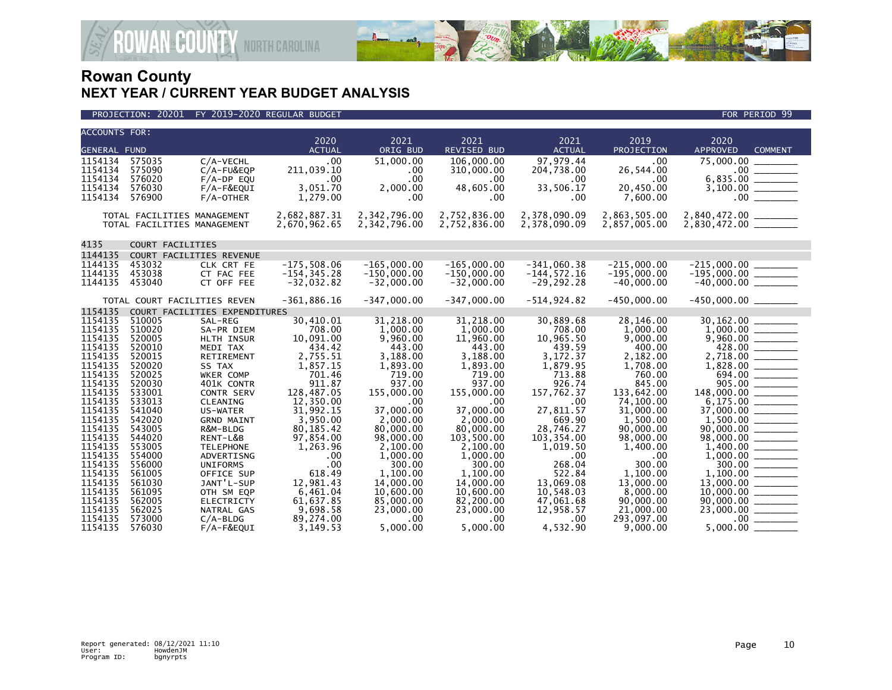# Rowan County
## NEXT YEAR / CURRENT YEAR BUDGET ANALYSIS

PROJECTION: 20201 FY 2019-2020 REGULAR BUDGET FOR PERIOD 99

| ACCOUNTS FOR: GENERAL FUND | | | 2020 ACTUAL | 2021 ORIG BUD | 2021 REVISED BUD | 2021 ACTUAL | 2019 PROJECTION | 2020 APPROVED | COMMENT |
|---|---|---|---|---|---|---|---|---|---|
| 1154134 | 575035 | C/A-VECHL | .00 | 51,000.00 | 106,000.00 | 97,979.44 | .00 | 75,000.00 | |
| 1154134 | 575090 | C/A-FU&EQP | 211,039.10 | .00 | 310,000.00 | 204,738.00 | 26,544.00 | .00 | |
| 1154134 | 576020 | F/A-DP EQU | .00 | .00 | .00 | .00 | .00 | 6,835.00 | |
| 1154134 | 576030 | F/A-F&EQUI | 3,051.70 | 2,000.00 | 48,605.00 | 33,506.17 | 20,450.00 | 3,100.00 | |
| 1154134 | 576900 | F/A-OTHER | 1,279.00 | .00 | .00 | .00 | 7,600.00 | .00 | |
| | TOTAL FACILITIES MANAGEMENT | | 2,682,887.31 | 2,342,796.00 | 2,752,836.00 | 2,378,090.09 | 2,863,505.00 | 2,840,472.00 | |
| | TOTAL FACILITIES MANAGEMENT | | 2,670,962.65 | 2,342,796.00 | 2,752,836.00 | 2,378,090.09 | 2,857,005.00 | 2,830,472.00 | |
| 4135 | COURT FACILITIES | | | | | | | | |
| 1144135 | COURT FACILITIES REVENUE | | | | | | | | |
| 1144135 | 453032 | CLK CRT FE | -175,508.06 | -165,000.00 | -165,000.00 | -341,060.38 | -215,000.00 | -215,000.00 | |
| 1144135 | 453038 | CT FAC FEE | -154,345.28 | -150,000.00 | -150,000.00 | -144,572.16 | -195,000.00 | -195,000.00 | |
| 1144135 | 453040 | CT OFF FEE | -32,032.82 | -32,000.00 | -32,000.00 | -29,292.28 | -40,000.00 | -40,000.00 | |
| | TOTAL COURT FACILITIES REVEN | | -361,886.16 | -347,000.00 | -347,000.00 | -514,924.82 | -450,000.00 | -450,000.00 | |
| 1154135 | COURT FACILITIES EXPENDITURES | | | | | | | | |
| 1154135 | 510005 | SAL-REG | 30,410.01 | 31,218.00 | 31,218.00 | 30,889.68 | 28,146.00 | 30,162.00 | |
| 1154135 | 510020 | SA-PR DIEM | 708.00 | 1,000.00 | 1,000.00 | 708.00 | 1,000.00 | 1,000.00 | |
| 1154135 | 520005 | HLTH INSUR | 10,091.00 | 9,960.00 | 11,960.00 | 10,965.50 | 9,000.00 | 9,960.00 | |
| 1154135 | 520010 | MEDI TAX | 434.42 | 443.00 | 443.00 | 439.59 | 400.00 | 428.00 | |
| 1154135 | 520015 | RETIREMENT | 2,755.51 | 3,188.00 | 3,188.00 | 3,172.37 | 2,182.00 | 2,718.00 | |
| 1154135 | 520020 | SS TAX | 1,857.15 | 1,893.00 | 1,893.00 | 1,879.95 | 1,708.00 | 1,828.00 | |
| 1154135 | 520025 | WKER COMP | 701.46 | 719.00 | 719.00 | 713.88 | 760.00 | 694.00 | |
| 1154135 | 520030 | 401K CONTR | 911.87 | 937.00 | 937.00 | 926.74 | 845.00 | 905.00 | |
| 1154135 | 533001 | CONTR SERV | 128,487.05 | 155,000.00 | 155,000.00 | 157,762.37 | 133,642.00 | 148,000.00 | |
| 1154135 | 533013 | CLEANING | 12,350.00 | .00 | .00 | .00 | 74,100.00 | 6,175.00 | |
| 1154135 | 541040 | US-WATER | 31,992.15 | 37,000.00 | 37,000.00 | 27,811.57 | 31,000.00 | 37,000.00 | |
| 1154135 | 542020 | GRND MAINT | 3,950.00 | 2,000.00 | 2,000.00 | 669.90 | 1,500.00 | 1,500.00 | |
| 1154135 | 543005 | R&M-BLDG | 80,185.42 | 80,000.00 | 80,000.00 | 28,746.27 | 90,000.00 | 90,000.00 | |
| 1154135 | 544020 | RENT-L&B | 97,854.00 | 98,000.00 | 103,500.00 | 103,354.00 | 98,000.00 | 98,000.00 | |
| 1154135 | 553005 | TELEPHONE | 1,263.96 | 2,100.00 | 2,100.00 | 1,019.50 | 1,400.00 | 1,400.00 | |
| 1154135 | 554000 | ADVERTISNG | .00 | 1,000.00 | 1,000.00 | .00 | .00 | 1,000.00 | |
| 1154135 | 556000 | UNIFORMS | .00 | 300.00 | 300.00 | 268.04 | 300.00 | 300.00 | |
| 1154135 | 561005 | OFFICE SUP | 618.49 | 1,100.00 | 1,100.00 | 522.84 | 1,100.00 | 1,100.00 | |
| 1154135 | 561030 | JANT'L-SUP | 12,981.43 | 14,000.00 | 14,000.00 | 13,069.08 | 13,000.00 | 13,000.00 | |
| 1154135 | 561095 | OTH SM EQP | 6,461.04 | 10,600.00 | 10,600.00 | 10,548.03 | 8,000.00 | 10,000.00 | |
| 1154135 | 562005 | ELECTRICTY | 61,637.85 | 85,000.00 | 82,200.00 | 47,061.68 | 90,000.00 | 90,000.00 | |
| 1154135 | 562025 | NATRAL GAS | 9,698.58 | 23,000.00 | 23,000.00 | 12,958.57 | 21,000.00 | 23,000.00 | |
| 1154135 | 573000 | C/A-BLDG | 89,274.00 | .00 | .00 | .00 | 293,097.00 | .00 | |
| 1154135 | 576030 | F/A-F&EQUI | 3,149.53 | 5,000.00 | 5,000.00 | 4,532.90 | 9,000.00 | 5,000.00 | |

Report generated: 08/12/2021 11:10
User: HowdenJM
Program ID: bgnyrpts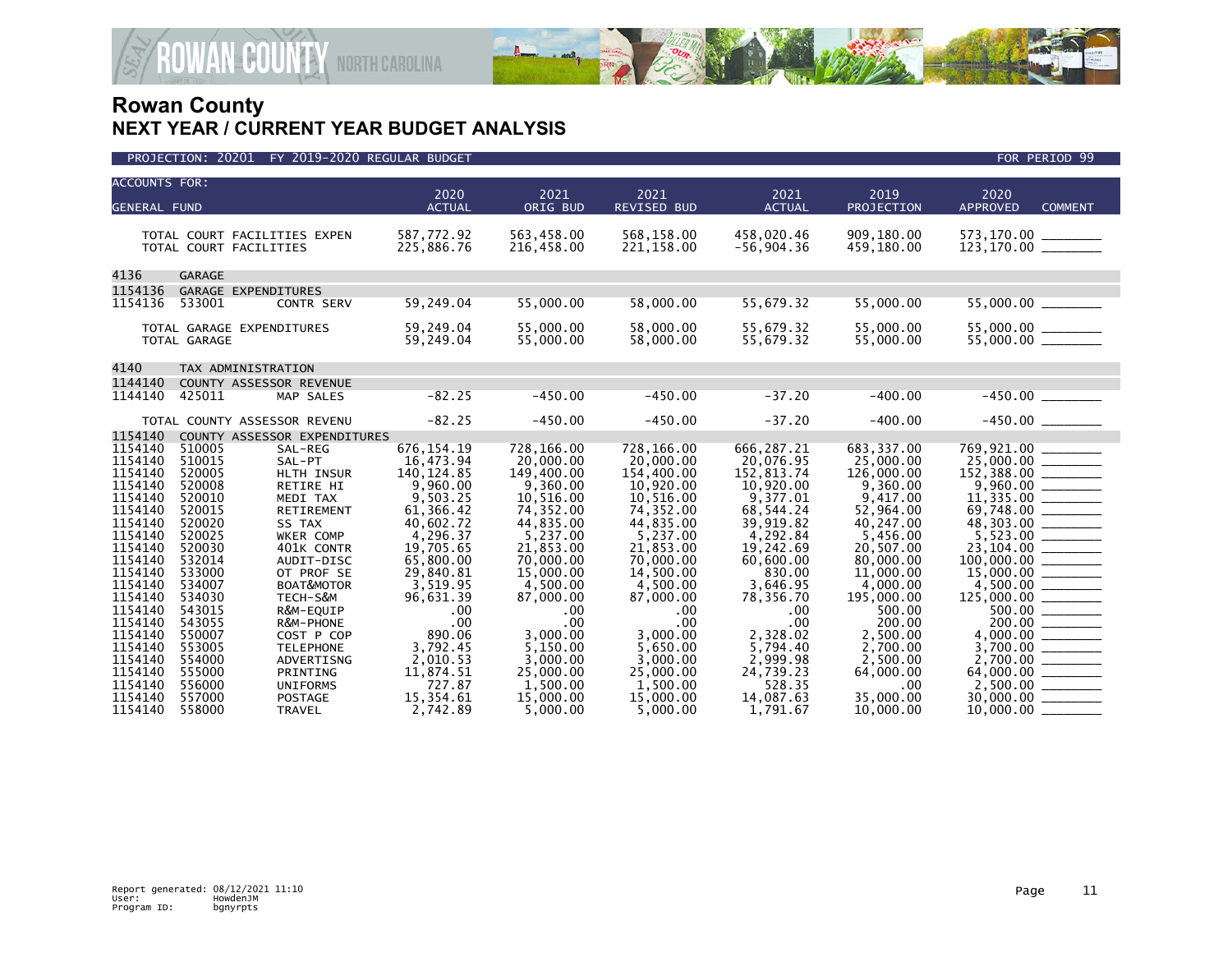# Rowan County

## NEXT YEAR / CURRENT YEAR BUDGET ANALYSIS

PROJECTION: 20201 FY 2019-2020 REGULAR BUDGET — FOR PERIOD 99

| ACCOUNTS FOR: GENERAL FUND | | | 2020 ACTUAL | 2021 ORIG BUD | 2021 REVISED BUD | 2021 ACTUAL | 2019 PROJECTION | 2020 APPROVED | COMMENT |
|---|---|---|---|---|---|---|---|---|---|
| TOTAL COURT FACILITIES EXPEN | | | 587,772.92 | 563,458.00 | 568,158.00 | 458,020.46 | 909,180.00 | 573,170.00 | ________ |
| TOTAL COURT FACILITIES | | | 225,886.76 | 216,458.00 | 221,158.00 | -56,904.36 | 459,180.00 | 123,170.00 | ________ |
| 4136 | GARAGE | | | | | | | | |
| 1154136 | GARAGE EXPENDITURES | | | | | | | | |
| 1154136 | 533001 | CONTR SERV | 59,249.04 | 55,000.00 | 58,000.00 | 55,679.32 | 55,000.00 | 55,000.00 | ________ |
| TOTAL GARAGE EXPENDITURES | | | 59,249.04 | 55,000.00 | 58,000.00 | 55,679.32 | 55,000.00 | 55,000.00 | ________ |
| TOTAL GARAGE | | | 59,249.04 | 55,000.00 | 58,000.00 | 55,679.32 | 55,000.00 | 55,000.00 | ________ |
| 4140 | TAX ADMINISTRATION | | | | | | | | |
| 1144140 | COUNTY ASSESSOR REVENUE | | | | | | | | |
| 1144140 | 425011 | MAP SALES | -82.25 | -450.00 | -450.00 | -37.20 | -400.00 | -450.00 | ________ |
| TOTAL COUNTY ASSESSOR REVENU | | | -82.25 | -450.00 | -450.00 | -37.20 | -400.00 | -450.00 | ________ |
| 1154140 | COUNTY ASSESSOR EXPENDITURES | | | | | | | | |
| 1154140 | 510005 | SAL-REG | 676,154.19 | 728,166.00 | 728,166.00 | 666,287.21 | 683,337.00 | 769,921.00 | ________ |
| 1154140 | 510015 | SAL-PT | 16,473.94 | 20,000.00 | 20,000.00 | 20,076.95 | 25,000.00 | 25,000.00 | ________ |
| 1154140 | 520005 | HLTH INSUR | 140,124.85 | 149,400.00 | 154,400.00 | 152,813.74 | 126,000.00 | 152,388.00 | ________ |
| 1154140 | 520008 | RETIRE HI | 9,960.00 | 9,360.00 | 10,920.00 | 10,920.00 | 9,360.00 | 9,960.00 | ________ |
| 1154140 | 520010 | MEDI TAX | 9,503.25 | 10,516.00 | 10,516.00 | 9,377.01 | 9,417.00 | 11,335.00 | ________ |
| 1154140 | 520015 | RETIREMENT | 61,366.42 | 74,352.00 | 74,352.00 | 68,544.24 | 52,964.00 | 69,748.00 | ________ |
| 1154140 | 520020 | SS TAX | 40,602.72 | 44,835.00 | 44,835.00 | 39,919.82 | 40,247.00 | 48,303.00 | ________ |
| 1154140 | 520025 | WKER COMP | 4,296.37 | 5,237.00 | 5,237.00 | 4,292.84 | 5,456.00 | 5,523.00 | ________ |
| 1154140 | 520030 | 401K CONTR | 19,705.65 | 21,853.00 | 21,853.00 | 19,242.69 | 20,507.00 | 23,104.00 | ________ |
| 1154140 | 532014 | AUDIT-DISC | 65,800.00 | 70,000.00 | 70,000.00 | 60,600.00 | 80,000.00 | 100,000.00 | ________ |
| 1154140 | 533000 | OT PROF SE | 29,840.81 | 15,000.00 | 14,500.00 | 830.00 | 11,000.00 | 15,000.00 | ________ |
| 1154140 | 534007 | BOAT&MOTOR | 3,519.95 | 4,500.00 | 4,500.00 | 3,646.95 | 4,000.00 | 4,500.00 | ________ |
| 1154140 | 534030 | TECH-S&M | 96,631.39 | 87,000.00 | 87,000.00 | 78,356.70 | 195,000.00 | 125,000.00 | ________ |
| 1154140 | 543015 | R&M-EQUIP | .00 | .00 | .00 | .00 | 500.00 | 500.00 | ________ |
| 1154140 | 543055 | R&M-PHONE | .00 | .00 | .00 | .00 | 200.00 | 200.00 | ________ |
| 1154140 | 550007 | COST P COP | 890.06 | 3,000.00 | 3,000.00 | 2,328.02 | 2,500.00 | 4,000.00 | ________ |
| 1154140 | 553005 | TELEPHONE | 3,792.45 | 5,150.00 | 5,650.00 | 5,794.40 | 2,700.00 | 3,700.00 | ________ |
| 1154140 | 554000 | ADVERTISNG | 2,010.53 | 3,000.00 | 3,000.00 | 2,999.98 | 2,500.00 | 2,700.00 | ________ |
| 1154140 | 555000 | PRINTING | 11,874.51 | 25,000.00 | 25,000.00 | 24,739.23 | 64,000.00 | 64,000.00 | ________ |
| 1154140 | 556000 | UNIFORMS | 727.87 | 1,500.00 | 1,500.00 | 528.35 | .00 | 2,500.00 | ________ |
| 1154140 | 557000 | POSTAGE | 15,354.61 | 15,000.00 | 15,000.00 | 14,087.63 | 35,000.00 | 30,000.00 | ________ |
| 1154140 | 558000 | TRAVEL | 2,742.89 | 5,000.00 | 5,000.00 | 1,791.67 | 10,000.00 | 10,000.00 | ________ |

Report generated: 08/12/2021 11:10
User: HowdenJM
Program ID: bgnyrpts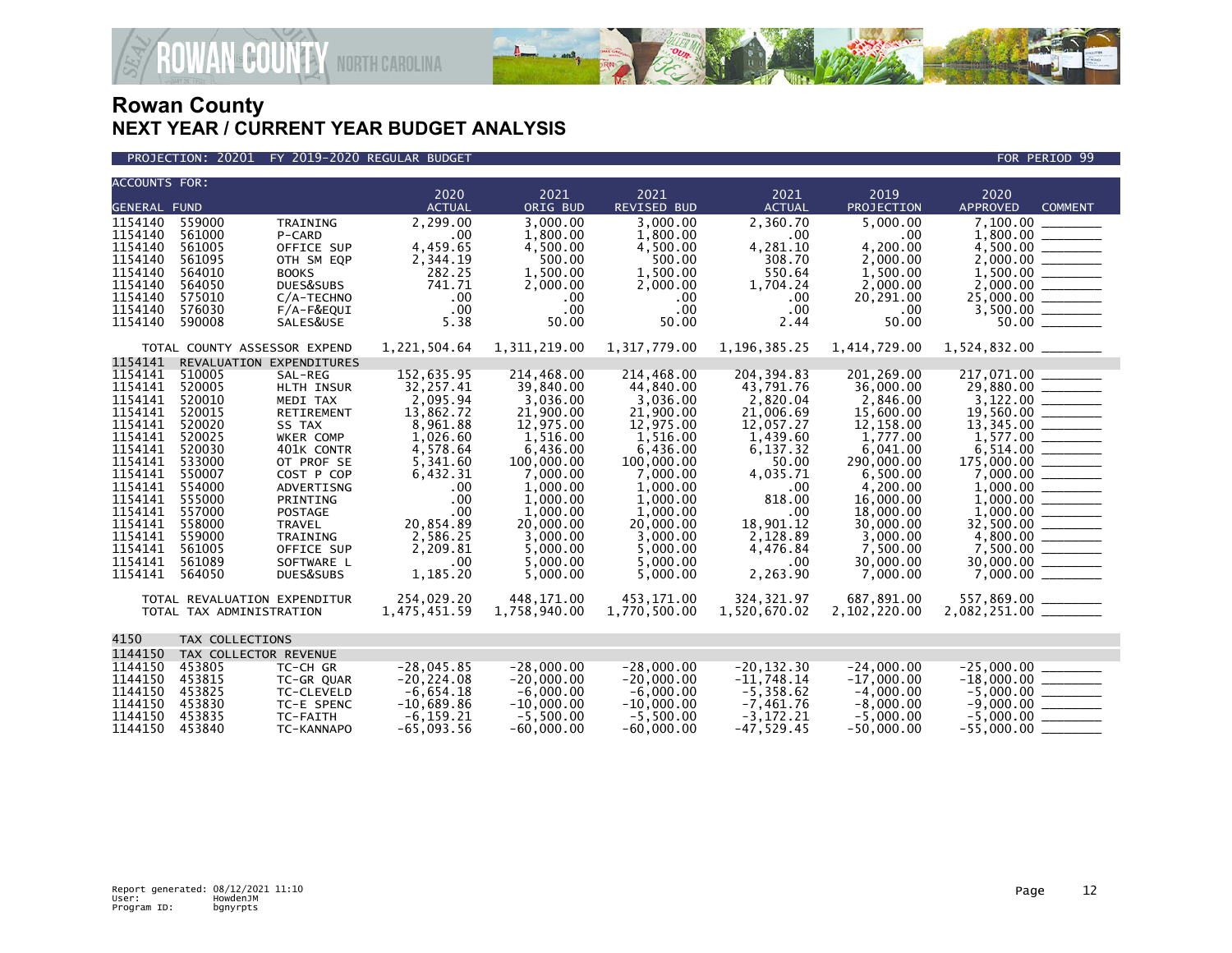# Rowan County
## NEXT YEAR / CURRENT YEAR BUDGET ANALYSIS

PROJECTION: 20201 FY 2019-2020 REGULAR BUDGET — FOR PERIOD 99

| ACCOUNTS FOR: GENERAL FUND | | | 2020 ACTUAL | 2021 ORIG BUD | 2021 REVISED BUD | 2021 ACTUAL | 2019 PROJECTION | 2020 APPROVED | COMMENT |
|---|---|---|---|---|---|---|---|---|---|
| 1154140 | 559000 | TRAINING | 2,299.00 | 3,000.00 | 3,000.00 | 2,360.70 | 5,000.00 | 7,100.00 | |
| 1154140 | 561000 | P-CARD | .00 | 1,800.00 | 1,800.00 | .00 | .00 | 1,800.00 | |
| 1154140 | 561005 | OFFICE SUP | 4,459.65 | 4,500.00 | 4,500.00 | 4,281.10 | 4,200.00 | 4,500.00 | |
| 1154140 | 561095 | OTH SM EQP | 2,344.19 | 500.00 | 500.00 | 308.70 | 2,000.00 | 2,000.00 | |
| 1154140 | 564010 | BOOKS | 282.25 | 1,500.00 | 1,500.00 | 550.64 | 1,500.00 | 1,500.00 | |
| 1154140 | 564050 | DUES&SUBS | 741.71 | 2,000.00 | 2,000.00 | 1,704.24 | 2,000.00 | 2,000.00 | |
| 1154140 | 575010 | C/A-TECHNO | .00 | .00 | .00 | .00 | 20,291.00 | 25,000.00 | |
| 1154140 | 576030 | F/A-F&EQUI | .00 | .00 | .00 | .00 | .00 | 3,500.00 | |
| 1154140 | 590008 | SALES&USE | 5.38 | 50.00 | 50.00 | 2.44 | 50.00 | 50.00 | |
| TOTAL COUNTY ASSESSOR EXPEND | | | 1,221,504.64 | 1,311,219.00 | 1,317,779.00 | 1,196,385.25 | 1,414,729.00 | 1,524,832.00 | |
| 1154141 | REVALUATION EXPENDITURES | | | | | | | | |
| 1154141 | 510005 | SAL-REG | 152,635.95 | 214,468.00 | 214,468.00 | 204,394.83 | 201,269.00 | 217,071.00 | |
| 1154141 | 520005 | HLTH INSUR | 32,257.41 | 39,840.00 | 44,840.00 | 43,791.76 | 36,000.00 | 29,880.00 | |
| 1154141 | 520010 | MEDI TAX | 2,095.94 | 3,036.00 | 3,036.00 | 2,820.04 | 2,846.00 | 3,122.00 | |
| 1154141 | 520015 | RETIREMENT | 13,862.72 | 21,900.00 | 21,900.00 | 21,006.69 | 15,600.00 | 19,560.00 | |
| 1154141 | 520020 | SS TAX | 8,961.88 | 12,975.00 | 12,975.00 | 12,057.27 | 12,158.00 | 13,345.00 | |
| 1154141 | 520025 | WKER COMP | 1,026.60 | 1,516.00 | 1,516.00 | 1,439.60 | 1,777.00 | 1,577.00 | |
| 1154141 | 520030 | 401K CONTR | 4,578.64 | 6,436.00 | 6,436.00 | 6,137.32 | 6,041.00 | 6,514.00 | |
| 1154141 | 533000 | OT PROF SE | 5,341.60 | 100,000.00 | 100,000.00 | 50.00 | 290,000.00 | 175,000.00 | |
| 1154141 | 550007 | COST P COP | 6,432.31 | 7,000.00 | 7,000.00 | 4,035.71 | 6,500.00 | 7,000.00 | |
| 1154141 | 554000 | ADVERTISNG | .00 | 1,000.00 | 1,000.00 | .00 | 4,200.00 | 1,000.00 | |
| 1154141 | 555000 | PRINTING | .00 | 1,000.00 | 1,000.00 | 818.00 | 16,000.00 | 1,000.00 | |
| 1154141 | 557000 | POSTAGE | .00 | 1,000.00 | 1,000.00 | .00 | 18,000.00 | 1,000.00 | |
| 1154141 | 558000 | TRAVEL | 20,854.89 | 20,000.00 | 20,000.00 | 18,901.12 | 30,000.00 | 32,500.00 | |
| 1154141 | 559000 | TRAINING | 2,586.25 | 3,000.00 | 3,000.00 | 2,128.89 | 3,000.00 | 4,800.00 | |
| 1154141 | 561005 | OFFICE SUP | 2,209.81 | 5,000.00 | 5,000.00 | 4,476.84 | 7,500.00 | 7,500.00 | |
| 1154141 | 561089 | SOFTWARE L | .00 | 5,000.00 | 5,000.00 | .00 | 30,000.00 | 30,000.00 | |
| 1154141 | 564050 | DUES&SUBS | 1,185.20 | 5,000.00 | 5,000.00 | 2,263.90 | 7,000.00 | 7,000.00 | |
| TOTAL REVALUATION EXPENDITUR | | | 254,029.20 | 448,171.00 | 453,171.00 | 324,321.97 | 687,891.00 | 557,869.00 | |
| TOTAL TAX ADMINISTRATION | | | 1,475,451.59 | 1,758,940.00 | 1,770,500.00 | 1,520,670.02 | 2,102,220.00 | 2,082,251.00 | |
| 4150 | TAX COLLECTIONS | | | | | | | | |
| 1144150 | TAX COLLECTOR REVENUE | | | | | | | | |
| 1144150 | 453805 | TC-CH GR | -28,045.85 | -28,000.00 | -28,000.00 | -20,132.30 | -24,000.00 | -25,000.00 | |
| 1144150 | 453815 | TC-GR QUAR | -20,224.08 | -20,000.00 | -20,000.00 | -11,748.14 | -17,000.00 | -18,000.00 | |
| 1144150 | 453825 | TC-CLEVELD | -6,654.18 | -6,000.00 | -6,000.00 | -5,358.62 | -4,000.00 | -5,000.00 | |
| 1144150 | 453830 | TC-E SPENC | -10,689.86 | -10,000.00 | -10,000.00 | -7,461.76 | -8,000.00 | -9,000.00 | |
| 1144150 | 453835 | TC-FAITH | -6,159.21 | -5,500.00 | -5,500.00 | -3,172.21 | -5,000.00 | -5,000.00 | |
| 1144150 | 453840 | TC-KANNAPO | -65,093.56 | -60,000.00 | -60,000.00 | -47,529.45 | -50,000.00 | -55,000.00 | |

Report generated: 08/12/2021 11:10
User: HowdenJM
Program ID: bgnyrpts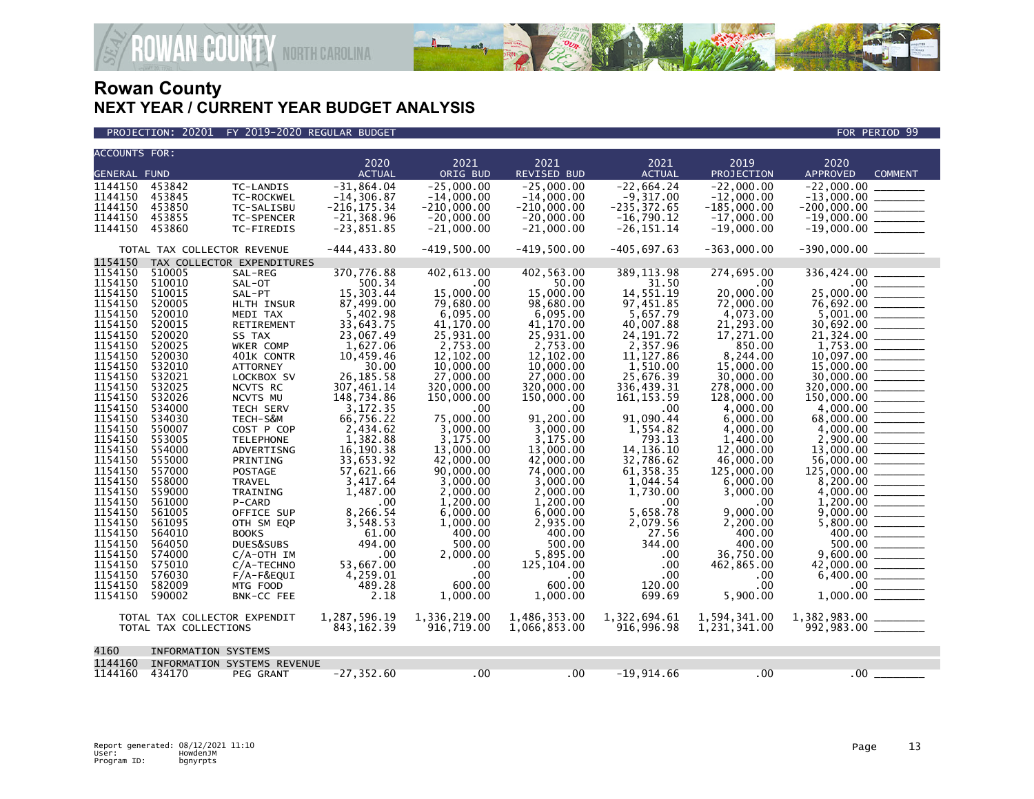# Rowan County

## NEXT YEAR / CURRENT YEAR BUDGET ANALYSIS

PROJECTION: 20201 FY 2019-2020 REGULAR BUDGET — FOR PERIOD 99

| ACCOUNTS FOR: GENERAL FUND | | | 2020 ACTUAL | 2021 ORIG BUD | 2021 REVISED BUD | 2021 ACTUAL | 2019 PROJECTION | 2020 APPROVED | COMMENT |
|---|---|---|---|---|---|---|---|---|---|
| 1144150 | 453842 | TC-LANDIS | -31,864.04 | -25,000.00 | -25,000.00 | -22,664.24 | -22,000.00 | -22,000.00 | |
| 1144150 | 453845 | TC-ROCKWEL | -14,306.87 | -14,000.00 | -14,000.00 | -9,317.00 | -12,000.00 | -13,000.00 | |
| 1144150 | 453850 | TC-SALISBU | -216,175.34 | -210,000.00 | -210,000.00 | -235,372.65 | -185,000.00 | -200,000.00 | |
| 1144150 | 453855 | TC-SPENCER | -21,368.96 | -20,000.00 | -20,000.00 | -16,790.12 | -17,000.00 | -19,000.00 | |
| 1144150 | 453860 | TC-FIREDIS | -23,851.85 | -21,000.00 | -21,000.00 | -26,151.14 | -19,000.00 | -19,000.00 | |
| TOTAL TAX COLLECTOR REVENUE | | | -444,433.80 | -419,500.00 | -419,500.00 | -405,697.63 | -363,000.00 | -390,000.00 | |
| 1154150 | TAX COLLECTOR EXPENDITURES | | | | | | | | |
| 1154150 | 510005 | SAL-REG | 370,776.88 | 402,613.00 | 402,563.00 | 389,113.98 | 274,695.00 | 336,424.00 | |
| 1154150 | 510010 | SAL-OT | 500.34 | .00 | 50.00 | 31.50 | .00 | .00 | |
| 1154150 | 510015 | SAL-PT | 15,303.44 | 15,000.00 | 15,000.00 | 14,551.19 | 20,000.00 | 25,000.00 | |
| 1154150 | 520005 | HLTH INSUR | 87,499.00 | 79,680.00 | 98,680.00 | 97,451.85 | 72,000.00 | 76,692.00 | |
| 1154150 | 520010 | MEDI TAX | 5,402.98 | 6,095.00 | 6,095.00 | 5,657.79 | 4,073.00 | 5,001.00 | |
| 1154150 | 520015 | RETIREMENT | 33,643.75 | 41,170.00 | 41,170.00 | 40,007.88 | 21,293.00 | 30,692.00 | |
| 1154150 | 520020 | SS TAX | 23,067.49 | 25,931.00 | 25,931.00 | 24,191.72 | 17,271.00 | 21,324.00 | |
| 1154150 | 520025 | WKER COMP | 1,627.06 | 2,753.00 | 2,753.00 | 2,357.96 | 850.00 | 1,753.00 | |
| 1154150 | 520030 | 401K CONTR | 10,459.46 | 12,102.00 | 12,102.00 | 11,127.86 | 8,244.00 | 10,097.00 | |
| 1154150 | 532010 | ATTORNEY | 30.00 | 10,000.00 | 10,000.00 | 1,510.00 | 15,000.00 | 15,000.00 | |
| 1154150 | 532021 | LOCKBOX SV | 26,185.58 | 27,000.00 | 27,000.00 | 25,676.39 | 30,000.00 | 30,000.00 | |
| 1154150 | 532025 | NCVTS RC | 307,461.14 | 320,000.00 | 320,000.00 | 336,439.31 | 278,000.00 | 320,000.00 | |
| 1154150 | 532026 | NCVTS MU | 148,734.86 | 150,000.00 | 150,000.00 | 161,153.59 | 128,000.00 | 150,000.00 | |
| 1154150 | 534000 | TECH SERV | 3,172.35 | .00 | .00 | .00 | 4,000.00 | 4,000.00 | |
| 1154150 | 534030 | TECH-S&M | 66,756.22 | 75,000.00 | 91,200.00 | 91,090.44 | 6,000.00 | 68,000.00 | |
| 1154150 | 550007 | COST P COP | 2,434.62 | 3,000.00 | 3,000.00 | 1,554.82 | 4,000.00 | 4,000.00 | |
| 1154150 | 553005 | TELEPHONE | 1,382.88 | 3,175.00 | 3,175.00 | 793.13 | 1,400.00 | 2,900.00 | |
| 1154150 | 554000 | ADVERTISNG | 16,190.38 | 13,000.00 | 13,000.00 | 14,136.10 | 12,000.00 | 13,000.00 | |
| 1154150 | 555000 | PRINTING | 33,653.92 | 42,000.00 | 42,000.00 | 32,786.62 | 46,000.00 | 56,000.00 | |
| 1154150 | 557000 | POSTAGE | 57,621.66 | 90,000.00 | 74,000.00 | 61,358.35 | 125,000.00 | 125,000.00 | |
| 1154150 | 558000 | TRAVEL | 3,417.64 | 3,000.00 | 3,000.00 | 1,044.54 | 6,000.00 | 8,200.00 | |
| 1154150 | 559000 | TRAINING | 1,487.00 | 2,000.00 | 2,000.00 | 1,730.00 | 3,000.00 | 4,000.00 | |
| 1154150 | 561000 | P-CARD | .00 | 1,200.00 | 1,200.00 | .00 | .00 | 1,200.00 | |
| 1154150 | 561005 | OFFICE SUP | 8,266.54 | 6,000.00 | 6,000.00 | 5,658.78 | 9,000.00 | 9,000.00 | |
| 1154150 | 561095 | OTH SM EQP | 3,548.53 | 1,000.00 | 2,935.00 | 2,079.56 | 2,200.00 | 5,800.00 | |
| 1154150 | 564010 | BOOKS | 61.00 | 400.00 | 400.00 | 27.56 | 400.00 | 400.00 | |
| 1154150 | 564050 | DUES&SUBS | 494.00 | 500.00 | 500.00 | 344.00 | 400.00 | 500.00 | |
| 1154150 | 574000 | C/A-OTH IM | .00 | 2,000.00 | 5,895.00 | .00 | 36,750.00 | 9,600.00 | |
| 1154150 | 575010 | C/A-TECHNO | 53,667.00 | .00 | 125,104.00 | .00 | 462,865.00 | 42,000.00 | |
| 1154150 | 576030 | F/A-F&EQUI | 4,259.01 | .00 | .00 | .00 | .00 | 6,400.00 | |
| 1154150 | 582009 | MTG FOOD | 489.28 | 600.00 | 600.00 | 120.00 | .00 | .00 | |
| 1154150 | 590002 | BNK-CC FEE | 2.18 | 1,000.00 | 1,000.00 | 699.69 | 5,900.00 | 1,000.00 | |
| TOTAL TAX COLLECTOR EXPENDIT | | | 1,287,596.19 | 1,336,219.00 | 1,486,353.00 | 1,322,694.61 | 1,594,341.00 | 1,382,983.00 | |
| TOTAL TAX COLLECTIONS | | | 843,162.39 | 916,719.00 | 1,066,853.00 | 916,996.98 | 1,231,341.00 | 992,983.00 | |
| 4160 | INFORMATION SYSTEMS | | | | | | | | |
| 1144160 | INFORMATION SYSTEMS REVENUE | | | | | | | | |
| 1144160 | 434170 | PEG GRANT | -27,352.60 | .00 | .00 | -19,914.66 | .00 | .00 | |

Report generated: 08/12/2021 11:10
User: HowdenJM
Program ID: bgnyrpts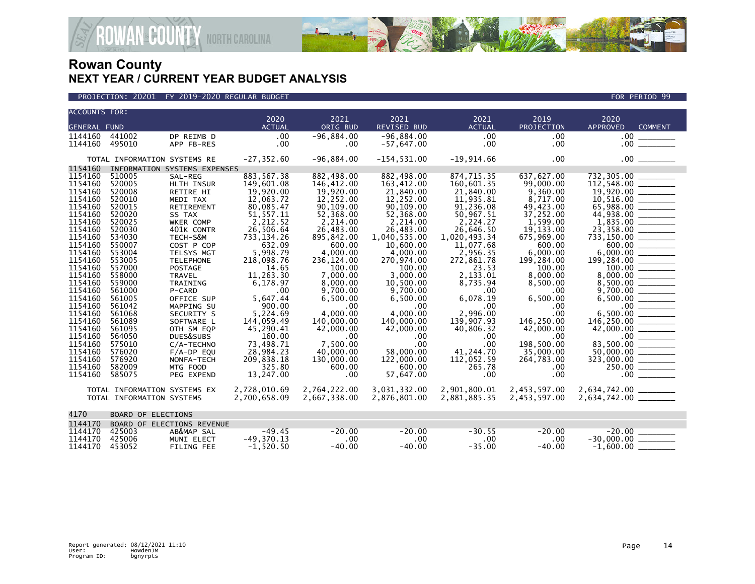# Rowan County
## NEXT YEAR / CURRENT YEAR BUDGET ANALYSIS

PROJECTION: 20201 FY 2019-2020 REGULAR BUDGET | FOR PERIOD 99

| ACCOUNTS FOR: GENERAL FUND | | | 2020 ACTUAL | 2021 ORIG BUD | 2021 REVISED BUD | 2021 ACTUAL | 2019 PROJECTION | 2020 APPROVED | COMMENT |
|---|---|---|---|---|---|---|---|---|---|
| 1144160 | 441002 | DP REIMB D | .00 | -96,884.00 | -96,884.00 | .00 | .00 | .00 | |
| 1144160 | 495010 | APP FB-RES | .00 | .00 | -57,647.00 | .00 | .00 | .00 | |
| | TOTAL INFORMATION SYSTEMS RE | | -27,352.60 | -96,884.00 | -154,531.00 | -19,914.66 | .00 | .00 | |
| 1154160 | INFORMATION SYSTEMS EXPENSES | | | | | | | | |
| 1154160 | 510005 | SAL-REG | 883,567.38 | 882,498.00 | 882,498.00 | 874,715.35 | 637,627.00 | 732,305.00 | |
| 1154160 | 520005 | HLTH INSUR | 149,601.08 | 146,412.00 | 163,412.00 | 160,601.35 | 99,000.00 | 112,548.00 | |
| 1154160 | 520008 | RETIRE HI | 19,920.00 | 19,920.00 | 21,840.00 | 21,840.00 | 9,360.00 | 19,920.00 | |
| 1154160 | 520010 | MEDI TAX | 12,063.72 | 12,252.00 | 12,252.00 | 11,935.81 | 8,717.00 | 10,516.00 | |
| 1154160 | 520015 | RETIREMENT | 80,085.47 | 90,109.00 | 90,109.00 | 91,236.08 | 49,423.00 | 65,988.00 | |
| 1154160 | 520020 | SS TAX | 51,557.11 | 52,368.00 | 52,368.00 | 50,967.51 | 37,252.00 | 44,938.00 | |
| 1154160 | 520025 | WKER COMP | 2,212.52 | 2,214.00 | 2,214.00 | 2,224.27 | 1,599.00 | 1,835.00 | |
| 1154160 | 520030 | 401K CONTR | 26,506.64 | 26,483.00 | 26,483.00 | 26,646.50 | 19,133.00 | 23,358.00 | |
| 1154160 | 534030 | TECH-S&M | 733,134.26 | 895,842.00 | 1,040,535.00 | 1,020,493.34 | 675,969.00 | 733,150.00 | |
| 1154160 | 550007 | COST P COP | 632.09 | 600.00 | 10,600.00 | 11,077.68 | 600.00 | 600.00 | |
| 1154160 | 553004 | TELSYS MGT | 5,998.79 | 4,000.00 | 4,000.00 | 2,956.35 | 6,000.00 | 6,000.00 | |
| 1154160 | 553005 | TELEPHONE | 218,098.76 | 236,124.00 | 270,974.00 | 272,861.78 | 199,284.00 | 199,284.00 | |
| 1154160 | 557000 | POSTAGE | 14.65 | 100.00 | 100.00 | 23.53 | 100.00 | 100.00 | |
| 1154160 | 558000 | TRAVEL | 11,263.30 | 7,000.00 | 3,000.00 | 2,133.01 | 8,000.00 | 8,000.00 | |
| 1154160 | 559000 | TRAINING | 6,178.97 | 8,000.00 | 10,500.00 | 8,735.94 | 8,500.00 | 8,500.00 | |
| 1154160 | 561000 | P-CARD | .00 | 9,700.00 | 9,700.00 | .00 | .00 | 9,700.00 | |
| 1154160 | 561005 | OFFICE SUP | 5,647.44 | 6,500.00 | 6,500.00 | 6,078.19 | 6,500.00 | 6,500.00 | |
| 1154160 | 561042 | MAPPING SU | 900.00 | .00 | .00 | .00 | .00 | .00 | |
| 1154160 | 561068 | SECURITY S | 5,224.69 | 4,000.00 | 4,000.00 | 2,996.00 | .00 | 6,500.00 | |
| 1154160 | 561089 | SOFTWARE L | 144,059.49 | 140,000.00 | 140,000.00 | 139,907.93 | 146,250.00 | 146,250.00 | |
| 1154160 | 561095 | OTH SM EQP | 45,290.41 | 42,000.00 | 42,000.00 | 40,806.32 | 42,000.00 | 42,000.00 | |
| 1154160 | 564050 | DUES&SUBS | 160.00 | .00 | .00 | .00 | .00 | .00 | |
| 1154160 | 575010 | C/A-TECHNO | 73,498.71 | 7,500.00 | .00 | .00 | 198,500.00 | 83,500.00 | |
| 1154160 | 576020 | F/A-DP EQU | 28,984.23 | 40,000.00 | 58,000.00 | 41,244.70 | 35,000.00 | 50,000.00 | |
| 1154160 | 576920 | NONFA-TECH | 209,838.18 | 130,000.00 | 122,000.00 | 112,052.59 | 264,783.00 | 323,000.00 | |
| 1154160 | 582009 | MTG FOOD | 325.80 | 600.00 | 600.00 | 265.78 | .00 | 250.00 | |
| 1154160 | 585075 | PEG EXPEND | 13,247.00 | .00 | 57,647.00 | .00 | .00 | .00 | |
| | TOTAL INFORMATION SYSTEMS EX | | 2,728,010.69 | 2,764,222.00 | 3,031,332.00 | 2,901,800.01 | 2,453,597.00 | 2,634,742.00 | |
| | TOTAL INFORMATION SYSTEMS | | 2,700,658.09 | 2,667,338.00 | 2,876,801.00 | 2,881,885.35 | 2,453,597.00 | 2,634,742.00 | |
| 4170 | BOARD OF ELECTIONS | | | | | | | | |
| 1144170 | BOARD OF ELECTIONS REVENUE | | | | | | | | |
| 1144170 | 425003 | AB&MAP SAL | -49.45 | -20.00 | -20.00 | -30.55 | -20.00 | -20.00 | |
| 1144170 | 425006 | MUNI ELECT | -49,370.13 | .00 | .00 | .00 | .00 | -30,000.00 | |
| 1144170 | 453052 | FILING FEE | -1,520.50 | -40.00 | -40.00 | -35.00 | -40.00 | -1,600.00 | |

Report generated: 08/12/2021 11:10
User: HowdenJM
Program ID: bgnyrpts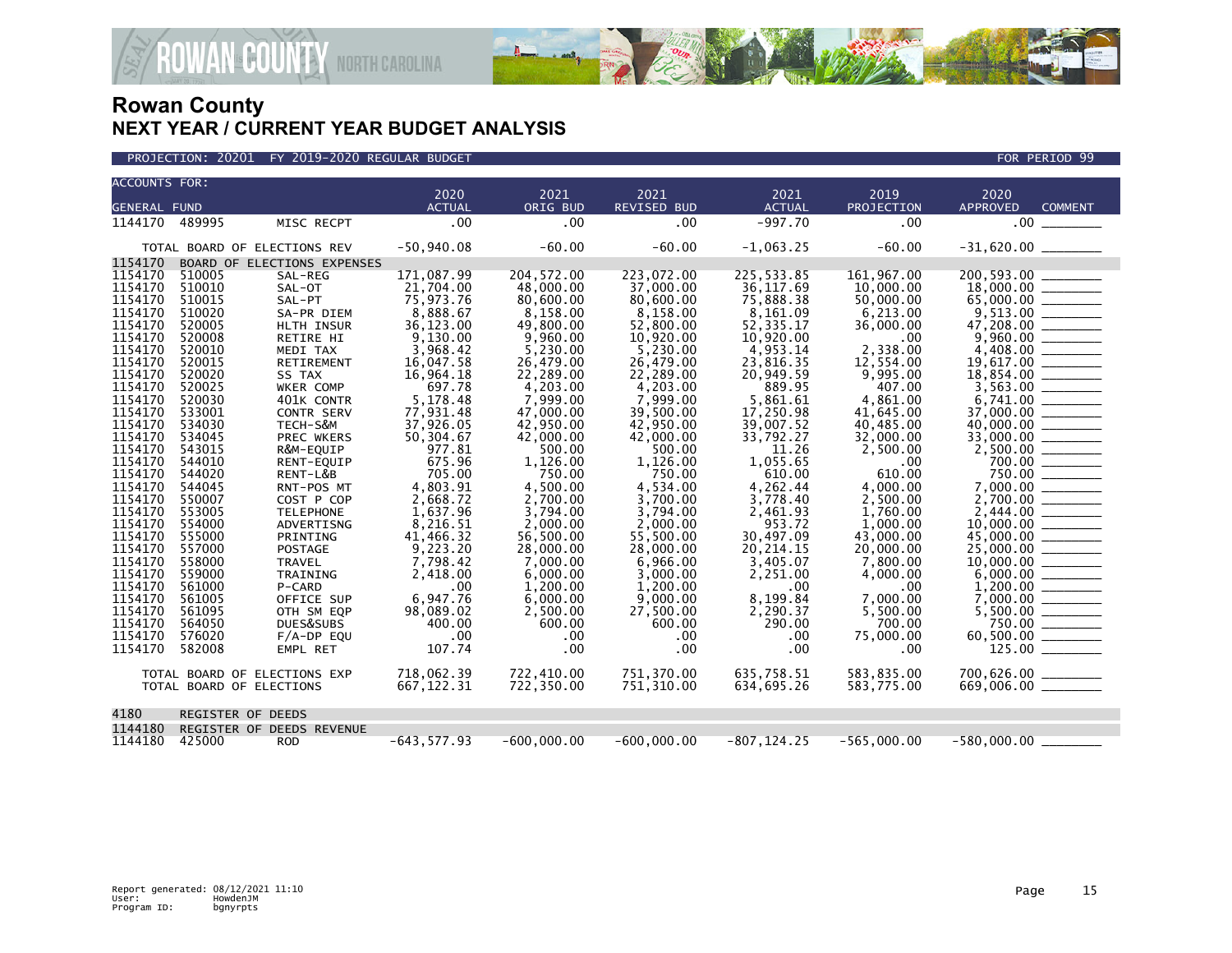# Rowan County
## NEXT YEAR / CURRENT YEAR BUDGET ANALYSIS

PROJECTION: 20201 FY 2019-2020 REGULAR BUDGET — FOR PERIOD 99

| ACCOUNTS FOR: GENERAL FUND | | | 2020 ACTUAL | 2021 ORIG BUD | 2021 REVISED BUD | 2021 ACTUAL | 2019 PROJECTION | 2020 APPROVED | COMMENT |
|---|---|---|---|---|---|---|---|---|---|
| 1144170 | 489995 | MISC RECPT | .00 | .00 | .00 | -997.70 | .00 | .00 | |
| | | TOTAL BOARD OF ELECTIONS REV | -50,940.08 | -60.00 | -60.00 | -1,063.25 | -60.00 | -31,620.00 | |
| 1154170 | BOARD OF ELECTIONS EXPENSES | | | | | | | | |
| 1154170 | 510005 | SAL-REG | 171,087.99 | 204,572.00 | 223,072.00 | 225,533.85 | 161,967.00 | 200,593.00 | |
| 1154170 | 510010 | SAL-OT | 21,704.00 | 48,000.00 | 37,000.00 | 36,117.69 | 10,000.00 | 18,000.00 | |
| 1154170 | 510015 | SAL-PT | 75,973.76 | 80,600.00 | 80,600.00 | 75,888.38 | 50,000.00 | 65,000.00 | |
| 1154170 | 510020 | SA-PR DIEM | 8,888.67 | 8,158.00 | 8,158.00 | 8,161.09 | 6,213.00 | 9,513.00 | |
| 1154170 | 520005 | HLTH INSUR | 36,123.00 | 49,800.00 | 52,800.00 | 52,335.17 | 36,000.00 | 47,208.00 | |
| 1154170 | 520008 | RETIRE HI | 9,130.00 | 9,960.00 | 10,920.00 | 10,920.00 | .00 | 9,960.00 | |
| 1154170 | 520010 | MEDI TAX | 3,968.42 | 5,230.00 | 5,230.00 | 4,953.14 | 2,338.00 | 4,408.00 | |
| 1154170 | 520015 | RETIREMENT | 16,047.58 | 26,479.00 | 26,479.00 | 23,816.35 | 12,554.00 | 19,617.00 | |
| 1154170 | 520020 | SS TAX | 16,964.18 | 22,289.00 | 22,289.00 | 20,949.59 | 9,995.00 | 18,854.00 | |
| 1154170 | 520025 | WKER COMP | 697.78 | 4,203.00 | 4,203.00 | 889.95 | 407.00 | 3,563.00 | |
| 1154170 | 520030 | 401K CONTR | 5,178.48 | 7,999.00 | 7,999.00 | 5,861.61 | 4,861.00 | 6,741.00 | |
| 1154170 | 533001 | CONTR SERV | 77,931.48 | 47,000.00 | 39,500.00 | 17,250.98 | 41,645.00 | 37,000.00 | |
| 1154170 | 534030 | TECH-S&M | 37,926.05 | 42,950.00 | 42,950.00 | 39,007.52 | 40,485.00 | 40,000.00 | |
| 1154170 | 534045 | PREC WKERS | 50,304.67 | 42,000.00 | 42,000.00 | 33,792.27 | 32,000.00 | 33,000.00 | |
| 1154170 | 543015 | R&M-EQUIP | 977.81 | 500.00 | 500.00 | 11.26 | 2,500.00 | 2,500.00 | |
| 1154170 | 544010 | RENT-EQUIP | 675.96 | 1,126.00 | 1,126.00 | 1,055.65 | .00 | 700.00 | |
| 1154170 | 544020 | RENT-L&B | 705.00 | 750.00 | 750.00 | 610.00 | 610.00 | 750.00 | |
| 1154170 | 544045 | RNT-POS MT | 4,803.91 | 4,500.00 | 4,534.00 | 4,262.44 | 4,000.00 | 7,000.00 | |
| 1154170 | 550007 | COST P COP | 2,668.72 | 2,700.00 | 3,700.00 | 3,778.40 | 2,500.00 | 2,700.00 | |
| 1154170 | 553005 | TELEPHONE | 1,637.96 | 3,794.00 | 3,794.00 | 2,461.93 | 1,760.00 | 2,444.00 | |
| 1154170 | 554000 | ADVERTISNG | 8,216.51 | 2,000.00 | 2,000.00 | 953.72 | 1,000.00 | 10,000.00 | |
| 1154170 | 555000 | PRINTING | 41,466.32 | 56,500.00 | 55,500.00 | 30,497.09 | 43,000.00 | 45,000.00 | |
| 1154170 | 557000 | POSTAGE | 9,223.20 | 28,000.00 | 28,000.00 | 20,214.15 | 20,000.00 | 25,000.00 | |
| 1154170 | 558000 | TRAVEL | 7,798.42 | 7,000.00 | 6,966.00 | 3,405.07 | 7,800.00 | 10,000.00 | |
| 1154170 | 559000 | TRAINING | 2,418.00 | 6,000.00 | 3,000.00 | 2,251.00 | 4,000.00 | 6,000.00 | |
| 1154170 | 561000 | P-CARD | .00 | 1,200.00 | 1,200.00 | .00 | .00 | 1,200.00 | |
| 1154170 | 561005 | OFFICE SUP | 6,947.76 | 6,000.00 | 9,000.00 | 8,199.84 | 7,000.00 | 7,000.00 | |
| 1154170 | 561095 | OTH SM EQP | 98,089.02 | 2,500.00 | 27,500.00 | 2,290.37 | 5,500.00 | 5,500.00 | |
| 1154170 | 564050 | DUES&SUBS | 400.00 | 600.00 | 600.00 | 290.00 | 700.00 | 750.00 | |
| 1154170 | 576020 | F/A-DP EQU | .00 | .00 | .00 | .00 | 75,000.00 | 60,500.00 | |
| 1154170 | 582008 | EMPL RET | 107.74 | .00 | .00 | .00 | .00 | 125.00 | |
| | | TOTAL BOARD OF ELECTIONS EXP | 718,062.39 | 722,410.00 | 751,370.00 | 635,758.51 | 583,835.00 | 700,626.00 | |
| | | TOTAL BOARD OF ELECTIONS | 667,122.31 | 722,350.00 | 751,310.00 | 634,695.26 | 583,775.00 | 669,006.00 | |
| 4180 | REGISTER OF DEEDS | | | | | | | | |
| 1144180 | REGISTER OF DEEDS REVENUE | | | | | | | | |
| 1144180 | 425000 | ROD | -643,577.93 | -600,000.00 | -600,000.00 | -807,124.25 | -565,000.00 | -580,000.00 | |

Report generated: 08/12/2021 11:10
User: HowdenJM
Program ID: bgnyrpts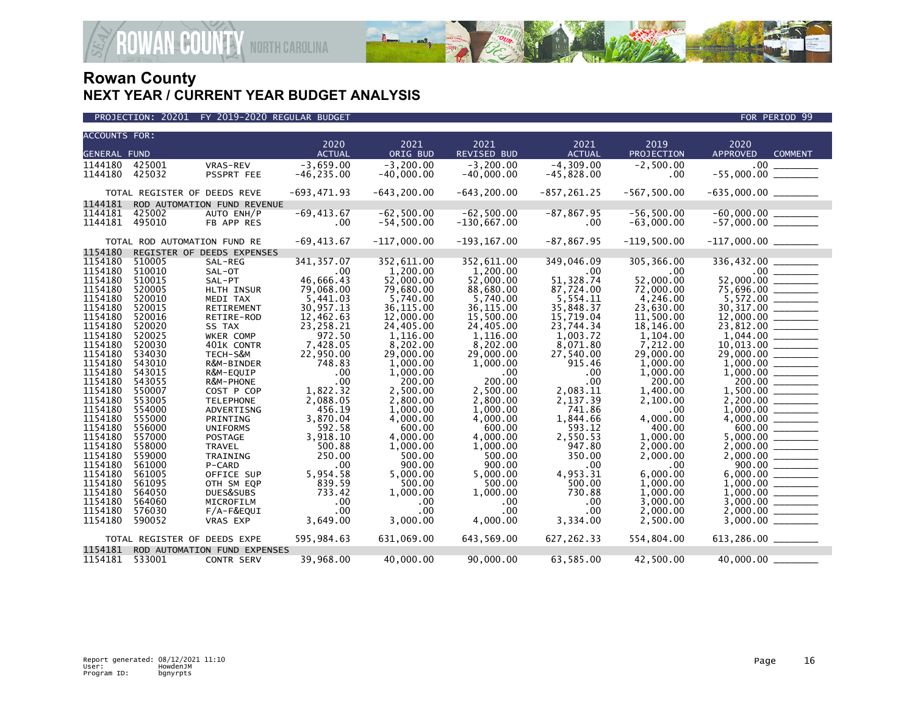# Rowan County
## NEXT YEAR / CURRENT YEAR BUDGET ANALYSIS

PROJECTION: 20201 FY 2019-2020 REGULAR BUDGET — FOR PERIOD 99

| ACCOUNTS FOR: GENERAL FUND | | | 2020 ACTUAL | 2021 ORIG BUD | 2021 REVISED BUD | 2021 ACTUAL | 2019 PROJECTION | 2020 APPROVED | COMMENT |
|---|---|---|---|---|---|---|---|---|---|
| 1144180 | 425001 | VRAS-REV | -3,659.00 | -3,200.00 | -3,200.00 | -4,309.00 | -2,500.00 | .00 | ________ |
| 1144180 | 425032 | PSSPRT FEE | -46,235.00 | -40,000.00 | -40,000.00 | -45,828.00 | .00 | -55,000.00 | ________ |
| TOTAL REGISTER OF DEEDS REVE | | | -693,471.93 | -643,200.00 | -643,200.00 | -857,261.25 | -567,500.00 | -635,000.00 | ________ |
| 1144181 | ROD AUTOMATION FUND REVENUE | | | | | | | | |
| 1144181 | 425002 | AUTO ENH/P | -69,413.67 | -62,500.00 | -62,500.00 | -87,867.95 | -56,500.00 | -60,000.00 | ________ |
| 1144181 | 495010 | FB APP RES | .00 | -54,500.00 | -130,667.00 | .00 | -63,000.00 | -57,000.00 | ________ |
| TOTAL ROD AUTOMATION FUND RE | | | -69,413.67 | -117,000.00 | -193,167.00 | -87,867.95 | -119,500.00 | -117,000.00 | ________ |
| 1154180 | REGISTER OF DEEDS EXPENSES | | | | | | | | |
| 1154180 | 510005 | SAL-REG | 341,357.07 | 352,611.00 | 352,611.00 | 349,046.09 | 305,366.00 | 336,432.00 | ________ |
| 1154180 | 510010 | SAL-OT | .00 | 1,200.00 | 1,200.00 | .00 | .00 | .00 | ________ |
| 1154180 | 510015 | SAL-PT | 46,666.43 | 52,000.00 | 52,000.00 | 51,328.74 | 52,000.00 | 52,000.00 | ________ |
| 1154180 | 520005 | HLTH INSUR | 79,068.00 | 79,680.00 | 88,680.00 | 87,724.00 | 72,000.00 | 75,696.00 | ________ |
| 1154180 | 520010 | MEDI TAX | 5,441.03 | 5,740.00 | 5,740.00 | 5,554.11 | 4,246.00 | 5,572.00 | ________ |
| 1154180 | 520015 | RETIREMENT | 30,957.13 | 36,115.00 | 36,115.00 | 35,848.37 | 23,630.00 | 30,317.00 | ________ |
| 1154180 | 520016 | RETIRE-ROD | 12,462.63 | 12,000.00 | 15,500.00 | 15,719.04 | 11,500.00 | 12,000.00 | ________ |
| 1154180 | 520020 | SS TAX | 23,258.21 | 24,405.00 | 24,405.00 | 23,744.34 | 18,146.00 | 23,812.00 | ________ |
| 1154180 | 520025 | WKER COMP | 972.50 | 1,116.00 | 1,116.00 | 1,003.72 | 1,104.00 | 1,044.00 | ________ |
| 1154180 | 520030 | 401K CONTR | 7,428.05 | 8,202.00 | 8,202.00 | 8,071.80 | 7,212.00 | 10,013.00 | ________ |
| 1154180 | 534030 | TECH-S&M | 22,950.00 | 29,000.00 | 29,000.00 | 27,540.00 | 29,000.00 | 29,000.00 | ________ |
| 1154180 | 543010 | R&M-BINDER | 748.83 | 1,000.00 | 1,000.00 | 915.46 | 1,000.00 | 1,000.00 | ________ |
| 1154180 | 543015 | R&M-EQUIP | .00 | 1,000.00 | .00 | .00 | 1,000.00 | 1,000.00 | ________ |
| 1154180 | 543055 | R&M-PHONE | .00 | 200.00 | 200.00 | .00 | 200.00 | 200.00 | ________ |
| 1154180 | 550007 | COST P COP | 1,822.32 | 2,500.00 | 2,500.00 | 2,083.11 | 1,400.00 | 1,500.00 | ________ |
| 1154180 | 553005 | TELEPHONE | 2,088.05 | 2,800.00 | 2,800.00 | 2,137.39 | 2,100.00 | 2,200.00 | ________ |
| 1154180 | 554000 | ADVERTISNG | 456.19 | 1,000.00 | 1,000.00 | 741.86 | .00 | 1,000.00 | ________ |
| 1154180 | 555000 | PRINTING | 3,870.04 | 4,000.00 | 4,000.00 | 1,844.66 | 4,000.00 | 4,000.00 | ________ |
| 1154180 | 556000 | UNIFORMS | 592.58 | 600.00 | 600.00 | 593.12 | 400.00 | 600.00 | ________ |
| 1154180 | 557000 | POSTAGE | 3,918.10 | 4,000.00 | 4,000.00 | 2,550.53 | 1,000.00 | 5,000.00 | ________ |
| 1154180 | 558000 | TRAVEL | 500.88 | 1,000.00 | 1,000.00 | 947.80 | 2,000.00 | 2,000.00 | ________ |
| 1154180 | 559000 | TRAINING | 250.00 | 500.00 | 500.00 | 350.00 | 2,000.00 | 2,000.00 | ________ |
| 1154180 | 561000 | P-CARD | .00 | 900.00 | 900.00 | .00 | .00 | 900.00 | ________ |
| 1154180 | 561005 | OFFICE SUP | 5,954.58 | 5,000.00 | 5,000.00 | 4,953.31 | 6,000.00 | 6,000.00 | ________ |
| 1154180 | 561095 | OTH SM EQP | 839.59 | 500.00 | 500.00 | 500.00 | 1,000.00 | 1,000.00 | ________ |
| 1154180 | 564050 | DUES&SUBS | 733.42 | 1,000.00 | 1,000.00 | 730.88 | 1,000.00 | 1,000.00 | ________ |
| 1154180 | 564060 | MICROFILM | .00 | .00 | .00 | .00 | 3,000.00 | 3,000.00 | ________ |
| 1154180 | 576030 | F/A-F&EQUI | .00 | .00 | .00 | .00 | 2,000.00 | 2,000.00 | ________ |
| 1154180 | 590052 | VRAS EXP | 3,649.00 | 3,000.00 | 4,000.00 | 3,334.00 | 2,500.00 | 3,000.00 | ________ |
| TOTAL REGISTER OF DEEDS EXPE | | | 595,984.63 | 631,069.00 | 643,569.00 | 627,262.33 | 554,804.00 | 613,286.00 | ________ |
| 1154181 | ROD AUTOMATION FUND EXPENSES | | | | | | | | |
| 1154181 | 533001 | CONTR SERV | 39,968.00 | 40,000.00 | 90,000.00 | 63,585.00 | 42,500.00 | 40,000.00 | ________ |

Report generated: 08/12/2021 11:10
User: HowdenJM
Program ID: bgnyrpts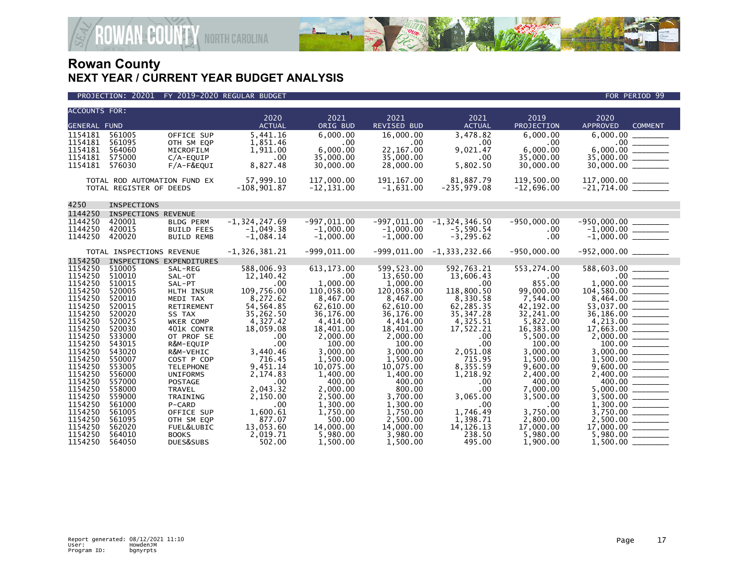# Rowan County
## NEXT YEAR / CURRENT YEAR BUDGET ANALYSIS

PROJECTION: 20201 FY 2019-2020 REGULAR BUDGET — FOR PERIOD 99

| ACCOUNTS FOR: GENERAL FUND | | | 2020 ACTUAL | 2021 ORIG BUD | 2021 REVISED BUD | 2021 ACTUAL | 2019 PROJECTION | 2020 APPROVED | COMMENT |
|---|---|---|---|---|---|---|---|---|---|
| 1154181 | 561005 | OFFICE SUP | 5,441.16 | 6,000.00 | 16,000.00 | 3,478.82 | 6,000.00 | 6,000.00 | |
| 1154181 | 561095 | OTH SM EQP | 1,851.46 | .00 | .00 | .00 | .00 | .00 | |
| 1154181 | 564060 | MICROFILM | 1,911.00 | 6,000.00 | 22,167.00 | 9,021.47 | 6,000.00 | 6,000.00 | |
| 1154181 | 575000 | C/A-EQUIP | .00 | 35,000.00 | 35,000.00 | .00 | 35,000.00 | 35,000.00 | |
| 1154181 | 576030 | F/A-F&EQUI | 8,827.48 | 30,000.00 | 28,000.00 | 5,802.50 | 30,000.00 | 30,000.00 | |
| TOTAL ROD AUTOMATION FUND EX | | | 57,999.10 | 117,000.00 | 191,167.00 | 81,887.79 | 119,500.00 | 117,000.00 | |
| TOTAL REGISTER OF DEEDS | | | -108,901.87 | -12,131.00 | -1,631.00 | -235,979.08 | -12,696.00 | -21,714.00 | |
| 4250 | INSPECTIONS | | | | | | | | |
| 1144250 | INSPECTIONS REVENUE | | | | | | | | |
| 1144250 | 420001 | BLDG PERM | -1,324,247.69 | -997,011.00 | -997,011.00 | -1,324,346.50 | -950,000.00 | -950,000.00 | |
| 1144250 | 420015 | BUILD FEES | -1,049.38 | -1,000.00 | -1,000.00 | -5,590.54 | .00 | -1,000.00 | |
| 1144250 | 420020 | BUILD REMB | -1,084.14 | -1,000.00 | -1,000.00 | -3,295.62 | .00 | -1,000.00 | |
| TOTAL INSPECTIONS REVENUE | | | -1,326,381.21 | -999,011.00 | -999,011.00 | -1,333,232.66 | -950,000.00 | -952,000.00 | |
| 1154250 | INSPECTIONS EXPENDITURES | | | | | | | | |
| 1154250 | 510005 | SAL-REG | 588,006.93 | 613,173.00 | 599,523.00 | 592,763.21 | 553,274.00 | 588,603.00 | |
| 1154250 | 510010 | SAL-OT | 12,140.42 | .00 | 13,650.00 | 13,606.43 | .00 | .00 | |
| 1154250 | 510015 | SAL-PT | .00 | 1,000.00 | 1,000.00 | .00 | 855.00 | 1,000.00 | |
| 1154250 | 520005 | HLTH INSUR | 109,756.00 | 110,058.00 | 120,058.00 | 118,800.50 | 99,000.00 | 104,580.00 | |
| 1154250 | 520010 | MEDI TAX | 8,272.62 | 8,467.00 | 8,467.00 | 8,330.58 | 7,544.00 | 8,464.00 | |
| 1154250 | 520015 | RETIREMENT | 54,564.85 | 62,610.00 | 62,610.00 | 62,285.35 | 42,192.00 | 53,037.00 | |
| 1154250 | 520020 | SS TAX | 35,262.50 | 36,176.00 | 36,176.00 | 35,347.28 | 32,241.00 | 36,186.00 | |
| 1154250 | 520025 | WKER COMP | 4,327.42 | 4,414.00 | 4,414.00 | 4,325.51 | 5,822.00 | 4,213.00 | |
| 1154250 | 520030 | 401K CONTR | 18,059.08 | 18,401.00 | 18,401.00 | 17,522.21 | 16,383.00 | 17,663.00 | |
| 1154250 | 533000 | OT PROF SE | .00 | 2,000.00 | 2,000.00 | .00 | 5,500.00 | 2,000.00 | |
| 1154250 | 543015 | R&M-EQUIP | .00 | 100.00 | 100.00 | .00 | 100.00 | 100.00 | |
| 1154250 | 543020 | R&M-VEHIC | 3,440.46 | 3,000.00 | 3,000.00 | 2,051.08 | 3,000.00 | 3,000.00 | |
| 1154250 | 550007 | COST P COP | 716.45 | 1,500.00 | 1,500.00 | 715.95 | 1,500.00 | 1,500.00 | |
| 1154250 | 553005 | TELEPHONE | 9,451.14 | 10,075.00 | 10,075.00 | 8,355.59 | 9,600.00 | 9,600.00 | |
| 1154250 | 556000 | UNIFORMS | 2,174.83 | 1,400.00 | 1,400.00 | 1,218.92 | 2,400.00 | 2,400.00 | |
| 1154250 | 557000 | POSTAGE | .00 | 400.00 | 400.00 | .00 | 400.00 | 400.00 | |
| 1154250 | 558000 | TRAVEL | 2,043.32 | 2,000.00 | 800.00 | .00 | 7,000.00 | 5,000.00 | |
| 1154250 | 559000 | TRAINING | 2,150.00 | 2,500.00 | 3,700.00 | 3,065.00 | 3,500.00 | 3,500.00 | |
| 1154250 | 561000 | P-CARD | .00 | 1,300.00 | 1,300.00 | .00 | .00 | 1,300.00 | |
| 1154250 | 561005 | OFFICE SUP | 1,600.61 | 1,750.00 | 1,750.00 | 1,746.49 | 3,750.00 | 3,750.00 | |
| 1154250 | 561095 | OTH SM EQP | 877.07 | 500.00 | 2,500.00 | 1,398.71 | 2,800.00 | 2,500.00 | |
| 1154250 | 562020 | FUEL&LUBIC | 13,053.60 | 14,000.00 | 14,000.00 | 14,126.13 | 17,000.00 | 17,000.00 | |
| 1154250 | 564010 | BOOKS | 2,019.71 | 5,980.00 | 3,980.00 | 238.50 | 5,980.00 | 5,980.00 | |
| 1154250 | 564050 | DUES&SUBS | 502.00 | 1,500.00 | 1,500.00 | 495.00 | 1,900.00 | 1,500.00 | |

Report generated: 08/12/2021 11:10
User: HowdenJM
Program ID: bgnyrpts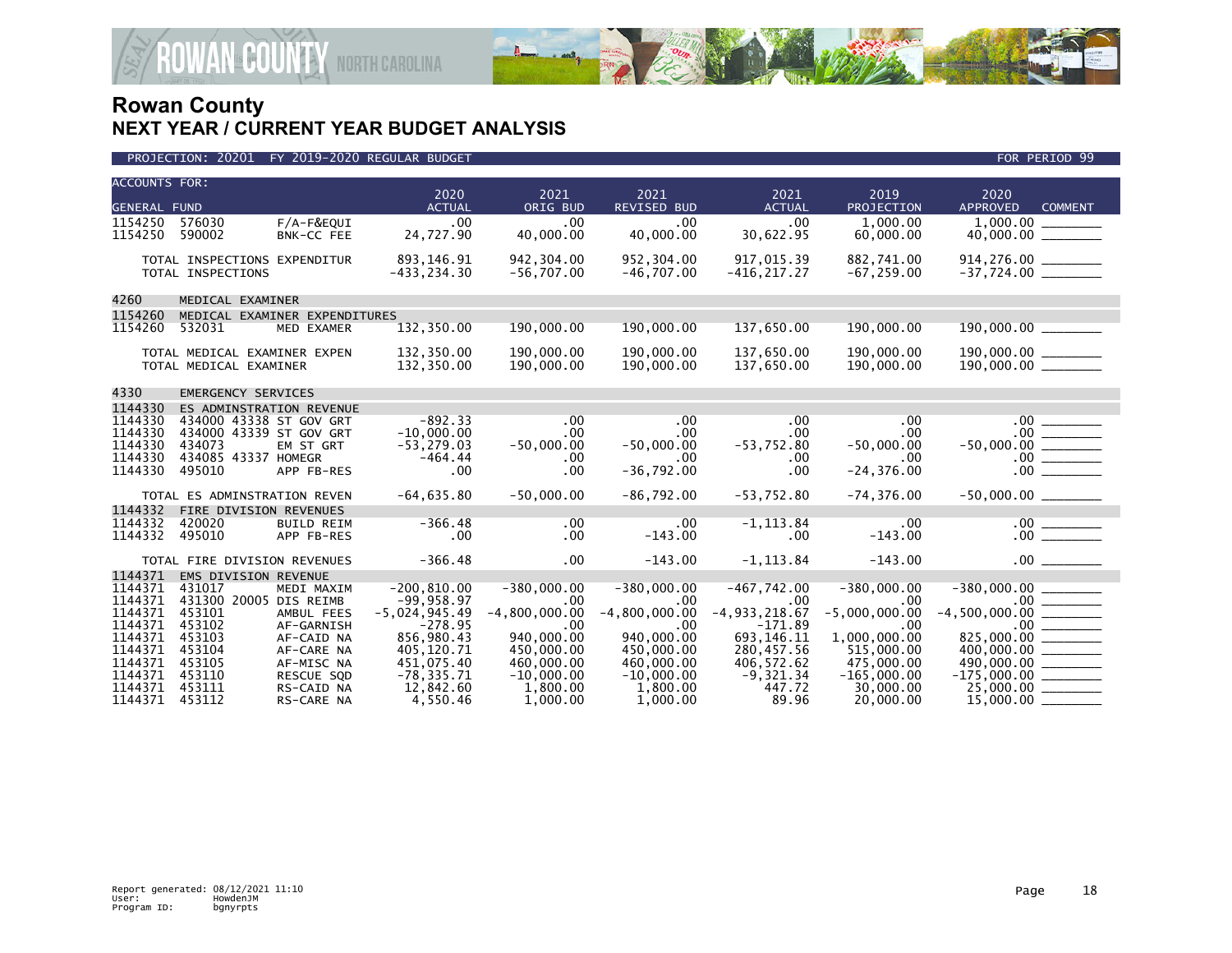# Rowan County
## NEXT YEAR / CURRENT YEAR BUDGET ANALYSIS

PROJECTION: 20201 FY 2019-2020 REGULAR BUDGET — FOR PERIOD 99

| ACCOUNTS FOR: GENERAL FUND | | | 2020 ACTUAL | 2021 ORIG BUD | 2021 REVISED BUD | 2021 ACTUAL | 2019 PROJECTION | 2020 APPROVED | COMMENT |
|---|---|---|---|---|---|---|---|---|---|
| 1154250 | 576030 | F/A-F&EQUI | .00 | .00 | .00 | .00 | 1,000.00 | 1,000.00 | |
| 1154250 | 590002 | BNK-CC FEE | 24,727.90 | 40,000.00 | 40,000.00 | 30,622.95 | 60,000.00 | 40,000.00 | |
| TOTAL INSPECTIONS EXPENDITUR | | | 893,146.91 | 942,304.00 | 952,304.00 | 917,015.39 | 882,741.00 | 914,276.00 | |
| TOTAL INSPECTIONS | | | -433,234.30 | -56,707.00 | -46,707.00 | -416,217.27 | -67,259.00 | -37,724.00 | |
| 4260 | MEDICAL EXAMINER | | | | | | | | |
| 1154260 | MEDICAL EXAMINER EXPENDITURES | | | | | | | | |
| 1154260 | 532031 | MED EXAMER | 132,350.00 | 190,000.00 | 190,000.00 | 137,650.00 | 190,000.00 | 190,000.00 | |
| TOTAL MEDICAL EXAMINER EXPEN | | | 132,350.00 | 190,000.00 | 190,000.00 | 137,650.00 | 190,000.00 | 190,000.00 | |
| TOTAL MEDICAL EXAMINER | | | 132,350.00 | 190,000.00 | 190,000.00 | 137,650.00 | 190,000.00 | 190,000.00 | |
| 4330 | EMERGENCY SERVICES | | | | | | | | |
| 1144330 | ES ADMINSTRATION REVENUE | | | | | | | | |
| 1144330 | 434000 43338 | ST GOV GRT | -892.33 | .00 | .00 | .00 | .00 | .00 | |
| 1144330 | 434000 43339 | ST GOV GRT | -10,000.00 | .00 | .00 | .00 | .00 | .00 | |
| 1144330 | 434073 | EM ST GRT | -53,279.03 | -50,000.00 | -50,000.00 | -53,752.80 | -50,000.00 | -50,000.00 | |
| 1144330 | 434085 43337 | HOMEGR | -464.44 | .00 | .00 | .00 | .00 | .00 | |
| 1144330 | 495010 | APP FB-RES | .00 | .00 | -36,792.00 | .00 | -24,376.00 | .00 | |
| TOTAL ES ADMINSTRATION REVEN | | | -64,635.80 | -50,000.00 | -86,792.00 | -53,752.80 | -74,376.00 | -50,000.00 | |
| 1144332 | FIRE DIVISION REVENUES | | | | | | | | |
| 1144332 | 420020 | BUILD REIM | -366.48 | .00 | .00 | -1,113.84 | .00 | .00 | |
| 1144332 | 495010 | APP FB-RES | .00 | .00 | -143.00 | .00 | -143.00 | .00 | |
| TOTAL FIRE DIVISION REVENUES | | | -366.48 | .00 | -143.00 | -1,113.84 | -143.00 | .00 | |
| 1144371 | EMS DIVISION REVENUE | | | | | | | | |
| 1144371 | 431017 | MEDI MAXIM | -200,810.00 | -380,000.00 | -380,000.00 | -467,742.00 | -380,000.00 | -380,000.00 | |
| 1144371 | 431300 20005 | DIS REIMB | -99,958.97 | .00 | .00 | .00 | .00 | .00 | |
| 1144371 | 453101 | AMBUL FEES | -5,024,945.49 | -4,800,000.00 | -4,800,000.00 | -4,933,218.67 | -5,000,000.00 | -4,500,000.00 | |
| 1144371 | 453102 | AF-GARNISH | -278.95 | .00 | .00 | -171.89 | .00 | .00 | |
| 1144371 | 453103 | AF-CAID NA | 856,980.43 | 940,000.00 | 940,000.00 | 693,146.11 | 1,000,000.00 | 825,000.00 | |
| 1144371 | 453104 | AF-CARE NA | 405,120.71 | 450,000.00 | 450,000.00 | 280,457.56 | 515,000.00 | 400,000.00 | |
| 1144371 | 453105 | AF-MISC NA | 451,075.40 | 460,000.00 | 460,000.00 | 406,572.62 | 475,000.00 | 490,000.00 | |
| 1144371 | 453110 | RESCUE SQD | -78,335.71 | -10,000.00 | -10,000.00 | -9,321.34 | -165,000.00 | -175,000.00 | |
| 1144371 | 453111 | RS-CAID NA | 12,842.60 | 1,800.00 | 1,800.00 | 447.72 | 30,000.00 | 25,000.00 | |
| 1144371 | 453112 | RS-CARE NA | 4,550.46 | 1,000.00 | 1,000.00 | 89.96 | 20,000.00 | 15,000.00 | |

Report generated: 08/12/2021 11:10
User: HowdenJM
Program ID: bgnyrpts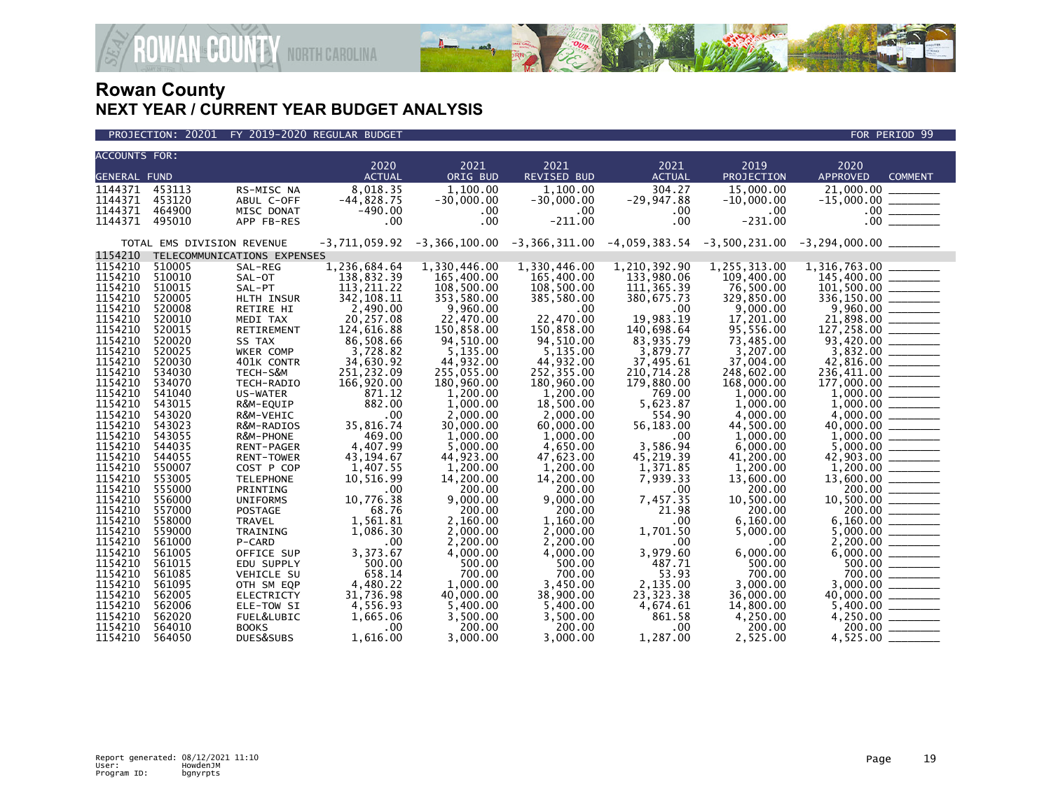# Rowan County
## NEXT YEAR / CURRENT YEAR BUDGET ANALYSIS

PROJECTION: 20201 FY 2019-2020 REGULAR BUDGET — FOR PERIOD 99

| ACCOUNTS FOR: GENERAL FUND | | | 2020 ACTUAL | 2021 ORIG BUD | 2021 REVISED BUD | 2021 ACTUAL | 2019 PROJECTION | 2020 APPROVED | COMMENT |
|---|---|---|---|---|---|---|---|---|---|
| 1144371 | 453113 | RS-MISC NA | 8,018.35 | 1,100.00 | 1,100.00 | 304.27 | 15,000.00 | 21,000.00 | |
| 1144371 | 453120 | ABUL C-OFF | -44,828.75 | -30,000.00 | -30,000.00 | -29,947.88 | -10,000.00 | -15,000.00 | |
| 1144371 | 464900 | MISC DONAT | -490.00 | .00 | .00 | .00 | .00 | .00 | |
| 1144371 | 495010 | APP FB-RES | .00 | .00 | -211.00 | .00 | -231.00 | .00 | |
| TOTAL EMS DIVISION REVENUE | | | -3,711,059.92 | -3,366,100.00 | -3,366,311.00 | -4,059,383.54 | -3,500,231.00 | -3,294,000.00 | |
| 1154210 | TELECOMMUNICATIONS EXPENSES | | | | | | | | |
| 1154210 | 510005 | SAL-REG | 1,236,684.64 | 1,330,446.00 | 1,330,446.00 | 1,210,392.90 | 1,255,313.00 | 1,316,763.00 | |
| 1154210 | 510010 | SAL-OT | 138,832.39 | 165,400.00 | 165,400.00 | 133,980.06 | 109,400.00 | 145,400.00 | |
| 1154210 | 510015 | SAL-PT | 113,211.22 | 108,500.00 | 108,500.00 | 111,365.39 | 76,500.00 | 101,500.00 | |
| 1154210 | 520005 | HLTH INSUR | 342,108.11 | 353,580.00 | 385,580.00 | 380,675.73 | 329,850.00 | 336,150.00 | |
| 1154210 | 520008 | RETIRE HI | 2,490.00 | 9,960.00 | .00 | .00 | 9,000.00 | 9,960.00 | |
| 1154210 | 520010 | MEDI TAX | 20,257.08 | 22,470.00 | 22,470.00 | 19,983.19 | 17,201.00 | 21,898.00 | |
| 1154210 | 520015 | RETIREMENT | 124,616.88 | 150,858.00 | 150,858.00 | 140,698.64 | 95,556.00 | 127,258.00 | |
| 1154210 | 520020 | SS TAX | 86,508.66 | 94,510.00 | 94,510.00 | 83,935.79 | 73,485.00 | 93,420.00 | |
| 1154210 | 520025 | WKER COMP | 3,728.82 | 5,135.00 | 5,135.00 | 3,879.77 | 3,207.00 | 3,832.00 | |
| 1154210 | 520030 | 401K CONTR | 34,630.92 | 44,932.00 | 44,932.00 | 37,495.61 | 37,004.00 | 42,816.00 | |
| 1154210 | 534030 | TECH-S&M | 251,232.09 | 255,055.00 | 252,355.00 | 210,714.28 | 248,602.00 | 236,411.00 | |
| 1154210 | 534070 | TECH-RADIO | 166,920.00 | 180,960.00 | 180,960.00 | 179,880.00 | 168,000.00 | 177,000.00 | |
| 1154210 | 541040 | US-WATER | 871.12 | 1,200.00 | 1,200.00 | 769.00 | 1,000.00 | 1,000.00 | |
| 1154210 | 543015 | R&M-EQUIP | 882.00 | 1,000.00 | 18,500.00 | 5,623.87 | 1,000.00 | 1,000.00 | |
| 1154210 | 543020 | R&M-VEHIC | .00 | 2,000.00 | 2,000.00 | 554.90 | 4,000.00 | 4,000.00 | |
| 1154210 | 543023 | R&M-RADIOS | 35,816.74 | 30,000.00 | 60,000.00 | 56,183.00 | 44,500.00 | 40,000.00 | |
| 1154210 | 543055 | R&M-PHONE | 469.00 | 1,000.00 | 1,000.00 | .00 | 1,000.00 | 1,000.00 | |
| 1154210 | 544035 | RENT-PAGER | 4,407.99 | 5,000.00 | 4,650.00 | 3,586.94 | 6,000.00 | 5,000.00 | |
| 1154210 | 544055 | RENT-TOWER | 43,194.67 | 44,923.00 | 47,623.00 | 45,219.39 | 41,200.00 | 42,903.00 | |
| 1154210 | 550007 | COST P COP | 1,407.55 | 1,200.00 | 1,200.00 | 1,371.85 | 1,200.00 | 1,200.00 | |
| 1154210 | 553005 | TELEPHONE | 10,516.99 | 14,200.00 | 14,200.00 | 7,939.33 | 13,600.00 | 13,600.00 | |
| 1154210 | 555000 | PRINTING | .00 | 200.00 | 200.00 | .00 | 200.00 | 200.00 | |
| 1154210 | 556000 | UNIFORMS | 10,776.38 | 9,000.00 | 9,000.00 | 7,457.35 | 10,500.00 | 10,500.00 | |
| 1154210 | 557000 | POSTAGE | 68.76 | 200.00 | 200.00 | 21.98 | 200.00 | 200.00 | |
| 1154210 | 558000 | TRAVEL | 1,561.81 | 2,160.00 | 1,160.00 | .00 | 6,160.00 | 6,160.00 | |
| 1154210 | 559000 | TRAINING | 1,086.30 | 2,000.00 | 2,000.00 | 1,701.50 | 5,000.00 | 5,000.00 | |
| 1154210 | 561000 | P-CARD | .00 | 2,200.00 | 2,200.00 | .00 | .00 | 2,200.00 | |
| 1154210 | 561005 | OFFICE SUP | 3,373.67 | 4,000.00 | 4,000.00 | 3,979.60 | 6,000.00 | 6,000.00 | |
| 1154210 | 561015 | EDU SUPPLY | 500.00 | 500.00 | 500.00 | 487.71 | 500.00 | 500.00 | |
| 1154210 | 561085 | VEHICLE SU | 658.14 | 700.00 | 700.00 | 53.93 | 700.00 | 700.00 | |
| 1154210 | 561095 | OTH SM EQP | 4,480.22 | 1,000.00 | 3,450.00 | 2,135.00 | 3,000.00 | 3,000.00 | |
| 1154210 | 562005 | ELECTRICTY | 31,736.98 | 40,000.00 | 38,900.00 | 23,323.38 | 36,000.00 | 40,000.00 | |
| 1154210 | 562006 | ELE-TOW SI | 4,556.93 | 5,400.00 | 5,400.00 | 4,674.61 | 14,800.00 | 5,400.00 | |
| 1154210 | 562020 | FUEL&LUBIC | 1,665.06 | 3,500.00 | 3,500.00 | 861.58 | 4,250.00 | 4,250.00 | |
| 1154210 | 564010 | BOOKS | .00 | 200.00 | 200.00 | .00 | 200.00 | 200.00 | |
| 1154210 | 564050 | DUES&SUBS | 1,616.00 | 3,000.00 | 3,000.00 | 1,287.00 | 2,525.00 | 4,525.00 | |

Report generated: 08/12/2021 11:10
User: HowdenJM
Program ID: bgnyrpts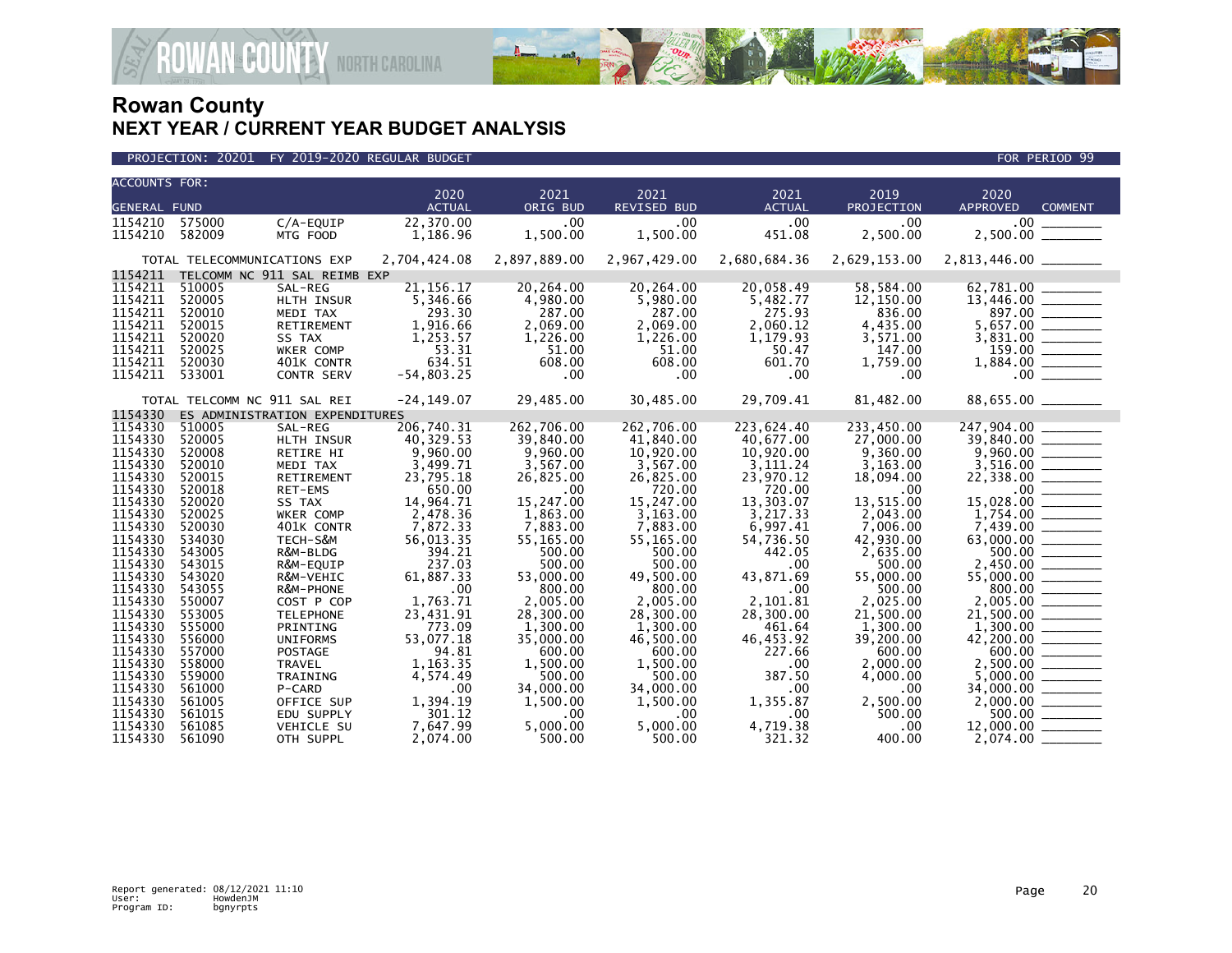# Rowan County
## NEXT YEAR / CURRENT YEAR BUDGET ANALYSIS

PROJECTION: 20201 FY 2019-2020 REGULAR BUDGET — FOR PERIOD 99

| ACCOUNTS FOR: GENERAL FUND | | | 2020 ACTUAL | 2021 ORIG BUD | 2021 REVISED BUD | 2021 ACTUAL | 2019 PROJECTION | 2020 APPROVED | COMMENT |
|---|---|---|---|---|---|---|---|---|---|
| 1154210 | 575000 | C/A-EQUIP | 22,370.00 | .00 | .00 | .00 | .00 | .00 | |
| 1154210 | 582009 | MTG FOOD | 1,186.96 | 1,500.00 | 1,500.00 | 451.08 | 2,500.00 | 2,500.00 | |
| TOTAL TELECOMMUNICATIONS EXP | | | 2,704,424.08 | 2,897,889.00 | 2,967,429.00 | 2,680,684.36 | 2,629,153.00 | 2,813,446.00 | |
| 1154211 | TELCOMM NC 911 SAL REIMB EXP | | | | | | | | |
| 1154211 | 510005 | SAL-REG | 21,156.17 | 20,264.00 | 20,264.00 | 20,058.49 | 58,584.00 | 62,781.00 | |
| 1154211 | 520005 | HLTH INSUR | 5,346.66 | 4,980.00 | 5,980.00 | 5,482.77 | 12,150.00 | 13,446.00 | |
| 1154211 | 520010 | MEDI TAX | 293.30 | 287.00 | 287.00 | 275.93 | 836.00 | 897.00 | |
| 1154211 | 520015 | RETIREMENT | 1,916.66 | 2,069.00 | 2,069.00 | 2,060.12 | 4,435.00 | 5,657.00 | |
| 1154211 | 520020 | SS TAX | 1,253.57 | 1,226.00 | 1,226.00 | 1,179.93 | 3,571.00 | 3,831.00 | |
| 1154211 | 520025 | WKER COMP | 53.31 | 51.00 | 51.00 | 50.47 | 147.00 | 159.00 | |
| 1154211 | 520030 | 401K CONTR | 634.51 | 608.00 | 608.00 | 601.70 | 1,759.00 | 1,884.00 | |
| 1154211 | 533001 | CONTR SERV | -54,803.25 | .00 | .00 | .00 | .00 | .00 | |
| TOTAL TELCOMM NC 911 SAL REI | | | -24,149.07 | 29,485.00 | 30,485.00 | 29,709.41 | 81,482.00 | 88,655.00 | |
| 1154330 | ES ADMINISTRATION EXPENDITURES | | | | | | | | |
| 1154330 | 510005 | SAL-REG | 206,740.31 | 262,706.00 | 262,706.00 | 223,624.40 | 233,450.00 | 247,904.00 | |
| 1154330 | 520005 | HLTH INSUR | 40,329.53 | 39,840.00 | 41,840.00 | 40,677.00 | 27,000.00 | 39,840.00 | |
| 1154330 | 520008 | RETIRE HI | 9,960.00 | 9,960.00 | 10,920.00 | 10,920.00 | 9,360.00 | 9,960.00 | |
| 1154330 | 520010 | MEDI TAX | 3,499.71 | 3,567.00 | 3,567.00 | 3,111.24 | 3,163.00 | 3,516.00 | |
| 1154330 | 520015 | RETIREMENT | 23,795.18 | 26,825.00 | 26,825.00 | 23,970.12 | 18,094.00 | 22,338.00 | |
| 1154330 | 520018 | RET-EMS | 650.00 | .00 | 720.00 | 720.00 | .00 | .00 | |
| 1154330 | 520020 | SS TAX | 14,964.71 | 15,247.00 | 15,247.00 | 13,303.07 | 13,515.00 | 15,028.00 | |
| 1154330 | 520025 | WKER COMP | 2,478.36 | 1,863.00 | 3,163.00 | 3,217.33 | 2,043.00 | 1,754.00 | |
| 1154330 | 520030 | 401K CONTR | 7,872.33 | 7,883.00 | 7,883.00 | 6,997.41 | 7,006.00 | 7,439.00 | |
| 1154330 | 534030 | TECH-S&M | 56,013.35 | 55,165.00 | 55,165.00 | 54,736.50 | 42,930.00 | 63,000.00 | |
| 1154330 | 543005 | R&M-BLDG | 394.21 | 500.00 | 500.00 | 442.05 | 2,635.00 | 500.00 | |
| 1154330 | 543015 | R&M-EQUIP | 237.03 | 500.00 | 500.00 | .00 | 500.00 | 2,450.00 | |
| 1154330 | 543020 | R&M-VEHIC | 61,887.33 | 53,000.00 | 49,500.00 | 43,871.69 | 55,000.00 | 55,000.00 | |
| 1154330 | 543055 | R&M-PHONE | .00 | 800.00 | 800.00 | .00 | 500.00 | 800.00 | |
| 1154330 | 550007 | COST P COP | 1,763.71 | 2,005.00 | 2,005.00 | 2,101.81 | 2,025.00 | 2,005.00 | |
| 1154330 | 553005 | TELEPHONE | 23,431.91 | 28,300.00 | 28,300.00 | 28,300.00 | 21,500.00 | 21,500.00 | |
| 1154330 | 555000 | PRINTING | 773.09 | 1,300.00 | 1,300.00 | 461.64 | 1,300.00 | 1,300.00 | |
| 1154330 | 556000 | UNIFORMS | 53,077.18 | 35,000.00 | 46,500.00 | 46,453.92 | 39,200.00 | 42,200.00 | |
| 1154330 | 557000 | POSTAGE | 94.81 | 600.00 | 600.00 | 227.66 | 600.00 | 600.00 | |
| 1154330 | 558000 | TRAVEL | 1,163.35 | 1,500.00 | 1,500.00 | .00 | 2,000.00 | 2,500.00 | |
| 1154330 | 559000 | TRAINING | 4,574.49 | 500.00 | 500.00 | 387.50 | 4,000.00 | 5,000.00 | |
| 1154330 | 561000 | P-CARD | .00 | 34,000.00 | 34,000.00 | .00 | .00 | 34,000.00 | |
| 1154330 | 561005 | OFFICE SUP | 1,394.19 | 1,500.00 | 1,500.00 | 1,355.87 | 2,500.00 | 2,000.00 | |
| 1154330 | 561015 | EDU SUPPLY | 301.12 | .00 | .00 | .00 | 500.00 | 500.00 | |
| 1154330 | 561085 | VEHICLE SU | 7,647.99 | 5,000.00 | 5,000.00 | 4,719.38 | .00 | 12,000.00 | |
| 1154330 | 561090 | OTH SUPPL | 2,074.00 | 500.00 | 500.00 | 321.32 | 400.00 | 2,074.00 | |

Report generated: 08/12/2021 11:10
User: HowdenJM
Program ID: bgnyrpts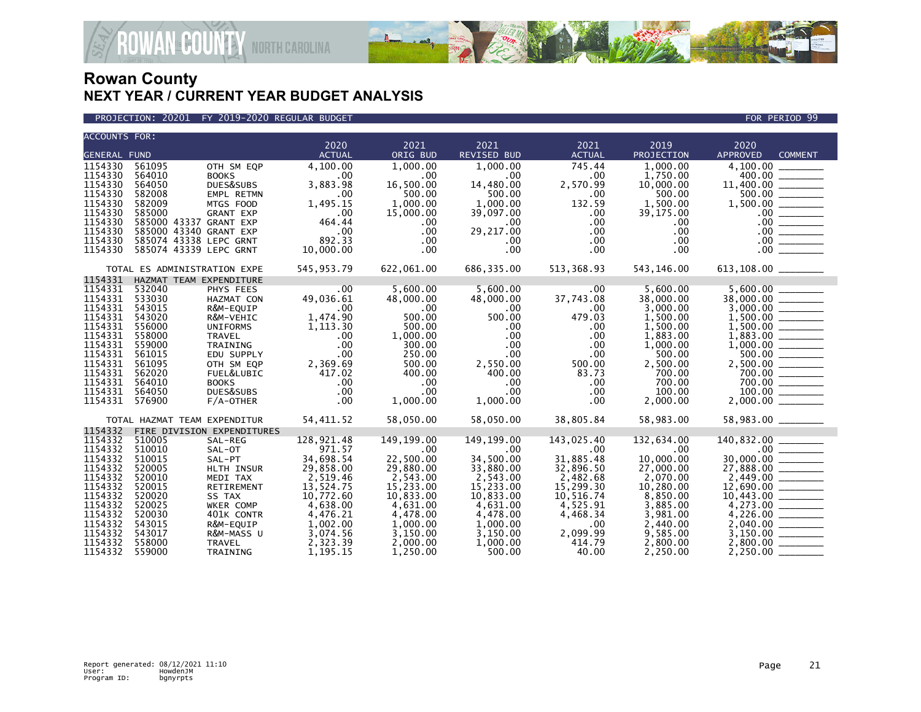# Rowan County
## NEXT YEAR / CURRENT YEAR BUDGET ANALYSIS

PROJECTION: 20201 FY 2019-2020 REGULAR BUDGET — FOR PERIOD 99

| ACCOUNTS FOR: GENERAL FUND | | | 2020 ACTUAL | 2021 ORIG BUD | 2021 REVISED BUD | 2021 ACTUAL | 2019 PROJECTION | 2020 APPROVED | COMMENT |
|---|---|---|---|---|---|---|---|---|---|
| 1154330 | 561095 | OTH SM EQP | 4,100.00 | 1,000.00 | 1,000.00 | 745.44 | 1,000.00 | 4,100.00 | |
| 1154330 | 564010 | BOOKS | .00 | .00 | .00 | .00 | 1,750.00 | 400.00 | |
| 1154330 | 564050 | DUES&SUBS | 3,883.98 | 16,500.00 | 14,480.00 | 2,570.99 | 10,000.00 | 11,400.00 | |
| 1154330 | 582008 | EMPL RETMN | .00 | 500.00 | 500.00 | .00 | 500.00 | 500.00 | |
| 1154330 | 582009 | MTGS FOOD | 1,495.15 | 1,000.00 | 1,000.00 | 132.59 | 1,500.00 | 1,500.00 | |
| 1154330 | 585000 | GRANT EXP | .00 | 15,000.00 | 39,097.00 | .00 | 39,175.00 | .00 | |
| 1154330 | 585000 43337 | GRANT EXP | 464.44 | .00 | .00 | .00 | .00 | .00 | |
| 1154330 | 585000 43340 | GRANT EXP | .00 | .00 | 29,217.00 | .00 | .00 | .00 | |
| 1154330 | 585074 43338 | LEPC GRNT | 892.33 | .00 | .00 | .00 | .00 | .00 | |
| 1154330 | 585074 43339 | LEPC GRNT | 10,000.00 | .00 | .00 | .00 | .00 | .00 | |
| TOTAL ES ADMINISTRATION EXPE | | | 545,953.79 | 622,061.00 | 686,335.00 | 513,368.93 | 543,146.00 | 613,108.00 | |
| 1154331 | HAZMAT TEAM EXPENDITURE | | | | | | | | |
| 1154331 | 532040 | PHYS FEES | .00 | 5,600.00 | 5,600.00 | .00 | 5,600.00 | 5,600.00 | |
| 1154331 | 533030 | HAZMAT CON | 49,036.61 | 48,000.00 | 48,000.00 | 37,743.08 | 38,000.00 | 38,000.00 | |
| 1154331 | 543015 | R&M-EQUIP | .00 | .00 | .00 | .00 | 3,000.00 | 3,000.00 | |
| 1154331 | 543020 | R&M-VEHIC | 1,474.90 | 500.00 | 500.00 | 479.03 | 1,500.00 | 1,500.00 | |
| 1154331 | 556000 | UNIFORMS | 1,113.30 | 500.00 | .00 | .00 | 1,500.00 | 1,500.00 | |
| 1154331 | 558000 | TRAVEL | .00 | 1,000.00 | .00 | .00 | 1,883.00 | 1,883.00 | |
| 1154331 | 559000 | TRAINING | .00 | 300.00 | .00 | .00 | 1,000.00 | 1,000.00 | |
| 1154331 | 561015 | EDU SUPPLY | .00 | 250.00 | .00 | .00 | 500.00 | 500.00 | |
| 1154331 | 561095 | OTH SM EQP | 2,369.69 | 500.00 | 2,550.00 | 500.00 | 2,500.00 | 2,500.00 | |
| 1154331 | 562020 | FUEL&LUBIC | 417.02 | 400.00 | 400.00 | 83.73 | 700.00 | 700.00 | |
| 1154331 | 564010 | BOOKS | .00 | .00 | .00 | .00 | 700.00 | 700.00 | |
| 1154331 | 564050 | DUES&SUBS | .00 | .00 | .00 | .00 | 100.00 | 100.00 | |
| 1154331 | 576900 | F/A-OTHER | .00 | 1,000.00 | 1,000.00 | .00 | 2,000.00 | 2,000.00 | |
| TOTAL HAZMAT TEAM EXPENDITUR | | | 54,411.52 | 58,050.00 | 58,050.00 | 38,805.84 | 58,983.00 | 58,983.00 | |
| 1154332 | FIRE DIVISION EXPENDITURES | | | | | | | | |
| 1154332 | 510005 | SAL-REG | 128,921.48 | 149,199.00 | 149,199.00 | 143,025.40 | 132,634.00 | 140,832.00 | |
| 1154332 | 510010 | SAL-OT | 971.57 | .00 | .00 | .00 | .00 | .00 | |
| 1154332 | 510015 | SAL-PT | 34,698.54 | 22,500.00 | 34,500.00 | 31,885.48 | 10,000.00 | 30,000.00 | |
| 1154332 | 520005 | HLTH INSUR | 29,858.00 | 29,880.00 | 33,880.00 | 32,896.50 | 27,000.00 | 27,888.00 | |
| 1154332 | 520010 | MEDI TAX | 2,519.46 | 2,543.00 | 2,543.00 | 2,482.68 | 2,070.00 | 2,449.00 | |
| 1154332 | 520015 | RETIREMENT | 13,524.75 | 15,233.00 | 15,233.00 | 15,299.30 | 10,280.00 | 12,690.00 | |
| 1154332 | 520020 | SS TAX | 10,772.60 | 10,833.00 | 10,833.00 | 10,516.74 | 8,850.00 | 10,443.00 | |
| 1154332 | 520025 | WKER COMP | 4,638.00 | 4,631.00 | 4,631.00 | 4,525.91 | 3,885.00 | 4,273.00 | |
| 1154332 | 520030 | 401K CONTR | 4,476.21 | 4,478.00 | 4,478.00 | 4,468.34 | 3,981.00 | 4,226.00 | |
| 1154332 | 543015 | R&M-EQUIP | 1,002.00 | 1,000.00 | 1,000.00 | .00 | 2,440.00 | 2,040.00 | |
| 1154332 | 543017 | R&M-MASS U | 3,074.56 | 3,150.00 | 3,150.00 | 2,099.99 | 9,585.00 | 3,150.00 | |
| 1154332 | 558000 | TRAVEL | 2,323.39 | 2,000.00 | 1,000.00 | 414.79 | 2,800.00 | 2,800.00 | |
| 1154332 | 559000 | TRAINING | 1,195.15 | 1,250.00 | 500.00 | 40.00 | 2,250.00 | 2,250.00 | |

Report generated: 08/12/2021 11:10
User: HowdenJM
Program ID: bgnyrpts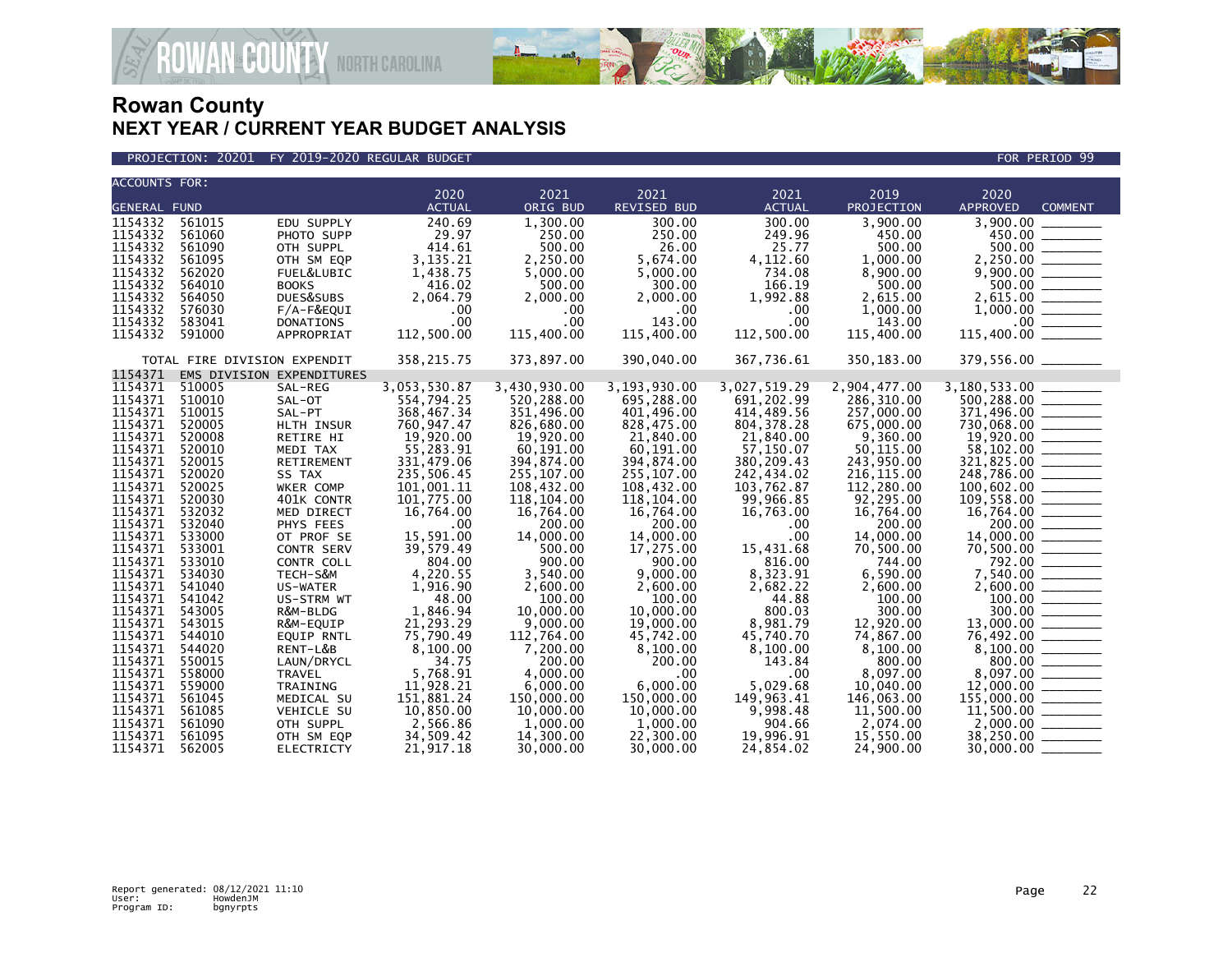# Rowan County
## NEXT YEAR / CURRENT YEAR BUDGET ANALYSIS

PROJECTION: 20201 FY 2019-2020 REGULAR BUDGET FOR PERIOD 99

| ACCOUNTS FOR: GENERAL FUND | | | 2020 ACTUAL | 2021 ORIG BUD | 2021 REVISED BUD | 2021 ACTUAL | 2019 PROJECTION | 2020 APPROVED | COMMENT |
|---|---|---|---|---|---|---|---|---|---|
| 1154332 | 561015 | EDU SUPPLY | 240.69 | 1,300.00 | 300.00 | 300.00 | 3,900.00 | 3,900.00 | |
| 1154332 | 561060 | PHOTO SUPP | 29.97 | 250.00 | 250.00 | 249.96 | 450.00 | 450.00 | |
| 1154332 | 561090 | OTH SUPPL | 414.61 | 500.00 | 26.00 | 25.77 | 500.00 | 500.00 | |
| 1154332 | 561095 | OTH SM EQP | 3,135.21 | 2,250.00 | 5,674.00 | 4,112.60 | 1,000.00 | 2,250.00 | |
| 1154332 | 562020 | FUEL&LUBIC | 1,438.75 | 5,000.00 | 5,000.00 | 734.08 | 8,900.00 | 9,900.00 | |
| 1154332 | 564010 | BOOKS | 416.02 | 500.00 | 300.00 | 166.19 | 500.00 | 500.00 | |
| 1154332 | 564050 | DUES&SUBS | 2,064.79 | 2,000.00 | 2,000.00 | 1,992.88 | 2,615.00 | 2,615.00 | |
| 1154332 | 576030 | F/A-F&EQUI | .00 | .00 | .00 | .00 | 1,000.00 | 1,000.00 | |
| 1154332 | 583041 | DONATIONS | .00 | .00 | 143.00 | .00 | 143.00 | .00 | |
| 1154332 | 591000 | APPROPRIAT | 112,500.00 | 115,400.00 | 115,400.00 | 112,500.00 | 115,400.00 | 115,400.00 | |
| | TOTAL FIRE DIVISION EXPENDIT | | 358,215.75 | 373,897.00 | 390,040.00 | 367,736.61 | 350,183.00 | 379,556.00 | |
| 1154371 | EMS DIVISION EXPENDITURES | | | | | | | | |
| 1154371 | 510005 | SAL-REG | 3,053,530.87 | 3,430,930.00 | 3,193,930.00 | 3,027,519.29 | 2,904,477.00 | 3,180,533.00 | |
| 1154371 | 510010 | SAL-OT | 554,794.25 | 520,288.00 | 695,288.00 | 691,202.99 | 286,310.00 | 500,288.00 | |
| 1154371 | 510015 | SAL-PT | 368,467.34 | 351,496.00 | 401,496.00 | 414,489.56 | 257,000.00 | 371,496.00 | |
| 1154371 | 520005 | HLTH INSUR | 760,947.47 | 826,680.00 | 828,475.00 | 804,378.28 | 675,000.00 | 730,068.00 | |
| 1154371 | 520008 | RETIRE HI | 19,920.00 | 19,920.00 | 21,840.00 | 21,840.00 | 9,360.00 | 19,920.00 | |
| 1154371 | 520010 | MEDI TAX | 55,283.91 | 60,191.00 | 60,191.00 | 57,150.07 | 50,115.00 | 58,102.00 | |
| 1154371 | 520015 | RETIREMENT | 331,479.06 | 394,874.00 | 394,874.00 | 380,209.43 | 243,950.00 | 321,825.00 | |
| 1154371 | 520020 | SS TAX | 235,506.45 | 255,107.00 | 255,107.00 | 242,434.02 | 216,115.00 | 248,786.00 | |
| 1154371 | 520025 | WKER COMP | 101,001.11 | 108,432.00 | 108,432.00 | 103,762.87 | 112,280.00 | 100,602.00 | |
| 1154371 | 520030 | 401K CONTR | 101,775.00 | 118,104.00 | 118,104.00 | 99,966.85 | 92,295.00 | 109,558.00 | |
| 1154371 | 532032 | MED DIRECT | 16,764.00 | 16,764.00 | 16,764.00 | 16,763.00 | 16,764.00 | 16,764.00 | |
| 1154371 | 532040 | PHYS FEES | .00 | 200.00 | 200.00 | .00 | 200.00 | 200.00 | |
| 1154371 | 533000 | OT PROF SE | 15,591.00 | 14,000.00 | 14,000.00 | .00 | 14,000.00 | 14,000.00 | |
| 1154371 | 533001 | CONTR SERV | 39,579.49 | 500.00 | 17,275.00 | 15,431.68 | 70,500.00 | 70,500.00 | |
| 1154371 | 533010 | CONTR COLL | 804.00 | 900.00 | 900.00 | 816.00 | 744.00 | 792.00 | |
| 1154371 | 534030 | TECH-S&M | 4,220.55 | 3,540.00 | 9,000.00 | 8,323.91 | 6,590.00 | 7,540.00 | |
| 1154371 | 541040 | US-WATER | 1,916.90 | 2,600.00 | 2,600.00 | 2,682.22 | 2,600.00 | 2,600.00 | |
| 1154371 | 541042 | US-STRM WT | 48.00 | 100.00 | 100.00 | 44.88 | 100.00 | 100.00 | |
| 1154371 | 543005 | R&M-BLDG | 1,846.94 | 10,000.00 | 10,000.00 | 800.03 | 300.00 | 300.00 | |
| 1154371 | 543015 | R&M-EQUIP | 21,293.29 | 9,000.00 | 19,000.00 | 8,981.79 | 12,920.00 | 13,000.00 | |
| 1154371 | 544010 | EQUIP RNTL | 75,790.49 | 112,764.00 | 45,742.00 | 45,740.70 | 74,867.00 | 76,492.00 | |
| 1154371 | 544020 | RENT-L&B | 8,100.00 | 7,200.00 | 8,100.00 | 8,100.00 | 8,100.00 | 8,100.00 | |
| 1154371 | 550015 | LAUN/DRYCL | 34.75 | 200.00 | 200.00 | 143.84 | 800.00 | 800.00 | |
| 1154371 | 558000 | TRAVEL | 5,768.91 | 4,000.00 | .00 | .00 | 8,097.00 | 8,097.00 | |
| 1154371 | 559000 | TRAINING | 11,928.21 | 6,000.00 | 6,000.00 | 5,029.68 | 10,040.00 | 12,000.00 | |
| 1154371 | 561045 | MEDICAL SU | 151,881.24 | 150,000.00 | 150,000.00 | 149,963.41 | 146,063.00 | 155,000.00 | |
| 1154371 | 561085 | VEHICLE SU | 10,850.00 | 10,000.00 | 10,000.00 | 9,998.48 | 11,500.00 | 11,500.00 | |
| 1154371 | 561090 | OTH SUPPL | 2,566.86 | 1,000.00 | 1,000.00 | 904.66 | 2,074.00 | 2,000.00 | |
| 1154371 | 561095 | OTH SM EQP | 34,509.42 | 14,300.00 | 22,300.00 | 19,996.91 | 15,550.00 | 38,250.00 | |
| 1154371 | 562005 | ELECTRICTY | 21,917.18 | 30,000.00 | 30,000.00 | 24,854.02 | 24,900.00 | 30,000.00 | |

Report generated: 08/12/2021 11:10
User: HowdenJM
Program ID: bgnyrpts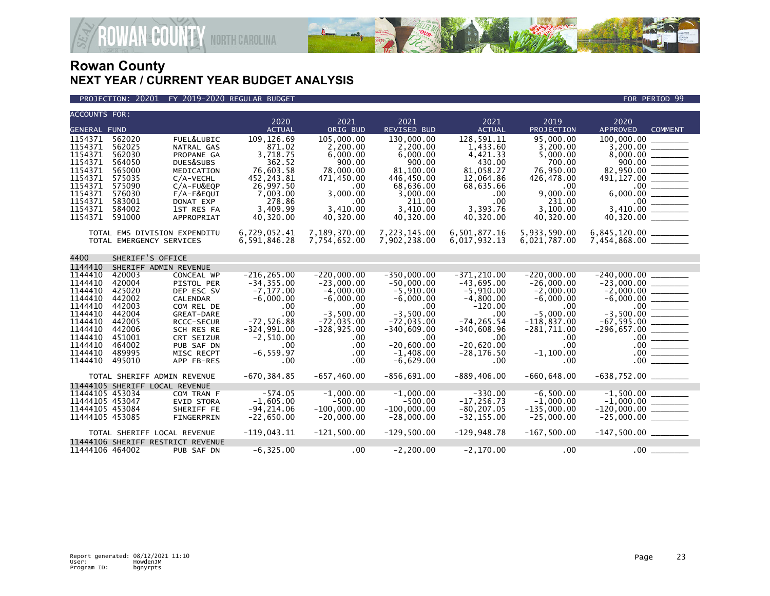# Rowan County
## NEXT YEAR / CURRENT YEAR BUDGET ANALYSIS

PROJECTION: 20201 FY 2019-2020 REGULAR BUDGET — FOR PERIOD 99

| ACCOUNTS FOR: GENERAL FUND | | | 2020 ACTUAL | 2021 ORIG BUD | 2021 REVISED BUD | 2021 ACTUAL | 2019 PROJECTION | 2020 APPROVED | COMMENT |
|---|---|---|---|---|---|---|---|---|---|
| 1154371 | 562020 | FUEL&LUBIC | 109,126.69 | 105,000.00 | 130,000.00 | 128,591.11 | 95,000.00 | 100,000.00 | ________ |
| 1154371 | 562025 | NATRAL GAS | 871.02 | 2,200.00 | 2,200.00 | 1,433.60 | 3,200.00 | 3,200.00 | ________ |
| 1154371 | 562030 | PROPANE GA | 3,718.75 | 6,000.00 | 6,000.00 | 4,421.33 | 5,000.00 | 8,000.00 | ________ |
| 1154371 | 564050 | DUES&SUBS | 362.52 | 900.00 | 900.00 | 430.00 | 700.00 | 900.00 | ________ |
| 1154371 | 565000 | MEDICATION | 76,603.58 | 78,000.00 | 81,100.00 | 81,058.27 | 76,950.00 | 82,950.00 | ________ |
| 1154371 | 575035 | C/A-VECHL | 452,243.81 | 471,450.00 | 446,450.00 | 12,064.86 | 426,478.00 | 491,127.00 | ________ |
| 1154371 | 575090 | C/A-FU&EQP | 26,997.50 | .00 | 68,636.00 | 68,635.66 | .00 | .00 | ________ |
| 1154371 | 576030 | F/A-F&EQUI | 7,003.00 | 3,000.00 | 3,000.00 | .00 | 9,000.00 | 6,000.00 | ________ |
| 1154371 | 583001 | DONAT EXP | 278.86 | .00 | 211.00 | .00 | 231.00 | .00 | ________ |
| 1154371 | 584002 | 1ST RES FA | 3,409.99 | 3,410.00 | 3,410.00 | 3,393.76 | 3,100.00 | 3,410.00 | ________ |
| 1154371 | 591000 | APPROPRIAT | 40,320.00 | 40,320.00 | 40,320.00 | 40,320.00 | 40,320.00 | 40,320.00 | ________ |
| TOTAL EMS DIVISION EXPENDITU | | | 6,729,052.41 | 7,189,370.00 | 7,223,145.00 | 6,501,877.16 | 5,933,590.00 | 6,845,120.00 | ________ |
| TOTAL EMERGENCY SERVICES | | | 6,591,846.28 | 7,754,652.00 | 7,902,238.00 | 6,017,932.13 | 6,021,787.00 | 7,454,868.00 | ________ |
| 4400 | SHERIFF'S OFFICE | | | | | | | | |
| 1144410 | SHERIFF ADMIN REVENUE | | | | | | | | |
| 1144410 | 420003 | CONCEAL WP | -216,265.00 | -220,000.00 | -350,000.00 | -371,210.00 | -220,000.00 | -240,000.00 | ________ |
| 1144410 | 420004 | PISTOL PER | -34,355.00 | -23,000.00 | -50,000.00 | -43,695.00 | -26,000.00 | -23,000.00 | ________ |
| 1144410 | 425020 | DEP ESC SV | -7,177.00 | -4,000.00 | -5,910.00 | -5,910.00 | -2,000.00 | -2,000.00 | ________ |
| 1144410 | 442002 | CALENDAR | -6,000.00 | -6,000.00 | -6,000.00 | -4,800.00 | -6,000.00 | -6,000.00 | ________ |
| 1144410 | 442003 | COM REL DE | .00 | .00 | .00 | -120.00 | .00 | .00 | ________ |
| 1144410 | 442004 | GREAT-DARE | .00 | -3,500.00 | -3,500.00 | .00 | -5,000.00 | -3,500.00 | ________ |
| 1144410 | 442005 | RCCC-SECUR | -72,526.88 | -72,035.00 | -72,035.00 | -74,265.54 | -118,837.00 | -67,595.00 | ________ |
| 1144410 | 442006 | SCH RES RE | -324,991.00 | -328,925.00 | -340,609.00 | -340,608.96 | -281,711.00 | -296,657.00 | ________ |
| 1144410 | 451001 | CRT SEIZUR | -2,510.00 | .00 | .00 | .00 | .00 | .00 | ________ |
| 1144410 | 464002 | PUB SAF DN | .00 | .00 | -20,600.00 | -20,620.00 | .00 | .00 | ________ |
| 1144410 | 489995 | MISC RECPT | -6,559.97 | .00 | -1,408.00 | -28,176.50 | -1,100.00 | .00 | ________ |
| 1144410 | 495010 | APP FB-RES | .00 | .00 | -6,629.00 | .00 | .00 | .00 | ________ |
| TOTAL SHERIFF ADMIN REVENUE | | | -670,384.85 | -657,460.00 | -856,691.00 | -889,406.00 | -660,648.00 | -638,752.00 | ________ |
| 11444105 | SHERIFF LOCAL REVENUE | | | | | | | | |
| 11444105 | 453034 | COM TRAN F | -574.05 | -1,000.00 | -1,000.00 | -330.00 | -6,500.00 | -1,500.00 | ________ |
| 11444105 | 453047 | EVID STORA | -1,605.00 | -500.00 | -500.00 | -17,256.73 | -1,000.00 | -1,000.00 | ________ |
| 11444105 | 453084 | SHERIFF FE | -94,214.06 | -100,000.00 | -100,000.00 | -80,207.05 | -135,000.00 | -120,000.00 | ________ |
| 11444105 | 453085 | FINGERPRIN | -22,650.00 | -20,000.00 | -28,000.00 | -32,155.00 | -25,000.00 | -25,000.00 | ________ |
| TOTAL SHERIFF LOCAL REVENUE | | | -119,043.11 | -121,500.00 | -129,500.00 | -129,948.78 | -167,500.00 | -147,500.00 | ________ |
| 11444106 | SHERIFF RESTRICT REVENUE | | | | | | | | |
| 11444106 | 464002 | PUB SAF DN | -6,325.00 | .00 | -2,200.00 | -2,170.00 | .00 | .00 | ________ |

Report generated: 08/12/2021 11:10
User: HowdenJM
Program ID: bgnyrpts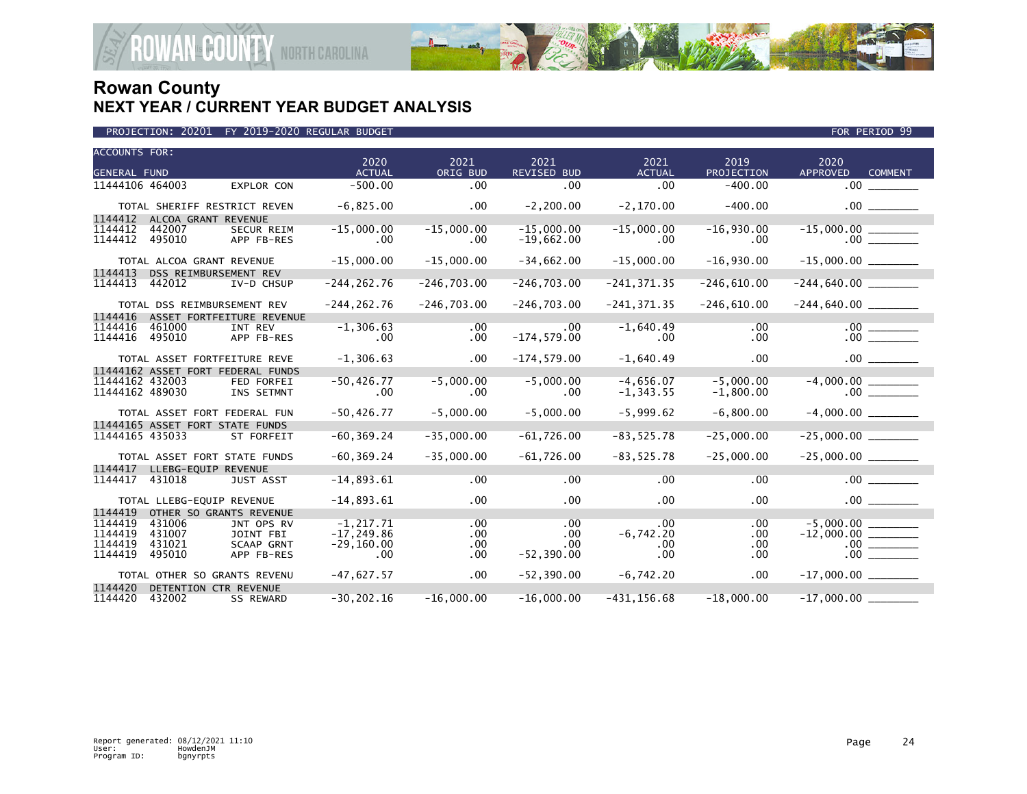# Rowan County
## NEXT YEAR / CURRENT YEAR BUDGET ANALYSIS

PROJECTION: 20201 FY 2019-2020 REGULAR BUDGET — FOR PERIOD 99

| ACCOUNTS FOR: GENERAL FUND | | | 2020 ACTUAL | 2021 ORIG BUD | 2021 REVISED BUD | 2021 ACTUAL | 2019 PROJECTION | 2020 APPROVED | COMMENT |
|---|---|---|---|---|---|---|---|---|---|
| 11444106 | 464003 | EXPLOR CON | -500.00 | .00 | .00 | .00 | -400.00 | .00 | |
| TOTAL SHERIFF RESTRICT REVEN | | | -6,825.00 | .00 | -2,200.00 | -2,170.00 | -400.00 | .00 | |
| 1144412 | ALCOA GRANT REVENUE | | | | | | | | |
| 1144412 | 442007 | SECUR REIM | -15,000.00 | -15,000.00 | -15,000.00 | -15,000.00 | -16,930.00 | -15,000.00 | |
| 1144412 | 495010 | APP FB-RES | .00 | .00 | -19,662.00 | .00 | .00 | .00 | |
| TOTAL ALCOA GRANT REVENUE | | | -15,000.00 | -15,000.00 | -34,662.00 | -15,000.00 | -16,930.00 | -15,000.00 | |
| 1144413 | DSS REIMBURSEMENT REV | | | | | | | | |
| 1144413 | 442012 | IV-D CHSUP | -244,262.76 | -246,703.00 | -246,703.00 | -241,371.35 | -246,610.00 | -244,640.00 | |
| TOTAL DSS REIMBURSEMENT REV | | | -244,262.76 | -246,703.00 | -246,703.00 | -241,371.35 | -246,610.00 | -244,640.00 | |
| 1144416 | ASSET FORTFEITURE REVENUE | | | | | | | | |
| 1144416 | 461000 | INT REV | -1,306.63 | .00 | .00 | -1,640.49 | .00 | .00 | |
| 1144416 | 495010 | APP FB-RES | .00 | .00 | -174,579.00 | .00 | .00 | .00 | |
| TOTAL ASSET FORTFEITURE REVE | | | -1,306.63 | .00 | -174,579.00 | -1,640.49 | .00 | .00 | |
| 11444162 | ASSET FORT FEDERAL FUNDS | | | | | | | | |
| 11444162 | 432003 | FED FORFEI | -50,426.77 | -5,000.00 | -5,000.00 | -4,656.07 | -5,000.00 | -4,000.00 | |
| 11444162 | 489030 | INS SETMNT | .00 | .00 | .00 | -1,343.55 | -1,800.00 | .00 | |
| TOTAL ASSET FORT FEDERAL FUN | | | -50,426.77 | -5,000.00 | -5,000.00 | -5,999.62 | -6,800.00 | -4,000.00 | |
| 11444165 | ASSET FORT STATE FUNDS | | | | | | | | |
| 11444165 | 435033 | ST FORFEIT | -60,369.24 | -35,000.00 | -61,726.00 | -83,525.78 | -25,000.00 | -25,000.00 | |
| TOTAL ASSET FORT STATE FUNDS | | | -60,369.24 | -35,000.00 | -61,726.00 | -83,525.78 | -25,000.00 | -25,000.00 | |
| 1144417 | LLEBG-EQUIP REVENUE | | | | | | | | |
| 1144417 | 431018 | JUST ASST | -14,893.61 | .00 | .00 | .00 | .00 | .00 | |
| TOTAL LLEBG-EQUIP REVENUE | | | -14,893.61 | .00 | .00 | .00 | .00 | .00 | |
| 1144419 | OTHER SO GRANTS REVENUE | | | | | | | | |
| 1144419 | 431006 | JNT OPS RV | -1,217.71 | .00 | .00 | .00 | .00 | -5,000.00 | |
| 1144419 | 431007 | JOINT FBI | -17,249.86 | .00 | .00 | -6,742.20 | .00 | -12,000.00 | |
| 1144419 | 431021 | SCAAP GRNT | -29,160.00 | .00 | .00 | .00 | .00 | .00 | |
| 1144419 | 495010 | APP FB-RES | .00 | .00 | -52,390.00 | .00 | .00 | .00 | |
| TOTAL OTHER SO GRANTS REVENU | | | -47,627.57 | .00 | -52,390.00 | -6,742.20 | .00 | -17,000.00 | |
| 1144420 | DETENTION CTR REVENUE | | | | | | | | |
| 1144420 | 432002 | SS REWARD | -30,202.16 | -16,000.00 | -16,000.00 | -431,156.68 | -18,000.00 | -17,000.00 | |

Report generated: 08/12/2021 11:10
User: HowdenJM
Program ID: bgnyrpts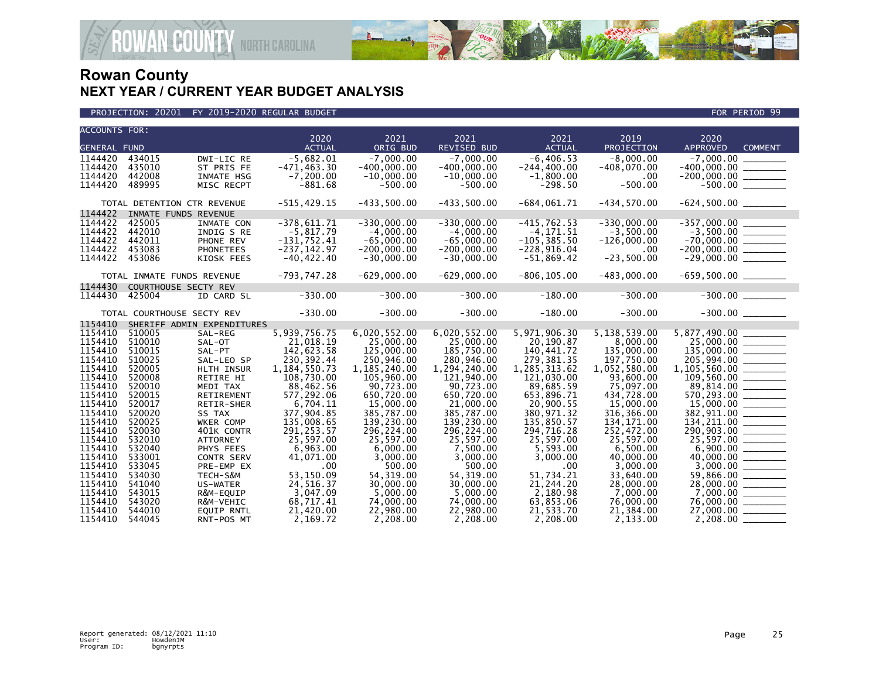# Rowan County
## NEXT YEAR / CURRENT YEAR BUDGET ANALYSIS

PROJECTION: 20201 FY 2019-2020 REGULAR BUDGET — FOR PERIOD 99

| ACCOUNTS FOR: GENERAL FUND | | | 2020 ACTUAL | 2021 ORIG BUD | 2021 REVISED BUD | 2021 ACTUAL | 2019 PROJECTION | 2020 APPROVED | COMMENT |
|---|---|---|---|---|---|---|---|---|---|
| 1144420 | 434015 | DWI-LIC RE | -5,682.01 | -7,000.00 | -7,000.00 | -6,406.53 | -8,000.00 | -7,000.00 | |
| 1144420 | 435010 | ST PRIS FE | -471,463.30 | -400,000.00 | -400,000.00 | -244,400.00 | -408,070.00 | -400,000.00 | |
| 1144420 | 442008 | INMATE HSG | -7,200.00 | -10,000.00 | -10,000.00 | -1,800.00 | .00 | -200,000.00 | |
| 1144420 | 489995 | MISC RECPT | -881.68 | -500.00 | -500.00 | -298.50 | -500.00 | -500.00 | |
| TOTAL DETENTION CTR REVENUE | | | -515,429.15 | -433,500.00 | -433,500.00 | -684,061.71 | -434,570.00 | -624,500.00 | |
| 1144422 | INMATE FUNDS REVENUE | | | | | | | | |
| 1144422 | 425005 | INMATE CON | -378,611.71 | -330,000.00 | -330,000.00 | -415,762.53 | -330,000.00 | -357,000.00 | |
| 1144422 | 442010 | INDIG S RE | -5,817.79 | -4,000.00 | -4,000.00 | -4,171.51 | -3,500.00 | -3,500.00 | |
| 1144422 | 442011 | PHONE REV | -131,752.41 | -65,000.00 | -65,000.00 | -105,385.50 | -126,000.00 | -70,000.00 | |
| 1144422 | 453083 | PHONETEES | -237,142.97 | -200,000.00 | -200,000.00 | -228,916.04 | .00 | -200,000.00 | |
| 1144422 | 453086 | KIOSK FEES | -40,422.40 | -30,000.00 | -30,000.00 | -51,869.42 | -23,500.00 | -29,000.00 | |
| TOTAL INMATE FUNDS REVENUE | | | -793,747.28 | -629,000.00 | -629,000.00 | -806,105.00 | -483,000.00 | -659,500.00 | |
| 1144430 | COURTHOUSE SECTY REV | | | | | | | | |
| 1144430 | 425004 | ID CARD SL | -330.00 | -300.00 | -300.00 | -180.00 | -300.00 | -300.00 | |
| TOTAL COURTHOUSE SECTY REV | | | -330.00 | -300.00 | -300.00 | -180.00 | -300.00 | -300.00 | |
| 1154410 | SHERIFF ADMIN EXPENDITURES | | | | | | | | |
| 1154410 | 510005 | SAL-REG | 5,939,756.75 | 6,020,552.00 | 6,020,552.00 | 5,971,906.30 | 5,138,539.00 | 5,877,490.00 | |
| 1154410 | 510010 | SAL-OT | 21,018.19 | 25,000.00 | 25,000.00 | 20,190.87 | 8,000.00 | 25,000.00 | |
| 1154410 | 510015 | SAL-PT | 142,623.58 | 125,000.00 | 185,750.00 | 140,441.72 | 135,000.00 | 135,000.00 | |
| 1154410 | 510025 | SAL-LEO SP | 230,392.44 | 250,946.00 | 280,946.00 | 279,381.35 | 197,750.00 | 205,994.00 | |
| 1154410 | 520005 | HLTH INSUR | 1,184,550.73 | 1,185,240.00 | 1,294,240.00 | 1,285,313.62 | 1,052,580.00 | 1,105,560.00 | |
| 1154410 | 520008 | RETIRE HI | 108,730.00 | 105,960.00 | 121,940.00 | 121,030.00 | 93,600.00 | 109,560.00 | |
| 1154410 | 520010 | MEDI TAX | 88,462.56 | 90,723.00 | 90,723.00 | 89,685.59 | 75,097.00 | 89,814.00 | |
| 1154410 | 520015 | RETIREMENT | 577,292.06 | 650,720.00 | 650,720.00 | 653,896.71 | 434,728.00 | 570,293.00 | |
| 1154410 | 520017 | RETIR-SHER | 6,704.11 | 15,000.00 | 21,000.00 | 20,900.55 | 15,000.00 | 15,000.00 | |
| 1154410 | 520020 | SS TAX | 377,904.85 | 385,787.00 | 385,787.00 | 380,971.32 | 316,366.00 | 382,911.00 | |
| 1154410 | 520025 | WKER COMP | 135,008.65 | 139,230.00 | 139,230.00 | 135,850.57 | 134,171.00 | 134,211.00 | |
| 1154410 | 520030 | 401K CONTR | 291,253.57 | 296,224.00 | 296,224.00 | 294,716.28 | 252,472.00 | 290,903.00 | |
| 1154410 | 532010 | ATTORNEY | 25,597.00 | 25,597.00 | 25,597.00 | 25,597.00 | 25,597.00 | 25,597.00 | |
| 1154410 | 532040 | PHYS FEES | 6,963.00 | 6,000.00 | 7,500.00 | 5,593.00 | 6,500.00 | 6,900.00 | |
| 1154410 | 533001 | CONTR SERV | 41,071.00 | 3,000.00 | 3,000.00 | 3,000.00 | 40,000.00 | 40,000.00 | |
| 1154410 | 533045 | PRE-EMP EX | .00 | 500.00 | 500.00 | .00 | 3,000.00 | 3,000.00 | |
| 1154410 | 534030 | TECH-S&M | 53,150.09 | 54,319.00 | 54,319.00 | 51,734.21 | 33,640.00 | 59,866.00 | |
| 1154410 | 541040 | US-WATER | 24,516.37 | 30,000.00 | 30,000.00 | 21,244.20 | 28,000.00 | 28,000.00 | |
| 1154410 | 543015 | R&M-EQUIP | 3,047.09 | 5,000.00 | 5,000.00 | 2,180.98 | 7,000.00 | 7,000.00 | |
| 1154410 | 543020 | R&M-VEHIC | 68,717.41 | 74,000.00 | 74,000.00 | 63,853.06 | 76,000.00 | 76,000.00 | |
| 1154410 | 544010 | EQUIP RNTL | 21,420.00 | 22,980.00 | 22,980.00 | 21,533.70 | 21,384.00 | 27,000.00 | |
| 1154410 | 544045 | RNT-POS MT | 2,169.72 | 2,208.00 | 2,208.00 | 2,208.00 | 2,133.00 | 2,208.00 | |

Report generated: 08/12/2021 11:10
User: HowdenJM
Program ID: bgnyrpts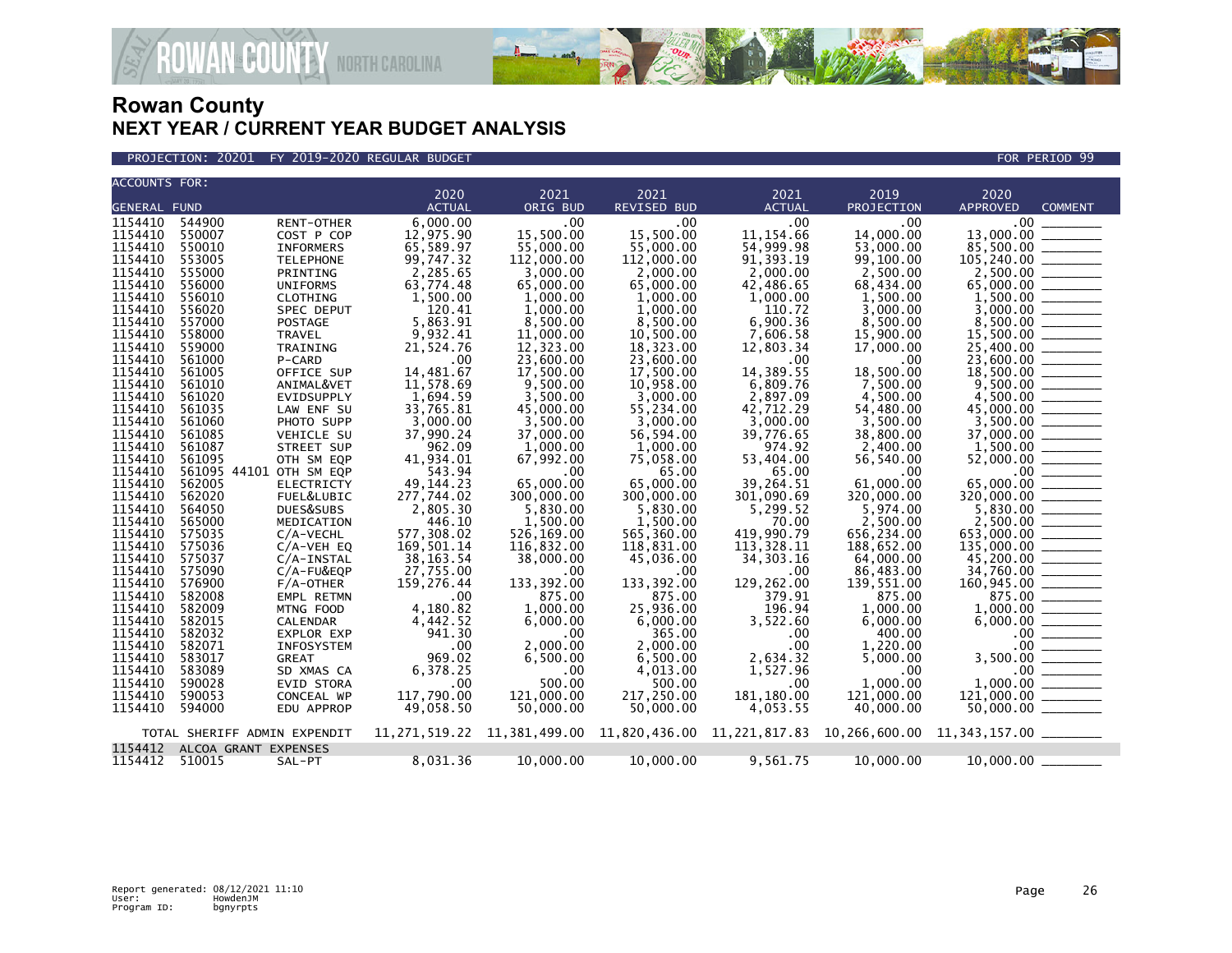# Rowan County
## NEXT YEAR / CURRENT YEAR BUDGET ANALYSIS

PROJECTION: 20201 FY 2019-2020 REGULAR BUDGET FOR PERIOD 99

| ACCOUNTS FOR: GENERAL FUND | | | 2020 ACTUAL | 2021 ORIG BUD | 2021 REVISED BUD | 2021 ACTUAL | 2019 PROJECTION | 2020 APPROVED | COMMENT |
|---|---|---|---|---|---|---|---|---|---|
| 1154410 | 544900 | RENT-OTHER | 6,000.00 | .00 | .00 | .00 | .00 | .00 | _______ |
| 1154410 | 550007 | COST P COP | 12,975.90 | 15,500.00 | 15,500.00 | 11,154.66 | 14,000.00 | 13,000.00 | _______ |
| 1154410 | 550010 | INFORMERS | 65,589.97 | 55,000.00 | 55,000.00 | 54,999.98 | 53,000.00 | 85,500.00 | _______ |
| 1154410 | 553005 | TELEPHONE | 99,747.32 | 112,000.00 | 112,000.00 | 91,393.19 | 99,100.00 | 105,240.00 | _______ |
| 1154410 | 555000 | PRINTING | 2,285.65 | 3,000.00 | 2,000.00 | 2,000.00 | 2,500.00 | 2,500.00 | _______ |
| 1154410 | 556000 | UNIFORMS | 63,774.48 | 65,000.00 | 65,000.00 | 42,486.65 | 68,434.00 | 65,000.00 | _______ |
| 1154410 | 556010 | CLOTHING | 1,500.00 | 1,000.00 | 1,000.00 | 1,000.00 | 1,500.00 | 1,500.00 | _______ |
| 1154410 | 556020 | SPEC DEPUT | 120.41 | 1,000.00 | 1,000.00 | 110.72 | 3,000.00 | 3,000.00 | _______ |
| 1154410 | 557000 | POSTAGE | 5,863.91 | 8,500.00 | 8,500.00 | 6,900.36 | 8,500.00 | 8,500.00 | _______ |
| 1154410 | 558000 | TRAVEL | 9,932.41 | 11,000.00 | 10,500.00 | 7,606.58 | 15,900.00 | 15,500.00 | _______ |
| 1154410 | 559000 | TRAINING | 21,524.76 | 12,323.00 | 18,323.00 | 12,803.34 | 17,000.00 | 25,400.00 | _______ |
| 1154410 | 561000 | P-CARD | .00 | 23,600.00 | 23,600.00 | .00 | .00 | 23,600.00 | _______ |
| 1154410 | 561005 | OFFICE SUP | 14,481.67 | 17,500.00 | 17,500.00 | 14,389.55 | 18,500.00 | 18,500.00 | _______ |
| 1154410 | 561010 | ANIMAL&VET | 11,578.69 | 9,500.00 | 10,958.00 | 6,809.76 | 7,500.00 | 9,500.00 | _______ |
| 1154410 | 561020 | EVIDSUPPLY | 1,694.59 | 3,500.00 | 3,000.00 | 2,897.09 | 4,500.00 | 4,500.00 | _______ |
| 1154410 | 561035 | LAW ENF SU | 33,765.81 | 45,000.00 | 55,234.00 | 42,712.29 | 54,480.00 | 45,000.00 | _______ |
| 1154410 | 561060 | PHOTO SUPP | 3,000.00 | 3,500.00 | 3,000.00 | 3,000.00 | 3,500.00 | 3,500.00 | _______ |
| 1154410 | 561085 | VEHICLE SU | 37,990.24 | 37,000.00 | 56,594.00 | 39,776.65 | 38,800.00 | 37,000.00 | _______ |
| 1154410 | 561087 | STREET SUP | 962.09 | 1,000.00 | 1,000.00 | 974.92 | 2,400.00 | 1,500.00 | _______ |
| 1154410 | 561095 | OTH SM EQP | 41,934.01 | 67,992.00 | 75,058.00 | 53,404.00 | 56,540.00 | 52,000.00 | _______ |
| 1154410 | 561095 44101 | OTH SM EQP | 543.94 | .00 | 65.00 | 65.00 | .00 | .00 | _______ |
| 1154410 | 562005 | ELECTRICTY | 49,144.23 | 65,000.00 | 65,000.00 | 39,264.51 | 61,000.00 | 65,000.00 | _______ |
| 1154410 | 562020 | FUEL&LUBIC | 277,744.02 | 300,000.00 | 300,000.00 | 301,090.69 | 320,000.00 | 320,000.00 | _______ |
| 1154410 | 564050 | DUES&SUBS | 2,805.30 | 5,830.00 | 5,830.00 | 5,299.52 | 5,974.00 | 5,830.00 | _______ |
| 1154410 | 565000 | MEDICATION | 446.10 | 1,500.00 | 1,500.00 | 70.00 | 2,500.00 | 2,500.00 | _______ |
| 1154410 | 575035 | C/A-VECHL | 577,308.02 | 526,169.00 | 565,360.00 | 419,990.79 | 656,234.00 | 653,000.00 | _______ |
| 1154410 | 575036 | C/A-VEH EQ | 169,501.14 | 116,832.00 | 118,831.00 | 113,328.11 | 188,652.00 | 135,000.00 | _______ |
| 1154410 | 575037 | C/A-INSTAL | 38,163.54 | 38,000.00 | 45,036.00 | 34,303.16 | 64,000.00 | 45,200.00 | _______ |
| 1154410 | 575090 | C/A-FU&EQP | 27,755.00 | .00 | .00 | .00 | 86,483.00 | 34,760.00 | _______ |
| 1154410 | 576900 | F/A-OTHER | 159,276.44 | 133,392.00 | 133,392.00 | 129,262.00 | 139,551.00 | 160,945.00 | _______ |
| 1154410 | 582008 | EMPL RETMN | .00 | 875.00 | 875.00 | 379.91 | 875.00 | 875.00 | _______ |
| 1154410 | 582009 | MTNG FOOD | 4,180.82 | 1,000.00 | 25,936.00 | 196.94 | 1,000.00 | 1,000.00 | _______ |
| 1154410 | 582015 | CALENDAR | 4,442.52 | 6,000.00 | 6,000.00 | 3,522.60 | 6,000.00 | 6,000.00 | _______ |
| 1154410 | 582032 | EXPLOR EXP | 941.30 | .00 | 365.00 | .00 | 400.00 | .00 | _______ |
| 1154410 | 582071 | INFOSYSTEM | .00 | 2,000.00 | 2,000.00 | .00 | 1,220.00 | .00 | _______ |
| 1154410 | 583017 | GREAT | 969.02 | 6,500.00 | 6,500.00 | 2,634.32 | 5,000.00 | 3,500.00 | _______ |
| 1154410 | 583089 | SD XMAS CA | 6,378.25 | .00 | 4,013.00 | 1,527.96 | .00 | .00 | _______ |
| 1154410 | 590028 | EVID STORA | .00 | 500.00 | 500.00 | .00 | 1,000.00 | 1,000.00 | _______ |
| 1154410 | 590053 | CONCEAL WP | 117,790.00 | 121,000.00 | 217,250.00 | 181,180.00 | 121,000.00 | 121,000.00 | _______ |
| 1154410 | 594000 | EDU APPROP | 49,058.50 | 50,000.00 | 50,000.00 | 4,053.55 | 40,000.00 | 50,000.00 | _______ |
| TOTAL SHERIFF ADMIN EXPENDIT | | | 11,271,519.22 | 11,381,499.00 | 11,820,436.00 | 11,221,817.83 | 10,266,600.00 | 11,343,157.00 | _______ |
| 1154412 | ALCOA GRANT EXPENSES | | | | | | | | |
| 1154412 | 510015 | SAL-PT | 8,031.36 | 10,000.00 | 10,000.00 | 9,561.75 | 10,000.00 | 10,000.00 | _______ |

Report generated: 08/12/2021 11:10
User: HowdenJM
Program ID: bgnyrpts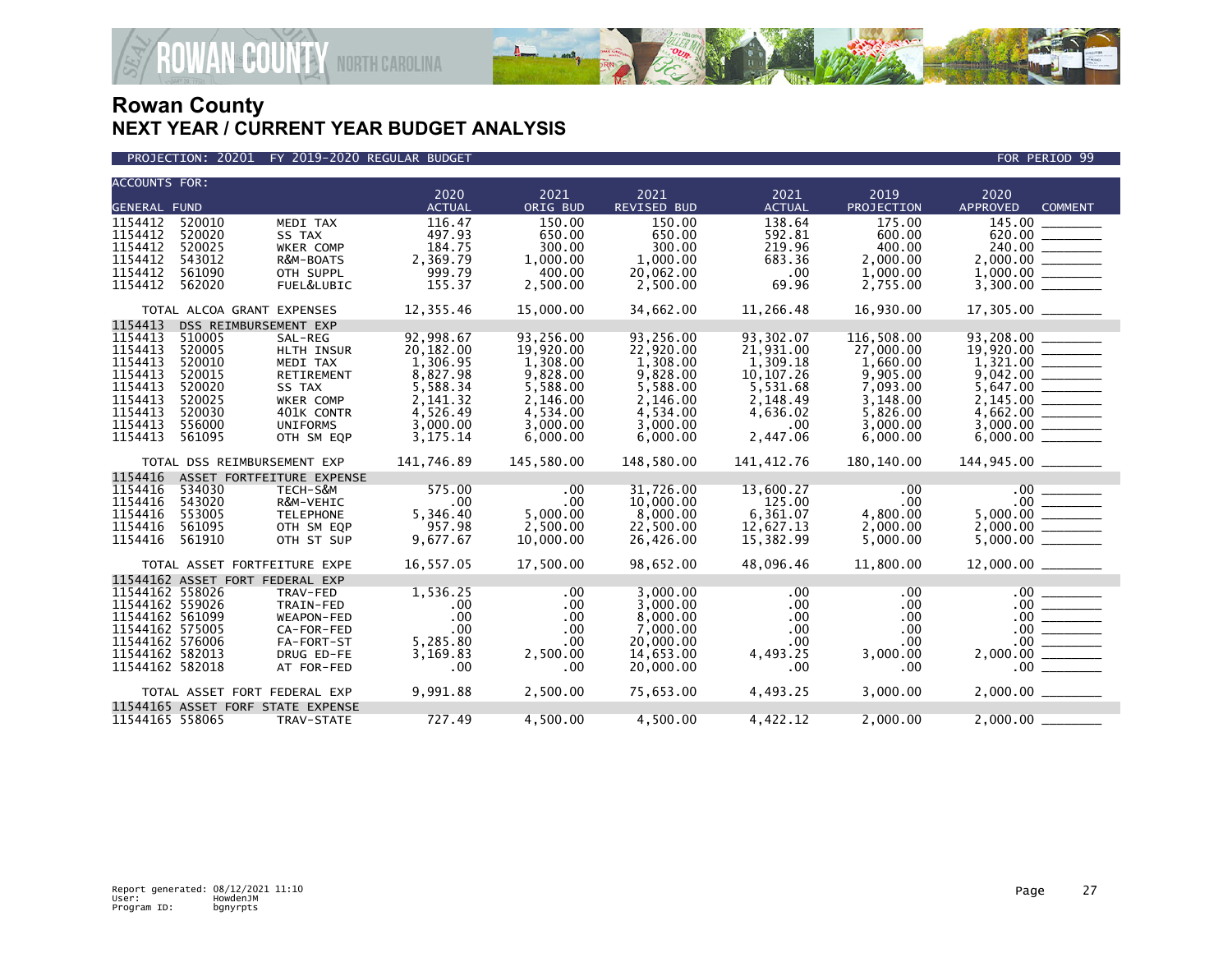# Rowan County
## NEXT YEAR / CURRENT YEAR BUDGET ANALYSIS

PROJECTION: 20201 FY 2019-2020 REGULAR BUDGET — FOR PERIOD 99

| ACCOUNTS FOR: GENERAL FUND | | | 2020 ACTUAL | 2021 ORIG BUD | 2021 REVISED BUD | 2021 ACTUAL | 2019 PROJECTION | 2020 APPROVED | COMMENT |
|---|---|---|---|---|---|---|---|---|---|
| 1154412 | 520010 | MEDI TAX | 116.47 | 150.00 | 150.00 | 138.64 | 175.00 | 145.00 | ________ |
| 1154412 | 520020 | SS TAX | 497.93 | 650.00 | 650.00 | 592.81 | 600.00 | 620.00 | ________ |
| 1154412 | 520025 | WKER COMP | 184.75 | 300.00 | 300.00 | 219.96 | 400.00 | 240.00 | ________ |
| 1154412 | 543012 | R&M-BOATS | 2,369.79 | 1,000.00 | 1,000.00 | 683.36 | 2,000.00 | 2,000.00 | ________ |
| 1154412 | 561090 | OTH SUPPL | 999.79 | 400.00 | 20,062.00 | .00 | 1,000.00 | 1,000.00 | ________ |
| 1154412 | 562020 | FUEL&LUBIC | 155.37 | 2,500.00 | 2,500.00 | 69.96 | 2,755.00 | 3,300.00 | ________ |
| TOTAL ALCOA GRANT EXPENSES | | | 12,355.46 | 15,000.00 | 34,662.00 | 11,266.48 | 16,930.00 | 17,305.00 | ________ |
| 1154413 | DSS REIMBURSEMENT EXP | | | | | | | | |
| 1154413 | 510005 | SAL-REG | 92,998.67 | 93,256.00 | 93,256.00 | 93,302.07 | 116,508.00 | 93,208.00 | ________ |
| 1154413 | 520005 | HLTH INSUR | 20,182.00 | 19,920.00 | 22,920.00 | 21,931.00 | 27,000.00 | 19,920.00 | ________ |
| 1154413 | 520010 | MEDI TAX | 1,306.95 | 1,308.00 | 1,308.00 | 1,309.18 | 1,660.00 | 1,321.00 | ________ |
| 1154413 | 520015 | RETIREMENT | 8,827.98 | 9,828.00 | 9,828.00 | 10,107.26 | 9,905.00 | 9,042.00 | ________ |
| 1154413 | 520020 | SS TAX | 5,588.34 | 5,588.00 | 5,588.00 | 5,531.68 | 7,093.00 | 5,647.00 | ________ |
| 1154413 | 520025 | WKER COMP | 2,141.32 | 2,146.00 | 2,146.00 | 2,148.49 | 3,148.00 | 2,145.00 | ________ |
| 1154413 | 520030 | 401K CONTR | 4,526.49 | 4,534.00 | 4,534.00 | 4,636.02 | 5,826.00 | 4,662.00 | ________ |
| 1154413 | 556000 | UNIFORMS | 3,000.00 | 3,000.00 | 3,000.00 | .00 | 3,000.00 | 3,000.00 | ________ |
| 1154413 | 561095 | OTH SM EQP | 3,175.14 | 6,000.00 | 6,000.00 | 2,447.06 | 6,000.00 | 6,000.00 | ________ |
| TOTAL DSS REIMBURSEMENT EXP | | | 141,746.89 | 145,580.00 | 148,580.00 | 141,412.76 | 180,140.00 | 144,945.00 | ________ |
| 1154416 | ASSET FORTFEITURE EXPENSE | | | | | | | | |
| 1154416 | 534030 | TECH-S&M | 575.00 | .00 | 31,726.00 | 13,600.27 | .00 | .00 | ________ |
| 1154416 | 543020 | R&M-VEHIC | .00 | .00 | 10,000.00 | 125.00 | .00 | .00 | ________ |
| 1154416 | 553005 | TELEPHONE | 5,346.40 | 5,000.00 | 8,000.00 | 6,361.07 | 4,800.00 | 5,000.00 | ________ |
| 1154416 | 561095 | OTH SM EQP | 957.98 | 2,500.00 | 22,500.00 | 12,627.13 | 2,000.00 | 2,000.00 | ________ |
| 1154416 | 561910 | OTH ST SUP | 9,677.67 | 10,000.00 | 26,426.00 | 15,382.99 | 5,000.00 | 5,000.00 | ________ |
| TOTAL ASSET FORTFEITURE EXPE | | | 16,557.05 | 17,500.00 | 98,652.00 | 48,096.46 | 11,800.00 | 12,000.00 | ________ |
| 11544162 | ASSET FORT FEDERAL EXP | | | | | | | | |
| 11544162 | 558026 | TRAV-FED | 1,536.25 | .00 | 3,000.00 | .00 | .00 | .00 | ________ |
| 11544162 | 559026 | TRAIN-FED | .00 | .00 | 3,000.00 | .00 | .00 | .00 | ________ |
| 11544162 | 561099 | WEAPON-FED | .00 | .00 | 8,000.00 | .00 | .00 | .00 | ________ |
| 11544162 | 575005 | CA-FOR-FED | .00 | .00 | 7,000.00 | .00 | .00 | .00 | ________ |
| 11544162 | 576006 | FA-FORT-ST | 5,285.80 | .00 | 20,000.00 | .00 | .00 | .00 | ________ |
| 11544162 | 582013 | DRUG ED-FE | 3,169.83 | 2,500.00 | 14,653.00 | 4,493.25 | 3,000.00 | 2,000.00 | ________ |
| 11544162 | 582018 | AT FOR-FED | .00 | .00 | 20,000.00 | .00 | .00 | .00 | ________ |
| TOTAL ASSET FORT FEDERAL EXP | | | 9,991.88 | 2,500.00 | 75,653.00 | 4,493.25 | 3,000.00 | 2,000.00 | ________ |
| 11544165 | ASSET FORF STATE EXPENSE | | | | | | | | |
| 11544165 | 558065 | TRAV-STATE | 727.49 | 4,500.00 | 4,500.00 | 4,422.12 | 2,000.00 | 2,000.00 | ________ |

Report generated: 08/12/2021 11:10
User: HowdenJM
Program ID: bgnyrpts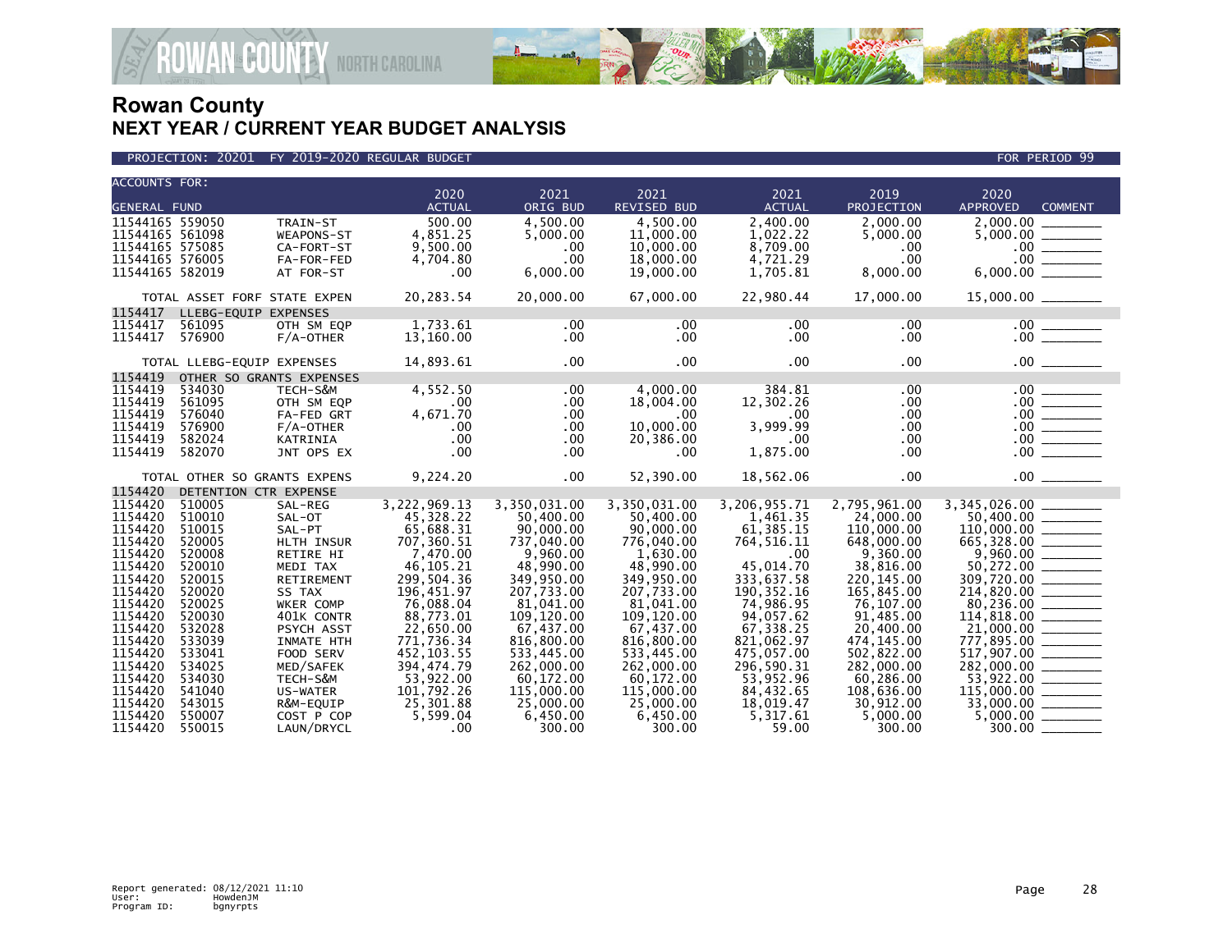# Rowan County
## NEXT YEAR / CURRENT YEAR BUDGET ANALYSIS

PROJECTION: 20201 FY 2019-2020 REGULAR BUDGET FOR PERIOD 99

| ACCOUNTS FOR: GENERAL FUND | | | 2020 ACTUAL | 2021 ORIG BUD | 2021 REVISED BUD | 2021 ACTUAL | 2019 PROJECTION | 2020 APPROVED | COMMENT |
|---|---|---|---|---|---|---|---|---|---|
| 11544165 | 559050 | TRAIN-ST | 500.00 | 4,500.00 | 4,500.00 | 2,400.00 | 2,000.00 | 2,000.00 | ________ |
| 11544165 | 561098 | WEAPONS-ST | 4,851.25 | 5,000.00 | 11,000.00 | 1,022.22 | 5,000.00 | 5,000.00 | ________ |
| 11544165 | 575085 | CA-FORT-ST | 9,500.00 | .00 | 10,000.00 | 8,709.00 | .00 | .00 | ________ |
| 11544165 | 576005 | FA-FOR-FED | 4,704.80 | .00 | 18,000.00 | 4,721.29 | .00 | .00 | ________ |
| 11544165 | 582019 | AT FOR-ST | .00 | 6,000.00 | 19,000.00 | 1,705.81 | 8,000.00 | 6,000.00 | ________ |
| TOTAL ASSET FORF STATE EXPEN | | | 20,283.54 | 20,000.00 | 67,000.00 | 22,980.44 | 17,000.00 | 15,000.00 | ________ |
| 1154417 | LLEBG-EQUIP EXPENSES | | | | | | | | |
| 1154417 | 561095 | OTH SM EQP | 1,733.61 | .00 | .00 | .00 | .00 | .00 | ________ |
| 1154417 | 576900 | F/A-OTHER | 13,160.00 | .00 | .00 | .00 | .00 | .00 | ________ |
| TOTAL LLEBG-EQUIP EXPENSES | | | 14,893.61 | .00 | .00 | .00 | .00 | .00 | ________ |
| 1154419 | OTHER SO GRANTS EXPENSES | | | | | | | | |
| 1154419 | 534030 | TECH-S&M | 4,552.50 | .00 | 4,000.00 | 384.81 | .00 | .00 | ________ |
| 1154419 | 561095 | OTH SM EQP | .00 | .00 | 18,004.00 | 12,302.26 | .00 | .00 | ________ |
| 1154419 | 576040 | FA-FED GRT | 4,671.70 | .00 | .00 | .00 | .00 | .00 | ________ |
| 1154419 | 576900 | F/A-OTHER | .00 | .00 | 10,000.00 | 3,999.99 | .00 | .00 | ________ |
| 1154419 | 582024 | KATRINIA | .00 | .00 | 20,386.00 | .00 | .00 | .00 | ________ |
| 1154419 | 582070 | JNT OPS EX | .00 | .00 | .00 | 1,875.00 | .00 | .00 | ________ |
| TOTAL OTHER SO GRANTS EXPENS | | | 9,224.20 | .00 | 52,390.00 | 18,562.06 | .00 | .00 | ________ |
| 1154420 | DETENTION CTR EXPENSE | | | | | | | | |
| 1154420 | 510005 | SAL-REG | 3,222,969.13 | 3,350,031.00 | 3,350,031.00 | 3,206,955.71 | 2,795,961.00 | 3,345,026.00 | ________ |
| 1154420 | 510010 | SAL-OT | 45,328.22 | 50,400.00 | 50,400.00 | 1,461.35 | 24,000.00 | 50,400.00 | ________ |
| 1154420 | 510015 | SAL-PT | 65,688.31 | 90,000.00 | 90,000.00 | 61,385.15 | 110,000.00 | 110,000.00 | ________ |
| 1154420 | 520005 | HLTH INSUR | 707,360.51 | 737,040.00 | 776,040.00 | 764,516.11 | 648,000.00 | 665,328.00 | ________ |
| 1154420 | 520008 | RETIRE HI | 7,470.00 | 9,960.00 | 1,630.00 | .00 | 9,360.00 | 9,960.00 | ________ |
| 1154420 | 520010 | MEDI TAX | 46,105.21 | 48,990.00 | 48,990.00 | 45,014.70 | 38,816.00 | 50,272.00 | ________ |
| 1154420 | 520015 | RETIREMENT | 299,504.36 | 349,950.00 | 349,950.00 | 333,637.58 | 220,145.00 | 309,720.00 | ________ |
| 1154420 | 520020 | SS TAX | 196,451.97 | 207,733.00 | 207,733.00 | 190,352.16 | 165,845.00 | 214,820.00 | ________ |
| 1154420 | 520025 | WKER COMP | 76,088.04 | 81,041.00 | 81,041.00 | 74,986.95 | 76,107.00 | 80,236.00 | ________ |
| 1154420 | 520030 | 401K CONTR | 88,773.01 | 109,120.00 | 109,120.00 | 94,057.62 | 91,485.00 | 114,818.00 | ________ |
| 1154420 | 532028 | PSYCH ASST | 22,650.00 | 67,437.00 | 67,437.00 | 67,338.25 | 20,400.00 | 21,000.00 | ________ |
| 1154420 | 533039 | INMATE HTH | 771,736.34 | 816,800.00 | 816,800.00 | 821,062.97 | 474,145.00 | 777,895.00 | ________ |
| 1154420 | 533041 | FOOD SERV | 452,103.55 | 533,445.00 | 533,445.00 | 475,057.00 | 502,822.00 | 517,907.00 | ________ |
| 1154420 | 534025 | MED/SAFEK | 394,474.79 | 262,000.00 | 262,000.00 | 296,590.31 | 282,000.00 | 282,000.00 | ________ |
| 1154420 | 534030 | TECH-S&M | 53,922.00 | 60,172.00 | 60,172.00 | 53,952.96 | 60,286.00 | 53,922.00 | ________ |
| 1154420 | 541040 | US-WATER | 101,792.26 | 115,000.00 | 115,000.00 | 84,432.65 | 108,636.00 | 115,000.00 | ________ |
| 1154420 | 543015 | R&M-EQUIP | 25,301.88 | 25,000.00 | 25,000.00 | 18,019.47 | 30,912.00 | 33,000.00 | ________ |
| 1154420 | 550007 | COST P COP | 5,599.04 | 6,450.00 | 6,450.00 | 5,317.61 | 5,000.00 | 5,000.00 | ________ |
| 1154420 | 550015 | LAUN/DRYCL | .00 | 300.00 | 300.00 | 59.00 | 300.00 | 300.00 | ________ |

Report generated: 08/12/2021 11:10
User: HowdenJM
Program ID: bgnyrpts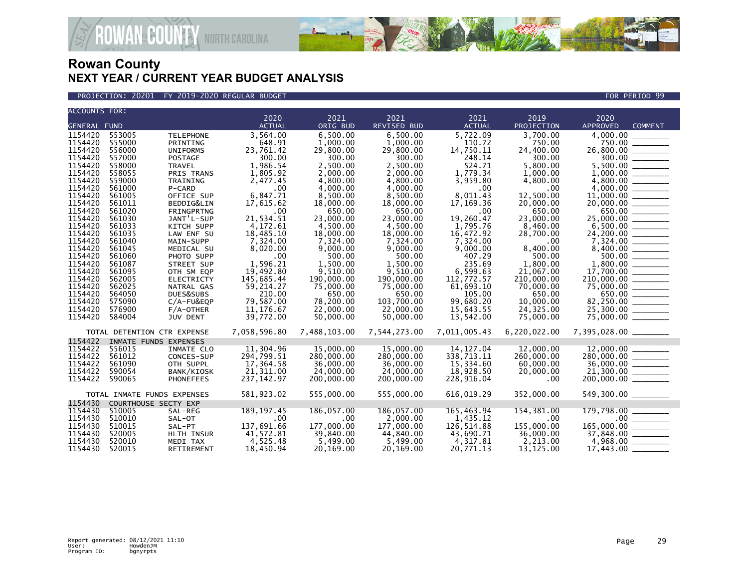# Rowan County
## NEXT YEAR / CURRENT YEAR BUDGET ANALYSIS

PROJECTION: 20201 FY 2019-2020 REGULAR BUDGET FOR PERIOD 99

| ACCOUNTS FOR: GENERAL FUND | | | 2020 ACTUAL | 2021 ORIG BUD | 2021 REVISED BUD | 2021 ACTUAL | 2019 PROJECTION | 2020 APPROVED | COMMENT |
|---|---|---|---|---|---|---|---|---|---|
| 1154420 | 553005 | TELEPHONE | 3,564.00 | 6,500.00 | 6,500.00 | 5,722.09 | 3,700.00 | 4,000.00 | _______ |
| 1154420 | 555000 | PRINTING | 648.91 | 1,000.00 | 1,000.00 | 110.72 | 750.00 | 750.00 | _______ |
| 1154420 | 556000 | UNIFORMS | 23,761.42 | 29,800.00 | 29,800.00 | 14,750.11 | 24,400.00 | 26,800.00 | _______ |
| 1154420 | 557000 | POSTAGE | 300.00 | 300.00 | 300.00 | 248.14 | 300.00 | 300.00 | _______ |
| 1154420 | 558000 | TRAVEL | 1,986.54 | 2,500.00 | 2,500.00 | 524.71 | 5,800.00 | 5,500.00 | _______ |
| 1154420 | 558055 | PRIS TRANS | 1,805.92 | 2,000.00 | 2,000.00 | 1,779.34 | 1,000.00 | 1,000.00 | _______ |
| 1154420 | 559000 | TRAINING | 2,477.45 | 4,800.00 | 4,800.00 | 3,959.80 | 4,800.00 | 4,800.00 | _______ |
| 1154420 | 561000 | P-CARD | .00 | 4,000.00 | 4,000.00 | .00 | .00 | 4,000.00 | _______ |
| 1154420 | 561005 | OFFICE SUP | 6,847.71 | 8,500.00 | 8,500.00 | 8,011.43 | 12,500.00 | 11,000.00 | _______ |
| 1154420 | 561011 | BEDDIG&LIN | 17,615.62 | 18,000.00 | 18,000.00 | 17,169.36 | 20,000.00 | 20,000.00 | _______ |
| 1154420 | 561020 | FRINGPRTNG | .00 | 650.00 | 650.00 | .00 | 650.00 | 650.00 | _______ |
| 1154420 | 561030 | JANT'L-SUP | 21,534.51 | 23,000.00 | 23,000.00 | 19,260.47 | 23,000.00 | 25,000.00 | _______ |
| 1154420 | 561033 | KITCH SUPP | 4,172.61 | 4,500.00 | 4,500.00 | 1,795.76 | 8,460.00 | 6,500.00 | _______ |
| 1154420 | 561035 | LAW ENF SU | 18,485.10 | 18,000.00 | 18,000.00 | 16,472.92 | 28,700.00 | 24,200.00 | _______ |
| 1154420 | 561040 | MAIN-SUPP | 7,324.00 | 7,324.00 | 7,324.00 | 7,324.00 | .00 | 7,324.00 | _______ |
| 1154420 | 561045 | MEDICAL SU | 8,020.00 | 9,000.00 | 9,000.00 | 9,000.00 | 8,400.00 | 8,400.00 | _______ |
| 1154420 | 561060 | PHOTO SUPP | .00 | 500.00 | 500.00 | 407.29 | 500.00 | 500.00 | _______ |
| 1154420 | 561087 | STREET SUP | 1,596.21 | 1,500.00 | 1,500.00 | 235.69 | 1,800.00 | 1,800.00 | _______ |
| 1154420 | 561095 | OTH SM EQP | 19,492.80 | 9,510.00 | 9,510.00 | 6,599.63 | 21,067.00 | 17,700.00 | _______ |
| 1154420 | 562005 | ELECTRICTY | 145,685.44 | 190,000.00 | 190,000.00 | 112,772.57 | 210,000.00 | 210,000.00 | _______ |
| 1154420 | 562025 | NATRAL GAS | 59,214.27 | 75,000.00 | 75,000.00 | 61,693.10 | 70,000.00 | 75,000.00 | _______ |
| 1154420 | 564050 | DUES&SUBS | 210.00 | 650.00 | 650.00 | 105.00 | 650.00 | 650.00 | _______ |
| 1154420 | 575090 | C/A-FU&EQP | 79,587.00 | 78,200.00 | 103,700.00 | 99,680.20 | 10,000.00 | 82,250.00 | _______ |
| 1154420 | 576900 | F/A-OTHER | 11,176.67 | 22,000.00 | 22,000.00 | 15,643.55 | 24,325.00 | 25,300.00 | _______ |
| 1154420 | 584004 | JUV DENT | 39,772.00 | 50,000.00 | 50,000.00 | 13,542.00 | 75,000.00 | 75,000.00 | _______ |
| TOTAL DETENTION CTR EXPENSE | | | 7,058,596.80 | 7,488,103.00 | 7,544,273.00 | 7,011,005.43 | 6,220,022.00 | 7,395,028.00 | _______ |
| 1154422 | INMATE FUNDS EXPENSES | | | | | | | | |
| 1154422 | 556015 | INMATE CLO | 11,304.96 | 15,000.00 | 15,000.00 | 14,127.04 | 12,000.00 | 12,000.00 | _______ |
| 1154422 | 561012 | CONCES-SUP | 294,799.51 | 280,000.00 | 280,000.00 | 338,713.11 | 260,000.00 | 280,000.00 | _______ |
| 1154422 | 561090 | OTH SUPPL | 17,364.58 | 36,000.00 | 36,000.00 | 15,334.60 | 60,000.00 | 36,000.00 | _______ |
| 1154422 | 590054 | BANK/KIOSK | 21,311.00 | 24,000.00 | 24,000.00 | 18,928.50 | 20,000.00 | 21,300.00 | _______ |
| 1154422 | 590065 | PHONEFEES | 237,142.97 | 200,000.00 | 200,000.00 | 228,916.04 | .00 | 200,000.00 | _______ |
| TOTAL INMATE FUNDS EXPENSES | | | 581,923.02 | 555,000.00 | 555,000.00 | 616,019.29 | 352,000.00 | 549,300.00 | _______ |
| 1154430 | COURTHOUSE SECTY EXP | | | | | | | | |
| 1154430 | 510005 | SAL-REG | 189,197.45 | 186,057.00 | 186,057.00 | 165,463.94 | 154,381.00 | 179,798.00 | _______ |
| 1154430 | 510010 | SAL-OT | .00 | .00 | 2,000.00 | 1,435.12 | .00 | .00 | _______ |
| 1154430 | 510015 | SAL-PT | 137,691.66 | 177,000.00 | 177,000.00 | 126,514.88 | 155,000.00 | 165,000.00 | _______ |
| 1154430 | 520005 | HLTH INSUR | 41,572.81 | 39,840.00 | 44,840.00 | 43,690.71 | 36,000.00 | 37,848.00 | _______ |
| 1154430 | 520010 | MEDI TAX | 4,525.48 | 5,499.00 | 5,499.00 | 4,317.81 | 2,213.00 | 4,968.00 | _______ |
| 1154430 | 520015 | RETIREMENT | 18,450.94 | 20,169.00 | 20,169.00 | 20,771.13 | 13,125.00 | 17,443.00 | _______ |

Report generated: 08/12/2021 11:10
User: HowdenJM
Program ID: bgnyrpts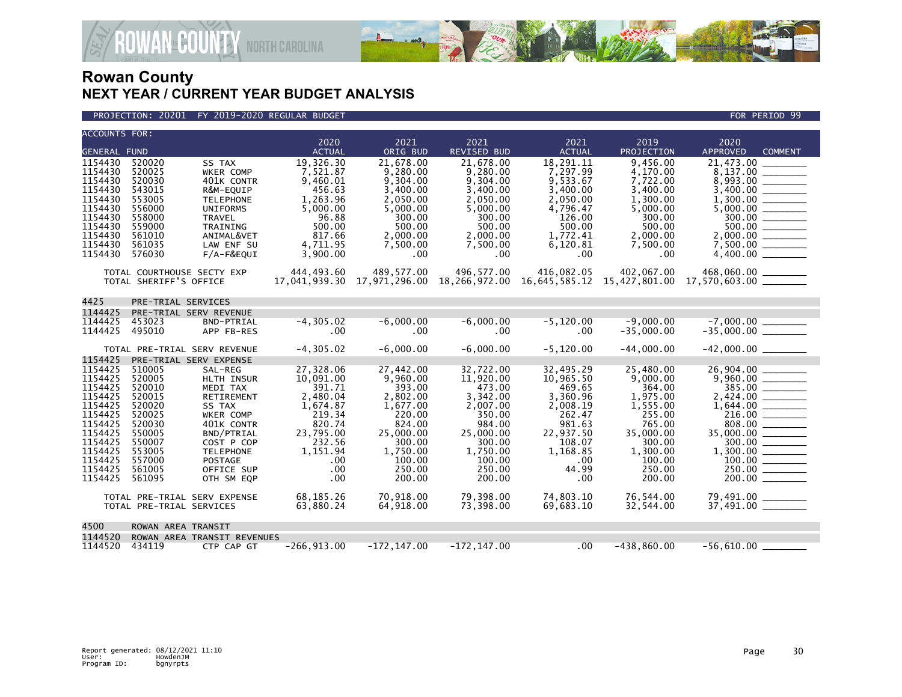# Rowan County
## NEXT YEAR / CURRENT YEAR BUDGET ANALYSIS

PROJECTION: 20201 FY 2019-2020 REGULAR BUDGET — FOR PERIOD 99

| ACCOUNTS FOR: GENERAL FUND | | | 2020 ACTUAL | 2021 ORIG BUD | 2021 REVISED BUD | 2021 ACTUAL | 2019 PROJECTION | 2020 APPROVED | COMMENT |
|---|---|---|---|---|---|---|---|---|---|
| 1154430 | 520020 | SS TAX | 19,326.30 | 21,678.00 | 21,678.00 | 18,291.11 | 9,456.00 | 21,473.00 | _______ |
| 1154430 | 520025 | WKER COMP | 7,521.87 | 9,280.00 | 9,280.00 | 7,297.99 | 4,170.00 | 8,137.00 | _______ |
| 1154430 | 520030 | 401K CONTR | 9,460.01 | 9,304.00 | 9,304.00 | 9,533.67 | 7,722.00 | 8,993.00 | _______ |
| 1154430 | 543015 | R&M-EQUIP | 456.63 | 3,400.00 | 3,400.00 | 3,400.00 | 3,400.00 | 3,400.00 | _______ |
| 1154430 | 553005 | TELEPHONE | 1,263.96 | 2,050.00 | 2,050.00 | 2,050.00 | 1,300.00 | 1,300.00 | _______ |
| 1154430 | 556000 | UNIFORMS | 5,000.00 | 5,000.00 | 5,000.00 | 4,796.47 | 5,000.00 | 5,000.00 | _______ |
| 1154430 | 558000 | TRAVEL | 96.88 | 300.00 | 300.00 | 126.00 | 300.00 | 300.00 | _______ |
| 1154430 | 559000 | TRAINING | 500.00 | 500.00 | 500.00 | 500.00 | 500.00 | 500.00 | _______ |
| 1154430 | 561010 | ANIMAL&VET | 817.66 | 2,000.00 | 2,000.00 | 1,772.41 | 2,000.00 | 2,000.00 | _______ |
| 1154430 | 561035 | LAW ENF SU | 4,711.95 | 7,500.00 | 7,500.00 | 6,120.81 | 7,500.00 | 7,500.00 | _______ |
| 1154430 | 576030 | F/A-F&EQUI | 3,900.00 | .00 | .00 | .00 | .00 | 4,400.00 | _______ |
| | TOTAL COURTHOUSE SECTY EXP | | 444,493.60 | 489,577.00 | 496,577.00 | 416,082.05 | 402,067.00 | 468,060.00 | _______ |
| | TOTAL SHERIFF'S OFFICE | | 17,041,939.30 | 17,971,296.00 | 18,266,972.00 | 16,645,585.12 | 15,427,801.00 | 17,570,603.00 | _______ |
| 4425 | PRE-TRIAL SERVICES | | | | | | | | |
| 1144425 | PRE-TRIAL SERV REVENUE | | | | | | | | |
| 1144425 | 453023 | BND-PTRIAL | -4,305.02 | -6,000.00 | -6,000.00 | -5,120.00 | -9,000.00 | -7,000.00 | _______ |
| 1144425 | 495010 | APP FB-RES | .00 | .00 | .00 | .00 | -35,000.00 | -35,000.00 | _______ |
| | TOTAL PRE-TRIAL SERV REVENUE | | -4,305.02 | -6,000.00 | -6,000.00 | -5,120.00 | -44,000.00 | -42,000.00 | _______ |
| 1154425 | PRE-TRIAL SERV EXPENSE | | | | | | | | |
| 1154425 | 510005 | SAL-REG | 27,328.06 | 27,442.00 | 32,722.00 | 32,495.29 | 25,480.00 | 26,904.00 | _______ |
| 1154425 | 520005 | HLTH INSUR | 10,091.00 | 9,960.00 | 11,920.00 | 10,965.50 | 9,000.00 | 9,960.00 | _______ |
| 1154425 | 520010 | MEDI TAX | 391.71 | 393.00 | 473.00 | 469.65 | 364.00 | 385.00 | _______ |
| 1154425 | 520015 | RETIREMENT | 2,480.04 | 2,802.00 | 3,342.00 | 3,360.96 | 1,975.00 | 2,424.00 | _______ |
| 1154425 | 520020 | SS TAX | 1,674.87 | 1,677.00 | 2,007.00 | 2,008.19 | 1,555.00 | 1,644.00 | _______ |
| 1154425 | 520025 | WKER COMP | 219.34 | 220.00 | 350.00 | 262.47 | 255.00 | 216.00 | _______ |
| 1154425 | 520030 | 401K CONTR | 820.74 | 824.00 | 984.00 | 981.63 | 765.00 | 808.00 | _______ |
| 1154425 | 550005 | BND/PTRIAL | 23,795.00 | 25,000.00 | 25,000.00 | 22,937.50 | 35,000.00 | 35,000.00 | _______ |
| 1154425 | 550007 | COST P COP | 232.56 | 300.00 | 300.00 | 108.07 | 300.00 | 300.00 | _______ |
| 1154425 | 553005 | TELEPHONE | 1,151.94 | 1,750.00 | 1,750.00 | 1,168.85 | 1,300.00 | 1,300.00 | _______ |
| 1154425 | 557000 | POSTAGE | .00 | 100.00 | 100.00 | .00 | 100.00 | 100.00 | _______ |
| 1154425 | 561005 | OFFICE SUP | .00 | 250.00 | 250.00 | 44.99 | 250.00 | 250.00 | _______ |
| 1154425 | 561095 | OTH SM EQP | .00 | 200.00 | 200.00 | .00 | 200.00 | 200.00 | _______ |
| | TOTAL PRE-TRIAL SERV EXPENSE | | 68,185.26 | 70,918.00 | 79,398.00 | 74,803.10 | 76,544.00 | 79,491.00 | _______ |
| | TOTAL PRE-TRIAL SERVICES | | 63,880.24 | 64,918.00 | 73,398.00 | 69,683.10 | 32,544.00 | 37,491.00 | _______ |
| 4500 | ROWAN AREA TRANSIT | | | | | | | | |
| 1144520 | ROWAN AREA TRANSIT REVENUES | | | | | | | | |
| 1144520 | 434119 | CTP CAP GT | -266,913.00 | -172,147.00 | -172,147.00 | .00 | -438,860.00 | -56,610.00 | _______ |

Report generated: 08/12/2021 11:10
User: HowdenJM
Program ID: bgnyrpts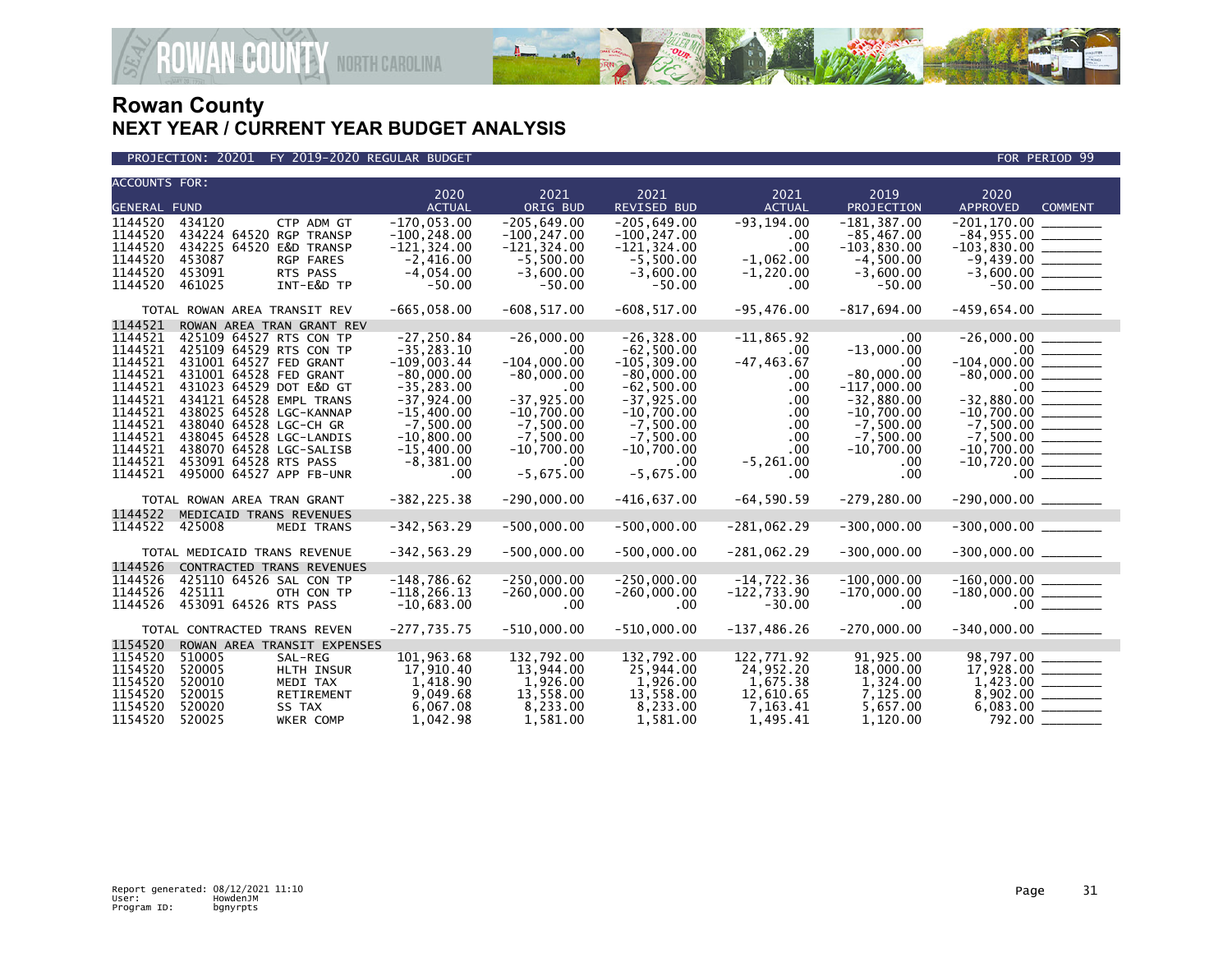# Rowan County
## NEXT YEAR / CURRENT YEAR BUDGET ANALYSIS

PROJECTION: 20201 FY 2019-2020 REGULAR BUDGET FOR PERIOD 99

| ACCOUNTS FOR: GENERAL FUND | 2020 ACTUAL | 2021 ORIG BUD | 2021 REVISED BUD | 2021 ACTUAL | 2019 PROJECTION | 2020 APPROVED | COMMENT |
|---|---|---|---|---|---|---|---|
| 1144520 434120 CTP ADM GT | -170,053.00 | -205,649.00 | -205,649.00 | -93,194.00 | -181,387.00 | -201,170.00 | _______ |
| 1144520 434224 64520 RGP TRANSP | -100,248.00 | -100,247.00 | -100,247.00 | .00 | -85,467.00 | -84,955.00 | _______ |
| 1144520 434225 64520 E&D TRANSP | -121,324.00 | -121,324.00 | -121,324.00 | .00 | -103,830.00 | -103,830.00 | _______ |
| 1144520 453087 RGP FARES | -2,416.00 | -5,500.00 | -5,500.00 | -1,062.00 | -4,500.00 | -9,439.00 | _______ |
| 1144520 453091 RTS PASS | -4,054.00 | -3,600.00 | -3,600.00 | -1,220.00 | -3,600.00 | -3,600.00 | _______ |
| 1144520 461025 INT-E&D TP | -50.00 | -50.00 | -50.00 | .00 | -50.00 | -50.00 | _______ |
| TOTAL ROWAN AREA TRANSIT REV | -665,058.00 | -608,517.00 | -608,517.00 | -95,476.00 | -817,694.00 | -459,654.00 | _______ |
| 1144521 ROWAN AREA TRAN GRANT REV | | | | | | | |
| 1144521 425109 64527 RTS CON TP | -27,250.84 | -26,000.00 | -26,328.00 | -11,865.92 | .00 | -26,000.00 | _______ |
| 1144521 425109 64529 RTS CON TP | -35,283.10 | .00 | -62,500.00 | .00 | -13,000.00 | .00 | _______ |
| 1144521 431001 64527 FED GRANT | -109,003.44 | -104,000.00 | -105,309.00 | -47,463.67 | .00 | -104,000.00 | _______ |
| 1144521 431001 64528 FED GRANT | -80,000.00 | -80,000.00 | -80,000.00 | .00 | -80,000.00 | -80,000.00 | _______ |
| 1144521 431023 64529 DOT E&D GT | -35,283.00 | .00 | -62,500.00 | .00 | -117,000.00 | .00 | _______ |
| 1144521 434121 64528 EMPL TRANS | -37,924.00 | -37,925.00 | -37,925.00 | .00 | -32,880.00 | -32,880.00 | _______ |
| 1144521 438025 64528 LGC-KANNAP | -15,400.00 | -10,700.00 | -10,700.00 | .00 | -10,700.00 | -10,700.00 | _______ |
| 1144521 438040 64528 LGC-CH GR | -7,500.00 | -7,500.00 | -7,500.00 | .00 | -7,500.00 | -7,500.00 | _______ |
| 1144521 438045 64528 LGC-LANDIS | -10,800.00 | -7,500.00 | -7,500.00 | .00 | -7,500.00 | -7,500.00 | _______ |
| 1144521 438070 64528 LGC-SALISB | -15,400.00 | -10,700.00 | -10,700.00 | .00 | -10,700.00 | -10,700.00 | _______ |
| 1144521 453091 64528 RTS PASS | -8,381.00 | .00 | .00 | -5,261.00 | .00 | -10,720.00 | _______ |
| 1144521 495000 64527 APP FB-UNR | .00 | -5,675.00 | -5,675.00 | .00 | .00 | .00 | _______ |
| TOTAL ROWAN AREA TRAN GRANT | -382,225.38 | -290,000.00 | -416,637.00 | -64,590.59 | -279,280.00 | -290,000.00 | _______ |
| 1144522 MEDICAID TRANS REVENUES | | | | | | | |
| 1144522 425008 MEDI TRANS | -342,563.29 | -500,000.00 | -500,000.00 | -281,062.29 | -300,000.00 | -300,000.00 | _______ |
| TOTAL MEDICAID TRANS REVENUE | -342,563.29 | -500,000.00 | -500,000.00 | -281,062.29 | -300,000.00 | -300,000.00 | _______ |
| 1144526 CONTRACTED TRANS REVENUES | | | | | | | |
| 1144526 425110 64526 SAL CON TP | -148,786.62 | -250,000.00 | -250,000.00 | -14,722.36 | -100,000.00 | -160,000.00 | _______ |
| 1144526 425111 OTH CON TP | -118,266.13 | -260,000.00 | -260,000.00 | -122,733.90 | -170,000.00 | -180,000.00 | _______ |
| 1144526 453091 64526 RTS PASS | -10,683.00 | .00 | .00 | -30.00 | .00 | .00 | _______ |
| TOTAL CONTRACTED TRANS REVEN | -277,735.75 | -510,000.00 | -510,000.00 | -137,486.26 | -270,000.00 | -340,000.00 | _______ |
| 1154520 ROWAN AREA TRANSIT EXPENSES | | | | | | | |
| 1154520 510005 SAL-REG | 101,963.68 | 132,792.00 | 132,792.00 | 122,771.92 | 91,925.00 | 98,797.00 | _______ |
| 1154520 520005 HLTH INSUR | 17,910.40 | 13,944.00 | 25,944.00 | 24,952.20 | 18,000.00 | 17,928.00 | _______ |
| 1154520 520010 MEDI TAX | 1,418.90 | 1,926.00 | 1,926.00 | 1,675.38 | 1,324.00 | 1,423.00 | _______ |
| 1154520 520015 RETIREMENT | 9,049.68 | 13,558.00 | 13,558.00 | 12,610.65 | 7,125.00 | 8,902.00 | _______ |
| 1154520 520020 SS TAX | 6,067.08 | 8,233.00 | 8,233.00 | 7,163.41 | 5,657.00 | 6,083.00 | _______ |
| 1154520 520025 WKER COMP | 1,042.98 | 1,581.00 | 1,581.00 | 1,495.41 | 1,120.00 | 792.00 | _______ |

Report generated: 08/12/2021 11:10
User: HowdenJM
Program ID: bgnyrpts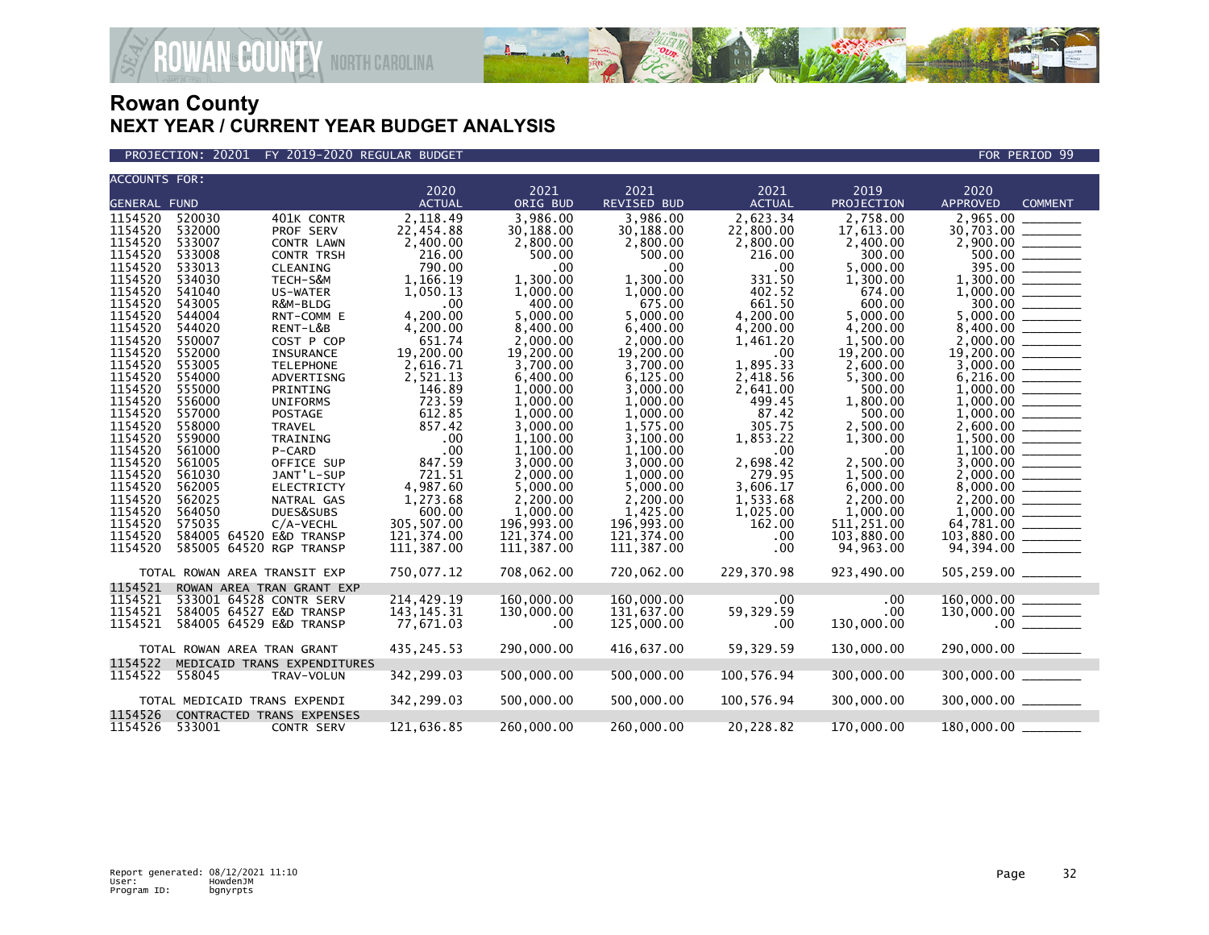# Rowan County
## NEXT YEAR / CURRENT YEAR BUDGET ANALYSIS

PROJECTION: 20201 FY 2019-2020 REGULAR BUDGET — FOR PERIOD 99

| ACCOUNTS FOR: GENERAL FUND | | | 2020 ACTUAL | 2021 ORIG BUD | 2021 REVISED BUD | 2021 ACTUAL | 2019 PROJECTION | 2020 APPROVED | COMMENT |
|---|---|---|---|---|---|---|---|---|---|
| 1154520 | 520030 | 401K CONTR | 2,118.49 | 3,986.00 | 3,986.00 | 2,623.34 | 2,758.00 | 2,965.00 | |
| 1154520 | 532000 | PROF SERV | 22,454.88 | 30,188.00 | 30,188.00 | 22,800.00 | 17,613.00 | 30,703.00 | |
| 1154520 | 533007 | CONTR LAWN | 2,400.00 | 2,800.00 | 2,800.00 | 2,800.00 | 2,400.00 | 2,900.00 | |
| 1154520 | 533008 | CONTR TRSH | 216.00 | 500.00 | 500.00 | 216.00 | 300.00 | 500.00 | |
| 1154520 | 533013 | CLEANING | 790.00 | .00 | .00 | .00 | 5,000.00 | 395.00 | |
| 1154520 | 534030 | TECH-S&M | 1,166.19 | 1,300.00 | 1,300.00 | 331.50 | 1,300.00 | 1,300.00 | |
| 1154520 | 541040 | US-WATER | 1,050.13 | 1,000.00 | 1,000.00 | 402.52 | 674.00 | 1,000.00 | |
| 1154520 | 543005 | R&M-BLDG | .00 | 400.00 | 675.00 | 661.50 | 600.00 | 300.00 | |
| 1154520 | 544004 | RNT-COMM E | 4,200.00 | 5,000.00 | 5,000.00 | 4,200.00 | 5,000.00 | 5,000.00 | |
| 1154520 | 544020 | RENT-L&B | 4,200.00 | 8,400.00 | 6,400.00 | 4,200.00 | 4,200.00 | 8,400.00 | |
| 1154520 | 550007 | COST P COP | 651.74 | 2,000.00 | 2,000.00 | 1,461.20 | 1,500.00 | 2,000.00 | |
| 1154520 | 552000 | INSURANCE | 19,200.00 | 19,200.00 | 19,200.00 | .00 | 19,200.00 | 19,200.00 | |
| 1154520 | 553005 | TELEPHONE | 2,616.71 | 3,700.00 | 3,700.00 | 1,895.33 | 2,600.00 | 3,000.00 | |
| 1154520 | 554000 | ADVERTISNG | 2,521.13 | 6,400.00 | 6,125.00 | 2,418.56 | 5,300.00 | 6,216.00 | |
| 1154520 | 555000 | PRINTING | 146.89 | 1,000.00 | 3,000.00 | 2,641.00 | 500.00 | 1,000.00 | |
| 1154520 | 556000 | UNIFORMS | 723.59 | 1,000.00 | 1,000.00 | 499.45 | 1,800.00 | 1,000.00 | |
| 1154520 | 557000 | POSTAGE | 612.85 | 1,000.00 | 1,000.00 | 87.42 | 500.00 | 1,000.00 | |
| 1154520 | 558000 | TRAVEL | 857.42 | 3,000.00 | 1,575.00 | 305.75 | 2,500.00 | 2,600.00 | |
| 1154520 | 559000 | TRAINING | .00 | 1,100.00 | 3,100.00 | 1,853.22 | 1,300.00 | 1,500.00 | |
| 1154520 | 561000 | P-CARD | .00 | 1,100.00 | 1,100.00 | .00 | .00 | 1,100.00 | |
| 1154520 | 561005 | OFFICE SUP | 847.59 | 3,000.00 | 3,000.00 | 2,698.42 | 2,500.00 | 3,000.00 | |
| 1154520 | 561030 | JANT'L-SUP | 721.51 | 2,000.00 | 1,000.00 | 279.95 | 1,500.00 | 2,000.00 | |
| 1154520 | 562005 | ELECTRICTY | 4,987.60 | 5,000.00 | 5,000.00 | 3,606.17 | 6,000.00 | 8,000.00 | |
| 1154520 | 562025 | NATRAL GAS | 1,273.68 | 2,200.00 | 2,200.00 | 1,533.68 | 2,200.00 | 2,200.00 | |
| 1154520 | 564050 | DUES&SUBS | 600.00 | 1,000.00 | 1,425.00 | 1,025.00 | 1,000.00 | 1,000.00 | |
| 1154520 | 575035 | C/A-VECHL | 305,507.00 | 196,993.00 | 196,993.00 | 162.00 | 511,251.00 | 64,781.00 | |
| 1154520 | 584005 64520 | E&D TRANSP | 121,374.00 | 121,374.00 | 121,374.00 | .00 | 103,880.00 | 103,880.00 | |
| 1154520 | 585005 64520 | RGP TRANSP | 111,387.00 | 111,387.00 | 111,387.00 | .00 | 94,963.00 | 94,394.00 | |
| TOTAL ROWAN AREA TRANSIT EXP | | | 750,077.12 | 708,062.00 | 720,062.00 | 229,370.98 | 923,490.00 | 505,259.00 | |
| 1154521 | ROWAN AREA TRAN GRANT EXP | | | | | | | | |
| 1154521 | 533001 64528 | CONTR SERV | 214,429.19 | 160,000.00 | 160,000.00 | .00 | .00 | 160,000.00 | |
| 1154521 | 584005 64527 | E&D TRANSP | 143,145.31 | 130,000.00 | 131,637.00 | 59,329.59 | .00 | 130,000.00 | |
| 1154521 | 584005 64529 | E&D TRANSP | 77,671.03 | .00 | 125,000.00 | .00 | 130,000.00 | .00 | |
| TOTAL ROWAN AREA TRAN GRANT | | | 435,245.53 | 290,000.00 | 416,637.00 | 59,329.59 | 130,000.00 | 290,000.00 | |
| 1154522 | MEDICAID TRANS EXPENDITURES | | | | | | | | |
| 1154522 | 558045 | TRAV-VOLUN | 342,299.03 | 500,000.00 | 500,000.00 | 100,576.94 | 300,000.00 | 300,000.00 | |
| TOTAL MEDICAID TRANS EXPENDI | | | 342,299.03 | 500,000.00 | 500,000.00 | 100,576.94 | 300,000.00 | 300,000.00 | |
| 1154526 | CONTRACTED TRANS EXPENSES | | | | | | | | |
| 1154526 | 533001 | CONTR SERV | 121,636.85 | 260,000.00 | 260,000.00 | 20,228.82 | 170,000.00 | 180,000.00 | |

Report generated: 08/12/2021 11:10
User: HowdenJM
Program ID: bgnyrpts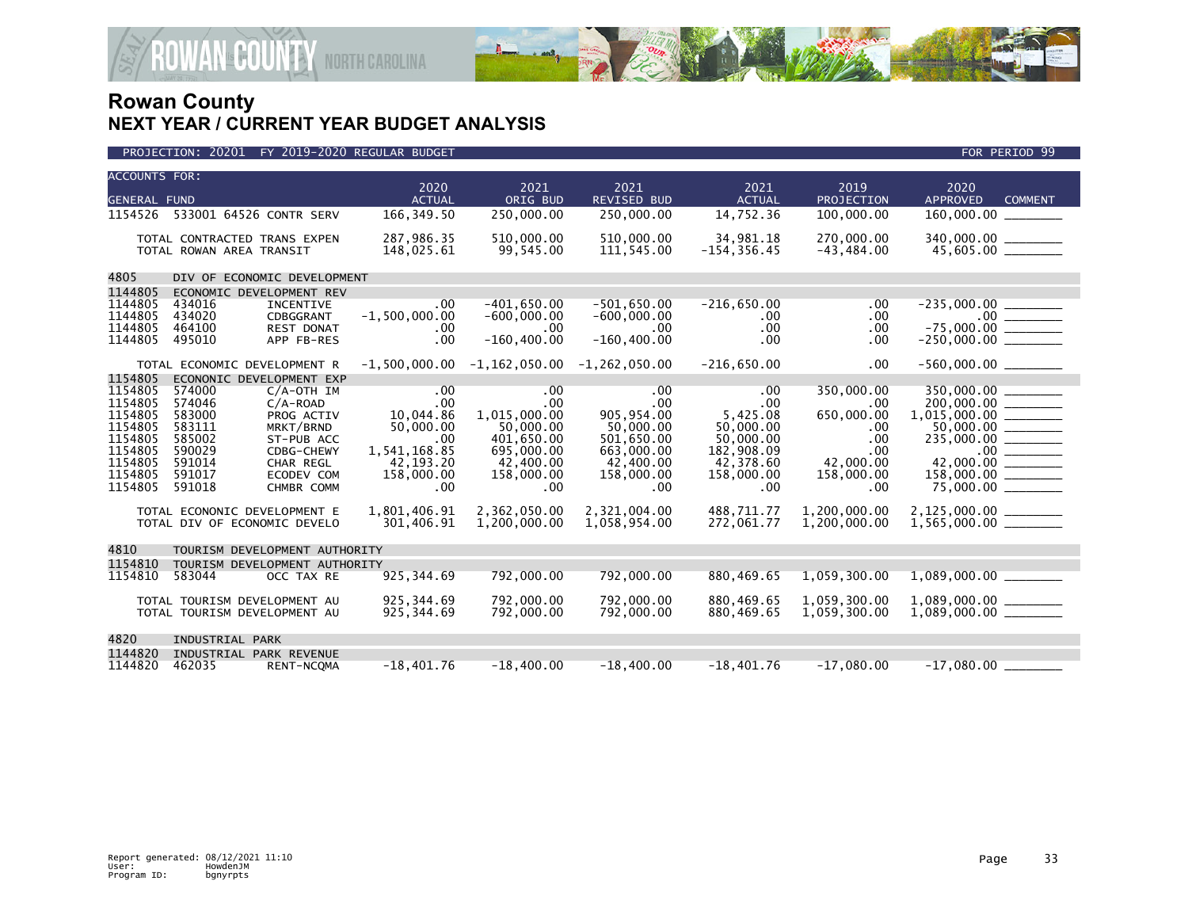# Rowan County
## NEXT YEAR / CURRENT YEAR BUDGET ANALYSIS

PROJECTION: 20201 FY 2019-2020 REGULAR BUDGET — FOR PERIOD 99

| ACCOUNTS FOR: GENERAL FUND | | | 2020 ACTUAL | 2021 ORIG BUD | 2021 REVISED BUD | 2021 ACTUAL | 2019 PROJECTION | 2020 APPROVED | COMMENT |
|---|---|---|---|---|---|---|---|---|---|
| 1154526 | 533001 64526 CONTR SERV | | 166,349.50 | 250,000.00 | 250,000.00 | 14,752.36 | 100,000.00 | 160,000.00 | |
| | TOTAL CONTRACTED TRANS EXPEN | | 287,986.35 | 510,000.00 | 510,000.00 | 34,981.18 | 270,000.00 | 340,000.00 | |
| | TOTAL ROWAN AREA TRANSIT | | 148,025.61 | 99,545.00 | 111,545.00 | -154,356.45 | -43,484.00 | 45,605.00 | |
| 4805 | DIV OF ECONOMIC DEVELOPMENT | | | | | | | | |
| 1144805 | ECONOMIC DEVELOPMENT REV | | | | | | | | |
| 1144805 | 434016 | INCENTIVE | .00 | -401,650.00 | -501,650.00 | -216,650.00 | .00 | -235,000.00 | |
| 1144805 | 434020 | CDBGGRANT | -1,500,000.00 | -600,000.00 | -600,000.00 | .00 | .00 | .00 | |
| 1144805 | 464100 | REST DONAT | .00 | .00 | .00 | .00 | .00 | -75,000.00 | |
| 1144805 | 495010 | APP FB-RES | .00 | -160,400.00 | -160,400.00 | .00 | .00 | -250,000.00 | |
| | TOTAL ECONOMIC DEVELOPMENT R | | -1,500,000.00 | -1,162,050.00 | -1,262,050.00 | -216,650.00 | .00 | -560,000.00 | |
| 1154805 | ECONOMIC DEVELOPMENT EXP | | | | | | | | |
| 1154805 | 574000 | C/A-OTH IM | .00 | .00 | .00 | .00 | 350,000.00 | 350,000.00 | |
| 1154805 | 574046 | C/A-ROAD | .00 | .00 | .00 | .00 | .00 | 200,000.00 | |
| 1154805 | 583000 | PROG ACTIV | 10,044.86 | 1,015,000.00 | 905,954.00 | 5,425.08 | 650,000.00 | 1,015,000.00 | |
| 1154805 | 583111 | MRKT/BRND | 50,000.00 | 50,000.00 | 50,000.00 | 50,000.00 | .00 | 50,000.00 | |
| 1154805 | 585002 | ST-PUB ACC | .00 | 401,650.00 | 501,650.00 | 50,000.00 | .00 | 235,000.00 | |
| 1154805 | 590029 | CDBG-CHEWY | 1,541,168.85 | 695,000.00 | 663,000.00 | 182,908.09 | .00 | .00 | |
| 1154805 | 591014 | CHAR REGL | 42,193.20 | 42,400.00 | 42,400.00 | 42,378.60 | 42,000.00 | 42,000.00 | |
| 1154805 | 591017 | ECODEV COM | 158,000.00 | 158,000.00 | 158,000.00 | 158,000.00 | 158,000.00 | 158,000.00 | |
| 1154805 | 591018 | CHMBR COMM | .00 | .00 | .00 | .00 | .00 | 75,000.00 | |
| | TOTAL ECONONIC DEVELOPMENT E | | 1,801,406.91 | 2,362,050.00 | 2,321,004.00 | 488,711.77 | 1,200,000.00 | 2,125,000.00 | |
| | TOTAL DIV OF ECONOMIC DEVELO | | 301,406.91 | 1,200,000.00 | 1,058,954.00 | 272,061.77 | 1,200,000.00 | 1,565,000.00 | |
| 4810 | TOURISM DEVELOPMENT AUTHORITY | | | | | | | | |
| 1154810 | TOURISM DEVELOPMENT AUTHORITY | | | | | | | | |
| 1154810 | 583044 | OCC TAX RE | 925,344.69 | 792,000.00 | 792,000.00 | 880,469.65 | 1,059,300.00 | 1,089,000.00 | |
| | TOTAL TOURISM DEVELOPMENT AU | | 925,344.69 | 792,000.00 | 792,000.00 | 880,469.65 | 1,059,300.00 | 1,089,000.00 | |
| | TOTAL TOURISM DEVELOPMENT AU | | 925,344.69 | 792,000.00 | 792,000.00 | 880,469.65 | 1,059,300.00 | 1,089,000.00 | |
| 4820 | INDUSTRIAL PARK | | | | | | | | |
| 1144820 | INDUSTRIAL PARK REVENUE | | | | | | | | |
| 1144820 | 462035 | RENT-NCQMA | -18,401.76 | -18,400.00 | -18,400.00 | -18,401.76 | -17,080.00 | -17,080.00 | |

Report generated: 08/12/2021 11:10
User: HowdenJM
Program ID: bgnyrpts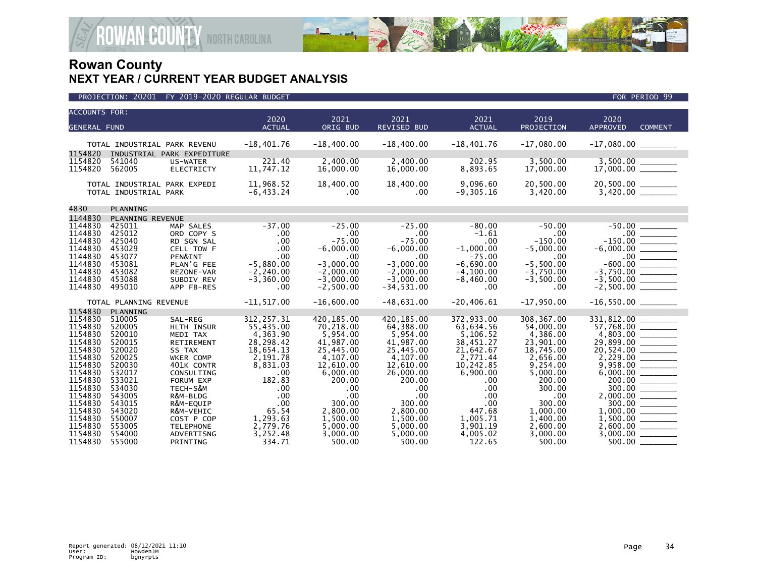# Rowan County
## NEXT YEAR / CURRENT YEAR BUDGET ANALYSIS

PROJECTION: 20201 FY 2019-2020 REGULAR BUDGET — FOR PERIOD 99

| ACCOUNTS FOR: GENERAL FUND | | | 2020 ACTUAL | 2021 ORIG BUD | 2021 REVISED BUD | 2021 ACTUAL | 2019 PROJECTION | 2020 APPROVED | COMMENT |
|---|---|---|---|---|---|---|---|---|---|
| TOTAL INDUSTRIAL PARK REVENU | | | -18,401.76 | -18,400.00 | -18,400.00 | -18,401.76 | -17,080.00 | -17,080.00 | ________ |
| 1154820 | INDUSTRIAL PARK EXPEDITURE | | | | | | | | |
| 1154820 | 541040 | US-WATER | 221.40 | 2,400.00 | 2,400.00 | 202.95 | 3,500.00 | 3,500.00 | ________ |
| 1154820 | 562005 | ELECTRICTY | 11,747.12 | 16,000.00 | 16,000.00 | 8,893.65 | 17,000.00 | 17,000.00 | ________ |
| TOTAL INDUSTRIAL PARK EXPEDI | | | 11,968.52 | 18,400.00 | 18,400.00 | 9,096.60 | 20,500.00 | 20,500.00 | ________ |
| TOTAL INDUSTRIAL PARK | | | -6,433.24 | .00 | .00 | -9,305.16 | 3,420.00 | 3,420.00 | ________ |
| 4830 | PLANNING | | | | | | | | |
| 1144830 | PLANNING REVENUE | | | | | | | | |
| 1144830 | 425011 | MAP SALES | -37.00 | -25.00 | -25.00 | -80.00 | -50.00 | -50.00 | ________ |
| 1144830 | 425012 | ORD COPY S | .00 | .00 | .00 | -1.61 | .00 | .00 | ________ |
| 1144830 | 425040 | RD SGN SAL | .00 | -75.00 | -75.00 | .00 | -150.00 | -150.00 | ________ |
| 1144830 | 453029 | CELL TOW F | .00 | -6,000.00 | -6,000.00 | -1,000.00 | -5,000.00 | -6,000.00 | ________ |
| 1144830 | 453077 | PEN&INT | .00 | .00 | .00 | -75.00 | .00 | .00 | ________ |
| 1144830 | 453081 | PLAN'G FEE | -5,880.00 | -3,000.00 | -3,000.00 | -6,690.00 | -5,500.00 | -600.00 | ________ |
| 1144830 | 453082 | REZONE-VAR | -2,240.00 | -2,000.00 | -2,000.00 | -4,100.00 | -3,750.00 | -3,750.00 | ________ |
| 1144830 | 453088 | SUBDIV REV | -3,360.00 | -3,000.00 | -3,000.00 | -8,460.00 | -3,500.00 | -3,500.00 | ________ |
| 1144830 | 495010 | APP FB-RES | .00 | -2,500.00 | -34,531.00 | .00 | .00 | -2,500.00 | ________ |
| TOTAL PLANNING REVENUE | | | -11,517.00 | -16,600.00 | -48,631.00 | -20,406.61 | -17,950.00 | -16,550.00 | ________ |
| 1154830 | PLANNING | | | | | | | | |
| 1154830 | 510005 | SAL-REG | 312,257.31 | 420,185.00 | 420,185.00 | 372,933.00 | 308,367.00 | 331,812.00 | ________ |
| 1154830 | 520005 | HLTH INSUR | 55,435.00 | 70,218.00 | 64,388.00 | 63,634.56 | 54,000.00 | 57,768.00 | ________ |
| 1154830 | 520010 | MEDI TAX | 4,363.90 | 5,954.00 | 5,954.00 | 5,106.52 | 4,386.00 | 4,803.00 | ________ |
| 1154830 | 520015 | RETIREMENT | 28,298.42 | 41,987.00 | 41,987.00 | 38,451.27 | 23,901.00 | 29,899.00 | ________ |
| 1154830 | 520020 | SS TAX | 18,654.13 | 25,445.00 | 25,445.00 | 21,642.67 | 18,745.00 | 20,524.00 | ________ |
| 1154830 | 520025 | WKER COMP | 2,191.78 | 4,107.00 | 4,107.00 | 2,771.44 | 2,656.00 | 2,229.00 | ________ |
| 1154830 | 520030 | 401K CONTR | 8,831.03 | 12,610.00 | 12,610.00 | 10,242.85 | 9,254.00 | 9,958.00 | ________ |
| 1154830 | 532017 | CONSULTING | .00 | 6,000.00 | 26,000.00 | 6,900.00 | 5,000.00 | 6,000.00 | ________ |
| 1154830 | 533021 | FORUM EXP | 182.83 | 200.00 | 200.00 | .00 | 200.00 | 200.00 | ________ |
| 1154830 | 534030 | TECH-S&M | .00 | .00 | .00 | .00 | 300.00 | 300.00 | ________ |
| 1154830 | 543005 | R&M-BLDG | .00 | .00 | .00 | .00 | .00 | 2,000.00 | ________ |
| 1154830 | 543015 | R&M-EQUIP | .00 | 300.00 | 300.00 | .00 | 300.00 | 300.00 | ________ |
| 1154830 | 543020 | R&M-VEHIC | 65.54 | 2,800.00 | 2,800.00 | 447.68 | 1,000.00 | 1,000.00 | ________ |
| 1154830 | 550007 | COST P COP | 1,293.63 | 1,500.00 | 1,500.00 | 1,005.71 | 1,400.00 | 1,500.00 | ________ |
| 1154830 | 553005 | TELEPHONE | 2,779.76 | 5,000.00 | 5,000.00 | 3,901.19 | 2,600.00 | 2,600.00 | ________ |
| 1154830 | 554000 | ADVERTISNG | 3,252.48 | 3,000.00 | 5,000.00 | 4,005.02 | 3,000.00 | 3,000.00 | ________ |
| 1154830 | 555000 | PRINTING | 334.71 | 500.00 | 500.00 | 122.65 | 500.00 | 500.00 | ________ |

Report generated: 08/12/2021 11:10
User: HowdenJM
Program ID: bgnyrpts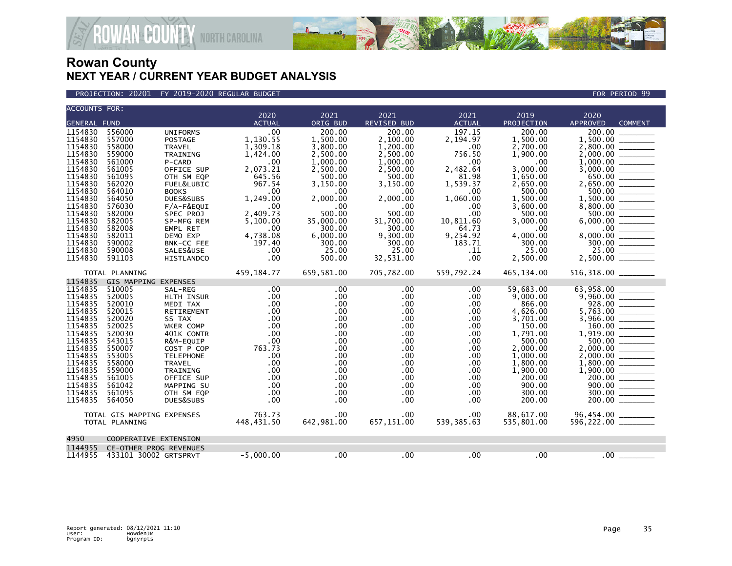# Rowan County
## NEXT YEAR / CURRENT YEAR BUDGET ANALYSIS

PROJECTION: 20201 FY 2019-2020 REGULAR BUDGET FOR PERIOD 99

| ACCOUNTS FOR: GENERAL FUND | | | 2020 ACTUAL | 2021 ORIG BUD | 2021 REVISED BUD | 2021 ACTUAL | 2019 PROJECTION | 2020 APPROVED | COMMENT |
|---|---|---|---|---|---|---|---|---|---|
| 1154830 | 556000 | UNIFORMS | .00 | 200.00 | 200.00 | 197.15 | 200.00 | 200.00 | _______ |
| 1154830 | 557000 | POSTAGE | 1,130.55 | 1,500.00 | 2,100.00 | 2,194.97 | 1,500.00 | 1,500.00 | _______ |
| 1154830 | 558000 | TRAVEL | 1,309.18 | 3,800.00 | 1,200.00 | .00 | 2,700.00 | 2,800.00 | _______ |
| 1154830 | 559000 | TRAINING | 1,424.00 | 2,500.00 | 2,500.00 | 756.50 | 1,900.00 | 2,000.00 | _______ |
| 1154830 | 561000 | P-CARD | .00 | 1,000.00 | 1,000.00 | .00 | .00 | 1,000.00 | _______ |
| 1154830 | 561005 | OFFICE SUP | 2,073.21 | 2,500.00 | 2,500.00 | 2,482.64 | 3,000.00 | 3,000.00 | _______ |
| 1154830 | 561095 | OTH SM EQP | 645.56 | 500.00 | 500.00 | 81.98 | 1,650.00 | 650.00 | _______ |
| 1154830 | 562020 | FUEL&LUBIC | 967.54 | 3,150.00 | 3,150.00 | 1,539.37 | 2,650.00 | 2,650.00 | _______ |
| 1154830 | 564010 | BOOKS | .00 | .00 | .00 | .00 | 500.00 | 500.00 | _______ |
| 1154830 | 564050 | DUES&SUBS | 1,249.00 | 2,000.00 | 2,000.00 | 1,060.00 | 1,500.00 | 1,500.00 | _______ |
| 1154830 | 576030 | F/A-F&EQUI | .00 | .00 | .00 | .00 | 3,600.00 | 8,800.00 | _______ |
| 1154830 | 582000 | SPEC PROJ | 2,409.73 | 500.00 | 500.00 | .00 | 500.00 | 500.00 | _______ |
| 1154830 | 582005 | SP-MFG REM | 5,100.00 | 35,000.00 | 31,700.00 | 10,811.60 | 3,000.00 | 6,000.00 | _______ |
| 1154830 | 582008 | EMPL RET | .00 | 300.00 | 300.00 | 64.73 | .00 | .00 | _______ |
| 1154830 | 582011 | DEMO EXP | 4,738.08 | 6,000.00 | 9,300.00 | 9,254.92 | 4,000.00 | 8,000.00 | _______ |
| 1154830 | 590002 | BNK-CC FEE | 197.40 | 300.00 | 300.00 | 183.71 | 300.00 | 300.00 | _______ |
| 1154830 | 590008 | SALES&USE | .00 | 25.00 | 25.00 | .11 | 25.00 | 25.00 | _______ |
| 1154830 | 591103 | HISTLANDCO | .00 | 500.00 | 32,531.00 | .00 | 2,500.00 | 2,500.00 | _______ |
| TOTAL PLANNING | | | 459,184.77 | 659,581.00 | 705,782.00 | 559,792.24 | 465,134.00 | 516,318.00 | _______ |
| 1154835 | GIS MAPPING EXPENSES | | | | | | | | |
| 1154835 | 510005 | SAL-REG | .00 | .00 | .00 | .00 | 59,683.00 | 63,958.00 | _______ |
| 1154835 | 520005 | HLTH INSUR | .00 | .00 | .00 | .00 | 9,000.00 | 9,960.00 | _______ |
| 1154835 | 520010 | MEDI TAX | .00 | .00 | .00 | .00 | 866.00 | 928.00 | _______ |
| 1154835 | 520015 | RETIREMENT | .00 | .00 | .00 | .00 | 4,626.00 | 5,763.00 | _______ |
| 1154835 | 520020 | SS TAX | .00 | .00 | .00 | .00 | 3,701.00 | 3,966.00 | _______ |
| 1154835 | 520025 | WKER COMP | .00 | .00 | .00 | .00 | 150.00 | 160.00 | _______ |
| 1154835 | 520030 | 401K CONTR | .00 | .00 | .00 | .00 | 1,791.00 | 1,919.00 | _______ |
| 1154835 | 543015 | R&M-EQUIP | .00 | .00 | .00 | .00 | 500.00 | 500.00 | _______ |
| 1154835 | 550007 | COST P COP | 763.73 | .00 | .00 | .00 | 2,000.00 | 2,000.00 | _______ |
| 1154835 | 553005 | TELEPHONE | .00 | .00 | .00 | .00 | 1,000.00 | 2,000.00 | _______ |
| 1154835 | 558000 | TRAVEL | .00 | .00 | .00 | .00 | 1,800.00 | 1,800.00 | _______ |
| 1154835 | 559000 | TRAINING | .00 | .00 | .00 | .00 | 1,900.00 | 1,900.00 | _______ |
| 1154835 | 561005 | OFFICE SUP | .00 | .00 | .00 | .00 | 200.00 | 200.00 | _______ |
| 1154835 | 561042 | MAPPING SU | .00 | .00 | .00 | .00 | 900.00 | 900.00 | _______ |
| 1154835 | 561095 | OTH SM EQP | .00 | .00 | .00 | .00 | 300.00 | 300.00 | _______ |
| 1154835 | 564050 | DUES&SUBS | .00 | .00 | .00 | .00 | 200.00 | 200.00 | _______ |
| TOTAL GIS MAPPING EXPENSES | | | 763.73 | .00 | .00 | .00 | 88,617.00 | 96,454.00 | _______ |
| TOTAL PLANNING | | | 448,431.50 | 642,981.00 | 657,151.00 | 539,385.63 | 535,801.00 | 596,222.00 | _______ |
| 4950 | COOPERATIVE EXTENSION | | | | | | | | |
| 1144955 | CE-OTHER PROG REVENUES | | | | | | | | |
| 1144955 | 433101 30002 | GRTSPRVT | -5,000.00 | .00 | .00 | .00 | .00 | .00 | _______ |

Report generated: 08/12/2021 11:10
User: HowdenJM
Program ID: bgnyrpts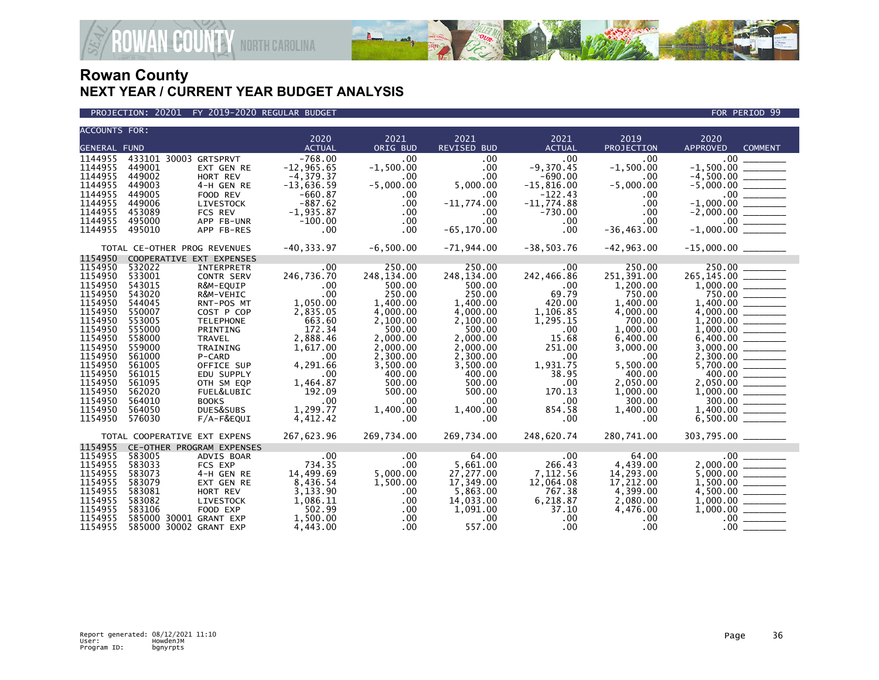# Rowan County
## NEXT YEAR / CURRENT YEAR BUDGET ANALYSIS

PROJECTION: 20201 FY 2019-2020 REGULAR BUDGET — FOR PERIOD 99

| ACCOUNTS FOR: GENERAL FUND | | | 2020 ACTUAL | 2021 ORIG BUD | 2021 REVISED BUD | 2021 ACTUAL | 2019 PROJECTION | 2020 APPROVED | COMMENT |
|---|---|---|---|---|---|---|---|---|---|
| 1144955 | 433101 30003 | GRTSPRVT | -768.00 | .00 | .00 | .00 | .00 | .00 | |
| 1144955 | 449001 | EXT GEN RE | -12,965.65 | -1,500.00 | .00 | -9,370.45 | -1,500.00 | -1,500.00 | |
| 1144955 | 449002 | HORT REV | -4,379.37 | .00 | .00 | -690.00 | .00 | -4,500.00 | |
| 1144955 | 449003 | 4-H GEN RE | -13,636.59 | -5,000.00 | 5,000.00 | -15,816.00 | -5,000.00 | -5,000.00 | |
| 1144955 | 449005 | FOOD REV | -660.87 | .00 | .00 | -122.43 | .00 | .00 | |
| 1144955 | 449006 | LIVESTOCK | -887.62 | .00 | -11,774.00 | -11,774.88 | .00 | -1,000.00 | |
| 1144955 | 453089 | FCS REV | -1,935.87 | .00 | .00 | -730.00 | .00 | -2,000.00 | |
| 1144955 | 495000 | APP FB-UNR | -100.00 | .00 | .00 | .00 | .00 | .00 | |
| 1144955 | 495010 | APP FB-RES | .00 | .00 | -65,170.00 | .00 | -36,463.00 | -1,000.00 | |
| | TOTAL CE-OTHER PROG REVENUES | | -40,333.97 | -6,500.00 | -71,944.00 | -38,503.76 | -42,963.00 | -15,000.00 | |
| 1154950 | COOPERATIVE EXT EXPENSES | | | | | | | | |
| 1154950 | 532022 | INTERPRETR | .00 | 250.00 | 250.00 | .00 | 250.00 | 250.00 | |
| 1154950 | 533001 | CONTR SERV | 246,736.70 | 248,134.00 | 248,134.00 | 242,466.86 | 251,391.00 | 265,145.00 | |
| 1154950 | 543015 | R&M-EQUIP | .00 | 500.00 | 500.00 | .00 | 1,200.00 | 1,000.00 | |
| 1154950 | 543020 | R&M-VEHIC | .00 | 250.00 | 250.00 | 69.79 | 750.00 | 750.00 | |
| 1154950 | 544045 | RNT-POS MT | 1,050.00 | 1,400.00 | 1,400.00 | 420.00 | 1,400.00 | 1,400.00 | |
| 1154950 | 550007 | COST P COP | 2,835.05 | 4,000.00 | 4,000.00 | 1,106.85 | 4,000.00 | 4,000.00 | |
| 1154950 | 553005 | TELEPHONE | 663.60 | 2,100.00 | 2,100.00 | 1,295.15 | 700.00 | 1,200.00 | |
| 1154950 | 555000 | PRINTING | 172.34 | 500.00 | 500.00 | .00 | 1,000.00 | 1,000.00 | |
| 1154950 | 558000 | TRAVEL | 2,888.46 | 2,000.00 | 2,000.00 | 15.68 | 6,400.00 | 6,400.00 | |
| 1154950 | 559000 | TRAINING | 1,617.00 | 2,000.00 | 2,000.00 | 251.00 | 3,000.00 | 3,000.00 | |
| 1154950 | 561000 | P-CARD | .00 | 2,300.00 | 2,300.00 | .00 | .00 | 2,300.00 | |
| 1154950 | 561005 | OFFICE SUP | 4,291.66 | 3,500.00 | 3,500.00 | 1,931.75 | 5,500.00 | 5,700.00 | |
| 1154950 | 561015 | EDU SUPPLY | .00 | 400.00 | 400.00 | 38.95 | 400.00 | 400.00 | |
| 1154950 | 561095 | OTH SM EQP | 1,464.87 | 500.00 | 500.00 | .00 | 2,050.00 | 2,050.00 | |
| 1154950 | 562020 | FUEL&LUBIC | 192.09 | 500.00 | 500.00 | 170.13 | 1,000.00 | 1,000.00 | |
| 1154950 | 564010 | BOOKS | .00 | .00 | .00 | .00 | 300.00 | 300.00 | |
| 1154950 | 564050 | DUES&SUBS | 1,299.77 | 1,400.00 | 1,400.00 | 854.58 | 1,400.00 | 1,400.00 | |
| 1154950 | 576030 | F/A-F&EQUI | 4,412.42 | .00 | .00 | .00 | .00 | 6,500.00 | |
| | TOTAL COOPERATIVE EXT EXPENS | | 267,623.96 | 269,734.00 | 269,734.00 | 248,620.74 | 280,741.00 | 303,795.00 | |
| 1154955 | CE-OTHER PROGRAM EXPENSES | | | | | | | | |
| 1154955 | 583005 | ADVIS BOAR | .00 | .00 | 64.00 | .00 | 64.00 | .00 | |
| 1154955 | 583033 | FCS EXP | 734.35 | .00 | 5,661.00 | 266.43 | 4,439.00 | 2,000.00 | |
| 1154955 | 583073 | 4-H GEN RE | 14,499.69 | 5,000.00 | 27,277.00 | 7,112.56 | 14,293.00 | 5,000.00 | |
| 1154955 | 583079 | EXT GEN RE | 8,436.54 | 1,500.00 | 17,349.00 | 12,064.08 | 17,212.00 | 1,500.00 | |
| 1154955 | 583081 | HORT REV | 3,133.90 | .00 | 5,863.00 | 767.38 | 4,399.00 | 4,500.00 | |
| 1154955 | 583082 | LIVESTOCK | 1,086.11 | .00 | 14,033.00 | 6,218.87 | 2,080.00 | 1,000.00 | |
| 1154955 | 583106 | FOOD EXP | 502.99 | .00 | 1,091.00 | 37.10 | 4,476.00 | 1,000.00 | |
| 1154955 | 585000 30001 | GRANT EXP | 1,500.00 | .00 | .00 | .00 | .00 | .00 | |
| 1154955 | 585000 30002 | GRANT EXP | 4,443.00 | .00 | 557.00 | .00 | .00 | .00 | |

Report generated: 08/12/2021 11:10
User: HowdenJM
Program ID: bgnyrpts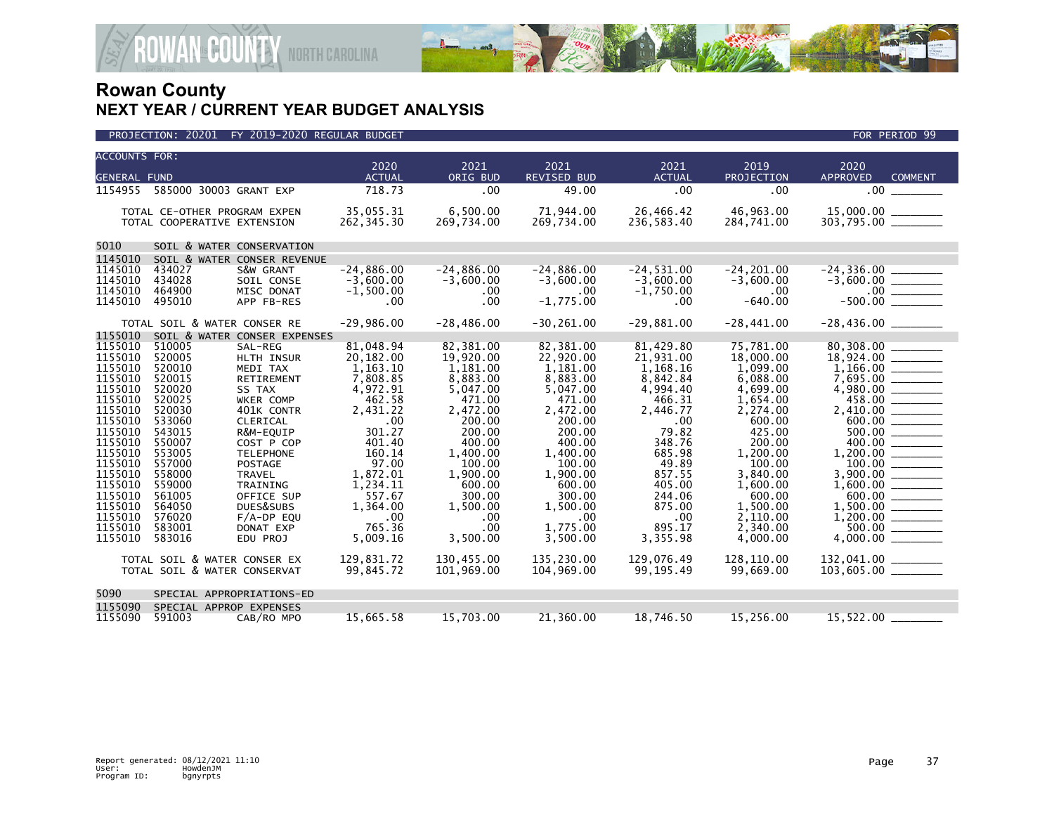# Rowan County
## NEXT YEAR / CURRENT YEAR BUDGET ANALYSIS

PROJECTION: 20201 FY 2019-2020 REGULAR BUDGET — FOR PERIOD 99

| ACCOUNTS FOR: GENERAL FUND | | | 2020 ACTUAL | 2021 ORIG BUD | 2021 REVISED BUD | 2021 ACTUAL | 2019 PROJECTION | 2020 APPROVED | COMMENT |
|---|---|---|---|---|---|---|---|---|---|
| 1154955 | 585000 30003 | GRANT EXP | 718.73 | .00 | 49.00 | .00 | .00 | .00 | |
| | TOTAL CE-OTHER PROGRAM EXPEN | | 35,055.31 | 6,500.00 | 71,944.00 | 26,466.42 | 46,963.00 | 15,000.00 | |
| | TOTAL COOPERATIVE EXTENSION | | 262,345.30 | 269,734.00 | 269,734.00 | 236,583.40 | 284,741.00 | 303,795.00 | |
| 5010 | SOIL & WATER CONSERVATION | | | | | | | | |
| 1145010 | SOIL & WATER CONSER REVENUE | | | | | | | | |
| 1145010 | 434027 | S&W GRANT | -24,886.00 | -24,886.00 | -24,886.00 | -24,531.00 | -24,201.00 | -24,336.00 | |
| 1145010 | 434028 | SOIL CONSE | -3,600.00 | -3,600.00 | -3,600.00 | -3,600.00 | -3,600.00 | -3,600.00 | |
| 1145010 | 464900 | MISC DONAT | -1,500.00 | .00 | .00 | -1,750.00 | .00 | .00 | |
| 1145010 | 495010 | APP FB-RES | .00 | .00 | -1,775.00 | .00 | -640.00 | -500.00 | |
| | TOTAL SOIL & WATER CONSER RE | | -29,986.00 | -28,486.00 | -30,261.00 | -29,881.00 | -28,441.00 | -28,436.00 | |
| 1155010 | SOIL & WATER CONSER EXPENSES | | | | | | | | |
| 1155010 | 510005 | SAL-REG | 81,048.94 | 82,381.00 | 82,381.00 | 81,429.80 | 75,781.00 | 80,308.00 | |
| 1155010 | 520005 | HLTH INSUR | 20,182.00 | 19,920.00 | 22,920.00 | 21,931.00 | 18,000.00 | 18,924.00 | |
| 1155010 | 520010 | MEDI TAX | 1,163.10 | 1,181.00 | 1,181.00 | 1,168.16 | 1,099.00 | 1,166.00 | |
| 1155010 | 520015 | RETIREMENT | 7,808.85 | 8,883.00 | 8,883.00 | 8,842.84 | 6,088.00 | 7,695.00 | |
| 1155010 | 520020 | SS TAX | 4,972.91 | 5,047.00 | 5,047.00 | 4,994.40 | 4,699.00 | 4,980.00 | |
| 1155010 | 520025 | WKER COMP | 462.58 | 471.00 | 471.00 | 466.31 | 1,654.00 | 458.00 | |
| 1155010 | 520030 | 401K CONTR | 2,431.22 | 2,472.00 | 2,472.00 | 2,446.77 | 2,274.00 | 2,410.00 | |
| 1155010 | 533060 | CLERICAL | .00 | 200.00 | 200.00 | .00 | 600.00 | 600.00 | |
| 1155010 | 543015 | R&M-EQUIP | 301.27 | 200.00 | 200.00 | 79.82 | 425.00 | 500.00 | |
| 1155010 | 550007 | COST P COP | 401.40 | 400.00 | 400.00 | 348.76 | 200.00 | 400.00 | |
| 1155010 | 553005 | TELEPHONE | 160.14 | 1,400.00 | 1,400.00 | 685.98 | 1,200.00 | 1,200.00 | |
| 1155010 | 557000 | POSTAGE | 97.00 | 100.00 | 100.00 | 49.89 | 100.00 | 100.00 | |
| 1155010 | 558000 | TRAVEL | 1,872.01 | 1,900.00 | 1,900.00 | 857.55 | 3,840.00 | 3,900.00 | |
| 1155010 | 559000 | TRAINING | 1,234.11 | 600.00 | 600.00 | 405.00 | 1,600.00 | 1,600.00 | |
| 1155010 | 561005 | OFFICE SUP | 557.67 | 300.00 | 300.00 | 244.06 | 600.00 | 600.00 | |
| 1155010 | 564050 | DUES&SUBS | 1,364.00 | 1,500.00 | 1,500.00 | 875.00 | 1,500.00 | 1,500.00 | |
| 1155010 | 576020 | F/A-DP EQU | .00 | .00 | .00 | .00 | 2,110.00 | 1,200.00 | |
| 1155010 | 583001 | DONAT EXP | 765.36 | .00 | 1,775.00 | 895.17 | 2,340.00 | 500.00 | |
| 1155010 | 583016 | EDU PROJ | 5,009.16 | 3,500.00 | 3,500.00 | 3,355.98 | 4,000.00 | 4,000.00 | |
| | TOTAL SOIL & WATER CONSER EX | | 129,831.72 | 130,455.00 | 135,230.00 | 129,076.49 | 128,110.00 | 132,041.00 | |
| | TOTAL SOIL & WATER CONSERVAT | | 99,845.72 | 101,969.00 | 104,969.00 | 99,195.49 | 99,669.00 | 103,605.00 | |
| 5090 | SPECIAL APPROPRIATIONS-ED | | | | | | | | |
| 1155090 | SPECIAL APPROP EXPENSES | | | | | | | | |
| 1155090 | 591003 | CAB/RO MPO | 15,665.58 | 15,703.00 | 21,360.00 | 18,746.50 | 15,256.00 | 15,522.00 | |

Report generated: 08/12/2021 11:10
User: HowdenJM
Program ID: bgnyrpts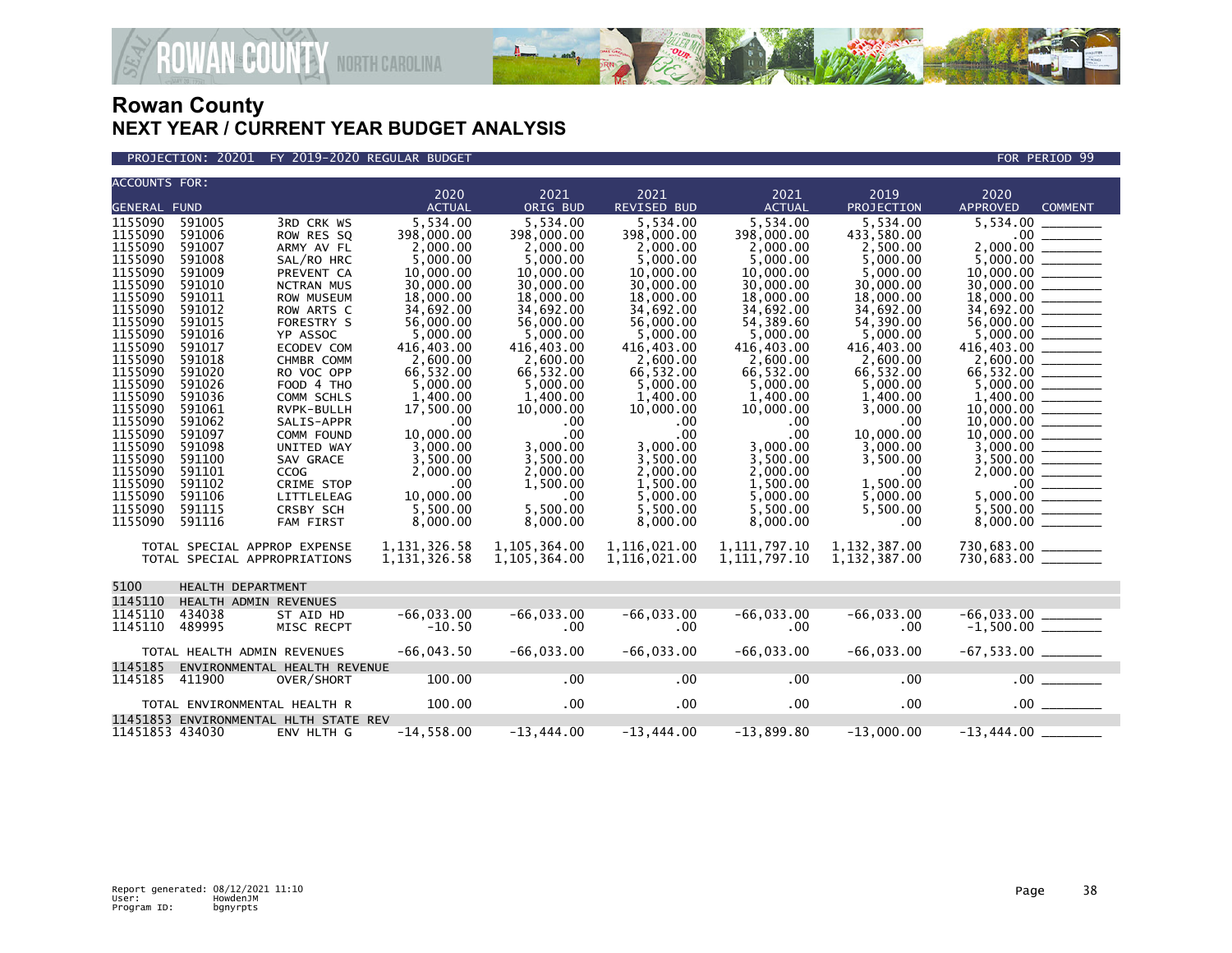# Rowan County
## NEXT YEAR / CURRENT YEAR BUDGET ANALYSIS

PROJECTION: 20201 FY 2019-2020 REGULAR BUDGET — FOR PERIOD 99

| ACCOUNTS FOR: GENERAL FUND | | | 2020 ACTUAL | 2021 ORIG BUD | 2021 REVISED BUD | 2021 ACTUAL | 2019 PROJECTION | 2020 APPROVED | COMMENT |
|---|---|---|---|---|---|---|---|---|---|
| 1155090 | 591005 | 3RD CRK WS | 5,534.00 | 5,534.00 | 5,534.00 | 5,534.00 | 5,534.00 | 5,534.00 | |
| 1155090 | 591006 | ROW RES SQ | 398,000.00 | 398,000.00 | 398,000.00 | 398,000.00 | 433,580.00 | .00 | |
| 1155090 | 591007 | ARMY AV FL | 2,000.00 | 2,000.00 | 2,000.00 | 2,000.00 | 2,500.00 | 2,000.00 | |
| 1155090 | 591008 | SAL/RO HRC | 5,000.00 | 5,000.00 | 5,000.00 | 5,000.00 | 5,000.00 | 5,000.00 | |
| 1155090 | 591009 | PREVENT CA | 10,000.00 | 10,000.00 | 10,000.00 | 10,000.00 | 5,000.00 | 10,000.00 | |
| 1155090 | 591010 | NCTRAN MUS | 30,000.00 | 30,000.00 | 30,000.00 | 30,000.00 | 30,000.00 | 30,000.00 | |
| 1155090 | 591011 | ROW MUSEUM | 18,000.00 | 18,000.00 | 18,000.00 | 18,000.00 | 18,000.00 | 18,000.00 | |
| 1155090 | 591012 | ROW ARTS C | 34,692.00 | 34,692.00 | 34,692.00 | 34,692.00 | 34,692.00 | 34,692.00 | |
| 1155090 | 591015 | FORESTRY S | 56,000.00 | 56,000.00 | 56,000.00 | 54,389.60 | 54,390.00 | 56,000.00 | |
| 1155090 | 591016 | YP ASSOC | 5,000.00 | 5,000.00 | 5,000.00 | 5,000.00 | 5,000.00 | 5,000.00 | |
| 1155090 | 591017 | ECODEV COM | 416,403.00 | 416,403.00 | 416,403.00 | 416,403.00 | 416,403.00 | 416,403.00 | |
| 1155090 | 591018 | CHMBR COMM | 2,600.00 | 2,600.00 | 2,600.00 | 2,600.00 | 2,600.00 | 2,600.00 | |
| 1155090 | 591020 | RO VOC OPP | 66,532.00 | 66,532.00 | 66,532.00 | 66,532.00 | 66,532.00 | 66,532.00 | |
| 1155090 | 591026 | FOOD 4 THO | 5,000.00 | 5,000.00 | 5,000.00 | 5,000.00 | 5,000.00 | 5,000.00 | |
| 1155090 | 591036 | COMM SCHLS | 1,400.00 | 1,400.00 | 1,400.00 | 1,400.00 | 1,400.00 | 1,400.00 | |
| 1155090 | 591061 | RVPK-BULLH | 17,500.00 | 10,000.00 | 10,000.00 | 10,000.00 | 3,000.00 | 10,000.00 | |
| 1155090 | 591062 | SALIS-APPR | .00 | .00 | .00 | .00 | .00 | 10,000.00 | |
| 1155090 | 591097 | COMM FOUND | 10,000.00 | .00 | .00 | .00 | 10,000.00 | 10,000.00 | |
| 1155090 | 591098 | UNITED WAY | 3,000.00 | 3,000.00 | 3,000.00 | 3,000.00 | 3,000.00 | 3,000.00 | |
| 1155090 | 591100 | SAV GRACE | 3,500.00 | 3,500.00 | 3,500.00 | 3,500.00 | 3,500.00 | 3,500.00 | |
| 1155090 | 591101 | CCOG | 2,000.00 | 2,000.00 | 2,000.00 | 2,000.00 | .00 | 2,000.00 | |
| 1155090 | 591102 | CRIME STOP | .00 | 1,500.00 | 1,500.00 | 1,500.00 | 1,500.00 | .00 | |
| 1155090 | 591106 | LITTLELEAG | 10,000.00 | .00 | 5,000.00 | 5,000.00 | 5,000.00 | 5,000.00 | |
| 1155090 | 591115 | CRSBY SCH | 5,500.00 | 5,500.00 | 5,500.00 | 5,500.00 | 5,500.00 | 5,500.00 | |
| 1155090 | 591116 | FAM FIRST | 8,000.00 | 8,000.00 | 8,000.00 | 8,000.00 | .00 | 8,000.00 | |
| TOTAL SPECIAL APPROP EXPENSE | | | 1,131,326.58 | 1,105,364.00 | 1,116,021.00 | 1,111,797.10 | 1,132,387.00 | 730,683.00 | |
| TOTAL SPECIAL APPROPRIATIONS | | | 1,131,326.58 | 1,105,364.00 | 1,116,021.00 | 1,111,797.10 | 1,132,387.00 | 730,683.00 | |
| 5100 | HEALTH DEPARTMENT | | | | | | | | |
| 1145110 | HEALTH ADMIN REVENUES | | | | | | | | |
| 1145110 | 434038 | ST AID HD | -66,033.00 | -66,033.00 | -66,033.00 | -66,033.00 | -66,033.00 | -66,033.00 | |
| 1145110 | 489995 | MISC RECPT | -10.50 | .00 | .00 | .00 | .00 | -1,500.00 | |
| TOTAL HEALTH ADMIN REVENUES | | | -66,043.50 | -66,033.00 | -66,033.00 | -66,033.00 | -66,033.00 | -67,533.00 | |
| 1145185 | ENVIRONMENTAL HEALTH REVENUE | | | | | | | | |
| 1145185 | 411900 | OVER/SHORT | 100.00 | .00 | .00 | .00 | .00 | .00 | |
| TOTAL ENVIRONMENTAL HEALTH R | | | 100.00 | .00 | .00 | .00 | .00 | .00 | |
| 11451853 | ENVIRONMENTAL HLTH STATE REV | | | | | | | | |
| 11451853 | 434030 | ENV HLTH G | -14,558.00 | -13,444.00 | -13,444.00 | -13,899.80 | -13,000.00 | -13,444.00 | |

Report generated: 08/12/2021 11:10
User: HowdenJM
Program ID: bgnyrpts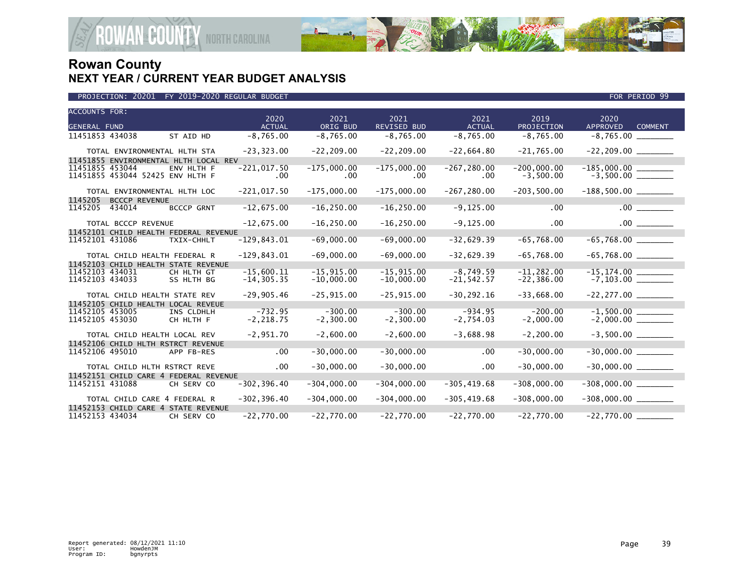# Rowan County
## NEXT YEAR / CURRENT YEAR BUDGET ANALYSIS

PROJECTION: 20201 FY 2019-2020 REGULAR BUDGET — FOR PERIOD 99

| ACCOUNTS FOR: GENERAL FUND | | 2020 ACTUAL | 2021 ORIG BUD | 2021 REVISED BUD | 2021 ACTUAL | 2019 PROJECTION | 2020 APPROVED | COMMENT |
|---|---|---|---|---|---|---|---|---|
| 11451853 434038 | ST AID HD | -8,765.00 | -8,765.00 | -8,765.00 | -8,765.00 | -8,765.00 | -8,765.00 | ________ |
| TOTAL ENVIRONMENTAL HLTH STA | | -23,323.00 | -22,209.00 | -22,209.00 | -22,664.80 | -21,765.00 | -22,209.00 | ________ |
| 11451855 ENVIRONMENTAL HLTH LOCAL REV | | | | | | | | |
| 11451855 453044 | ENV HLTH F | -221,017.50 | -175,000.00 | -175,000.00 | -267,280.00 | -200,000.00 | -185,000.00 | ________ |
| 11451855 453044 52425 | ENV HLTH F | .00 | .00 | .00 | .00 | -3,500.00 | -3,500.00 | ________ |
| TOTAL ENVIRONMENTAL HLTH LOC | | -221,017.50 | -175,000.00 | -175,000.00 | -267,280.00 | -203,500.00 | -188,500.00 | ________ |
| 1145205 BCCCP REVENUE | | | | | | | | |
| 1145205 434014 | BCCCP GRNT | -12,675.00 | -16,250.00 | -16,250.00 | -9,125.00 | .00 | .00 | ________ |
| TOTAL BCCCP REVENUE | | -12,675.00 | -16,250.00 | -16,250.00 | -9,125.00 | .00 | .00 | ________ |
| 11452101 CHILD HEALTH FEDERAL REVENUE | | | | | | | | |
| 11452101 431086 | TXIX-CHHLT | -129,843.01 | -69,000.00 | -69,000.00 | -32,629.39 | -65,768.00 | -65,768.00 | ________ |
| TOTAL CHILD HEALTH FEDERAL R | | -129,843.01 | -69,000.00 | -69,000.00 | -32,629.39 | -65,768.00 | -65,768.00 | ________ |
| 11452103 CHILD HEALTH STATE REVENUE | | | | | | | | |
| 11452103 434031 | CH HLTH GT | -15,600.11 | -15,915.00 | -15,915.00 | -8,749.59 | -11,282.00 | -15,174.00 | ________ |
| 11452103 434033 | SS HLTH BG | -14,305.35 | -10,000.00 | -10,000.00 | -21,542.57 | -22,386.00 | -7,103.00 | ________ |
| TOTAL CHILD HEALTH STATE REV | | -29,905.46 | -25,915.00 | -25,915.00 | -30,292.16 | -33,668.00 | -22,277.00 | ________ |
| 11452105 CHILD HEALTH LOCAL REVEUE | | | | | | | | |
| 11452105 453005 | INS CLDHLH | -732.95 | -300.00 | -300.00 | -934.95 | -200.00 | -1,500.00 | ________ |
| 11452105 453030 | CH HLTH F | -2,218.75 | -2,300.00 | -2,300.00 | -2,754.03 | -2,000.00 | -2,000.00 | ________ |
| TOTAL CHILD HEALTH LOCAL REV | | -2,951.70 | -2,600.00 | -2,600.00 | -3,688.98 | -2,200.00 | -3,500.00 | ________ |
| 11452106 CHILD HLTH RSTRCT REVENUE | | | | | | | | |
| 11452106 495010 | APP FB-RES | .00 | -30,000.00 | -30,000.00 | .00 | -30,000.00 | -30,000.00 | ________ |
| TOTAL CHILD HLTH RSTRCT REVE | | .00 | -30,000.00 | -30,000.00 | .00 | -30,000.00 | -30,000.00 | ________ |
| 11452151 CHILD CARE 4 FEDERAL REVENUE | | | | | | | | |
| 11452151 431088 | CH SERV CO | -302,396.40 | -304,000.00 | -304,000.00 | -305,419.68 | -308,000.00 | -308,000.00 | ________ |
| TOTAL CHILD CARE 4 FEDERAL R | | -302,396.40 | -304,000.00 | -304,000.00 | -305,419.68 | -308,000.00 | -308,000.00 | ________ |
| 11452153 CHILD CARE 4 STATE REVENUE | | | | | | | | |
| 11452153 434034 | CH SERV CO | -22,770.00 | -22,770.00 | -22,770.00 | -22,770.00 | -22,770.00 | -22,770.00 | ________ |

Report generated: 08/12/2021 11:10
User: HowdenJM
Program ID: bgnyrpts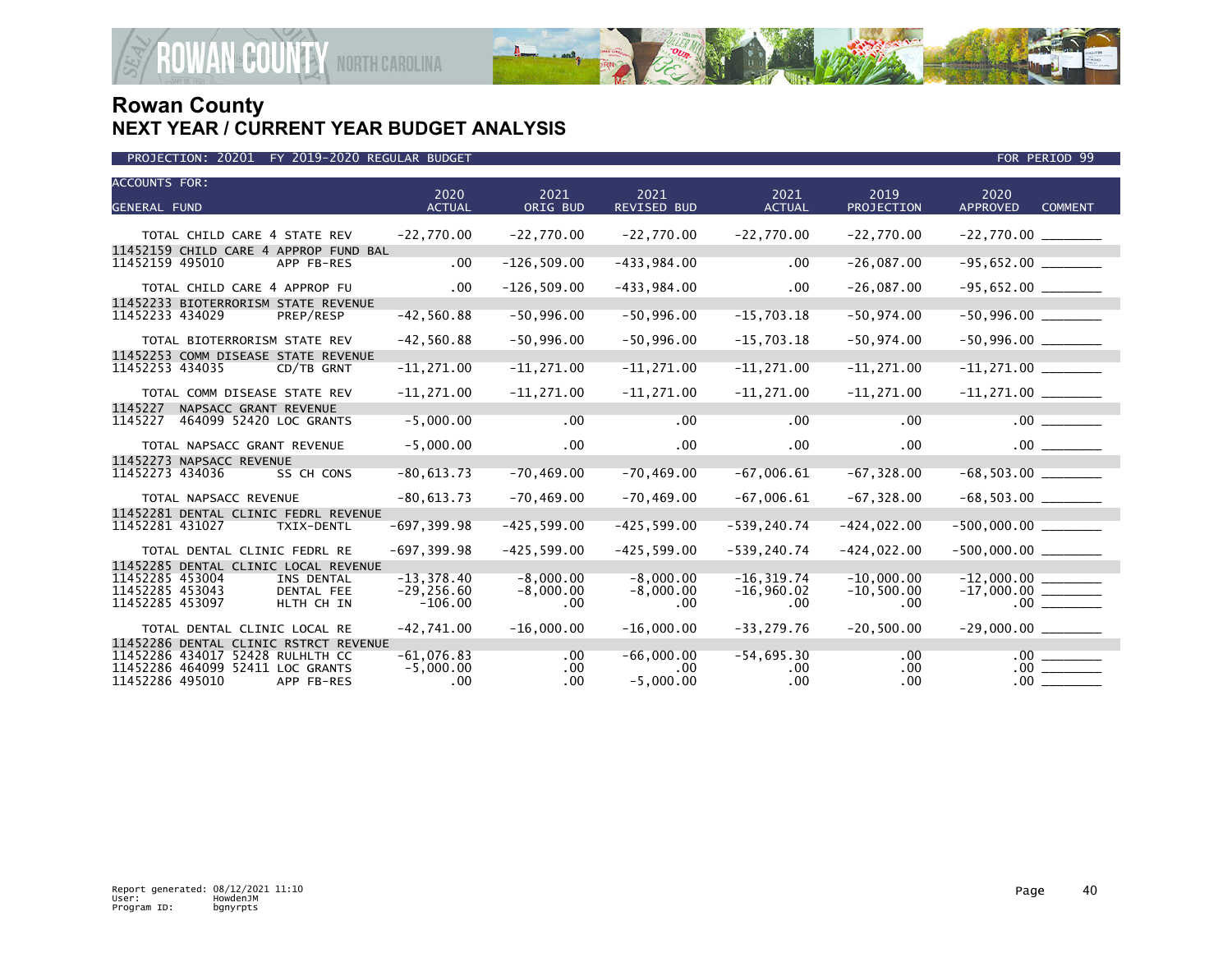# Rowan County
## NEXT YEAR / CURRENT YEAR BUDGET ANALYSIS

PROJECTION: 20201 FY 2019-2020 REGULAR BUDGET | FOR PERIOD 99

| ACCOUNTS FOR: GENERAL FUND | 2020 ACTUAL | 2021 ORIG BUD | 2021 REVISED BUD | 2021 ACTUAL | 2019 PROJECTION | 2020 APPROVED | COMMENT |
|---|---|---|---|---|---|---|---|
| TOTAL CHILD CARE 4 STATE REV | -22,770.00 | -22,770.00 | -22,770.00 | -22,770.00 | -22,770.00 | -22,770.00 | ________ |
| 11452159 CHILD CARE 4 APPROP FUND BAL | | | | | | | |
| 11452159 495010 APP FB-RES | .00 | -126,509.00 | -433,984.00 | .00 | -26,087.00 | -95,652.00 | ________ |
| TOTAL CHILD CARE 4 APPROP FU | .00 | -126,509.00 | -433,984.00 | .00 | -26,087.00 | -95,652.00 | ________ |
| 11452233 BIOTERRORISM STATE REVENUE | | | | | | | |
| 11452233 434029 PREP/RESP | -42,560.88 | -50,996.00 | -50,996.00 | -15,703.18 | -50,974.00 | -50,996.00 | ________ |
| TOTAL BIOTERRORISM STATE REV | -42,560.88 | -50,996.00 | -50,996.00 | -15,703.18 | -50,974.00 | -50,996.00 | ________ |
| 11452253 COMM DISEASE STATE REVENUE | | | | | | | |
| 11452253 434035 CD/TB GRNT | -11,271.00 | -11,271.00 | -11,271.00 | -11,271.00 | -11,271.00 | -11,271.00 | ________ |
| TOTAL COMM DISEASE STATE REV | -11,271.00 | -11,271.00 | -11,271.00 | -11,271.00 | -11,271.00 | -11,271.00 | ________ |
| 1145227 NAPSACC GRANT REVENUE | | | | | | | |
| 1145227 464099 52420 LOC GRANTS | -5,000.00 | .00 | .00 | .00 | .00 | .00 | ________ |
| TOTAL NAPSACC GRANT REVENUE | -5,000.00 | .00 | .00 | .00 | .00 | .00 | ________ |
| 11452273 NAPSACC REVENUE | | | | | | | |
| 11452273 434036 SS CH CONS | -80,613.73 | -70,469.00 | -70,469.00 | -67,006.61 | -67,328.00 | -68,503.00 | ________ |
| TOTAL NAPSACC REVENUE | -80,613.73 | -70,469.00 | -70,469.00 | -67,006.61 | -67,328.00 | -68,503.00 | ________ |
| 11452281 DENTAL CLINIC FEDRL REVENUE | | | | | | | |
| 11452281 431027 TXIX-DENTL | -697,399.98 | -425,599.00 | -425,599.00 | -539,240.74 | -424,022.00 | -500,000.00 | ________ |
| TOTAL DENTAL CLINIC FEDRL RE | -697,399.98 | -425,599.00 | -425,599.00 | -539,240.74 | -424,022.00 | -500,000.00 | ________ |
| 11452285 DENTAL CLINIC LOCAL REVENUE | | | | | | | |
| 11452285 453004 INS DENTAL | -13,378.40 | -8,000.00 | -8,000.00 | -16,319.74 | -10,000.00 | -12,000.00 | ________ |
| 11452285 453043 DENTAL FEE | -29,256.60 | -8,000.00 | -8,000.00 | -16,960.02 | -10,500.00 | -17,000.00 | ________ |
| 11452285 453097 HLTH CH IN | -106.00 | .00 | .00 | .00 | .00 | .00 | ________ |
| TOTAL DENTAL CLINIC LOCAL RE | -42,741.00 | -16,000.00 | -16,000.00 | -33,279.76 | -20,500.00 | -29,000.00 | ________ |
| 11452286 DENTAL CLINIC RSTRCT REVENUE | | | | | | | |
| 11452286 434017 52428 RULHLTH CC | -61,076.83 | .00 | -66,000.00 | -54,695.30 | .00 | .00 | ________ |
| 11452286 464099 52411 LOC GRANTS | -5,000.00 | .00 | .00 | .00 | .00 | .00 | ________ |
| 11452286 495010 APP FB-RES | .00 | .00 | -5,000.00 | .00 | .00 | .00 | ________ |

Report generated: 08/12/2021 11:10
User: HowdenJM
Program ID: bgnyrpts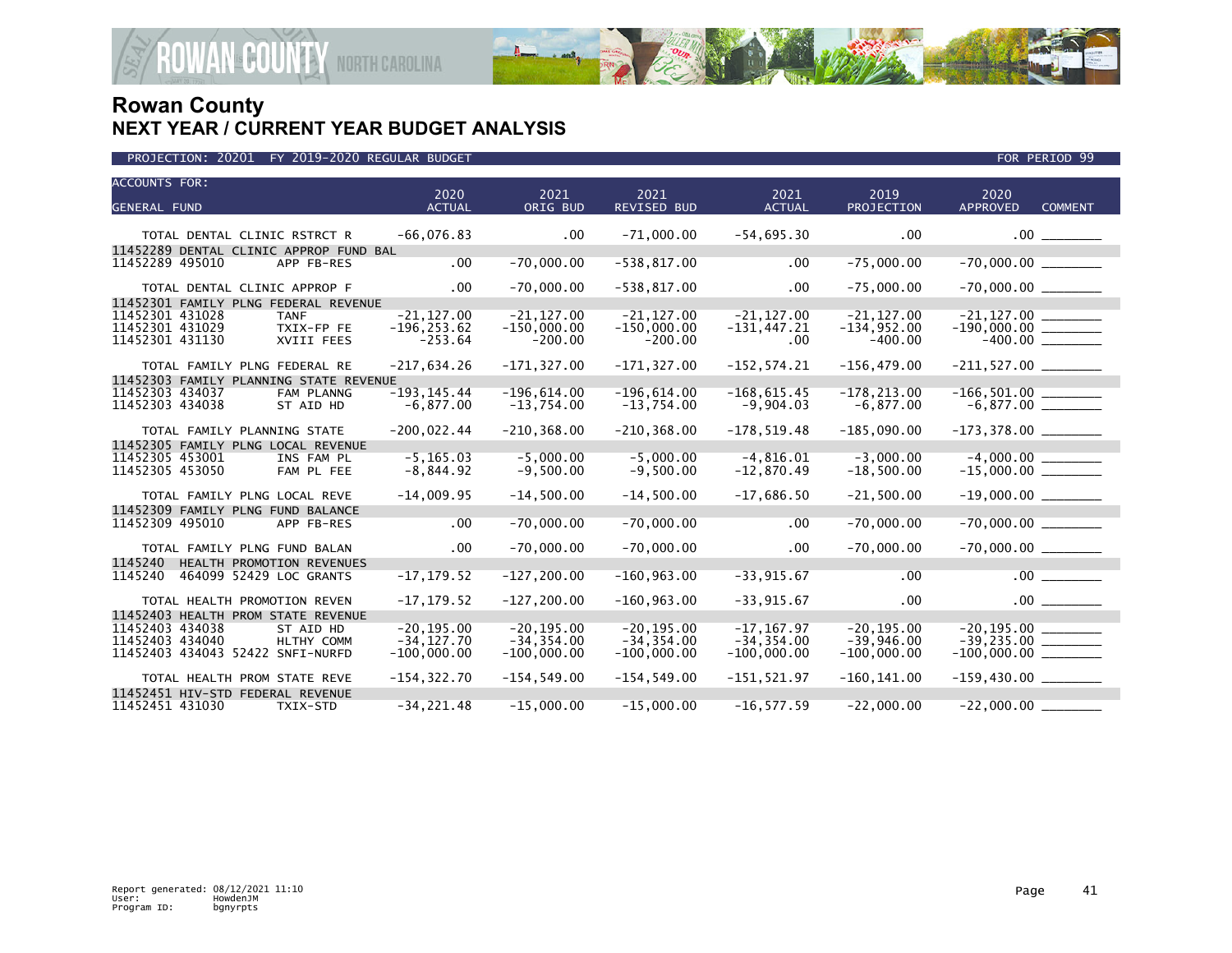# Rowan County
## NEXT YEAR / CURRENT YEAR BUDGET ANALYSIS

PROJECTION: 20201 FY 2019-2020 REGULAR BUDGET — FOR PERIOD 99

| ACCOUNTS FOR: GENERAL FUND | | 2020 ACTUAL | 2021 ORIG BUD | 2021 REVISED BUD | 2021 ACTUAL | 2019 PROJECTION | 2020 APPROVED | COMMENT |
|---|---|---|---|---|---|---|---|---|
| TOTAL DENTAL CLINIC RSTRCT R | | -66,076.83 | .00 | -71,000.00 | -54,695.30 | .00 | .00 | |
| 11452289 DENTAL CLINIC APPROP FUND BAL | | | | | | | | |
| 11452289 495010 | APP FB-RES | .00 | -70,000.00 | -538,817.00 | .00 | -75,000.00 | -70,000.00 | |
| TOTAL DENTAL CLINIC APPROP F | | .00 | -70,000.00 | -538,817.00 | .00 | -75,000.00 | -70,000.00 | |
| 11452301 FAMILY PLNG FEDERAL REVENUE | | | | | | | | |
| 11452301 431028 | TANF | -21,127.00 | -21,127.00 | -21,127.00 | -21,127.00 | -21,127.00 | -21,127.00 | |
| 11452301 431029 | TXIX-FP FE | -196,253.62 | -150,000.00 | -150,000.00 | -131,447.21 | -134,952.00 | -190,000.00 | |
| 11452301 431130 | XVIII FEES | -253.64 | -200.00 | -200.00 | .00 | -400.00 | -400.00 | |
| TOTAL FAMILY PLNG FEDERAL RE | | -217,634.26 | -171,327.00 | -171,327.00 | -152,574.21 | -156,479.00 | -211,527.00 | |
| 11452303 FAMILY PLANNING STATE REVENUE | | | | | | | | |
| 11452303 434037 | FAM PLANNG | -193,145.44 | -196,614.00 | -196,614.00 | -168,615.45 | -178,213.00 | -166,501.00 | |
| 11452303 434038 | ST AID HD | -6,877.00 | -13,754.00 | -13,754.00 | -9,904.03 | -6,877.00 | -6,877.00 | |
| TOTAL FAMILY PLANNING STATE | | -200,022.44 | -210,368.00 | -210,368.00 | -178,519.48 | -185,090.00 | -173,378.00 | |
| 11452305 FAMILY PLNG LOCAL REVENUE | | | | | | | | |
| 11452305 453001 | INS FAM PL | -5,165.03 | -5,000.00 | -5,000.00 | -4,816.01 | -3,000.00 | -4,000.00 | |
| 11452305 453050 | FAM PL FEE | -8,844.92 | -9,500.00 | -9,500.00 | -12,870.49 | -18,500.00 | -15,000.00 | |
| TOTAL FAMILY PLNG LOCAL REVE | | -14,009.95 | -14,500.00 | -14,500.00 | -17,686.50 | -21,500.00 | -19,000.00 | |
| 11452309 FAMILY PLNG FUND BALANCE | | | | | | | | |
| 11452309 495010 | APP FB-RES | .00 | -70,000.00 | -70,000.00 | .00 | -70,000.00 | -70,000.00 | |
| TOTAL FAMILY PLNG FUND BALAN | | .00 | -70,000.00 | -70,000.00 | .00 | -70,000.00 | -70,000.00 | |
| 1145240 HEALTH PROMOTION REVENUES | | | | | | | | |
| 1145240 464099 52429 | LOC GRANTS | -17,179.52 | -127,200.00 | -160,963.00 | -33,915.67 | .00 | .00 | |
| TOTAL HEALTH PROMOTION REVEN | | -17,179.52 | -127,200.00 | -160,963.00 | -33,915.67 | .00 | .00 | |
| 11452403 HEALTH PROM STATE REVENUE | | | | | | | | |
| 11452403 434038 | ST AID HD | -20,195.00 | -20,195.00 | -20,195.00 | -17,167.97 | -20,195.00 | -20,195.00 | |
| 11452403 434040 | HLTHY COMM | -34,127.70 | -34,354.00 | -34,354.00 | -34,354.00 | -39,946.00 | -39,235.00 | |
| 11452403 434043 52422 | SNFI-NURFD | -100,000.00 | -100,000.00 | -100,000.00 | -100,000.00 | -100,000.00 | -100,000.00 | |
| TOTAL HEALTH PROM STATE REVE | | -154,322.70 | -154,549.00 | -154,549.00 | -151,521.97 | -160,141.00 | -159,430.00 | |
| 11452451 HIV-STD FEDERAL REVENUE | | | | | | | | |
| 11452451 431030 | TXIX-STD | -34,221.48 | -15,000.00 | -15,000.00 | -16,577.59 | -22,000.00 | -22,000.00 | |

Report generated: 08/12/2021 11:10
User: HowdenJM
Program ID: bgnyrpts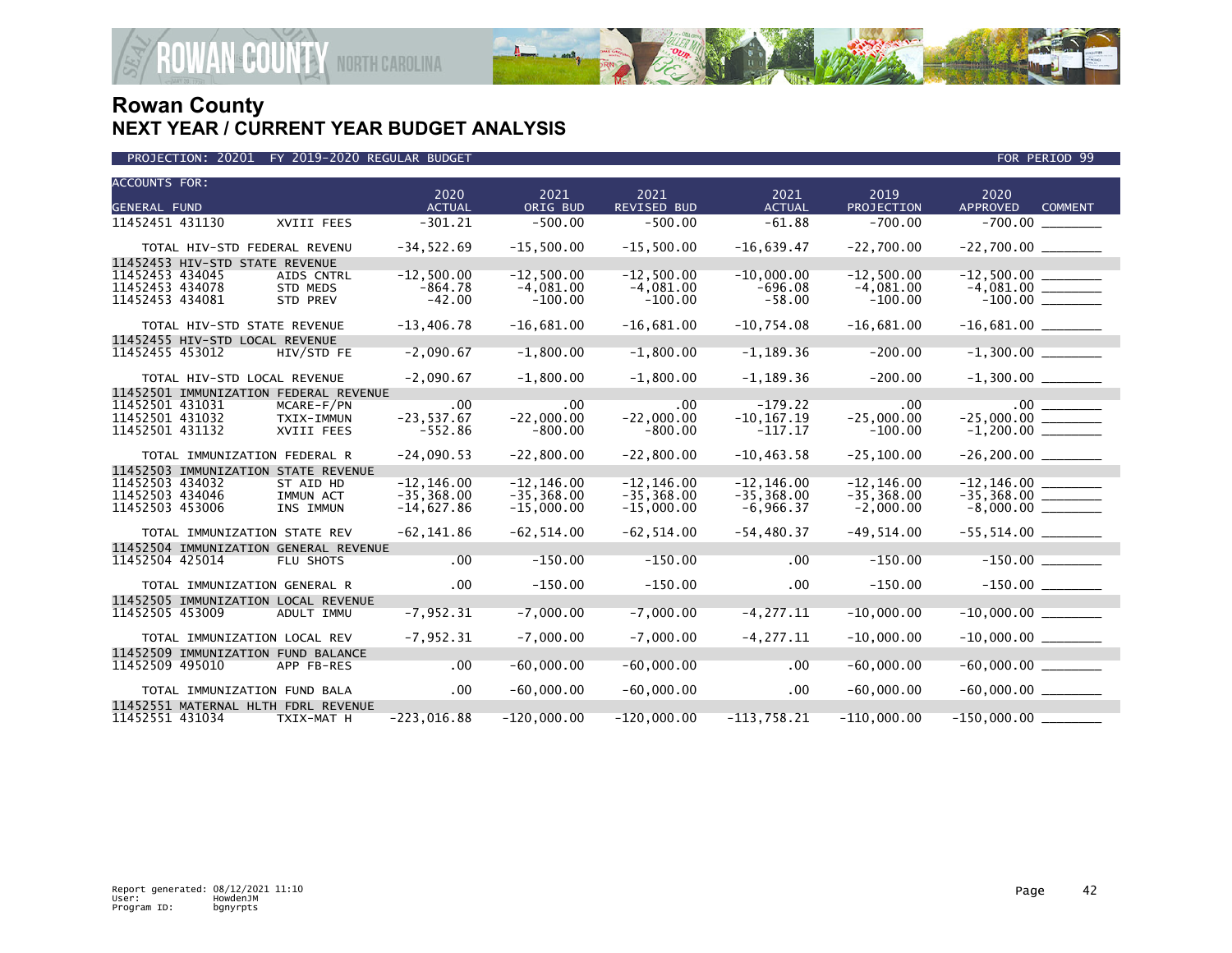# Rowan County
## NEXT YEAR / CURRENT YEAR BUDGET ANALYSIS

PROJECTION: 20201 FY 2019-2020 REGULAR BUDGET | FOR PERIOD 99

| ACCOUNTS FOR: GENERAL FUND | | 2020 ACTUAL | 2021 ORIG BUD | 2021 REVISED BUD | 2021 ACTUAL | 2019 PROJECTION | 2020 APPROVED | COMMENT |
|---|---|---|---|---|---|---|---|---|
| 11452451 431130 | XVIII FEES | -301.21 | -500.00 | -500.00 | -61.88 | -700.00 | -700.00 | |
| TOTAL HIV-STD FEDERAL REVENU | | -34,522.69 | -15,500.00 | -15,500.00 | -16,639.47 | -22,700.00 | -22,700.00 | |
| 11452453 HIV-STD STATE REVENUE | | | | | | | | |
| 11452453 434045 | AIDS CNTRL | -12,500.00 | -12,500.00 | -12,500.00 | -10,000.00 | -12,500.00 | -12,500.00 | |
| 11452453 434078 | STD MEDS | -864.78 | -4,081.00 | -4,081.00 | -696.08 | -4,081.00 | -4,081.00 | |
| 11452453 434081 | STD PREV | -42.00 | -100.00 | -100.00 | -58.00 | -100.00 | -100.00 | |
| TOTAL HIV-STD STATE REVENUE | | -13,406.78 | -16,681.00 | -16,681.00 | -10,754.08 | -16,681.00 | -16,681.00 | |
| 11452455 HIV-STD LOCAL REVENUE | | | | | | | | |
| 11452455 453012 | HIV/STD FE | -2,090.67 | -1,800.00 | -1,800.00 | -1,189.36 | -200.00 | -1,300.00 | |
| TOTAL HIV-STD LOCAL REVENUE | | -2,090.67 | -1,800.00 | -1,800.00 | -1,189.36 | -200.00 | -1,300.00 | |
| 11452501 IMMUNIZATION FEDERAL REVENUE | | | | | | | | |
| 11452501 431031 | MCARE-F/PN | .00 | .00 | .00 | -179.22 | .00 | .00 | |
| 11452501 431032 | TXIX-IMMUN | -23,537.67 | -22,000.00 | -22,000.00 | -10,167.19 | -25,000.00 | -25,000.00 | |
| 11452501 431132 | XVIII FEES | -552.86 | -800.00 | -800.00 | -117.17 | -100.00 | -1,200.00 | |
| TOTAL IMMUNIZATION FEDERAL R | | -24,090.53 | -22,800.00 | -22,800.00 | -10,463.58 | -25,100.00 | -26,200.00 | |
| 11452503 IMMUNIZATION STATE REVENUE | | | | | | | | |
| 11452503 434032 | ST AID HD | -12,146.00 | -12,146.00 | -12,146.00 | -12,146.00 | -12,146.00 | -12,146.00 | |
| 11452503 434046 | IMMUN ACT | -35,368.00 | -35,368.00 | -35,368.00 | -35,368.00 | -35,368.00 | -35,368.00 | |
| 11452503 453006 | INS IMMUN | -14,627.86 | -15,000.00 | -15,000.00 | -6,966.37 | -2,000.00 | -8,000.00 | |
| TOTAL IMMUNIZATION STATE REV | | -62,141.86 | -62,514.00 | -62,514.00 | -54,480.37 | -49,514.00 | -55,514.00 | |
| 11452504 IMMUNIZATION GENERAL REVENUE | | | | | | | | |
| 11452504 425014 | FLU SHOTS | .00 | -150.00 | -150.00 | .00 | -150.00 | -150.00 | |
| TOTAL IMMUNIZATION GENERAL R | | .00 | -150.00 | -150.00 | .00 | -150.00 | -150.00 | |
| 11452505 IMMUNIZATION LOCAL REVENUE | | | | | | | | |
| 11452505 453009 | ADULT IMMU | -7,952.31 | -7,000.00 | -7,000.00 | -4,277.11 | -10,000.00 | -10,000.00 | |
| TOTAL IMMUNIZATION LOCAL REV | | -7,952.31 | -7,000.00 | -7,000.00 | -4,277.11 | -10,000.00 | -10,000.00 | |
| 11452509 IMMUNIZATION FUND BALANCE | | | | | | | | |
| 11452509 495010 | APP FB-RES | .00 | -60,000.00 | -60,000.00 | .00 | -60,000.00 | -60,000.00 | |
| TOTAL IMMUNIZATION FUND BALA | | .00 | -60,000.00 | -60,000.00 | .00 | -60,000.00 | -60,000.00 | |
| 11452551 MATERNAL HLTH FDRL REVENUE | | | | | | | | |
| 11452551 431034 | TXIX-MAT H | -223,016.88 | -120,000.00 | -120,000.00 | -113,758.21 | -110,000.00 | -150,000.00 | |

Report generated: 08/12/2021 11:10
User: HowdenJM
Program ID: bgnyrpts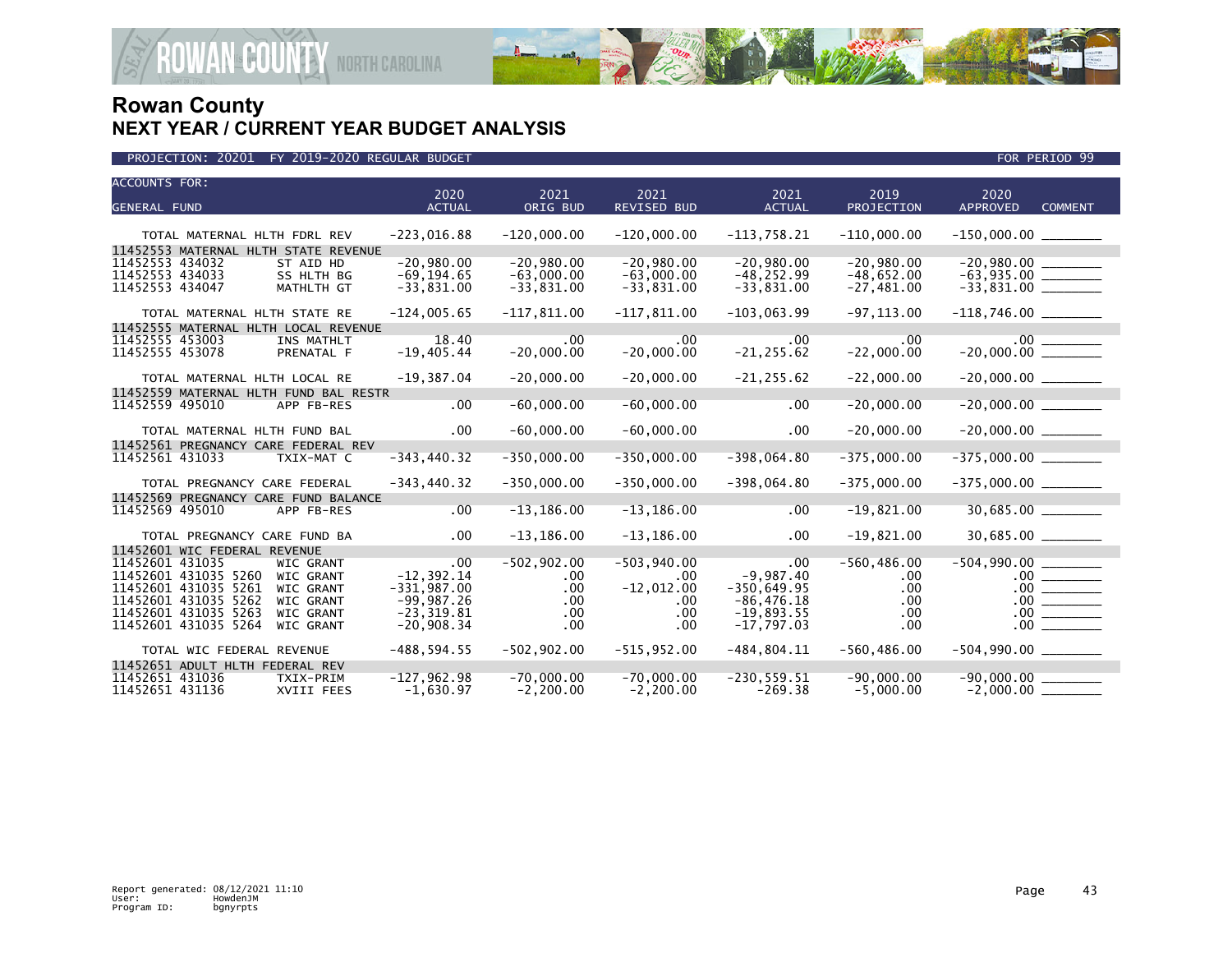# Rowan County
## NEXT YEAR / CURRENT YEAR BUDGET ANALYSIS

PROJECTION: 20201 FY 2019-2020 REGULAR BUDGET — FOR PERIOD 99

| ACCOUNTS FOR: GENERAL FUND | | 2020 ACTUAL | 2021 ORIG BUD | 2021 REVISED BUD | 2021 ACTUAL | 2019 PROJECTION | 2020 APPROVED | COMMENT |
|---|---|---|---|---|---|---|---|---|
| TOTAL MATERNAL HLTH FDRL REV | | -223,016.88 | -120,000.00 | -120,000.00 | -113,758.21 | -110,000.00 | -150,000.00 | _______ |
| 11452553 MATERNAL HLTH STATE REVENUE | | | | | | | | |
| 11452553 434032 | ST AID HD | -20,980.00 | -20,980.00 | -20,980.00 | -20,980.00 | -20,980.00 | -20,980.00 | _______ |
| 11452553 434033 | SS HLTH BG | -69,194.65 | -63,000.00 | -63,000.00 | -48,252.99 | -48,652.00 | -63,935.00 | _______ |
| 11452553 434047 | MATHLTH GT | -33,831.00 | -33,831.00 | -33,831.00 | -33,831.00 | -27,481.00 | -33,831.00 | _______ |
| TOTAL MATERNAL HLTH STATE RE | | -124,005.65 | -117,811.00 | -117,811.00 | -103,063.99 | -97,113.00 | -118,746.00 | _______ |
| 11452555 MATERNAL HLTH LOCAL REVENUE | | | | | | | | |
| 11452555 453003 | INS MATHLT | 18.40 | .00 | .00 | .00 | .00 | .00 | _______ |
| 11452555 453078 | PRENATAL F | -19,405.44 | -20,000.00 | -20,000.00 | -21,255.62 | -22,000.00 | -20,000.00 | _______ |
| TOTAL MATERNAL HLTH LOCAL RE | | -19,387.04 | -20,000.00 | -20,000.00 | -21,255.62 | -22,000.00 | -20,000.00 | _______ |
| 11452559 MATERNAL HLTH FUND BAL RESTR | | | | | | | | |
| 11452559 495010 | APP FB-RES | .00 | -60,000.00 | -60,000.00 | .00 | -20,000.00 | -20,000.00 | _______ |
| TOTAL MATERNAL HLTH FUND BAL | | .00 | -60,000.00 | -60,000.00 | .00 | -20,000.00 | -20,000.00 | _______ |
| 11452561 PREGNANCY CARE FEDERAL REV | | | | | | | | |
| 11452561 431033 | TXIX-MAT C | -343,440.32 | -350,000.00 | -350,000.00 | -398,064.80 | -375,000.00 | -375,000.00 | _______ |
| TOTAL PREGNANCY CARE FEDERAL | | -343,440.32 | -350,000.00 | -350,000.00 | -398,064.80 | -375,000.00 | -375,000.00 | _______ |
| 11452569 PREGNANCY CARE FUND BALANCE | | | | | | | | |
| 11452569 495010 | APP FB-RES | .00 | -13,186.00 | -13,186.00 | .00 | -19,821.00 | 30,685.00 | _______ |
| TOTAL PREGNANCY CARE FUND BA | | .00 | -13,186.00 | -13,186.00 | .00 | -19,821.00 | 30,685.00 | _______ |
| 11452601 WIC FEDERAL REVENUE | | | | | | | | |
| 11452601 431035 | WIC GRANT | .00 | -502,902.00 | -503,940.00 | .00 | -560,486.00 | -504,990.00 | _______ |
| 11452601 431035 5260 | WIC GRANT | -12,392.14 | .00 | .00 | -9,987.40 | .00 | .00 | _______ |
| 11452601 431035 5261 | WIC GRANT | -331,987.00 | .00 | -12,012.00 | -350,649.95 | .00 | .00 | _______ |
| 11452601 431035 5262 | WIC GRANT | -99,987.26 | .00 | .00 | -86,476.18 | .00 | .00 | _______ |
| 11452601 431035 5263 | WIC GRANT | -23,319.81 | .00 | .00 | -19,893.55 | .00 | .00 | _______ |
| 11452601 431035 5264 | WIC GRANT | -20,908.34 | .00 | .00 | -17,797.03 | .00 | .00 | _______ |
| TOTAL WIC FEDERAL REVENUE | | -488,594.55 | -502,902.00 | -515,952.00 | -484,804.11 | -560,486.00 | -504,990.00 | _______ |
| 11452651 ADULT HLTH FEDERAL REV | | | | | | | | |
| 11452651 431036 | TXIX-PRIM | -127,962.98 | -70,000.00 | -70,000.00 | -230,559.51 | -90,000.00 | -90,000.00 | _______ |
| 11452651 431136 | XVIII FEES | -1,630.97 | -2,200.00 | -2,200.00 | -269.38 | -5,000.00 | -2,000.00 | _______ |

Report generated: 08/12/2021 11:10
User: HowdenJM
Program ID: bgnyrpts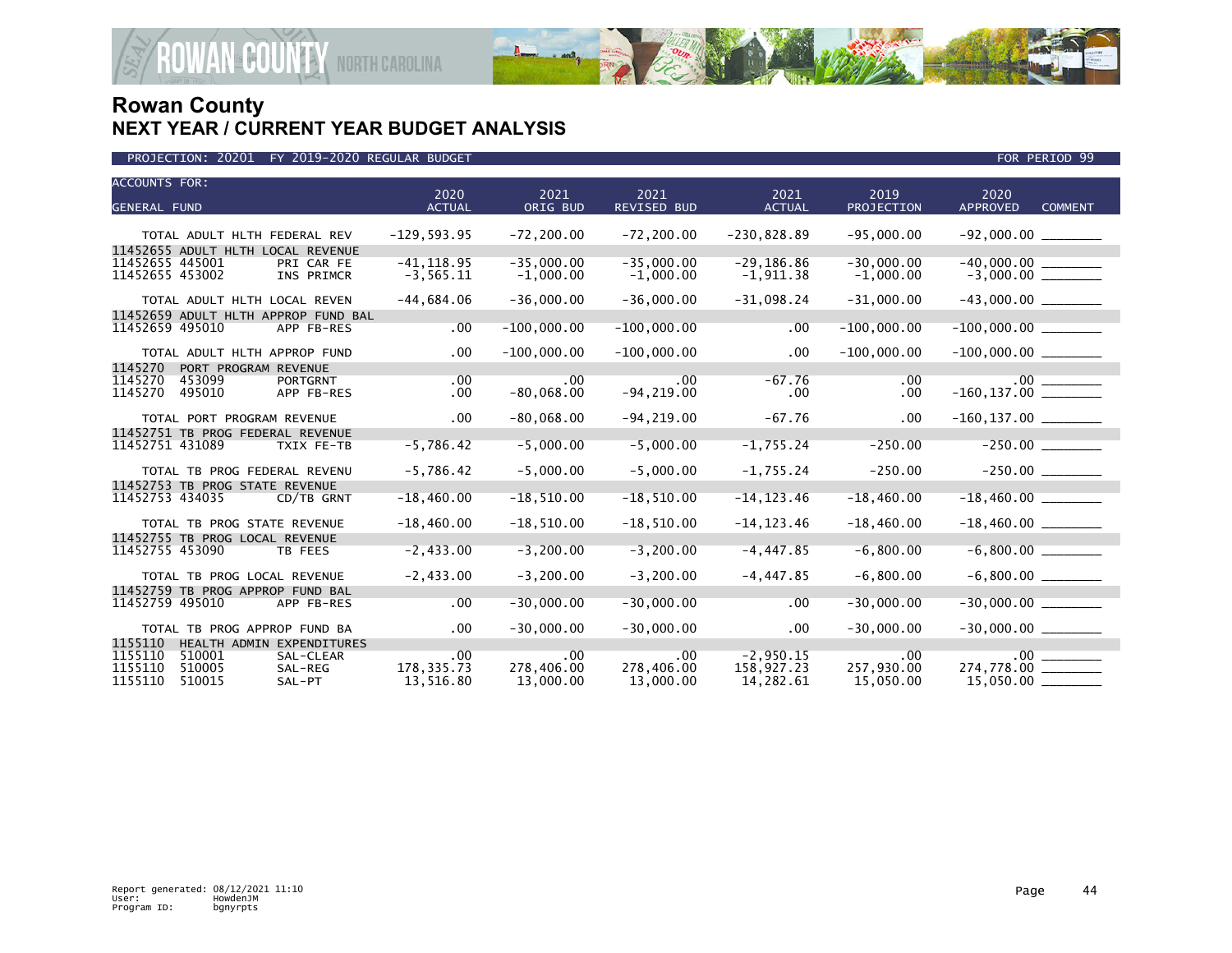# Rowan County
## NEXT YEAR / CURRENT YEAR BUDGET ANALYSIS

PROJECTION: 20201 FY 2019-2020 REGULAR BUDGET — FOR PERIOD 99

| ACCOUNTS FOR: GENERAL FUND | | 2020 ACTUAL | 2021 ORIG BUD | 2021 REVISED BUD | 2021 ACTUAL | 2019 PROJECTION | 2020 APPROVED | COMMENT |
|---|---|---|---|---|---|---|---|---|
| TOTAL ADULT HLTH FEDERAL REV | | -129,593.95 | -72,200.00 | -72,200.00 | -230,828.89 | -95,000.00 | -92,000.00 | ________ |
| 11452655 ADULT HLTH LOCAL REVENUE | | | | | | | | |
| 11452655 445001 | PRI CAR FE | -41,118.95 | -35,000.00 | -35,000.00 | -29,186.86 | -30,000.00 | -40,000.00 | ________ |
| 11452655 453002 | INS PRIMCR | -3,565.11 | -1,000.00 | -1,000.00 | -1,911.38 | -1,000.00 | -3,000.00 | ________ |
| TOTAL ADULT HLTH LOCAL REVEN | | -44,684.06 | -36,000.00 | -36,000.00 | -31,098.24 | -31,000.00 | -43,000.00 | ________ |
| 11452659 ADULT HLTH APPROP FUND BAL | | | | | | | | |
| 11452659 495010 | APP FB-RES | .00 | -100,000.00 | -100,000.00 | .00 | -100,000.00 | -100,000.00 | ________ |
| TOTAL ADULT HLTH APPROP FUND | | .00 | -100,000.00 | -100,000.00 | .00 | -100,000.00 | -100,000.00 | ________ |
| 1145270 PORT PROGRAM REVENUE | | | | | | | | |
| 1145270 453099 | PORTGRNT | .00 | .00 | .00 | -67.76 | .00 | .00 | ________ |
| 1145270 495010 | APP FB-RES | .00 | -80,068.00 | -94,219.00 | .00 | .00 | -160,137.00 | ________ |
| TOTAL PORT PROGRAM REVENUE | | .00 | -80,068.00 | -94,219.00 | -67.76 | .00 | -160,137.00 | ________ |
| 11452751 TB PROG FEDERAL REVENUE | | | | | | | | |
| 11452751 431089 | TXIX FE-TB | -5,786.42 | -5,000.00 | -5,000.00 | -1,755.24 | -250.00 | -250.00 | ________ |
| TOTAL TB PROG FEDERAL REVENU | | -5,786.42 | -5,000.00 | -5,000.00 | -1,755.24 | -250.00 | -250.00 | ________ |
| 11452753 TB PROG STATE REVENUE | | | | | | | | |
| 11452753 434035 | CD/TB GRNT | -18,460.00 | -18,510.00 | -18,510.00 | -14,123.46 | -18,460.00 | -18,460.00 | ________ |
| TOTAL TB PROG STATE REVENUE | | -18,460.00 | -18,510.00 | -18,510.00 | -14,123.46 | -18,460.00 | -18,460.00 | ________ |
| 11452755 TB PROG LOCAL REVENUE | | | | | | | | |
| 11452755 453090 | TB FEES | -2,433.00 | -3,200.00 | -3,200.00 | -4,447.85 | -6,800.00 | -6,800.00 | ________ |
| TOTAL TB PROG LOCAL REVENUE | | -2,433.00 | -3,200.00 | -3,200.00 | -4,447.85 | -6,800.00 | -6,800.00 | ________ |
| 11452759 TB PROG APPROP FUND BAL | | | | | | | | |
| 11452759 495010 | APP FB-RES | .00 | -30,000.00 | -30,000.00 | .00 | -30,000.00 | -30,000.00 | ________ |
| TOTAL TB PROG APPROP FUND BA | | .00 | -30,000.00 | -30,000.00 | .00 | -30,000.00 | -30,000.00 | ________ |
| 1155110 HEALTH ADMIN EXPENDITURES | | | | | | | | |
| 1155110 510001 | SAL-CLEAR | .00 | .00 | .00 | -2,950.15 | .00 | .00 | ________ |
| 1155110 510005 | SAL-REG | 178,335.73 | 278,406.00 | 278,406.00 | 158,927.23 | 257,930.00 | 274,778.00 | ________ |
| 1155110 510015 | SAL-PT | 13,516.80 | 13,000.00 | 13,000.00 | 14,282.61 | 15,050.00 | 15,050.00 | ________ |

Report generated: 08/12/2021 11:10
User: HowdenJM
Program ID: bgnyrpts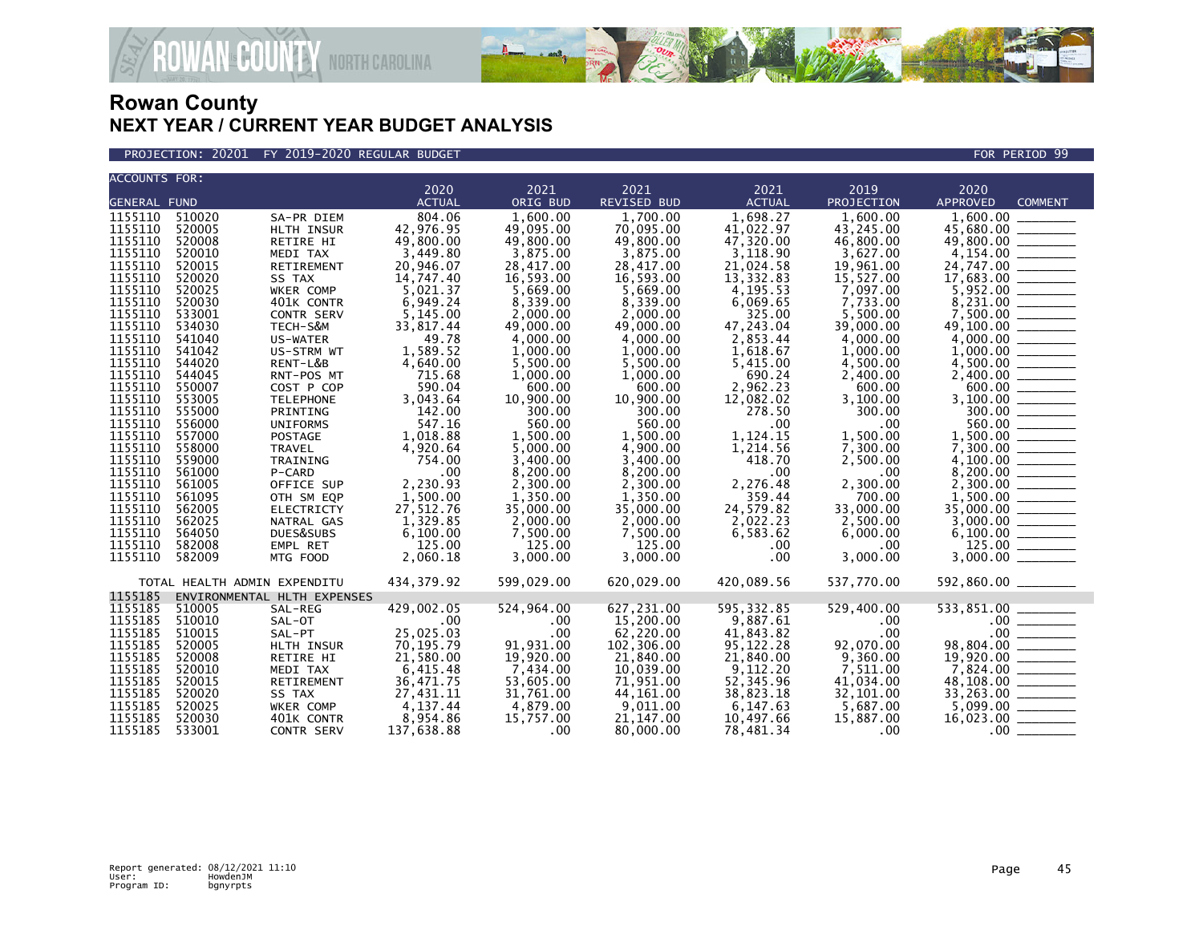# Rowan County
## NEXT YEAR / CURRENT YEAR BUDGET ANALYSIS

PROJECTION: 20201 FY 2019-2020 REGULAR BUDGET — FOR PERIOD 99

| ACCOUNTS FOR: GENERAL FUND | | | 2020 ACTUAL | 2021 ORIG BUD | 2021 REVISED BUD | 2021 ACTUAL | 2019 PROJECTION | 2020 APPROVED | COMMENT |
|---|---|---|---|---|---|---|---|---|---|
| 1155110 | 510020 | SA-PR DIEM | 804.06 | 1,600.00 | 1,700.00 | 1,698.27 | 1,600.00 | 1,600.00 | |
| 1155110 | 520005 | HLTH INSUR | 42,976.95 | 49,095.00 | 70,095.00 | 41,022.97 | 43,245.00 | 45,680.00 | |
| 1155110 | 520008 | RETIRE HI | 49,800.00 | 49,800.00 | 49,800.00 | 47,320.00 | 46,800.00 | 49,800.00 | |
| 1155110 | 520010 | MEDI TAX | 3,449.80 | 3,875.00 | 3,875.00 | 3,118.90 | 3,627.00 | 4,154.00 | |
| 1155110 | 520015 | RETIREMENT | 20,946.07 | 28,417.00 | 28,417.00 | 21,024.58 | 19,961.00 | 24,747.00 | |
| 1155110 | 520020 | SS TAX | 14,747.40 | 16,593.00 | 16,593.00 | 13,332.83 | 15,527.00 | 17,683.00 | |
| 1155110 | 520025 | WKER COMP | 5,021.37 | 5,669.00 | 5,669.00 | 4,195.53 | 7,097.00 | 5,952.00 | |
| 1155110 | 520030 | 401K CONTR | 6,949.24 | 8,339.00 | 8,339.00 | 6,069.65 | 7,733.00 | 8,231.00 | |
| 1155110 | 533001 | CONTR SERV | 5,145.00 | 2,000.00 | 2,000.00 | 325.00 | 5,500.00 | 7,500.00 | |
| 1155110 | 534030 | TECH-S&M | 33,817.44 | 49,000.00 | 49,000.00 | 47,243.04 | 39,000.00 | 49,100.00 | |
| 1155110 | 541040 | US-WATER | 49.78 | 4,000.00 | 4,000.00 | 2,853.44 | 4,000.00 | 4,000.00 | |
| 1155110 | 541042 | US-STRM WT | 1,589.52 | 1,000.00 | 1,000.00 | 1,618.67 | 1,000.00 | 1,000.00 | |
| 1155110 | 544020 | RENT-L&B | 4,640.00 | 5,500.00 | 5,500.00 | 5,415.00 | 4,500.00 | 4,500.00 | |
| 1155110 | 544045 | RNT-POS MT | 715.68 | 1,000.00 | 1,000.00 | 690.24 | 2,400.00 | 2,400.00 | |
| 1155110 | 550007 | COST P COP | 590.04 | 600.00 | 600.00 | 2,962.23 | 600.00 | 600.00 | |
| 1155110 | 553005 | TELEPHONE | 3,043.64 | 10,900.00 | 10,900.00 | 12,082.02 | 3,100.00 | 3,100.00 | |
| 1155110 | 555000 | PRINTING | 142.00 | 300.00 | 300.00 | 278.50 | 300.00 | 300.00 | |
| 1155110 | 556000 | UNIFORMS | 547.16 | 560.00 | 560.00 | .00 | .00 | 560.00 | |
| 1155110 | 557000 | POSTAGE | 1,018.88 | 1,500.00 | 1,500.00 | 1,124.15 | 1,500.00 | 1,500.00 | |
| 1155110 | 558000 | TRAVEL | 4,920.64 | 5,000.00 | 4,900.00 | 1,214.56 | 7,300.00 | 7,300.00 | |
| 1155110 | 559000 | TRAINING | 754.00 | 3,400.00 | 3,400.00 | 418.70 | 2,500.00 | 4,100.00 | |
| 1155110 | 561000 | P-CARD | .00 | 8,200.00 | 8,200.00 | .00 | .00 | 8,200.00 | |
| 1155110 | 561005 | OFFICE SUP | 2,230.93 | 2,300.00 | 2,300.00 | 2,276.48 | 2,300.00 | 2,300.00 | |
| 1155110 | 561095 | OTH SM EQP | 1,500.00 | 1,350.00 | 1,350.00 | 359.44 | 700.00 | 1,500.00 | |
| 1155110 | 562005 | ELECTRICTY | 27,512.76 | 35,000.00 | 35,000.00 | 24,579.82 | 33,000.00 | 35,000.00 | |
| 1155110 | 562025 | NATRAL GAS | 1,329.85 | 2,000.00 | 2,000.00 | 2,022.23 | 2,500.00 | 3,000.00 | |
| 1155110 | 564050 | DUES&SUBS | 6,100.00 | 7,500.00 | 7,500.00 | 6,583.62 | 6,000.00 | 6,100.00 | |
| 1155110 | 582008 | EMPL RET | 125.00 | 125.00 | 125.00 | .00 | .00 | 125.00 | |
| 1155110 | 582009 | MTG FOOD | 2,060.18 | 3,000.00 | 3,000.00 | .00 | 3,000.00 | 3,000.00 | |
| | TOTAL HEALTH ADMIN EXPENDITU | | 434,379.92 | 599,029.00 | 620,029.00 | 420,089.56 | 537,770.00 | 592,860.00 | |
| 1155185 | ENVIRONMENTAL HLTH EXPENSES | | | | | | | | |
| 1155185 | 510005 | SAL-REG | 429,002.05 | 524,964.00 | 627,231.00 | 595,332.85 | 529,400.00 | 533,851.00 | |
| 1155185 | 510010 | SAL-OT | .00 | .00 | 15,200.00 | 9,887.61 | .00 | .00 | |
| 1155185 | 510015 | SAL-PT | 25,025.03 | .00 | 62,220.00 | 41,843.82 | .00 | .00 | |
| 1155185 | 520005 | HLTH INSUR | 70,195.79 | 91,931.00 | 102,306.00 | 95,122.28 | 92,070.00 | 98,804.00 | |
| 1155185 | 520008 | RETIRE HI | 21,580.00 | 19,920.00 | 21,840.00 | 21,840.00 | 9,360.00 | 19,920.00 | |
| 1155185 | 520010 | MEDI TAX | 6,415.48 | 7,434.00 | 10,039.00 | 9,112.20 | 7,511.00 | 7,824.00 | |
| 1155185 | 520015 | RETIREMENT | 36,471.75 | 53,605.00 | 71,951.00 | 52,345.96 | 41,034.00 | 48,108.00 | |
| 1155185 | 520020 | SS TAX | 27,431.11 | 31,761.00 | 44,161.00 | 38,823.18 | 32,101.00 | 33,263.00 | |
| 1155185 | 520025 | WKER COMP | 4,137.44 | 4,879.00 | 9,011.00 | 6,147.63 | 5,687.00 | 5,099.00 | |
| 1155185 | 520030 | 401K CONTR | 8,954.86 | 15,757.00 | 21,147.00 | 10,497.66 | 15,887.00 | 16,023.00 | |
| 1155185 | 533001 | CONTR SERV | 137,638.88 | .00 | 80,000.00 | 78,481.34 | .00 | .00 | |

Report generated: 08/12/2021 11:10
User: HowdenJM
Program ID: bgnyrpts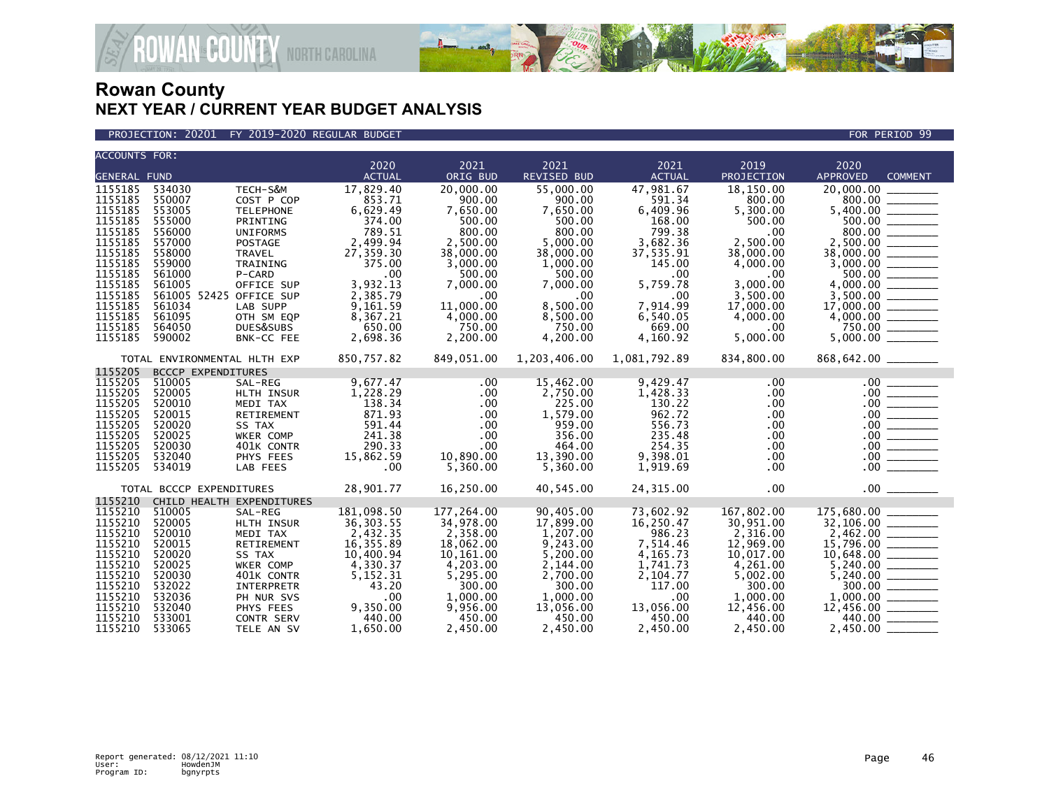# Rowan County

## NEXT YEAR / CURRENT YEAR BUDGET ANALYSIS

PROJECTION: 20201 FY 2019-2020 REGULAR BUDGET — FOR PERIOD 99

| ACCOUNTS FOR: GENERAL FUND | | | 2020 ACTUAL | 2021 ORIG BUD | 2021 REVISED BUD | 2021 ACTUAL | 2019 PROJECTION | 2020 APPROVED | COMMENT |
|---|---|---|---|---|---|---|---|---|---|
| 1155185 | 534030 | TECH-S&M | 17,829.40 | 20,000.00 | 55,000.00 | 47,981.67 | 18,150.00 | 20,000.00 | |
| 1155185 | 550007 | COST P COP | 853.71 | 900.00 | 900.00 | 591.34 | 800.00 | 800.00 | |
| 1155185 | 553005 | TELEPHONE | 6,629.49 | 7,650.00 | 7,650.00 | 6,409.96 | 5,300.00 | 5,400.00 | |
| 1155185 | 555000 | PRINTING | 374.00 | 500.00 | 500.00 | 168.00 | 500.00 | 500.00 | |
| 1155185 | 556000 | UNIFORMS | 789.51 | 800.00 | 800.00 | 799.38 | .00 | 800.00 | |
| 1155185 | 557000 | POSTAGE | 2,499.94 | 2,500.00 | 5,000.00 | 3,682.36 | 2,500.00 | 2,500.00 | |
| 1155185 | 558000 | TRAVEL | 27,359.30 | 38,000.00 | 38,000.00 | 37,535.91 | 38,000.00 | 38,000.00 | |
| 1155185 | 559000 | TRAINING | 375.00 | 3,000.00 | 1,000.00 | 145.00 | 4,000.00 | 3,000.00 | |
| 1155185 | 561000 | P-CARD | .00 | 500.00 | 500.00 | .00 | .00 | 500.00 | |
| 1155185 | 561005 | OFFICE SUP | 3,932.13 | 7,000.00 | 7,000.00 | 5,759.78 | 3,000.00 | 4,000.00 | |
| 1155185 | 561005 52425 | OFFICE SUP | 2,385.79 | .00 | .00 | .00 | 3,500.00 | 3,500.00 | |
| 1155185 | 561034 | LAB SUPP | 9,161.59 | 11,000.00 | 8,500.00 | 7,914.99 | 17,000.00 | 17,000.00 | |
| 1155185 | 561095 | OTH SM EQP | 8,367.21 | 4,000.00 | 8,500.00 | 6,540.05 | 4,000.00 | 4,000.00 | |
| 1155185 | 564050 | DUES&SUBS | 650.00 | 750.00 | 750.00 | 669.00 | .00 | 750.00 | |
| 1155185 | 590002 | BNK-CC FEE | 2,698.36 | 2,200.00 | 4,200.00 | 4,160.92 | 5,000.00 | 5,000.00 | |
| | TOTAL ENVIRONMENTAL HLTH EXP | | 850,757.82 | 849,051.00 | 1,203,406.00 | 1,081,792.89 | 834,800.00 | 868,642.00 | |
| 1155205 | BCCCP EXPENDITURES | | | | | | | | |
| 1155205 | 510005 | SAL-REG | 9,677.47 | .00 | 15,462.00 | 9,429.47 | .00 | .00 | |
| 1155205 | 520005 | HLTH INSUR | 1,228.29 | .00 | 2,750.00 | 1,428.33 | .00 | .00 | |
| 1155205 | 520010 | MEDI TAX | 138.34 | .00 | 225.00 | 130.22 | .00 | .00 | |
| 1155205 | 520015 | RETIREMENT | 871.93 | .00 | 1,579.00 | 962.72 | .00 | .00 | |
| 1155205 | 520020 | SS TAX | 591.44 | .00 | 959.00 | 556.73 | .00 | .00 | |
| 1155205 | 520025 | WKER COMP | 241.38 | .00 | 356.00 | 235.48 | .00 | .00 | |
| 1155205 | 520030 | 401K CONTR | 290.33 | .00 | 464.00 | 254.35 | .00 | .00 | |
| 1155205 | 532040 | PHYS FEES | 15,862.59 | 10,890.00 | 13,390.00 | 9,398.01 | .00 | .00 | |
| 1155205 | 534019 | LAB FEES | .00 | 5,360.00 | 5,360.00 | 1,919.69 | .00 | .00 | |
| | TOTAL BCCCP EXPENDITURES | | 28,901.77 | 16,250.00 | 40,545.00 | 24,315.00 | .00 | .00 | |
| 1155210 | CHILD HEALTH EXPENDITURES | | | | | | | | |
| 1155210 | 510005 | SAL-REG | 181,098.50 | 177,264.00 | 90,405.00 | 73,602.92 | 167,802.00 | 175,680.00 | |
| 1155210 | 520005 | HLTH INSUR | 36,303.55 | 34,978.00 | 17,899.00 | 16,250.47 | 30,951.00 | 32,106.00 | |
| 1155210 | 520010 | MEDI TAX | 2,432.35 | 2,358.00 | 1,207.00 | 986.23 | 2,316.00 | 2,462.00 | |
| 1155210 | 520015 | RETIREMENT | 16,355.89 | 18,062.00 | 9,243.00 | 7,514.46 | 12,969.00 | 15,796.00 | |
| 1155210 | 520020 | SS TAX | 10,400.94 | 10,161.00 | 5,200.00 | 4,165.73 | 10,017.00 | 10,648.00 | |
| 1155210 | 520025 | WKER COMP | 4,330.37 | 4,203.00 | 2,144.00 | 1,741.73 | 4,261.00 | 5,240.00 | |
| 1155210 | 520030 | 401K CONTR | 5,152.31 | 5,295.00 | 2,700.00 | 2,104.77 | 5,002.00 | 5,240.00 | |
| 1155210 | 532022 | INTERPRETR | 43.20 | 300.00 | 300.00 | 117.00 | 300.00 | 300.00 | |
| 1155210 | 532036 | PH NUR SVS | .00 | 1,000.00 | 1,000.00 | .00 | 1,000.00 | 1,000.00 | |
| 1155210 | 532040 | PHYS FEES | 9,350.00 | 9,956.00 | 13,056.00 | 13,056.00 | 12,456.00 | 12,456.00 | |
| 1155210 | 533001 | CONTR SERV | 440.00 | 450.00 | 450.00 | 450.00 | 440.00 | 440.00 | |
| 1155210 | 533065 | TELE AN SV | 1,650.00 | 2,450.00 | 2,450.00 | 2,450.00 | 2,450.00 | 2,450.00 | |

Report generated: 08/12/2021 11:10
User: HowdenJM
Program ID: bgnyrpts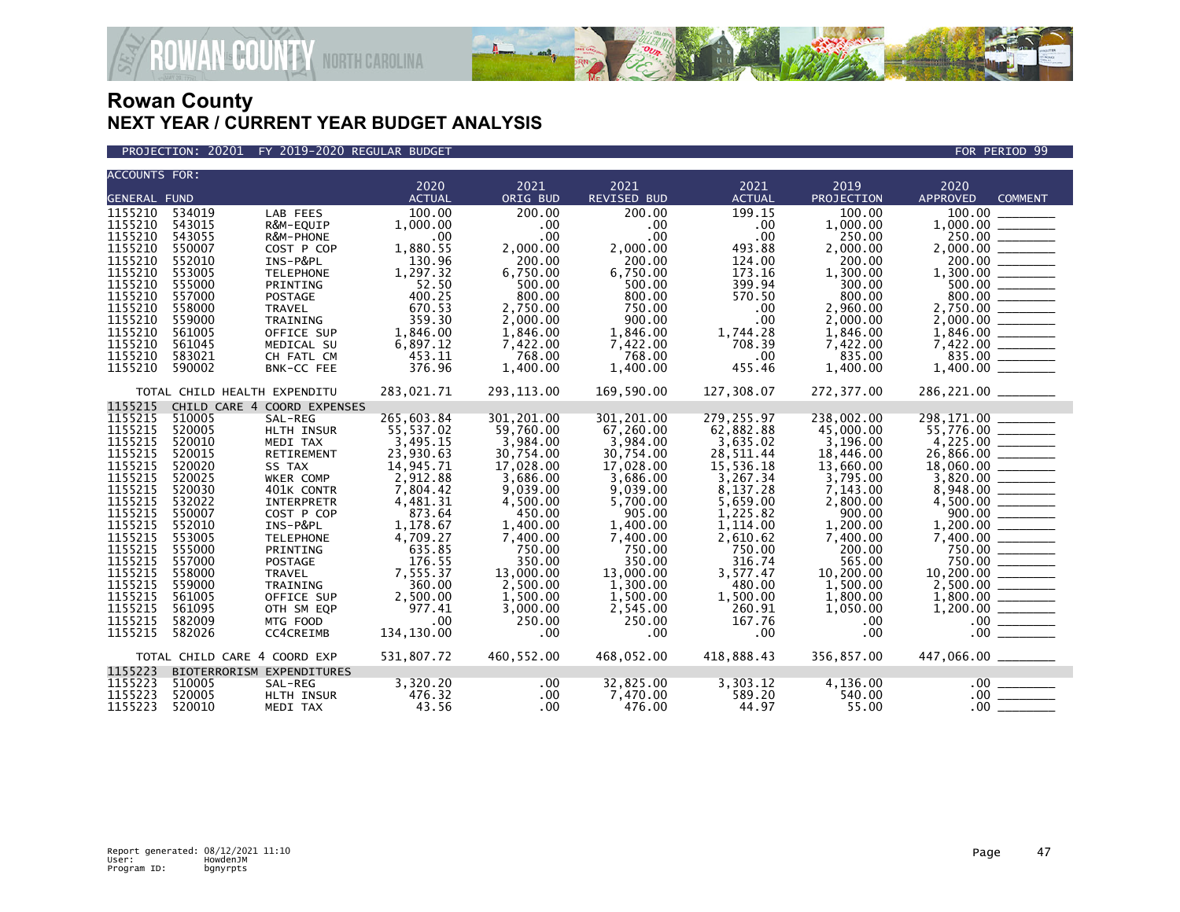# Rowan County
## NEXT YEAR / CURRENT YEAR BUDGET ANALYSIS

PROJECTION: 20201 FY 2019-2020 REGULAR BUDGET — FOR PERIOD 99

| ACCOUNTS FOR: GENERAL FUND | | | 2020 ACTUAL | 2021 ORIG BUD | 2021 REVISED BUD | 2021 ACTUAL | 2019 PROJECTION | 2020 APPROVED | COMMENT |
|---|---|---|---|---|---|---|---|---|---|
| 1155210 | 534019 | LAB FEES | 100.00 | 200.00 | 200.00 | 199.15 | 100.00 | 100.00 | |
| 1155210 | 543015 | R&M-EQUIP | 1,000.00 | .00 | .00 | .00 | 1,000.00 | 1,000.00 | |
| 1155210 | 543055 | R&M-PHONE | .00 | .00 | .00 | .00 | 250.00 | 250.00 | |
| 1155210 | 550007 | COST P COP | 1,880.55 | 2,000.00 | 2,000.00 | 493.88 | 2,000.00 | 2,000.00 | |
| 1155210 | 552010 | INS-P&PL | 130.96 | 200.00 | 200.00 | 124.00 | 200.00 | 200.00 | |
| 1155210 | 553005 | TELEPHONE | 1,297.32 | 6,750.00 | 6,750.00 | 173.16 | 1,300.00 | 1,300.00 | |
| 1155210 | 555000 | PRINTING | 52.50 | 500.00 | 500.00 | 399.94 | 300.00 | 500.00 | |
| 1155210 | 557000 | POSTAGE | 400.25 | 800.00 | 800.00 | 570.50 | 800.00 | 800.00 | |
| 1155210 | 558000 | TRAVEL | 670.53 | 2,750.00 | 750.00 | .00 | 2,960.00 | 2,750.00 | |
| 1155210 | 559000 | TRAINING | 359.30 | 2,000.00 | 900.00 | .00 | 2,000.00 | 2,000.00 | |
| 1155210 | 561005 | OFFICE SUP | 1,846.00 | 1,846.00 | 1,846.00 | 1,744.28 | 1,846.00 | 1,846.00 | |
| 1155210 | 561045 | MEDICAL SU | 6,897.12 | 7,422.00 | 7,422.00 | 708.39 | 7,422.00 | 7,422.00 | |
| 1155210 | 583021 | CH FATL CM | 453.11 | 768.00 | 768.00 | .00 | 835.00 | 835.00 | |
| 1155210 | 590002 | BNK-CC FEE | 376.96 | 1,400.00 | 1,400.00 | 455.46 | 1,400.00 | 1,400.00 | |
| | TOTAL CHILD HEALTH EXPENDITU | | 283,021.71 | 293,113.00 | 169,590.00 | 127,308.07 | 272,377.00 | 286,221.00 | |
| 1155215 | CHILD CARE 4 COORD EXPENSES | | | | | | | | |
| 1155215 | 510005 | SAL-REG | 265,603.84 | 301,201.00 | 301,201.00 | 279,255.97 | 238,002.00 | 298,171.00 | |
| 1155215 | 520005 | HLTH INSUR | 55,537.02 | 59,760.00 | 67,260.00 | 62,882.88 | 45,000.00 | 55,776.00 | |
| 1155215 | 520010 | MEDI TAX | 3,495.15 | 3,984.00 | 3,984.00 | 3,635.02 | 3,196.00 | 4,225.00 | |
| 1155215 | 520015 | RETIREMENT | 23,930.63 | 30,754.00 | 30,754.00 | 28,511.44 | 18,446.00 | 26,866.00 | |
| 1155215 | 520020 | SS TAX | 14,945.71 | 17,028.00 | 17,028.00 | 15,536.18 | 13,660.00 | 18,060.00 | |
| 1155215 | 520025 | WKER COMP | 2,912.88 | 3,686.00 | 3,686.00 | 3,267.34 | 3,795.00 | 3,820.00 | |
| 1155215 | 520030 | 401K CONTR | 7,804.42 | 9,039.00 | 9,039.00 | 8,137.28 | 7,143.00 | 8,948.00 | |
| 1155215 | 532022 | INTERPRETR | 4,481.31 | 4,500.00 | 5,700.00 | 5,659.00 | 2,800.00 | 4,500.00 | |
| 1155215 | 550007 | COST P COP | 873.64 | 450.00 | 905.00 | 1,225.82 | 900.00 | 900.00 | |
| 1155215 | 552010 | INS-P&PL | 1,178.67 | 1,400.00 | 1,400.00 | 1,114.00 | 1,200.00 | 1,200.00 | |
| 1155215 | 553005 | TELEPHONE | 4,709.27 | 7,400.00 | 7,400.00 | 2,610.62 | 7,400.00 | 7,400.00 | |
| 1155215 | 555000 | PRINTING | 635.85 | 750.00 | 750.00 | 750.00 | 200.00 | 750.00 | |
| 1155215 | 557000 | POSTAGE | 176.55 | 350.00 | 350.00 | 316.74 | 565.00 | 750.00 | |
| 1155215 | 558000 | TRAVEL | 7,555.37 | 13,000.00 | 13,000.00 | 3,577.47 | 10,200.00 | 10,200.00 | |
| 1155215 | 559000 | TRAINING | 360.00 | 2,500.00 | 1,300.00 | 480.00 | 1,500.00 | 2,500.00 | |
| 1155215 | 561005 | OFFICE SUP | 2,500.00 | 1,500.00 | 1,500.00 | 1,500.00 | 1,800.00 | 1,800.00 | |
| 1155215 | 561095 | OTH SM EQP | 977.41 | 3,000.00 | 2,545.00 | 260.91 | 1,050.00 | 1,200.00 | |
| 1155215 | 582009 | MTG FOOD | .00 | 250.00 | 250.00 | 167.76 | .00 | .00 | |
| 1155215 | 582026 | CC4CREIMB | 134,130.00 | .00 | .00 | .00 | .00 | .00 | |
| | TOTAL CHILD CARE 4 COORD EXP | | 531,807.72 | 460,552.00 | 468,052.00 | 418,888.43 | 356,857.00 | 447,066.00 | |
| 1155223 | BIOTERRORISM EXPENDITURES | | | | | | | | |
| 1155223 | 510005 | SAL-REG | 3,320.20 | .00 | 32,825.00 | 3,303.12 | 4,136.00 | .00 | |
| 1155223 | 520005 | HLTH INSUR | 476.32 | .00 | 7,470.00 | 589.20 | 540.00 | .00 | |
| 1155223 | 520010 | MEDI TAX | 43.56 | .00 | 476.00 | 44.97 | 55.00 | .00 | |

Report generated: 08/12/2021 11:10
User: HowdenJM
Program ID: bgnyrpts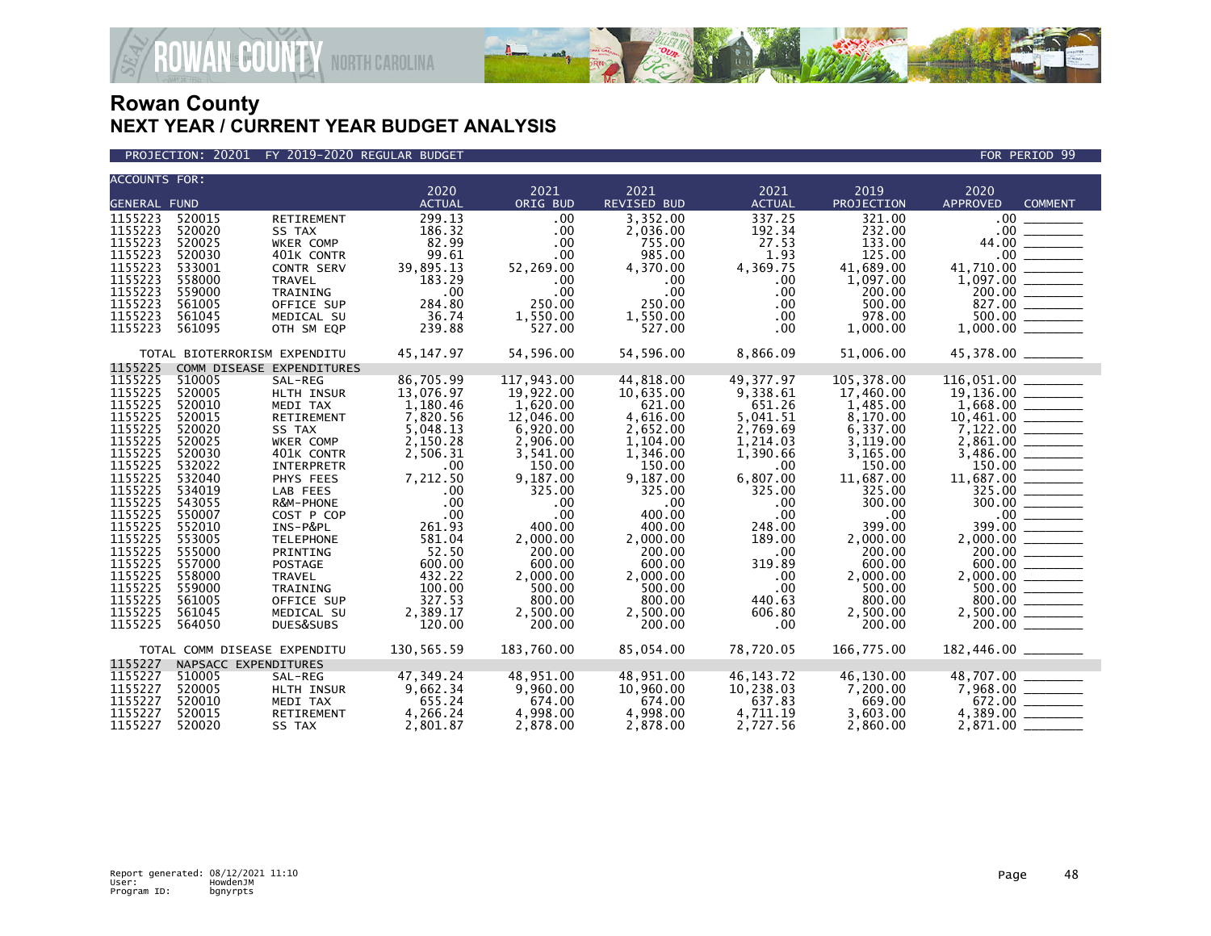# Rowan County
## NEXT YEAR / CURRENT YEAR BUDGET ANALYSIS

PROJECTION: 20201 FY 2019-2020 REGULAR BUDGET — FOR PERIOD 99

| ACCOUNTS FOR: GENERAL FUND | | | 2020 ACTUAL | 2021 ORIG BUD | 2021 REVISED BUD | 2021 ACTUAL | 2019 PROJECTION | 2020 APPROVED | COMMENT |
|---|---|---|---|---|---|---|---|---|---|
| 1155223 | 520015 | RETIREMENT | 299.13 | .00 | 3,352.00 | 337.25 | 321.00 | .00 | ________ |
| 1155223 | 520020 | SS TAX | 186.32 | .00 | 2,036.00 | 192.34 | 232.00 | .00 | ________ |
| 1155223 | 520025 | WKER COMP | 82.99 | .00 | 755.00 | 27.53 | 133.00 | 44.00 | ________ |
| 1155223 | 520030 | 401K CONTR | 99.61 | .00 | 985.00 | 1.93 | 125.00 | .00 | ________ |
| 1155223 | 533001 | CONTR SERV | 39,895.13 | 52,269.00 | 4,370.00 | 4,369.75 | 41,689.00 | 41,710.00 | ________ |
| 1155223 | 558000 | TRAVEL | 183.29 | .00 | .00 | .00 | 1,097.00 | 1,097.00 | ________ |
| 1155223 | 559000 | TRAINING | .00 | .00 | .00 | .00 | 200.00 | 200.00 | ________ |
| 1155223 | 561005 | OFFICE SUP | 284.80 | 250.00 | 250.00 | .00 | 500.00 | 827.00 | ________ |
| 1155223 | 561045 | MEDICAL SU | 36.74 | 1,550.00 | 1,550.00 | .00 | 978.00 | 500.00 | ________ |
| 1155223 | 561095 | OTH SM EQP | 239.88 | 527.00 | 527.00 | .00 | 1,000.00 | 1,000.00 | ________ |
| | TOTAL BIOTERRORISM EXPENDITU | | 45,147.97 | 54,596.00 | 54,596.00 | 8,866.09 | 51,006.00 | 45,378.00 | ________ |
| 1155225 | COMM DISEASE EXPENDITURES | | | | | | | | |
| 1155225 | 510005 | SAL-REG | 86,705.99 | 117,943.00 | 44,818.00 | 49,377.97 | 105,378.00 | 116,051.00 | ________ |
| 1155225 | 520005 | HLTH INSUR | 13,076.97 | 19,922.00 | 10,635.00 | 9,338.61 | 17,460.00 | 19,136.00 | ________ |
| 1155225 | 520010 | MEDI TAX | 1,180.46 | 1,620.00 | 621.00 | 651.26 | 1,485.00 | 1,668.00 | ________ |
| 1155225 | 520015 | RETIREMENT | 7,820.56 | 12,046.00 | 4,616.00 | 5,041.51 | 8,170.00 | 10,461.00 | ________ |
| 1155225 | 520020 | SS TAX | 5,048.13 | 6,920.00 | 2,652.00 | 2,769.69 | 6,337.00 | 7,122.00 | ________ |
| 1155225 | 520025 | WKER COMP | 2,150.28 | 2,906.00 | 1,104.00 | 1,214.03 | 3,119.00 | 2,861.00 | ________ |
| 1155225 | 520030 | 401K CONTR | 2,506.31 | 3,541.00 | 1,346.00 | 1,390.66 | 3,165.00 | 3,486.00 | ________ |
| 1155225 | 532022 | INTERPRETR | .00 | 150.00 | 150.00 | .00 | 150.00 | 150.00 | ________ |
| 1155225 | 532040 | PHYS FEES | 7,212.50 | 9,187.00 | 9,187.00 | 6,807.00 | 11,687.00 | 11,687.00 | ________ |
| 1155225 | 534019 | LAB FEES | .00 | 325.00 | 325.00 | 325.00 | 325.00 | 325.00 | ________ |
| 1155225 | 543055 | R&M-PHONE | .00 | .00 | .00 | .00 | 300.00 | 300.00 | ________ |
| 1155225 | 550007 | COST P COP | .00 | .00 | 400.00 | .00 | .00 | .00 | ________ |
| 1155225 | 552010 | INS-P&PL | 261.93 | 400.00 | 400.00 | 248.00 | 399.00 | 399.00 | ________ |
| 1155225 | 553005 | TELEPHONE | 581.04 | 2,000.00 | 2,000.00 | 189.00 | 2,000.00 | 2,000.00 | ________ |
| 1155225 | 555000 | PRINTING | 52.50 | 200.00 | 200.00 | .00 | 200.00 | 200.00 | ________ |
| 1155225 | 557000 | POSTAGE | 600.00 | 600.00 | 600.00 | 319.89 | 600.00 | 600.00 | ________ |
| 1155225 | 558000 | TRAVEL | 432.22 | 2,000.00 | 2,000.00 | .00 | 2,000.00 | 2,000.00 | ________ |
| 1155225 | 559000 | TRAINING | 100.00 | 500.00 | 500.00 | .00 | 500.00 | 500.00 | ________ |
| 1155225 | 561005 | OFFICE SUP | 327.53 | 800.00 | 800.00 | 440.63 | 800.00 | 800.00 | ________ |
| 1155225 | 561045 | MEDICAL SU | 2,389.17 | 2,500.00 | 2,500.00 | 606.80 | 2,500.00 | 2,500.00 | ________ |
| 1155225 | 564050 | DUES&SUBS | 120.00 | 200.00 | 200.00 | .00 | 200.00 | 200.00 | ________ |
| | TOTAL COMM DISEASE EXPENDITU | | 130,565.59 | 183,760.00 | 85,054.00 | 78,720.05 | 166,775.00 | 182,446.00 | ________ |
| 1155227 | NAPSACC EXPENDITURES | | | | | | | | |
| 1155227 | 510005 | SAL-REG | 47,349.24 | 48,951.00 | 48,951.00 | 46,143.72 | 46,130.00 | 48,707.00 | ________ |
| 1155227 | 520005 | HLTH INSUR | 9,662.34 | 9,960.00 | 10,960.00 | 10,238.03 | 7,200.00 | 7,968.00 | ________ |
| 1155227 | 520010 | MEDI TAX | 655.24 | 674.00 | 674.00 | 637.83 | 669.00 | 672.00 | ________ |
| 1155227 | 520015 | RETIREMENT | 4,266.24 | 4,998.00 | 4,998.00 | 4,711.19 | 3,603.00 | 4,389.00 | ________ |
| 1155227 | 520020 | SS TAX | 2,801.87 | 2,878.00 | 2,878.00 | 2,727.56 | 2,860.00 | 2,871.00 | ________ |

Report generated: 08/12/2021 11:10
User: HowdenJM
Program ID: bgnyrpts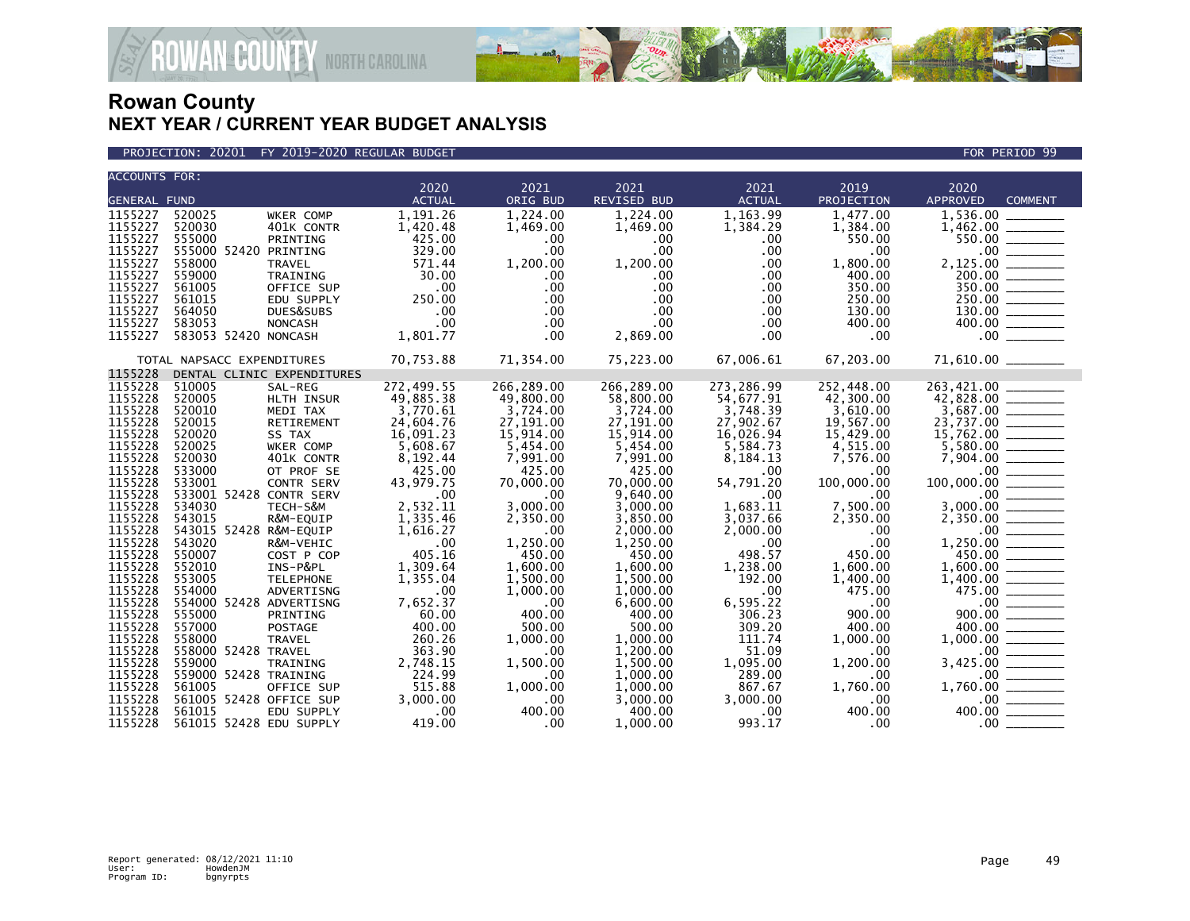# Rowan County
## NEXT YEAR / CURRENT YEAR BUDGET ANALYSIS

PROJECTION: 20201 FY 2019-2020 REGULAR BUDGET FOR PERIOD 99

| ACCOUNTS FOR: GENERAL FUND | | | 2020 ACTUAL | 2021 ORIG BUD | 2021 REVISED BUD | 2021 ACTUAL | 2019 PROJECTION | 2020 APPROVED | COMMENT |
|---|---|---|---|---|---|---|---|---|---|
| 1155227 | 520025 | WKER COMP | 1,191.26 | 1,224.00 | 1,224.00 | 1,163.99 | 1,477.00 | 1,536.00 | _______ |
| 1155227 | 520030 | 401K CONTR | 1,420.48 | 1,469.00 | 1,469.00 | 1,384.29 | 1,384.00 | 1,462.00 | _______ |
| 1155227 | 555000 | PRINTING | 425.00 | .00 | .00 | .00 | 550.00 | 550.00 | _______ |
| 1155227 | 555000 52420 | PRINTING | 329.00 | .00 | .00 | .00 | .00 | .00 | _______ |
| 1155227 | 558000 | TRAVEL | 571.44 | 1,200.00 | 1,200.00 | .00 | 1,800.00 | 2,125.00 | _______ |
| 1155227 | 559000 | TRAINING | 30.00 | .00 | .00 | .00 | 400.00 | 200.00 | _______ |
| 1155227 | 561005 | OFFICE SUP | .00 | .00 | .00 | .00 | 350.00 | 350.00 | _______ |
| 1155227 | 561015 | EDU SUPPLY | 250.00 | .00 | .00 | .00 | 250.00 | 250.00 | _______ |
| 1155227 | 564050 | DUES&SUBS | .00 | .00 | .00 | .00 | 130.00 | 130.00 | _______ |
| 1155227 | 583053 | NONCASH | .00 | .00 | .00 | .00 | 400.00 | 400.00 | _______ |
| 1155227 | 583053 52420 | NONCASH | 1,801.77 | .00 | 2,869.00 | .00 | .00 | .00 | _______ |
| TOTAL NAPSACC EXPENDITURES | | | 70,753.88 | 71,354.00 | 75,223.00 | 67,006.61 | 67,203.00 | 71,610.00 | _______ |
| 1155228 | DENTAL CLINIC EXPENDITURES | | | | | | | | |
| 1155228 | 510005 | SAL-REG | 272,499.55 | 266,289.00 | 266,289.00 | 273,286.99 | 252,448.00 | 263,421.00 | _______ |
| 1155228 | 520005 | HLTH INSUR | 49,885.38 | 49,800.00 | 58,800.00 | 54,677.91 | 42,300.00 | 42,828.00 | _______ |
| 1155228 | 520010 | MEDI TAX | 3,770.61 | 3,724.00 | 3,724.00 | 3,748.39 | 3,610.00 | 3,687.00 | _______ |
| 1155228 | 520015 | RETIREMENT | 24,604.76 | 27,191.00 | 27,191.00 | 27,902.67 | 19,567.00 | 23,737.00 | _______ |
| 1155228 | 520020 | SS TAX | 16,091.23 | 15,914.00 | 15,914.00 | 16,026.94 | 15,429.00 | 15,762.00 | _______ |
| 1155228 | 520025 | WKER COMP | 5,608.67 | 5,454.00 | 5,454.00 | 5,584.73 | 4,515.00 | 5,580.00 | _______ |
| 1155228 | 520030 | 401K CONTR | 8,192.44 | 7,991.00 | 7,991.00 | 8,184.13 | 7,576.00 | 7,904.00 | _______ |
| 1155228 | 533000 | OT PROF SE | 425.00 | 425.00 | 425.00 | .00 | .00 | .00 | _______ |
| 1155228 | 533001 | CONTR SERV | 43,979.75 | 70,000.00 | 70,000.00 | 54,791.20 | 100,000.00 | 100,000.00 | _______ |
| 1155228 | 533001 52428 | CONTR SERV | .00 | .00 | 9,640.00 | .00 | .00 | .00 | _______ |
| 1155228 | 534030 | TECH-S&M | 2,532.11 | 3,000.00 | 3,000.00 | 1,683.11 | 7,500.00 | 3,000.00 | _______ |
| 1155228 | 543015 | R&M-EQUIP | 1,335.46 | 2,350.00 | 3,850.00 | 3,037.66 | 2,350.00 | 2,350.00 | _______ |
| 1155228 | 543015 52428 | R&M-EQUIP | 1,616.27 | .00 | 2,000.00 | 2,000.00 | .00 | .00 | _______ |
| 1155228 | 543020 | R&M-VEHIC | .00 | 1,250.00 | 1,250.00 | .00 | .00 | 1,250.00 | _______ |
| 1155228 | 550007 | COST P COP | 405.16 | 450.00 | 450.00 | 498.57 | 450.00 | 450.00 | _______ |
| 1155228 | 552010 | INS-P&PL | 1,309.64 | 1,600.00 | 1,600.00 | 1,238.00 | 1,600.00 | 1,600.00 | _______ |
| 1155228 | 553005 | TELEPHONE | 1,355.04 | 1,500.00 | 1,500.00 | 192.00 | 1,400.00 | 1,400.00 | _______ |
| 1155228 | 554000 | ADVERTISNG | .00 | 1,000.00 | 1,000.00 | .00 | 475.00 | 475.00 | _______ |
| 1155228 | 554000 52428 | ADVERTISNG | 7,652.37 | .00 | 6,600.00 | 6,595.22 | .00 | .00 | _______ |
| 1155228 | 555000 | PRINTING | 60.00 | 400.00 | 400.00 | 306.23 | 900.00 | 900.00 | _______ |
| 1155228 | 557000 | POSTAGE | 400.00 | 500.00 | 500.00 | 309.20 | 400.00 | 400.00 | _______ |
| 1155228 | 558000 | TRAVEL | 260.26 | 1,000.00 | 1,000.00 | 111.74 | 1,000.00 | 1,000.00 | _______ |
| 1155228 | 558000 52428 | TRAVEL | 363.90 | .00 | 1,200.00 | 51.09 | .00 | .00 | _______ |
| 1155228 | 559000 | TRAINING | 2,748.15 | 1,500.00 | 1,500.00 | 1,095.00 | 1,200.00 | 3,425.00 | _______ |
| 1155228 | 559000 52428 | TRAINING | 224.99 | .00 | 1,000.00 | 289.00 | .00 | .00 | _______ |
| 1155228 | 561005 | OFFICE SUP | 515.88 | 1,000.00 | 1,000.00 | 867.67 | 1,760.00 | 1,760.00 | _______ |
| 1155228 | 561005 52428 | OFFICE SUP | 3,000.00 | .00 | 3,000.00 | 3,000.00 | .00 | .00 | _______ |
| 1155228 | 561015 | EDU SUPPLY | .00 | 400.00 | 400.00 | .00 | 400.00 | 400.00 | _______ |
| 1155228 | 561015 52428 | EDU SUPPLY | 419.00 | .00 | 1,000.00 | 993.17 | .00 | .00 | _______ |

Report generated: 08/12/2021 11:10
User: HowdenJM
Program ID: bgnyrpts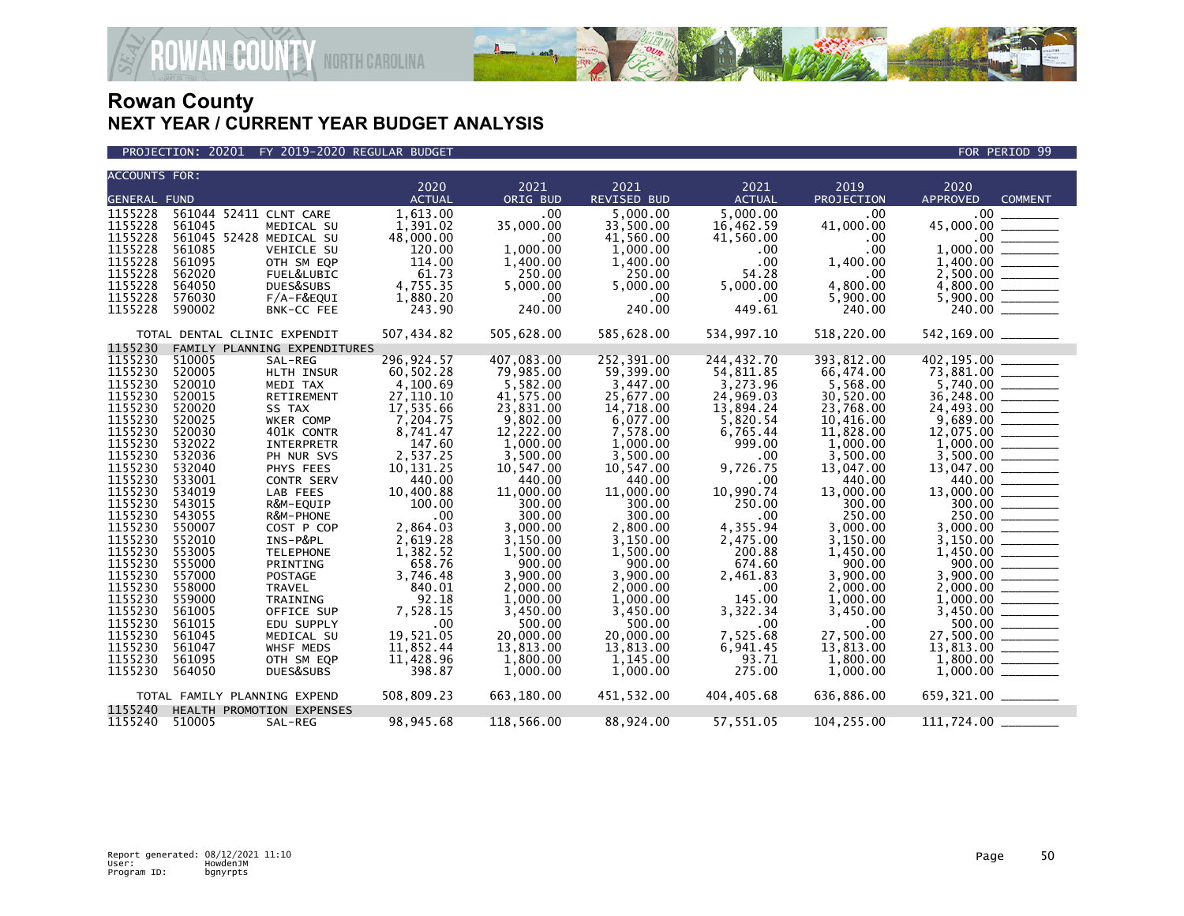# Rowan County
## NEXT YEAR / CURRENT YEAR BUDGET ANALYSIS

PROJECTION: 20201 FY 2019-2020 REGULAR BUDGET | FOR PERIOD 99

| ACCOUNTS FOR: GENERAL FUND | | | 2020 ACTUAL | 2021 ORIG BUD | 2021 REVISED BUD | 2021 ACTUAL | 2019 PROJECTION | 2020 APPROVED | COMMENT |
|---|---|---|---|---|---|---|---|---|---|
| 1155228 | 561044 52411 | CLNT CARE | 1,613.00 | .00 | 5,000.00 | 5,000.00 | .00 | .00 | |
| 1155228 | 561045 | MEDICAL SU | 1,391.02 | 35,000.00 | 33,500.00 | 16,462.59 | 41,000.00 | 45,000.00 | |
| 1155228 | 561045 52428 | MEDICAL SU | 48,000.00 | .00 | 41,560.00 | 41,560.00 | .00 | .00 | |
| 1155228 | 561085 | VEHICLE SU | 120.00 | 1,000.00 | 1,000.00 | .00 | .00 | 1,000.00 | |
| 1155228 | 561095 | OTH SM EQP | 114.00 | 1,400.00 | 1,400.00 | .00 | 1,400.00 | 1,400.00 | |
| 1155228 | 562020 | FUEL&LUBIC | 61.73 | 250.00 | 250.00 | 54.28 | .00 | 2,500.00 | |
| 1155228 | 564050 | DUES&SUBS | 4,755.35 | 5,000.00 | 5,000.00 | 5,000.00 | 4,800.00 | 4,800.00 | |
| 1155228 | 576030 | F/A-F&EQUI | 1,880.20 | .00 | .00 | .00 | 5,900.00 | 5,900.00 | |
| 1155228 | 590002 | BNK-CC FEE | 243.90 | 240.00 | 240.00 | 449.61 | 240.00 | 240.00 | |
| TOTAL DENTAL CLINIC EXPENDIT | | | 507,434.82 | 505,628.00 | 585,628.00 | 534,997.10 | 518,220.00 | 542,169.00 | |
| 1155230 | FAMILY PLANNING EXPENDITURES | | | | | | | | |
| 1155230 | 510005 | SAL-REG | 296,924.57 | 407,083.00 | 252,391.00 | 244,432.70 | 393,812.00 | 402,195.00 | |
| 1155230 | 520005 | HLTH INSUR | 60,502.28 | 79,985.00 | 59,399.00 | 54,811.85 | 66,474.00 | 73,881.00 | |
| 1155230 | 520010 | MEDI TAX | 4,100.69 | 5,582.00 | 3,447.00 | 3,273.96 | 5,568.00 | 5,740.00 | |
| 1155230 | 520015 | RETIREMENT | 27,110.10 | 41,575.00 | 25,677.00 | 24,969.03 | 30,520.00 | 36,248.00 | |
| 1155230 | 520020 | SS TAX | 17,535.66 | 23,831.00 | 14,718.00 | 13,894.24 | 23,768.00 | 24,493.00 | |
| 1155230 | 520025 | WKER COMP | 7,204.75 | 9,802.00 | 6,077.00 | 5,820.54 | 10,416.00 | 9,689.00 | |
| 1155230 | 520030 | 401K CONTR | 8,741.47 | 12,222.00 | 7,578.00 | 6,765.44 | 11,828.00 | 12,075.00 | |
| 1155230 | 532022 | INTERPRETR | 147.60 | 1,000.00 | 1,000.00 | 999.00 | 1,000.00 | 1,000.00 | |
| 1155230 | 532036 | PH NUR SVS | 2,537.25 | 3,500.00 | 3,500.00 | .00 | 3,500.00 | 3,500.00 | |
| 1155230 | 532040 | PHYS FEES | 10,131.25 | 10,547.00 | 10,547.00 | 9,726.75 | 13,047.00 | 13,047.00 | |
| 1155230 | 533001 | CONTR SERV | 440.00 | 440.00 | 440.00 | .00 | 440.00 | 440.00 | |
| 1155230 | 534019 | LAB FEES | 10,400.88 | 11,000.00 | 11,000.00 | 10,990.74 | 13,000.00 | 13,000.00 | |
| 1155230 | 543015 | R&M-EQUIP | 100.00 | 300.00 | 300.00 | 250.00 | 300.00 | 300.00 | |
| 1155230 | 543055 | R&M-PHONE | .00 | 300.00 | 300.00 | .00 | 250.00 | 250.00 | |
| 1155230 | 550007 | COST P COP | 2,864.03 | 3,000.00 | 2,800.00 | 4,355.94 | 3,000.00 | 3,000.00 | |
| 1155230 | 552010 | INS-P&PL | 2,619.28 | 3,150.00 | 3,150.00 | 2,475.00 | 3,150.00 | 3,150.00 | |
| 1155230 | 553005 | TELEPHONE | 1,382.52 | 1,500.00 | 1,500.00 | 200.88 | 1,450.00 | 1,450.00 | |
| 1155230 | 555000 | PRINTING | 658.76 | 900.00 | 900.00 | 674.60 | 900.00 | 900.00 | |
| 1155230 | 557000 | POSTAGE | 3,746.48 | 3,900.00 | 3,900.00 | 2,461.83 | 3,900.00 | 3,900.00 | |
| 1155230 | 558000 | TRAVEL | 840.01 | 2,000.00 | 2,000.00 | .00 | 2,000.00 | 2,000.00 | |
| 1155230 | 559000 | TRAINING | 92.18 | 1,000.00 | 1,000.00 | 145.00 | 1,000.00 | 1,000.00 | |
| 1155230 | 561005 | OFFICE SUP | 7,528.15 | 3,450.00 | 3,450.00 | 3,322.34 | 3,450.00 | 3,450.00 | |
| 1155230 | 561015 | EDU SUPPLY | .00 | 500.00 | 500.00 | .00 | .00 | 500.00 | |
| 1155230 | 561045 | MEDICAL SU | 19,521.05 | 20,000.00 | 20,000.00 | 7,525.68 | 27,500.00 | 27,500.00 | |
| 1155230 | 561047 | WHSF MEDS | 11,852.44 | 13,813.00 | 13,813.00 | 6,941.45 | 13,813.00 | 13,813.00 | |
| 1155230 | 561095 | OTH SM EQP | 11,428.96 | 1,800.00 | 1,145.00 | 93.71 | 1,800.00 | 1,800.00 | |
| 1155230 | 564050 | DUES&SUBS | 398.87 | 1,000.00 | 1,000.00 | 275.00 | 1,000.00 | 1,000.00 | |
| TOTAL FAMILY PLANNING EXPEND | | | 508,809.23 | 663,180.00 | 451,532.00 | 404,405.68 | 636,886.00 | 659,321.00 | |
| 1155240 | HEALTH PROMOTION EXPENSES | | | | | | | | |
| 1155240 | 510005 | SAL-REG | 98,945.68 | 118,566.00 | 88,924.00 | 57,551.05 | 104,255.00 | 111,724.00 | |

Report generated: 08/12/2021 11:10
User: HowdenJM
Program ID: bgnyrpts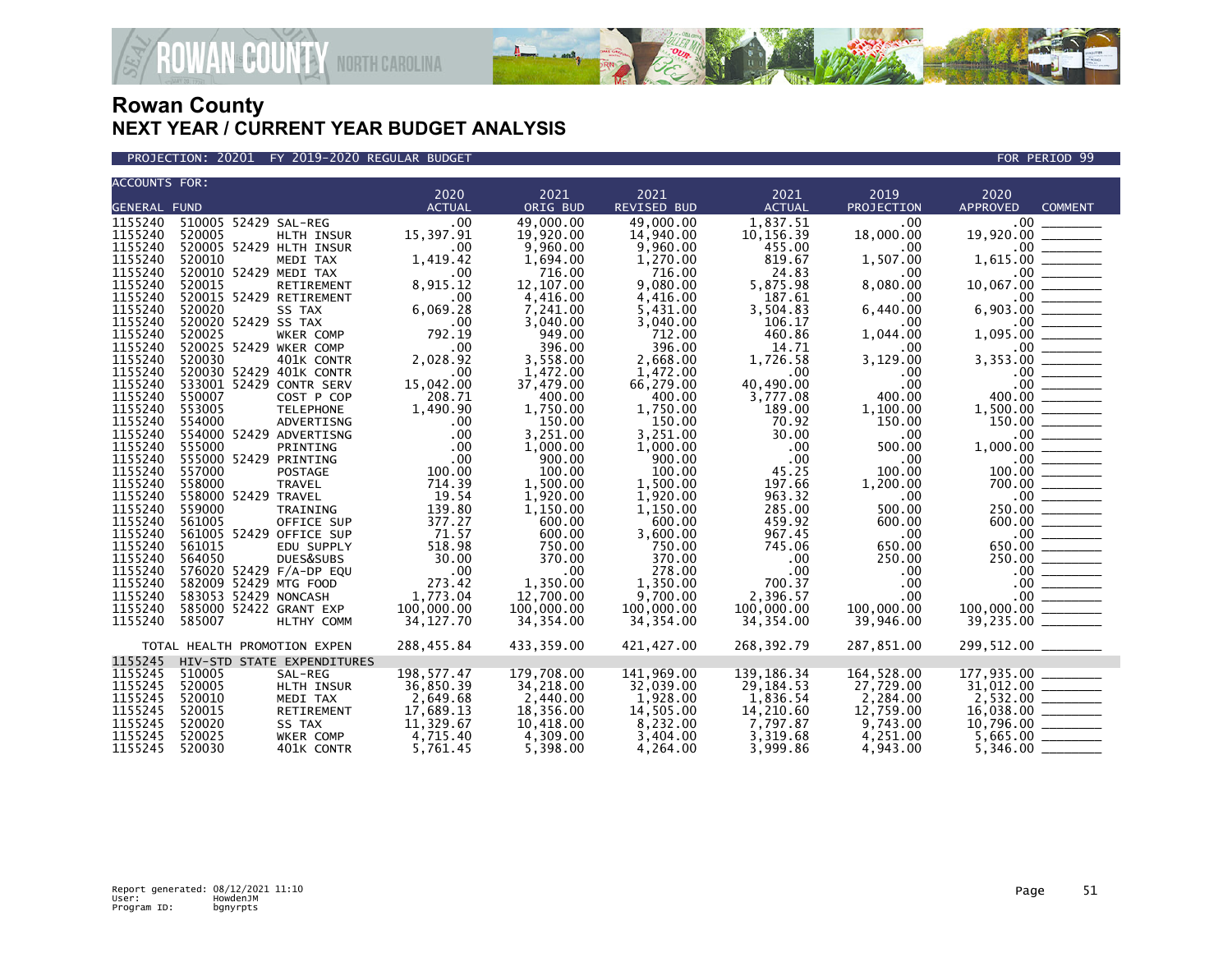# Rowan County
## NEXT YEAR / CURRENT YEAR BUDGET ANALYSIS

PROJECTION: 20201 FY 2019-2020 REGULAR BUDGET — FOR PERIOD 99

| ACCOUNTS FOR: GENERAL FUND | | | 2020 ACTUAL | 2021 ORIG BUD | 2021 REVISED BUD | 2021 ACTUAL | 2019 PROJECTION | 2020 APPROVED | COMMENT |
|---|---|---|---|---|---|---|---|---|---|
| 1155240 | 510005 52429 | SAL-REG | .00 | 49,000.00 | 49,000.00 | 1,837.51 | .00 | .00 | |
| 1155240 | 520005 | HLTH INSUR | 15,397.91 | 19,920.00 | 14,940.00 | 10,156.39 | 18,000.00 | 19,920.00 | |
| 1155240 | 520005 52429 | HLTH INSUR | .00 | 9,960.00 | 9,960.00 | 455.00 | .00 | .00 | |
| 1155240 | 520010 | MEDI TAX | 1,419.42 | 1,694.00 | 1,270.00 | 819.67 | 1,507.00 | 1,615.00 | |
| 1155240 | 520010 52429 | MEDI TAX | .00 | 716.00 | 716.00 | 24.83 | .00 | .00 | |
| 1155240 | 520015 | RETIREMENT | 8,915.12 | 12,107.00 | 9,080.00 | 5,875.98 | 8,080.00 | 10,067.00 | |
| 1155240 | 520015 52429 | RETIREMENT | .00 | 4,416.00 | 4,416.00 | 187.61 | .00 | .00 | |
| 1155240 | 520020 | SS TAX | 6,069.28 | 7,241.00 | 5,431.00 | 3,504.83 | 6,440.00 | 6,903.00 | |
| 1155240 | 520020 52429 | SS TAX | .00 | 3,040.00 | 3,040.00 | 106.17 | .00 | .00 | |
| 1155240 | 520025 | WKER COMP | 792.19 | 949.00 | 712.00 | 460.86 | 1,044.00 | 1,095.00 | |
| 1155240 | 520025 52429 | WKER COMP | .00 | 396.00 | 396.00 | 14.71 | .00 | .00 | |
| 1155240 | 520030 | 401K CONTR | 2,028.92 | 3,558.00 | 2,668.00 | 1,726.58 | 3,129.00 | 3,353.00 | |
| 1155240 | 520030 52429 | 401K CONTR | .00 | 1,472.00 | 1,472.00 | .00 | .00 | .00 | |
| 1155240 | 533001 52429 | CONTR SERV | 15,042.00 | 37,479.00 | 66,279.00 | 40,490.00 | .00 | .00 | |
| 1155240 | 550007 | COST P COP | 208.71 | 400.00 | 400.00 | 3,777.08 | 400.00 | 400.00 | |
| 1155240 | 553005 | TELEPHONE | 1,490.90 | 1,750.00 | 1,750.00 | 189.00 | 1,100.00 | 1,500.00 | |
| 1155240 | 554000 | ADVERTISNG | .00 | 150.00 | 150.00 | 70.92 | 150.00 | 150.00 | |
| 1155240 | 554000 52429 | ADVERTISNG | .00 | 3,251.00 | 3,251.00 | 30.00 | .00 | .00 | |
| 1155240 | 555000 | PRINTING | .00 | 1,000.00 | 1,000.00 | .00 | 500.00 | 1,000.00 | |
| 1155240 | 555000 52429 | PRINTING | .00 | 900.00 | 900.00 | .00 | .00 | .00 | |
| 1155240 | 557000 | POSTAGE | 100.00 | 100.00 | 100.00 | 45.25 | 100.00 | 100.00 | |
| 1155240 | 558000 | TRAVEL | 714.39 | 1,500.00 | 1,500.00 | 197.66 | 1,200.00 | 700.00 | |
| 1155240 | 558000 52429 | TRAVEL | 19.54 | 1,920.00 | 1,920.00 | 963.32 | .00 | .00 | |
| 1155240 | 559000 | TRAINING | 139.80 | 1,150.00 | 1,150.00 | 285.00 | 500.00 | 250.00 | |
| 1155240 | 561005 | OFFICE SUP | 377.27 | 600.00 | 600.00 | 459.92 | 600.00 | 600.00 | |
| 1155240 | 561005 52429 | OFFICE SUP | 71.57 | 600.00 | 3,600.00 | 967.45 | .00 | .00 | |
| 1155240 | 561015 | EDU SUPPLY | 518.98 | 750.00 | 750.00 | 745.06 | 650.00 | 650.00 | |
| 1155240 | 564050 | DUES&SUBS | 30.00 | 370.00 | 370.00 | .00 | 250.00 | 250.00 | |
| 1155240 | 576020 52429 | F/A-DP EQU | .00 | .00 | 278.00 | .00 | .00 | .00 | |
| 1155240 | 582009 52429 | MTG FOOD | 273.42 | 1,350.00 | 1,350.00 | 700.37 | .00 | .00 | |
| 1155240 | 583053 52429 | NONCASH | 1,773.04 | 12,700.00 | 9,700.00 | 2,396.57 | .00 | .00 | |
| 1155240 | 585000 52422 | GRANT EXP | 100,000.00 | 100,000.00 | 100,000.00 | 100,000.00 | 100,000.00 | 100,000.00 | |
| 1155240 | 585007 | HLTHY COMM | 34,127.70 | 34,354.00 | 34,354.00 | 34,354.00 | 39,946.00 | 39,235.00 | |
| | TOTAL HEALTH PROMOTION EXPEN | | 288,455.84 | 433,359.00 | 421,427.00 | 268,392.79 | 287,851.00 | 299,512.00 | |
| 1155245 | HIV-STD STATE EXPENDITURES | | | | | | | | |
| 1155245 | 510005 | SAL-REG | 198,577.47 | 179,708.00 | 141,969.00 | 139,186.34 | 164,528.00 | 177,935.00 | |
| 1155245 | 520005 | HLTH INSUR | 36,850.39 | 34,218.00 | 32,039.00 | 29,184.53 | 27,729.00 | 31,012.00 | |
| 1155245 | 520010 | MEDI TAX | 2,649.68 | 2,440.00 | 1,928.00 | 1,836.54 | 2,284.00 | 2,532.00 | |
| 1155245 | 520015 | RETIREMENT | 17,689.13 | 18,356.00 | 14,505.00 | 14,210.60 | 12,759.00 | 16,038.00 | |
| 1155245 | 520020 | SS TAX | 11,329.67 | 10,418.00 | 8,232.00 | 7,797.87 | 9,743.00 | 10,796.00 | |
| 1155245 | 520025 | WKER COMP | 4,715.40 | 4,309.00 | 3,404.00 | 3,319.68 | 4,251.00 | 5,665.00 | |
| 1155245 | 520030 | 401K CONTR | 5,761.45 | 5,398.00 | 4,264.00 | 3,999.86 | 4,943.00 | 5,346.00 | |

Report generated: 08/12/2021 11:10
User: HowdenJM
Program ID: bgnyrpts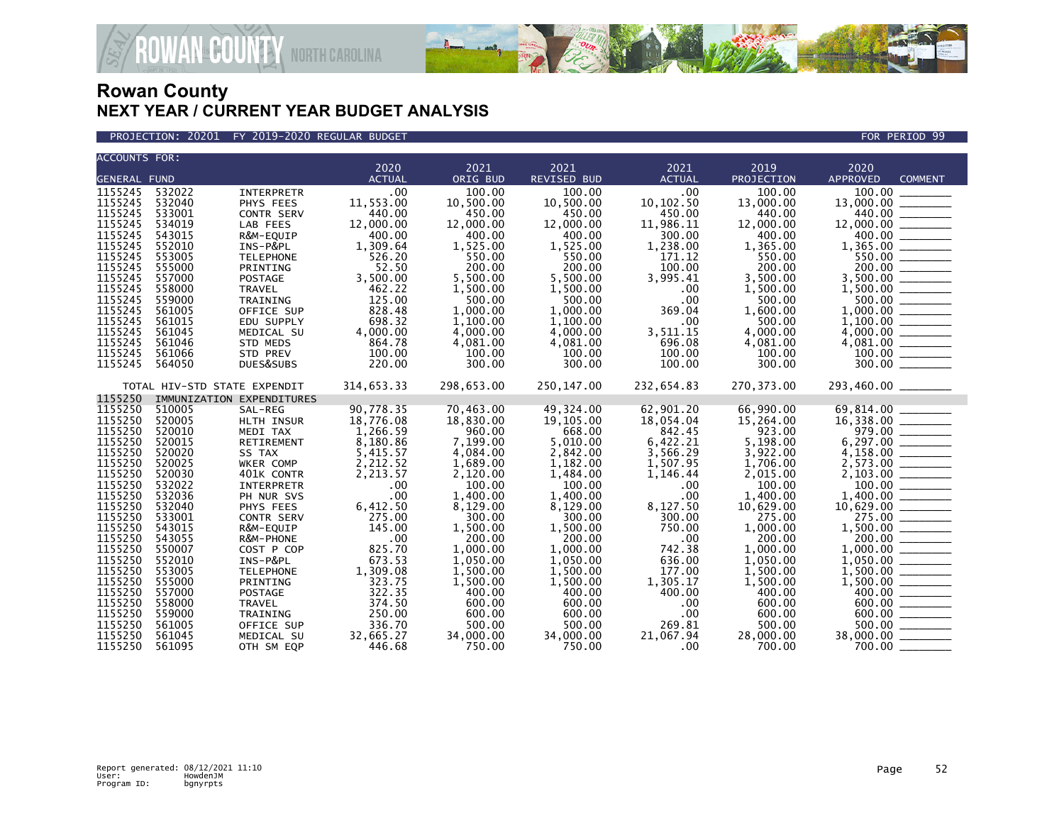# Rowan County
## NEXT YEAR / CURRENT YEAR BUDGET ANALYSIS

PROJECTION: 20201 FY 2019-2020 REGULAR BUDGET — FOR PERIOD 99

| ACCOUNTS FOR: GENERAL FUND | | | 2020 ACTUAL | 2021 ORIG BUD | 2021 REVISED BUD | 2021 ACTUAL | 2019 PROJECTION | 2020 APPROVED | COMMENT |
|---|---|---|---|---|---|---|---|---|---|
| 1155245 | 532022 | INTERPRETR | .00 | 100.00 | 100.00 | .00 | 100.00 | 100.00 | |
| 1155245 | 532040 | PHYS FEES | 11,553.00 | 10,500.00 | 10,500.00 | 10,102.50 | 13,000.00 | 13,000.00 | |
| 1155245 | 533001 | CONTR SERV | 440.00 | 450.00 | 450.00 | 450.00 | 440.00 | 440.00 | |
| 1155245 | 534019 | LAB FEES | 12,000.00 | 12,000.00 | 12,000.00 | 11,986.11 | 12,000.00 | 12,000.00 | |
| 1155245 | 543015 | R&M-EQUIP | 400.00 | 400.00 | 400.00 | 300.00 | 400.00 | 400.00 | |
| 1155245 | 552010 | INS-P&PL | 1,309.64 | 1,525.00 | 1,525.00 | 1,238.00 | 1,365.00 | 1,365.00 | |
| 1155245 | 553005 | TELEPHONE | 526.20 | 550.00 | 550.00 | 171.12 | 550.00 | 550.00 | |
| 1155245 | 555000 | PRINTING | 52.50 | 200.00 | 200.00 | 100.00 | 200.00 | 200.00 | |
| 1155245 | 557000 | POSTAGE | 3,500.00 | 5,500.00 | 5,500.00 | 3,995.41 | 3,500.00 | 3,500.00 | |
| 1155245 | 558000 | TRAVEL | 462.22 | 1,500.00 | 1,500.00 | .00 | 1,500.00 | 1,500.00 | |
| 1155245 | 559000 | TRAINING | 125.00 | 500.00 | 500.00 | .00 | 500.00 | 500.00 | |
| 1155245 | 561005 | OFFICE SUP | 828.48 | 1,000.00 | 1,000.00 | 369.04 | 1,600.00 | 1,000.00 | |
| 1155245 | 561015 | EDU SUPPLY | 698.32 | 1,100.00 | 1,100.00 | .00 | 500.00 | 1,100.00 | |
| 1155245 | 561045 | MEDICAL SU | 4,000.00 | 4,000.00 | 4,000.00 | 3,511.15 | 4,000.00 | 4,000.00 | |
| 1155245 | 561046 | STD MEDS | 864.78 | 4,081.00 | 4,081.00 | 696.08 | 4,081.00 | 4,081.00 | |
| 1155245 | 561066 | STD PREV | 100.00 | 100.00 | 100.00 | 100.00 | 100.00 | 100.00 | |
| 1155245 | 564050 | DUES&SUBS | 220.00 | 300.00 | 300.00 | 100.00 | 300.00 | 300.00 | |
| | | TOTAL HIV-STD STATE EXPENDIT | 314,653.33 | 298,653.00 | 250,147.00 | 232,654.83 | 270,373.00 | 293,460.00 | |
| 1155250 | IMMUNIZATION EXPENDITURES | | | | | | | | |
| 1155250 | 510005 | SAL-REG | 90,778.35 | 70,463.00 | 49,324.00 | 62,901.20 | 66,990.00 | 69,814.00 | |
| 1155250 | 520005 | HLTH INSUR | 18,776.08 | 18,830.00 | 19,105.00 | 18,054.04 | 15,264.00 | 16,338.00 | |
| 1155250 | 520010 | MEDI TAX | 1,266.59 | 960.00 | 668.00 | 842.45 | 923.00 | 979.00 | |
| 1155250 | 520015 | RETIREMENT | 8,180.86 | 7,199.00 | 5,010.00 | 6,422.21 | 5,198.00 | 6,297.00 | |
| 1155250 | 520020 | SS TAX | 5,415.57 | 4,084.00 | 2,842.00 | 3,566.29 | 3,922.00 | 4,158.00 | |
| 1155250 | 520025 | WKER COMP | 2,212.52 | 1,689.00 | 1,182.00 | 1,507.95 | 1,706.00 | 2,573.00 | |
| 1155250 | 520030 | 401K CONTR | 2,213.57 | 2,120.00 | 1,484.00 | 1,146.44 | 2,015.00 | 2,103.00 | |
| 1155250 | 532022 | INTERPRETR | .00 | 100.00 | 100.00 | .00 | 100.00 | 100.00 | |
| 1155250 | 532036 | PH NUR SVS | .00 | 1,400.00 | 1,400.00 | .00 | 1,400.00 | 1,400.00 | |
| 1155250 | 532040 | PHYS FEES | 6,412.50 | 8,129.00 | 8,129.00 | 8,127.50 | 10,629.00 | 10,629.00 | |
| 1155250 | 533001 | CONTR SERV | 275.00 | 300.00 | 300.00 | 300.00 | 275.00 | 275.00 | |
| 1155250 | 543015 | R&M-EQUIP | 145.00 | 1,500.00 | 1,500.00 | 750.00 | 1,000.00 | 1,500.00 | |
| 1155250 | 543055 | R&M-PHONE | .00 | 200.00 | 200.00 | .00 | 200.00 | 200.00 | |
| 1155250 | 550007 | COST P COP | 825.70 | 1,000.00 | 1,000.00 | 742.38 | 1,000.00 | 1,000.00 | |
| 1155250 | 552010 | INS-P&PL | 673.53 | 1,050.00 | 1,050.00 | 636.00 | 1,050.00 | 1,050.00 | |
| 1155250 | 553005 | TELEPHONE | 1,309.08 | 1,500.00 | 1,500.00 | 177.00 | 1,500.00 | 1,500.00 | |
| 1155250 | 555000 | PRINTING | 323.75 | 1,500.00 | 1,500.00 | 1,305.17 | 1,500.00 | 1,500.00 | |
| 1155250 | 557000 | POSTAGE | 322.35 | 400.00 | 400.00 | 400.00 | 400.00 | 400.00 | |
| 1155250 | 558000 | TRAVEL | 374.50 | 600.00 | 600.00 | .00 | 600.00 | 600.00 | |
| 1155250 | 559000 | TRAINING | 250.00 | 600.00 | 600.00 | .00 | 600.00 | 600.00 | |
| 1155250 | 561005 | OFFICE SUP | 336.70 | 500.00 | 500.00 | 269.81 | 500.00 | 500.00 | |
| 1155250 | 561045 | MEDICAL SU | 32,665.27 | 34,000.00 | 34,000.00 | 21,067.94 | 28,000.00 | 38,000.00 | |
| 1155250 | 561095 | OTH SM EQP | 446.68 | 750.00 | 750.00 | .00 | 700.00 | 700.00 | |

Report generated: 08/12/2021 11:10
User: HowdenJM
Program ID: bgnyrpts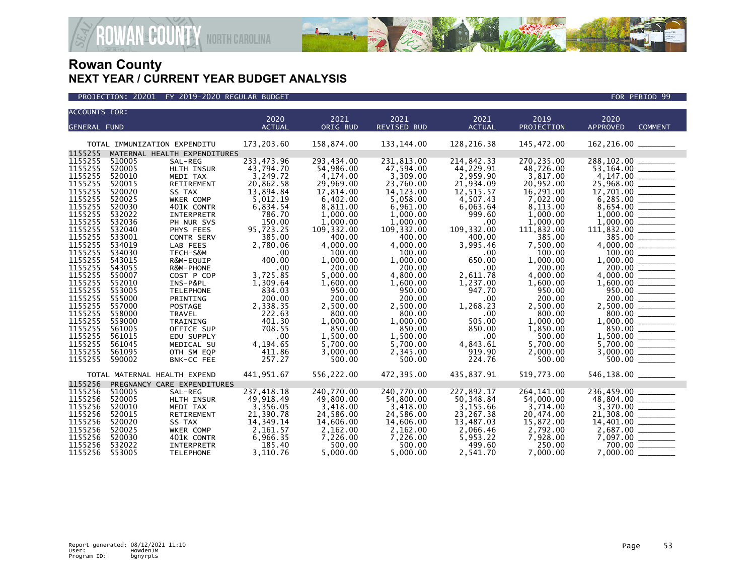# Rowan County
## NEXT YEAR / CURRENT YEAR BUDGET ANALYSIS

PROJECTION: 20201 FY 2019-2020 REGULAR BUDGET — FOR PERIOD 99

| ACCOUNTS FOR: GENERAL FUND | | | 2020 ACTUAL | 2021 ORIG BUD | 2021 REVISED BUD | 2021 ACTUAL | 2019 PROJECTION | 2020 APPROVED | COMMENT |
|---|---|---|---|---|---|---|---|---|---|
| TOTAL IMMUNIZATION EXPENDITU | | | 173,203.60 | 158,874.00 | 133,144.00 | 128,216.38 | 145,472.00 | 162,216.00 | |
| 1155255 | MATERNAL HEALTH EXPENDITURES | | | | | | | | |
| 1155255 | 510005 | SAL-REG | 233,473.96 | 293,434.00 | 231,813.00 | 214,842.33 | 270,235.00 | 288,102.00 | |
| 1155255 | 520005 | HLTH INSUR | 43,794.70 | 54,986.00 | 47,594.00 | 44,229.91 | 48,726.00 | 53,164.00 | |
| 1155255 | 520010 | MEDI TAX | 3,249.72 | 4,174.00 | 3,309.00 | 2,959.90 | 3,817.00 | 4,147.00 | |
| 1155255 | 520015 | RETIREMENT | 20,862.58 | 29,969.00 | 23,760.00 | 21,934.09 | 20,952.00 | 25,968.00 | |
| 1155255 | 520020 | SS TAX | 13,894.84 | 17,814.00 | 14,123.00 | 12,515.57 | 16,291.00 | 17,701.00 | |
| 1155255 | 520025 | WKER COMP | 5,012.19 | 6,402.00 | 5,058.00 | 4,507.43 | 7,022.00 | 6,285.00 | |
| 1155255 | 520030 | 401K CONTR | 6,834.54 | 8,811.00 | 6,961.00 | 6,063.64 | 8,113.00 | 8,654.00 | |
| 1155255 | 532022 | INTERPRETR | 786.70 | 1,000.00 | 1,000.00 | 999.60 | 1,000.00 | 1,000.00 | |
| 1155255 | 532036 | PH NUR SVS | 150.00 | 1,000.00 | 1,000.00 | .00 | 1,000.00 | 1,000.00 | |
| 1155255 | 532040 | PHYS FEES | 95,723.25 | 109,332.00 | 109,332.00 | 109,332.00 | 111,832.00 | 111,832.00 | |
| 1155255 | 533001 | CONTR SERV | 385.00 | 400.00 | 400.00 | 400.00 | 385.00 | 385.00 | |
| 1155255 | 534019 | LAB FEES | 2,780.06 | 4,000.00 | 4,000.00 | 3,995.46 | 7,500.00 | 4,000.00 | |
| 1155255 | 534030 | TECH-S&M | .00 | 100.00 | 100.00 | .00 | 100.00 | 100.00 | |
| 1155255 | 543015 | R&M-EQUIP | 400.00 | 1,000.00 | 1,000.00 | 650.00 | 1,000.00 | 1,000.00 | |
| 1155255 | 543055 | R&M-PHONE | .00 | 200.00 | 200.00 | .00 | 200.00 | 200.00 | |
| 1155255 | 550007 | COST P COP | 3,725.85 | 5,000.00 | 4,800.00 | 2,611.78 | 4,000.00 | 4,000.00 | |
| 1155255 | 552010 | INS-P&PL | 1,309.64 | 1,600.00 | 1,600.00 | 1,237.00 | 1,600.00 | 1,600.00 | |
| 1155255 | 553005 | TELEPHONE | 834.03 | 950.00 | 950.00 | 947.70 | 950.00 | 950.00 | |
| 1155255 | 555000 | PRINTING | 200.00 | 200.00 | 200.00 | .00 | 200.00 | 200.00 | |
| 1155255 | 557000 | POSTAGE | 2,338.35 | 2,500.00 | 2,500.00 | 1,268.23 | 2,500.00 | 2,500.00 | |
| 1155255 | 558000 | TRAVEL | 222.63 | 800.00 | 800.00 | .00 | 800.00 | 800.00 | |
| 1155255 | 559000 | TRAINING | 401.30 | 1,000.00 | 1,000.00 | 505.00 | 1,000.00 | 1,000.00 | |
| 1155255 | 561005 | OFFICE SUP | 708.55 | 850.00 | 850.00 | 850.00 | 1,850.00 | 850.00 | |
| 1155255 | 561015 | EDU SUPPLY | .00 | 1,500.00 | 1,500.00 | .00 | 500.00 | 1,500.00 | |
| 1155255 | 561045 | MEDICAL SU | 4,194.65 | 5,700.00 | 5,700.00 | 4,843.61 | 5,700.00 | 5,700.00 | |
| 1155255 | 561095 | OTH SM EQP | 411.86 | 3,000.00 | 2,345.00 | 919.90 | 2,000.00 | 3,000.00 | |
| 1155255 | 590002 | BNK-CC FEE | 257.27 | 500.00 | 500.00 | 224.76 | 500.00 | 500.00 | |
| TOTAL MATERNAL HEALTH EXPEND | | | 441,951.67 | 556,222.00 | 472,395.00 | 435,837.91 | 519,773.00 | 546,138.00 | |
| 1155256 | PREGNANCY CARE EXPENDITURES | | | | | | | | |
| 1155256 | 510005 | SAL-REG | 237,418.18 | 240,770.00 | 240,770.00 | 227,892.17 | 264,141.00 | 236,459.00 | |
| 1155256 | 520005 | HLTH INSUR | 49,918.49 | 49,800.00 | 54,800.00 | 50,348.84 | 54,000.00 | 48,804.00 | |
| 1155256 | 520010 | MEDI TAX | 3,356.05 | 3,418.00 | 3,418.00 | 3,155.66 | 3,714.00 | 3,370.00 | |
| 1155256 | 520015 | RETIREMENT | 21,390.78 | 24,586.00 | 24,586.00 | 23,267.38 | 20,474.00 | 21,308.00 | |
| 1155256 | 520020 | SS TAX | 14,349.14 | 14,606.00 | 14,606.00 | 13,487.03 | 15,872.00 | 14,401.00 | |
| 1155256 | 520025 | WKER COMP | 2,161.57 | 2,162.00 | 2,162.00 | 2,066.46 | 2,792.00 | 2,687.00 | |
| 1155256 | 520030 | 401K CONTR | 6,966.35 | 7,226.00 | 7,226.00 | 5,953.22 | 7,928.00 | 7,097.00 | |
| 1155256 | 532022 | INTERPRETR | 185.40 | 500.00 | 500.00 | 499.60 | 250.00 | 700.00 | |
| 1155256 | 553005 | TELEPHONE | 3,110.76 | 5,000.00 | 5,000.00 | 2,541.70 | 7,000.00 | 7,000.00 | |

Report generated: 08/12/2021 11:10
User: HowdenJM
Program ID: bgnyrpts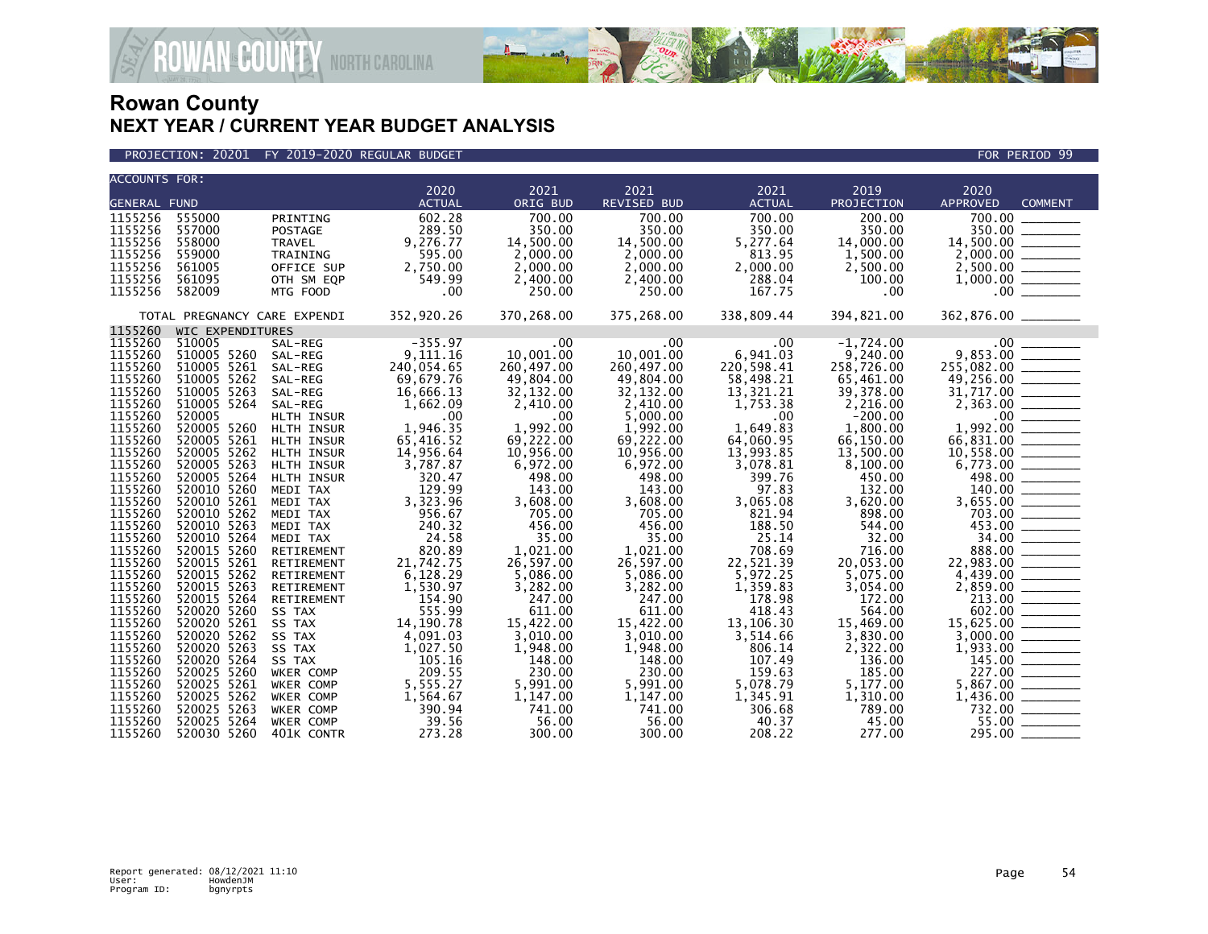# Rowan County
## NEXT YEAR / CURRENT YEAR BUDGET ANALYSIS

PROJECTION: 20201 FY 2019-2020 REGULAR BUDGET FOR PERIOD 99

| ACCOUNTS FOR: GENERAL FUND | | | 2020 ACTUAL | 2021 ORIG BUD | 2021 REVISED BUD | 2021 ACTUAL | 2019 PROJECTION | 2020 APPROVED | COMMENT |
|---|---|---|---|---|---|---|---|---|---|
| 1155256 | 555000 | PRINTING | 602.28 | 700.00 | 700.00 | 700.00 | 200.00 | 700.00 | |
| 1155256 | 557000 | POSTAGE | 289.50 | 350.00 | 350.00 | 350.00 | 350.00 | 350.00 | |
| 1155256 | 558000 | TRAVEL | 9,276.77 | 14,500.00 | 14,500.00 | 5,277.64 | 14,000.00 | 14,500.00 | |
| 1155256 | 559000 | TRAINING | 595.00 | 2,000.00 | 2,000.00 | 813.95 | 1,500.00 | 2,000.00 | |
| 1155256 | 561005 | OFFICE SUP | 2,750.00 | 2,000.00 | 2,000.00 | 2,000.00 | 2,500.00 | 2,500.00 | |
| 1155256 | 561095 | OTH SM EQP | 549.99 | 2,400.00 | 2,400.00 | 288.04 | 100.00 | 1,000.00 | |
| 1155256 | 582009 | MTG FOOD | .00 | 250.00 | 250.00 | 167.75 | .00 | .00 | |
| TOTAL PREGNANCY CARE EXPENDI | | | 352,920.26 | 370,268.00 | 375,268.00 | 338,809.44 | 394,821.00 | 362,876.00 | |
| 1155260 | WIC EXPENDITURES | | | | | | | | |
| 1155260 | 510005 | SAL-REG | -355.97 | .00 | .00 | .00 | -1,724.00 | .00 | |
| 1155260 | 510005 5260 | SAL-REG | 9,111.16 | 10,001.00 | 10,001.00 | 6,941.03 | 9,240.00 | 9,853.00 | |
| 1155260 | 510005 5261 | SAL-REG | 240,054.65 | 260,497.00 | 260,497.00 | 220,598.41 | 258,726.00 | 255,082.00 | |
| 1155260 | 510005 5262 | SAL-REG | 69,679.76 | 49,804.00 | 49,804.00 | 58,498.21 | 65,461.00 | 49,256.00 | |
| 1155260 | 510005 5263 | SAL-REG | 16,666.13 | 32,132.00 | 32,132.00 | 13,321.21 | 39,378.00 | 31,717.00 | |
| 1155260 | 510005 5264 | SAL-REG | 1,662.09 | 2,410.00 | 2,410.00 | 1,753.38 | 2,216.00 | 2,363.00 | |
| 1155260 | 520005 | HLTH INSUR | .00 | .00 | 5,000.00 | .00 | -200.00 | .00 | |
| 1155260 | 520005 5260 | HLTH INSUR | 1,946.35 | 1,992.00 | 1,992.00 | 1,649.83 | 1,800.00 | 1,992.00 | |
| 1155260 | 520005 5261 | HLTH INSUR | 65,416.52 | 69,222.00 | 69,222.00 | 64,060.95 | 66,150.00 | 66,831.00 | |
| 1155260 | 520005 5262 | HLTH INSUR | 14,956.64 | 10,956.00 | 10,956.00 | 13,993.85 | 13,500.00 | 10,558.00 | |
| 1155260 | 520005 5263 | HLTH INSUR | 3,787.87 | 6,972.00 | 6,972.00 | 3,078.81 | 8,100.00 | 6,773.00 | |
| 1155260 | 520005 5264 | HLTH INSUR | 320.47 | 498.00 | 498.00 | 399.76 | 450.00 | 498.00 | |
| 1155260 | 520010 5260 | MEDI TAX | 129.99 | 143.00 | 143.00 | 97.83 | 132.00 | 140.00 | |
| 1155260 | 520010 5261 | MEDI TAX | 3,323.96 | 3,608.00 | 3,608.00 | 3,065.08 | 3,620.00 | 3,655.00 | |
| 1155260 | 520010 5262 | MEDI TAX | 956.67 | 705.00 | 705.00 | 821.94 | 898.00 | 703.00 | |
| 1155260 | 520010 5263 | MEDI TAX | 240.32 | 456.00 | 456.00 | 188.50 | 544.00 | 453.00 | |
| 1155260 | 520010 5264 | MEDI TAX | 24.58 | 35.00 | 35.00 | 25.14 | 32.00 | 34.00 | |
| 1155260 | 520015 5260 | RETIREMENT | 820.89 | 1,021.00 | 1,021.00 | 708.69 | 716.00 | 888.00 | |
| 1155260 | 520015 5261 | RETIREMENT | 21,742.75 | 26,597.00 | 26,597.00 | 22,521.39 | 20,053.00 | 22,983.00 | |
| 1155260 | 520015 5262 | RETIREMENT | 6,128.29 | 5,086.00 | 5,086.00 | 5,972.25 | 5,075.00 | 4,439.00 | |
| 1155260 | 520015 5263 | RETIREMENT | 1,530.97 | 3,282.00 | 3,282.00 | 1,359.83 | 3,054.00 | 2,859.00 | |
| 1155260 | 520015 5264 | RETIREMENT | 154.90 | 247.00 | 247.00 | 178.98 | 172.00 | 213.00 | |
| 1155260 | 520020 5260 | SS TAX | 555.99 | 611.00 | 611.00 | 418.43 | 564.00 | 602.00 | |
| 1155260 | 520020 5261 | SS TAX | 14,190.78 | 15,422.00 | 15,422.00 | 13,106.30 | 15,469.00 | 15,625.00 | |
| 1155260 | 520020 5262 | SS TAX | 4,091.03 | 3,010.00 | 3,010.00 | 3,514.66 | 3,830.00 | 3,000.00 | |
| 1155260 | 520020 5263 | SS TAX | 1,027.50 | 1,948.00 | 1,948.00 | 806.14 | 2,322.00 | 1,933.00 | |
| 1155260 | 520020 5264 | SS TAX | 105.16 | 148.00 | 148.00 | 107.49 | 136.00 | 145.00 | |
| 1155260 | 520025 5260 | WKER COMP | 209.55 | 230.00 | 230.00 | 159.63 | 185.00 | 227.00 | |
| 1155260 | 520025 5261 | WKER COMP | 5,555.27 | 5,991.00 | 5,991.00 | 5,078.79 | 5,177.00 | 5,867.00 | |
| 1155260 | 520025 5262 | WKER COMP | 1,564.67 | 1,147.00 | 1,147.00 | 1,345.91 | 1,310.00 | 1,436.00 | |
| 1155260 | 520025 5263 | WKER COMP | 390.94 | 741.00 | 741.00 | 306.68 | 789.00 | 732.00 | |
| 1155260 | 520025 5264 | WKER COMP | 39.56 | 56.00 | 56.00 | 40.37 | 45.00 | 55.00 | |
| 1155260 | 520030 5260 | 401K CONTR | 273.28 | 300.00 | 300.00 | 208.22 | 277.00 | 295.00 | |

Report generated: 08/12/2021 11:10
User: HowdenJM
Program ID: bgnyrpts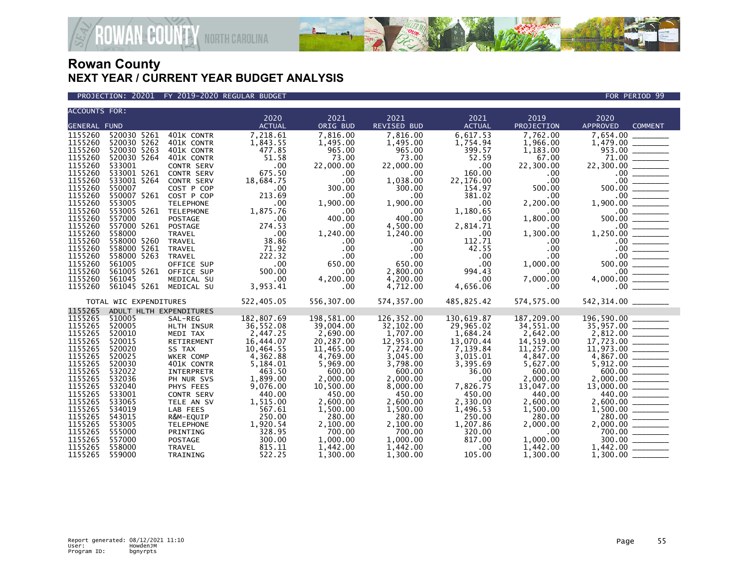# Rowan County

## NEXT YEAR / CURRENT YEAR BUDGET ANALYSIS

PROJECTION: 20201 FY 2019-2020 REGULAR BUDGET FOR PERIOD 99

| ACCOUNTS FOR: GENERAL FUND | | | 2020 ACTUAL | 2021 ORIG BUD | 2021 REVISED BUD | 2021 ACTUAL | 2019 PROJECTION | 2020 APPROVED | COMMENT |
|---|---|---|---|---|---|---|---|---|---|
| 1155260 | 520030 5261 | 401K CONTR | 7,218.61 | 7,816.00 | 7,816.00 | 6,617.53 | 7,762.00 | 7,654.00 | |
| 1155260 | 520030 5262 | 401K CONTR | 1,843.55 | 1,495.00 | 1,495.00 | 1,754.94 | 1,966.00 | 1,479.00 | |
| 1155260 | 520030 5263 | 401K CONTR | 477.85 | 965.00 | 965.00 | 399.57 | 1,183.00 | 953.00 | |
| 1155260 | 520030 5264 | 401K CONTR | 51.58 | 73.00 | 73.00 | 52.59 | 67.00 | 71.00 | |
| 1155260 | 533001 | CONTR SERV | .00 | 22,000.00 | 22,000.00 | .00 | 22,300.00 | 22,300.00 | |
| 1155260 | 533001 5261 | CONTR SERV | 675.50 | .00 | .00 | 160.00 | .00 | .00 | |
| 1155260 | 533001 5264 | CONTR SERV | 18,684.75 | .00 | 1,038.00 | 22,176.00 | .00 | .00 | |
| 1155260 | 550007 | COST P COP | .00 | 300.00 | 300.00 | 154.97 | 500.00 | 500.00 | |
| 1155260 | 550007 5261 | COST P COP | 213.69 | .00 | .00 | 381.02 | .00 | .00 | |
| 1155260 | 553005 | TELEPHONE | .00 | 1,900.00 | 1,900.00 | .00 | 2,200.00 | 1,900.00 | |
| 1155260 | 553005 5261 | TELEPHONE | 1,875.76 | .00 | .00 | 1,180.65 | .00 | .00 | |
| 1155260 | 557000 | POSTAGE | .00 | 400.00 | 400.00 | .00 | 1,800.00 | 500.00 | |
| 1155260 | 557000 5261 | POSTAGE | 274.53 | .00 | 4,500.00 | 2,814.71 | .00 | .00 | |
| 1155260 | 558000 | TRAVEL | .00 | 1,240.00 | 1,240.00 | .00 | 1,300.00 | 1,250.00 | |
| 1155260 | 558000 5260 | TRAVEL | 38.86 | .00 | .00 | 112.71 | .00 | .00 | |
| 1155260 | 558000 5261 | TRAVEL | 71.92 | .00 | .00 | 42.55 | .00 | .00 | |
| 1155260 | 558000 5263 | TRAVEL | 222.32 | .00 | .00 | .00 | .00 | .00 | |
| 1155260 | 561005 | OFFICE SUP | .00 | 650.00 | 650.00 | .00 | 1,000.00 | 500.00 | |
| 1155260 | 561005 5261 | OFFICE SUP | 500.00 | .00 | 2,800.00 | 994.43 | .00 | .00 | |
| 1155260 | 561045 | MEDICAL SU | .00 | 4,200.00 | 4,200.00 | .00 | 7,000.00 | 4,000.00 | |
| 1155260 | 561045 5261 | MEDICAL SU | 3,953.41 | .00 | 4,712.00 | 4,656.06 | .00 | .00 | |
| TOTAL WIC EXPENDITURES | | | 522,405.05 | 556,307.00 | 574,357.00 | 485,825.42 | 574,575.00 | 542,314.00 | |
| 1155265 | ADULT HLTH EXPENDITURES | | | | | | | | |
| 1155265 | 510005 | SAL-REG | 182,807.69 | 198,581.00 | 126,352.00 | 130,619.87 | 187,209.00 | 196,590.00 | |
| 1155265 | 520005 | HLTH INSUR | 36,552.08 | 39,004.00 | 32,102.00 | 29,965.02 | 34,551.00 | 35,957.00 | |
| 1155265 | 520010 | MEDI TAX | 2,447.25 | 2,690.00 | 1,707.00 | 1,684.24 | 2,642.00 | 2,812.00 | |
| 1155265 | 520015 | RETIREMENT | 16,444.07 | 20,287.00 | 12,953.00 | 13,070.44 | 14,519.00 | 17,723.00 | |
| 1155265 | 520020 | SS TAX | 10,464.55 | 11,465.00 | 7,274.00 | 7,139.84 | 11,257.00 | 11,973.00 | |
| 1155265 | 520025 | WKER COMP | 4,362.88 | 4,769.00 | 3,045.00 | 3,015.01 | 4,847.00 | 4,867.00 | |
| 1155265 | 520030 | 401K CONTR | 5,184.01 | 5,969.00 | 3,798.00 | 3,395.69 | 5,627.00 | 5,912.00 | |
| 1155265 | 532022 | INTERPRETR | 463.50 | 600.00 | 600.00 | 36.00 | 600.00 | 600.00 | |
| 1155265 | 532036 | PH NUR SVS | 1,899.00 | 2,000.00 | 2,000.00 | .00 | 2,000.00 | 2,000.00 | |
| 1155265 | 532040 | PHYS FEES | 9,076.00 | 10,500.00 | 8,000.00 | 7,826.75 | 13,047.00 | 13,000.00 | |
| 1155265 | 533001 | CONTR SERV | 440.00 | 450.00 | 450.00 | 450.00 | 440.00 | 440.00 | |
| 1155265 | 533065 | TELE AN SV | 1,515.00 | 2,600.00 | 2,600.00 | 2,330.00 | 2,600.00 | 2,600.00 | |
| 1155265 | 534019 | LAB FEES | 567.61 | 1,500.00 | 1,500.00 | 1,496.53 | 1,500.00 | 1,500.00 | |
| 1155265 | 543015 | R&M-EQUIP | 250.00 | 280.00 | 280.00 | 250.00 | 280.00 | 280.00 | |
| 1155265 | 553005 | TELEPHONE | 1,920.54 | 2,100.00 | 2,100.00 | 1,207.86 | 2,000.00 | 2,000.00 | |
| 1155265 | 555000 | PRINTING | 328.95 | 700.00 | 700.00 | 320.00 | .00 | 700.00 | |
| 1155265 | 557000 | POSTAGE | 300.00 | 1,000.00 | 1,000.00 | 817.00 | 1,000.00 | 300.00 | |
| 1155265 | 558000 | TRAVEL | 815.11 | 1,442.00 | 1,442.00 | .00 | 1,442.00 | 1,442.00 | |
| 1155265 | 559000 | TRAINING | 522.25 | 1,300.00 | 1,300.00 | 105.00 | 1,300.00 | 1,300.00 | |

Report generated: 08/12/2021 11:10
User: HowdenJM
Program ID: bgnyrpts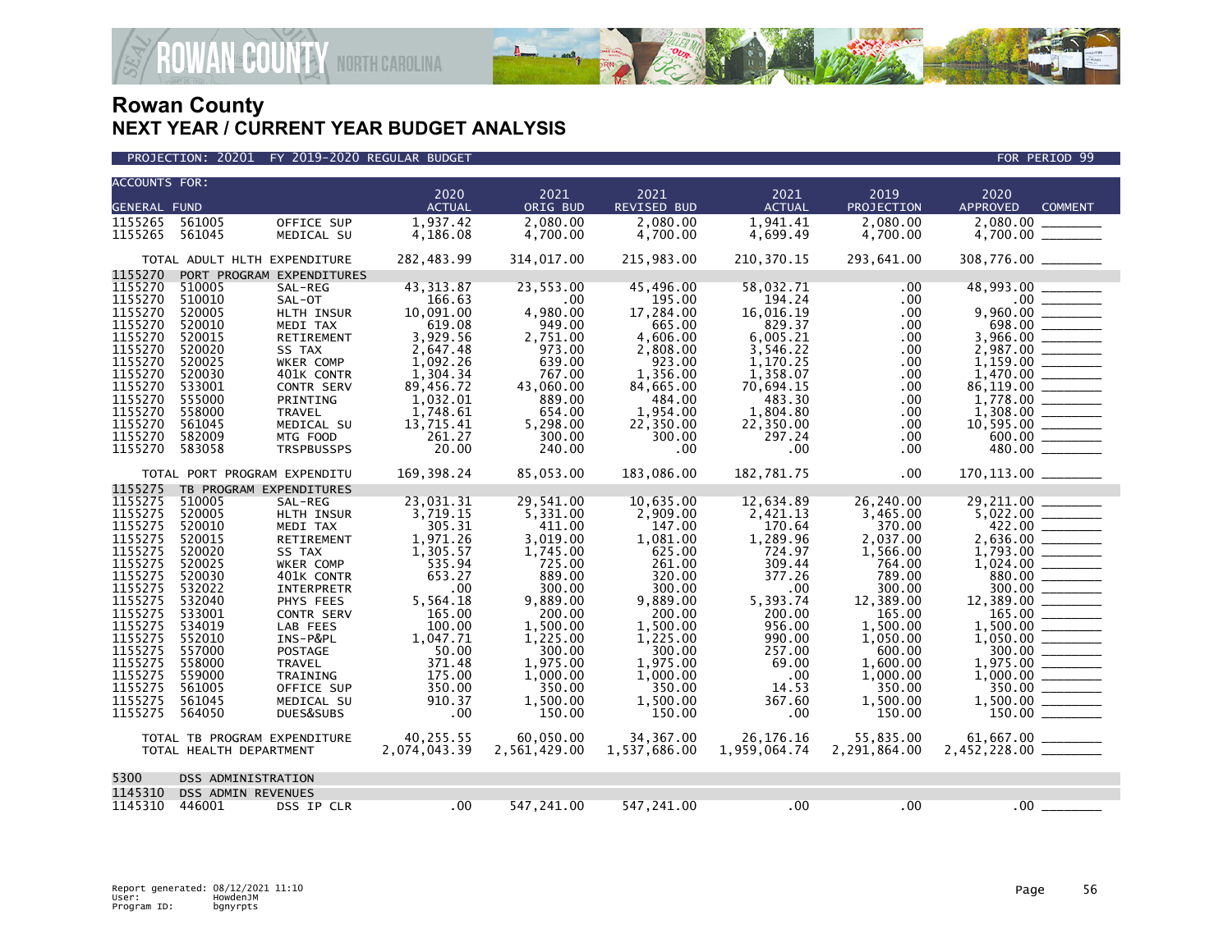# Rowan County
## NEXT YEAR / CURRENT YEAR BUDGET ANALYSIS

PROJECTION: 20201 FY 2019-2020 REGULAR BUDGET — FOR PERIOD 99

| ACCOUNTS FOR: GENERAL FUND | | | 2020 ACTUAL | 2021 ORIG BUD | 2021 REVISED BUD | 2021 ACTUAL | 2019 PROJECTION | 2020 APPROVED | COMMENT |
|---|---|---|---|---|---|---|---|---|---|
| 1155265 | 561005 | OFFICE SUP | 1,937.42 | 2,080.00 | 2,080.00 | 1,941.41 | 2,080.00 | 2,080.00 | |
| 1155265 | 561045 | MEDICAL SU | 4,186.08 | 4,700.00 | 4,700.00 | 4,699.49 | 4,700.00 | 4,700.00 | |
| TOTAL ADULT HLTH EXPENDITURE | | | 282,483.99 | 314,017.00 | 215,983.00 | 210,370.15 | 293,641.00 | 308,776.00 | |
| 1155270 | PORT PROGRAM EXPENDITURES | | | | | | | | |
| 1155270 | 510005 | SAL-REG | 43,313.87 | 23,553.00 | 45,496.00 | 58,032.71 | .00 | 48,993.00 | |
| 1155270 | 510010 | SAL-OT | 166.63 | .00 | 195.00 | 194.24 | .00 | .00 | |
| 1155270 | 520005 | HLTH INSUR | 10,091.00 | 4,980.00 | 17,284.00 | 16,016.19 | .00 | 9,960.00 | |
| 1155270 | 520010 | MEDI TAX | 619.08 | 949.00 | 665.00 | 829.37 | .00 | 698.00 | |
| 1155270 | 520015 | RETIREMENT | 3,929.56 | 2,751.00 | 4,606.00 | 6,005.21 | .00 | 3,966.00 | |
| 1155270 | 520020 | SS TAX | 2,647.48 | 973.00 | 2,808.00 | 3,546.22 | .00 | 2,987.00 | |
| 1155270 | 520025 | WKER COMP | 1,092.26 | 639.00 | 923.00 | 1,170.25 | .00 | 1,159.00 | |
| 1155270 | 520030 | 401K CONTR | 1,304.34 | 767.00 | 1,356.00 | 1,358.07 | .00 | 1,470.00 | |
| 1155270 | 533001 | CONTR SERV | 89,456.72 | 43,060.00 | 84,665.00 | 70,694.15 | .00 | 86,119.00 | |
| 1155270 | 555000 | PRINTING | 1,032.01 | 889.00 | 484.00 | 483.30 | .00 | 1,778.00 | |
| 1155270 | 558000 | TRAVEL | 1,748.61 | 654.00 | 1,954.00 | 1,804.80 | .00 | 1,308.00 | |
| 1155270 | 561045 | MEDICAL SU | 13,715.41 | 5,298.00 | 22,350.00 | 22,350.00 | .00 | 10,595.00 | |
| 1155270 | 582009 | MTG FOOD | 261.27 | 300.00 | 300.00 | 297.24 | .00 | 600.00 | |
| 1155270 | 583058 | TRSPBUSSPS | 20.00 | 240.00 | .00 | .00 | .00 | 480.00 | |
| TOTAL PORT PROGRAM EXPENDITU | | | 169,398.24 | 85,053.00 | 183,086.00 | 182,781.75 | .00 | 170,113.00 | |
| 1155275 | TB PROGRAM EXPENDITURES | | | | | | | | |
| 1155275 | 510005 | SAL-REG | 23,031.31 | 29,541.00 | 10,635.00 | 12,634.89 | 26,240.00 | 29,211.00 | |
| 1155275 | 520005 | HLTH INSUR | 3,719.15 | 5,331.00 | 2,909.00 | 2,421.13 | 3,465.00 | 5,022.00 | |
| 1155275 | 520010 | MEDI TAX | 305.31 | 411.00 | 147.00 | 170.64 | 370.00 | 422.00 | |
| 1155275 | 520015 | RETIREMENT | 1,971.26 | 3,019.00 | 1,081.00 | 1,289.96 | 2,037.00 | 2,636.00 | |
| 1155275 | 520020 | SS TAX | 1,305.57 | 1,745.00 | 625.00 | 724.97 | 1,566.00 | 1,793.00 | |
| 1155275 | 520025 | WKER COMP | 535.94 | 725.00 | 261.00 | 309.44 | 764.00 | 1,024.00 | |
| 1155275 | 520030 | 401K CONTR | 653.27 | 889.00 | 320.00 | 377.26 | 789.00 | 880.00 | |
| 1155275 | 532022 | INTERPRETR | .00 | 300.00 | 300.00 | .00 | 300.00 | 300.00 | |
| 1155275 | 532040 | PHYS FEES | 5,564.18 | 9,889.00 | 9,889.00 | 5,393.74 | 12,389.00 | 12,389.00 | |
| 1155275 | 533001 | CONTR SERV | 165.00 | 200.00 | 200.00 | 200.00 | 165.00 | 165.00 | |
| 1155275 | 534019 | LAB FEES | 100.00 | 1,500.00 | 1,500.00 | 956.00 | 1,500.00 | 1,500.00 | |
| 1155275 | 552010 | INS-P&PL | 1,047.71 | 1,225.00 | 1,225.00 | 990.00 | 1,050.00 | 1,050.00 | |
| 1155275 | 557000 | POSTAGE | 50.00 | 300.00 | 300.00 | 257.00 | 600.00 | 300.00 | |
| 1155275 | 558000 | TRAVEL | 371.48 | 1,975.00 | 1,975.00 | 69.00 | 1,600.00 | 1,975.00 | |
| 1155275 | 559000 | TRAINING | 175.00 | 1,000.00 | 1,000.00 | .00 | 1,000.00 | 1,000.00 | |
| 1155275 | 561005 | OFFICE SUP | 350.00 | 350.00 | 350.00 | 14.53 | 350.00 | 350.00 | |
| 1155275 | 561045 | MEDICAL SU | 910.37 | 1,500.00 | 1,500.00 | 367.60 | 1,500.00 | 1,500.00 | |
| 1155275 | 564050 | DUES&SUBS | .00 | 150.00 | 150.00 | .00 | 150.00 | 150.00 | |
| TOTAL TB PROGRAM EXPENDITURE | | | 40,255.55 | 60,050.00 | 34,367.00 | 26,176.16 | 55,835.00 | 61,667.00 | |
| TOTAL HEALTH DEPARTMENT | | | 2,074,043.39 | 2,561,429.00 | 1,537,686.00 | 1,959,064.74 | 2,291,864.00 | 2,452,228.00 | |
| 5300 | DSS ADMINISTRATION | | | | | | | | |
| 1145310 | DSS ADMIN REVENUES | | | | | | | | |
| 1145310 | 446001 | DSS IP CLR | .00 | 547,241.00 | 547,241.00 | .00 | .00 | .00 | |

Report generated: 08/12/2021 11:10
User: HowdenJM
Program ID: bgnyrpts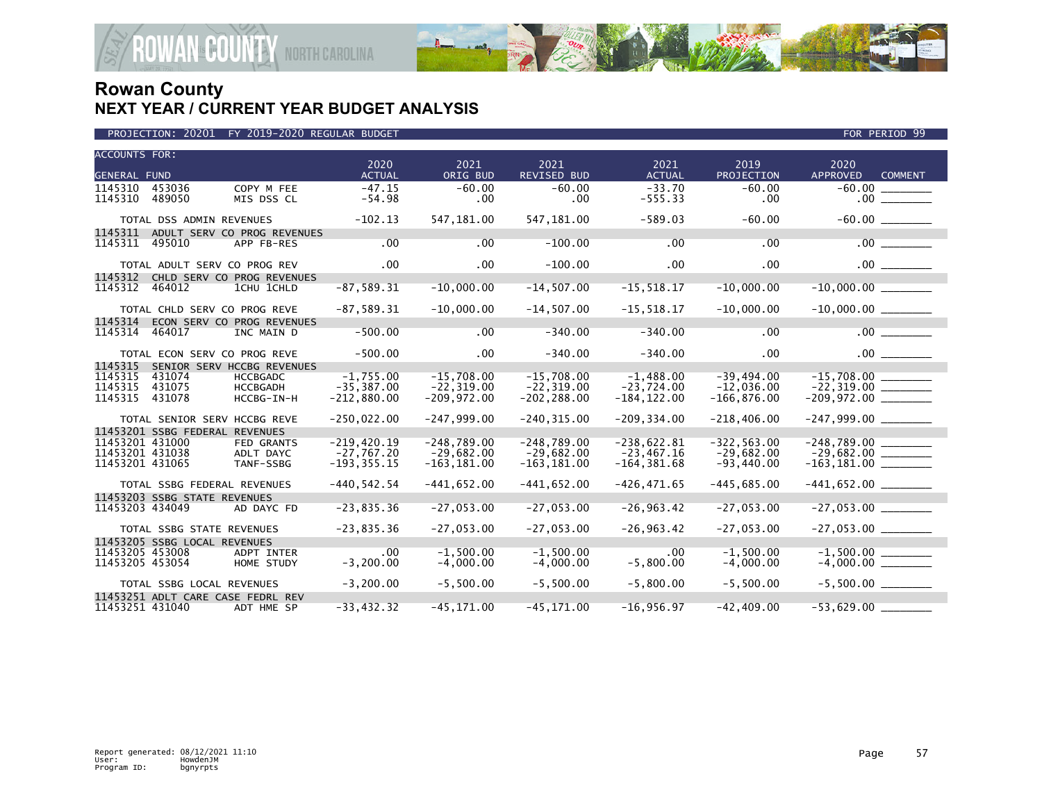# Rowan County
## NEXT YEAR / CURRENT YEAR BUDGET ANALYSIS

PROJECTION: 20201 FY 2019-2020 REGULAR BUDGET — FOR PERIOD 99

| ACCOUNTS FOR: GENERAL FUND | | | 2020 ACTUAL | 2021 ORIG BUD | 2021 REVISED BUD | 2021 ACTUAL | 2019 PROJECTION | 2020 APPROVED | COMMENT |
|---|---|---|---|---|---|---|---|---|---|
| 1145310 | 453036 | COPY M FEE | -47.15 | -60.00 | -60.00 | -33.70 | -60.00 | -60.00 | |
| 1145310 | 489050 | MIS DSS CL | -54.98 | .00 | .00 | -555.33 | .00 | .00 | |
| TOTAL DSS ADMIN REVENUES | | | -102.13 | 547,181.00 | 547,181.00 | -589.03 | -60.00 | -60.00 | |
| 1145311 ADULT SERV CO PROG REVENUES | | | | | | | | | |
| 1145311 | 495010 | APP FB-RES | .00 | .00 | -100.00 | .00 | .00 | .00 | |
| TOTAL ADULT SERV CO PROG REV | | | .00 | .00 | -100.00 | .00 | .00 | .00 | |
| 1145312 CHLD SERV CO PROG REVENUES | | | | | | | | | |
| 1145312 | 464012 | 1CHU 1CHLD | -87,589.31 | -10,000.00 | -14,507.00 | -15,518.17 | -10,000.00 | -10,000.00 | |
| TOTAL CHLD SERV CO PROG REVE | | | -87,589.31 | -10,000.00 | -14,507.00 | -15,518.17 | -10,000.00 | -10,000.00 | |
| 1145314 ECON SERV CO PROG REVENUES | | | | | | | | | |
| 1145314 | 464017 | INC MAIN D | -500.00 | .00 | -340.00 | -340.00 | .00 | .00 | |
| TOTAL ECON SERV CO PROG REVE | | | -500.00 | .00 | -340.00 | -340.00 | .00 | .00 | |
| 1145315 SENIOR SERV HCCBG REVENUES | | | | | | | | | |
| 1145315 | 431074 | HCCBGADC | -1,755.00 | -15,708.00 | -15,708.00 | -1,488.00 | -39,494.00 | -15,708.00 | |
| 1145315 | 431075 | HCCBGADH | -35,387.00 | -22,319.00 | -22,319.00 | -23,724.00 | -12,036.00 | -22,319.00 | |
| 1145315 | 431078 | HCCBG-IN-H | -212,880.00 | -209,972.00 | -202,288.00 | -184,122.00 | -166,876.00 | -209,972.00 | |
| TOTAL SENIOR SERV HCCBG REVE | | | -250,022.00 | -247,999.00 | -240,315.00 | -209,334.00 | -218,406.00 | -247,999.00 | |
| 11453201 SSBG FEDERAL REVENUES | | | | | | | | | |
| 11453201 | 431000 | FED GRANTS | -219,420.19 | -248,789.00 | -248,789.00 | -238,622.81 | -322,563.00 | -248,789.00 | |
| 11453201 | 431038 | ADLT DAYC | -27,767.20 | -29,682.00 | -29,682.00 | -23,467.16 | -29,682.00 | -29,682.00 | |
| 11453201 | 431065 | TANF-SSBG | -193,355.15 | -163,181.00 | -163,181.00 | -164,381.68 | -93,440.00 | -163,181.00 | |
| TOTAL SSBG FEDERAL REVENUES | | | -440,542.54 | -441,652.00 | -441,652.00 | -426,471.65 | -445,685.00 | -441,652.00 | |
| 11453203 SSBG STATE REVENUES | | | | | | | | | |
| 11453203 | 434049 | AD DAYC FD | -23,835.36 | -27,053.00 | -27,053.00 | -26,963.42 | -27,053.00 | -27,053.00 | |
| TOTAL SSBG STATE REVENUES | | | -23,835.36 | -27,053.00 | -27,053.00 | -26,963.42 | -27,053.00 | -27,053.00 | |
| 11453205 SSBG LOCAL REVENUES | | | | | | | | | |
| 11453205 | 453008 | ADPT INTER | .00 | -1,500.00 | -1,500.00 | .00 | -1,500.00 | -1,500.00 | |
| 11453205 | 453054 | HOME STUDY | -3,200.00 | -4,000.00 | -4,000.00 | -5,800.00 | -4,000.00 | -4,000.00 | |
| TOTAL SSBG LOCAL REVENUES | | | -3,200.00 | -5,500.00 | -5,500.00 | -5,800.00 | -5,500.00 | -5,500.00 | |
| 11453251 ADLT CARE CASE FEDRL REV | | | | | | | | | |
| 11453251 | 431040 | ADT HME SP | -33,432.32 | -45,171.00 | -45,171.00 | -16,956.97 | -42,409.00 | -53,629.00 | |

Report generated: 08/12/2021 11:10
User: HowdenJM
Program ID: bgnyrpts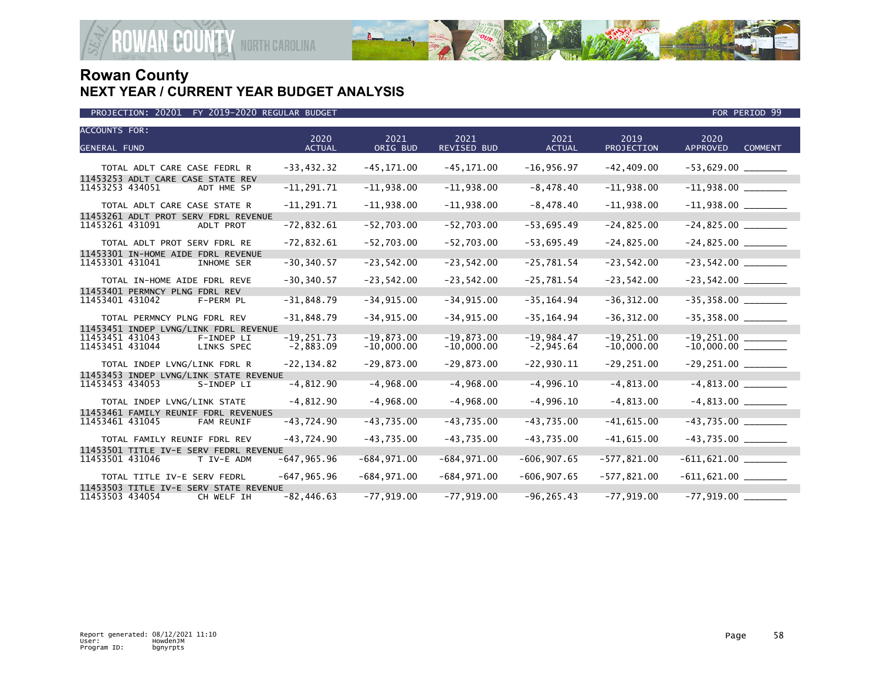# Rowan County
## NEXT YEAR / CURRENT YEAR BUDGET ANALYSIS

PROJECTION: 20201 FY 2019-2020 REGULAR BUDGET — FOR PERIOD 99

| ACCOUNTS FOR: GENERAL FUND | | 2020 ACTUAL | 2021 ORIG BUD | 2021 REVISED BUD | 2021 ACTUAL | 2019 PROJECTION | 2020 APPROVED | COMMENT |
|---|---|---|---|---|---|---|---|---|
| TOTAL ADLT CARE CASE FEDRL R | | -33,432.32 | -45,171.00 | -45,171.00 | -16,956.97 | -42,409.00 | -53,629.00 | ________ |
| 11453253 ADLT CARE CASE STATE REV | | | | | | | | |
| 11453253 434051 | ADT HME SP | -11,291.71 | -11,938.00 | -11,938.00 | -8,478.40 | -11,938.00 | -11,938.00 | ________ |
| TOTAL ADLT CARE CASE STATE R | | -11,291.71 | -11,938.00 | -11,938.00 | -8,478.40 | -11,938.00 | -11,938.00 | ________ |
| 11453261 ADLT PROT SERV FDRL REVENUE | | | | | | | | |
| 11453261 431091 | ADLT PROT | -72,832.61 | -52,703.00 | -52,703.00 | -53,695.49 | -24,825.00 | -24,825.00 | ________ |
| TOTAL ADLT PROT SERV FDRL RE | | -72,832.61 | -52,703.00 | -52,703.00 | -53,695.49 | -24,825.00 | -24,825.00 | ________ |
| 11453301 IN-HOME AIDE FDRL REVENUE | | | | | | | | |
| 11453301 431041 | INHOME SER | -30,340.57 | -23,542.00 | -23,542.00 | -25,781.54 | -23,542.00 | -23,542.00 | ________ |
| TOTAL IN-HOME AIDE FDRL REVE | | -30,340.57 | -23,542.00 | -23,542.00 | -25,781.54 | -23,542.00 | -23,542.00 | ________ |
| 11453401 PERMNCY PLNG FDRL REV | | | | | | | | |
| 11453401 431042 | F-PERM PL | -31,848.79 | -34,915.00 | -34,915.00 | -35,164.94 | -36,312.00 | -35,358.00 | ________ |
| TOTAL PERMNCY PLNG FDRL REV | | -31,848.79 | -34,915.00 | -34,915.00 | -35,164.94 | -36,312.00 | -35,358.00 | ________ |
| 11453451 INDEP LVNG/LINK FDRL REVENUE | | | | | | | | |
| 11453451 431043 | F-INDEP LI | -19,251.73 | -19,873.00 | -19,873.00 | -19,984.47 | -19,251.00 | -19,251.00 | ________ |
| 11453451 431044 | LINKS SPEC | -2,883.09 | -10,000.00 | -10,000.00 | -2,945.64 | -10,000.00 | -10,000.00 | ________ |
| TOTAL INDEP LVNG/LINK FDRL R | | -22,134.82 | -29,873.00 | -29,873.00 | -22,930.11 | -29,251.00 | -29,251.00 | ________ |
| 11453453 INDEP LVNG/LINK STATE REVENUE | | | | | | | | |
| 11453453 434053 | S-INDEP LI | -4,812.90 | -4,968.00 | -4,968.00 | -4,996.10 | -4,813.00 | -4,813.00 | ________ |
| TOTAL INDEP LVNG/LINK STATE | | -4,812.90 | -4,968.00 | -4,968.00 | -4,996.10 | -4,813.00 | -4,813.00 | ________ |
| 11453461 FAMILY REUNIF FDRL REVENUES | | | | | | | | |
| 11453461 431045 | FAM REUNIF | -43,724.90 | -43,735.00 | -43,735.00 | -43,735.00 | -41,615.00 | -43,735.00 | ________ |
| TOTAL FAMILY REUNIF FDRL REV | | -43,724.90 | -43,735.00 | -43,735.00 | -43,735.00 | -41,615.00 | -43,735.00 | ________ |
| 11453501 TITLE IV-E SERV FEDRL REVENUE | | | | | | | | |
| 11453501 431046 | T IV-E ADM | -647,965.96 | -684,971.00 | -684,971.00 | -606,907.65 | -577,821.00 | -611,621.00 | ________ |
| TOTAL TITLE IV-E SERV FEDRL | | -647,965.96 | -684,971.00 | -684,971.00 | -606,907.65 | -577,821.00 | -611,621.00 | ________ |
| 11453503 TITLE IV-E SERV STATE REVENUE | | | | | | | | |
| 11453503 434054 | CH WELF IH | -82,446.63 | -77,919.00 | -77,919.00 | -96,265.43 | -77,919.00 | -77,919.00 | ________ |

Report generated: 08/12/2021 11:10
User: HowdenJM
Program ID: bgnyrpts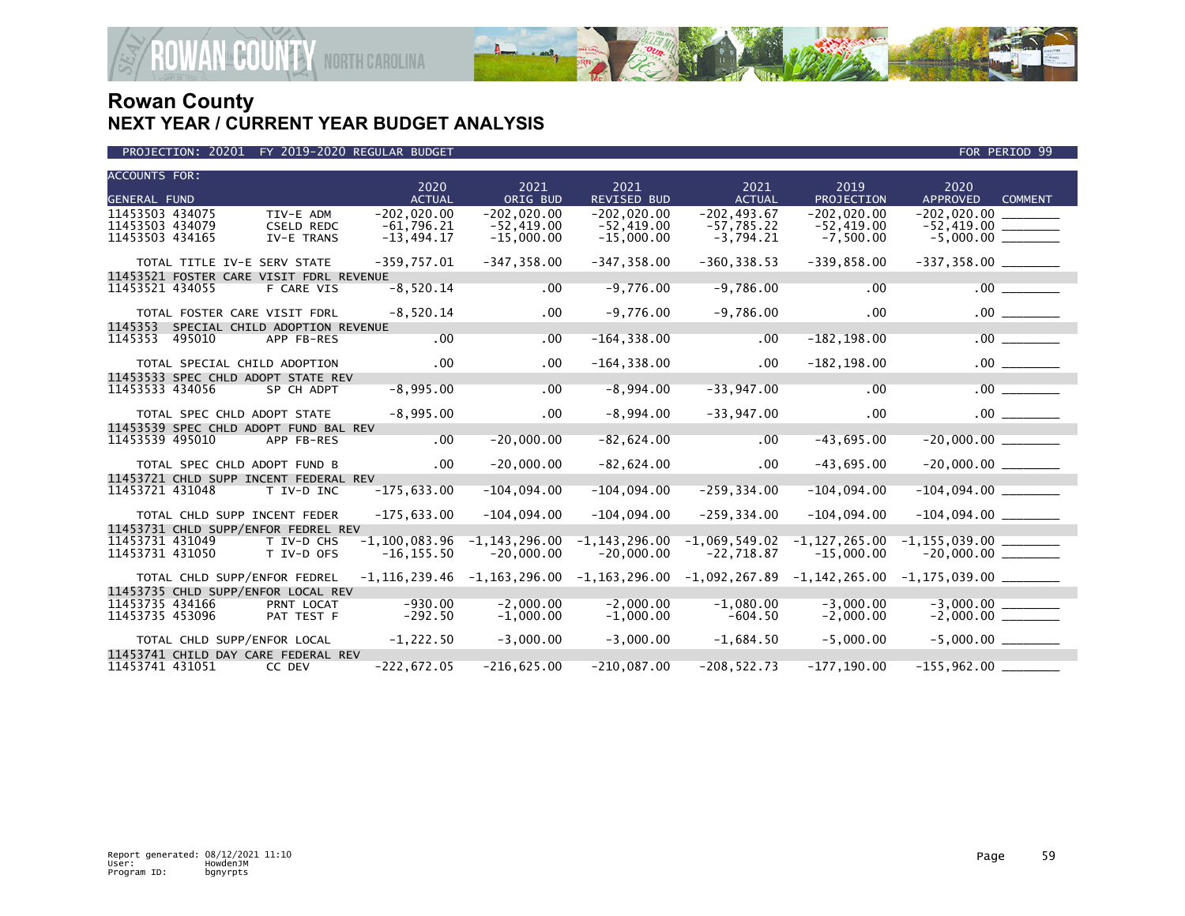# Rowan County
## NEXT YEAR / CURRENT YEAR BUDGET ANALYSIS

PROJECTION: 20201 FY 2019-2020 REGULAR BUDGET — FOR PERIOD 99

| ACCOUNTS FOR: GENERAL FUND | | 2020 ACTUAL | 2021 ORIG BUD | 2021 REVISED BUD | 2021 ACTUAL | 2019 PROJECTION | 2020 APPROVED | COMMENT |
|---|---|---|---|---|---|---|---|---|
| 11453503 434075 | TIV-E ADM | -202,020.00 | -202,020.00 | -202,020.00 | -202,493.67 | -202,020.00 | -202,020.00 | ________ |
| 11453503 434079 | CSELD REDC | -61,796.21 | -52,419.00 | -52,419.00 | -57,785.22 | -52,419.00 | -52,419.00 | ________ |
| 11453503 434165 | IV-E TRANS | -13,494.17 | -15,000.00 | -15,000.00 | -3,794.21 | -7,500.00 | -5,000.00 | ________ |
| TOTAL TITLE IV-E SERV STATE | | -359,757.01 | -347,358.00 | -347,358.00 | -360,338.53 | -339,858.00 | -337,358.00 | ________ |
| 11453521 FOSTER CARE VISIT FDRL REVENUE | | | | | | | | |
| 11453521 434055 | F CARE VIS | -8,520.14 | .00 | -9,776.00 | -9,786.00 | .00 | .00 | ________ |
| TOTAL FOSTER CARE VISIT FDRL | | -8,520.14 | .00 | -9,776.00 | -9,786.00 | .00 | .00 | ________ |
| 1145353 SPECIAL CHILD ADOPTION REVENUE | | | | | | | | |
| 1145353 495010 | APP FB-RES | .00 | .00 | -164,338.00 | .00 | -182,198.00 | .00 | ________ |
| TOTAL SPECIAL CHILD ADOPTION | | .00 | .00 | -164,338.00 | .00 | -182,198.00 | .00 | ________ |
| 11453533 SPEC CHLD ADOPT STATE REV | | | | | | | | |
| 11453533 434056 | SP CH ADPT | -8,995.00 | .00 | -8,994.00 | -33,947.00 | .00 | .00 | ________ |
| TOTAL SPEC CHLD ADOPT STATE | | -8,995.00 | .00 | -8,994.00 | -33,947.00 | .00 | .00 | ________ |
| 11453539 SPEC CHLD ADOPT FUND BAL REV | | | | | | | | |
| 11453539 495010 | APP FB-RES | .00 | -20,000.00 | -82,624.00 | .00 | -43,695.00 | -20,000.00 | ________ |
| TOTAL SPEC CHLD ADOPT FUND B | | .00 | -20,000.00 | -82,624.00 | .00 | -43,695.00 | -20,000.00 | ________ |
| 11453721 CHLD SUPP INCENT FEDERAL REV | | | | | | | | |
| 11453721 431048 | T IV-D INC | -175,633.00 | -104,094.00 | -104,094.00 | -259,334.00 | -104,094.00 | -104,094.00 | ________ |
| TOTAL CHLD SUPP INCENT FEDER | | -175,633.00 | -104,094.00 | -104,094.00 | -259,334.00 | -104,094.00 | -104,094.00 | ________ |
| 11453731 CHLD SUPP/ENFOR FEDREL REV | | | | | | | | |
| 11453731 431049 | T IV-D CHS | -1,100,083.96 | -1,143,296.00 | -1,143,296.00 | -1,069,549.02 | -1,127,265.00 | -1,155,039.00 | ________ |
| 11453731 431050 | T IV-D OFS | -16,155.50 | -20,000.00 | -20,000.00 | -22,718.87 | -15,000.00 | -20,000.00 | ________ |
| TOTAL CHLD SUPP/ENFOR FEDREL | | -1,116,239.46 | -1,163,296.00 | -1,163,296.00 | -1,092,267.89 | -1,142,265.00 | -1,175,039.00 | ________ |
| 11453735 CHLD SUPP/ENFOR LOCAL REV | | | | | | | | |
| 11453735 434166 | PRNT LOCAT | -930.00 | -2,000.00 | -2,000.00 | -1,080.00 | -3,000.00 | -3,000.00 | ________ |
| 11453735 453096 | PAT TEST F | -292.50 | -1,000.00 | -1,000.00 | -604.50 | -2,000.00 | -2,000.00 | ________ |
| TOTAL CHLD SUPP/ENFOR LOCAL | | -1,222.50 | -3,000.00 | -3,000.00 | -1,684.50 | -5,000.00 | -5,000.00 | ________ |
| 11453741 CHILD DAY CARE FEDERAL REV | | | | | | | | |
| 11453741 431051 | CC DEV | -222,672.05 | -216,625.00 | -210,087.00 | -208,522.73 | -177,190.00 | -155,962.00 | ________ |

Report generated: 08/12/2021 11:10
User: HowdenJM
Program ID: bgnyrpts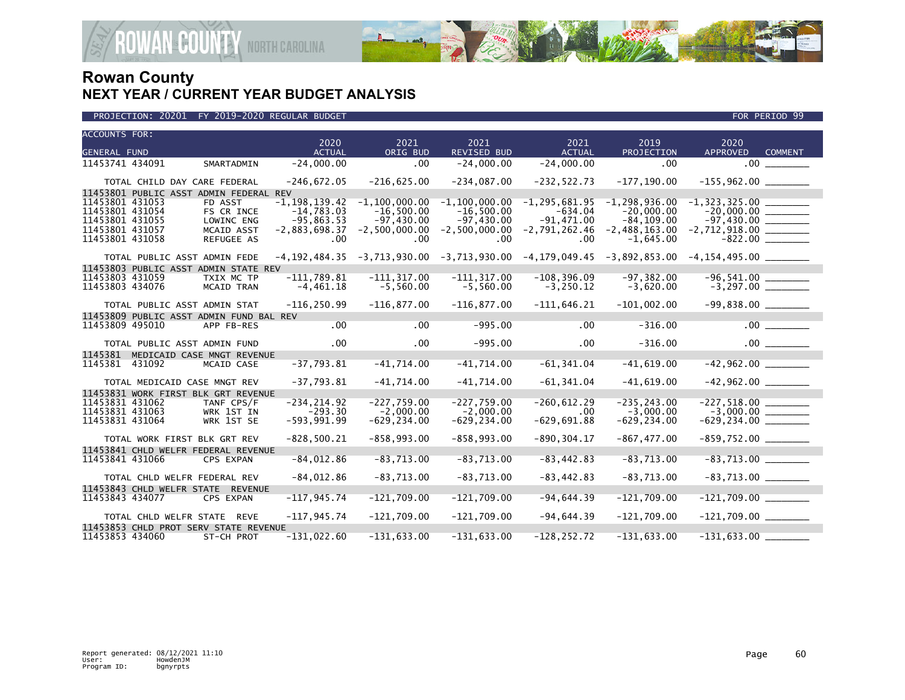# Rowan County
## NEXT YEAR / CURRENT YEAR BUDGET ANALYSIS

PROJECTION: 20201 FY 2019-2020 REGULAR BUDGET | FOR PERIOD 99

| ACCOUNTS FOR: GENERAL FUND | | 2020 ACTUAL | 2021 ORIG BUD | 2021 REVISED BUD | 2021 ACTUAL | 2019 PROJECTION | 2020 APPROVED | COMMENT |
|---|---|---|---|---|---|---|---|---|
| 11453741 434091 | SMARTADMIN | -24,000.00 | .00 | -24,000.00 | -24,000.00 | .00 | .00 | |
| TOTAL CHILD DAY CARE FEDERAL | | -246,672.05 | -216,625.00 | -234,087.00 | -232,522.73 | -177,190.00 | -155,962.00 | |
| 11453801 PUBLIC ASST ADMIN FEDERAL REV | | | | | | | | |
| 11453801 431053 | FD ASST | -1,198,139.42 | -1,100,000.00 | -1,100,000.00 | -1,295,681.95 | -1,298,936.00 | -1,323,325.00 | |
| 11453801 431054 | FS CR INCE | -14,783.03 | -16,500.00 | -16,500.00 | -634.04 | -20,000.00 | -20,000.00 | |
| 11453801 431055 | LOWINC ENG | -95,863.53 | -97,430.00 | -97,430.00 | -91,471.00 | -84,109.00 | -97,430.00 | |
| 11453801 431057 | MCAID ASST | -2,883,698.37 | -2,500,000.00 | -2,500,000.00 | -2,791,262.46 | -2,488,163.00 | -2,712,918.00 | |
| 11453801 431058 | REFUGEE AS | .00 | .00 | .00 | .00 | -1,645.00 | -822.00 | |
| TOTAL PUBLIC ASST ADMIN FEDE | | -4,192,484.35 | -3,713,930.00 | -3,713,930.00 | -4,179,049.45 | -3,892,853.00 | -4,154,495.00 | |
| 11453803 PUBLIC ASST ADMIN STATE REV | | | | | | | | |
| 11453803 431059 | TXIX MC TP | -111,789.81 | -111,317.00 | -111,317.00 | -108,396.09 | -97,382.00 | -96,541.00 | |
| 11453803 434076 | MCAID TRAN | -4,461.18 | -5,560.00 | -5,560.00 | -3,250.12 | -3,620.00 | -3,297.00 | |
| TOTAL PUBLIC ASST ADMIN STAT | | -116,250.99 | -116,877.00 | -116,877.00 | -111,646.21 | -101,002.00 | -99,838.00 | |
| 11453809 PUBLIC ASST ADMIN FUND BAL REV | | | | | | | | |
| 11453809 495010 | APP FB-RES | .00 | .00 | -995.00 | .00 | -316.00 | .00 | |
| TOTAL PUBLIC ASST ADMIN FUND | | .00 | .00 | -995.00 | .00 | -316.00 | .00 | |
| 1145381 MEDICAID CASE MNGT REVENUE | | | | | | | | |
| 1145381 431092 | MCAID CASE | -37,793.81 | -41,714.00 | -41,714.00 | -61,341.04 | -41,619.00 | -42,962.00 | |
| TOTAL MEDICAID CASE MNGT REV | | -37,793.81 | -41,714.00 | -41,714.00 | -61,341.04 | -41,619.00 | -42,962.00 | |
| 11453831 WORK FIRST BLK GRT REVENUE | | | | | | | | |
| 11453831 431062 | TANF CPS/F | -234,214.92 | -227,759.00 | -227,759.00 | -260,612.29 | -235,243.00 | -227,518.00 | |
| 11453831 431063 | WRK 1ST IN | -293.30 | -2,000.00 | -2,000.00 | .00 | -3,000.00 | -3,000.00 | |
| 11453831 431064 | WRK 1ST SE | -593,991.99 | -629,234.00 | -629,234.00 | -629,691.88 | -629,234.00 | -629,234.00 | |
| TOTAL WORK FIRST BLK GRT REV | | -828,500.21 | -858,993.00 | -858,993.00 | -890,304.17 | -867,477.00 | -859,752.00 | |
| 11453841 CHLD WELFR FEDERAL REVENUE | | | | | | | | |
| 11453841 431066 | CPS EXPAN | -84,012.86 | -83,713.00 | -83,713.00 | -83,442.83 | -83,713.00 | -83,713.00 | |
| TOTAL CHLD WELFR FEDERAL REV | | -84,012.86 | -83,713.00 | -83,713.00 | -83,442.83 | -83,713.00 | -83,713.00 | |
| 11453843 CHLD WELFR STATE REVENUE | | | | | | | | |
| 11453843 434077 | CPS EXPAN | -117,945.74 | -121,709.00 | -121,709.00 | -94,644.39 | -121,709.00 | -121,709.00 | |
| TOTAL CHLD WELFR STATE REVE | | -117,945.74 | -121,709.00 | -121,709.00 | -94,644.39 | -121,709.00 | -121,709.00 | |
| 11453853 CHLD PROT SERV STATE REVENUE | | | | | | | | |
| 11453853 434060 | ST-CH PROT | -131,022.60 | -131,633.00 | -131,633.00 | -128,252.72 | -131,633.00 | -131,633.00 | |

Report generated: 08/12/2021 11:10
User: HowdenJM
Program ID: bgnyrpts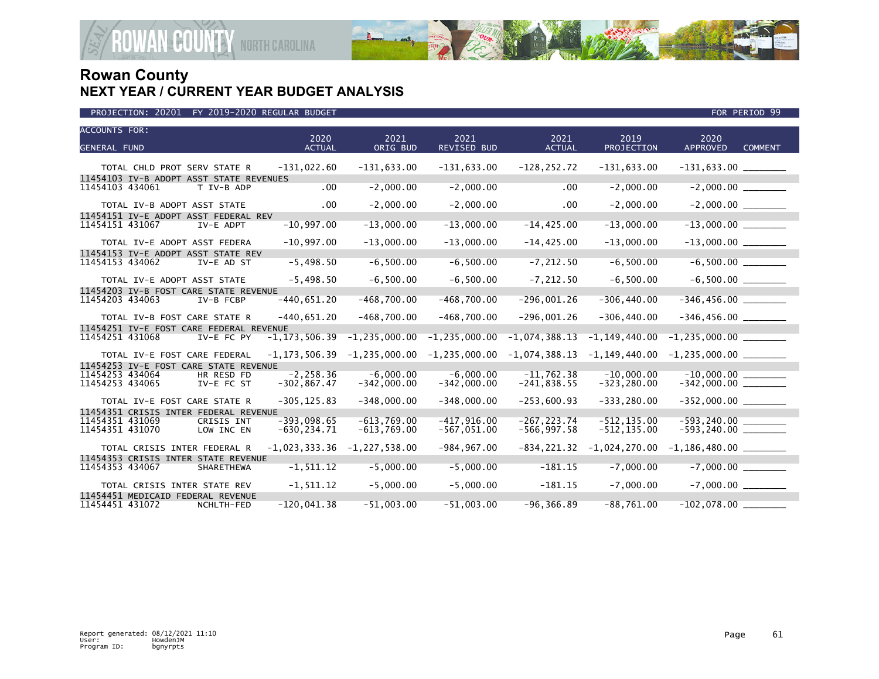# Rowan County
## NEXT YEAR / CURRENT YEAR BUDGET ANALYSIS

PROJECTION: 20201 FY 2019-2020 REGULAR BUDGET FOR PERIOD 99

| ACCOUNTS FOR: GENERAL FUND | | 2020 ACTUAL | 2021 ORIG BUD | 2021 REVISED BUD | 2021 ACTUAL | 2019 PROJECTION | 2020 APPROVED | COMMENT |
|---|---|---|---|---|---|---|---|---|
| TOTAL CHLD PROT SERV STATE R | | -131,022.60 | -131,633.00 | -131,633.00 | -128,252.72 | -131,633.00 | -131,633.00 | ________ |
| 11454103 IV-B ADOPT ASST STATE REVENUES | | | | | | | | |
| 11454103 434061 | T IV-B ADP | .00 | -2,000.00 | -2,000.00 | .00 | -2,000.00 | -2,000.00 | ________ |
| TOTAL IV-B ADOPT ASST STATE | | .00 | -2,000.00 | -2,000.00 | .00 | -2,000.00 | -2,000.00 | ________ |
| 11454151 IV-E ADOPT ASST FEDERAL REV | | | | | | | | |
| 11454151 431067 | IV-E ADPT | -10,997.00 | -13,000.00 | -13,000.00 | -14,425.00 | -13,000.00 | -13,000.00 | ________ |
| TOTAL IV-E ADOPT ASST FEDERA | | -10,997.00 | -13,000.00 | -13,000.00 | -14,425.00 | -13,000.00 | -13,000.00 | ________ |
| 11454153 IV-E ADOPT ASST STATE REV | | | | | | | | |
| 11454153 434062 | IV-E AD ST | -5,498.50 | -6,500.00 | -6,500.00 | -7,212.50 | -6,500.00 | -6,500.00 | ________ |
| TOTAL IV-E ADOPT ASST STATE | | -5,498.50 | -6,500.00 | -6,500.00 | -7,212.50 | -6,500.00 | -6,500.00 | ________ |
| 11454203 IV-B FOST CARE STATE REVENUE | | | | | | | | |
| 11454203 434063 | IV-B FCBP | -440,651.20 | -468,700.00 | -468,700.00 | -296,001.26 | -306,440.00 | -346,456.00 | ________ |
| TOTAL IV-B FOST CARE STATE R | | -440,651.20 | -468,700.00 | -468,700.00 | -296,001.26 | -306,440.00 | -346,456.00 | ________ |
| 11454251 IV-E FOST CARE FEDERAL REVENUE | | | | | | | | |
| 11454251 431068 | IV-E FC PY | -1,173,506.39 | -1,235,000.00 | -1,235,000.00 | -1,074,388.13 | -1,149,440.00 | -1,235,000.00 | ________ |
| TOTAL IV-E FOST CARE FEDERAL | | -1,173,506.39 | -1,235,000.00 | -1,235,000.00 | -1,074,388.13 | -1,149,440.00 | -1,235,000.00 | ________ |
| 11454253 IV-E FOST CARE STATE REVENUE | | | | | | | | |
| 11454253 434064 | HR RESD FD | -2,258.36 | -6,000.00 | -6,000.00 | -11,762.38 | -10,000.00 | -10,000.00 | ________ |
| 11454253 434065 | IV-E FC ST | -302,867.47 | -342,000.00 | -342,000.00 | -241,838.55 | -323,280.00 | -342,000.00 | ________ |
| TOTAL IV-E FOST CARE STATE R | | -305,125.83 | -348,000.00 | -348,000.00 | -253,600.93 | -333,280.00 | -352,000.00 | ________ |
| 11454351 CRISIS INTER FEDERAL REVENUE | | | | | | | | |
| 11454351 431069 | CRISIS INT | -393,098.65 | -613,769.00 | -417,916.00 | -267,223.74 | -512,135.00 | -593,240.00 | ________ |
| 11454351 431070 | LOW INC EN | -630,234.71 | -613,769.00 | -567,051.00 | -566,997.58 | -512,135.00 | -593,240.00 | ________ |
| TOTAL CRISIS INTER FEDERAL R | | -1,023,333.36 | -1,227,538.00 | -984,967.00 | -834,221.32 | -1,024,270.00 | -1,186,480.00 | ________ |
| 11454353 CRISIS INTER STATE REVENUE | | | | | | | | |
| 11454353 434067 | SHARETHEWA | -1,511.12 | -5,000.00 | -5,000.00 | -181.15 | -7,000.00 | -7,000.00 | ________ |
| TOTAL CRISIS INTER STATE REV | | -1,511.12 | -5,000.00 | -5,000.00 | -181.15 | -7,000.00 | -7,000.00 | ________ |
| 11454451 MEDICAID FEDERAL REVENUE | | | | | | | | |
| 11454451 431072 | NCHLTH-FED | -120,041.38 | -51,003.00 | -51,003.00 | -96,366.89 | -88,761.00 | -102,078.00 | ________ |

Report generated: 08/12/2021 11:10
User: HowdenJM
Program ID: bgnyrpts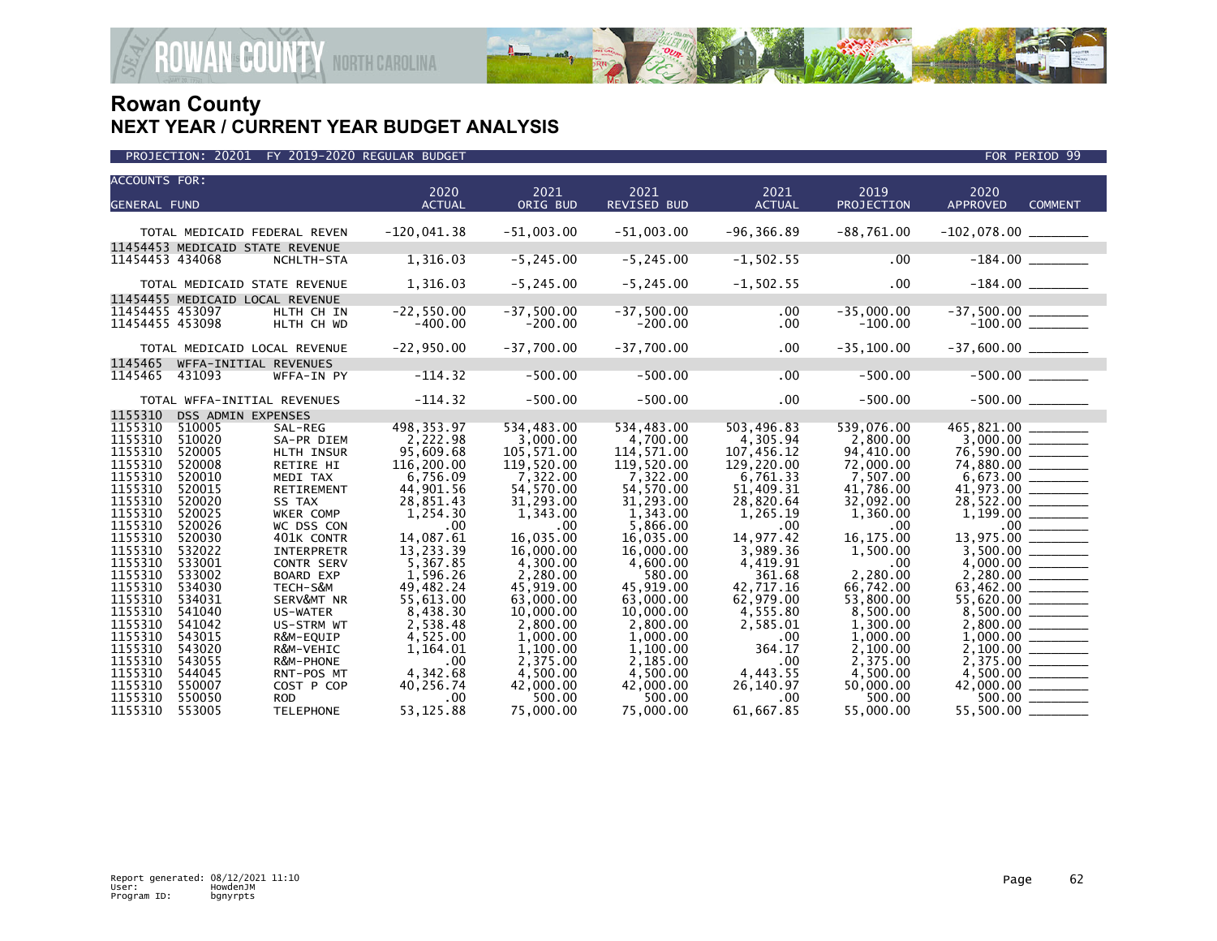# Rowan County
## NEXT YEAR / CURRENT YEAR BUDGET ANALYSIS

PROJECTION: 20201 FY 2019-2020 REGULAR BUDGET FOR PERIOD 99

| ACCOUNTS FOR: GENERAL FUND | | | 2020 ACTUAL | 2021 ORIG BUD | 2021 REVISED BUD | 2021 ACTUAL | 2019 PROJECTION | 2020 APPROVED | COMMENT |
|---|---|---|---|---|---|---|---|---|---|
| TOTAL MEDICAID FEDERAL REVEN | | | -120,041.38 | -51,003.00 | -51,003.00 | -96,366.89 | -88,761.00 | -102,078.00 | ________ |
| 11454453 MEDICAID STATE REVENUE | | | | | | | | | |
| 11454453 | 434068 | NCHLTH-STA | 1,316.03 | -5,245.00 | -5,245.00 | -1,502.55 | .00 | -184.00 | ________ |
| TOTAL MEDICAID STATE REVENUE | | | 1,316.03 | -5,245.00 | -5,245.00 | -1,502.55 | .00 | -184.00 | ________ |
| 11454455 MEDICAID LOCAL REVENUE | | | | | | | | | |
| 11454455 | 453097 | HLTH CH IN | -22,550.00 | -37,500.00 | -37,500.00 | .00 | -35,000.00 | -37,500.00 | ________ |
| 11454455 | 453098 | HLTH CH WD | -400.00 | -200.00 | -200.00 | .00 | -100.00 | -100.00 | ________ |
| TOTAL MEDICAID LOCAL REVENUE | | | -22,950.00 | -37,700.00 | -37,700.00 | .00 | -35,100.00 | -37,600.00 | ________ |
| 1145465 WFFA-INITIAL REVENUES | | | | | | | | | |
| 1145465 | 431093 | WFFA-IN PY | -114.32 | -500.00 | -500.00 | .00 | -500.00 | -500.00 | ________ |
| TOTAL WFFA-INITIAL REVENUES | | | -114.32 | -500.00 | -500.00 | .00 | -500.00 | -500.00 | ________ |
| 1155310 DSS ADMIN EXPENSES | | | | | | | | | |
| 1155310 | 510005 | SAL-REG | 498,353.97 | 534,483.00 | 534,483.00 | 503,496.83 | 539,076.00 | 465,821.00 | ________ |
| 1155310 | 510020 | SA-PR DIEM | 2,222.98 | 3,000.00 | 4,700.00 | 4,305.94 | 2,800.00 | 3,000.00 | ________ |
| 1155310 | 520005 | HLTH INSUR | 95,609.68 | 105,571.00 | 114,571.00 | 107,456.12 | 94,410.00 | 76,590.00 | ________ |
| 1155310 | 520008 | RETIRE HI | 116,200.00 | 119,520.00 | 119,520.00 | 129,220.00 | 72,000.00 | 74,880.00 | ________ |
| 1155310 | 520010 | MEDI TAX | 6,756.09 | 7,322.00 | 7,322.00 | 6,761.33 | 7,507.00 | 6,673.00 | ________ |
| 1155310 | 520015 | RETIREMENT | 44,901.56 | 54,570.00 | 54,570.00 | 51,409.31 | 41,786.00 | 41,973.00 | ________ |
| 1155310 | 520020 | SS TAX | 28,851.43 | 31,293.00 | 31,293.00 | 28,820.64 | 32,092.00 | 28,522.00 | ________ |
| 1155310 | 520025 | WKER COMP | 1,254.30 | 1,343.00 | 1,343.00 | 1,265.19 | 1,360.00 | 1,199.00 | ________ |
| 1155310 | 520026 | WC DSS CON | .00 | .00 | 5,866.00 | .00 | .00 | .00 | ________ |
| 1155310 | 520030 | 401K CONTR | 14,087.61 | 16,035.00 | 16,035.00 | 14,977.42 | 16,175.00 | 13,975.00 | ________ |
| 1155310 | 532022 | INTERPRETR | 13,233.39 | 16,000.00 | 16,000.00 | 3,989.36 | 1,500.00 | 3,500.00 | ________ |
| 1155310 | 533001 | CONTR SERV | 5,367.85 | 4,300.00 | 4,600.00 | 4,419.91 | .00 | 4,000.00 | ________ |
| 1155310 | 533002 | BOARD EXP | 1,596.26 | 2,280.00 | 580.00 | 361.68 | 2,280.00 | 2,280.00 | ________ |
| 1155310 | 534030 | TECH-S&M | 49,482.24 | 45,919.00 | 45,919.00 | 42,717.16 | 66,742.00 | 63,462.00 | ________ |
| 1155310 | 534031 | SERV&MT NR | 55,613.00 | 63,000.00 | 63,000.00 | 62,979.00 | 53,800.00 | 55,620.00 | ________ |
| 1155310 | 541040 | US-WATER | 8,438.30 | 10,000.00 | 10,000.00 | 4,555.80 | 8,500.00 | 8,500.00 | ________ |
| 1155310 | 541042 | US-STRM WT | 2,538.48 | 2,800.00 | 2,800.00 | 2,585.01 | 1,300.00 | 2,800.00 | ________ |
| 1155310 | 543015 | R&M-EQUIP | 4,525.00 | 1,000.00 | 1,000.00 | .00 | 1,000.00 | 1,000.00 | ________ |
| 1155310 | 543020 | R&M-VEHIC | 1,164.01 | 1,100.00 | 1,100.00 | 364.17 | 2,100.00 | 2,100.00 | ________ |
| 1155310 | 543055 | R&M-PHONE | .00 | 2,375.00 | 2,185.00 | .00 | 2,375.00 | 2,375.00 | ________ |
| 1155310 | 544045 | RNT-POS MT | 4,342.68 | 4,500.00 | 4,500.00 | 4,443.55 | 4,500.00 | 4,500.00 | ________ |
| 1155310 | 550007 | COST P COP | 40,256.74 | 42,000.00 | 42,000.00 | 26,140.97 | 50,000.00 | 42,000.00 | ________ |
| 1155310 | 550050 | ROD | .00 | 500.00 | 500.00 | .00 | 500.00 | 500.00 | ________ |
| 1155310 | 553005 | TELEPHONE | 53,125.88 | 75,000.00 | 75,000.00 | 61,667.85 | 55,000.00 | 55,500.00 | ________ |

Report generated: 08/12/2021 11:10
User: HowdenJM
Program ID: bgnyrpts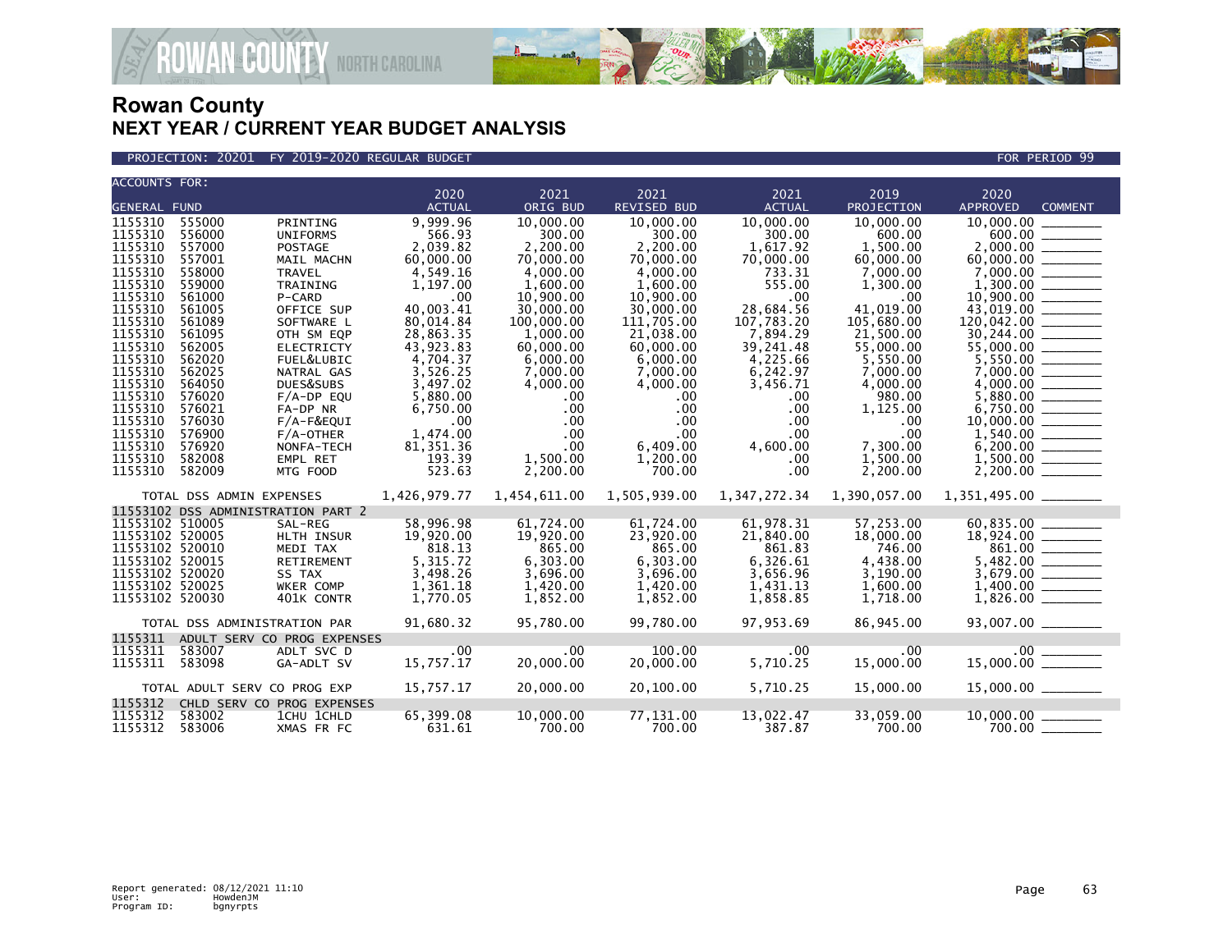# Rowan County
## NEXT YEAR / CURRENT YEAR BUDGET ANALYSIS

PROJECTION: 20201 FY 2019-2020 REGULAR BUDGET — FOR PERIOD 99

| ACCOUNTS FOR: GENERAL FUND | | | 2020 ACTUAL | 2021 ORIG BUD | 2021 REVISED BUD | 2021 ACTUAL | 2019 PROJECTION | 2020 APPROVED | COMMENT |
|---|---|---|---|---|---|---|---|---|---|
| 1155310 | 555000 | PRINTING | 9,999.96 | 10,000.00 | 10,000.00 | 10,000.00 | 10,000.00 | 10,000.00 | |
| 1155310 | 556000 | UNIFORMS | 566.93 | 300.00 | 300.00 | 300.00 | 600.00 | 600.00 | |
| 1155310 | 557000 | POSTAGE | 2,039.82 | 2,200.00 | 2,200.00 | 1,617.92 | 1,500.00 | 2,000.00 | |
| 1155310 | 557001 | MAIL MACHN | 60,000.00 | 70,000.00 | 70,000.00 | 70,000.00 | 60,000.00 | 60,000.00 | |
| 1155310 | 558000 | TRAVEL | 4,549.16 | 4,000.00 | 4,000.00 | 733.31 | 7,000.00 | 7,000.00 | |
| 1155310 | 559000 | TRAINING | 1,197.00 | 1,600.00 | 1,600.00 | 555.00 | 1,300.00 | 1,300.00 | |
| 1155310 | 561000 | P-CARD | .00 | 10,900.00 | 10,900.00 | .00 | .00 | 10,900.00 | |
| 1155310 | 561005 | OFFICE SUP | 40,003.41 | 30,000.00 | 30,000.00 | 28,684.56 | 41,019.00 | 43,019.00 | |
| 1155310 | 561089 | SOFTWARE L | 80,014.84 | 100,000.00 | 111,705.00 | 107,783.20 | 105,680.00 | 120,042.00 | |
| 1155310 | 561095 | OTH SM EQP | 28,863.35 | 1,000.00 | 21,038.00 | 7,894.29 | 21,500.00 | 30,244.00 | |
| 1155310 | 562005 | ELECTRICTY | 43,923.83 | 60,000.00 | 60,000.00 | 39,241.48 | 55,000.00 | 55,000.00 | |
| 1155310 | 562020 | FUEL&LUBIC | 4,704.37 | 6,000.00 | 6,000.00 | 4,225.66 | 5,550.00 | 5,550.00 | |
| 1155310 | 562025 | NATRAL GAS | 3,526.25 | 7,000.00 | 7,000.00 | 6,242.97 | 7,000.00 | 7,000.00 | |
| 1155310 | 564050 | DUES&SUBS | 3,497.02 | 4,000.00 | 4,000.00 | 3,456.71 | 4,000.00 | 4,000.00 | |
| 1155310 | 576020 | F/A-DP EQU | 5,880.00 | .00 | .00 | .00 | 980.00 | 5,880.00 | |
| 1155310 | 576021 | FA-DP NR | 6,750.00 | .00 | .00 | .00 | 1,125.00 | 6,750.00 | |
| 1155310 | 576030 | F/A-F&EQUI | .00 | .00 | .00 | .00 | .00 | 10,000.00 | |
| 1155310 | 576900 | F/A-OTHER | 1,474.00 | .00 | .00 | .00 | .00 | 1,540.00 | |
| 1155310 | 576920 | NONFA-TECH | 81,351.36 | .00 | 6,409.00 | 4,600.00 | 7,300.00 | 6,200.00 | |
| 1155310 | 582008 | EMPL RET | 193.39 | 1,500.00 | 1,200.00 | .00 | 1,500.00 | 1,500.00 | |
| 1155310 | 582009 | MTG FOOD | 523.63 | 2,200.00 | 700.00 | .00 | 2,200.00 | 2,200.00 | |
| TOTAL DSS ADMIN EXPENSES | | | 1,426,979.77 | 1,454,611.00 | 1,505,939.00 | 1,347,272.34 | 1,390,057.00 | 1,351,495.00 | |
| 11553102 DSS ADMINISTRATION PART 2 | | | | | | | | | |
| 11553102 | 510005 | SAL-REG | 58,996.98 | 61,724.00 | 61,724.00 | 61,978.31 | 57,253.00 | 60,835.00 | |
| 11553102 | 520005 | HLTH INSUR | 19,920.00 | 19,920.00 | 23,920.00 | 21,840.00 | 18,000.00 | 18,924.00 | |
| 11553102 | 520010 | MEDI TAX | 818.13 | 865.00 | 865.00 | 861.83 | 746.00 | 861.00 | |
| 11553102 | 520015 | RETIREMENT | 5,315.72 | 6,303.00 | 6,303.00 | 6,326.61 | 4,438.00 | 5,482.00 | |
| 11553102 | 520020 | SS TAX | 3,498.26 | 3,696.00 | 3,696.00 | 3,656.96 | 3,190.00 | 3,679.00 | |
| 11553102 | 520025 | WKER COMP | 1,361.18 | 1,420.00 | 1,420.00 | 1,431.13 | 1,600.00 | 1,400.00 | |
| 11553102 | 520030 | 401K CONTR | 1,770.05 | 1,852.00 | 1,852.00 | 1,858.85 | 1,718.00 | 1,826.00 | |
| TOTAL DSS ADMINISTRATION PAR | | | 91,680.32 | 95,780.00 | 99,780.00 | 97,953.69 | 86,945.00 | 93,007.00 | |
| 1155311 ADULT SERV CO PROG EXPENSES | | | | | | | | | |
| 1155311 | 583007 | ADLT SVC D | .00 | .00 | 100.00 | .00 | .00 | .00 | |
| 1155311 | 583098 | GA-ADLT SV | 15,757.17 | 20,000.00 | 20,000.00 | 5,710.25 | 15,000.00 | 15,000.00 | |
| TOTAL ADULT SERV CO PROG EXP | | | 15,757.17 | 20,000.00 | 20,100.00 | 5,710.25 | 15,000.00 | 15,000.00 | |
| 1155312 CHLD SERV CO PROG EXPENSES | | | | | | | | | |
| 1155312 | 583002 | 1CHU 1CHLD | 65,399.08 | 10,000.00 | 77,131.00 | 13,022.47 | 33,059.00 | 10,000.00 | |
| 1155312 | 583006 | XMAS FR FC | 631.61 | 700.00 | 700.00 | 387.87 | 700.00 | 700.00 | |

Report generated: 08/12/2021 11:10
User: HowdenJM
Program ID: bgnyrpts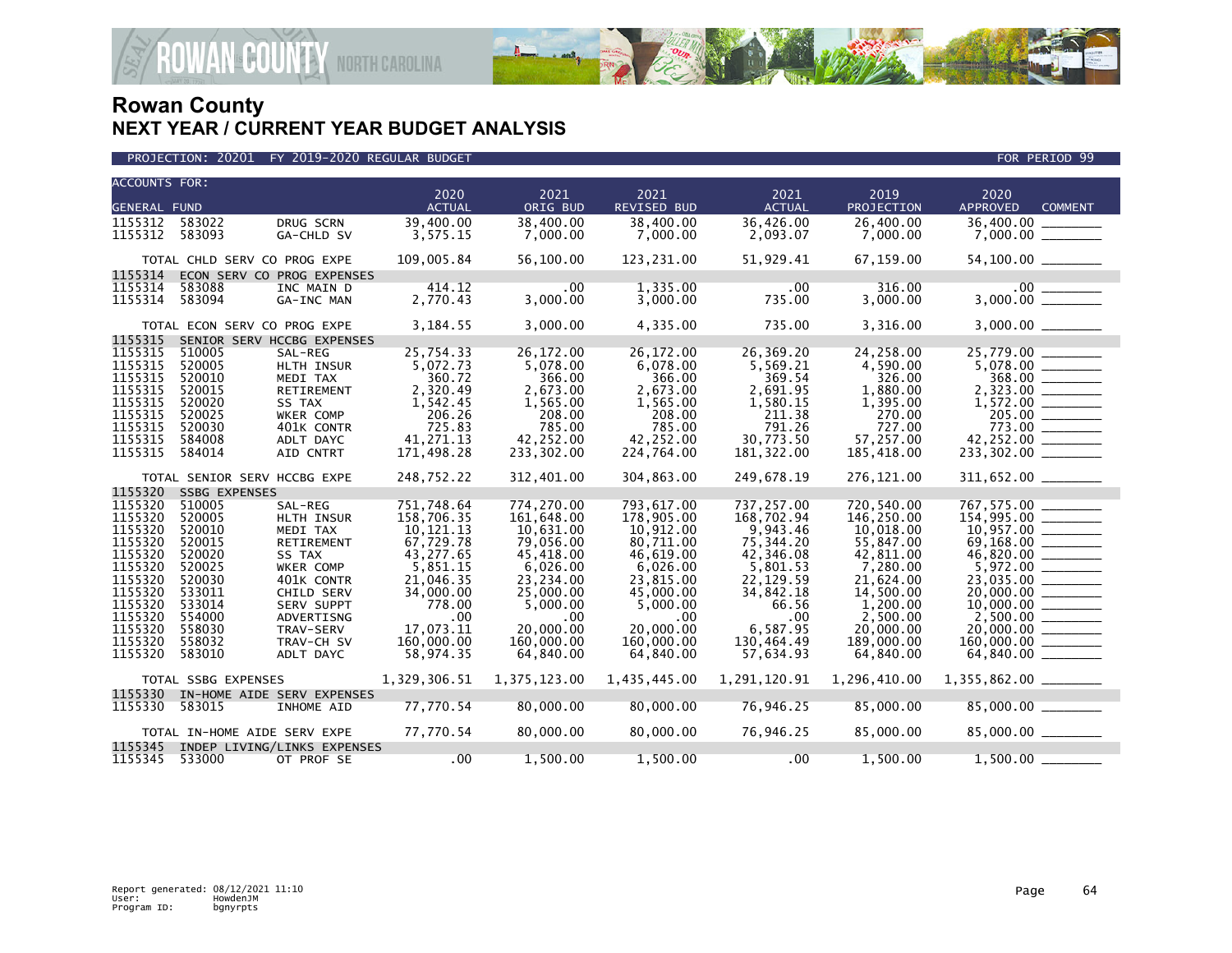# Rowan County
## NEXT YEAR / CURRENT YEAR BUDGET ANALYSIS

PROJECTION: 20201 FY 2019-2020 REGULAR BUDGET | FOR PERIOD 99

| ACCOUNTS FOR: GENERAL FUND | | | 2020 ACTUAL | 2021 ORIG BUD | 2021 REVISED BUD | 2021 ACTUAL | 2019 PROJECTION | 2020 APPROVED | COMMENT |
|---|---|---|---|---|---|---|---|---|---|
| 1155312 | 583022 | DRUG SCRN | 39,400.00 | 38,400.00 | 38,400.00 | 36,426.00 | 26,400.00 | 36,400.00 | _______ |
| 1155312 | 583093 | GA-CHLD SV | 3,575.15 | 7,000.00 | 7,000.00 | 2,093.07 | 7,000.00 | 7,000.00 | _______ |
| TOTAL CHLD SERV CO PROG EXPE | | | 109,005.84 | 56,100.00 | 123,231.00 | 51,929.41 | 67,159.00 | 54,100.00 | _______ |
| 1155314 | ECON SERV CO PROG EXPENSES | | | | | | | | |
| 1155314 | 583088 | INC MAIN D | 414.12 | .00 | 1,335.00 | .00 | 316.00 | .00 | _______ |
| 1155314 | 583094 | GA-INC MAN | 2,770.43 | 3,000.00 | 3,000.00 | 735.00 | 3,000.00 | 3,000.00 | _______ |
| TOTAL ECON SERV CO PROG EXPE | | | 3,184.55 | 3,000.00 | 4,335.00 | 735.00 | 3,316.00 | 3,000.00 | _______ |
| 1155315 | SENIOR SERV HCCBG EXPENSES | | | | | | | | |
| 1155315 | 510005 | SAL-REG | 25,754.33 | 26,172.00 | 26,172.00 | 26,369.20 | 24,258.00 | 25,779.00 | _______ |
| 1155315 | 520005 | HLTH INSUR | 5,072.73 | 5,078.00 | 6,078.00 | 5,569.21 | 4,590.00 | 5,078.00 | _______ |
| 1155315 | 520010 | MEDI TAX | 360.72 | 366.00 | 366.00 | 369.54 | 326.00 | 368.00 | _______ |
| 1155315 | 520015 | RETIREMENT | 2,320.49 | 2,673.00 | 2,673.00 | 2,691.95 | 1,880.00 | 2,323.00 | _______ |
| 1155315 | 520020 | SS TAX | 1,542.45 | 1,565.00 | 1,565.00 | 1,580.15 | 1,395.00 | 1,572.00 | _______ |
| 1155315 | 520025 | WKER COMP | 206.26 | 208.00 | 208.00 | 211.38 | 270.00 | 205.00 | _______ |
| 1155315 | 520030 | 401K CONTR | 725.83 | 785.00 | 785.00 | 791.26 | 727.00 | 773.00 | _______ |
| 1155315 | 584008 | ADLT DAYC | 41,271.13 | 42,252.00 | 42,252.00 | 30,773.50 | 57,257.00 | 42,252.00 | _______ |
| 1155315 | 584014 | AID CNTRT | 171,498.28 | 233,302.00 | 224,764.00 | 181,322.00 | 185,418.00 | 233,302.00 | _______ |
| TOTAL SENIOR SERV HCCBG EXPE | | | 248,752.22 | 312,401.00 | 304,863.00 | 249,678.19 | 276,121.00 | 311,652.00 | _______ |
| 1155320 | SSBG EXPENSES | | | | | | | | |
| 1155320 | 510005 | SAL-REG | 751,748.64 | 774,270.00 | 793,617.00 | 737,257.00 | 720,540.00 | 767,575.00 | _______ |
| 1155320 | 520005 | HLTH INSUR | 158,706.35 | 161,648.00 | 178,905.00 | 168,702.94 | 146,250.00 | 154,995.00 | _______ |
| 1155320 | 520010 | MEDI TAX | 10,121.13 | 10,631.00 | 10,912.00 | 9,943.46 | 10,018.00 | 10,957.00 | _______ |
| 1155320 | 520015 | RETIREMENT | 67,729.78 | 79,056.00 | 80,711.00 | 75,344.20 | 55,847.00 | 69,168.00 | _______ |
| 1155320 | 520020 | SS TAX | 43,277.65 | 45,418.00 | 46,619.00 | 42,346.08 | 42,811.00 | 46,820.00 | _______ |
| 1155320 | 520025 | WKER COMP | 5,851.15 | 6,026.00 | 6,026.00 | 5,801.53 | 7,280.00 | 5,972.00 | _______ |
| 1155320 | 520030 | 401K CONTR | 21,046.35 | 23,234.00 | 23,815.00 | 22,129.59 | 21,624.00 | 23,035.00 | _______ |
| 1155320 | 533011 | CHILD SERV | 34,000.00 | 25,000.00 | 45,000.00 | 34,842.18 | 14,500.00 | 20,000.00 | _______ |
| 1155320 | 533014 | SERV SUPPT | 778.00 | 5,000.00 | 5,000.00 | 66.56 | 1,200.00 | 10,000.00 | _______ |
| 1155320 | 554000 | ADVERTISNG | .00 | .00 | .00 | .00 | 2,500.00 | 2,500.00 | _______ |
| 1155320 | 558030 | TRAV-SERV | 17,073.11 | 20,000.00 | 20,000.00 | 6,587.95 | 20,000.00 | 20,000.00 | _______ |
| 1155320 | 558032 | TRAV-CH SV | 160,000.00 | 160,000.00 | 160,000.00 | 130,464.49 | 189,000.00 | 160,000.00 | _______ |
| 1155320 | 583010 | ADLT DAYC | 58,974.35 | 64,840.00 | 64,840.00 | 57,634.93 | 64,840.00 | 64,840.00 | _______ |
| TOTAL SSBG EXPENSES | | | 1,329,306.51 | 1,375,123.00 | 1,435,445.00 | 1,291,120.91 | 1,296,410.00 | 1,355,862.00 | _______ |
| 1155330 | IN-HOME AIDE SERV EXPENSES | | | | | | | | |
| 1155330 | 583015 | INHOME AID | 77,770.54 | 80,000.00 | 80,000.00 | 76,946.25 | 85,000.00 | 85,000.00 | _______ |
| TOTAL IN-HOME AIDE SERV EXPE | | | 77,770.54 | 80,000.00 | 80,000.00 | 76,946.25 | 85,000.00 | 85,000.00 | _______ |
| 1155345 | INDEP LIVING/LINKS EXPENSES | | | | | | | | |
| 1155345 | 533000 | OT PROF SE | .00 | 1,500.00 | 1,500.00 | .00 | 1,500.00 | 1,500.00 | _______ |

Report generated: 08/12/2021 11:10
User: HowdenJM
Program ID: bgnyrpts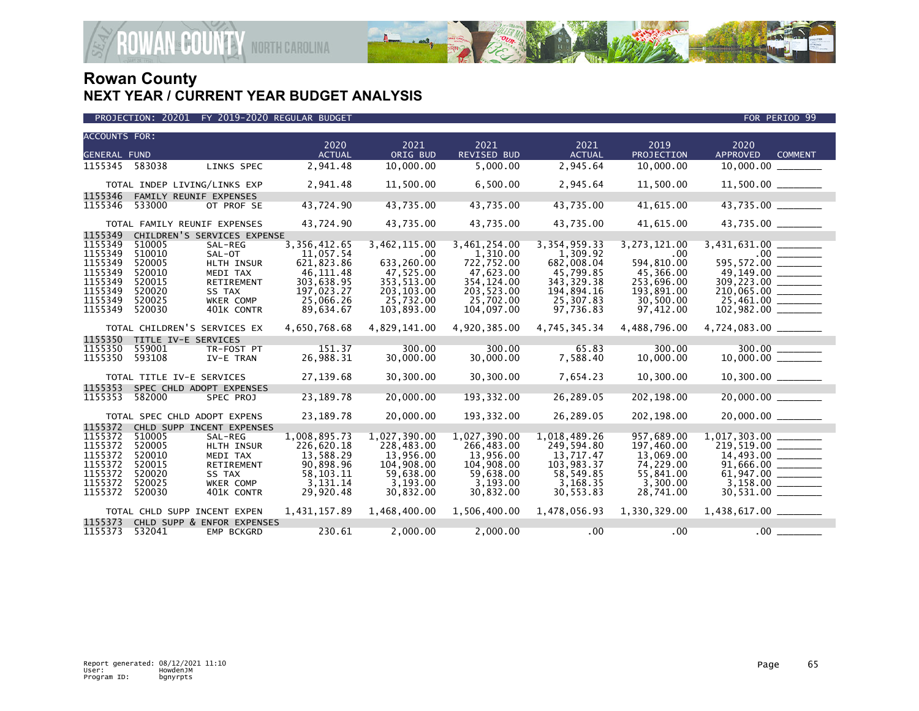# Rowan County
## NEXT YEAR / CURRENT YEAR BUDGET ANALYSIS

PROJECTION: 20201 FY 2019-2020 REGULAR BUDGET — FOR PERIOD 99

| ACCOUNTS FOR: GENERAL FUND | | | 2020 ACTUAL | 2021 ORIG BUD | 2021 REVISED BUD | 2021 ACTUAL | 2019 PROJECTION | 2020 APPROVED | COMMENT |
|---|---|---|---|---|---|---|---|---|---|
| 1155345 | 583038 | LINKS SPEC | 2,941.48 | 10,000.00 | 5,000.00 | 2,945.64 | 10,000.00 | 10,000.00 | ________ |
| TOTAL INDEP LIVING/LINKS EXP | | | 2,941.48 | 11,500.00 | 6,500.00 | 2,945.64 | 11,500.00 | 11,500.00 | ________ |
| 1155346 | FAMILY REUNIF EXPENSES | | | | | | | | |
| 1155346 | 533000 | OT PROF SE | 43,724.90 | 43,735.00 | 43,735.00 | 43,735.00 | 41,615.00 | 43,735.00 | ________ |
| TOTAL FAMILY REUNIF EXPENSES | | | 43,724.90 | 43,735.00 | 43,735.00 | 43,735.00 | 41,615.00 | 43,735.00 | ________ |
| 1155349 | CHILDREN'S SERVICES EXPENSE | | | | | | | | |
| 1155349 | 510005 | SAL-REG | 3,356,412.65 | 3,462,115.00 | 3,461,254.00 | 3,354,959.33 | 3,273,121.00 | 3,431,631.00 | ________ |
| 1155349 | 510010 | SAL-OT | 11,057.54 | .00 | 1,310.00 | 1,309.92 | .00 | .00 | ________ |
| 1155349 | 520005 | HLTH INSUR | 621,823.86 | 633,260.00 | 722,752.00 | 682,008.04 | 594,810.00 | 595,572.00 | ________ |
| 1155349 | 520010 | MEDI TAX | 46,111.48 | 47,525.00 | 47,623.00 | 45,799.85 | 45,366.00 | 49,149.00 | ________ |
| 1155349 | 520015 | RETIREMENT | 303,638.95 | 353,513.00 | 354,124.00 | 343,329.38 | 253,696.00 | 309,223.00 | ________ |
| 1155349 | 520020 | SS TAX | 197,023.27 | 203,103.00 | 203,523.00 | 194,894.16 | 193,891.00 | 210,065.00 | ________ |
| 1155349 | 520025 | WKER COMP | 25,066.26 | 25,732.00 | 25,702.00 | 25,307.83 | 30,500.00 | 25,461.00 | ________ |
| 1155349 | 520030 | 401K CONTR | 89,634.67 | 103,893.00 | 104,097.00 | 97,736.83 | 97,412.00 | 102,982.00 | ________ |
| TOTAL CHILDREN'S SERVICES EX | | | 4,650,768.68 | 4,829,141.00 | 4,920,385.00 | 4,745,345.34 | 4,488,796.00 | 4,724,083.00 | ________ |
| 1155350 | TITLE IV-E SERVICES | | | | | | | | |
| 1155350 | 559001 | TR-FOST PT | 151.37 | 300.00 | 300.00 | 65.83 | 300.00 | 300.00 | ________ |
| 1155350 | 593108 | IV-E TRAN | 26,988.31 | 30,000.00 | 30,000.00 | 7,588.40 | 10,000.00 | 10,000.00 | ________ |
| TOTAL TITLE IV-E SERVICES | | | 27,139.68 | 30,300.00 | 30,300.00 | 7,654.23 | 10,300.00 | 10,300.00 | ________ |
| 1155353 | SPEC CHLD ADOPT EXPENSES | | | | | | | | |
| 1155353 | 582000 | SPEC PROJ | 23,189.78 | 20,000.00 | 193,332.00 | 26,289.05 | 202,198.00 | 20,000.00 | ________ |
| TOTAL SPEC CHLD ADOPT EXPENS | | | 23,189.78 | 20,000.00 | 193,332.00 | 26,289.05 | 202,198.00 | 20,000.00 | ________ |
| 1155372 | CHLD SUPP INCENT EXPENSES | | | | | | | | |
| 1155372 | 510005 | SAL-REG | 1,008,895.73 | 1,027,390.00 | 1,027,390.00 | 1,018,489.26 | 957,689.00 | 1,017,303.00 | ________ |
| 1155372 | 520005 | HLTH INSUR | 226,620.18 | 228,483.00 | 266,483.00 | 249,594.80 | 197,460.00 | 219,519.00 | ________ |
| 1155372 | 520010 | MEDI TAX | 13,588.29 | 13,956.00 | 13,956.00 | 13,717.47 | 13,069.00 | 14,493.00 | ________ |
| 1155372 | 520015 | RETIREMENT | 90,898.96 | 104,908.00 | 104,908.00 | 103,983.37 | 74,229.00 | 91,666.00 | ________ |
| 1155372 | 520020 | SS TAX | 58,103.11 | 59,638.00 | 59,638.00 | 58,549.85 | 55,841.00 | 61,947.00 | ________ |
| 1155372 | 520025 | WKER COMP | 3,131.14 | 3,193.00 | 3,193.00 | 3,168.35 | 3,300.00 | 3,158.00 | ________ |
| 1155372 | 520030 | 401K CONTR | 29,920.48 | 30,832.00 | 30,832.00 | 30,553.83 | 28,741.00 | 30,531.00 | ________ |
| TOTAL CHLD SUPP INCENT EXPEN | | | 1,431,157.89 | 1,468,400.00 | 1,506,400.00 | 1,478,056.93 | 1,330,329.00 | 1,438,617.00 | ________ |
| 1155373 | CHLD SUPP & ENFOR EXPENSES | | | | | | | | |
| 1155373 | 532041 | EMP BCKGRD | 230.61 | 2,000.00 | 2,000.00 | .00 | .00 | .00 | ________ |

Report generated: 08/12/2021 11:10
User: HowdenJM
Program ID: bgnyrpts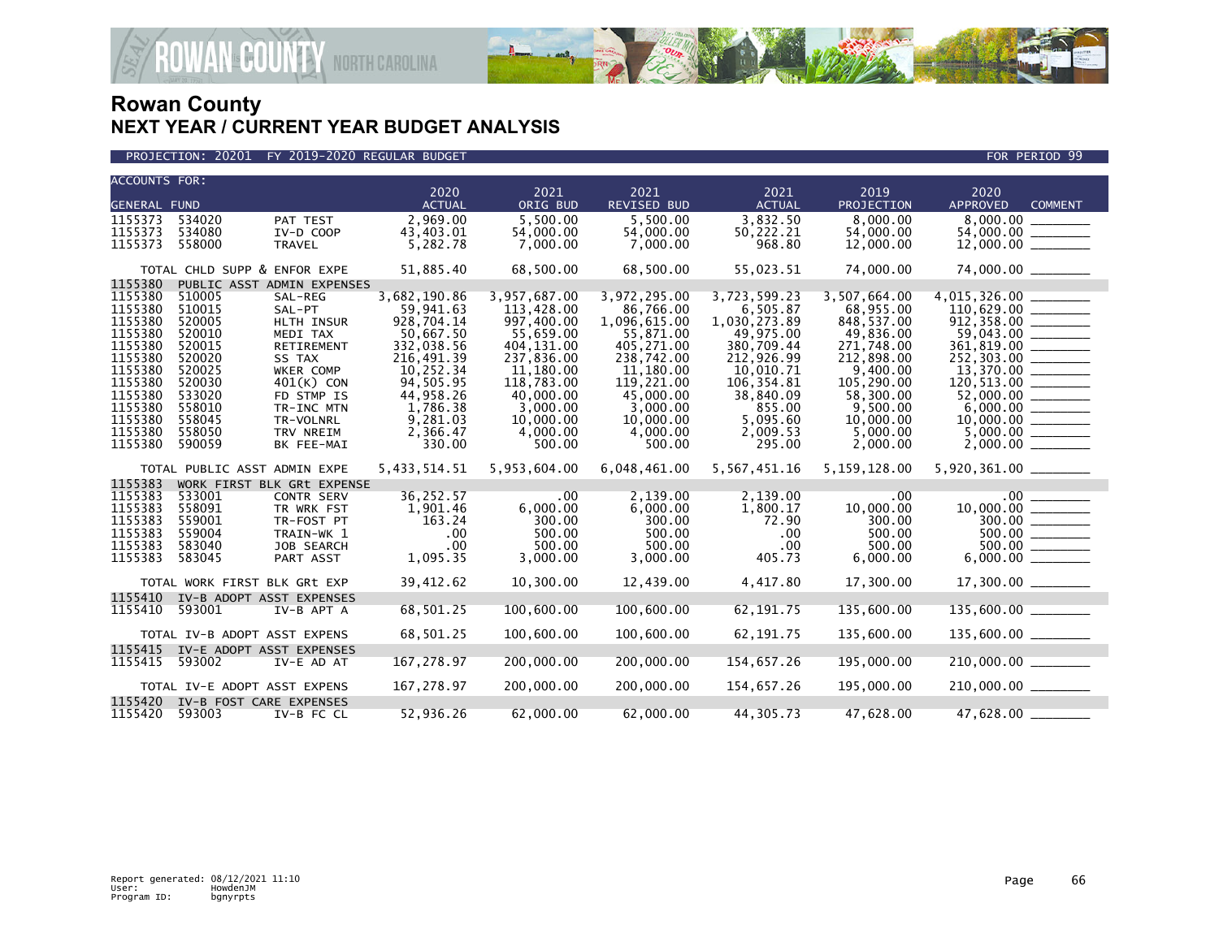# Rowan County
## NEXT YEAR / CURRENT YEAR BUDGET ANALYSIS

PROJECTION: 20201 FY 2019-2020 REGULAR BUDGET — FOR PERIOD 99

| ACCOUNTS FOR: GENERAL FUND | | | 2020 ACTUAL | 2021 ORIG BUD | 2021 REVISED BUD | 2021 ACTUAL | 2019 PROJECTION | 2020 APPROVED | COMMENT |
|---|---|---|---|---|---|---|---|---|---|
| 1155373 | 534020 | PAT TEST | 2,969.00 | 5,500.00 | 5,500.00 | 3,832.50 | 8,000.00 | 8,000.00 | |
| 1155373 | 534080 | IV-D COOP | 43,403.01 | 54,000.00 | 54,000.00 | 50,222.21 | 54,000.00 | 54,000.00 | |
| 1155373 | 558000 | TRAVEL | 5,282.78 | 7,000.00 | 7,000.00 | 968.80 | 12,000.00 | 12,000.00 | |
| | TOTAL CHLD SUPP & ENFOR EXPE | | 51,885.40 | 68,500.00 | 68,500.00 | 55,023.51 | 74,000.00 | 74,000.00 | |
| 1155380 | PUBLIC ASST ADMIN EXPENSES | | | | | | | | |
| 1155380 | 510005 | SAL-REG | 3,682,190.86 | 3,957,687.00 | 3,972,295.00 | 3,723,599.23 | 3,507,664.00 | 4,015,326.00 | |
| 1155380 | 510015 | SAL-PT | 59,941.63 | 113,428.00 | 86,766.00 | 6,505.87 | 68,955.00 | 110,629.00 | |
| 1155380 | 520005 | HLTH INSUR | 928,704.14 | 997,400.00 | 1,096,615.00 | 1,030,273.89 | 848,537.00 | 912,358.00 | |
| 1155380 | 520010 | MEDI TAX | 50,667.50 | 55,659.00 | 55,871.00 | 49,975.00 | 49,836.00 | 59,043.00 | |
| 1155380 | 520015 | RETIREMENT | 332,038.56 | 404,131.00 | 405,271.00 | 380,709.44 | 271,748.00 | 361,819.00 | |
| 1155380 | 520020 | SS TAX | 216,491.39 | 237,836.00 | 238,742.00 | 212,926.99 | 212,898.00 | 252,303.00 | |
| 1155380 | 520025 | WKER COMP | 10,252.34 | 11,180.00 | 11,180.00 | 10,010.71 | 9,400.00 | 13,370.00 | |
| 1155380 | 520030 | 401(K) CON | 94,505.95 | 118,783.00 | 119,221.00 | 106,354.81 | 105,290.00 | 120,513.00 | |
| 1155380 | 533020 | FD STMP IS | 44,958.26 | 40,000.00 | 45,000.00 | 38,840.09 | 58,300.00 | 52,000.00 | |
| 1155380 | 558010 | TR-INC MTN | 1,786.38 | 3,000.00 | 3,000.00 | 855.00 | 9,500.00 | 6,000.00 | |
| 1155380 | 558045 | TR-VOLNRL | 9,281.03 | 10,000.00 | 10,000.00 | 5,095.60 | 10,000.00 | 10,000.00 | |
| 1155380 | 558050 | TRV NREIM | 2,366.47 | 4,000.00 | 4,000.00 | 2,009.53 | 5,000.00 | 5,000.00 | |
| 1155380 | 590059 | BK FEE-MAI | 330.00 | 500.00 | 500.00 | 295.00 | 2,000.00 | 2,000.00 | |
| | TOTAL PUBLIC ASST ADMIN EXPE | | 5,433,514.51 | 5,953,604.00 | 6,048,461.00 | 5,567,451.16 | 5,159,128.00 | 5,920,361.00 | |
| 1155383 | WORK FIRST BLK GRt EXPENSE | | | | | | | | |
| 1155383 | 533001 | CONTR SERV | 36,252.57 | .00 | 2,139.00 | 2,139.00 | .00 | .00 | |
| 1155383 | 558091 | TR WRK FST | 1,901.46 | 6,000.00 | 6,000.00 | 1,800.17 | 10,000.00 | 10,000.00 | |
| 1155383 | 559001 | TR-FOST PT | 163.24 | 300.00 | 300.00 | 72.90 | 300.00 | 300.00 | |
| 1155383 | 559004 | TRAIN-WK 1 | .00 | 500.00 | 500.00 | .00 | 500.00 | 500.00 | |
| 1155383 | 583040 | JOB SEARCH | .00 | 500.00 | 500.00 | .00 | 500.00 | 500.00 | |
| 1155383 | 583045 | PART ASST | 1,095.35 | 3,000.00 | 3,000.00 | 405.73 | 6,000.00 | 6,000.00 | |
| | TOTAL WORK FIRST BLK GRt EXP | | 39,412.62 | 10,300.00 | 12,439.00 | 4,417.80 | 17,300.00 | 17,300.00 | |
| 1155410 | IV-B ADOPT ASST EXPENSES | | | | | | | | |
| 1155410 | 593001 | IV-B APT A | 68,501.25 | 100,600.00 | 100,600.00 | 62,191.75 | 135,600.00 | 135,600.00 | |
| | TOTAL IV-B ADOPT ASST EXPENS | | 68,501.25 | 100,600.00 | 100,600.00 | 62,191.75 | 135,600.00 | 135,600.00 | |
| 1155415 | IV-E ADOPT ASST EXPENSES | | | | | | | | |
| 1155415 | 593002 | IV-E AD AT | 167,278.97 | 200,000.00 | 200,000.00 | 154,657.26 | 195,000.00 | 210,000.00 | |
| | TOTAL IV-E ADOPT ASST EXPENS | | 167,278.97 | 200,000.00 | 200,000.00 | 154,657.26 | 195,000.00 | 210,000.00 | |
| 1155420 | IV-B FOST CARE EXPENSES | | | | | | | | |
| 1155420 | 593003 | IV-B FC CL | 52,936.26 | 62,000.00 | 62,000.00 | 44,305.73 | 47,628.00 | 47,628.00 | |

Report generated: 08/12/2021 11:10
User: HowdenJM
Program ID: bgnyrpts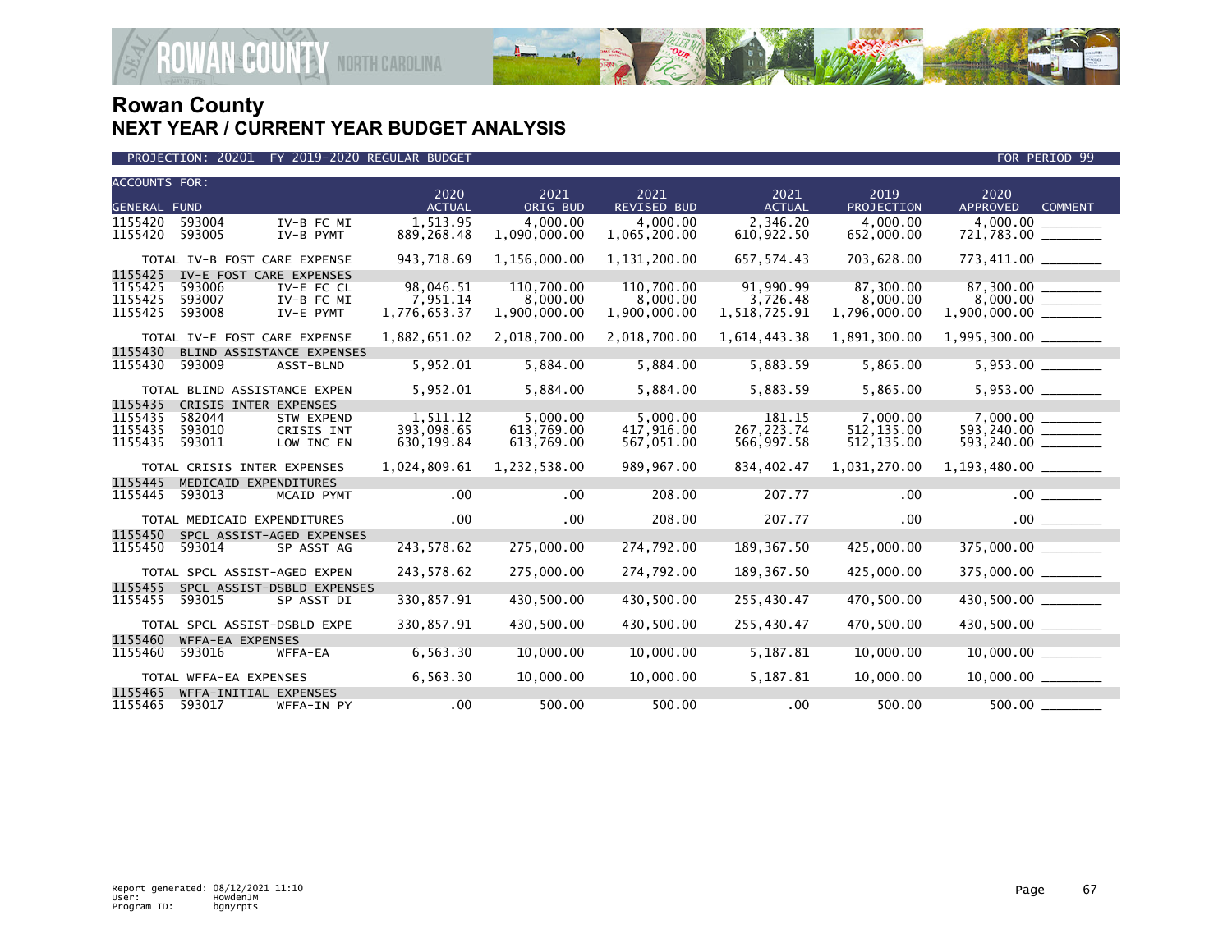# Rowan County
## NEXT YEAR / CURRENT YEAR BUDGET ANALYSIS

PROJECTION: 20201 FY 2019-2020 REGULAR BUDGET — FOR PERIOD 99

| ACCOUNTS FOR: GENERAL FUND | | | 2020 ACTUAL | 2021 ORIG BUD | 2021 REVISED BUD | 2021 ACTUAL | 2019 PROJECTION | 2020 APPROVED | COMMENT |
|---|---|---|---|---|---|---|---|---|---|
| 1155420 | 593004 | IV-B FC MI | 1,513.95 | 4,000.00 | 4,000.00 | 2,346.20 | 4,000.00 | 4,000.00 | |
| 1155420 | 593005 | IV-B PYMT | 889,268.48 | 1,090,000.00 | 1,065,200.00 | 610,922.50 | 652,000.00 | 721,783.00 | |
| TOTAL IV-B FOST CARE EXPENSE | | | 943,718.69 | 1,156,000.00 | 1,131,200.00 | 657,574.43 | 703,628.00 | 773,411.00 | |
| 1155425 | IV-E FOST CARE EXPENSES | | | | | | | | |
| 1155425 | 593006 | IV-E FC CL | 98,046.51 | 110,700.00 | 110,700.00 | 91,990.99 | 87,300.00 | 87,300.00 | |
| 1155425 | 593007 | IV-B FC MI | 7,951.14 | 8,000.00 | 8,000.00 | 3,726.48 | 8,000.00 | 8,000.00 | |
| 1155425 | 593008 | IV-E PYMT | 1,776,653.37 | 1,900,000.00 | 1,900,000.00 | 1,518,725.91 | 1,796,000.00 | 1,900,000.00 | |
| TOTAL IV-E FOST CARE EXPENSE | | | 1,882,651.02 | 2,018,700.00 | 2,018,700.00 | 1,614,443.38 | 1,891,300.00 | 1,995,300.00 | |
| 1155430 | BLIND ASSISTANCE EXPENSES | | | | | | | | |
| 1155430 | 593009 | ASST-BLND | 5,952.01 | 5,884.00 | 5,884.00 | 5,883.59 | 5,865.00 | 5,953.00 | |
| TOTAL BLIND ASSISTANCE EXPEN | | | 5,952.01 | 5,884.00 | 5,884.00 | 5,883.59 | 5,865.00 | 5,953.00 | |
| 1155435 | CRISIS INTER EXPENSES | | | | | | | | |
| 1155435 | 582044 | STW EXPEND | 1,511.12 | 5,000.00 | 5,000.00 | 181.15 | 7,000.00 | 7,000.00 | |
| 1155435 | 593010 | CRISIS INT | 393,098.65 | 613,769.00 | 417,916.00 | 267,223.74 | 512,135.00 | 593,240.00 | |
| 1155435 | 593011 | LOW INC EN | 630,199.84 | 613,769.00 | 567,051.00 | 566,997.58 | 512,135.00 | 593,240.00 | |
| TOTAL CRISIS INTER EXPENSES | | | 1,024,809.61 | 1,232,538.00 | 989,967.00 | 834,402.47 | 1,031,270.00 | 1,193,480.00 | |
| 1155445 | MEDICAID EXPENDITURES | | | | | | | | |
| 1155445 | 593013 | MCAID PYMT | .00 | .00 | 208.00 | 207.77 | .00 | .00 | |
| TOTAL MEDICAID EXPENDITURES | | | .00 | .00 | 208.00 | 207.77 | .00 | .00 | |
| 1155450 | SPCL ASSIST-AGED EXPENSES | | | | | | | | |
| 1155450 | 593014 | SP ASST AG | 243,578.62 | 275,000.00 | 274,792.00 | 189,367.50 | 425,000.00 | 375,000.00 | |
| TOTAL SPCL ASSIST-AGED EXPEN | | | 243,578.62 | 275,000.00 | 274,792.00 | 189,367.50 | 425,000.00 | 375,000.00 | |
| 1155455 | SPCL ASSIST-DSBLD EXPENSES | | | | | | | | |
| 1155455 | 593015 | SP ASST DI | 330,857.91 | 430,500.00 | 430,500.00 | 255,430.47 | 470,500.00 | 430,500.00 | |
| TOTAL SPCL ASSIST-DSBLD EXPE | | | 330,857.91 | 430,500.00 | 430,500.00 | 255,430.47 | 470,500.00 | 430,500.00 | |
| 1155460 | WFFA-EA EXPENSES | | | | | | | | |
| 1155460 | 593016 | WFFA-EA | 6,563.30 | 10,000.00 | 10,000.00 | 5,187.81 | 10,000.00 | 10,000.00 | |
| TOTAL WFFA-EA EXPENSES | | | 6,563.30 | 10,000.00 | 10,000.00 | 5,187.81 | 10,000.00 | 10,000.00 | |
| 1155465 | WFFA-INITIAL EXPENSES | | | | | | | | |
| 1155465 | 593017 | WFFA-IN PY | .00 | 500.00 | 500.00 | .00 | 500.00 | 500.00 | |

Report generated: 08/12/2021 11:10
User: HowdenJM
Program ID: bgnyrpts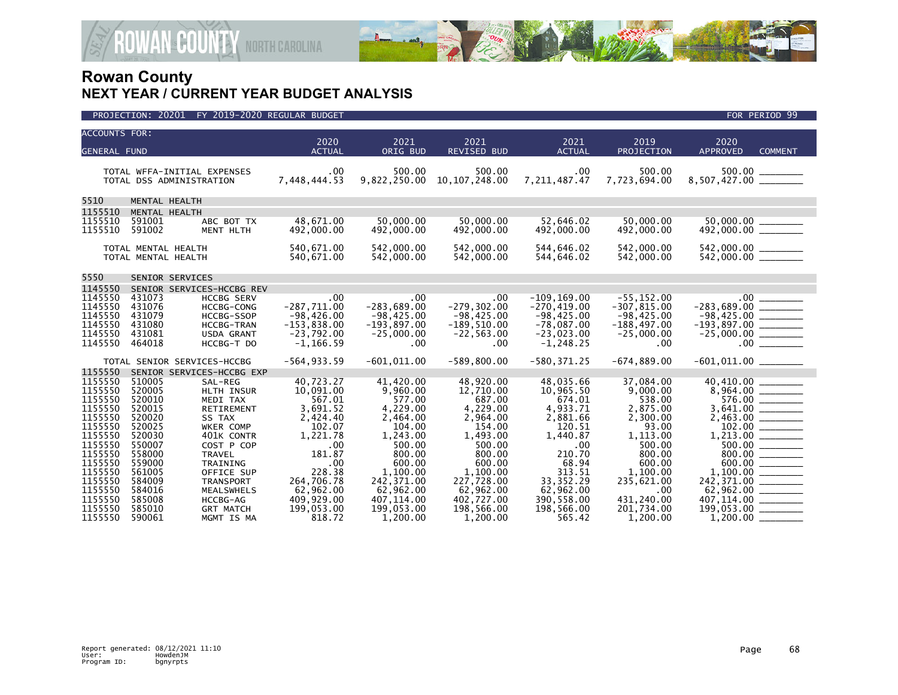# Rowan County
## NEXT YEAR / CURRENT YEAR BUDGET ANALYSIS

PROJECTION: 20201 FY 2019-2020 REGULAR BUDGET — FOR PERIOD 99

| ACCOUNTS FOR: GENERAL FUND | | | 2020 ACTUAL | 2021 ORIG BUD | 2021 REVISED BUD | 2021 ACTUAL | 2019 PROJECTION | 2020 APPROVED | COMMENT |
|---|---|---|---|---|---|---|---|---|---|
| TOTAL WFFA-INITIAL EXPENSES | | | .00 | 500.00 | 500.00 | .00 | 500.00 | 500.00 | ________ |
| TOTAL DSS ADMINISTRATION | | | 7,448,444.53 | 9,822,250.00 | 10,107,248.00 | 7,211,487.47 | 7,723,694.00 | 8,507,427.00 | ________ |
| 5510 | MENTAL HEALTH | | | | | | | | |
| 1155510 | MENTAL HEALTH | | | | | | | | |
| 1155510 | 591001 | ABC BOT TX | 48,671.00 | 50,000.00 | 50,000.00 | 52,646.02 | 50,000.00 | 50,000.00 | ________ |
| 1155510 | 591002 | MENT HLTH | 492,000.00 | 492,000.00 | 492,000.00 | 492,000.00 | 492,000.00 | 492,000.00 | ________ |
| TOTAL MENTAL HEALTH | | | 540,671.00 | 542,000.00 | 542,000.00 | 544,646.02 | 542,000.00 | 542,000.00 | ________ |
| TOTAL MENTAL HEALTH | | | 540,671.00 | 542,000.00 | 542,000.00 | 544,646.02 | 542,000.00 | 542,000.00 | ________ |
| 5550 | SENIOR SERVICES | | | | | | | | |
| 1145550 | SENIOR SERVICES-HCCBG REV | | | | | | | | |
| 1145550 | 431073 | HCCBG SERV | .00 | .00 | .00 | -109,169.00 | -55,152.00 | .00 | ________ |
| 1145550 | 431076 | HCCBG-CONG | -287,711.00 | -283,689.00 | -279,302.00 | -270,419.00 | -307,815.00 | -283,689.00 | ________ |
| 1145550 | 431079 | HCCBG-SSOP | -98,426.00 | -98,425.00 | -98,425.00 | -98,425.00 | -98,425.00 | -98,425.00 | ________ |
| 1145550 | 431080 | HCCBG-TRAN | -153,838.00 | -193,897.00 | -189,510.00 | -78,087.00 | -188,497.00 | -193,897.00 | ________ |
| 1145550 | 431081 | USDA GRANT | -23,792.00 | -25,000.00 | -22,563.00 | -23,023.00 | -25,000.00 | -25,000.00 | ________ |
| 1145550 | 464018 | HCCBG-T DO | -1,166.59 | .00 | .00 | -1,248.25 | .00 | .00 | ________ |
| TOTAL SENIOR SERVICES-HCCBG | | | -564,933.59 | -601,011.00 | -589,800.00 | -580,371.25 | -674,889.00 | -601,011.00 | ________ |
| 1155550 | SENIOR SERVICES-HCCBG EXP | | | | | | | | |
| 1155550 | 510005 | SAL-REG | 40,723.27 | 41,420.00 | 48,920.00 | 48,035.66 | 37,084.00 | 40,410.00 | ________ |
| 1155550 | 520005 | HLTH INSUR | 10,091.00 | 9,960.00 | 12,710.00 | 10,965.50 | 9,000.00 | 8,964.00 | ________ |
| 1155550 | 520010 | MEDI TAX | 567.01 | 577.00 | 687.00 | 674.01 | 538.00 | 576.00 | ________ |
| 1155550 | 520015 | RETIREMENT | 3,691.52 | 4,229.00 | 4,229.00 | 4,933.71 | 2,875.00 | 3,641.00 | ________ |
| 1155550 | 520020 | SS TAX | 2,424.40 | 2,464.00 | 2,964.00 | 2,881.66 | 2,300.00 | 2,463.00 | ________ |
| 1155550 | 520025 | WKER COMP | 102.07 | 104.00 | 154.00 | 120.51 | 93.00 | 102.00 | ________ |
| 1155550 | 520030 | 401K CONTR | 1,221.78 | 1,243.00 | 1,493.00 | 1,440.87 | 1,113.00 | 1,213.00 | ________ |
| 1155550 | 550007 | COST P COP | .00 | 500.00 | 500.00 | .00 | 500.00 | 500.00 | ________ |
| 1155550 | 558000 | TRAVEL | 181.87 | 800.00 | 800.00 | 210.70 | 800.00 | 800.00 | ________ |
| 1155550 | 559000 | TRAINING | .00 | 600.00 | 600.00 | 68.94 | 600.00 | 600.00 | ________ |
| 1155550 | 561005 | OFFICE SUP | 228.38 | 1,100.00 | 1,100.00 | 313.51 | 1,100.00 | 1,100.00 | ________ |
| 1155550 | 584009 | TRANSPORT | 264,706.78 | 242,371.00 | 227,728.00 | 33,352.29 | 235,621.00 | 242,371.00 | ________ |
| 1155550 | 584016 | MEALSWHELS | 62,962.00 | 62,962.00 | 62,962.00 | 62,962.00 | .00 | 62,962.00 | ________ |
| 1155550 | 585008 | HCCBG-AG | 409,929.00 | 407,114.00 | 402,727.00 | 390,558.00 | 431,240.00 | 407,114.00 | ________ |
| 1155550 | 585010 | GRT MATCH | 199,053.00 | 199,053.00 | 198,566.00 | 198,566.00 | 201,734.00 | 199,053.00 | ________ |
| 1155550 | 590061 | MGMT IS MA | 818.72 | 1,200.00 | 1,200.00 | 565.42 | 1,200.00 | 1,200.00 | ________ |

Report generated: 08/12/2021 11:10
User: HowdenJM
Program ID: bgnyrpts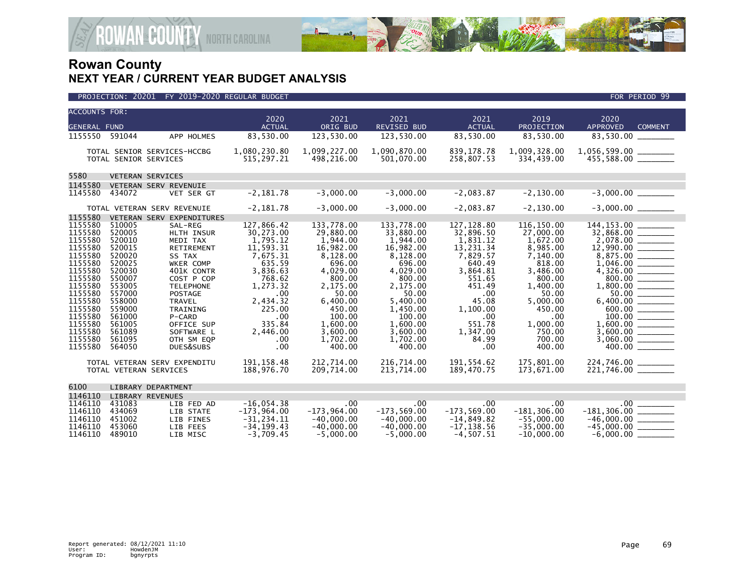# Rowan County
## NEXT YEAR / CURRENT YEAR BUDGET ANALYSIS

PROJECTION: 20201 FY 2019-2020 REGULAR BUDGET — FOR PERIOD 99

| ACCOUNTS FOR: GENERAL FUND | | | 2020 ACTUAL | 2021 ORIG BUD | 2021 REVISED BUD | 2021 ACTUAL | 2019 PROJECTION | 2020 APPROVED | COMMENT |
|---|---|---|---|---|---|---|---|---|---|
| 1155550 | 591044 | APP HOLMES | 83,530.00 | 123,530.00 | 123,530.00 | 83,530.00 | 83,530.00 | 83,530.00 | _______ |
| | TOTAL SENIOR SERVICES-HCCBG | | 1,080,230.80 | 1,099,227.00 | 1,090,870.00 | 839,178.78 | 1,009,328.00 | 1,056,599.00 | _______ |
| | TOTAL SENIOR SERVICES | | 515,297.21 | 498,216.00 | 501,070.00 | 258,807.53 | 334,439.00 | 455,588.00 | _______ |
| 5580 | VETERAN SERVICES | | | | | | | | |
| 1145580 | VETERAN SERV REVENUIE | | | | | | | | |
| 1145580 | 434072 | VET SER GT | -2,181.78 | -3,000.00 | -3,000.00 | -2,083.87 | -2,130.00 | -3,000.00 | _______ |
| | TOTAL VETERAN SERV REVENUIE | | -2,181.78 | -3,000.00 | -3,000.00 | -2,083.87 | -2,130.00 | -3,000.00 | _______ |
| 1155580 | VETERAN SERV EXPENDITURES | | | | | | | | |
| 1155580 | 510005 | SAL-REG | 127,866.42 | 133,778.00 | 133,778.00 | 127,128.80 | 116,150.00 | 144,153.00 | _______ |
| 1155580 | 520005 | HLTH INSUR | 30,273.00 | 29,880.00 | 33,880.00 | 32,896.50 | 27,000.00 | 32,868.00 | _______ |
| 1155580 | 520010 | MEDI TAX | 1,795.12 | 1,944.00 | 1,944.00 | 1,831.12 | 1,672.00 | 2,078.00 | _______ |
| 1155580 | 520015 | RETIREMENT | 11,593.31 | 16,982.00 | 16,982.00 | 13,231.34 | 8,985.00 | 12,990.00 | _______ |
| 1155580 | 520020 | SS TAX | 7,675.31 | 8,128.00 | 8,128.00 | 7,829.57 | 7,140.00 | 8,875.00 | _______ |
| 1155580 | 520025 | WKER COMP | 635.59 | 696.00 | 696.00 | 640.49 | 818.00 | 1,046.00 | _______ |
| 1155580 | 520030 | 401K CONTR | 3,836.63 | 4,029.00 | 4,029.00 | 3,864.81 | 3,486.00 | 4,326.00 | _______ |
| 1155580 | 550007 | COST P COP | 768.62 | 800.00 | 800.00 | 551.65 | 800.00 | 800.00 | _______ |
| 1155580 | 553005 | TELEPHONE | 1,273.32 | 2,175.00 | 2,175.00 | 451.49 | 1,400.00 | 1,800.00 | _______ |
| 1155580 | 557000 | POSTAGE | .00 | 50.00 | 50.00 | .00 | 50.00 | 50.00 | _______ |
| 1155580 | 558000 | TRAVEL | 2,434.32 | 6,400.00 | 5,400.00 | 45.08 | 5,000.00 | 6,400.00 | _______ |
| 1155580 | 559000 | TRAINING | 225.00 | 450.00 | 1,450.00 | 1,100.00 | 450.00 | 600.00 | _______ |
| 1155580 | 561000 | P-CARD | .00 | 100.00 | 100.00 | .00 | .00 | 100.00 | _______ |
| 1155580 | 561005 | OFFICE SUP | 335.84 | 1,600.00 | 1,600.00 | 551.78 | 1,000.00 | 1,600.00 | _______ |
| 1155580 | 561089 | SOFTWARE L | 2,446.00 | 3,600.00 | 3,600.00 | 1,347.00 | 750.00 | 3,600.00 | _______ |
| 1155580 | 561095 | OTH SM EQP | .00 | 1,702.00 | 1,702.00 | 84.99 | 700.00 | 3,060.00 | _______ |
| 1155580 | 564050 | DUES&SUBS | .00 | 400.00 | 400.00 | .00 | 400.00 | 400.00 | _______ |
| | TOTAL VETERAN SERV EXPENDITU | | 191,158.48 | 212,714.00 | 216,714.00 | 191,554.62 | 175,801.00 | 224,746.00 | _______ |
| | TOTAL VETERAN SERVICES | | 188,976.70 | 209,714.00 | 213,714.00 | 189,470.75 | 173,671.00 | 221,746.00 | _______ |
| 6100 | LIBRARY DEPARTMENT | | | | | | | | |
| 1146110 | LIBRARY REVENUES | | | | | | | | |
| 1146110 | 431083 | LIB FED AD | -16,054.38 | .00 | .00 | .00 | .00 | .00 | _______ |
| 1146110 | 434069 | LIB STATE | -173,964.00 | -173,964.00 | -173,569.00 | -173,569.00 | -181,306.00 | -181,306.00 | _______ |
| 1146110 | 451002 | LIB FINES | -31,234.11 | -40,000.00 | -40,000.00 | -14,849.82 | -55,000.00 | -46,000.00 | _______ |
| 1146110 | 453060 | LIB FEES | -34,199.43 | -40,000.00 | -40,000.00 | -17,138.56 | -35,000.00 | -45,000.00 | _______ |
| 1146110 | 489010 | LIB MISC | -3,709.45 | -5,000.00 | -5,000.00 | -4,507.51 | -10,000.00 | -6,000.00 | _______ |

Report generated: 08/12/2021 11:10
User: HowdenJM
Program ID: bgnyrpts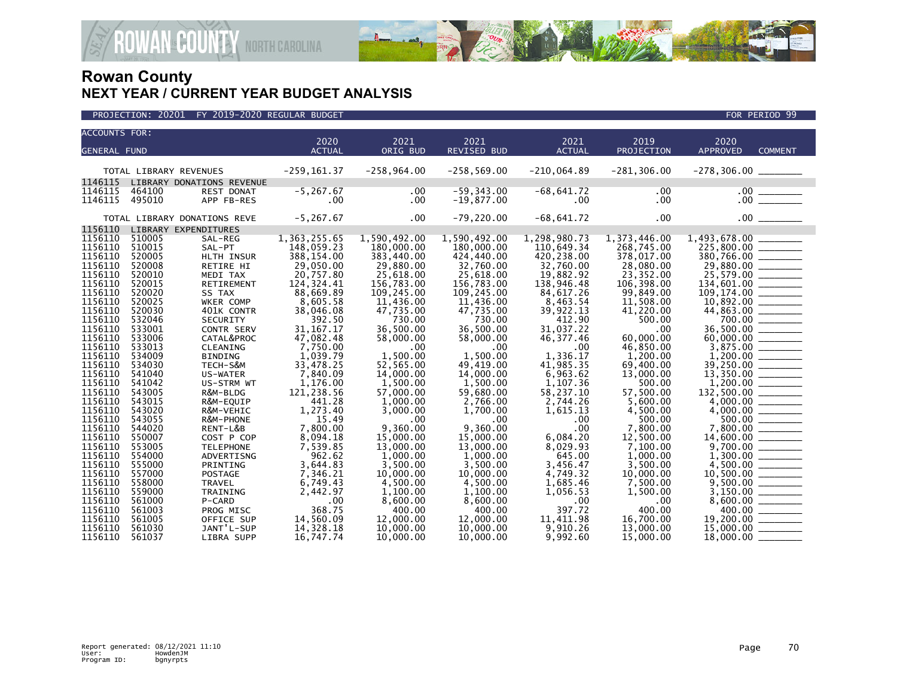# Rowan County
## NEXT YEAR / CURRENT YEAR BUDGET ANALYSIS

PROJECTION: 20201 FY 2019-2020 REGULAR BUDGET FOR PERIOD 99

| ACCOUNTS FOR: GENERAL FUND | | | 2020 ACTUAL | 2021 ORIG BUD | 2021 REVISED BUD | 2021 ACTUAL | 2019 PROJECTION | 2020 APPROVED | COMMENT |
|---|---|---|---|---|---|---|---|---|---|
| TOTAL LIBRARY REVENUES | | | -259,161.37 | -258,964.00 | -258,569.00 | -210,064.89 | -281,306.00 | -278,306.00 | ________ |
| 1146115 | LIBRARY DONATIONS REVENUE | | | | | | | | |
| 1146115 | 464100 | REST DONAT | -5,267.67 | .00 | -59,343.00 | -68,641.72 | .00 | .00 | ________ |
| 1146115 | 495010 | APP FB-RES | .00 | .00 | -19,877.00 | .00 | .00 | .00 | ________ |
| TOTAL LIBRARY DONATIONS REVE | | | -5,267.67 | .00 | -79,220.00 | -68,641.72 | .00 | .00 | ________ |
| 1156110 | LIBRARY EXPENDITURES | | | | | | | | |
| 1156110 | 510005 | SAL-REG | 1,363,255.65 | 1,590,492.00 | 1,590,492.00 | 1,298,980.73 | 1,373,446.00 | 1,493,678.00 | ________ |
| 1156110 | 510015 | SAL-PT | 148,059.23 | 180,000.00 | 180,000.00 | 110,649.34 | 268,745.00 | 225,800.00 | ________ |
| 1156110 | 520005 | HLTH INSUR | 388,154.00 | 383,440.00 | 424,440.00 | 420,238.00 | 378,017.00 | 380,766.00 | ________ |
| 1156110 | 520008 | RETIRE HI | 29,050.00 | 29,880.00 | 32,760.00 | 32,760.00 | 28,080.00 | 29,880.00 | ________ |
| 1156110 | 520010 | MEDI TAX | 20,757.80 | 25,618.00 | 25,618.00 | 19,882.92 | 23,352.00 | 25,579.00 | ________ |
| 1156110 | 520015 | RETIREMENT | 124,324.41 | 156,783.00 | 156,783.00 | 138,946.48 | 106,398.00 | 134,601.00 | ________ |
| 1156110 | 520020 | SS TAX | 88,669.89 | 109,245.00 | 109,245.00 | 84,617.26 | 99,849.00 | 109,174.00 | ________ |
| 1156110 | 520025 | WKER COMP | 8,605.58 | 11,436.00 | 11,436.00 | 8,463.54 | 11,508.00 | 10,892.00 | ________ |
| 1156110 | 520030 | 401K CONTR | 38,046.08 | 47,735.00 | 47,735.00 | 39,922.13 | 41,220.00 | 44,863.00 | ________ |
| 1156110 | 532046 | SECURITY | 392.50 | 730.00 | 730.00 | 412.90 | 500.00 | 700.00 | ________ |
| 1156110 | 533001 | CONTR SERV | 31,167.17 | 36,500.00 | 36,500.00 | 31,037.22 | .00 | 36,500.00 | ________ |
| 1156110 | 533006 | CATAL&PROC | 47,082.48 | 58,000.00 | 58,000.00 | 46,377.46 | 60,000.00 | 60,000.00 | ________ |
| 1156110 | 533013 | CLEANING | 7,750.00 | .00 | .00 | .00 | 46,850.00 | 3,875.00 | ________ |
| 1156110 | 534009 | BINDING | 1,039.79 | 1,500.00 | 1,500.00 | 1,336.17 | 1,200.00 | 1,200.00 | ________ |
| 1156110 | 534030 | TECH-S&M | 33,478.25 | 52,565.00 | 49,419.00 | 41,985.35 | 69,400.00 | 39,250.00 | ________ |
| 1156110 | 541040 | US-WATER | 7,840.09 | 14,000.00 | 14,000.00 | 6,963.62 | 13,000.00 | 13,350.00 | ________ |
| 1156110 | 541042 | US-STRM WT | 1,176.00 | 1,500.00 | 1,500.00 | 1,107.36 | 500.00 | 1,200.00 | ________ |
| 1156110 | 543005 | R&M-BLDG | 121,238.56 | 57,000.00 | 59,680.00 | 58,237.10 | 57,500.00 | 132,500.00 | ________ |
| 1156110 | 543015 | R&M-EQUIP | 441.28 | 1,000.00 | 2,766.00 | 2,744.26 | 5,600.00 | 4,000.00 | ________ |
| 1156110 | 543020 | R&M-VEHIC | 1,273.40 | 3,000.00 | 1,700.00 | 1,615.13 | 4,500.00 | 4,000.00 | ________ |
| 1156110 | 543055 | R&M-PHONE | 15.49 | .00 | .00 | .00 | 500.00 | 500.00 | ________ |
| 1156110 | 544020 | RENT-L&B | 7,800.00 | 9,360.00 | 9,360.00 | .00 | 7,800.00 | 7,800.00 | ________ |
| 1156110 | 550007 | COST P COP | 8,094.18 | 15,000.00 | 15,000.00 | 6,084.20 | 12,500.00 | 14,600.00 | ________ |
| 1156110 | 553005 | TELEPHONE | 7,539.85 | 13,000.00 | 13,000.00 | 8,029.93 | 7,100.00 | 9,700.00 | ________ |
| 1156110 | 554000 | ADVERTISNG | 962.62 | 1,000.00 | 1,000.00 | 645.00 | 1,000.00 | 1,300.00 | ________ |
| 1156110 | 555000 | PRINTING | 3,644.83 | 3,500.00 | 3,500.00 | 3,456.47 | 3,500.00 | 4,500.00 | ________ |
| 1156110 | 557000 | POSTAGE | 7,346.21 | 10,000.00 | 10,000.00 | 4,749.32 | 10,000.00 | 10,500.00 | ________ |
| 1156110 | 558000 | TRAVEL | 6,749.43 | 4,500.00 | 4,500.00 | 1,685.46 | 7,500.00 | 9,500.00 | ________ |
| 1156110 | 559000 | TRAINING | 2,442.97 | 1,100.00 | 1,100.00 | 1,056.53 | 1,500.00 | 3,150.00 | ________ |
| 1156110 | 561000 | P-CARD | .00 | 8,600.00 | 8,600.00 | .00 | .00 | 8,600.00 | ________ |
| 1156110 | 561003 | PROG MISC | 368.75 | 400.00 | 400.00 | 397.72 | 400.00 | 400.00 | ________ |
| 1156110 | 561005 | OFFICE SUP | 14,560.09 | 12,000.00 | 12,000.00 | 11,411.98 | 16,700.00 | 19,200.00 | ________ |
| 1156110 | 561030 | JANT'L-SUP | 14,328.18 | 10,000.00 | 10,000.00 | 9,910.26 | 13,000.00 | 15,000.00 | ________ |
| 1156110 | 561037 | LIBRA SUPP | 16,747.74 | 10,000.00 | 10,000.00 | 9,992.60 | 15,000.00 | 18,000.00 | ________ |

Report generated: 08/12/2021 11:10
User: HowdenJM
Program ID: bgnyrpts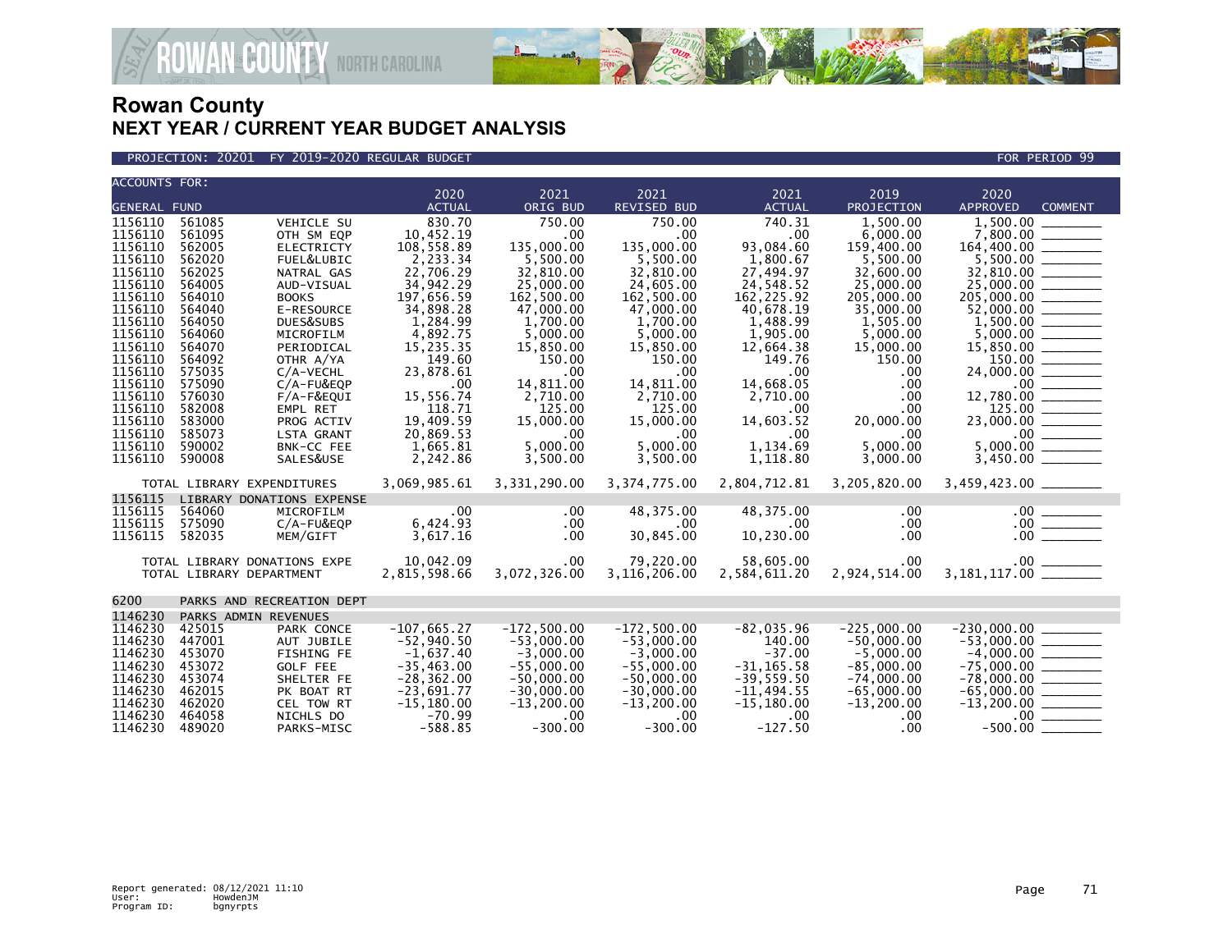# Rowan County
## NEXT YEAR / CURRENT YEAR BUDGET ANALYSIS

PROJECTION: 20201 FY 2019-2020 REGULAR BUDGET — FOR PERIOD 99

| ACCOUNTS FOR: GENERAL FUND | | | 2020 ACTUAL | 2021 ORIG BUD | 2021 REVISED BUD | 2021 ACTUAL | 2019 PROJECTION | 2020 APPROVED | COMMENT |
|---|---|---|---|---|---|---|---|---|---|
| 1156110 | 561085 | VEHICLE SU | 830.70 | 750.00 | 750.00 | 740.31 | 1,500.00 | 1,500.00 | _______ |
| 1156110 | 561095 | OTH SM EQP | 10,452.19 | .00 | .00 | .00 | 6,000.00 | 7,800.00 | _______ |
| 1156110 | 562005 | ELECTRICTY | 108,558.89 | 135,000.00 | 135,000.00 | 93,084.60 | 159,400.00 | 164,400.00 | _______ |
| 1156110 | 562020 | FUEL&LUBIC | 2,233.34 | 5,500.00 | 5,500.00 | 1,800.67 | 5,500.00 | 5,500.00 | _______ |
| 1156110 | 562025 | NATRAL GAS | 22,706.29 | 32,810.00 | 32,810.00 | 27,494.97 | 32,600.00 | 32,810.00 | _______ |
| 1156110 | 564005 | AUD-VISUAL | 34,942.29 | 25,000.00 | 24,605.00 | 24,548.52 | 25,000.00 | 25,000.00 | _______ |
| 1156110 | 564010 | BOOKS | 197,656.59 | 162,500.00 | 162,500.00 | 162,225.92 | 205,000.00 | 205,000.00 | _______ |
| 1156110 | 564040 | E-RESOURCE | 34,898.28 | 47,000.00 | 47,000.00 | 40,678.19 | 35,000.00 | 52,000.00 | _______ |
| 1156110 | 564050 | DUES&SUBS | 1,284.99 | 1,700.00 | 1,700.00 | 1,488.99 | 1,505.00 | 1,500.00 | _______ |
| 1156110 | 564060 | MICROFILM | 4,892.75 | 5,000.00 | 5,000.00 | 1,905.00 | 5,000.00 | 5,000.00 | _______ |
| 1156110 | 564070 | PERIODICAL | 15,235.35 | 15,850.00 | 15,850.00 | 12,664.38 | 15,000.00 | 15,850.00 | _______ |
| 1156110 | 564092 | OTHR A/YA | 149.60 | 150.00 | 150.00 | 149.76 | 150.00 | 150.00 | _______ |
| 1156110 | 575035 | C/A-VECHL | 23,878.61 | .00 | .00 | .00 | .00 | 24,000.00 | _______ |
| 1156110 | 575090 | C/A-FU&EQP | .00 | 14,811.00 | 14,811.00 | 14,668.05 | .00 | .00 | _______ |
| 1156110 | 576030 | F/A-F&EQUI | 15,556.74 | 2,710.00 | 2,710.00 | 2,710.00 | .00 | 12,780.00 | _______ |
| 1156110 | 582008 | EMPL RET | 118.71 | 125.00 | 125.00 | .00 | .00 | 125.00 | _______ |
| 1156110 | 583000 | PROG ACTIV | 19,409.59 | 15,000.00 | 15,000.00 | 14,603.52 | 20,000.00 | 23,000.00 | _______ |
| 1156110 | 585073 | LSTA GRANT | 20,869.53 | .00 | .00 | .00 | .00 | .00 | _______ |
| 1156110 | 590002 | BNK-CC FEE | 1,665.81 | 5,000.00 | 5,000.00 | 1,134.69 | 5,000.00 | 5,000.00 | _______ |
| 1156110 | 590008 | SALES&USE | 2,242.86 | 3,500.00 | 3,500.00 | 1,118.80 | 3,000.00 | 3,450.00 | _______ |
| | TOTAL LIBRARY EXPENDITURES | | 3,069,985.61 | 3,331,290.00 | 3,374,775.00 | 2,804,712.81 | 3,205,820.00 | 3,459,423.00 | _______ |
| 1156115 | LIBRARY DONATIONS EXPENSE | | | | | | | | |
| 1156115 | 564060 | MICROFILM | .00 | .00 | 48,375.00 | 48,375.00 | .00 | .00 | _______ |
| 1156115 | 575090 | C/A-FU&EQP | 6,424.93 | .00 | .00 | .00 | .00 | .00 | _______ |
| 1156115 | 582035 | MEM/GIFT | 3,617.16 | .00 | 30,845.00 | 10,230.00 | .00 | .00 | _______ |
| | TOTAL LIBRARY DONATIONS EXPE | | 10,042.09 | .00 | 79,220.00 | 58,605.00 | .00 | .00 | _______ |
| | TOTAL LIBRARY DEPARTMENT | | 2,815,598.66 | 3,072,326.00 | 3,116,206.00 | 2,584,611.20 | 2,924,514.00 | 3,181,117.00 | _______ |
| 6200 | PARKS AND RECREATION DEPT | | | | | | | | |
| 1146230 | PARKS ADMIN REVENUES | | | | | | | | |
| 1146230 | 425015 | PARK CONCE | -107,665.27 | -172,500.00 | -172,500.00 | -82,035.96 | -225,000.00 | -230,000.00 | _______ |
| 1146230 | 447001 | AUT JUBILE | -52,940.50 | -53,000.00 | -53,000.00 | 140.00 | -50,000.00 | -53,000.00 | _______ |
| 1146230 | 453070 | FISHING FE | -1,637.40 | -3,000.00 | -3,000.00 | -37.00 | -5,000.00 | -4,000.00 | _______ |
| 1146230 | 453072 | GOLF FEE | -35,463.00 | -55,000.00 | -55,000.00 | -31,165.58 | -85,000.00 | -75,000.00 | _______ |
| 1146230 | 453074 | SHELTER FE | -28,362.00 | -50,000.00 | -50,000.00 | -39,559.50 | -74,000.00 | -78,000.00 | _______ |
| 1146230 | 462015 | PK BOAT RT | -23,691.77 | -30,000.00 | -30,000.00 | -11,494.55 | -65,000.00 | -65,000.00 | _______ |
| 1146230 | 462020 | CEL TOW RT | -15,180.00 | -13,200.00 | -13,200.00 | -15,180.00 | -13,200.00 | -13,200.00 | _______ |
| 1146230 | 464058 | NICHLS DO | -70.99 | .00 | .00 | .00 | .00 | .00 | _______ |
| 1146230 | 489020 | PARKS-MISC | -588.85 | -300.00 | -300.00 | -127.50 | .00 | -500.00 | _______ |

Report generated: 08/12/2021 11:10
User: HowdenJM
Program ID: bgnyrpts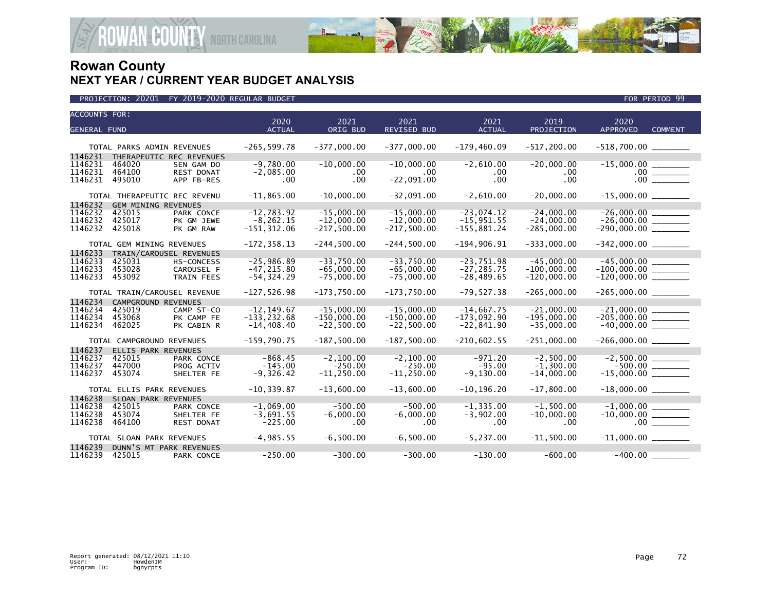# Rowan County
## NEXT YEAR / CURRENT YEAR BUDGET ANALYSIS

PROJECTION: 20201 FY 2019-2020 REGULAR BUDGET — FOR PERIOD 99

| ACCOUNTS FOR: GENERAL FUND | | | 2020 ACTUAL | 2021 ORIG BUD | 2021 REVISED BUD | 2021 ACTUAL | 2019 PROJECTION | 2020 APPROVED | COMMENT |
|---|---|---|---|---|---|---|---|---|---|
| TOTAL PARKS ADMIN REVENUES | | | -265,599.78 | -377,000.00 | -377,000.00 | -179,460.09 | -517,200.00 | -518,700.00 | |
| 1146231 | THERAPEUTIC REC REVENUES | | | | | | | | |
| 1146231 | 464020 | SEN GAM DO | -9,780.00 | -10,000.00 | -10,000.00 | -2,610.00 | -20,000.00 | -15,000.00 | |
| 1146231 | 464100 | REST DONAT | -2,085.00 | .00 | .00 | .00 | .00 | .00 | |
| 1146231 | 495010 | APP FB-RES | .00 | .00 | -22,091.00 | .00 | .00 | .00 | |
| TOTAL THERAPEUTIC REC REVENU | | | -11,865.00 | -10,000.00 | -32,091.00 | -2,610.00 | -20,000.00 | -15,000.00 | |
| 1146232 | GEM MINING REVENUES | | | | | | | | |
| 1146232 | 425015 | PARK CONCE | -12,783.92 | -15,000.00 | -15,000.00 | -23,074.12 | -24,000.00 | -26,000.00 | |
| 1146232 | 425017 | PK GM JEWE | -8,262.15 | -12,000.00 | -12,000.00 | -15,951.55 | -24,000.00 | -26,000.00 | |
| 1146232 | 425018 | PK GM RAW | -151,312.06 | -217,500.00 | -217,500.00 | -155,881.24 | -285,000.00 | -290,000.00 | |
| TOTAL GEM MINING REVENUES | | | -172,358.13 | -244,500.00 | -244,500.00 | -194,906.91 | -333,000.00 | -342,000.00 | |
| 1146233 | TRAIN/CAROUSEL REVENUES | | | | | | | | |
| 1146233 | 425031 | HS-CONCESS | -25,986.89 | -33,750.00 | -33,750.00 | -23,751.98 | -45,000.00 | -45,000.00 | |
| 1146233 | 453028 | CAROUSEL F | -47,215.80 | -65,000.00 | -65,000.00 | -27,285.75 | -100,000.00 | -100,000.00 | |
| 1146233 | 453092 | TRAIN FEES | -54,324.29 | -75,000.00 | -75,000.00 | -28,489.65 | -120,000.00 | -120,000.00 | |
| TOTAL TRAIN/CAROUSEL REVENUE | | | -127,526.98 | -173,750.00 | -173,750.00 | -79,527.38 | -265,000.00 | -265,000.00 | |
| 1146234 | CAMPGROUND REVENUES | | | | | | | | |
| 1146234 | 425019 | CAMP ST-CO | -12,149.67 | -15,000.00 | -15,000.00 | -14,667.75 | -21,000.00 | -21,000.00 | |
| 1146234 | 453068 | PK CAMP FE | -133,232.68 | -150,000.00 | -150,000.00 | -173,092.90 | -195,000.00 | -205,000.00 | |
| 1146234 | 462025 | PK CABIN R | -14,408.40 | -22,500.00 | -22,500.00 | -22,841.90 | -35,000.00 | -40,000.00 | |
| TOTAL CAMPGROUND REVENUES | | | -159,790.75 | -187,500.00 | -187,500.00 | -210,602.55 | -251,000.00 | -266,000.00 | |
| 1146237 | ELLIS PARK REVENUES | | | | | | | | |
| 1146237 | 425015 | PARK CONCE | -868.45 | -2,100.00 | -2,100.00 | -971.20 | -2,500.00 | -2,500.00 | |
| 1146237 | 447000 | PROG ACTIV | -145.00 | -250.00 | -250.00 | -95.00 | -1,300.00 | -500.00 | |
| 1146237 | 453074 | SHELTER FE | -9,326.42 | -11,250.00 | -11,250.00 | -9,130.00 | -14,000.00 | -15,000.00 | |
| TOTAL ELLIS PARK REVENUES | | | -10,339.87 | -13,600.00 | -13,600.00 | -10,196.20 | -17,800.00 | -18,000.00 | |
| 1146238 | SLOAN PARK REVENUES | | | | | | | | |
| 1146238 | 425015 | PARK CONCE | -1,069.00 | -500.00 | -500.00 | -1,335.00 | -1,500.00 | -1,000.00 | |
| 1146238 | 453074 | SHELTER FE | -3,691.55 | -6,000.00 | -6,000.00 | -3,902.00 | -10,000.00 | -10,000.00 | |
| 1146238 | 464100 | REST DONAT | -225.00 | .00 | .00 | .00 | .00 | .00 | |
| TOTAL SLOAN PARK REVENUES | | | -4,985.55 | -6,500.00 | -6,500.00 | -5,237.00 | -11,500.00 | -11,000.00 | |
| 1146239 | DUNN'S MT PARK REVENUES | | | | | | | | |
| 1146239 | 425015 | PARK CONCE | -250.00 | -300.00 | -300.00 | -130.00 | -600.00 | -400.00 | |

Report generated: 08/12/2021 11:10
User: HowdenJM
Program ID: bgnyrpts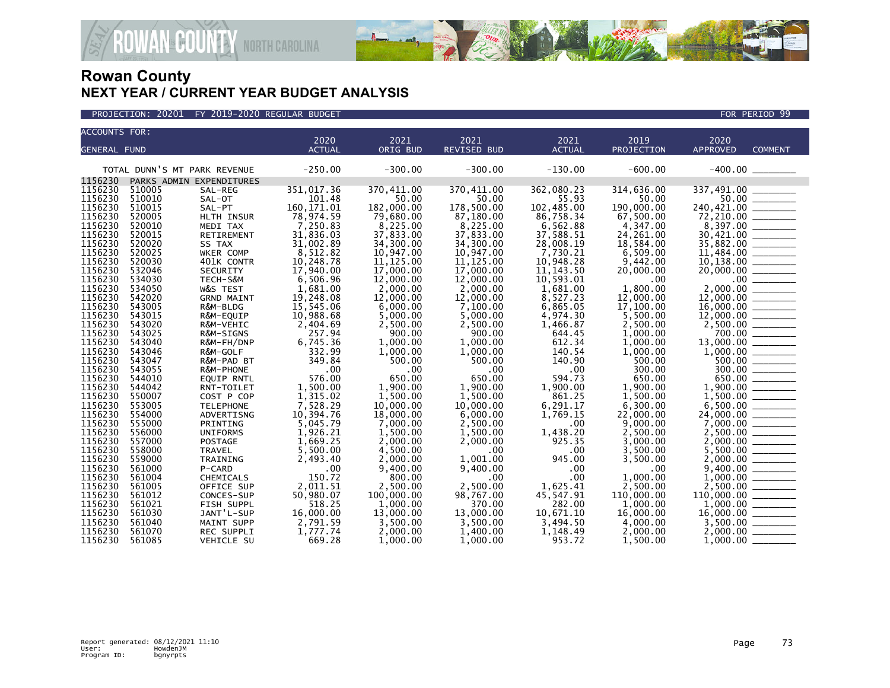# Rowan County
## NEXT YEAR / CURRENT YEAR BUDGET ANALYSIS

PROJECTION: 20201 FY 2019-2020 REGULAR BUDGET — FOR PERIOD 99

| ACCOUNTS FOR: GENERAL FUND | | | 2020 ACTUAL | 2021 ORIG BUD | 2021 REVISED BUD | 2021 ACTUAL | 2019 PROJECTION | 2020 APPROVED | COMMENT |
|---|---|---|---|---|---|---|---|---|---|
| TOTAL DUNN'S MT PARK REVENUE | | | -250.00 | -300.00 | -300.00 | -130.00 | -600.00 | -400.00 | |
| 1156230 | PARKS ADMIN EXPENDITURES | | | | | | | | |
| 1156230 | 510005 | SAL-REG | 351,017.36 | 370,411.00 | 370,411.00 | 362,080.23 | 314,636.00 | 337,491.00 | |
| 1156230 | 510010 | SAL-OT | 101.48 | 50.00 | 50.00 | 55.93 | 50.00 | 50.00 | |
| 1156230 | 510015 | SAL-PT | 160,171.01 | 182,000.00 | 178,500.00 | 102,485.00 | 190,000.00 | 240,421.00 | |
| 1156230 | 520005 | HLTH INSUR | 78,974.59 | 79,680.00 | 87,180.00 | 86,758.34 | 67,500.00 | 72,210.00 | |
| 1156230 | 520010 | MEDI TAX | 7,250.83 | 8,225.00 | 8,225.00 | 6,562.88 | 4,347.00 | 8,397.00 | |
| 1156230 | 520015 | RETIREMENT | 31,836.03 | 37,833.00 | 37,833.00 | 37,588.51 | 24,261.00 | 30,421.00 | |
| 1156230 | 520020 | SS TAX | 31,002.89 | 34,300.00 | 34,300.00 | 28,008.19 | 18,584.00 | 35,882.00 | |
| 1156230 | 520025 | WKER COMP | 8,512.82 | 10,947.00 | 10,947.00 | 7,730.21 | 6,509.00 | 11,484.00 | |
| 1156230 | 520030 | 401K CONTR | 10,248.78 | 11,125.00 | 11,125.00 | 10,948.28 | 9,442.00 | 10,138.00 | |
| 1156230 | 532046 | SECURITY | 17,940.00 | 17,000.00 | 17,000.00 | 11,143.50 | 20,000.00 | 20,000.00 | |
| 1156230 | 534030 | TECH-S&M | 6,506.96 | 12,000.00 | 12,000.00 | 10,593.01 | .00 | .00 | |
| 1156230 | 534050 | W&S TEST | 1,681.00 | 2,000.00 | 2,000.00 | 1,681.00 | 1,800.00 | 2,000.00 | |
| 1156230 | 542020 | GRND MAINT | 19,248.08 | 12,000.00 | 12,000.00 | 8,527.23 | 12,000.00 | 12,000.00 | |
| 1156230 | 543005 | R&M-BLDG | 15,545.06 | 6,000.00 | 7,100.00 | 6,865.05 | 17,100.00 | 16,000.00 | |
| 1156230 | 543015 | R&M-EQUIP | 10,988.68 | 5,000.00 | 5,000.00 | 4,974.30 | 5,500.00 | 12,000.00 | |
| 1156230 | 543020 | R&M-VEHIC | 2,404.69 | 2,500.00 | 2,500.00 | 1,466.87 | 2,500.00 | 2,500.00 | |
| 1156230 | 543025 | R&M-SIGNS | 257.94 | 900.00 | 900.00 | 644.45 | 1,000.00 | 700.00 | |
| 1156230 | 543040 | R&M-FH/DNP | 6,745.36 | 1,000.00 | 1,000.00 | 612.34 | 1,000.00 | 13,000.00 | |
| 1156230 | 543046 | R&M-GOLF | 332.99 | 1,000.00 | 1,000.00 | 140.54 | 1,000.00 | 1,000.00 | |
| 1156230 | 543047 | R&M-PAD BT | 349.84 | 500.00 | 500.00 | 140.90 | 500.00 | 500.00 | |
| 1156230 | 543055 | R&M-PHONE | .00 | .00 | .00 | .00 | 300.00 | 300.00 | |
| 1156230 | 544010 | EQUIP RNTL | 576.00 | 650.00 | 650.00 | 594.73 | 650.00 | 650.00 | |
| 1156230 | 544042 | RNT-TOILET | 1,500.00 | 1,900.00 | 1,900.00 | 1,900.00 | 1,900.00 | 1,900.00 | |
| 1156230 | 550007 | COST P COP | 1,315.02 | 1,500.00 | 1,500.00 | 861.25 | 1,500.00 | 1,500.00 | |
| 1156230 | 553005 | TELEPHONE | 7,528.29 | 10,000.00 | 10,000.00 | 6,291.17 | 6,300.00 | 6,500.00 | |
| 1156230 | 554000 | ADVERTISNG | 10,394.76 | 18,000.00 | 6,000.00 | 1,769.15 | 22,000.00 | 24,000.00 | |
| 1156230 | 555000 | PRINTING | 5,045.79 | 7,000.00 | 2,500.00 | .00 | 9,000.00 | 7,000.00 | |
| 1156230 | 556000 | UNIFORMS | 1,926.21 | 1,500.00 | 1,500.00 | 1,438.20 | 2,500.00 | 2,500.00 | |
| 1156230 | 557000 | POSTAGE | 1,669.25 | 2,000.00 | 2,000.00 | 925.35 | 3,000.00 | 2,000.00 | |
| 1156230 | 558000 | TRAVEL | 5,500.00 | 4,500.00 | .00 | .00 | 3,500.00 | 5,500.00 | |
| 1156230 | 559000 | TRAINING | 2,493.40 | 2,000.00 | 1,001.00 | 945.00 | 3,500.00 | 2,000.00 | |
| 1156230 | 561000 | P-CARD | .00 | 9,400.00 | 9,400.00 | .00 | .00 | 9,400.00 | |
| 1156230 | 561004 | CHEMICALS | 150.72 | 800.00 | .00 | .00 | 1,000.00 | 1,000.00 | |
| 1156230 | 561005 | OFFICE SUP | 2,011.51 | 2,500.00 | 2,500.00 | 1,625.41 | 2,500.00 | 2,500.00 | |
| 1156230 | 561012 | CONCES-SUP | 50,980.07 | 100,000.00 | 98,767.00 | 45,547.91 | 110,000.00 | 110,000.00 | |
| 1156230 | 561021 | FISH SUPPL | 518.25 | 1,000.00 | 370.00 | 282.00 | 1,000.00 | 1,000.00 | |
| 1156230 | 561030 | JANT'L-SUP | 16,000.00 | 13,000.00 | 13,000.00 | 10,671.10 | 16,000.00 | 16,000.00 | |
| 1156230 | 561040 | MAINT SUPP | 2,791.59 | 3,500.00 | 3,500.00 | 3,494.50 | 4,000.00 | 3,500.00 | |
| 1156230 | 561070 | REC SUPPLI | 1,777.74 | 2,000.00 | 1,400.00 | 1,148.49 | 2,000.00 | 2,000.00 | |
| 1156230 | 561085 | VEHICLE SU | 669.28 | 1,000.00 | 1,000.00 | 953.72 | 1,500.00 | 1,000.00 | |

Report generated: 08/12/2021 11:10
User: HowdenJM
Program ID: bgnyrpts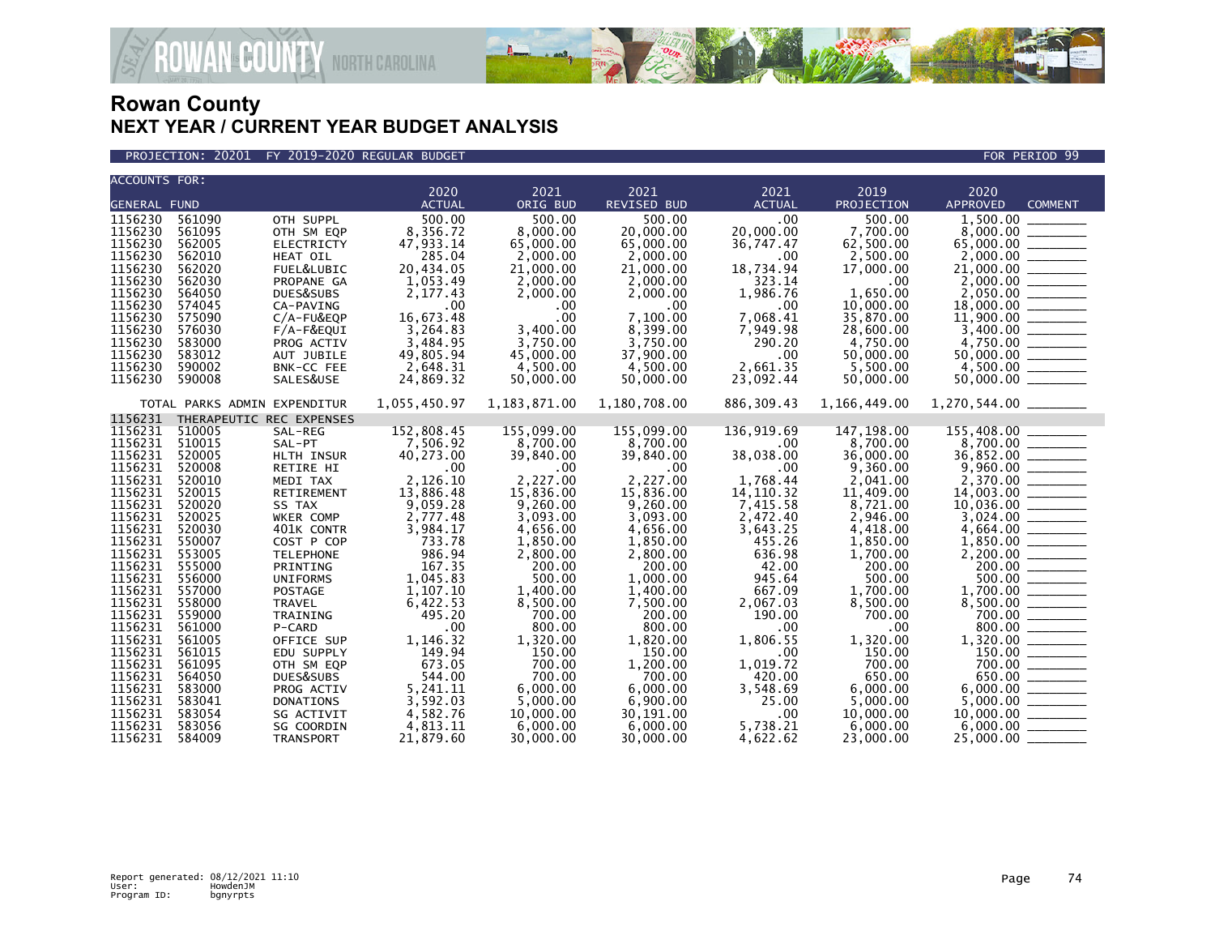# Rowan County
## NEXT YEAR / CURRENT YEAR BUDGET ANALYSIS

PROJECTION: 20201 FY 2019-2020 REGULAR BUDGET — FOR PERIOD 99

| ACCOUNTS FOR: GENERAL FUND | | | 2020 ACTUAL | 2021 ORIG BUD | 2021 REVISED BUD | 2021 ACTUAL | 2019 PROJECTION | 2020 APPROVED | COMMENT |
|---|---|---|---|---|---|---|---|---|---|
| 1156230 | 561090 | OTH SUPPL | 500.00 | 500.00 | 500.00 | .00 | 500.00 | 1,500.00 | |
| 1156230 | 561095 | OTH SM EQP | 8,356.72 | 8,000.00 | 20,000.00 | 20,000.00 | 7,700.00 | 8,000.00 | |
| 1156230 | 562005 | ELECTRICTY | 47,933.14 | 65,000.00 | 65,000.00 | 36,747.47 | 62,500.00 | 65,000.00 | |
| 1156230 | 562010 | HEAT OIL | 285.04 | 2,000.00 | 2,000.00 | .00 | 2,500.00 | 2,000.00 | |
| 1156230 | 562020 | FUEL&LUBIC | 20,434.05 | 21,000.00 | 21,000.00 | 18,734.94 | 17,000.00 | 21,000.00 | |
| 1156230 | 562030 | PROPANE GA | 1,053.49 | 2,000.00 | 2,000.00 | 323.14 | .00 | 2,000.00 | |
| 1156230 | 564050 | DUES&SUBS | 2,177.43 | 2,000.00 | 2,000.00 | 1,986.76 | 1,650.00 | 2,050.00 | |
| 1156230 | 574045 | CA-PAVING | .00 | .00 | .00 | .00 | 10,000.00 | 18,000.00 | |
| 1156230 | 575090 | C/A-FU&EQP | 16,673.48 | .00 | 7,100.00 | 7,068.41 | 35,870.00 | 11,900.00 | |
| 1156230 | 576030 | F/A-F&EQUI | 3,264.83 | 3,400.00 | 8,399.00 | 7,949.98 | 28,600.00 | 3,400.00 | |
| 1156230 | 583000 | PROG ACTIV | 3,484.95 | 3,750.00 | 3,750.00 | 290.20 | 4,750.00 | 4,750.00 | |
| 1156230 | 583012 | AUT JUBILE | 49,805.94 | 45,000.00 | 37,900.00 | .00 | 50,000.00 | 50,000.00 | |
| 1156230 | 590002 | BNK-CC FEE | 2,648.31 | 4,500.00 | 4,500.00 | 2,661.35 | 5,500.00 | 4,500.00 | |
| 1156230 | 590008 | SALES&USE | 24,869.32 | 50,000.00 | 50,000.00 | 23,092.44 | 50,000.00 | 50,000.00 | |
| TOTAL PARKS ADMIN EXPENDITUR | | | 1,055,450.97 | 1,183,871.00 | 1,180,708.00 | 886,309.43 | 1,166,449.00 | 1,270,544.00 | |
| 1156231 | THERAPEUTIC REC EXPENSES | | | | | | | | |
| 1156231 | 510005 | SAL-REG | 152,808.45 | 155,099.00 | 155,099.00 | 136,919.69 | 147,198.00 | 155,408.00 | |
| 1156231 | 510015 | SAL-PT | 7,506.92 | 8,700.00 | 8,700.00 | .00 | 8,700.00 | 8,700.00 | |
| 1156231 | 520005 | HLTH INSUR | 40,273.00 | 39,840.00 | 39,840.00 | 38,038.00 | 36,000.00 | 36,852.00 | |
| 1156231 | 520008 | RETIRE HI | .00 | .00 | .00 | .00 | 9,360.00 | 9,960.00 | |
| 1156231 | 520010 | MEDI TAX | 2,126.10 | 2,227.00 | 2,227.00 | 1,768.44 | 2,041.00 | 2,370.00 | |
| 1156231 | 520015 | RETIREMENT | 13,886.48 | 15,836.00 | 15,836.00 | 14,110.32 | 11,409.00 | 14,003.00 | |
| 1156231 | 520020 | SS TAX | 9,059.28 | 9,260.00 | 9,260.00 | 7,415.58 | 8,721.00 | 10,036.00 | |
| 1156231 | 520025 | WKER COMP | 2,777.48 | 3,093.00 | 3,093.00 | 2,472.40 | 2,946.00 | 3,024.00 | |
| 1156231 | 520030 | 401K CONTR | 3,984.17 | 4,656.00 | 4,656.00 | 3,643.25 | 4,418.00 | 4,664.00 | |
| 1156231 | 550007 | COST P COP | 733.78 | 1,850.00 | 1,850.00 | 455.26 | 1,850.00 | 1,850.00 | |
| 1156231 | 553005 | TELEPHONE | 986.94 | 2,800.00 | 2,800.00 | 636.98 | 1,700.00 | 2,200.00 | |
| 1156231 | 555000 | PRINTING | 167.35 | 200.00 | 200.00 | 42.00 | 200.00 | 200.00 | |
| 1156231 | 556000 | UNIFORMS | 1,045.83 | 500.00 | 1,000.00 | 945.64 | 500.00 | 500.00 | |
| 1156231 | 557000 | POSTAGE | 1,107.10 | 1,400.00 | 1,400.00 | 667.09 | 1,700.00 | 1,700.00 | |
| 1156231 | 558000 | TRAVEL | 6,422.53 | 8,500.00 | 7,500.00 | 2,067.03 | 8,500.00 | 8,500.00 | |
| 1156231 | 559000 | TRAINING | 495.20 | 700.00 | 200.00 | 190.00 | 700.00 | 700.00 | |
| 1156231 | 561000 | P-CARD | .00 | 800.00 | 800.00 | .00 | .00 | 800.00 | |
| 1156231 | 561005 | OFFICE SUP | 1,146.32 | 1,320.00 | 1,820.00 | 1,806.55 | 1,320.00 | 1,320.00 | |
| 1156231 | 561015 | EDU SUPPLY | 149.94 | 150.00 | 150.00 | .00 | 150.00 | 150.00 | |
| 1156231 | 561095 | OTH SM EQP | 673.05 | 700.00 | 1,200.00 | 1,019.72 | 700.00 | 700.00 | |
| 1156231 | 564050 | DUES&SUBS | 544.00 | 700.00 | 700.00 | 420.00 | 650.00 | 650.00 | |
| 1156231 | 583000 | PROG ACTIV | 5,241.11 | 6,000.00 | 6,000.00 | 3,548.69 | 6,000.00 | 6,000.00 | |
| 1156231 | 583041 | DONATIONS | 3,592.03 | 5,000.00 | 6,900.00 | 25.00 | 5,000.00 | 5,000.00 | |
| 1156231 | 583054 | SG ACTIVIT | 4,582.76 | 10,000.00 | 30,191.00 | .00 | 10,000.00 | 10,000.00 | |
| 1156231 | 583056 | SG COORDIN | 4,813.11 | 6,000.00 | 6,000.00 | 5,738.21 | 6,000.00 | 6,000.00 | |
| 1156231 | 584009 | TRANSPORT | 21,879.60 | 30,000.00 | 30,000.00 | 4,622.62 | 23,000.00 | 25,000.00 | |

Report generated: 08/12/2021 11:10
User: HowdenJM
Program ID: bgnyrpts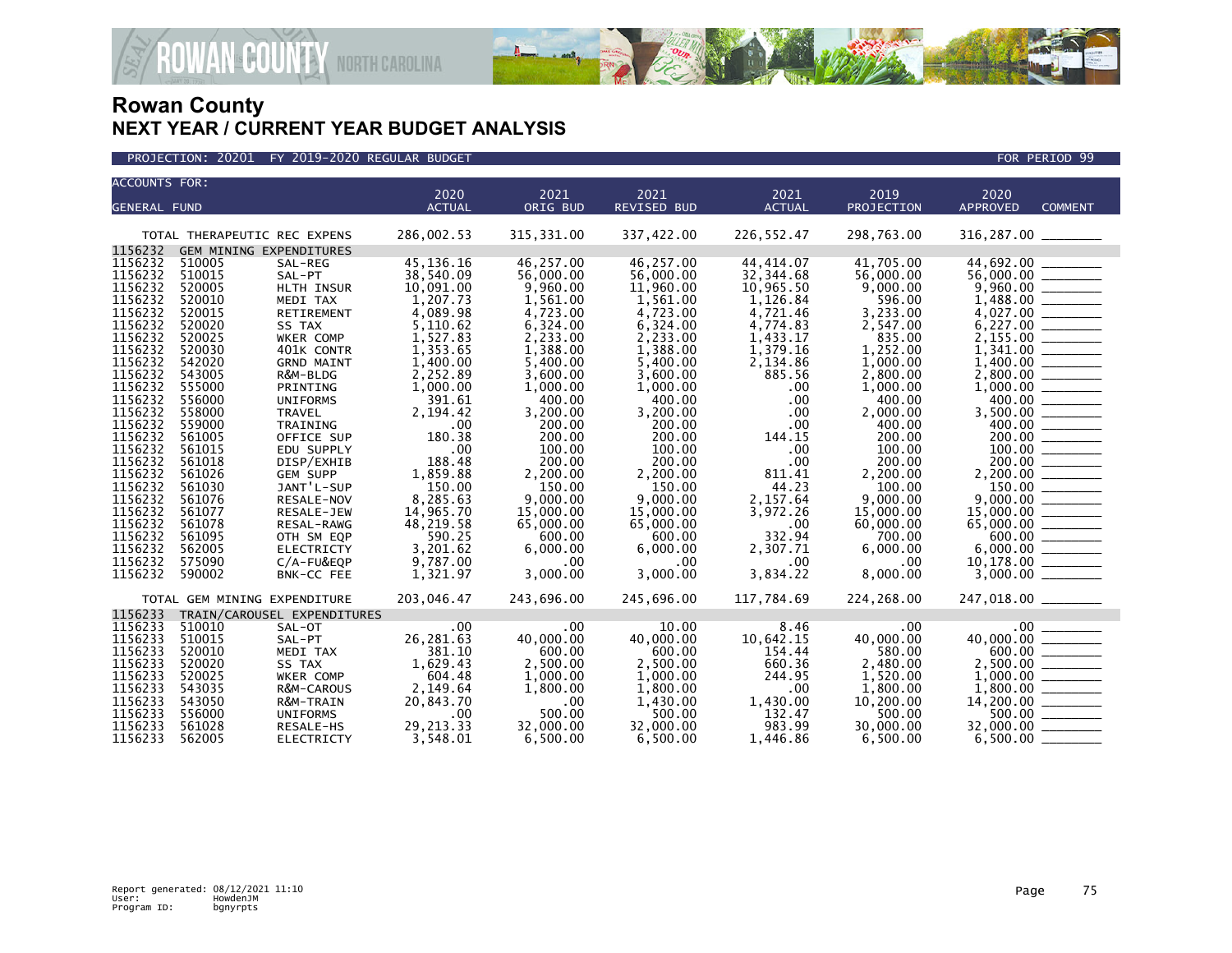# Rowan County
## NEXT YEAR / CURRENT YEAR BUDGET ANALYSIS

PROJECTION: 20201 FY 2019-2020 REGULAR BUDGET FOR PERIOD 99

| ACCOUNTS FOR: GENERAL FUND | | | 2020 ACTUAL | 2021 ORIG BUD | 2021 REVISED BUD | 2021 ACTUAL | 2019 PROJECTION | 2020 APPROVED | COMMENT |
|---|---|---|---|---|---|---|---|---|---|
| TOTAL THERAPEUTIC REC EXPENS | | | 286,002.53 | 315,331.00 | 337,422.00 | 226,552.47 | 298,763.00 | 316,287.00 | _______ |
| 1156232 | GEM MINING EXPENDITURES | | | | | | | | |
| 1156232 | 510005 | SAL-REG | 45,136.16 | 46,257.00 | 46,257.00 | 44,414.07 | 41,705.00 | 44,692.00 | _______ |
| 1156232 | 510015 | SAL-PT | 38,540.09 | 56,000.00 | 56,000.00 | 32,344.68 | 56,000.00 | 56,000.00 | _______ |
| 1156232 | 520005 | HLTH INSUR | 10,091.00 | 9,960.00 | 11,960.00 | 10,965.50 | 9,000.00 | 9,960.00 | _______ |
| 1156232 | 520010 | MEDI TAX | 1,207.73 | 1,561.00 | 1,561.00 | 1,126.84 | 596.00 | 1,488.00 | _______ |
| 1156232 | 520015 | RETIREMENT | 4,089.98 | 4,723.00 | 4,723.00 | 4,721.46 | 3,233.00 | 4,027.00 | _______ |
| 1156232 | 520020 | SS TAX | 5,110.62 | 6,324.00 | 6,324.00 | 4,774.83 | 2,547.00 | 6,227.00 | _______ |
| 1156232 | 520025 | WKER COMP | 1,527.83 | 2,233.00 | 2,233.00 | 1,433.17 | 835.00 | 2,155.00 | _______ |
| 1156232 | 520030 | 401K CONTR | 1,353.65 | 1,388.00 | 1,388.00 | 1,379.16 | 1,252.00 | 1,341.00 | _______ |
| 1156232 | 542020 | GRND MAINT | 1,400.00 | 5,400.00 | 5,400.00 | 2,134.86 | 1,000.00 | 1,400.00 | _______ |
| 1156232 | 543005 | R&M-BLDG | 2,252.89 | 3,600.00 | 3,600.00 | 885.56 | 2,800.00 | 2,800.00 | _______ |
| 1156232 | 555000 | PRINTING | 1,000.00 | 1,000.00 | 1,000.00 | .00 | 1,000.00 | 1,000.00 | _______ |
| 1156232 | 556000 | UNIFORMS | 391.61 | 400.00 | 400.00 | .00 | 400.00 | 400.00 | _______ |
| 1156232 | 558000 | TRAVEL | 2,194.42 | 3,200.00 | 3,200.00 | .00 | 2,000.00 | 3,500.00 | _______ |
| 1156232 | 559000 | TRAINING | .00 | 200.00 | 200.00 | .00 | 400.00 | 400.00 | _______ |
| 1156232 | 561005 | OFFICE SUP | 180.38 | 200.00 | 200.00 | 144.15 | 200.00 | 200.00 | _______ |
| 1156232 | 561015 | EDU SUPPLY | .00 | 100.00 | 100.00 | .00 | 100.00 | 100.00 | _______ |
| 1156232 | 561018 | DISP/EXHIB | 188.48 | 200.00 | 200.00 | .00 | 200.00 | 200.00 | _______ |
| 1156232 | 561026 | GEM SUPP | 1,859.88 | 2,200.00 | 2,200.00 | 811.41 | 2,200.00 | 2,200.00 | _______ |
| 1156232 | 561030 | JANT'L-SUP | 150.00 | 150.00 | 150.00 | 44.23 | 100.00 | 150.00 | _______ |
| 1156232 | 561076 | RESALE-NOV | 8,285.63 | 9,000.00 | 9,000.00 | 2,157.64 | 9,000.00 | 9,000.00 | _______ |
| 1156232 | 561077 | RESALE-JEW | 14,965.70 | 15,000.00 | 15,000.00 | 3,972.26 | 15,000.00 | 15,000.00 | _______ |
| 1156232 | 561078 | RESAL-RAWG | 48,219.58 | 65,000.00 | 65,000.00 | .00 | 60,000.00 | 65,000.00 | _______ |
| 1156232 | 561095 | OTH SM EQP | 590.25 | 600.00 | 600.00 | 332.94 | 700.00 | 600.00 | _______ |
| 1156232 | 562005 | ELECTRICTY | 3,201.62 | 6,000.00 | 6,000.00 | 2,307.71 | 6,000.00 | 6,000.00 | _______ |
| 1156232 | 575090 | C/A-FU&EQP | 9,787.00 | .00 | .00 | .00 | .00 | 10,178.00 | _______ |
| 1156232 | 590002 | BNK-CC FEE | 1,321.97 | 3,000.00 | 3,000.00 | 3,834.22 | 8,000.00 | 3,000.00 | _______ |
| TOTAL GEM MINING EXPENDITURE | | | 203,046.47 | 243,696.00 | 245,696.00 | 117,784.69 | 224,268.00 | 247,018.00 | _______ |
| 1156233 | TRAIN/CAROUSEL EXPENDITURES | | | | | | | | |
| 1156233 | 510010 | SAL-OT | .00 | .00 | 10.00 | 8.46 | .00 | .00 | _______ |
| 1156233 | 510015 | SAL-PT | 26,281.63 | 40,000.00 | 40,000.00 | 10,642.15 | 40,000.00 | 40,000.00 | _______ |
| 1156233 | 520010 | MEDI TAX | 381.10 | 600.00 | 600.00 | 154.44 | 580.00 | 600.00 | _______ |
| 1156233 | 520020 | SS TAX | 1,629.43 | 2,500.00 | 2,500.00 | 660.36 | 2,480.00 | 2,500.00 | _______ |
| 1156233 | 520025 | WKER COMP | 604.48 | 1,000.00 | 1,000.00 | 244.95 | 1,520.00 | 1,000.00 | _______ |
| 1156233 | 543035 | R&M-CAROUS | 2,149.64 | 1,800.00 | 1,800.00 | .00 | 1,800.00 | 1,800.00 | _______ |
| 1156233 | 543050 | R&M-TRAIN | 20,843.70 | .00 | 1,430.00 | 1,430.00 | 10,200.00 | 14,200.00 | _______ |
| 1156233 | 556000 | UNIFORMS | .00 | 500.00 | 500.00 | 132.47 | 500.00 | 500.00 | _______ |
| 1156233 | 561028 | RESALE-HS | 29,213.33 | 32,000.00 | 32,000.00 | 983.99 | 30,000.00 | 32,000.00 | _______ |
| 1156233 | 562005 | ELECTRICTY | 3,548.01 | 6,500.00 | 6,500.00 | 1,446.86 | 6,500.00 | 6,500.00 | _______ |

Report generated: 08/12/2021 11:10
User: HowdenJM
Program ID: bgnyrpts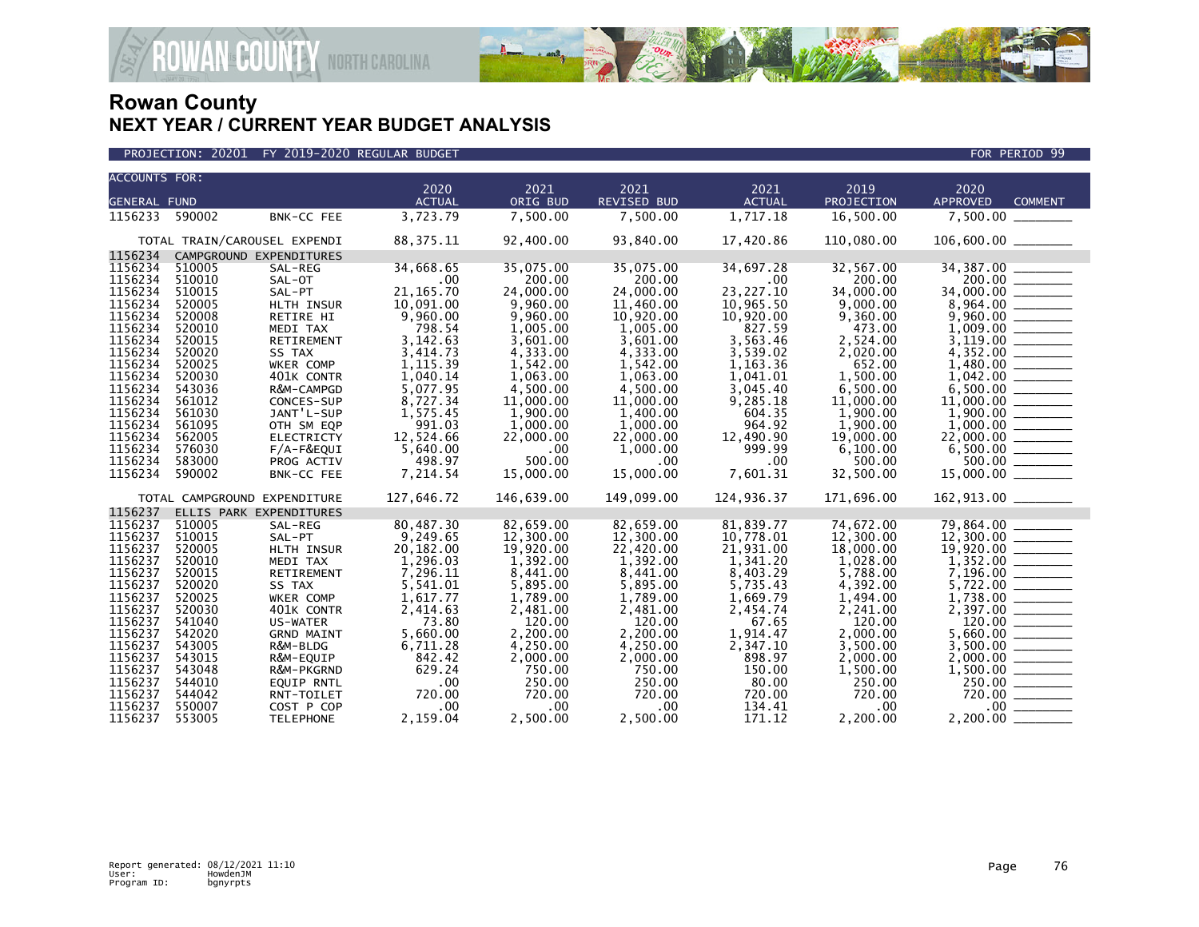# Rowan County
## NEXT YEAR / CURRENT YEAR BUDGET ANALYSIS

PROJECTION: 20201 FY 2019-2020 REGULAR BUDGET FOR PERIOD 99

| ACCOUNTS FOR: GENERAL FUND | | | 2020 ACTUAL | 2021 ORIG BUD | 2021 REVISED BUD | 2021 ACTUAL | 2019 PROJECTION | 2020 APPROVED | COMMENT |
|---|---|---|---|---|---|---|---|---|---|
| 1156233 | 590002 | BNK-CC FEE | 3,723.79 | 7,500.00 | 7,500.00 | 1,717.18 | 16,500.00 | 7,500.00 | _______ |
| TOTAL TRAIN/CAROUSEL EXPENDI | | | 88,375.11 | 92,400.00 | 93,840.00 | 17,420.86 | 110,080.00 | 106,600.00 | _______ |
| 1156234 | CAMPGROUND EXPENDITURES | | | | | | | | |
| 1156234 | 510005 | SAL-REG | 34,668.65 | 35,075.00 | 35,075.00 | 34,697.28 | 32,567.00 | 34,387.00 | _______ |
| 1156234 | 510010 | SAL-OT | .00 | 200.00 | 200.00 | .00 | 200.00 | 200.00 | _______ |
| 1156234 | 510015 | SAL-PT | 21,165.70 | 24,000.00 | 24,000.00 | 23,227.10 | 34,000.00 | 34,000.00 | _______ |
| 1156234 | 520005 | HLTH INSUR | 10,091.00 | 9,960.00 | 11,460.00 | 10,965.50 | 9,000.00 | 8,964.00 | _______ |
| 1156234 | 520008 | RETIRE HI | 9,960.00 | 9,960.00 | 10,920.00 | 10,920.00 | 9,360.00 | 9,960.00 | _______ |
| 1156234 | 520010 | MEDI TAX | 798.54 | 1,005.00 | 1,005.00 | 827.59 | 473.00 | 1,009.00 | _______ |
| 1156234 | 520015 | RETIREMENT | 3,142.63 | 3,601.00 | 3,601.00 | 3,563.46 | 2,524.00 | 3,119.00 | _______ |
| 1156234 | 520020 | SS TAX | 3,414.73 | 4,333.00 | 4,333.00 | 3,539.02 | 2,020.00 | 4,352.00 | _______ |
| 1156234 | 520025 | WKER COMP | 1,115.39 | 1,542.00 | 1,542.00 | 1,163.36 | 652.00 | 1,480.00 | _______ |
| 1156234 | 520030 | 401K CONTR | 1,040.14 | 1,063.00 | 1,063.00 | 1,041.01 | 1,500.00 | 1,042.00 | _______ |
| 1156234 | 543036 | R&M-CAMPGD | 5,077.95 | 4,500.00 | 4,500.00 | 3,045.40 | 6,500.00 | 6,500.00 | _______ |
| 1156234 | 561012 | CONCES-SUP | 8,727.34 | 11,000.00 | 11,000.00 | 9,285.18 | 11,000.00 | 11,000.00 | _______ |
| 1156234 | 561030 | JANT'L-SUP | 1,575.45 | 1,900.00 | 1,400.00 | 604.35 | 1,900.00 | 1,900.00 | _______ |
| 1156234 | 561095 | OTH SM EQP | 991.03 | 1,000.00 | 1,000.00 | 964.92 | 1,900.00 | 1,000.00 | _______ |
| 1156234 | 562005 | ELECTRICTY | 12,524.66 | 22,000.00 | 22,000.00 | 12,490.90 | 19,000.00 | 22,000.00 | _______ |
| 1156234 | 576030 | F/A-F&EQUI | 5,640.00 | .00 | 1,000.00 | 999.99 | 6,100.00 | 6,500.00 | _______ |
| 1156234 | 583000 | PROG ACTIV | 498.97 | 500.00 | .00 | .00 | 500.00 | 500.00 | _______ |
| 1156234 | 590002 | BNK-CC FEE | 7,214.54 | 15,000.00 | 15,000.00 | 7,601.31 | 32,500.00 | 15,000.00 | _______ |
| TOTAL CAMPGROUND EXPENDITURE | | | 127,646.72 | 146,639.00 | 149,099.00 | 124,936.37 | 171,696.00 | 162,913.00 | _______ |
| 1156237 | ELLIS PARK EXPENDITURES | | | | | | | | |
| 1156237 | 510005 | SAL-REG | 80,487.30 | 82,659.00 | 82,659.00 | 81,839.77 | 74,672.00 | 79,864.00 | _______ |
| 1156237 | 510015 | SAL-PT | 9,249.65 | 12,300.00 | 12,300.00 | 10,778.01 | 12,300.00 | 12,300.00 | _______ |
| 1156237 | 520005 | HLTH INSUR | 20,182.00 | 19,920.00 | 22,420.00 | 21,931.00 | 18,000.00 | 19,920.00 | _______ |
| 1156237 | 520010 | MEDI TAX | 1,296.03 | 1,392.00 | 1,392.00 | 1,341.20 | 1,028.00 | 1,352.00 | _______ |
| 1156237 | 520015 | RETIREMENT | 7,296.11 | 8,441.00 | 8,441.00 | 8,403.29 | 5,788.00 | 7,196.00 | _______ |
| 1156237 | 520020 | SS TAX | 5,541.01 | 5,895.00 | 5,895.00 | 5,735.43 | 4,392.00 | 5,722.00 | _______ |
| 1156237 | 520025 | WKER COMP | 1,617.77 | 1,789.00 | 1,789.00 | 1,669.79 | 1,494.00 | 1,738.00 | _______ |
| 1156237 | 520030 | 401K CONTR | 2,414.63 | 2,481.00 | 2,481.00 | 2,454.74 | 2,241.00 | 2,397.00 | _______ |
| 1156237 | 541040 | US-WATER | 73.80 | 120.00 | 120.00 | 67.65 | 120.00 | 120.00 | _______ |
| 1156237 | 542020 | GRND MAINT | 5,660.00 | 2,200.00 | 2,200.00 | 1,914.47 | 2,000.00 | 5,660.00 | _______ |
| 1156237 | 543005 | R&M-BLDG | 6,711.28 | 4,250.00 | 4,250.00 | 2,347.10 | 3,500.00 | 3,500.00 | _______ |
| 1156237 | 543015 | R&M-EQUIP | 842.42 | 2,000.00 | 2,000.00 | 898.97 | 2,000.00 | 2,000.00 | _______ |
| 1156237 | 543048 | R&M-PKGRND | 629.24 | 750.00 | 750.00 | 150.00 | 1,500.00 | 1,500.00 | _______ |
| 1156237 | 544010 | EQUIP RNTL | .00 | 250.00 | 250.00 | 80.00 | 250.00 | 250.00 | _______ |
| 1156237 | 544042 | RNT-TOILET | 720.00 | 720.00 | 720.00 | 720.00 | 720.00 | 720.00 | _______ |
| 1156237 | 550007 | COST P COP | .00 | .00 | .00 | 134.41 | .00 | .00 | _______ |
| 1156237 | 553005 | TELEPHONE | 2,159.04 | 2,500.00 | 2,500.00 | 171.12 | 2,200.00 | 2,200.00 | _______ |

Report generated: 08/12/2021 11:10
User: HowdenJM
Program ID: bgnyrpts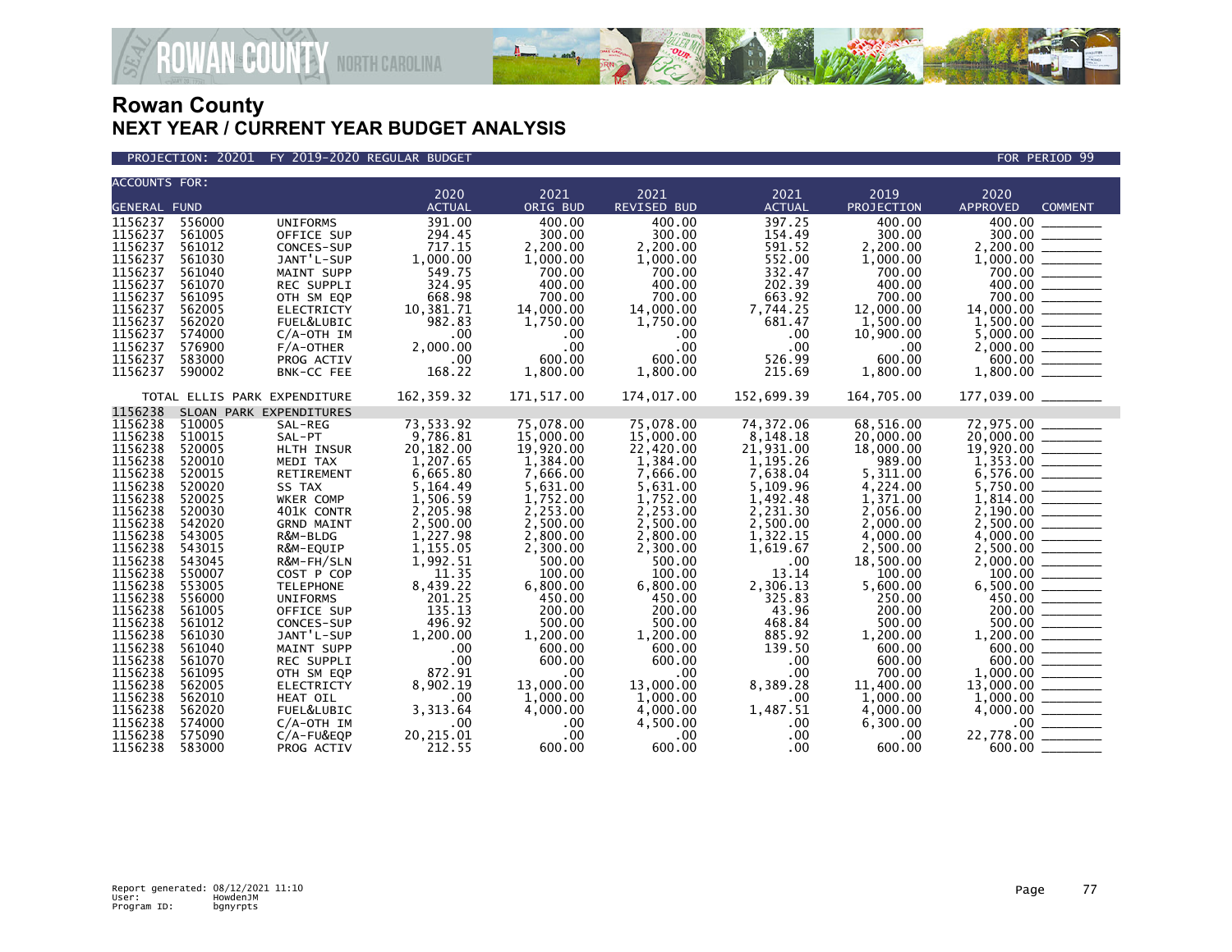# Rowan County
## NEXT YEAR / CURRENT YEAR BUDGET ANALYSIS

PROJECTION: 20201 FY 2019-2020 REGULAR BUDGET FOR PERIOD 99

| ACCOUNTS FOR: GENERAL FUND | | | 2020 ACTUAL | 2021 ORIG BUD | 2021 REVISED BUD | 2021 ACTUAL | 2019 PROJECTION | 2020 APPROVED | COMMENT |
|---|---|---|---|---|---|---|---|---|---|
| 1156237 | 556000 | UNIFORMS | 391.00 | 400.00 | 400.00 | 397.25 | 400.00 | 400.00 | _______ |
| 1156237 | 561005 | OFFICE SUP | 294.45 | 300.00 | 300.00 | 154.49 | 300.00 | 300.00 | _______ |
| 1156237 | 561012 | CONCES-SUP | 717.15 | 2,200.00 | 2,200.00 | 591.52 | 2,200.00 | 2,200.00 | _______ |
| 1156237 | 561030 | JANT'L-SUP | 1,000.00 | 1,000.00 | 1,000.00 | 552.00 | 1,000.00 | 1,000.00 | _______ |
| 1156237 | 561040 | MAINT SUPP | 549.75 | 700.00 | 700.00 | 332.47 | 700.00 | 700.00 | _______ |
| 1156237 | 561070 | REC SUPPLI | 324.95 | 400.00 | 400.00 | 202.39 | 400.00 | 400.00 | _______ |
| 1156237 | 561095 | OTH SM EQP | 668.98 | 700.00 | 700.00 | 663.92 | 700.00 | 700.00 | _______ |
| 1156237 | 562005 | ELECTRICTY | 10,381.71 | 14,000.00 | 14,000.00 | 7,744.25 | 12,000.00 | 14,000.00 | _______ |
| 1156237 | 562020 | FUEL&LUBIC | 982.83 | 1,750.00 | 1,750.00 | 681.47 | 1,500.00 | 1,500.00 | _______ |
| 1156237 | 574000 | C/A-OTH IM | .00 | .00 | .00 | .00 | 10,900.00 | 5,000.00 | _______ |
| 1156237 | 576900 | F/A-OTHER | 2,000.00 | .00 | .00 | .00 | .00 | 2,000.00 | _______ |
| 1156237 | 583000 | PROG ACTIV | .00 | 600.00 | 600.00 | 526.99 | 600.00 | 600.00 | _______ |
| 1156237 | 590002 | BNK-CC FEE | 168.22 | 1,800.00 | 1,800.00 | 215.69 | 1,800.00 | 1,800.00 | _______ |
| TOTAL ELLIS PARK EXPENDITURE | | | 162,359.32 | 171,517.00 | 174,017.00 | 152,699.39 | 164,705.00 | 177,039.00 | _______ |
| 1156238 | SLOAN PARK EXPENDITURES | | | | | | | | |
| 1156238 | 510005 | SAL-REG | 73,533.92 | 75,078.00 | 75,078.00 | 74,372.06 | 68,516.00 | 72,975.00 | _______ |
| 1156238 | 510015 | SAL-PT | 9,786.81 | 15,000.00 | 15,000.00 | 8,148.18 | 20,000.00 | 20,000.00 | _______ |
| 1156238 | 520005 | HLTH INSUR | 20,182.00 | 19,920.00 | 22,420.00 | 21,931.00 | 18,000.00 | 19,920.00 | _______ |
| 1156238 | 520010 | MEDI TAX | 1,207.65 | 1,384.00 | 1,384.00 | 1,195.26 | 989.00 | 1,353.00 | _______ |
| 1156238 | 520015 | RETIREMENT | 6,665.80 | 7,666.00 | 7,666.00 | 7,638.04 | 5,311.00 | 6,576.00 | _______ |
| 1156238 | 520020 | SS TAX | 5,164.49 | 5,631.00 | 5,631.00 | 5,109.96 | 4,224.00 | 5,750.00 | _______ |
| 1156238 | 520025 | WKER COMP | 1,506.59 | 1,752.00 | 1,752.00 | 1,492.48 | 1,371.00 | 1,814.00 | _______ |
| 1156238 | 520030 | 401K CONTR | 2,205.98 | 2,253.00 | 2,253.00 | 2,231.30 | 2,056.00 | 2,190.00 | _______ |
| 1156238 | 542020 | GRND MAINT | 2,500.00 | 2,500.00 | 2,500.00 | 2,500.00 | 2,000.00 | 2,500.00 | _______ |
| 1156238 | 543005 | R&M-BLDG | 1,227.98 | 2,800.00 | 2,800.00 | 1,322.15 | 4,000.00 | 4,000.00 | _______ |
| 1156238 | 543015 | R&M-EQUIP | 1,155.05 | 2,300.00 | 2,300.00 | 1,619.67 | 2,500.00 | 2,500.00 | _______ |
| 1156238 | 543045 | R&M-FH/SLN | 1,992.51 | 500.00 | 500.00 | .00 | 18,500.00 | 2,000.00 | _______ |
| 1156238 | 550007 | COST P COP | 11.35 | 100.00 | 100.00 | 13.14 | 100.00 | 100.00 | _______ |
| 1156238 | 553005 | TELEPHONE | 8,439.22 | 6,800.00 | 6,800.00 | 2,306.13 | 5,600.00 | 6,500.00 | _______ |
| 1156238 | 556000 | UNIFORMS | 201.25 | 450.00 | 450.00 | 325.83 | 250.00 | 450.00 | _______ |
| 1156238 | 561005 | OFFICE SUP | 135.13 | 200.00 | 200.00 | 43.96 | 200.00 | 200.00 | _______ |
| 1156238 | 561012 | CONCES-SUP | 496.92 | 500.00 | 500.00 | 468.84 | 500.00 | 500.00 | _______ |
| 1156238 | 561030 | JANT'L-SUP | 1,200.00 | 1,200.00 | 1,200.00 | 885.92 | 1,200.00 | 1,200.00 | _______ |
| 1156238 | 561040 | MAINT SUPP | .00 | 600.00 | 600.00 | 139.50 | 600.00 | 600.00 | _______ |
| 1156238 | 561070 | REC SUPPLI | .00 | 600.00 | 600.00 | .00 | 600.00 | 600.00 | _______ |
| 1156238 | 561095 | OTH SM EQP | 872.91 | .00 | .00 | .00 | 700.00 | 1,000.00 | _______ |
| 1156238 | 562005 | ELECTRICTY | 8,902.19 | 13,000.00 | 13,000.00 | 8,389.28 | 11,400.00 | 13,000.00 | _______ |
| 1156238 | 562010 | HEAT OIL | .00 | 1,000.00 | 1,000.00 | .00 | 1,000.00 | 1,000.00 | _______ |
| 1156238 | 562020 | FUEL&LUBIC | 3,313.64 | 4,000.00 | 4,000.00 | 1,487.51 | 4,000.00 | 4,000.00 | _______ |
| 1156238 | 574000 | C/A-OTH IM | .00 | .00 | 4,500.00 | .00 | 6,300.00 | .00 | _______ |
| 1156238 | 575090 | C/A-FU&EQP | 20,215.01 | .00 | .00 | .00 | .00 | 22,778.00 | _______ |
| 1156238 | 583000 | PROG ACTIV | 212.55 | 600.00 | 600.00 | .00 | 600.00 | 600.00 | _______ |

Report generated: 08/12/2021 11:10
User: HowdenJM
Program ID: bgnyrpts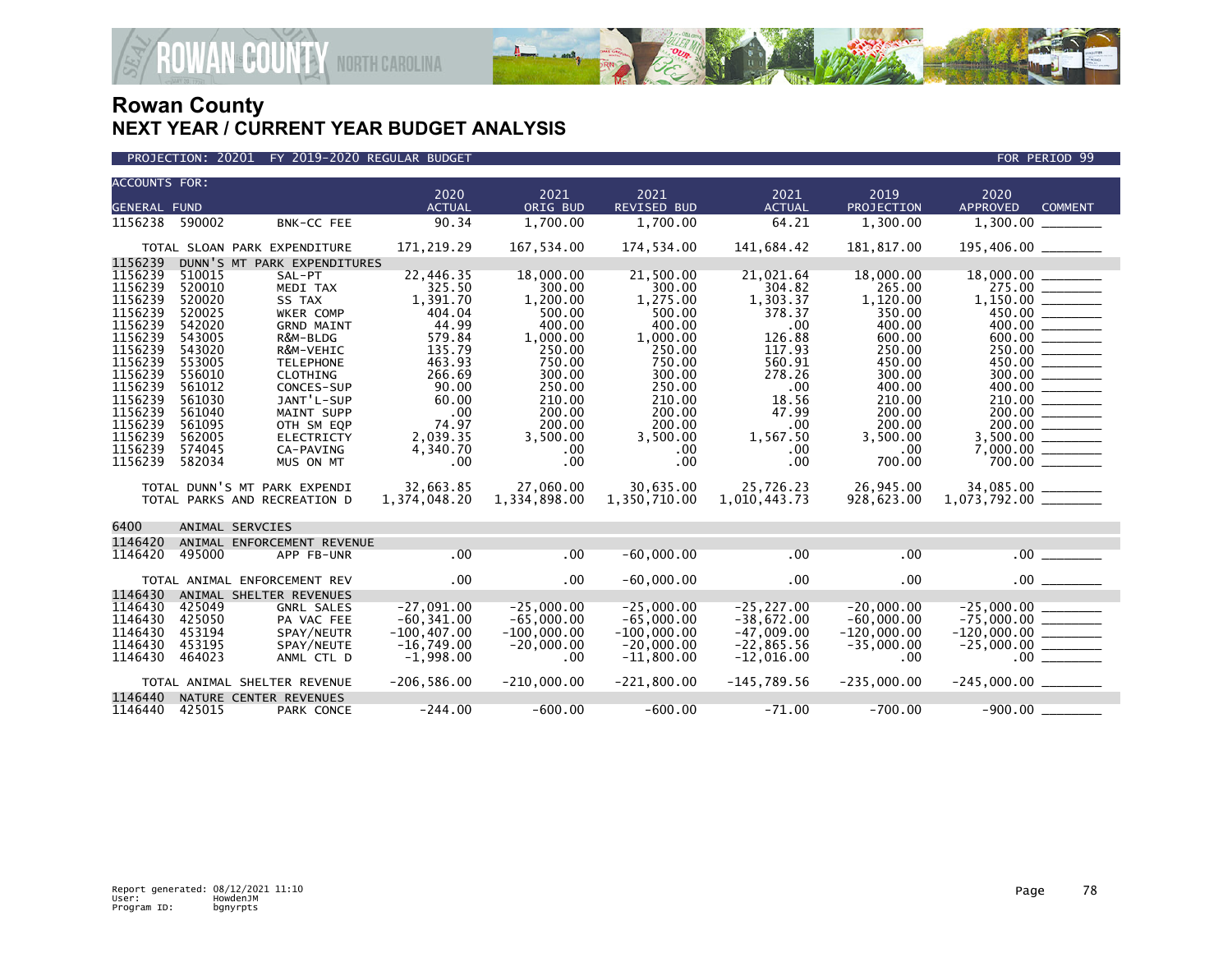# Rowan County
## NEXT YEAR / CURRENT YEAR BUDGET ANALYSIS

PROJECTION: 20201 FY 2019-2020 REGULAR BUDGET — FOR PERIOD 99

| ACCOUNTS FOR: GENERAL FUND | | | 2020 ACTUAL | 2021 ORIG BUD | 2021 REVISED BUD | 2021 ACTUAL | 2019 PROJECTION | 2020 APPROVED | COMMENT |
|---|---|---|---|---|---|---|---|---|---|
| 1156238 | 590002 | BNK-CC FEE | 90.34 | 1,700.00 | 1,700.00 | 64.21 | 1,300.00 | 1,300.00 | |
| | | TOTAL SLOAN PARK EXPENDITURE | 171,219.29 | 167,534.00 | 174,534.00 | 141,684.42 | 181,817.00 | 195,406.00 | |
| 1156239 | DUNN'S MT PARK EXPENDITURES | | | | | | | | |
| 1156239 | 510015 | SAL-PT | 22,446.35 | 18,000.00 | 21,500.00 | 21,021.64 | 18,000.00 | 18,000.00 | |
| 1156239 | 520010 | MEDI TAX | 325.50 | 300.00 | 300.00 | 304.82 | 265.00 | 275.00 | |
| 1156239 | 520020 | SS TAX | 1,391.70 | 1,200.00 | 1,275.00 | 1,303.37 | 1,120.00 | 1,150.00 | |
| 1156239 | 520025 | WKER COMP | 404.04 | 500.00 | 500.00 | 378.37 | 350.00 | 450.00 | |
| 1156239 | 542020 | GRND MAINT | 44.99 | 400.00 | 400.00 | .00 | 400.00 | 400.00 | |
| 1156239 | 543005 | R&M-BLDG | 579.84 | 1,000.00 | 1,000.00 | 126.88 | 600.00 | 600.00 | |
| 1156239 | 543020 | R&M-VEHIC | 135.79 | 250.00 | 250.00 | 117.93 | 250.00 | 250.00 | |
| 1156239 | 553005 | TELEPHONE | 463.93 | 750.00 | 750.00 | 560.91 | 450.00 | 450.00 | |
| 1156239 | 556010 | CLOTHING | 266.69 | 300.00 | 300.00 | 278.26 | 300.00 | 300.00 | |
| 1156239 | 561012 | CONCES-SUP | 90.00 | 250.00 | 250.00 | .00 | 400.00 | 400.00 | |
| 1156239 | 561030 | JANT'L-SUP | 60.00 | 210.00 | 210.00 | 18.56 | 210.00 | 210.00 | |
| 1156239 | 561040 | MAINT SUPP | .00 | 200.00 | 200.00 | 47.99 | 200.00 | 200.00 | |
| 1156239 | 561095 | OTH SM EQP | 74.97 | 200.00 | 200.00 | .00 | 200.00 | 200.00 | |
| 1156239 | 562005 | ELECTRICTY | 2,039.35 | 3,500.00 | 3,500.00 | 1,567.50 | 3,500.00 | 3,500.00 | |
| 1156239 | 574045 | CA-PAVING | 4,340.70 | .00 | .00 | .00 | .00 | 7,000.00 | |
| 1156239 | 582034 | MUS ON MT | .00 | .00 | .00 | .00 | 700.00 | 700.00 | |
| | | TOTAL DUNN'S MT PARK EXPENDI | 32,663.85 | 27,060.00 | 30,635.00 | 25,726.23 | 26,945.00 | 34,085.00 | |
| | | TOTAL PARKS AND RECREATION D | 1,374,048.20 | 1,334,898.00 | 1,350,710.00 | 1,010,443.73 | 928,623.00 | 1,073,792.00 | |
| 6400 | ANIMAL SERVCIES | | | | | | | | |
| 1146420 | ANIMAL ENFORCEMENT REVENUE | | | | | | | | |
| 1146420 | 495000 | APP FB-UNR | .00 | .00 | -60,000.00 | .00 | .00 | .00 | |
| | | TOTAL ANIMAL ENFORCEMENT REV | .00 | .00 | -60,000.00 | .00 | .00 | .00 | |
| 1146430 | ANIMAL SHELTER REVENUES | | | | | | | | |
| 1146430 | 425049 | GNRL SALES | -27,091.00 | -25,000.00 | -25,000.00 | -25,227.00 | -20,000.00 | -25,000.00 | |
| 1146430 | 425050 | PA VAC FEE | -60,341.00 | -65,000.00 | -65,000.00 | -38,672.00 | -60,000.00 | -75,000.00 | |
| 1146430 | 453194 | SPAY/NEUTR | -100,407.00 | -100,000.00 | -100,000.00 | -47,009.00 | -120,000.00 | -120,000.00 | |
| 1146430 | 453195 | SPAY/NEUTE | -16,749.00 | -20,000.00 | -20,000.00 | -22,865.56 | -35,000.00 | -25,000.00 | |
| 1146430 | 464023 | ANML CTL D | -1,998.00 | .00 | -11,800.00 | -12,016.00 | .00 | .00 | |
| | | TOTAL ANIMAL SHELTER REVENUE | -206,586.00 | -210,000.00 | -221,800.00 | -145,789.56 | -235,000.00 | -245,000.00 | |
| 1146440 | NATURE CENTER REVENUES | | | | | | | | |
| 1146440 | 425015 | PARK CONCE | -244.00 | -600.00 | -600.00 | -71.00 | -700.00 | -900.00 | |

Report generated: 08/12/2021 11:10
User: HowdenJM
Program ID: bgnyrpts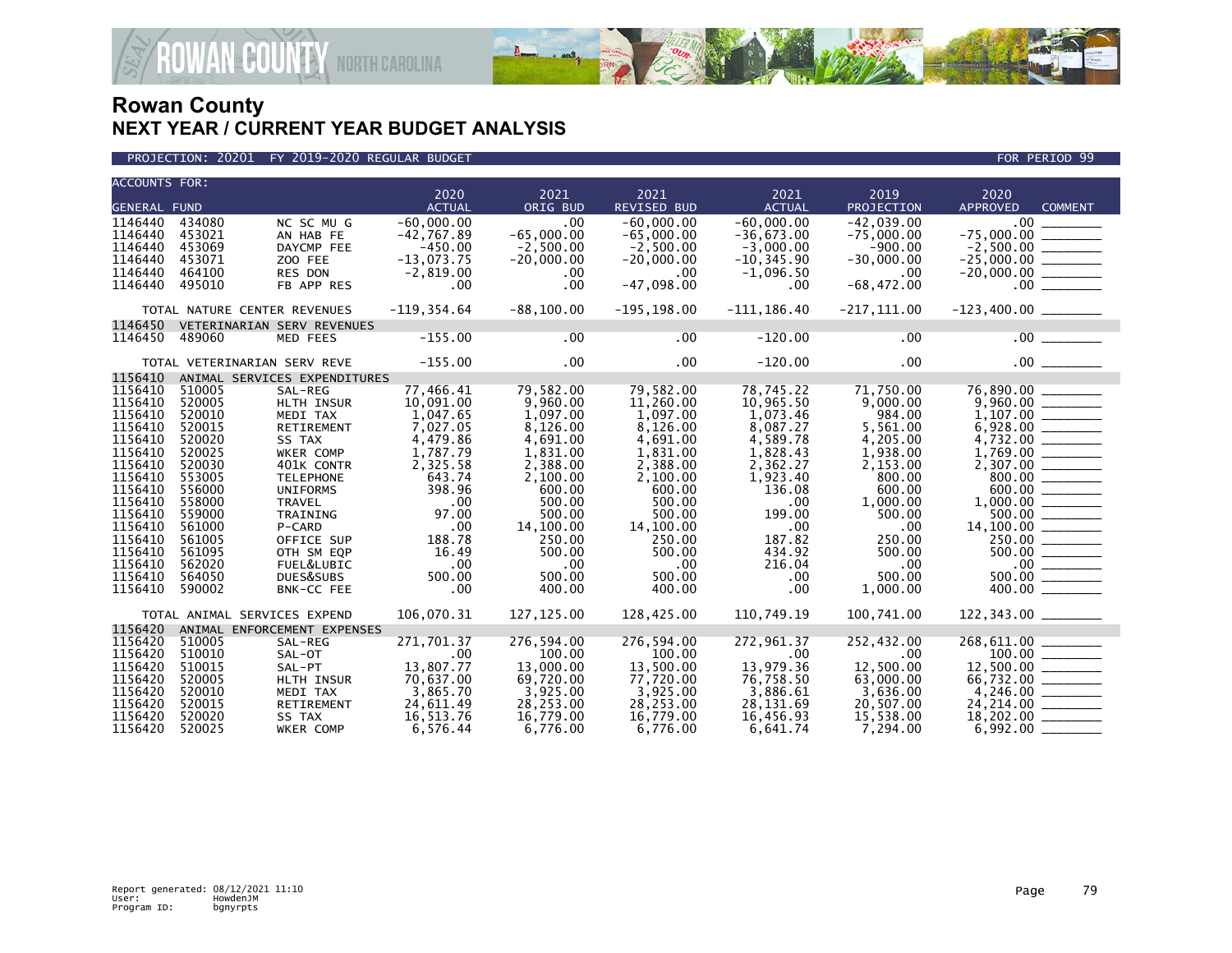# Rowan County
## NEXT YEAR / CURRENT YEAR BUDGET ANALYSIS

PROJECTION: 20201 FY 2019-2020 REGULAR BUDGET — FOR PERIOD 99

| ACCOUNTS FOR: GENERAL FUND | | | 2020 ACTUAL | 2021 ORIG BUD | 2021 REVISED BUD | 2021 ACTUAL | 2019 PROJECTION | 2020 APPROVED | COMMENT |
|---|---|---|---|---|---|---|---|---|---|
| 1146440 | 434080 | NC SC MU G | -60,000.00 | .00 | -60,000.00 | -60,000.00 | -42,039.00 | .00 | |
| 1146440 | 453021 | AN HAB FE | -42,767.89 | -65,000.00 | -65,000.00 | -36,673.00 | -75,000.00 | -75,000.00 | |
| 1146440 | 453069 | DAYCMP FEE | -450.00 | -2,500.00 | -2,500.00 | -3,000.00 | -900.00 | -2,500.00 | |
| 1146440 | 453071 | ZOO FEE | -13,073.75 | -20,000.00 | -20,000.00 | -10,345.90 | -30,000.00 | -25,000.00 | |
| 1146440 | 464100 | RES DON | -2,819.00 | .00 | .00 | -1,096.50 | .00 | -20,000.00 | |
| 1146440 | 495010 | FB APP RES | .00 | .00 | -47,098.00 | .00 | -68,472.00 | .00 | |
| TOTAL NATURE CENTER REVENUES | | | -119,354.64 | -88,100.00 | -195,198.00 | -111,186.40 | -217,111.00 | -123,400.00 | |
| 1146450 | VETERINARIAN SERV REVENUES | | | | | | | | |
| 1146450 | 489060 | MED FEES | -155.00 | .00 | .00 | -120.00 | .00 | .00 | |
| TOTAL VETERINARIAN SERV REVE | | | -155.00 | .00 | .00 | -120.00 | .00 | .00 | |
| 1156410 | ANIMAL SERVICES EXPENDITURES | | | | | | | | |
| 1156410 | 510005 | SAL-REG | 77,466.41 | 79,582.00 | 79,582.00 | 78,745.22 | 71,750.00 | 76,890.00 | |
| 1156410 | 520005 | HLTH INSUR | 10,091.00 | 9,960.00 | 11,260.00 | 10,965.50 | 9,000.00 | 9,960.00 | |
| 1156410 | 520010 | MEDI TAX | 1,047.65 | 1,097.00 | 1,097.00 | 1,073.46 | 984.00 | 1,107.00 | |
| 1156410 | 520015 | RETIREMENT | 7,027.05 | 8,126.00 | 8,126.00 | 8,087.27 | 5,561.00 | 6,928.00 | |
| 1156410 | 520020 | SS TAX | 4,479.86 | 4,691.00 | 4,691.00 | 4,589.78 | 4,205.00 | 4,732.00 | |
| 1156410 | 520025 | WKER COMP | 1,787.79 | 1,831.00 | 1,831.00 | 1,828.43 | 1,938.00 | 1,769.00 | |
| 1156410 | 520030 | 401K CONTR | 2,325.58 | 2,388.00 | 2,388.00 | 2,362.27 | 2,153.00 | 2,307.00 | |
| 1156410 | 553005 | TELEPHONE | 643.74 | 2,100.00 | 2,100.00 | 1,923.40 | 800.00 | 800.00 | |
| 1156410 | 556000 | UNIFORMS | 398.96 | 600.00 | 600.00 | 136.08 | 600.00 | 600.00 | |
| 1156410 | 558000 | TRAVEL | .00 | 500.00 | 500.00 | .00 | 1,000.00 | 1,000.00 | |
| 1156410 | 559000 | TRAINING | 97.00 | 500.00 | 500.00 | 199.00 | 500.00 | 500.00 | |
| 1156410 | 561000 | P-CARD | .00 | 14,100.00 | 14,100.00 | .00 | .00 | 14,100.00 | |
| 1156410 | 561005 | OFFICE SUP | 188.78 | 250.00 | 250.00 | 187.82 | 250.00 | 250.00 | |
| 1156410 | 561095 | OTH SM EQP | 16.49 | 500.00 | 500.00 | 434.92 | 500.00 | 500.00 | |
| 1156410 | 562020 | FUEL&LUBIC | .00 | .00 | .00 | 216.04 | .00 | .00 | |
| 1156410 | 564050 | DUES&SUBS | 500.00 | 500.00 | 500.00 | .00 | 500.00 | 500.00 | |
| 1156410 | 590002 | BNK-CC FEE | .00 | 400.00 | 400.00 | .00 | 1,000.00 | 400.00 | |
| TOTAL ANIMAL SERVICES EXPEND | | | 106,070.31 | 127,125.00 | 128,425.00 | 110,749.19 | 100,741.00 | 122,343.00 | |
| 1156420 | ANIMAL ENFORCEMENT EXPENSES | | | | | | | | |
| 1156420 | 510005 | SAL-REG | 271,701.37 | 276,594.00 | 276,594.00 | 272,961.37 | 252,432.00 | 268,611.00 | |
| 1156420 | 510010 | SAL-OT | .00 | 100.00 | 100.00 | .00 | .00 | 100.00 | |
| 1156420 | 510015 | SAL-PT | 13,807.77 | 13,000.00 | 13,500.00 | 13,979.36 | 12,500.00 | 12,500.00 | |
| 1156420 | 520005 | HLTH INSUR | 70,637.00 | 69,720.00 | 77,720.00 | 76,758.50 | 63,000.00 | 66,732.00 | |
| 1156420 | 520010 | MEDI TAX | 3,865.70 | 3,925.00 | 3,925.00 | 3,886.61 | 3,636.00 | 4,246.00 | |
| 1156420 | 520015 | RETIREMENT | 24,611.49 | 28,253.00 | 28,253.00 | 28,131.69 | 20,507.00 | 24,214.00 | |
| 1156420 | 520020 | SS TAX | 16,513.76 | 16,779.00 | 16,779.00 | 16,456.93 | 15,538.00 | 18,202.00 | |
| 1156420 | 520025 | WKER COMP | 6,576.44 | 6,776.00 | 6,776.00 | 6,641.74 | 7,294.00 | 6,992.00 | |

Report generated: 08/12/2021 11:10
User: HowdenJM
Program ID: bgnyrpts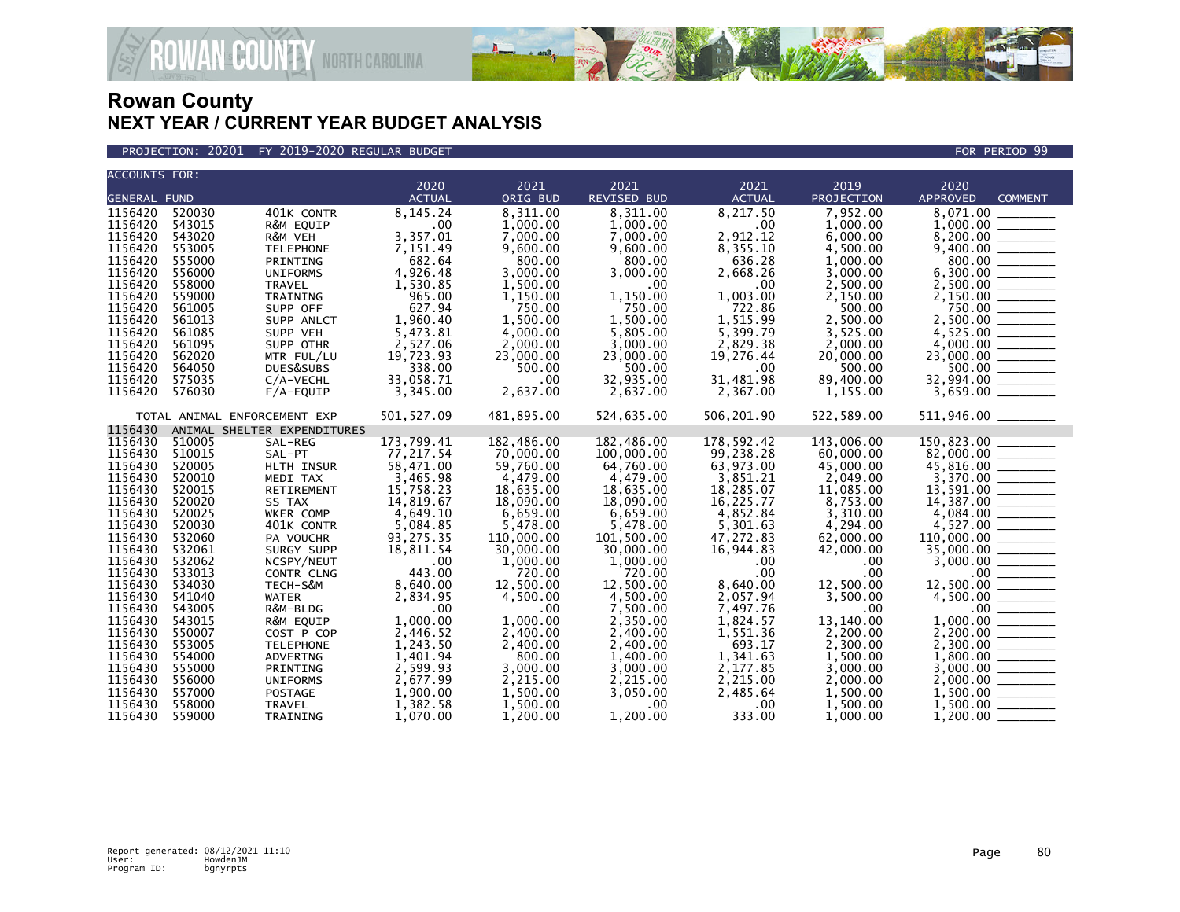# Rowan County
## NEXT YEAR / CURRENT YEAR BUDGET ANALYSIS

PROJECTION: 20201 FY 2019-2020 REGULAR BUDGET — FOR PERIOD 99

| ACCOUNTS FOR: GENERAL FUND | | | 2020 ACTUAL | 2021 ORIG BUD | 2021 REVISED BUD | 2021 ACTUAL | 2019 PROJECTION | 2020 APPROVED | COMMENT |
|---|---|---|---|---|---|---|---|---|---|
| 1156420 | 520030 | 401K CONTR | 8,145.24 | 8,311.00 | 8,311.00 | 8,217.50 | 7,952.00 | 8,071.00 | _______ |
| 1156420 | 543015 | R&M EQUIP | .00 | 1,000.00 | 1,000.00 | .00 | 1,000.00 | 1,000.00 | _______ |
| 1156420 | 543020 | R&M VEH | 3,357.01 | 7,000.00 | 7,000.00 | 2,912.12 | 6,000.00 | 8,200.00 | _______ |
| 1156420 | 553005 | TELEPHONE | 7,151.49 | 9,600.00 | 9,600.00 | 8,355.10 | 4,500.00 | 9,400.00 | _______ |
| 1156420 | 555000 | PRINTING | 682.64 | 800.00 | 800.00 | 636.28 | 1,000.00 | 800.00 | _______ |
| 1156420 | 556000 | UNIFORMS | 4,926.48 | 3,000.00 | 3,000.00 | 2,668.26 | 3,000.00 | 6,300.00 | _______ |
| 1156420 | 558000 | TRAVEL | 1,530.85 | 1,500.00 | .00 | .00 | 2,500.00 | 2,500.00 | _______ |
| 1156420 | 559000 | TRAINING | 965.00 | 1,150.00 | 1,150.00 | 1,003.00 | 2,150.00 | 2,150.00 | _______ |
| 1156420 | 561005 | SUPP OFF | 627.94 | 750.00 | 750.00 | 722.86 | 500.00 | 750.00 | _______ |
| 1156420 | 561013 | SUPP ANLCT | 1,960.40 | 1,500.00 | 1,500.00 | 1,515.99 | 2,500.00 | 2,500.00 | _______ |
| 1156420 | 561085 | SUPP VEH | 5,473.81 | 4,000.00 | 5,805.00 | 5,399.79 | 3,525.00 | 4,525.00 | _______ |
| 1156420 | 561095 | SUPP OTHR | 2,527.06 | 2,000.00 | 3,000.00 | 2,829.38 | 2,000.00 | 4,000.00 | _______ |
| 1156420 | 562020 | MTR FUL/LU | 19,723.93 | 23,000.00 | 23,000.00 | 19,276.44 | 20,000.00 | 23,000.00 | _______ |
| 1156420 | 564050 | DUES&SUBS | 338.00 | 500.00 | 500.00 | .00 | 500.00 | 500.00 | _______ |
| 1156420 | 575035 | C/A-VECHL | 33,058.71 | .00 | 32,935.00 | 31,481.98 | 89,400.00 | 32,994.00 | _______ |
| 1156420 | 576030 | F/A-EQUIP | 3,345.00 | 2,637.00 | 2,637.00 | 2,367.00 | 1,155.00 | 3,659.00 | _______ |
| | TOTAL ANIMAL ENFORCEMENT EXP | | 501,527.09 | 481,895.00 | 524,635.00 | 506,201.90 | 522,589.00 | 511,946.00 | _______ |
| 1156430 | ANIMAL SHELTER EXPENDITURES | | | | | | | | |
| 1156430 | 510005 | SAL-REG | 173,799.41 | 182,486.00 | 182,486.00 | 178,592.42 | 143,006.00 | 150,823.00 | _______ |
| 1156430 | 510015 | SAL-PT | 77,217.54 | 70,000.00 | 100,000.00 | 99,238.28 | 60,000.00 | 82,000.00 | _______ |
| 1156430 | 520005 | HLTH INSUR | 58,471.00 | 59,760.00 | 64,760.00 | 63,973.00 | 45,000.00 | 45,816.00 | _______ |
| 1156430 | 520010 | MEDI TAX | 3,465.98 | 4,479.00 | 4,479.00 | 3,851.21 | 2,049.00 | 3,370.00 | _______ |
| 1156430 | 520015 | RETIREMENT | 15,758.23 | 18,635.00 | 18,635.00 | 18,285.07 | 11,085.00 | 13,591.00 | _______ |
| 1156430 | 520020 | SS TAX | 14,819.67 | 18,090.00 | 18,090.00 | 16,225.77 | 8,753.00 | 14,387.00 | _______ |
| 1156430 | 520025 | WKER COMP | 4,649.10 | 6,659.00 | 6,659.00 | 4,852.84 | 3,310.00 | 4,084.00 | _______ |
| 1156430 | 520030 | 401K CONTR | 5,084.85 | 5,478.00 | 5,478.00 | 5,301.63 | 4,294.00 | 4,527.00 | _______ |
| 1156430 | 532060 | PA VOUCHR | 93,275.35 | 110,000.00 | 101,500.00 | 47,272.83 | 62,000.00 | 110,000.00 | _______ |
| 1156430 | 532061 | SURGY SUPP | 18,811.54 | 30,000.00 | 30,000.00 | 16,944.83 | 42,000.00 | 35,000.00 | _______ |
| 1156430 | 532062 | NCSPY/NEUT | .00 | 1,000.00 | 1,000.00 | .00 | .00 | 3,000.00 | _______ |
| 1156430 | 533013 | CONTR CLNG | 443.00 | 720.00 | 720.00 | .00 | .00 | .00 | _______ |
| 1156430 | 534030 | TECH-S&M | 8,640.00 | 12,500.00 | 12,500.00 | 8,640.00 | 12,500.00 | 12,500.00 | _______ |
| 1156430 | 541040 | WATER | 2,834.95 | 4,500.00 | 4,500.00 | 2,057.94 | 3,500.00 | 4,500.00 | _______ |
| 1156430 | 543005 | R&M-BLDG | .00 | .00 | 7,500.00 | 7,497.76 | .00 | .00 | _______ |
| 1156430 | 543015 | R&M EQUIP | 1,000.00 | 1,000.00 | 2,350.00 | 1,824.57 | 13,140.00 | 1,000.00 | _______ |
| 1156430 | 550007 | COST P COP | 2,446.52 | 2,400.00 | 2,400.00 | 1,551.36 | 2,200.00 | 2,200.00 | _______ |
| 1156430 | 553005 | TELEPHONE | 1,243.50 | 2,400.00 | 2,400.00 | 693.17 | 2,300.00 | 2,300.00 | _______ |
| 1156430 | 554000 | ADVERTNG | 1,401.94 | 800.00 | 1,400.00 | 1,341.63 | 1,500.00 | 1,800.00 | _______ |
| 1156430 | 555000 | PRINTING | 2,599.93 | 3,000.00 | 3,000.00 | 2,177.85 | 3,000.00 | 3,000.00 | _______ |
| 1156430 | 556000 | UNIFORMS | 2,677.99 | 2,215.00 | 2,215.00 | 2,215.00 | 2,000.00 | 2,000.00 | _______ |
| 1156430 | 557000 | POSTAGE | 1,900.00 | 1,500.00 | 3,050.00 | 2,485.64 | 1,500.00 | 1,500.00 | _______ |
| 1156430 | 558000 | TRAVEL | 1,382.58 | 1,500.00 | .00 | .00 | 1,500.00 | 1,500.00 | _______ |
| 1156430 | 559000 | TRAINING | 1,070.00 | 1,200.00 | 1,200.00 | 333.00 | 1,000.00 | 1,200.00 | _______ |

Report generated: 08/12/2021 11:10
User: HowdenJM
Program ID: bgnyrpts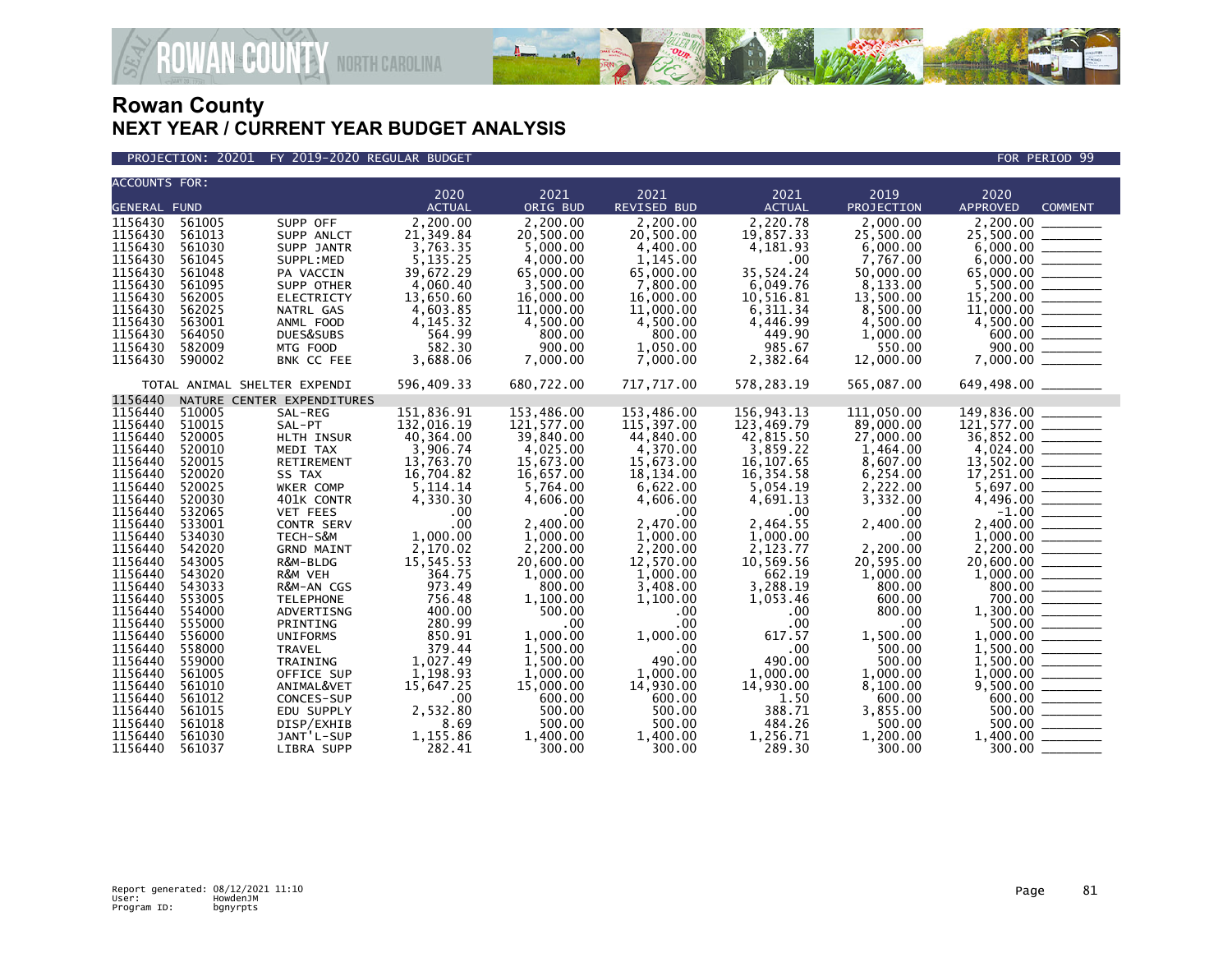# Rowan County
## NEXT YEAR / CURRENT YEAR BUDGET ANALYSIS

PROJECTION: 20201 FY 2019-2020 REGULAR BUDGET — FOR PERIOD 99

| ACCOUNTS FOR: GENERAL FUND | | | 2020 ACTUAL | 2021 ORIG BUD | 2021 REVISED BUD | 2021 ACTUAL | 2019 PROJECTION | 2020 APPROVED | COMMENT |
|---|---|---|---|---|---|---|---|---|---|
| 1156430 | 561005 | SUPP OFF | 2,200.00 | 2,200.00 | 2,200.00 | 2,220.78 | 2,000.00 | 2,200.00 | _______ |
| 1156430 | 561013 | SUPP ANLCT | 21,349.84 | 20,500.00 | 20,500.00 | 19,857.33 | 25,500.00 | 25,500.00 | _______ |
| 1156430 | 561030 | SUPP JANTR | 3,763.35 | 5,000.00 | 4,400.00 | 4,181.93 | 6,000.00 | 6,000.00 | _______ |
| 1156430 | 561045 | SUPPL:MED | 5,135.25 | 4,000.00 | 1,145.00 | .00 | 7,767.00 | 6,000.00 | _______ |
| 1156430 | 561048 | PA VACCIN | 39,672.29 | 65,000.00 | 65,000.00 | 35,524.24 | 50,000.00 | 65,000.00 | _______ |
| 1156430 | 561095 | SUPP OTHER | 4,060.40 | 3,500.00 | 7,800.00 | 6,049.76 | 8,133.00 | 5,500.00 | _______ |
| 1156430 | 562005 | ELECTRICTY | 13,650.60 | 16,000.00 | 16,000.00 | 10,516.81 | 13,500.00 | 15,200.00 | _______ |
| 1156430 | 562025 | NATRL GAS | 4,603.85 | 11,000.00 | 11,000.00 | 6,311.34 | 8,500.00 | 11,000.00 | _______ |
| 1156430 | 563001 | ANML FOOD | 4,145.32 | 4,500.00 | 4,500.00 | 4,446.99 | 4,500.00 | 4,500.00 | _______ |
| 1156430 | 564050 | DUES&SUBS | 564.99 | 800.00 | 800.00 | 449.90 | 1,000.00 | 600.00 | _______ |
| 1156430 | 582009 | MTG FOOD | 582.30 | 900.00 | 1,050.00 | 985.67 | 550.00 | 900.00 | _______ |
| 1156430 | 590002 | BNK CC FEE | 3,688.06 | 7,000.00 | 7,000.00 | 2,382.64 | 12,000.00 | 7,000.00 | _______ |
| | | TOTAL ANIMAL SHELTER EXPENDI | 596,409.33 | 680,722.00 | 717,717.00 | 578,283.19 | 565,087.00 | 649,498.00 | _______ |
| 1156440 | NATURE CENTER EXPENDITURES | | | | | | | | |
| 1156440 | 510005 | SAL-REG | 151,836.91 | 153,486.00 | 153,486.00 | 156,943.13 | 111,050.00 | 149,836.00 | _______ |
| 1156440 | 510015 | SAL-PT | 132,016.19 | 121,577.00 | 115,397.00 | 123,469.79 | 89,000.00 | 121,577.00 | _______ |
| 1156440 | 520005 | HLTH INSUR | 40,364.00 | 39,840.00 | 44,840.00 | 42,815.50 | 27,000.00 | 36,852.00 | _______ |
| 1156440 | 520010 | MEDI TAX | 3,906.74 | 4,025.00 | 4,370.00 | 3,859.22 | 1,464.00 | 4,024.00 | _______ |
| 1156440 | 520015 | RETIREMENT | 13,763.70 | 15,673.00 | 15,673.00 | 16,107.65 | 8,607.00 | 13,502.00 | _______ |
| 1156440 | 520020 | SS TAX | 16,704.82 | 16,657.00 | 18,134.00 | 16,354.58 | 6,254.00 | 17,251.00 | _______ |
| 1156440 | 520025 | WKER COMP | 5,114.14 | 5,764.00 | 6,622.00 | 5,054.19 | 2,222.00 | 5,697.00 | _______ |
| 1156440 | 520030 | 401K CONTR | 4,330.30 | 4,606.00 | 4,606.00 | 4,691.13 | 3,332.00 | 4,496.00 | _______ |
| 1156440 | 532065 | VET FEES | .00 | .00 | .00 | .00 | .00 | -1.00 | _______ |
| 1156440 | 533001 | CONTR SERV | .00 | 2,400.00 | 2,470.00 | 2,464.55 | 2,400.00 | 2,400.00 | _______ |
| 1156440 | 534030 | TECH-S&M | 1,000.00 | 1,000.00 | 1,000.00 | 1,000.00 | .00 | 1,000.00 | _______ |
| 1156440 | 542020 | GRND MAINT | 2,170.02 | 2,200.00 | 2,200.00 | 2,123.77 | 2,200.00 | 2,200.00 | _______ |
| 1156440 | 543005 | R&M-BLDG | 15,545.53 | 20,600.00 | 12,570.00 | 10,569.56 | 20,595.00 | 20,600.00 | _______ |
| 1156440 | 543020 | R&M VEH | 364.75 | 1,000.00 | 1,000.00 | 662.19 | 1,000.00 | 1,000.00 | _______ |
| 1156440 | 543033 | R&M-AN CGS | 973.49 | 800.00 | 3,408.00 | 3,288.19 | 800.00 | 800.00 | _______ |
| 1156440 | 553005 | TELEPHONE | 756.48 | 1,100.00 | 1,100.00 | 1,053.46 | 600.00 | 700.00 | _______ |
| 1156440 | 554000 | ADVERTISNG | 400.00 | 500.00 | .00 | .00 | 800.00 | 1,300.00 | _______ |
| 1156440 | 555000 | PRINTING | 280.99 | .00 | .00 | .00 | .00 | 500.00 | _______ |
| 1156440 | 556000 | UNIFORMS | 850.91 | 1,000.00 | 1,000.00 | 617.57 | 1,500.00 | 1,000.00 | _______ |
| 1156440 | 558000 | TRAVEL | 379.44 | 1,500.00 | .00 | .00 | 500.00 | 1,500.00 | _______ |
| 1156440 | 559000 | TRAINING | 1,027.49 | 1,500.00 | 490.00 | 490.00 | 500.00 | 1,500.00 | _______ |
| 1156440 | 561005 | OFFICE SUP | 1,198.93 | 1,000.00 | 1,000.00 | 1,000.00 | 1,000.00 | 1,000.00 | _______ |
| 1156440 | 561010 | ANIMAL&VET | 15,647.25 | 15,000.00 | 14,930.00 | 14,930.00 | 8,100.00 | 9,500.00 | _______ |
| 1156440 | 561012 | CONCES-SUP | .00 | 600.00 | 600.00 | 1.50 | 600.00 | 600.00 | _______ |
| 1156440 | 561015 | EDU SUPPLY | 2,532.80 | 500.00 | 500.00 | 388.71 | 3,855.00 | 500.00 | _______ |
| 1156440 | 561018 | DISP/EXHIB | 8.69 | 500.00 | 500.00 | 484.26 | 500.00 | 500.00 | _______ |
| 1156440 | 561030 | JANT'L-SUP | 1,155.86 | 1,400.00 | 1,400.00 | 1,256.71 | 1,200.00 | 1,400.00 | _______ |
| 1156440 | 561037 | LIBRA SUPP | 282.41 | 300.00 | 300.00 | 289.30 | 300.00 | 300.00 | _______ |

Report generated: 08/12/2021 11:10
User: HowdenJM
Program ID: bgnyrpts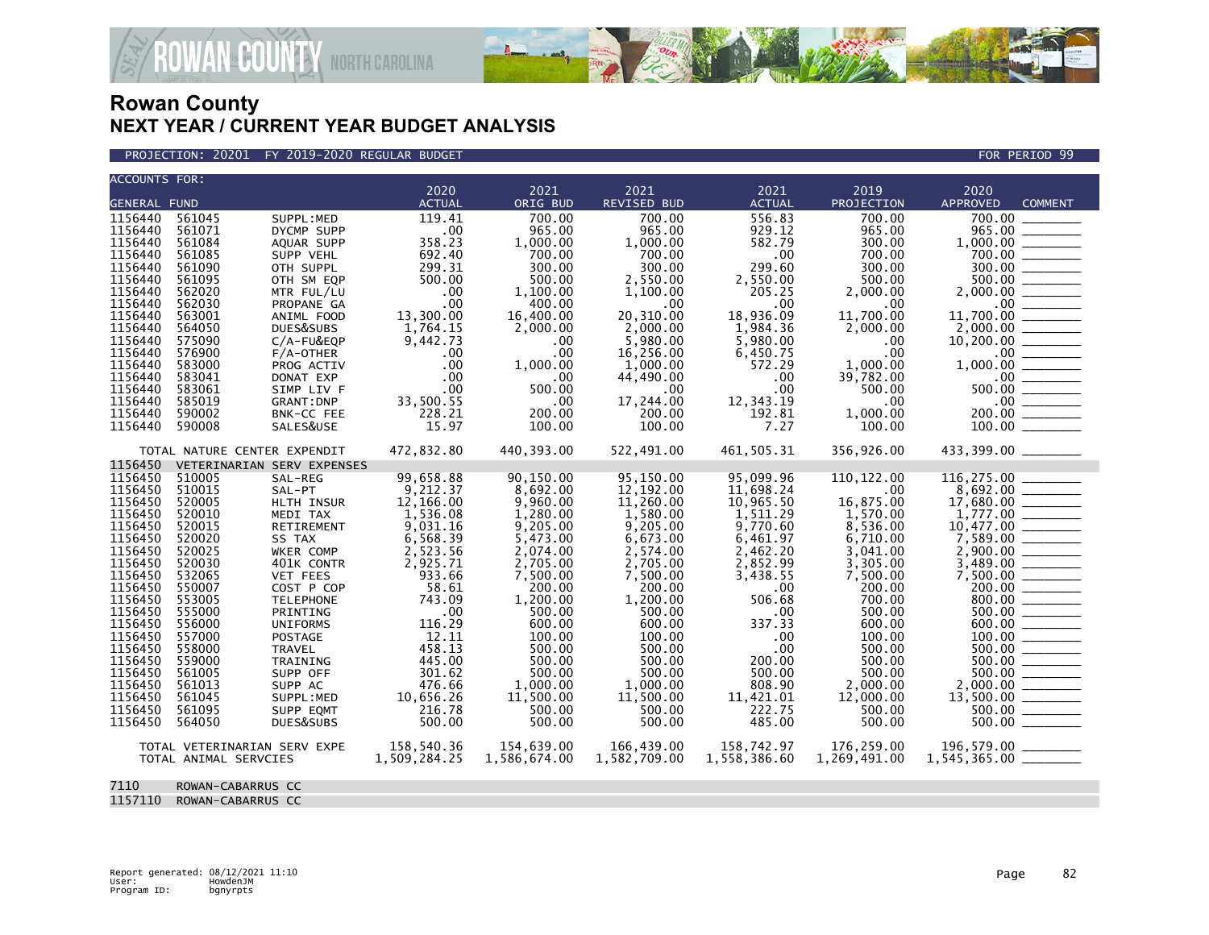# Rowan County
## NEXT YEAR / CURRENT YEAR BUDGET ANALYSIS

PROJECTION: 20201 FY 2019-2020 REGULAR BUDGET FOR PERIOD 99

| ACCOUNTS FOR: GENERAL FUND | | | 2020 ACTUAL | 2021 ORIG BUD | 2021 REVISED BUD | 2021 ACTUAL | 2019 PROJECTION | 2020 APPROVED | COMMENT |
|---|---|---|---|---|---|---|---|---|---|
| 1156440 | 561045 | SUPPL:MED | 119.41 | 700.00 | 700.00 | 556.83 | 700.00 | 700.00 | |
| 1156440 | 561071 | DYCMP SUPP | .00 | 965.00 | 965.00 | 929.12 | 965.00 | 965.00 | |
| 1156440 | 561084 | AQUAR SUPP | 358.23 | 1,000.00 | 1,000.00 | 582.79 | 300.00 | 1,000.00 | |
| 1156440 | 561085 | SUPP VEHL | 692.40 | 700.00 | 700.00 | .00 | 700.00 | 700.00 | |
| 1156440 | 561090 | OTH SUPPL | 299.31 | 300.00 | 300.00 | 299.60 | 300.00 | 300.00 | |
| 1156440 | 561095 | OTH SM EQP | 500.00 | 500.00 | 2,550.00 | 2,550.00 | 500.00 | 500.00 | |
| 1156440 | 562020 | MTR FUL/LU | .00 | 1,100.00 | 1,100.00 | 205.25 | 2,000.00 | 2,000.00 | |
| 1156440 | 562030 | PROPANE GA | .00 | 400.00 | .00 | .00 | .00 | .00 | |
| 1156440 | 563001 | ANIML FOOD | 13,300.00 | 16,400.00 | 20,310.00 | 18,936.09 | 11,700.00 | 11,700.00 | |
| 1156440 | 564050 | DUES&SUBS | 1,764.15 | 2,000.00 | 2,000.00 | 1,984.36 | 2,000.00 | 2,000.00 | |
| 1156440 | 575090 | C/A-FU&EQP | 9,442.73 | .00 | 5,980.00 | 5,980.00 | .00 | 10,200.00 | |
| 1156440 | 576900 | F/A-OTHER | .00 | .00 | 16,256.00 | 6,450.75 | .00 | .00 | |
| 1156440 | 583000 | PROG ACTIV | .00 | 1,000.00 | 1,000.00 | 572.29 | 1,000.00 | 1,000.00 | |
| 1156440 | 583041 | DONAT EXP | .00 | .00 | 44,490.00 | .00 | 39,782.00 | .00 | |
| 1156440 | 583061 | SIMP LIV F | .00 | 500.00 | .00 | .00 | 500.00 | 500.00 | |
| 1156440 | 585019 | GRANT:DNP | 33,500.55 | .00 | 17,244.00 | 12,343.19 | .00 | .00 | |
| 1156440 | 590002 | BNK-CC FEE | 228.21 | 200.00 | 200.00 | 192.81 | 1,000.00 | 200.00 | |
| 1156440 | 590008 | SALES&USE | 15.97 | 100.00 | 100.00 | 7.27 | 100.00 | 100.00 | |
| | TOTAL NATURE CENTER EXPENDIT | | 472,832.80 | 440,393.00 | 522,491.00 | 461,505.31 | 356,926.00 | 433,399.00 | |
| 1156450 | VETERINARIAN SERV EXPENSES | | | | | | | | |
| 1156450 | 510005 | SAL-REG | 99,658.88 | 90,150.00 | 95,150.00 | 95,099.96 | 110,122.00 | 116,275.00 | |
| 1156450 | 510015 | SAL-PT | 9,212.37 | 8,692.00 | 12,192.00 | 11,698.24 | .00 | 8,692.00 | |
| 1156450 | 520005 | HLTH INSUR | 12,166.00 | 9,960.00 | 11,260.00 | 10,965.50 | 16,875.00 | 17,680.00 | |
| 1156450 | 520010 | MEDI TAX | 1,536.08 | 1,280.00 | 1,580.00 | 1,511.29 | 1,570.00 | 1,777.00 | |
| 1156450 | 520015 | RETIREMENT | 9,031.16 | 9,205.00 | 9,205.00 | 9,770.60 | 8,536.00 | 10,477.00 | |
| 1156450 | 520020 | SS TAX | 6,568.39 | 5,473.00 | 6,673.00 | 6,461.97 | 6,710.00 | 7,589.00 | |
| 1156450 | 520025 | WKER COMP | 2,523.56 | 2,074.00 | 2,574.00 | 2,462.20 | 3,041.00 | 2,900.00 | |
| 1156450 | 520030 | 401K CONTR | 2,925.71 | 2,705.00 | 2,705.00 | 2,852.99 | 3,305.00 | 3,489.00 | |
| 1156450 | 532065 | VET FEES | 933.66 | 7,500.00 | 7,500.00 | 3,438.55 | 7,500.00 | 7,500.00 | |
| 1156450 | 550007 | COST P COP | 58.61 | 200.00 | 200.00 | .00 | 200.00 | 200.00 | |
| 1156450 | 553005 | TELEPHONE | 743.09 | 1,200.00 | 1,200.00 | 506.68 | 700.00 | 800.00 | |
| 1156450 | 555000 | PRINTING | .00 | 500.00 | 500.00 | .00 | 500.00 | 500.00 | |
| 1156450 | 556000 | UNIFORMS | 116.29 | 600.00 | 600.00 | 337.33 | 600.00 | 600.00 | |
| 1156450 | 557000 | POSTAGE | 12.11 | 100.00 | 100.00 | .00 | 100.00 | 100.00 | |
| 1156450 | 558000 | TRAVEL | 458.13 | 500.00 | 500.00 | .00 | 500.00 | 500.00 | |
| 1156450 | 559000 | TRAINING | 445.00 | 500.00 | 500.00 | 200.00 | 500.00 | 500.00 | |
| 1156450 | 561005 | SUPP OFF | 301.62 | 500.00 | 500.00 | 500.00 | 500.00 | 500.00 | |
| 1156450 | 561013 | SUPP AC | 476.66 | 1,000.00 | 1,000.00 | 808.90 | 2,000.00 | 2,000.00 | |
| 1156450 | 561045 | SUPPL:MED | 10,656.26 | 11,500.00 | 11,500.00 | 11,421.01 | 12,000.00 | 13,500.00 | |
| 1156450 | 561095 | SUPP EQMT | 216.78 | 500.00 | 500.00 | 222.75 | 500.00 | 500.00 | |
| 1156450 | 564050 | DUES&SUBS | 500.00 | 500.00 | 500.00 | 485.00 | 500.00 | 500.00 | |
| | TOTAL VETERINARIAN SERV EXPE | | 158,540.36 | 154,639.00 | 166,439.00 | 158,742.97 | 176,259.00 | 196,579.00 | |
| | TOTAL ANIMAL SERVCIES | | 1,509,284.25 | 1,586,674.00 | 1,582,709.00 | 1,558,386.60 | 1,269,491.00 | 1,545,365.00 | |
| 7110 | ROWAN-CABARRUS CC | | | | | | | | |
| 1157110 | ROWAN-CABARRUS CC | | | | | | | | |

Report generated: 08/12/2021 11:10
User: HowdenJM
Program ID: bgnyrpts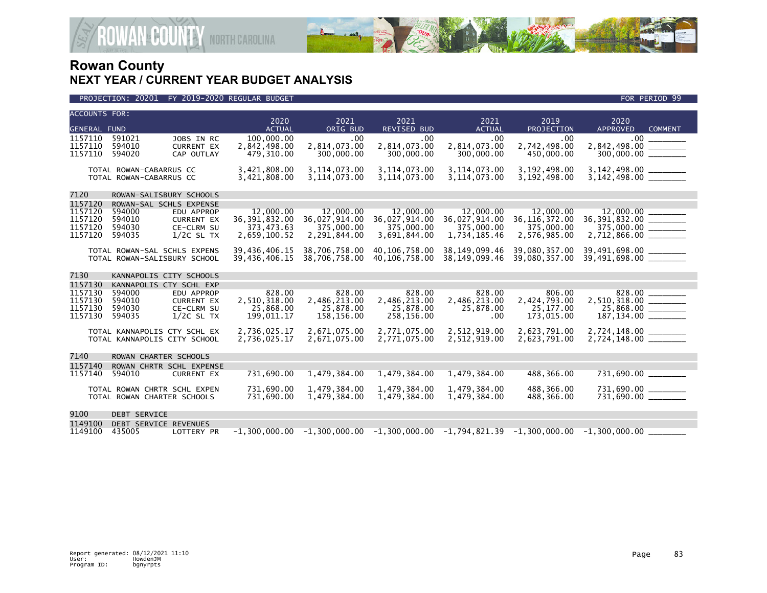# Rowan County
## NEXT YEAR / CURRENT YEAR BUDGET ANALYSIS

PROJECTION: 20201 FY 2019-2020 REGULAR BUDGET — FOR PERIOD 99

| ACCOUNTS FOR: GENERAL FUND | | | 2020 ACTUAL | 2021 ORIG BUD | 2021 REVISED BUD | 2021 ACTUAL | 2019 PROJECTION | 2020 APPROVED | COMMENT |
|---|---|---|---|---|---|---|---|---|---|
| 1157110 | 591021 | JOBS IN RC | 100,000.00 | .00 | .00 | .00 | .00 | .00 | |
| 1157110 | 594010 | CURRENT EX | 2,842,498.00 | 2,814,073.00 | 2,814,073.00 | 2,814,073.00 | 2,742,498.00 | 2,842,498.00 | |
| 1157110 | 594020 | CAP OUTLAY | 479,310.00 | 300,000.00 | 300,000.00 | 300,000.00 | 450,000.00 | 300,000.00 | |
| TOTAL ROWAN-CABARRUS CC | | | 3,421,808.00 | 3,114,073.00 | 3,114,073.00 | 3,114,073.00 | 3,192,498.00 | 3,142,498.00 | |
| TOTAL ROWAN-CABARRUS CC | | | 3,421,808.00 | 3,114,073.00 | 3,114,073.00 | 3,114,073.00 | 3,192,498.00 | 3,142,498.00 | |
| 7120 | ROWAN-SALISBURY SCHOOLS | | | | | | | | |
| 1157120 | ROWAN-SAL SCHLS EXPENSE | | | | | | | | |
| 1157120 | 594000 | EDU APPROP | 12,000.00 | 12,000.00 | 12,000.00 | 12,000.00 | 12,000.00 | 12,000.00 | |
| 1157120 | 594010 | CURRENT EX | 36,391,832.00 | 36,027,914.00 | 36,027,914.00 | 36,027,914.00 | 36,116,372.00 | 36,391,832.00 | |
| 1157120 | 594030 | CE-CLRM SU | 373,473.63 | 375,000.00 | 375,000.00 | 375,000.00 | 375,000.00 | 375,000.00 | |
| 1157120 | 594035 | 1/2C SL TX | 2,659,100.52 | 2,291,844.00 | 3,691,844.00 | 1,734,185.46 | 2,576,985.00 | 2,712,866.00 | |
| TOTAL ROWAN-SAL SCHLS EXPENS | | | 39,436,406.15 | 38,706,758.00 | 40,106,758.00 | 38,149,099.46 | 39,080,357.00 | 39,491,698.00 | |
| TOTAL ROWAN-SALISBURY SCHOOL | | | 39,436,406.15 | 38,706,758.00 | 40,106,758.00 | 38,149,099.46 | 39,080,357.00 | 39,491,698.00 | |
| 7130 | KANNAPOLIS CITY SCHOOLS | | | | | | | | |
| 1157130 | KANNAPOLIS CTY SCHL EXP | | | | | | | | |
| 1157130 | 594000 | EDU APPROP | 828.00 | 828.00 | 828.00 | 828.00 | 806.00 | 828.00 | |
| 1157130 | 594010 | CURRENT EX | 2,510,318.00 | 2,486,213.00 | 2,486,213.00 | 2,486,213.00 | 2,424,793.00 | 2,510,318.00 | |
| 1157130 | 594030 | CE-CLRM SU | 25,868.00 | 25,878.00 | 25,878.00 | 25,878.00 | 25,177.00 | 25,868.00 | |
| 1157130 | 594035 | 1/2C SL TX | 199,011.17 | 158,156.00 | 258,156.00 | .00 | 173,015.00 | 187,134.00 | |
| TOTAL KANNAPOLIS CTY SCHL EX | | | 2,736,025.17 | 2,671,075.00 | 2,771,075.00 | 2,512,919.00 | 2,623,791.00 | 2,724,148.00 | |
| TOTAL KANNAPOLIS CITY SCHOOL | | | 2,736,025.17 | 2,671,075.00 | 2,771,075.00 | 2,512,919.00 | 2,623,791.00 | 2,724,148.00 | |
| 7140 | ROWAN CHARTER SCHOOLS | | | | | | | | |
| 1157140 | ROWAN CHRTR SCHL EXPENSE | | | | | | | | |
| 1157140 | 594010 | CURRENT EX | 731,690.00 | 1,479,384.00 | 1,479,384.00 | 1,479,384.00 | 488,366.00 | 731,690.00 | |
| TOTAL ROWAN CHRTR SCHL EXPEN | | | 731,690.00 | 1,479,384.00 | 1,479,384.00 | 1,479,384.00 | 488,366.00 | 731,690.00 | |
| TOTAL ROWAN CHARTER SCHOOLS | | | 731,690.00 | 1,479,384.00 | 1,479,384.00 | 1,479,384.00 | 488,366.00 | 731,690.00 | |
| 9100 | DEBT SERVICE | | | | | | | | |
| 1149100 | DEBT SERVICE REVENUES | | | | | | | | |
| 1149100 | 435005 | LOTTERY PR | -1,300,000.00 | -1,300,000.00 | -1,300,000.00 | -1,794,821.39 | -1,300,000.00 | -1,300,000.00 | |

Report generated: 08/12/2021 11:10
User: HowdenJM
Program ID: bgnyrpts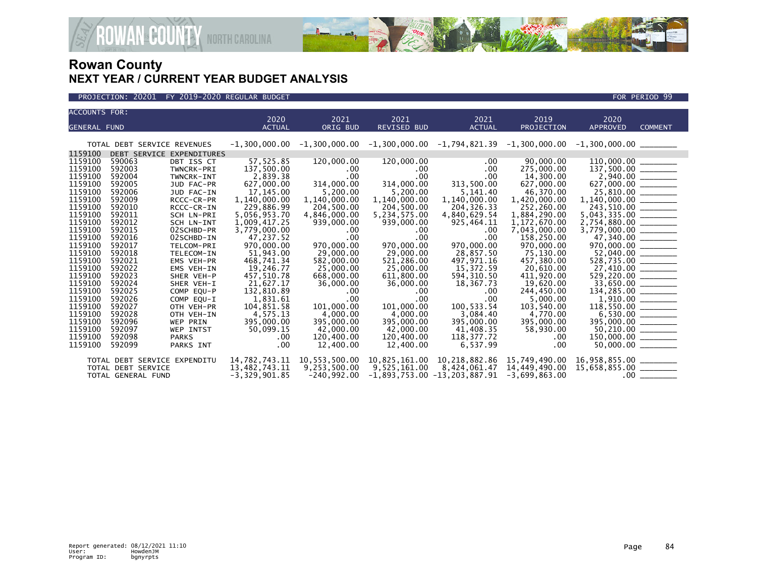# Rowan County
## NEXT YEAR / CURRENT YEAR BUDGET ANALYSIS

PROJECTION: 20201 FY 2019-2020 REGULAR BUDGET — FOR PERIOD 99

| ACCOUNTS FOR: GENERAL FUND | | | 2020 ACTUAL | 2021 ORIG BUD | 2021 REVISED BUD | 2021 ACTUAL | 2019 PROJECTION | 2020 APPROVED | COMMENT |
|---|---|---|---|---|---|---|---|---|---|
| TOTAL DEBT SERVICE REVENUES | | | -1,300,000.00 | -1,300,000.00 | -1,300,000.00 | -1,794,821.39 | -1,300,000.00 | -1,300,000.00 | |
| 1159100 | DEBT SERVICE EXPENDITURES | | | | | | | | |
| 1159100 | 590063 | DBT ISS CT | 57,525.85 | 120,000.00 | 120,000.00 | .00 | 90,000.00 | 110,000.00 | |
| 1159100 | 592003 | TWNCRK-PRI | 137,500.00 | .00 | .00 | .00 | 275,000.00 | 137,500.00 | |
| 1159100 | 592004 | TWNCRK-INT | 2,839.38 | .00 | .00 | .00 | 14,300.00 | 2,940.00 | |
| 1159100 | 592005 | JUD FAC-PR | 627,000.00 | 314,000.00 | 314,000.00 | 313,500.00 | 627,000.00 | 627,000.00 | |
| 1159100 | 592006 | JUD FAC-IN | 17,145.00 | 5,200.00 | 5,200.00 | 5,141.40 | 46,370.00 | 25,810.00 | |
| 1159100 | 592009 | RCCC-CR-PR | 1,140,000.00 | 1,140,000.00 | 1,140,000.00 | 1,140,000.00 | 1,420,000.00 | 1,140,000.00 | |
| 1159100 | 592010 | RCCC-CR-IN | 229,886.99 | 204,500.00 | 204,500.00 | 204,326.33 | 252,260.00 | 243,510.00 | |
| 1159100 | 592011 | SCH LN-PRI | 5,056,953.70 | 4,846,000.00 | 5,234,575.00 | 4,840,629.54 | 1,884,290.00 | 5,043,335.00 | |
| 1159100 | 592012 | SCH LN-INT | 1,009,417.25 | 939,000.00 | 939,000.00 | 925,464.11 | 1,172,670.00 | 2,754,880.00 | |
| 1159100 | 592015 | 02SCHBD-PR | 3,779,000.00 | .00 | .00 | .00 | 7,043,000.00 | 3,779,000.00 | |
| 1159100 | 592016 | 02SCHBD-IN | 47,237.52 | .00 | .00 | .00 | 158,250.00 | 47,340.00 | |
| 1159100 | 592017 | TELCOM-PRI | 970,000.00 | 970,000.00 | 970,000.00 | 970,000.00 | 970,000.00 | 970,000.00 | |
| 1159100 | 592018 | TELECOM-IN | 51,943.00 | 29,000.00 | 29,000.00 | 28,857.50 | 75,130.00 | 52,040.00 | |
| 1159100 | 592021 | EMS VEH-PR | 468,741.34 | 582,000.00 | 521,286.00 | 497,971.16 | 457,380.00 | 528,735.00 | |
| 1159100 | 592022 | EMS VEH-IN | 19,246.77 | 25,000.00 | 25,000.00 | 15,372.59 | 20,610.00 | 27,410.00 | |
| 1159100 | 592023 | SHER VEH-P | 457,510.78 | 668,000.00 | 611,800.00 | 594,310.50 | 411,920.00 | 529,220.00 | |
| 1159100 | 592024 | SHER VEH-I | 21,627.17 | 36,000.00 | 36,000.00 | 18,367.73 | 19,620.00 | 33,650.00 | |
| 1159100 | 592025 | COMP EQU-P | 132,810.89 | .00 | .00 | .00 | 244,450.00 | 134,285.00 | |
| 1159100 | 592026 | COMP EQU-I | 1,831.61 | .00 | .00 | .00 | 5,000.00 | 1,910.00 | |
| 1159100 | 592027 | OTH VEH-PR | 104,851.58 | 101,000.00 | 101,000.00 | 100,533.54 | 103,540.00 | 118,550.00 | |
| 1159100 | 592028 | OTH VEH-IN | 4,575.13 | 4,000.00 | 4,000.00 | 3,084.40 | 4,770.00 | 6,530.00 | |
| 1159100 | 592096 | WEP PRIN | 395,000.00 | 395,000.00 | 395,000.00 | 395,000.00 | 395,000.00 | 395,000.00 | |
| 1159100 | 592097 | WEP INTST | 50,099.15 | 42,000.00 | 42,000.00 | 41,408.35 | 58,930.00 | 50,210.00 | |
| 1159100 | 592098 | PARKS | .00 | 120,400.00 | 120,400.00 | 118,377.72 | .00 | 150,000.00 | |
| 1159100 | 592099 | PARKS INT | .00 | 12,400.00 | 12,400.00 | 6,537.99 | .00 | 50,000.00 | |
| TOTAL DEBT SERVICE EXPENDITU | | | 14,782,743.11 | 10,553,500.00 | 10,825,161.00 | 10,218,882.86 | 15,749,490.00 | 16,958,855.00 | |
| TOTAL DEBT SERVICE | | | 13,482,743.11 | 9,253,500.00 | 9,525,161.00 | 8,424,061.47 | 14,449,490.00 | 15,658,855.00 | |
| TOTAL GENERAL FUND | | | -3,329,901.85 | -240,992.00 | -1,893,753.00 | -13,203,887.91 | -3,699,863.00 | .00 | |

Report generated: 08/12/2021 11:10
User: HowdenJM
Program ID: bgnyrpts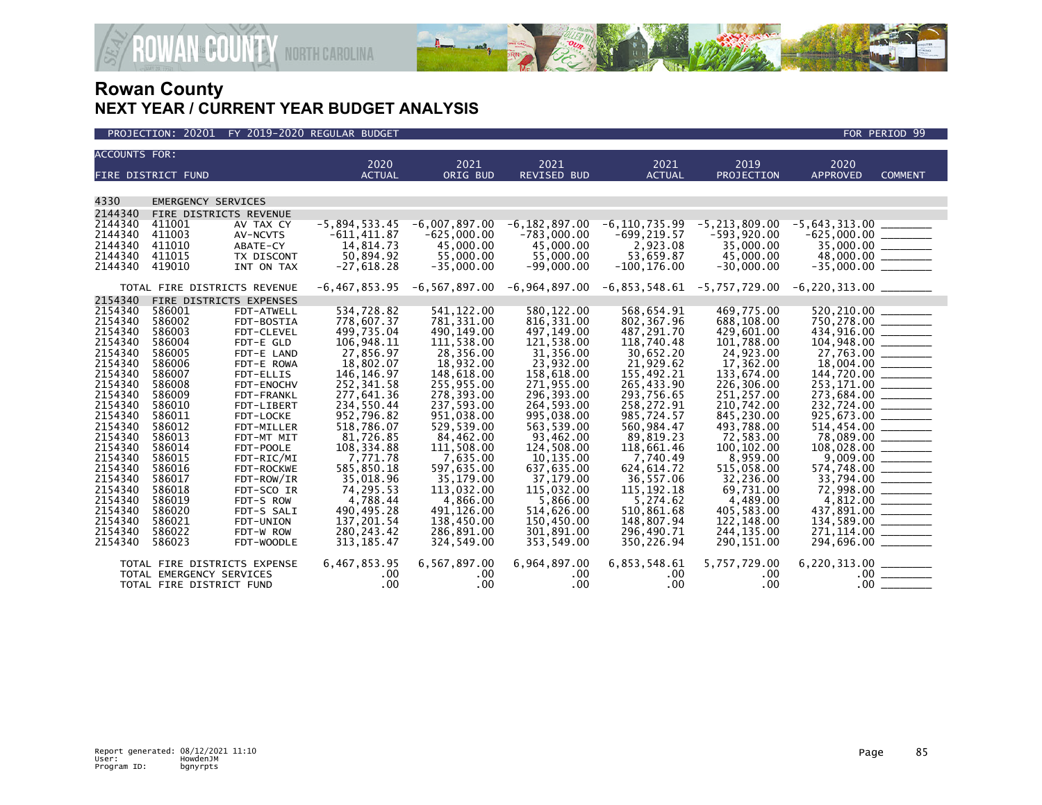# Rowan County
## NEXT YEAR / CURRENT YEAR BUDGET ANALYSIS

PROJECTION: 20201 FY 2019-2020 REGULAR BUDGET — FOR PERIOD 99

| ACCOUNTS FOR: FIRE DISTRICT FUND | | | 2020 ACTUAL | 2021 ORIG BUD | 2021 REVISED BUD | 2021 ACTUAL | 2019 PROJECTION | 2020 APPROVED | COMMENT |
|---|---|---|---|---|---|---|---|---|---|
| 4330 | EMERGENCY SERVICES | | | | | | | | |
| 2144340 | FIRE DISTRICTS REVENUE | | | | | | | | |
| 2144340 | 411001 | AV TAX CY | -5,894,533.45 | -6,007,897.00 | -6,182,897.00 | -6,110,735.99 | -5,213,809.00 | -5,643,313.00 | |
| 2144340 | 411003 | AV-NCVTS | -611,411.87 | -625,000.00 | -783,000.00 | -699,219.57 | -593,920.00 | -625,000.00 | |
| 2144340 | 411010 | ABATE-CY | 14,814.73 | 45,000.00 | 45,000.00 | 2,923.08 | 35,000.00 | 35,000.00 | |
| 2144340 | 411015 | TX DISCONT | 50,894.92 | 55,000.00 | 55,000.00 | 53,659.87 | 45,000.00 | 48,000.00 | |
| 2144340 | 419010 | INT ON TAX | -27,618.28 | -35,000.00 | -99,000.00 | -100,176.00 | -30,000.00 | -35,000.00 | |
| | TOTAL FIRE DISTRICTS REVENUE | | -6,467,853.95 | -6,567,897.00 | -6,964,897.00 | -6,853,548.61 | -5,757,729.00 | -6,220,313.00 | |
| 2154340 | FIRE DISTRICTS EXPENSES | | | | | | | | |
| 2154340 | 586001 | FDT-ATWELL | 534,728.82 | 541,122.00 | 580,122.00 | 568,654.91 | 469,775.00 | 520,210.00 | |
| 2154340 | 586002 | FDT-BOSTIA | 778,607.37 | 781,331.00 | 816,331.00 | 802,367.96 | 688,108.00 | 750,278.00 | |
| 2154340 | 586003 | FDT-CLEVEL | 499,735.04 | 490,149.00 | 497,149.00 | 487,291.70 | 429,601.00 | 434,916.00 | |
| 2154340 | 586004 | FDT-E GLD | 106,948.11 | 111,538.00 | 121,538.00 | 118,740.48 | 101,788.00 | 104,948.00 | |
| 2154340 | 586005 | FDT-E LAND | 27,856.97 | 28,356.00 | 31,356.00 | 30,652.20 | 24,923.00 | 27,763.00 | |
| 2154340 | 586006 | FDT-E ROWA | 18,802.07 | 18,932.00 | 23,932.00 | 21,929.62 | 17,362.00 | 18,004.00 | |
| 2154340 | 586007 | FDT-ELLIS | 146,146.97 | 148,618.00 | 158,618.00 | 155,492.21 | 133,674.00 | 144,720.00 | |
| 2154340 | 586008 | FDT-ENOCHV | 252,341.58 | 255,955.00 | 271,955.00 | 265,433.90 | 226,306.00 | 253,171.00 | |
| 2154340 | 586009 | FDT-FRANKL | 277,641.36 | 278,393.00 | 296,393.00 | 293,756.65 | 251,257.00 | 273,684.00 | |
| 2154340 | 586010 | FDT-LIBERT | 234,550.44 | 237,593.00 | 264,593.00 | 258,272.91 | 210,742.00 | 232,724.00 | |
| 2154340 | 586011 | FDT-LOCKE | 952,796.82 | 951,038.00 | 995,038.00 | 985,724.57 | 845,230.00 | 925,673.00 | |
| 2154340 | 586012 | FDT-MILLER | 518,786.07 | 529,539.00 | 563,539.00 | 560,984.47 | 493,788.00 | 514,454.00 | |
| 2154340 | 586013 | FDT-MT MIT | 81,726.85 | 84,462.00 | 93,462.00 | 89,819.23 | 72,583.00 | 78,089.00 | |
| 2154340 | 586014 | FDT-POOLE | 108,334.88 | 111,508.00 | 124,508.00 | 118,661.46 | 100,102.00 | 108,028.00 | |
| 2154340 | 586015 | FDT-RIC/MI | 7,771.78 | 7,635.00 | 10,135.00 | 7,740.49 | 8,959.00 | 9,009.00 | |
| 2154340 | 586016 | FDT-ROCKWE | 585,850.18 | 597,635.00 | 637,635.00 | 624,614.72 | 515,058.00 | 574,748.00 | |
| 2154340 | 586017 | FDT-ROW/IR | 35,018.96 | 35,179.00 | 37,179.00 | 36,557.06 | 32,236.00 | 33,794.00 | |
| 2154340 | 586018 | FDT-SCO IR | 74,295.53 | 113,032.00 | 115,032.00 | 115,192.18 | 69,731.00 | 72,998.00 | |
| 2154340 | 586019 | FDT-S ROW | 4,788.44 | 4,866.00 | 5,866.00 | 5,274.62 | 4,489.00 | 4,812.00 | |
| 2154340 | 586020 | FDT-S SALI | 490,495.28 | 491,126.00 | 514,626.00 | 510,861.68 | 405,583.00 | 437,891.00 | |
| 2154340 | 586021 | FDT-UNION | 137,201.54 | 138,450.00 | 150,450.00 | 148,807.94 | 122,148.00 | 134,589.00 | |
| 2154340 | 586022 | FDT-W ROW | 280,243.42 | 286,891.00 | 301,891.00 | 296,490.71 | 244,135.00 | 271,114.00 | |
| 2154340 | 586023 | FDT-WOODLE | 313,185.47 | 324,549.00 | 353,549.00 | 350,226.94 | 290,151.00 | 294,696.00 | |
| | TOTAL FIRE DISTRICTS EXPENSE | | 6,467,853.95 | 6,567,897.00 | 6,964,897.00 | 6,853,548.61 | 5,757,729.00 | 6,220,313.00 | |
| | TOTAL EMERGENCY SERVICES | | .00 | .00 | .00 | .00 | .00 | .00 | |
| | TOTAL FIRE DISTRICT FUND | | .00 | .00 | .00 | .00 | .00 | .00 | |

Report generated: 08/12/2021 11:10
User: HowdenJM
Program ID: bgnyrpts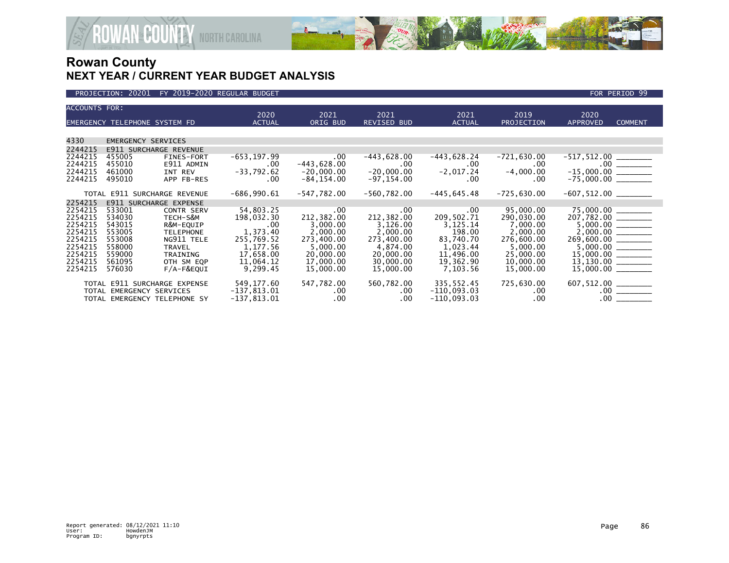# Rowan County
## NEXT YEAR / CURRENT YEAR BUDGET ANALYSIS

PROJECTION: 20201 FY 2019-2020 REGULAR BUDGET — FOR PERIOD 99

| ACCOUNTS FOR: EMERGENCY TELEPHONE SYSTEM FD | | | 2020 ACTUAL | 2021 ORIG BUD | 2021 REVISED BUD | 2021 ACTUAL | 2019 PROJECTION | 2020 APPROVED | COMMENT |
|---|---|---|---|---|---|---|---|---|---|
| 4330 | EMERGENCY SERVICES | | | | | | | | |
| 2244215 | E911 SURCHARGE REVENUE | | | | | | | | |
| 2244215 | 455005 | FINES-FORT | -653,197.99 | .00 | -443,628.00 | -443,628.24 | -721,630.00 | -517,512.00 | ________ |
| 2244215 | 455010 | E911 ADMIN | .00 | -443,628.00 | .00 | .00 | .00 | .00 | ________ |
| 2244215 | 461000 | INT REV | -33,792.62 | -20,000.00 | -20,000.00 | -2,017.24 | -4,000.00 | -15,000.00 | ________ |
| 2244215 | 495010 | APP FB-RES | .00 | -84,154.00 | -97,154.00 | .00 | .00 | -75,000.00 | ________ |
| | TOTAL E911 SURCHARGE REVENUE | | -686,990.61 | -547,782.00 | -560,782.00 | -445,645.48 | -725,630.00 | -607,512.00 | ________ |
| 2254215 | E911 SURCHARGE EXPENSE | | | | | | | | |
| 2254215 | 533001 | CONTR SERV | 54,803.25 | .00 | .00 | .00 | 95,000.00 | 75,000.00 | ________ |
| 2254215 | 534030 | TECH-S&M | 198,032.30 | 212,382.00 | 212,382.00 | 209,502.71 | 290,030.00 | 207,782.00 | ________ |
| 2254215 | 543015 | R&M-EQUIP | .00 | 3,000.00 | 3,126.00 | 3,125.14 | 7,000.00 | 5,000.00 | ________ |
| 2254215 | 553005 | TELEPHONE | 1,373.40 | 2,000.00 | 2,000.00 | 198.00 | 2,000.00 | 2,000.00 | ________ |
| 2254215 | 553008 | NG911 TELE | 255,769.52 | 273,400.00 | 273,400.00 | 83,740.70 | 276,600.00 | 269,600.00 | ________ |
| 2254215 | 558000 | TRAVEL | 1,177.56 | 5,000.00 | 4,874.00 | 1,023.44 | 5,000.00 | 5,000.00 | ________ |
| 2254215 | 559000 | TRAINING | 17,658.00 | 20,000.00 | 20,000.00 | 11,496.00 | 25,000.00 | 15,000.00 | ________ |
| 2254215 | 561095 | OTH SM EQP | 11,064.12 | 17,000.00 | 30,000.00 | 19,362.90 | 10,000.00 | 13,130.00 | ________ |
| 2254215 | 576030 | F/A-F&EQUI | 9,299.45 | 15,000.00 | 15,000.00 | 7,103.56 | 15,000.00 | 15,000.00 | ________ |
| | TOTAL E911 SURCHARGE EXPENSE | | 549,177.60 | 547,782.00 | 560,782.00 | 335,552.45 | 725,630.00 | 607,512.00 | ________ |
| | TOTAL EMERGENCY SERVICES | | -137,813.01 | .00 | .00 | -110,093.03 | .00 | .00 | ________ |
| | TOTAL EMERGENCY TELEPHONE SY | | -137,813.01 | .00 | .00 | -110,093.03 | .00 | .00 | ________ |

Report generated: 08/12/2021 11:10
User: HowdenJM
Program ID: bgnyrpts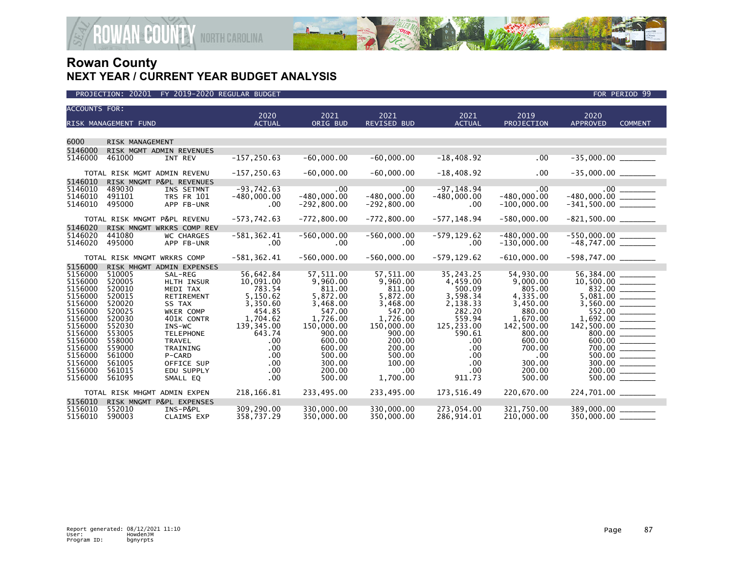# Rowan County

## NEXT YEAR / CURRENT YEAR BUDGET ANALYSIS

PROJECTION: 20201 FY 2019-2020 REGULAR BUDGET — FOR PERIOD 99

| ACCOUNTS FOR: RISK MANAGEMENT FUND | | | 2020 ACTUAL | 2021 ORIG BUD | 2021 REVISED BUD | 2021 ACTUAL | 2019 PROJECTION | 2020 APPROVED | COMMENT |
|---|---|---|---|---|---|---|---|---|---|
| 6000 | RISK MANAGEMENT | | | | | | | | |
| 5146000 | RISK MGMT ADMIN REVENUES | | | | | | | | |
| 5146000 | 461000 | INT REV | -157,250.63 | -60,000.00 | -60,000.00 | -18,408.92 | .00 | -35,000.00 | ________ |
| | TOTAL RISK MGMT ADMIN REVENU | | -157,250.63 | -60,000.00 | -60,000.00 | -18,408.92 | .00 | -35,000.00 | ________ |
| 5146010 | RISK MNGMT P&PL REVENUES | | | | | | | | |
| 5146010 | 489030 | INS SETMNT | -93,742.63 | .00 | .00 | -97,148.94 | .00 | .00 | ________ |
| 5146010 | 491101 | TRS FR 101 | -480,000.00 | -480,000.00 | -480,000.00 | -480,000.00 | -480,000.00 | -480,000.00 | ________ |
| 5146010 | 495000 | APP FB-UNR | .00 | -292,800.00 | -292,800.00 | .00 | -100,000.00 | -341,500.00 | ________ |
| | TOTAL RISK MNGMT P&PL REVENU | | -573,742.63 | -772,800.00 | -772,800.00 | -577,148.94 | -580,000.00 | -821,500.00 | ________ |
| 5146020 | RISK MNGMT WRKRS COMP REV | | | | | | | | |
| 5146020 | 441080 | WC CHARGES | -581,362.41 | -560,000.00 | -560,000.00 | -579,129.62 | -480,000.00 | -550,000.00 | ________ |
| 5146020 | 495000 | APP FB-UNR | .00 | .00 | .00 | .00 | -130,000.00 | -48,747.00 | ________ |
| | TOTAL RISK MNGMT WRKRS COMP | | -581,362.41 | -560,000.00 | -560,000.00 | -579,129.62 | -610,000.00 | -598,747.00 | ________ |
| 5156000 | RISK MHGMT ADMIN EXPENSES | | | | | | | | |
| 5156000 | 510005 | SAL-REG | 56,642.84 | 57,511.00 | 57,511.00 | 35,243.25 | 54,930.00 | 56,384.00 | ________ |
| 5156000 | 520005 | HLTH INSUR | 10,091.00 | 9,960.00 | 9,960.00 | 4,459.00 | 9,000.00 | 10,500.00 | ________ |
| 5156000 | 520010 | MEDI TAX | 783.54 | 811.00 | 811.00 | 500.09 | 805.00 | 832.00 | ________ |
| 5156000 | 520015 | RETIREMENT | 5,150.62 | 5,872.00 | 5,872.00 | 3,598.34 | 4,335.00 | 5,081.00 | ________ |
| 5156000 | 520020 | SS TAX | 3,350.60 | 3,468.00 | 3,468.00 | 2,138.33 | 3,450.00 | 3,560.00 | ________ |
| 5156000 | 520025 | WKER COMP | 454.85 | 547.00 | 547.00 | 282.20 | 880.00 | 552.00 | ________ |
| 5156000 | 520030 | 401K CONTR | 1,704.62 | 1,726.00 | 1,726.00 | 559.94 | 1,670.00 | 1,692.00 | ________ |
| 5156000 | 552030 | INS-WC | 139,345.00 | 150,000.00 | 150,000.00 | 125,233.00 | 142,500.00 | 142,500.00 | ________ |
| 5156000 | 553005 | TELEPHONE | 643.74 | 900.00 | 900.00 | 590.61 | 800.00 | 800.00 | ________ |
| 5156000 | 558000 | TRAVEL | .00 | 600.00 | 200.00 | .00 | 600.00 | 600.00 | ________ |
| 5156000 | 559000 | TRAINING | .00 | 600.00 | 200.00 | .00 | 700.00 | 700.00 | ________ |
| 5156000 | 561000 | P-CARD | .00 | 500.00 | 500.00 | .00 | .00 | 500.00 | ________ |
| 5156000 | 561005 | OFFICE SUP | .00 | 300.00 | 100.00 | .00 | 300.00 | 300.00 | ________ |
| 5156000 | 561015 | EDU SUPPLY | .00 | 200.00 | .00 | .00 | 200.00 | 200.00 | ________ |
| 5156000 | 561095 | SMALL EQ | .00 | 500.00 | 1,700.00 | 911.73 | 500.00 | 500.00 | ________ |
| | TOTAL RISK MHGMT ADMIN EXPEN | | 218,166.81 | 233,495.00 | 233,495.00 | 173,516.49 | 220,670.00 | 224,701.00 | ________ |
| 5156010 | RISK MNGMT P&PL EXPENSES | | | | | | | | |
| 5156010 | 552010 | INS-P&PL | 309,290.00 | 330,000.00 | 330,000.00 | 273,054.00 | 321,750.00 | 389,000.00 | ________ |
| 5156010 | 590003 | CLAIMS EXP | 358,737.29 | 350,000.00 | 350,000.00 | 286,914.01 | 210,000.00 | 350,000.00 | ________ |

Report generated: 08/12/2021 11:10
User: HowdenJM
Program ID: bgnyrpts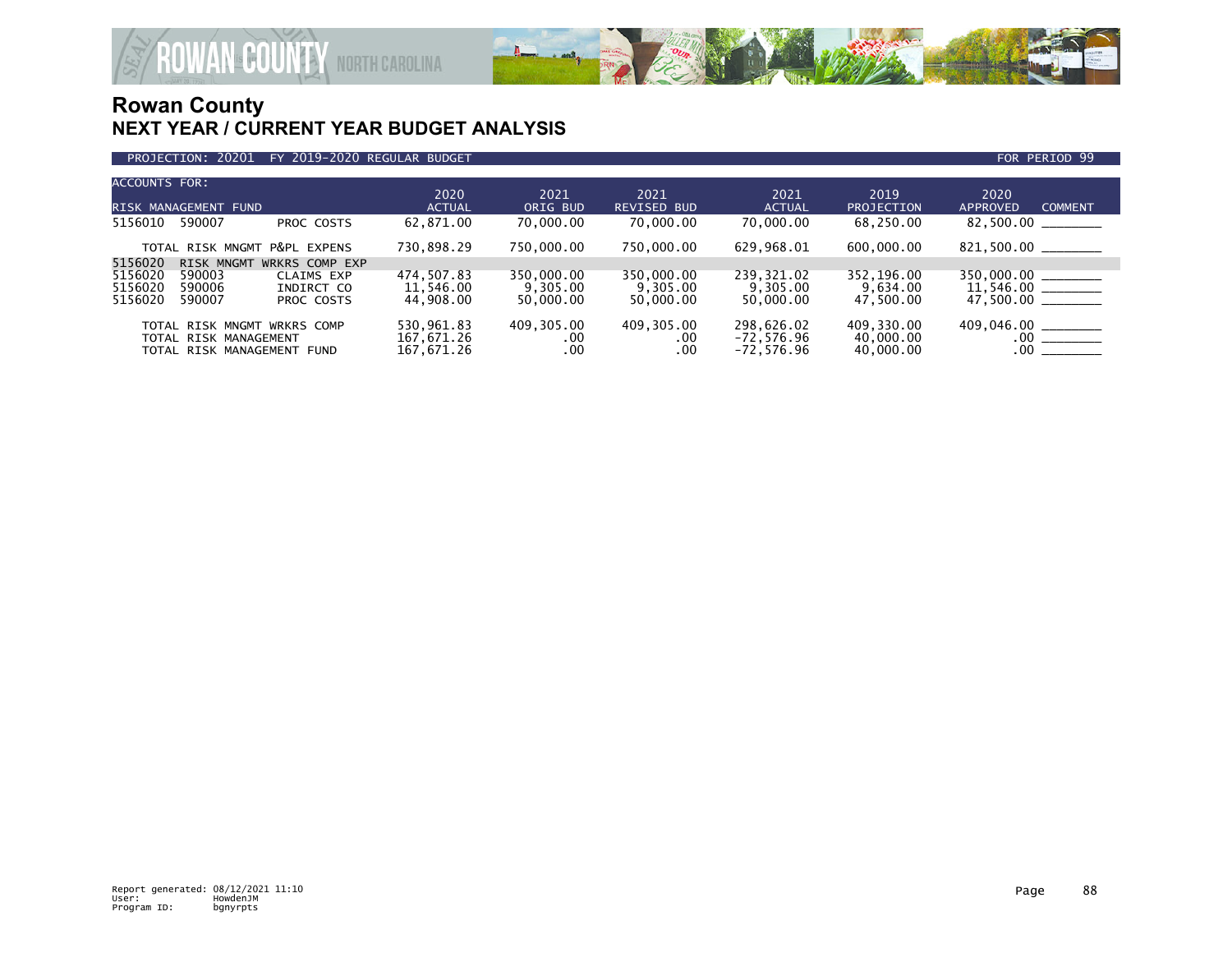# Rowan County
## NEXT YEAR / CURRENT YEAR BUDGET ANALYSIS

PROJECTION: 20201 FY 2019-2020 REGULAR BUDGET FOR PERIOD 99

| ACCOUNTS FOR: RISK MANAGEMENT FUND | | | 2020 ACTUAL | 2021 ORIG BUD | 2021 REVISED BUD | 2021 ACTUAL | 2019 PROJECTION | 2020 APPROVED | COMMENT |
|---|---|---|---|---|---|---|---|---|---|
| 5156010 | 590007 | PROC COSTS | 62,871.00 | 70,000.00 | 70,000.00 | 70,000.00 | 68,250.00 | 82,500.00 | ________ |
| TOTAL RISK MNGMT P&PL EXPENS | | | 730,898.29 | 750,000.00 | 750,000.00 | 629,968.01 | 600,000.00 | 821,500.00 | ________ |
| 5156020 | RISK MNGMT WRKRS COMP EXP | | | | | | | | |
| 5156020 | 590003 | CLAIMS EXP | 474,507.83 | 350,000.00 | 350,000.00 | 239,321.02 | 352,196.00 | 350,000.00 | ________ |
| 5156020 | 590006 | INDIRCT CO | 11,546.00 | 9,305.00 | 9,305.00 | 9,305.00 | 9,634.00 | 11,546.00 | ________ |
| 5156020 | 590007 | PROC COSTS | 44,908.00 | 50,000.00 | 50,000.00 | 50,000.00 | 47,500.00 | 47,500.00 | ________ |
| TOTAL RISK MNGMT WRKRS COMP | | | 530,961.83 | 409,305.00 | 409,305.00 | 298,626.02 | 409,330.00 | 409,046.00 | ________ |
| TOTAL RISK MANAGEMENT | | | 167,671.26 | .00 | .00 | -72,576.96 | 40,000.00 | .00 | ________ |
| TOTAL RISK MANAGEMENT FUND | | | 167,671.26 | .00 | .00 | -72,576.96 | 40,000.00 | .00 | ________ |

Report generated: 08/12/2021 11:10
User: HowdenJM
Program ID: bgnyrpts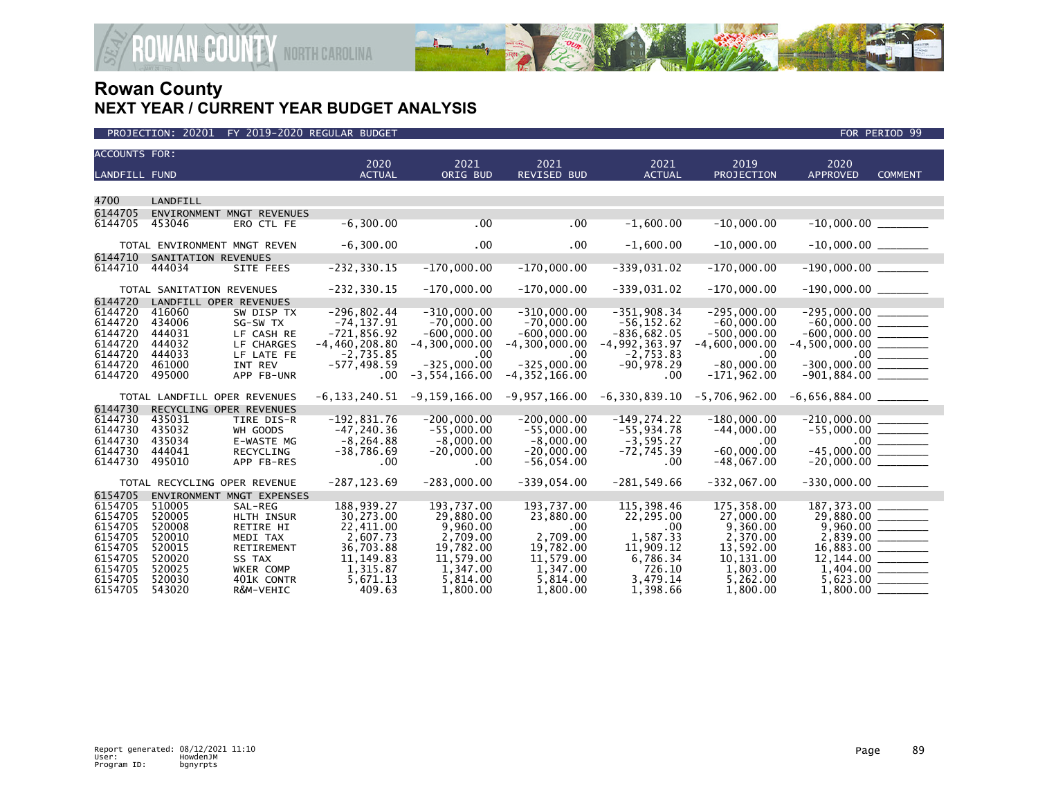# Rowan County
## NEXT YEAR / CURRENT YEAR BUDGET ANALYSIS

PROJECTION: 20201 FY 2019-2020 REGULAR BUDGET FOR PERIOD 99

| ACCOUNTS FOR: LANDFILL FUND | | | 2020 ACTUAL | 2021 ORIG BUD | 2021 REVISED BUD | 2021 ACTUAL | 2019 PROJECTION | 2020 APPROVED | COMMENT |
|---|---|---|---|---|---|---|---|---|---|
| 4700 | LANDFILL | | | | | | | | |
| 6144705 | ENVIRONMENT MNGT REVENUES | | | | | | | | |
| 6144705 | 453046 | ERO CTL FE | -6,300.00 | .00 | .00 | -1,600.00 | -10,000.00 | -10,000.00 | ________ |
| | TOTAL ENVIRONMENT MNGT REVEN | | -6,300.00 | .00 | .00 | -1,600.00 | -10,000.00 | -10,000.00 | ________ |
| 6144710 | SANITATION REVENUES | | | | | | | | |
| 6144710 | 444034 | SITE FEES | -232,330.15 | -170,000.00 | -170,000.00 | -339,031.02 | -170,000.00 | -190,000.00 | ________ |
| | TOTAL SANITATION REVENUES | | -232,330.15 | -170,000.00 | -170,000.00 | -339,031.02 | -170,000.00 | -190,000.00 | ________ |
| 6144720 | LANDFILL OPER REVENUES | | | | | | | | |
| 6144720 | 416060 | SW DISP TX | -296,802.44 | -310,000.00 | -310,000.00 | -351,908.34 | -295,000.00 | -295,000.00 | ________ |
| 6144720 | 434006 | SG-SW TX | -74,137.91 | -70,000.00 | -70,000.00 | -56,152.62 | -60,000.00 | -60,000.00 | ________ |
| 6144720 | 444031 | LF CASH RE | -721,856.92 | -600,000.00 | -600,000.00 | -836,682.05 | -500,000.00 | -600,000.00 | ________ |
| 6144720 | 444032 | LF CHARGES | -4,460,208.80 | -4,300,000.00 | -4,300,000.00 | -4,992,363.97 | -4,600,000.00 | -4,500,000.00 | ________ |
| 6144720 | 444033 | LF LATE FE | -2,735.85 | .00 | .00 | -2,753.83 | .00 | .00 | ________ |
| 6144720 | 461000 | INT REV | -577,498.59 | -325,000.00 | -325,000.00 | -90,978.29 | -80,000.00 | -300,000.00 | ________ |
| 6144720 | 495000 | APP FB-UNR | .00 | -3,554,166.00 | -4,352,166.00 | .00 | -171,962.00 | -901,884.00 | ________ |
| | TOTAL LANDFILL OPER REVENUES | | -6,133,240.51 | -9,159,166.00 | -9,957,166.00 | -6,330,839.10 | -5,706,962.00 | -6,656,884.00 | ________ |
| 6144730 | RECYCLING OPER REVENUES | | | | | | | | |
| 6144730 | 435031 | TIRE DIS-R | -192,831.76 | -200,000.00 | -200,000.00 | -149,274.22 | -180,000.00 | -210,000.00 | ________ |
| 6144730 | 435032 | WH GOODS | -47,240.36 | -55,000.00 | -55,000.00 | -55,934.78 | -44,000.00 | -55,000.00 | ________ |
| 6144730 | 435034 | E-WASTE MG | -8,264.88 | -8,000.00 | -8,000.00 | -3,595.27 | .00 | .00 | ________ |
| 6144730 | 444041 | RECYCLING | -38,786.69 | -20,000.00 | -20,000.00 | -72,745.39 | -60,000.00 | -45,000.00 | ________ |
| 6144730 | 495010 | APP FB-RES | .00 | .00 | -56,054.00 | .00 | -48,067.00 | -20,000.00 | ________ |
| | TOTAL RECYCLING OPER REVENUE | | -287,123.69 | -283,000.00 | -339,054.00 | -281,549.66 | -332,067.00 | -330,000.00 | ________ |
| 6154705 | ENVIRONMENT MNGT EXPENSES | | | | | | | | |
| 6154705 | 510005 | SAL-REG | 188,939.27 | 193,737.00 | 193,737.00 | 115,398.46 | 175,358.00 | 187,373.00 | ________ |
| 6154705 | 520005 | HLTH INSUR | 30,273.00 | 29,880.00 | 23,880.00 | 22,295.00 | 27,000.00 | 29,880.00 | ________ |
| 6154705 | 520008 | RETIRE HI | 22,411.00 | 9,960.00 | .00 | .00 | 9,360.00 | 9,960.00 | ________ |
| 6154705 | 520010 | MEDI TAX | 2,607.73 | 2,709.00 | 2,709.00 | 1,587.33 | 2,370.00 | 2,839.00 | ________ |
| 6154705 | 520015 | RETIREMENT | 36,703.88 | 19,782.00 | 19,782.00 | 11,909.12 | 13,592.00 | 16,883.00 | ________ |
| 6154705 | 520020 | SS TAX | 11,149.83 | 11,579.00 | 11,579.00 | 6,786.34 | 10,131.00 | 12,144.00 | ________ |
| 6154705 | 520025 | WKER COMP | 1,315.87 | 1,347.00 | 1,347.00 | 726.10 | 1,803.00 | 1,404.00 | ________ |
| 6154705 | 520030 | 401K CONTR | 5,671.13 | 5,814.00 | 5,814.00 | 3,479.14 | 5,262.00 | 5,623.00 | ________ |
| 6154705 | 543020 | R&M-VEHIC | 409.63 | 1,800.00 | 1,800.00 | 1,398.66 | 1,800.00 | 1,800.00 | ________ |

Report generated: 08/12/2021 11:10
User: HowdenJM
Program ID: bgnyrpts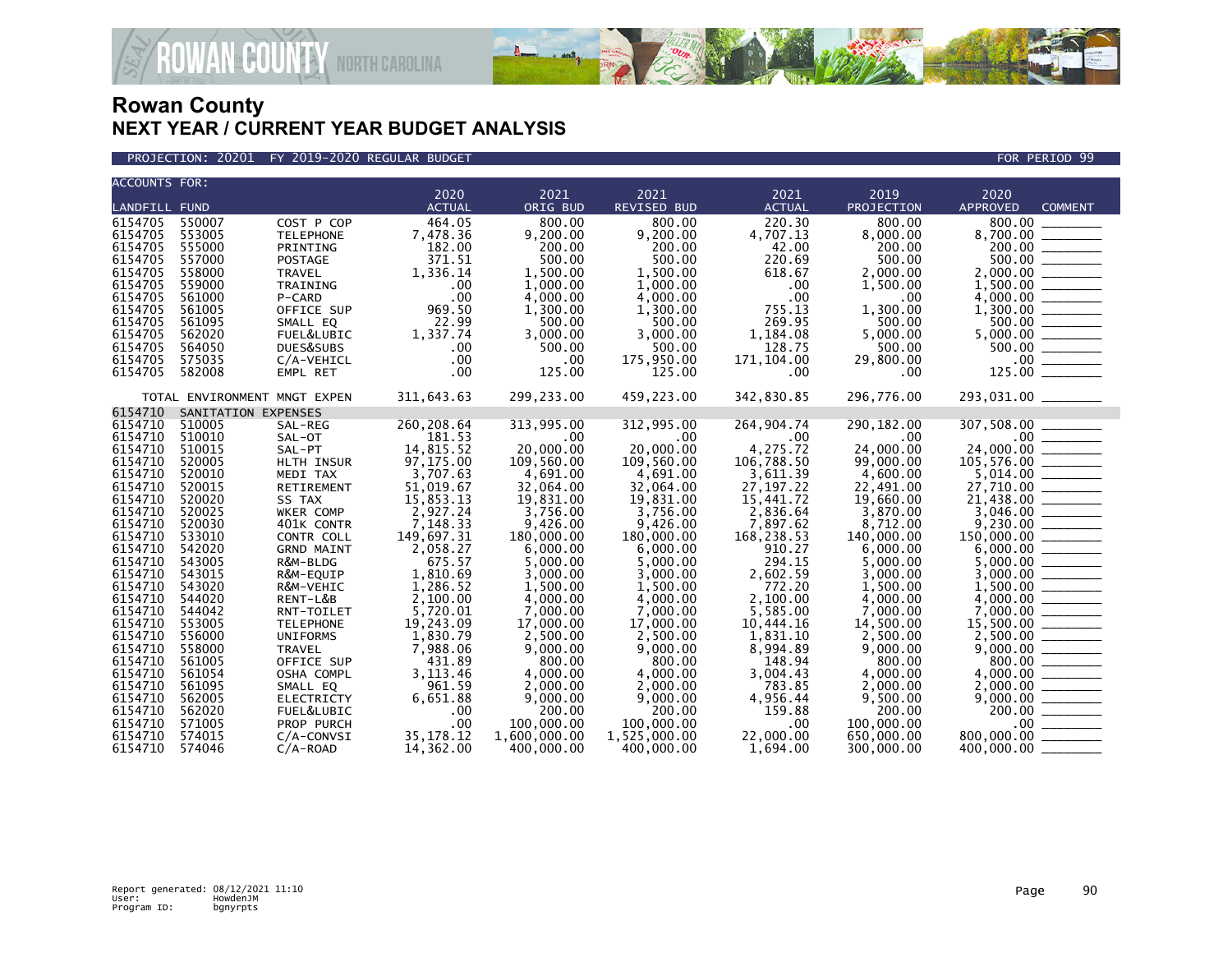# Rowan County
## NEXT YEAR / CURRENT YEAR BUDGET ANALYSIS

PROJECTION: 20201 FY 2019-2020 REGULAR BUDGET — FOR PERIOD 99

| ACCOUNTS FOR: LANDFILL FUND | | | 2020 ACTUAL | 2021 ORIG BUD | 2021 REVISED BUD | 2021 ACTUAL | 2019 PROJECTION | 2020 APPROVED | COMMENT |
|---|---|---|---|---|---|---|---|---|---|
| 6154705 | 550007 | COST P COP | 464.05 | 800.00 | 800.00 | 220.30 | 800.00 | 800.00 | ________ |
| 6154705 | 553005 | TELEPHONE | 7,478.36 | 9,200.00 | 9,200.00 | 4,707.13 | 8,000.00 | 8,700.00 | ________ |
| 6154705 | 555000 | PRINTING | 182.00 | 200.00 | 200.00 | 42.00 | 200.00 | 200.00 | ________ |
| 6154705 | 557000 | POSTAGE | 371.51 | 500.00 | 500.00 | 220.69 | 500.00 | 500.00 | ________ |
| 6154705 | 558000 | TRAVEL | 1,336.14 | 1,500.00 | 1,500.00 | 618.67 | 2,000.00 | 2,000.00 | ________ |
| 6154705 | 559000 | TRAINING | .00 | 1,000.00 | 1,000.00 | .00 | 1,500.00 | 1,500.00 | ________ |
| 6154705 | 561000 | P-CARD | .00 | 4,000.00 | 4,000.00 | .00 | .00 | 4,000.00 | ________ |
| 6154705 | 561005 | OFFICE SUP | 969.50 | 1,300.00 | 1,300.00 | 755.13 | 1,300.00 | 1,300.00 | ________ |
| 6154705 | 561095 | SMALL EQ | 22.99 | 500.00 | 500.00 | 269.95 | 500.00 | 500.00 | ________ |
| 6154705 | 562020 | FUEL&LUBIC | 1,337.74 | 3,000.00 | 3,000.00 | 1,184.08 | 5,000.00 | 5,000.00 | ________ |
| 6154705 | 564050 | DUES&SUBS | .00 | 500.00 | 500.00 | 128.75 | 500.00 | 500.00 | ________ |
| 6154705 | 575035 | C/A-VEHICL | .00 | .00 | 175,950.00 | 171,104.00 | 29,800.00 | .00 | ________ |
| 6154705 | 582008 | EMPL RET | .00 | 125.00 | 125.00 | .00 | .00 | 125.00 | ________ |
| | TOTAL ENVIRONMENT MNGT EXPEN | | 311,643.63 | 299,233.00 | 459,223.00 | 342,830.85 | 296,776.00 | 293,031.00 | ________ |
| 6154710 | SANITATION EXPENSES | | | | | | | | |
| 6154710 | 510005 | SAL-REG | 260,208.64 | 313,995.00 | 312,995.00 | 264,904.74 | 290,182.00 | 307,508.00 | ________ |
| 6154710 | 510010 | SAL-OT | 181.53 | .00 | .00 | .00 | .00 | .00 | ________ |
| 6154710 | 510015 | SAL-PT | 14,815.52 | 20,000.00 | 20,000.00 | 4,275.72 | 24,000.00 | 24,000.00 | ________ |
| 6154710 | 520005 | HLTH INSUR | 97,175.00 | 109,560.00 | 109,560.00 | 106,788.50 | 99,000.00 | 105,576.00 | ________ |
| 6154710 | 520010 | MEDI TAX | 3,707.63 | 4,691.00 | 4,691.00 | 3,611.39 | 4,600.00 | 5,014.00 | ________ |
| 6154710 | 520015 | RETIREMENT | 51,019.67 | 32,064.00 | 32,064.00 | 27,197.22 | 22,491.00 | 27,710.00 | ________ |
| 6154710 | 520020 | SS TAX | 15,853.13 | 19,831.00 | 19,831.00 | 15,441.72 | 19,660.00 | 21,438.00 | ________ |
| 6154710 | 520025 | WKER COMP | 2,927.24 | 3,756.00 | 3,756.00 | 2,836.64 | 3,870.00 | 3,046.00 | ________ |
| 6154710 | 520030 | 401K CONTR | 7,148.33 | 9,426.00 | 9,426.00 | 7,897.62 | 8,712.00 | 9,230.00 | ________ |
| 6154710 | 533010 | CONTR COLL | 149,697.31 | 180,000.00 | 180,000.00 | 168,238.53 | 140,000.00 | 150,000.00 | ________ |
| 6154710 | 542020 | GRND MAINT | 2,058.27 | 6,000.00 | 6,000.00 | 910.27 | 6,000.00 | 6,000.00 | ________ |
| 6154710 | 543005 | R&M-BLDG | 675.57 | 5,000.00 | 5,000.00 | 294.15 | 5,000.00 | 5,000.00 | ________ |
| 6154710 | 543015 | R&M-EQUIP | 1,810.69 | 3,000.00 | 3,000.00 | 2,602.59 | 3,000.00 | 3,000.00 | ________ |
| 6154710 | 543020 | R&M-VEHIC | 1,286.52 | 1,500.00 | 1,500.00 | 772.20 | 1,500.00 | 1,500.00 | ________ |
| 6154710 | 544020 | RENT-L&B | 2,100.00 | 4,000.00 | 4,000.00 | 2,100.00 | 4,000.00 | 4,000.00 | ________ |
| 6154710 | 544042 | RNT-TOILET | 5,720.01 | 7,000.00 | 7,000.00 | 5,585.00 | 7,000.00 | 7,000.00 | ________ |
| 6154710 | 553005 | TELEPHONE | 19,243.09 | 17,000.00 | 17,000.00 | 10,444.16 | 14,500.00 | 15,500.00 | ________ |
| 6154710 | 556000 | UNIFORMS | 1,830.79 | 2,500.00 | 2,500.00 | 1,831.10 | 2,500.00 | 2,500.00 | ________ |
| 6154710 | 558000 | TRAVEL | 7,988.06 | 9,000.00 | 9,000.00 | 8,994.89 | 9,000.00 | 9,000.00 | ________ |
| 6154710 | 561005 | OFFICE SUP | 431.89 | 800.00 | 800.00 | 148.94 | 800.00 | 800.00 | ________ |
| 6154710 | 561054 | OSHA COMPL | 3,113.46 | 4,000.00 | 4,000.00 | 3,004.43 | 4,000.00 | 4,000.00 | ________ |
| 6154710 | 561095 | SMALL EQ | 961.59 | 2,000.00 | 2,000.00 | 783.85 | 2,000.00 | 2,000.00 | ________ |
| 6154710 | 562005 | ELECTRICTY | 6,651.88 | 9,000.00 | 9,000.00 | 4,956.44 | 9,500.00 | 9,000.00 | ________ |
| 6154710 | 562020 | FUEL&LUBIC | .00 | 200.00 | 200.00 | 159.88 | 200.00 | 200.00 | ________ |
| 6154710 | 571005 | PROP PURCH | .00 | 100,000.00 | 100,000.00 | .00 | 100,000.00 | .00 | ________ |
| 6154710 | 574015 | C/A-CONVSI | 35,178.12 | 1,600,000.00 | 1,525,000.00 | 22,000.00 | 650,000.00 | 800,000.00 | ________ |
| 6154710 | 574046 | C/A-ROAD | 14,362.00 | 400,000.00 | 400,000.00 | 1,694.00 | 300,000.00 | 400,000.00 | ________ |

Report generated: 08/12/2021 11:10
User: HowdenJM
Program ID: bgnyrpts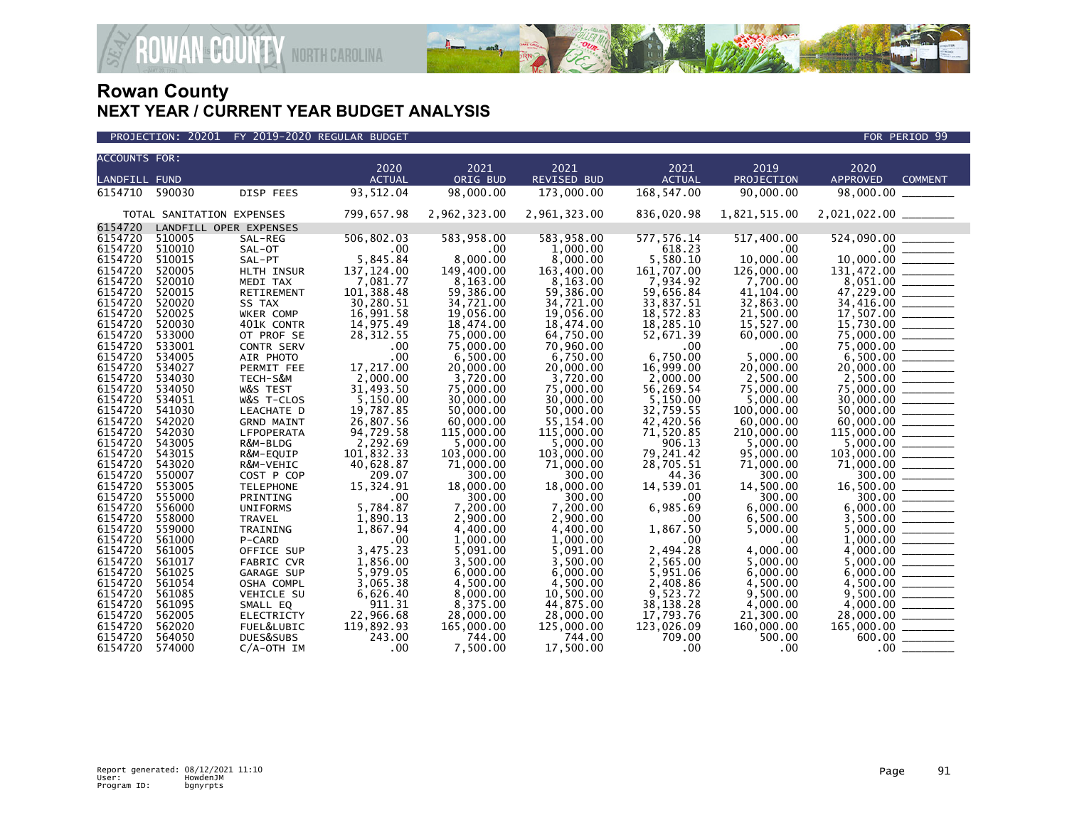# Rowan County

## NEXT YEAR / CURRENT YEAR BUDGET ANALYSIS

PROJECTION: 20201 FY 2019-2020 REGULAR BUDGET FOR PERIOD 99

| ACCOUNTS FOR: LANDFILL FUND | | | 2020 ACTUAL | 2021 ORIG BUD | 2021 REVISED BUD | 2021 ACTUAL | 2019 PROJECTION | 2020 APPROVED | COMMENT |
|---|---|---|---|---|---|---|---|---|---|
| 6154710 | 590030 | DISP FEES | 93,512.04 | 98,000.00 | 173,000.00 | 168,547.00 | 90,000.00 | 98,000.00 | _______ |
| TOTAL SANITATION EXPENSES | | | 799,657.98 | 2,962,323.00 | 2,961,323.00 | 836,020.98 | 1,821,515.00 | 2,021,022.00 | _______ |
| 6154720 | LANDFILL OPER EXPENSES | | | | | | | | |
| 6154720 | 510005 | SAL-REG | 506,802.03 | 583,958.00 | 583,958.00 | 577,576.14 | 517,400.00 | 524,090.00 | _______ |
| 6154720 | 510010 | SAL-OT | .00 | .00 | 1,000.00 | 618.23 | .00 | .00 | _______ |
| 6154720 | 510015 | SAL-PT | 5,845.84 | 8,000.00 | 8,000.00 | 5,580.10 | 10,000.00 | 10,000.00 | _______ |
| 6154720 | 520005 | HLTH INSUR | 137,124.00 | 149,400.00 | 163,400.00 | 161,707.00 | 126,000.00 | 131,472.00 | _______ |
| 6154720 | 520010 | MEDI TAX | 7,081.77 | 8,163.00 | 8,163.00 | 7,934.92 | 7,700.00 | 8,051.00 | _______ |
| 6154720 | 520015 | RETIREMENT | 101,388.48 | 59,386.00 | 59,386.00 | 59,656.84 | 41,104.00 | 47,229.00 | _______ |
| 6154720 | 520020 | SS TAX | 30,280.51 | 34,721.00 | 34,721.00 | 33,837.51 | 32,863.00 | 34,416.00 | _______ |
| 6154720 | 520025 | WKER COMP | 16,991.58 | 19,056.00 | 19,056.00 | 18,572.83 | 21,500.00 | 17,507.00 | _______ |
| 6154720 | 520030 | 401K CONTR | 14,975.49 | 18,474.00 | 18,474.00 | 18,285.10 | 15,527.00 | 15,730.00 | _______ |
| 6154720 | 533000 | OT PROF SE | 28,312.55 | 75,000.00 | 64,750.00 | 52,671.39 | 60,000.00 | 75,000.00 | _______ |
| 6154720 | 533001 | CONTR SERV | .00 | 75,000.00 | 70,960.00 | .00 | .00 | 75,000.00 | _______ |
| 6154720 | 534005 | AIR PHOTO | .00 | 6,500.00 | 6,750.00 | 6,750.00 | 5,000.00 | 6,500.00 | _______ |
| 6154720 | 534027 | PERMIT FEE | 17,217.00 | 20,000.00 | 20,000.00 | 16,999.00 | 20,000.00 | 20,000.00 | _______ |
| 6154720 | 534030 | TECH-S&M | 2,000.00 | 3,720.00 | 3,720.00 | 2,000.00 | 2,500.00 | 2,500.00 | _______ |
| 6154720 | 534050 | W&S TEST | 31,493.50 | 75,000.00 | 75,000.00 | 56,269.54 | 75,000.00 | 75,000.00 | _______ |
| 6154720 | 534051 | W&S T-CLOS | 5,150.00 | 30,000.00 | 30,000.00 | 5,150.00 | 5,000.00 | 30,000.00 | _______ |
| 6154720 | 541030 | LEACHATE D | 19,787.85 | 50,000.00 | 50,000.00 | 32,759.55 | 100,000.00 | 50,000.00 | _______ |
| 6154720 | 542020 | GRND MAINT | 26,807.56 | 60,000.00 | 55,154.00 | 42,420.56 | 60,000.00 | 60,000.00 | _______ |
| 6154720 | 542030 | LFPOPERATA | 94,729.58 | 115,000.00 | 115,000.00 | 71,520.85 | 210,000.00 | 115,000.00 | _______ |
| 6154720 | 543005 | R&M-BLDG | 2,292.69 | 5,000.00 | 5,000.00 | 906.13 | 5,000.00 | 5,000.00 | _______ |
| 6154720 | 543015 | R&M-EQUIP | 101,832.33 | 103,000.00 | 103,000.00 | 79,241.42 | 95,000.00 | 103,000.00 | _______ |
| 6154720 | 543020 | R&M-VEHIC | 40,628.87 | 71,000.00 | 71,000.00 | 28,705.51 | 71,000.00 | 71,000.00 | _______ |
| 6154720 | 550007 | COST P COP | 209.07 | 300.00 | 300.00 | 44.36 | 300.00 | 300.00 | _______ |
| 6154720 | 553005 | TELEPHONE | 15,324.91 | 18,000.00 | 18,000.00 | 14,539.01 | 14,500.00 | 16,500.00 | _______ |
| 6154720 | 555000 | PRINTING | .00 | 300.00 | 300.00 | .00 | 300.00 | 300.00 | _______ |
| 6154720 | 556000 | UNIFORMS | 5,784.87 | 7,200.00 | 7,200.00 | 6,985.69 | 6,000.00 | 6,000.00 | _______ |
| 6154720 | 558000 | TRAVEL | 1,890.13 | 2,900.00 | 2,900.00 | .00 | 6,500.00 | 3,500.00 | _______ |
| 6154720 | 559000 | TRAINING | 1,867.94 | 4,400.00 | 4,400.00 | 1,867.50 | 5,000.00 | 5,000.00 | _______ |
| 6154720 | 561000 | P-CARD | .00 | 1,000.00 | 1,000.00 | .00 | .00 | 1,000.00 | _______ |
| 6154720 | 561005 | OFFICE SUP | 3,475.23 | 5,091.00 | 5,091.00 | 2,494.28 | 4,000.00 | 4,000.00 | _______ |
| 6154720 | 561017 | FABRIC CVR | 1,856.00 | 3,500.00 | 3,500.00 | 2,565.00 | 5,000.00 | 5,000.00 | _______ |
| 6154720 | 561025 | GARAGE SUP | 5,979.05 | 6,000.00 | 6,000.00 | 5,951.06 | 6,000.00 | 6,000.00 | _______ |
| 6154720 | 561054 | OSHA COMPL | 3,065.38 | 4,500.00 | 4,500.00 | 2,408.86 | 4,500.00 | 4,500.00 | _______ |
| 6154720 | 561085 | VEHICLE SU | 6,626.40 | 8,000.00 | 10,500.00 | 9,523.72 | 9,500.00 | 9,500.00 | _______ |
| 6154720 | 561095 | SMALL EQ | 911.31 | 8,375.00 | 44,875.00 | 38,138.28 | 4,000.00 | 4,000.00 | _______ |
| 6154720 | 562005 | ELECTRICTY | 22,966.68 | 28,000.00 | 28,000.00 | 17,793.76 | 21,300.00 | 28,000.00 | _______ |
| 6154720 | 562020 | FUEL&LUBIC | 119,892.93 | 165,000.00 | 125,000.00 | 123,026.09 | 160,000.00 | 165,000.00 | _______ |
| 6154720 | 564050 | DUES&SUBS | 243.00 | 744.00 | 744.00 | 709.00 | 500.00 | 600.00 | _______ |
| 6154720 | 574000 | C/A-OTH IM | .00 | 7,500.00 | 17,500.00 | .00 | .00 | .00 | _______ |

Report generated: 08/12/2021 11:10
User: HowdenJM
Program ID: bgnyrpts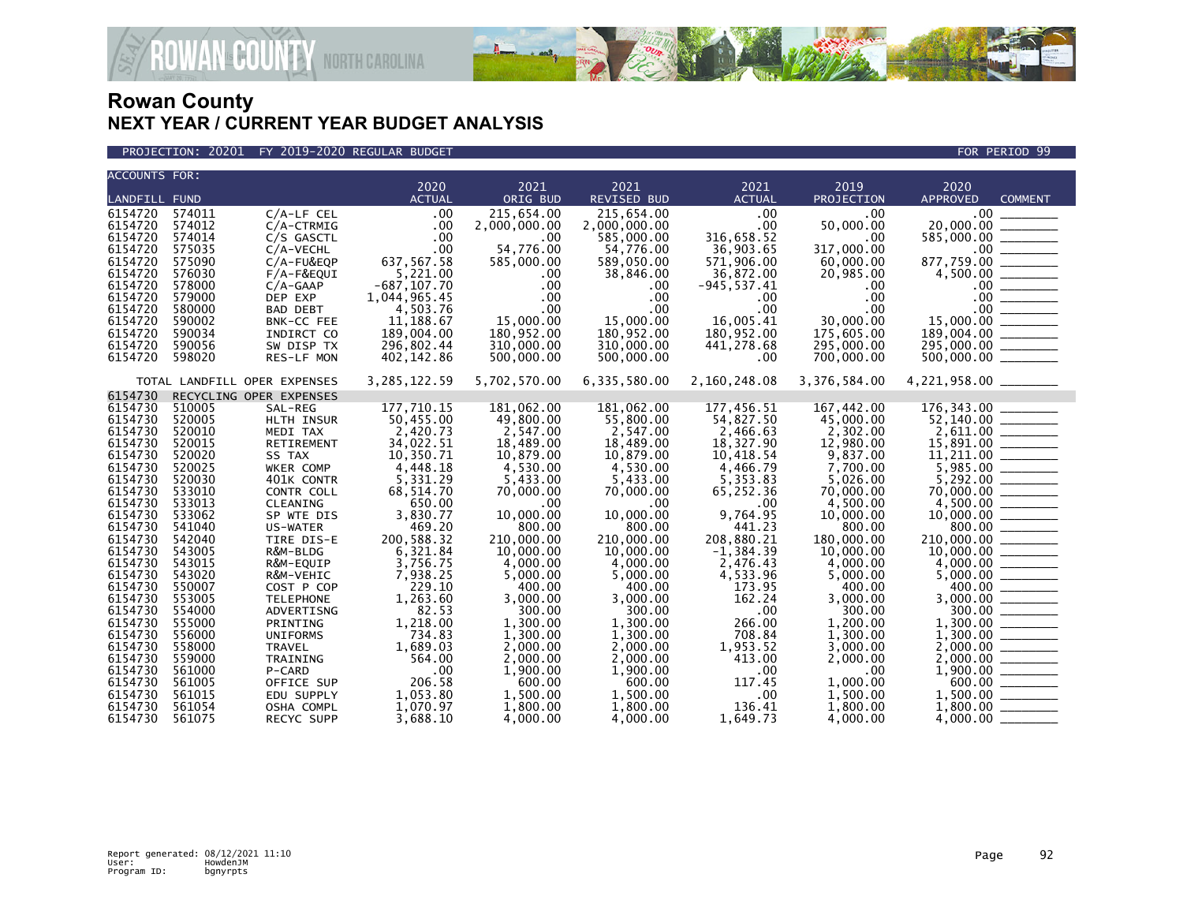# Rowan County
## NEXT YEAR / CURRENT YEAR BUDGET ANALYSIS

PROJECTION: 20201 FY 2019-2020 REGULAR BUDGET — FOR PERIOD 99

| ACCOUNTS FOR: LANDFILL FUND | | | 2020 ACTUAL | 2021 ORIG BUD | 2021 REVISED BUD | 2021 ACTUAL | 2019 PROJECTION | 2020 APPROVED | COMMENT |
|---|---|---|---|---|---|---|---|---|---|
| 6154720 | 574011 | C/A-LF CEL | .00 | 215,654.00 | 215,654.00 | .00 | .00 | .00 | |
| 6154720 | 574012 | C/A-CTRMIG | .00 | 2,000,000.00 | 2,000,000.00 | .00 | 50,000.00 | 20,000.00 | |
| 6154720 | 574014 | C/S GASCTL | .00 | .00 | 585,000.00 | 316,658.52 | .00 | 585,000.00 | |
| 6154720 | 575035 | C/A-VECHL | .00 | 54,776.00 | 54,776.00 | 36,903.65 | 317,000.00 | .00 | |
| 6154720 | 575090 | C/A-FU&EQP | 637,567.58 | 585,000.00 | 589,050.00 | 571,906.00 | 60,000.00 | 877,759.00 | |
| 6154720 | 576030 | F/A-F&EQUI | 5,221.00 | .00 | 38,846.00 | 36,872.00 | 20,985.00 | 4,500.00 | |
| 6154720 | 578000 | C/A-GAAP | -687,107.70 | .00 | .00 | -945,537.41 | .00 | .00 | |
| 6154720 | 579000 | DEP EXP | 1,044,965.45 | .00 | .00 | .00 | .00 | .00 | |
| 6154720 | 580000 | BAD DEBT | 4,503.76 | .00 | .00 | .00 | .00 | .00 | |
| 6154720 | 590002 | BNK-CC FEE | 11,188.67 | 15,000.00 | 15,000.00 | 16,005.41 | 30,000.00 | 15,000.00 | |
| 6154720 | 590034 | INDIRCT CO | 189,004.00 | 180,952.00 | 180,952.00 | 180,952.00 | 175,605.00 | 189,004.00 | |
| 6154720 | 590056 | SW DISP TX | 296,802.44 | 310,000.00 | 310,000.00 | 441,278.68 | 295,000.00 | 295,000.00 | |
| 6154720 | 598020 | RES-LF MON | 402,142.86 | 500,000.00 | 500,000.00 | .00 | 700,000.00 | 500,000.00 | |
| TOTAL LANDFILL OPER EXPENSES | | | 3,285,122.59 | 5,702,570.00 | 6,335,580.00 | 2,160,248.08 | 3,376,584.00 | 4,221,958.00 | |
| 6154730 | RECYCLING OPER EXPENSES | | | | | | | | |
| 6154730 | 510005 | SAL-REG | 177,710.15 | 181,062.00 | 181,062.00 | 177,456.51 | 167,442.00 | 176,343.00 | |
| 6154730 | 520005 | HLTH INSUR | 50,455.00 | 49,800.00 | 55,800.00 | 54,827.50 | 45,000.00 | 52,140.00 | |
| 6154730 | 520010 | MEDI TAX | 2,420.73 | 2,547.00 | 2,547.00 | 2,466.63 | 2,302.00 | 2,611.00 | |
| 6154730 | 520015 | RETIREMENT | 34,022.51 | 18,489.00 | 18,489.00 | 18,327.90 | 12,980.00 | 15,891.00 | |
| 6154730 | 520020 | SS TAX | 10,350.71 | 10,879.00 | 10,879.00 | 10,418.54 | 9,837.00 | 11,211.00 | |
| 6154730 | 520025 | WKER COMP | 4,448.18 | 4,530.00 | 4,530.00 | 4,466.79 | 7,700.00 | 5,985.00 | |
| 6154730 | 520030 | 401K CONTR | 5,331.29 | 5,433.00 | 5,433.00 | 5,353.83 | 5,026.00 | 5,292.00 | |
| 6154730 | 533010 | CONTR COLL | 68,514.70 | 70,000.00 | 70,000.00 | 65,252.36 | 70,000.00 | 70,000.00 | |
| 6154730 | 533013 | CLEANING | 650.00 | .00 | .00 | .00 | 4,500.00 | 4,500.00 | |
| 6154730 | 533062 | SP WTE DIS | 3,830.77 | 10,000.00 | 10,000.00 | 9,764.95 | 10,000.00 | 10,000.00 | |
| 6154730 | 541040 | US-WATER | 469.20 | 800.00 | 800.00 | 441.23 | 800.00 | 800.00 | |
| 6154730 | 542040 | TIRE DIS-E | 200,588.32 | 210,000.00 | 210,000.00 | 208,880.21 | 180,000.00 | 210,000.00 | |
| 6154730 | 543005 | R&M-BLDG | 6,321.84 | 10,000.00 | 10,000.00 | -1,384.39 | 10,000.00 | 10,000.00 | |
| 6154730 | 543015 | R&M-EQUIP | 3,756.75 | 4,000.00 | 4,000.00 | 2,476.43 | 4,000.00 | 4,000.00 | |
| 6154730 | 543020 | R&M-VEHIC | 7,938.25 | 5,000.00 | 5,000.00 | 4,533.96 | 5,000.00 | 5,000.00 | |
| 6154730 | 550007 | COST P COP | 229.10 | 400.00 | 400.00 | 173.95 | 400.00 | 400.00 | |
| 6154730 | 553005 | TELEPHONE | 1,263.60 | 3,000.00 | 3,000.00 | 162.24 | 3,000.00 | 3,000.00 | |
| 6154730 | 554000 | ADVERTISNG | 82.53 | 300.00 | 300.00 | .00 | 300.00 | 300.00 | |
| 6154730 | 555000 | PRINTING | 1,218.00 | 1,300.00 | 1,300.00 | 266.00 | 1,200.00 | 1,300.00 | |
| 6154730 | 556000 | UNIFORMS | 734.83 | 1,300.00 | 1,300.00 | 708.84 | 1,300.00 | 1,300.00 | |
| 6154730 | 558000 | TRAVEL | 1,689.03 | 2,000.00 | 2,000.00 | 1,953.52 | 3,000.00 | 2,000.00 | |
| 6154730 | 559000 | TRAINING | 564.00 | 2,000.00 | 2,000.00 | 413.00 | 2,000.00 | 2,000.00 | |
| 6154730 | 561000 | P-CARD | .00 | 1,900.00 | 1,900.00 | .00 | .00 | 1,900.00 | |
| 6154730 | 561005 | OFFICE SUP | 206.58 | 600.00 | 600.00 | 117.45 | 1,000.00 | 600.00 | |
| 6154730 | 561015 | EDU SUPPLY | 1,053.80 | 1,500.00 | 1,500.00 | .00 | 1,500.00 | 1,500.00 | |
| 6154730 | 561054 | OSHA COMPL | 1,070.97 | 1,800.00 | 1,800.00 | 136.41 | 1,800.00 | 1,800.00 | |
| 6154730 | 561075 | RECYC SUPP | 3,688.10 | 4,000.00 | 4,000.00 | 1,649.73 | 4,000.00 | 4,000.00 | |

Report generated: 08/12/2021 11:10
User: HowdenJM
Program ID: bgnyrpts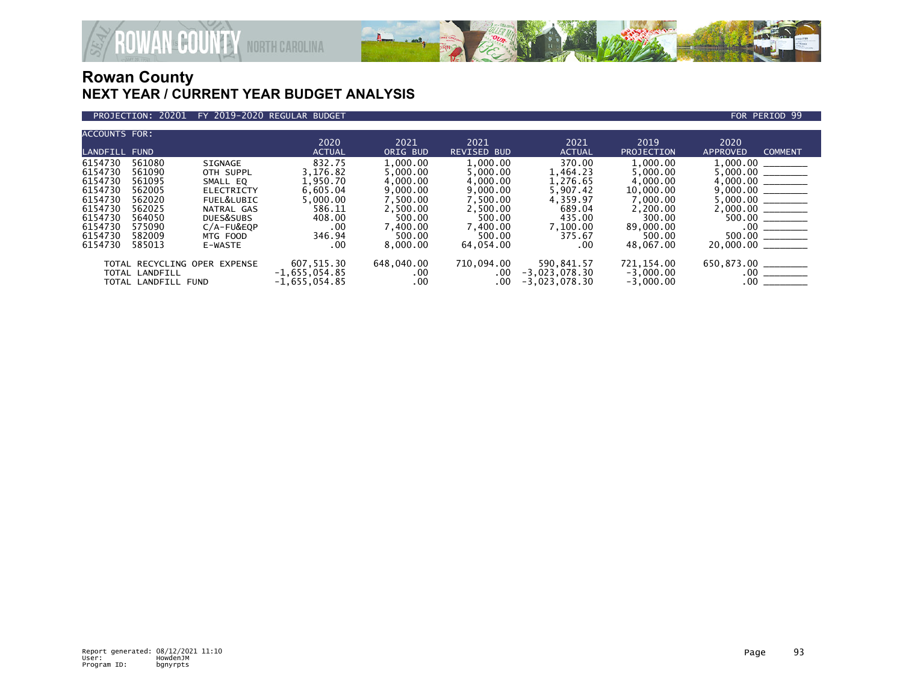# Rowan County
## NEXT YEAR / CURRENT YEAR BUDGET ANALYSIS

PROJECTION: 20201 FY 2019-2020 REGULAR BUDGET FOR PERIOD 99

| ACCOUNTS FOR: LANDFILL FUND | | | 2020 ACTUAL | 2021 ORIG BUD | 2021 REVISED BUD | 2021 ACTUAL | 2019 PROJECTION | 2020 APPROVED | COMMENT |
|---|---|---|---|---|---|---|---|---|---|
| 6154730 | 561080 | SIGNAGE | 832.75 | 1,000.00 | 1,000.00 | 370.00 | 1,000.00 | 1,000.00 | ________ |
| 6154730 | 561090 | OTH SUPPL | 3,176.82 | 5,000.00 | 5,000.00 | 1,464.23 | 5,000.00 | 5,000.00 | ________ |
| 6154730 | 561095 | SMALL EQ | 1,950.70 | 4,000.00 | 4,000.00 | 1,276.65 | 4,000.00 | 4,000.00 | ________ |
| 6154730 | 562005 | ELECTRICTY | 6,605.04 | 9,000.00 | 9,000.00 | 5,907.42 | 10,000.00 | 9,000.00 | ________ |
| 6154730 | 562020 | FUEL&LUBIC | 5,000.00 | 7,500.00 | 7,500.00 | 4,359.97 | 7,000.00 | 5,000.00 | ________ |
| 6154730 | 562025 | NATRAL GAS | 586.11 | 2,500.00 | 2,500.00 | 689.04 | 2,200.00 | 2,000.00 | ________ |
| 6154730 | 564050 | DUES&SUBS | 408.00 | 500.00 | 500.00 | 435.00 | 300.00 | 500.00 | ________ |
| 6154730 | 575090 | C/A-FU&EQP | .00 | 7,400.00 | 7,400.00 | 7,100.00 | 89,000.00 | .00 | ________ |
| 6154730 | 582009 | MTG FOOD | 346.94 | 500.00 | 500.00 | 375.67 | 500.00 | 500.00 | ________ |
| 6154730 | 585013 | E-WASTE | .00 | 8,000.00 | 64,054.00 | .00 | 48,067.00 | 20,000.00 | ________ |
| TOTAL RECYCLING OPER EXPENSE | | | 607,515.30 | 648,040.00 | 710,094.00 | 590,841.57 | 721,154.00 | 650,873.00 | ________ |
| TOTAL LANDFILL | | | -1,655,054.85 | .00 | .00 | -3,023,078.30 | -3,000.00 | .00 | ________ |
| TOTAL LANDFILL FUND | | | -1,655,054.85 | .00 | .00 | -3,023,078.30 | -3,000.00 | .00 | ________ |

Report generated: 08/12/2021 11:10
User: HowdenJM
Program ID: bgnyrpts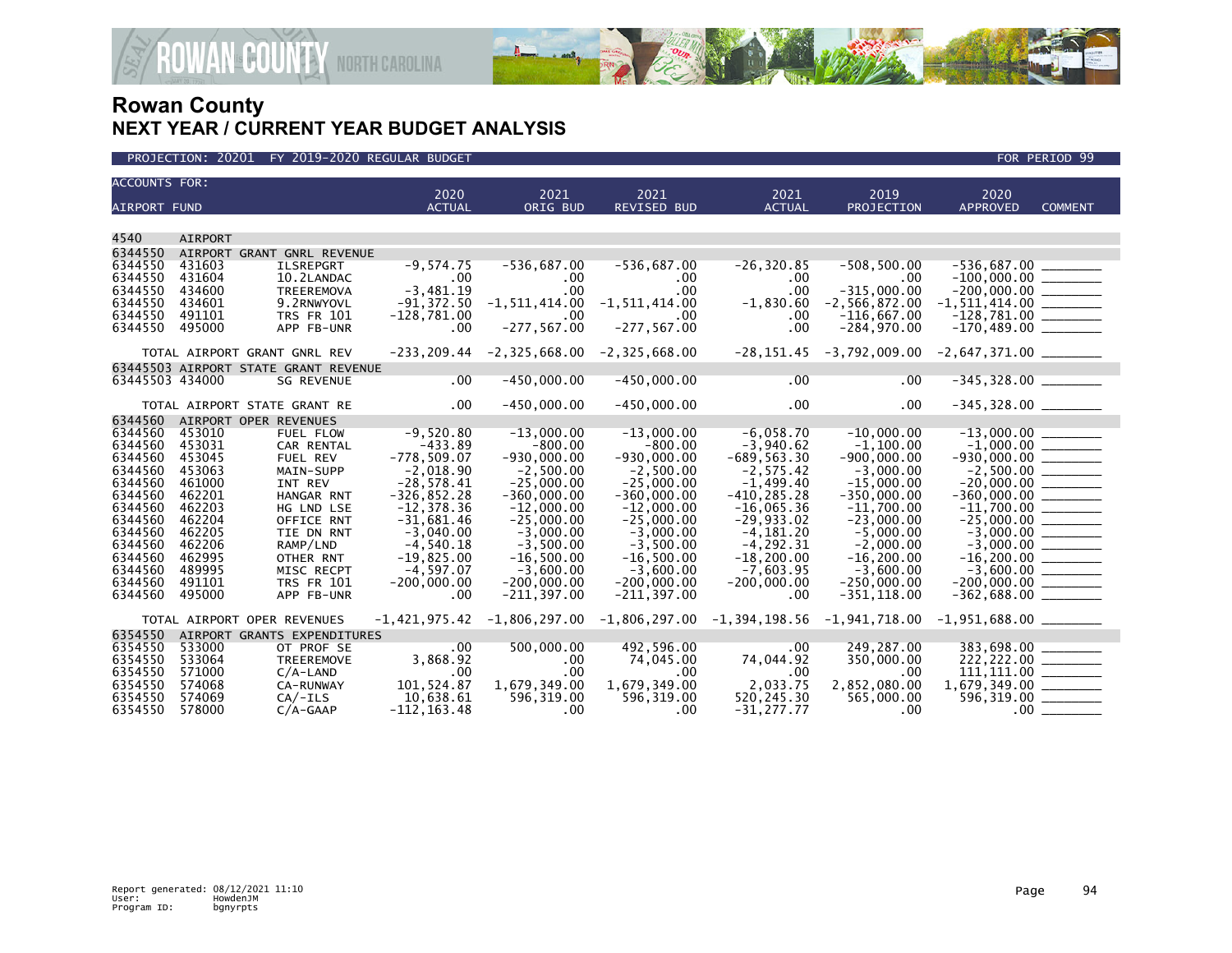# Rowan County
## NEXT YEAR / CURRENT YEAR BUDGET ANALYSIS

PROJECTION: 20201 FY 2019-2020 REGULAR BUDGET — FOR PERIOD 99

| ACCOUNTS FOR: AIRPORT FUND | | | 2020 ACTUAL | 2021 ORIG BUD | 2021 REVISED BUD | 2021 ACTUAL | 2019 PROJECTION | 2020 APPROVED | COMMENT |
|---|---|---|---|---|---|---|---|---|---|
| 4540 | AIRPORT | | | | | | | | |
| 6344550 | AIRPORT GRANT GNRL REVENUE | | | | | | | | |
| 6344550 | 431603 | ILSREPGRT | -9,574.75 | -536,687.00 | -536,687.00 | -26,320.85 | -508,500.00 | -536,687.00 | ________ |
| 6344550 | 431604 | 10.2LANDAC | .00 | .00 | .00 | .00 | .00 | -100,000.00 | ________ |
| 6344550 | 434600 | TREEREMOVA | -3,481.19 | .00 | .00 | .00 | -315,000.00 | -200,000.00 | ________ |
| 6344550 | 434601 | 9.2RNWYOVL | -91,372.50 | -1,511,414.00 | -1,511,414.00 | -1,830.60 | -2,566,872.00 | -1,511,414.00 | ________ |
| 6344550 | 491101 | TRS FR 101 | -128,781.00 | .00 | .00 | .00 | -116,667.00 | -128,781.00 | ________ |
| 6344550 | 495000 | APP FB-UNR | .00 | -277,567.00 | -277,567.00 | .00 | -284,970.00 | -170,489.00 | ________ |
| | TOTAL AIRPORT GRANT GNRL REV | | -233,209.44 | -2,325,668.00 | -2,325,668.00 | -28,151.45 | -3,792,009.00 | -2,647,371.00 | ________ |
| 63445503 | AIRPORT STATE GRANT REVENUE | | | | | | | | |
| 63445503 | 434000 | SG REVENUE | .00 | -450,000.00 | -450,000.00 | .00 | .00 | -345,328.00 | ________ |
| | TOTAL AIRPORT STATE GRANT RE | | .00 | -450,000.00 | -450,000.00 | .00 | .00 | -345,328.00 | ________ |
| 6344560 | AIRPORT OPER REVENUES | | | | | | | | |
| 6344560 | 453010 | FUEL FLOW | -9,520.80 | -13,000.00 | -13,000.00 | -6,058.70 | -10,000.00 | -13,000.00 | ________ |
| 6344560 | 453031 | CAR RENTAL | -433.89 | -800.00 | -800.00 | -3,940.62 | -1,100.00 | -1,000.00 | ________ |
| 6344560 | 453045 | FUEL REV | -778,509.07 | -930,000.00 | -930,000.00 | -689,563.30 | -900,000.00 | -930,000.00 | ________ |
| 6344560 | 453063 | MAIN-SUPP | -2,018.90 | -2,500.00 | -2,500.00 | -2,575.42 | -3,000.00 | -2,500.00 | ________ |
| 6344560 | 461000 | INT REV | -28,578.41 | -25,000.00 | -25,000.00 | -1,499.40 | -15,000.00 | -20,000.00 | ________ |
| 6344560 | 462201 | HANGAR RNT | -326,852.28 | -360,000.00 | -360,000.00 | -410,285.28 | -350,000.00 | -360,000.00 | ________ |
| 6344560 | 462203 | HG LND LSE | -12,378.36 | -12,000.00 | -12,000.00 | -16,065.36 | -11,700.00 | -11,700.00 | ________ |
| 6344560 | 462204 | OFFICE RNT | -31,681.46 | -25,000.00 | -25,000.00 | -29,933.02 | -23,000.00 | -25,000.00 | ________ |
| 6344560 | 462205 | TIE DN RNT | -3,040.00 | -3,000.00 | -3,000.00 | -4,181.20 | -5,000.00 | -3,000.00 | ________ |
| 6344560 | 462206 | RAMP/LND | -4,540.18 | -3,500.00 | -3,500.00 | -4,292.31 | -2,000.00 | -3,000.00 | ________ |
| 6344560 | 462995 | OTHER RNT | -19,825.00 | -16,500.00 | -16,500.00 | -18,200.00 | -16,200.00 | -16,200.00 | ________ |
| 6344560 | 489995 | MISC RECPT | -4,597.07 | -3,600.00 | -3,600.00 | -7,603.95 | -3,600.00 | -3,600.00 | ________ |
| 6344560 | 491101 | TRS FR 101 | -200,000.00 | -200,000.00 | -200,000.00 | -200,000.00 | -250,000.00 | -200,000.00 | ________ |
| 6344560 | 495000 | APP FB-UNR | .00 | -211,397.00 | -211,397.00 | .00 | -351,118.00 | -362,688.00 | ________ |
| | TOTAL AIRPORT OPER REVENUES | | -1,421,975.42 | -1,806,297.00 | -1,806,297.00 | -1,394,198.56 | -1,941,718.00 | -1,951,688.00 | ________ |
| 6354550 | AIRPORT GRANTS EXPENDITURES | | | | | | | | |
| 6354550 | 533000 | OT PROF SE | .00 | 500,000.00 | 492,596.00 | .00 | 249,287.00 | 383,698.00 | ________ |
| 6354550 | 533064 | TREEREMOVE | 3,868.92 | .00 | 74,045.00 | 74,044.92 | 350,000.00 | 222,222.00 | ________ |
| 6354550 | 571000 | C/A-LAND | .00 | .00 | .00 | .00 | .00 | 111,111.00 | ________ |
| 6354550 | 574068 | CA-RUNWAY | 101,524.87 | 1,679,349.00 | 1,679,349.00 | 2,033.75 | 2,852,080.00 | 1,679,349.00 | ________ |
| 6354550 | 574069 | CA/-ILS | 10,638.61 | 596,319.00 | 596,319.00 | 520,245.30 | 565,000.00 | 596,319.00 | ________ |
| 6354550 | 578000 | C/A-GAAP | -112,163.48 | .00 | .00 | -31,277.77 | .00 | .00 | ________ |

Report generated: 08/12/2021 11:10
User: HowdenJM
Program ID: bgnyrpts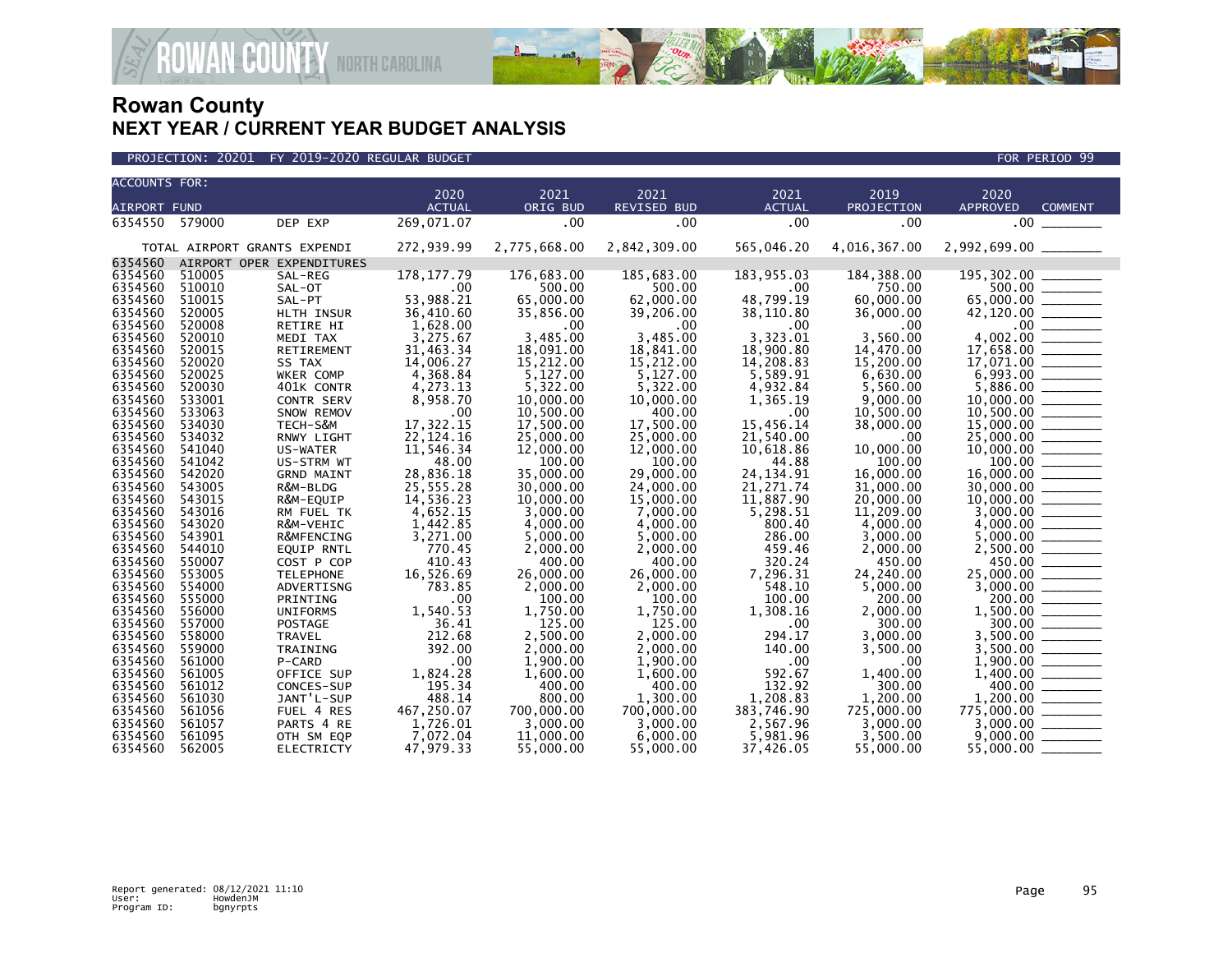# Rowan County
## NEXT YEAR / CURRENT YEAR BUDGET ANALYSIS

PROJECTION: 20201 FY 2019-2020 REGULAR BUDGET — FOR PERIOD 99

| ACCOUNTS FOR: AIRPORT FUND | | | 2020 ACTUAL | 2021 ORIG BUD | 2021 REVISED BUD | 2021 ACTUAL | 2019 PROJECTION | 2020 APPROVED | COMMENT |
|---|---|---|---|---|---|---|---|---|---|
| 6354550 | 579000 | DEP EXP | 269,071.07 | .00 | .00 | .00 | .00 | .00 | |
| TOTAL AIRPORT GRANTS EXPENDI | | | 272,939.99 | 2,775,668.00 | 2,842,309.00 | 565,046.20 | 4,016,367.00 | 2,992,699.00 | |
| 6354560 | AIRPORT OPER EXPENDITURES | | | | | | | | |
| 6354560 | 510005 | SAL-REG | 178,177.79 | 176,683.00 | 185,683.00 | 183,955.03 | 184,388.00 | 195,302.00 | |
| 6354560 | 510010 | SAL-OT | .00 | 500.00 | 500.00 | .00 | 750.00 | 500.00 | |
| 6354560 | 510015 | SAL-PT | 53,988.21 | 65,000.00 | 62,000.00 | 48,799.19 | 60,000.00 | 65,000.00 | |
| 6354560 | 520005 | HLTH INSUR | 36,410.60 | 35,856.00 | 39,206.00 | 38,110.80 | 36,000.00 | 42,120.00 | |
| 6354560 | 520008 | RETIRE HI | 1,628.00 | .00 | .00 | .00 | .00 | .00 | |
| 6354560 | 520010 | MEDI TAX | 3,275.67 | 3,485.00 | 3,485.00 | 3,323.01 | 3,560.00 | 4,002.00 | |
| 6354560 | 520015 | RETIREMENT | 31,463.34 | 18,091.00 | 18,841.00 | 18,900.80 | 14,470.00 | 17,658.00 | |
| 6354560 | 520020 | SS TAX | 14,006.27 | 15,212.00 | 15,212.00 | 14,208.83 | 15,200.00 | 17,071.00 | |
| 6354560 | 520025 | WKER COMP | 4,368.84 | 5,127.00 | 5,127.00 | 5,589.91 | 6,630.00 | 6,993.00 | |
| 6354560 | 520030 | 401K CONTR | 4,273.13 | 5,322.00 | 5,322.00 | 4,932.84 | 5,560.00 | 5,886.00 | |
| 6354560 | 533001 | CONTR SERV | 8,958.70 | 10,000.00 | 10,000.00 | 1,365.19 | 9,000.00 | 10,000.00 | |
| 6354560 | 533063 | SNOW REMOV | .00 | 10,500.00 | 400.00 | .00 | 10,500.00 | 10,500.00 | |
| 6354560 | 534030 | TECH-S&M | 17,322.15 | 17,500.00 | 17,500.00 | 15,456.14 | 38,000.00 | 15,000.00 | |
| 6354560 | 534032 | RNWY LIGHT | 22,124.16 | 25,000.00 | 25,000.00 | 21,540.00 | .00 | 25,000.00 | |
| 6354560 | 541040 | US-WATER | 11,546.34 | 12,000.00 | 12,000.00 | 10,618.86 | 10,000.00 | 10,000.00 | |
| 6354560 | 541042 | US-STRM WT | 48.00 | 100.00 | 100.00 | 44.88 | 100.00 | 100.00 | |
| 6354560 | 542020 | GRND MAINT | 28,836.18 | 35,000.00 | 29,000.00 | 24,134.91 | 16,000.00 | 16,000.00 | |
| 6354560 | 543005 | R&M-BLDG | 25,555.28 | 30,000.00 | 24,000.00 | 21,271.74 | 31,000.00 | 30,000.00 | |
| 6354560 | 543015 | R&M-EQUIP | 14,536.23 | 10,000.00 | 15,000.00 | 11,887.90 | 20,000.00 | 10,000.00 | |
| 6354560 | 543016 | RM FUEL TK | 4,652.15 | 3,000.00 | 7,000.00 | 5,298.51 | 11,209.00 | 3,000.00 | |
| 6354560 | 543020 | R&M-VEHIC | 1,442.85 | 4,000.00 | 4,000.00 | 800.40 | 4,000.00 | 4,000.00 | |
| 6354560 | 543901 | R&MFENCING | 3,271.00 | 5,000.00 | 5,000.00 | 286.00 | 3,000.00 | 5,000.00 | |
| 6354560 | 544010 | EQUIP RNTL | 770.45 | 2,000.00 | 2,000.00 | 459.46 | 2,000.00 | 2,500.00 | |
| 6354560 | 550007 | COST P COP | 410.43 | 400.00 | 400.00 | 320.24 | 450.00 | 450.00 | |
| 6354560 | 553005 | TELEPHONE | 16,526.69 | 26,000.00 | 26,000.00 | 7,296.31 | 24,240.00 | 25,000.00 | |
| 6354560 | 554000 | ADVERTISNG | 783.85 | 2,000.00 | 2,000.00 | 548.10 | 5,000.00 | 3,000.00 | |
| 6354560 | 555000 | PRINTING | .00 | 100.00 | 100.00 | 100.00 | 200.00 | 200.00 | |
| 6354560 | 556000 | UNIFORMS | 1,540.53 | 1,750.00 | 1,750.00 | 1,308.16 | 2,000.00 | 1,500.00 | |
| 6354560 | 557000 | POSTAGE | 36.41 | 125.00 | 125.00 | .00 | 300.00 | 300.00 | |
| 6354560 | 558000 | TRAVEL | 212.68 | 2,500.00 | 2,000.00 | 294.17 | 3,000.00 | 3,500.00 | |
| 6354560 | 559000 | TRAINING | 392.00 | 2,000.00 | 2,000.00 | 140.00 | 3,500.00 | 3,500.00 | |
| 6354560 | 561000 | P-CARD | .00 | 1,900.00 | 1,900.00 | .00 | .00 | 1,900.00 | |
| 6354560 | 561005 | OFFICE SUP | 1,824.28 | 1,600.00 | 1,600.00 | 592.67 | 1,400.00 | 1,400.00 | |
| 6354560 | 561012 | CONCES-SUP | 195.34 | 400.00 | 400.00 | 132.92 | 300.00 | 400.00 | |
| 6354560 | 561030 | JANT'L-SUP | 488.14 | 800.00 | 1,300.00 | 1,208.83 | 1,200.00 | 1,200.00 | |
| 6354560 | 561056 | FUEL 4 RES | 467,250.07 | 700,000.00 | 700,000.00 | 383,746.90 | 725,000.00 | 775,000.00 | |
| 6354560 | 561057 | PARTS 4 RE | 1,726.01 | 3,000.00 | 3,000.00 | 2,567.96 | 3,000.00 | 3,000.00 | |
| 6354560 | 561095 | OTH SM EQP | 7,072.04 | 11,000.00 | 6,000.00 | 5,981.96 | 3,500.00 | 9,000.00 | |
| 6354560 | 562005 | ELECTRICTY | 47,979.33 | 55,000.00 | 55,000.00 | 37,426.05 | 55,000.00 | 55,000.00 | |

Report generated: 08/12/2021 11:10
User: HowdenJM
Program ID: bgnyrpts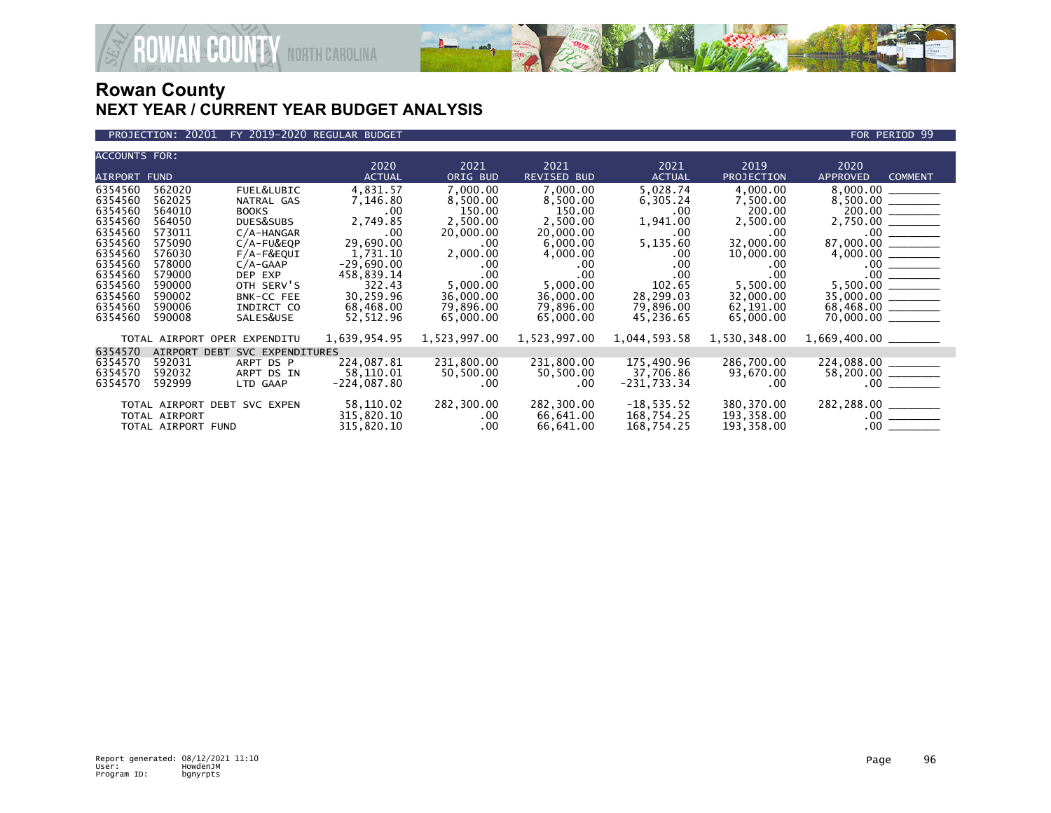# Rowan County
## NEXT YEAR / CURRENT YEAR BUDGET ANALYSIS

PROJECTION: 20201 FY 2019-2020 REGULAR BUDGET — FOR PERIOD 99

| ACCOUNTS FOR: AIRPORT FUND | | | 2020 ACTUAL | 2021 ORIG BUD | 2021 REVISED BUD | 2021 ACTUAL | 2019 PROJECTION | 2020 APPROVED | COMMENT |
|---|---|---|---|---|---|---|---|---|---|
| 6354560 | 562020 | FUEL&LUBIC | 4,831.57 | 7,000.00 | 7,000.00 | 5,028.74 | 4,000.00 | 8,000.00 | ________ |
| 6354560 | 562025 | NATRAL GAS | 7,146.80 | 8,500.00 | 8,500.00 | 6,305.24 | 7,500.00 | 8,500.00 | ________ |
| 6354560 | 564010 | BOOKS | .00 | 150.00 | 150.00 | .00 | 200.00 | 200.00 | ________ |
| 6354560 | 564050 | DUES&SUBS | 2,749.85 | 2,500.00 | 2,500.00 | 1,941.00 | 2,500.00 | 2,750.00 | ________ |
| 6354560 | 573011 | C/A-HANGAR | .00 | 20,000.00 | 20,000.00 | .00 | .00 | .00 | ________ |
| 6354560 | 575090 | C/A-FU&EQP | 29,690.00 | .00 | 6,000.00 | 5,135.60 | 32,000.00 | 87,000.00 | ________ |
| 6354560 | 576030 | F/A-F&EQUI | 1,731.10 | 2,000.00 | 4,000.00 | .00 | 10,000.00 | 4,000.00 | ________ |
| 6354560 | 578000 | C/A-GAAP | -29,690.00 | .00 | .00 | .00 | .00 | .00 | ________ |
| 6354560 | 579000 | DEP EXP | 458,839.14 | .00 | .00 | .00 | .00 | .00 | ________ |
| 6354560 | 590000 | OTH SERV'S | 322.43 | 5,000.00 | 5,000.00 | 102.65 | 5,500.00 | 5,500.00 | ________ |
| 6354560 | 590002 | BNK-CC FEE | 30,259.96 | 36,000.00 | 36,000.00 | 28,299.03 | 32,000.00 | 35,000.00 | ________ |
| 6354560 | 590006 | INDIRCT CO | 68,468.00 | 79,896.00 | 79,896.00 | 79,896.00 | 62,191.00 | 68,468.00 | ________ |
| 6354560 | 590008 | SALES&USE | 52,512.96 | 65,000.00 | 65,000.00 | 45,236.65 | 65,000.00 | 70,000.00 | ________ |
| TOTAL AIRPORT OPER EXPENDITU | | | 1,639,954.95 | 1,523,997.00 | 1,523,997.00 | 1,044,593.58 | 1,530,348.00 | 1,669,400.00 | ________ |
| 6354570 | AIRPORT DEBT SVC EXPENDITURES | | | | | | | | |
| 6354570 | 592031 | ARPT DS P | 224,087.81 | 231,800.00 | 231,800.00 | 175,490.96 | 286,700.00 | 224,088.00 | ________ |
| 6354570 | 592032 | ARPT DS IN | 58,110.01 | 50,500.00 | 50,500.00 | 37,706.86 | 93,670.00 | 58,200.00 | ________ |
| 6354570 | 592999 | LTD GAAP | -224,087.80 | .00 | .00 | -231,733.34 | .00 | .00 | ________ |
| TOTAL AIRPORT DEBT SVC EXPEN | | | 58,110.02 | 282,300.00 | 282,300.00 | -18,535.52 | 380,370.00 | 282,288.00 | ________ |
| TOTAL AIRPORT | | | 315,820.10 | .00 | 66,641.00 | 168,754.25 | 193,358.00 | .00 | ________ |
| TOTAL AIRPORT FUND | | | 315,820.10 | .00 | 66,641.00 | 168,754.25 | 193,358.00 | .00 | ________ |

Report generated: 08/12/2021 11:10
User: HowdenJM
Program ID: bgnyrpts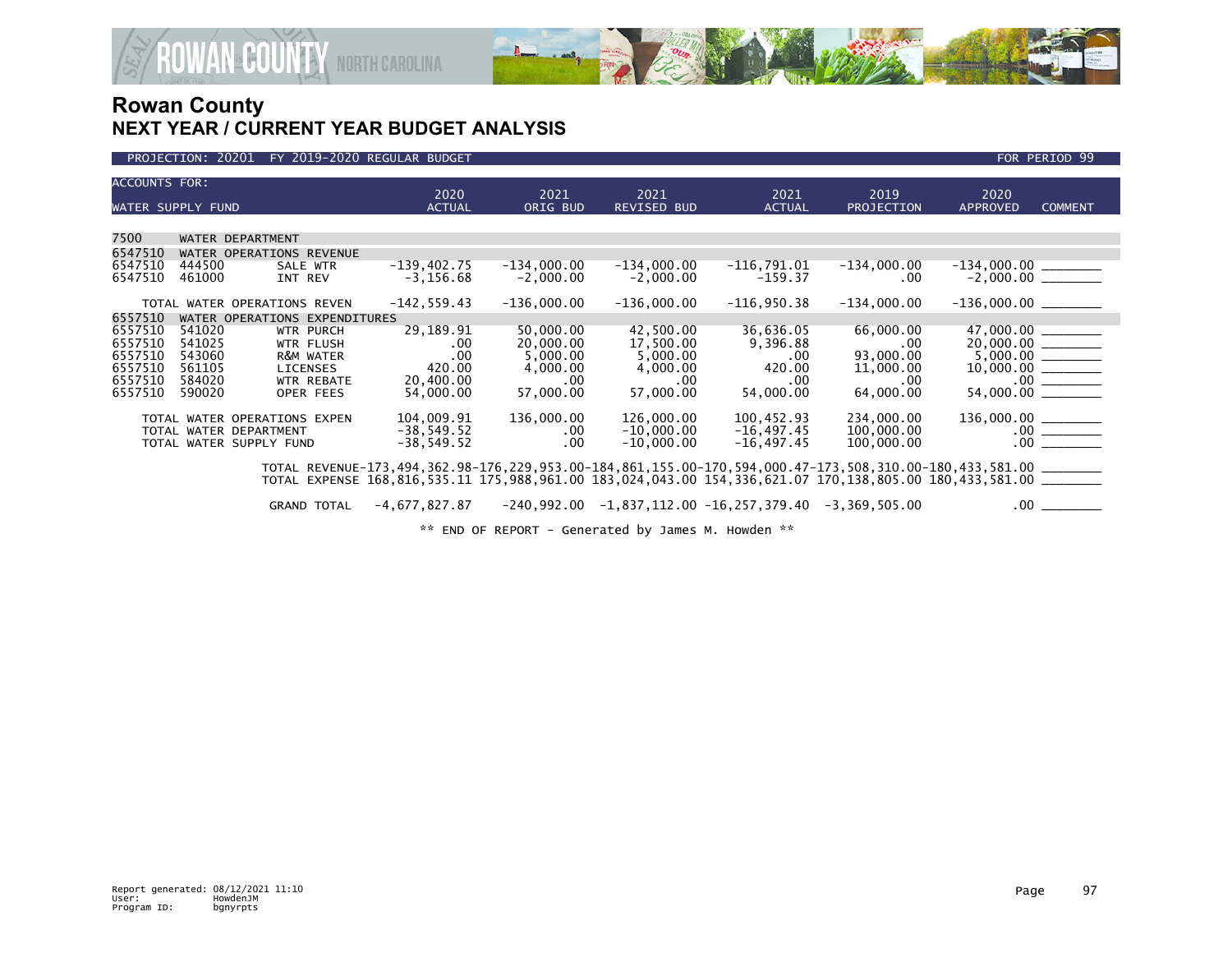# Rowan County

## NEXT YEAR / CURRENT YEAR BUDGET ANALYSIS

PROJECTION: 20201 FY 2019-2020 REGULAR BUDGET — FOR PERIOD 99

| ACCOUNTS FOR: WATER SUPPLY FUND | | | 2020 ACTUAL | 2021 ORIG BUD | 2021 REVISED BUD | 2021 ACTUAL | 2019 PROJECTION | 2020 APPROVED | COMMENT |
|---|---|---|---|---|---|---|---|---|---|
| 7500 | WATER DEPARTMENT | | | | | | | | |
| 6547510 | WATER OPERATIONS REVENUE | | | | | | | | |
| 6547510 | 444500 | SALE WTR | -139,402.75 | -134,000.00 | -134,000.00 | -116,791.01 | -134,000.00 | -134,000.00 | ________ |
| 6547510 | 461000 | INT REV | -3,156.68 | -2,000.00 | -2,000.00 | -159.37 | .00 | -2,000.00 | ________ |
| | TOTAL WATER OPERATIONS REVEN | | -142,559.43 | -136,000.00 | -136,000.00 | -116,950.38 | -134,000.00 | -136,000.00 | ________ |
| 6557510 | WATER OPERATIONS EXPENDITURES | | | | | | | | |
| 6557510 | 541020 | WTR PURCH | 29,189.91 | 50,000.00 | 42,500.00 | 36,636.05 | 66,000.00 | 47,000.00 | ________ |
| 6557510 | 541025 | WTR FLUSH | .00 | 20,000.00 | 17,500.00 | 9,396.88 | .00 | 20,000.00 | ________ |
| 6557510 | 543060 | R&M WATER | .00 | 5,000.00 | 5,000.00 | .00 | 93,000.00 | 5,000.00 | ________ |
| 6557510 | 561105 | LICENSES | 420.00 | 4,000.00 | 4,000.00 | 420.00 | 11,000.00 | 10,000.00 | ________ |
| 6557510 | 584020 | WTR REBATE | 20,400.00 | .00 | .00 | .00 | .00 | .00 | ________ |
| 6557510 | 590020 | OPER FEES | 54,000.00 | 57,000.00 | 57,000.00 | 54,000.00 | 64,000.00 | 54,000.00 | ________ |
| | TOTAL WATER OPERATIONS EXPEN | | 104,009.91 | 136,000.00 | 126,000.00 | 100,452.93 | 234,000.00 | 136,000.00 | ________ |
| | TOTAL WATER DEPARTMENT | | -38,549.52 | .00 | -10,000.00 | -16,497.45 | 100,000.00 | .00 | ________ |
| | TOTAL WATER SUPPLY FUND | | -38,549.52 | .00 | -10,000.00 | -16,497.45 | 100,000.00 | .00 | ________ |
| | | TOTAL REVENUE | -173,494,362.98 | -176,229,953.00 | -184,861,155.00 | -170,594,000.47 | -173,508,310.00 | -180,433,581.00 | ________ |
| | | TOTAL EXPENSE | 168,816,535.11 | 175,988,961.00 | 183,024,043.00 | 154,336,621.07 | 170,138,805.00 | 180,433,581.00 | ________ |
| | | GRAND TOTAL | -4,677,827.87 | -240,992.00 | -1,837,112.00 | -16,257,379.40 | -3,369,505.00 | .00 | ________ |

** END OF REPORT - Generated by James M. Howden **

Report generated: 08/12/2021 11:10
User: HowdenJM
Program ID: bgnyrpts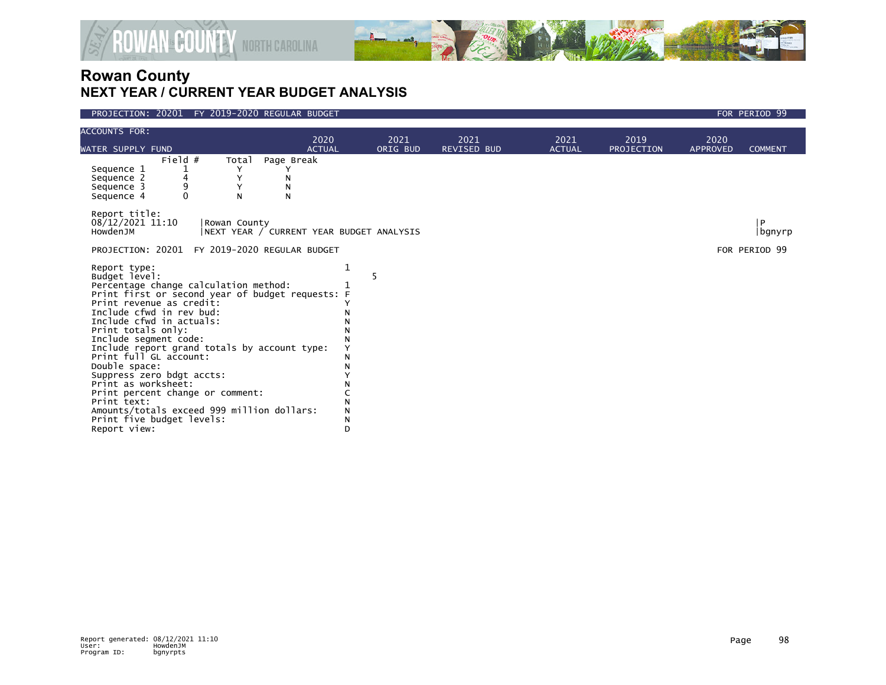# Rowan County
## NEXT YEAR / CURRENT YEAR BUDGET ANALYSIS

PROJECTION: 20201 FY 2019-2020 REGULAR BUDGET FOR PERIOD 99

| ACCOUNTS FOR: WATER SUPPLY FUND | 2020 ACTUAL | 2021 ORIG BUD | 2021 REVISED BUD | 2021 ACTUAL | 2019 PROJECTION | 2020 APPROVED | COMMENT |
|---|---|---|---|---|---|---|---|

| | Field # | Total | Page Break |
|---|---|---|---|
| Sequence 1 | 1 | Y | Y |
| Sequence 2 | 4 | Y | N |
| Sequence 3 | 9 | Y | N |
| Sequence 4 | 0 | N | N |

Report title:
08/12/2021 11:10 |Rowan County |P
HowdenJM |NEXT YEAR / CURRENT YEAR BUDGET ANALYSIS |bgnyrp

PROJECTION: 20201 FY 2019-2020 REGULAR BUDGET FOR PERIOD 99

| | |
|---|---|
| Report type: | 1 |
| Budget level: | 5 |
| Percentage change calculation method: | 1 |
| Print first or second year of budget requests: | F |
| Print revenue as credit: | Y |
| Include cfwd in rev bud: | N |
| Include cfwd in actuals: | N |
| Print totals only: | N |
| Include segment code: | N |
| Include report grand totals by account type: | Y |
| Print full GL account: | N |
| Double space: | N |
| Suppress zero bdgt accts: | Y |
| Print as worksheet: | N |
| Print percent change or comment: | C |
| Print text: | N |
| Amounts/totals exceed 999 million dollars: | N |
| Print five budget levels: | N |
| Report view: | D |

Report generated: 08/12/2021 11:10
User: HowdenJM
Program ID: bgnyrpts